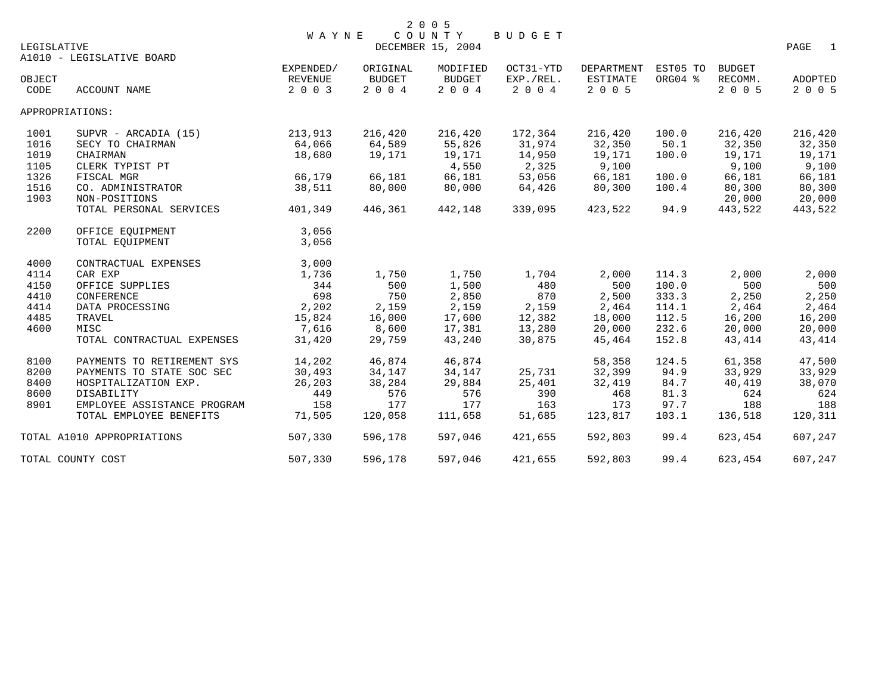# 2005 WAYNE COUNTY BUDGET

DECEMBER 15, 2004

LEGISLATIVE

A1010 - LEGISLATIVE BOARD

| OBJECT CODE | ACCOUNT NAME | EXPENDED/ REVENUE 2003 | ORIGINAL BUDGET 2004 | MODIFIED BUDGET 2004 | OCT31-YTD EXP./REL. 2004 | DEPARTMENT ESTIMATE 2005 | EST05 TO ORG04 % | BUDGET RECOMM. 2005 | ADOPTED 2005 |
|---|---|---|---|---|---|---|---|---|---|
| APPROPRIATIONS: | | | | | | | | | |
| 1001 | SUPVR - ARCADIA (15) | 213,913 | 216,420 | 216,420 | 172,364 | 216,420 | 100.0 | 216,420 | 216,420 |
| 1016 | SECY TO CHAIRMAN | 64,066 | 64,589 | 55,826 | 31,974 | 32,350 | 50.1 | 32,350 | 32,350 |
| 1019 | CHAIRMAN | 18,680 | 19,171 | 19,171 | 14,950 | 19,171 | 100.0 | 19,171 | 19,171 |
| 1105 | CLERK TYPIST PT | | | 4,550 | 2,325 | 9,100 | | 9,100 | 9,100 |
| 1326 | FISCAL MGR | 66,179 | 66,181 | 66,181 | 53,056 | 66,181 | 100.0 | 66,181 | 66,181 |
| 1516 | CO. ADMINISTRATOR | 38,511 | 80,000 | 80,000 | 64,426 | 80,300 | 100.4 | 80,300 | 80,300 |
| 1903 | NON-POSITIONS | | | | | | | 20,000 | 20,000 |
| | TOTAL PERSONAL SERVICES | 401,349 | 446,361 | 442,148 | 339,095 | 423,522 | 94.9 | 443,522 | 443,522 |
| 2200 | OFFICE EQUIPMENT | 3,056 | | | | | | | |
| | TOTAL EQUIPMENT | 3,056 | | | | | | | |
| 4000 | CONTRACTUAL EXPENSES | 3,000 | | | | | | | |
| 4114 | CAR EXP | 1,736 | 1,750 | 1,750 | 1,704 | 2,000 | 114.3 | 2,000 | 2,000 |
| 4150 | OFFICE SUPPLIES | 344 | 500 | 1,500 | 480 | 500 | 100.0 | 500 | 500 |
| 4410 | CONFERENCE | 698 | 750 | 2,850 | 870 | 2,500 | 333.3 | 2,250 | 2,250 |
| 4414 | DATA PROCESSING | 2,202 | 2,159 | 2,159 | 2,159 | 2,464 | 114.1 | 2,464 | 2,464 |
| 4485 | TRAVEL | 15,824 | 16,000 | 17,600 | 12,382 | 18,000 | 112.5 | 16,200 | 16,200 |
| 4600 | MISC | 7,616 | 8,600 | 17,381 | 13,280 | 20,000 | 232.6 | 20,000 | 20,000 |
| | TOTAL CONTRACTUAL EXPENSES | 31,420 | 29,759 | 43,240 | 30,875 | 45,464 | 152.8 | 43,414 | 43,414 |
| 8100 | PAYMENTS TO RETIREMENT SYS | 14,202 | 46,874 | 46,874 | | 58,358 | 124.5 | 61,358 | 47,500 |
| 8200 | PAYMENTS TO STATE SOC SEC | 30,493 | 34,147 | 34,147 | 25,731 | 32,399 | 94.9 | 33,929 | 33,929 |
| 8400 | HOSPITALIZATION EXP. | 26,203 | 38,284 | 29,884 | 25,401 | 32,419 | 84.7 | 40,419 | 38,070 |
| 8600 | DISABILITY | 449 | 576 | 576 | 390 | 468 | 81.3 | 624 | 624 |
| 8901 | EMPLOYEE ASSISTANCE PROGRAM | 158 | 177 | 177 | 163 | 173 | 97.7 | 188 | 188 |
| | TOTAL EMPLOYEE BENEFITS | 71,505 | 120,058 | 111,658 | 51,685 | 123,817 | 103.1 | 136,518 | 120,311 |
| TOTAL A1010 APPROPRIATIONS | | 507,330 | 596,178 | 597,046 | 421,655 | 592,803 | 99.4 | 623,454 | 607,247 |
| TOTAL COUNTY COST | | 507,330 | 596,178 | 597,046 | 421,655 | 592,803 | 99.4 | 623,454 | 607,247 |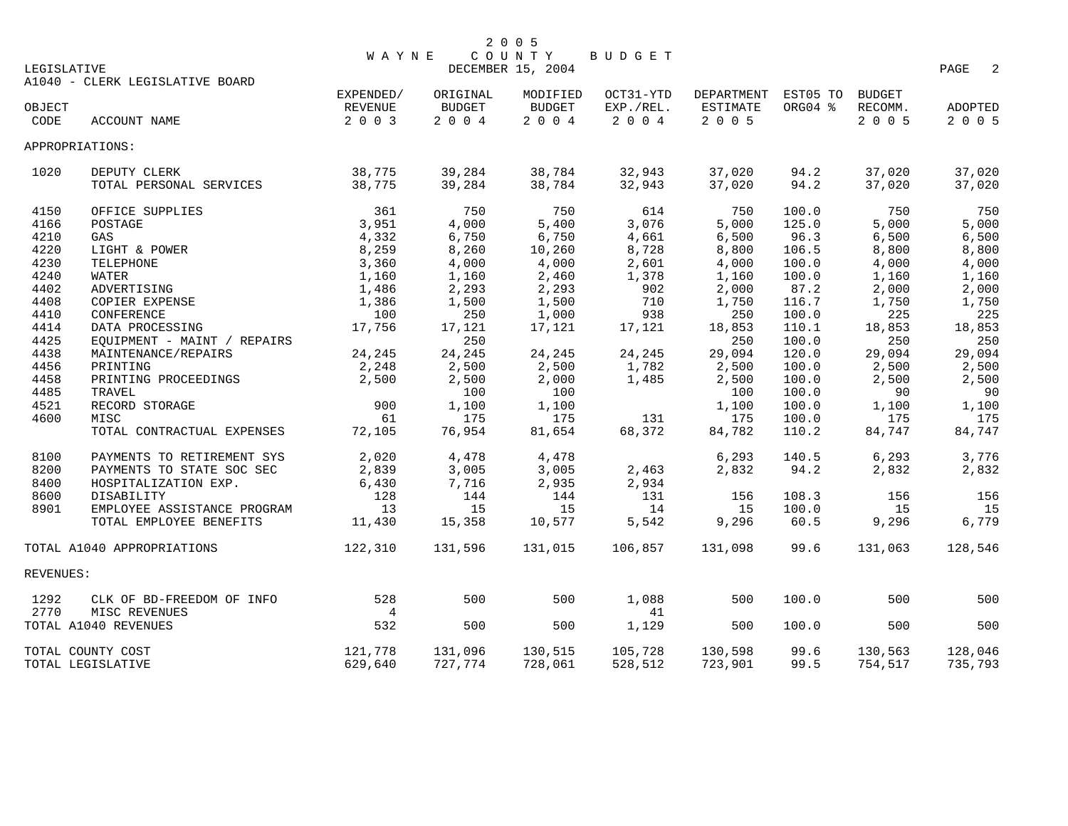2 0 0 5
W A Y N E   C O U N T Y   B U D G E T

LEGISLATIVE — DECEMBER 15, 2004

A1040 - CLERK LEGISLATIVE BOARD

| OBJECT CODE | ACCOUNT NAME | EXPENDED/ REVENUE 2 0 0 3 | ORIGINAL BUDGET 2 0 0 4 | MODIFIED BUDGET 2 0 0 4 | OCT31-YTD EXP./REL. 2 0 0 4 | DEPARTMENT ESTIMATE 2 0 0 5 | EST05 TO ORG04 % | BUDGET RECOMM. 2 0 0 5 | ADOPTED 2 0 0 5 |
|---|---|---|---|---|---|---|---|---|---|
| APPROPRIATIONS: | | | | | | | | | |
| 1020 | DEPUTY CLERK | 38,775 | 39,284 | 38,784 | 32,943 | 37,020 | 94.2 | 37,020 | 37,020 |
| | TOTAL PERSONAL SERVICES | 38,775 | 39,284 | 38,784 | 32,943 | 37,020 | 94.2 | 37,020 | 37,020 |
| 4150 | OFFICE SUPPLIES | 361 | 750 | 750 | 614 | 750 | 100.0 | 750 | 750 |
| 4166 | POSTAGE | 3,951 | 4,000 | 5,400 | 3,076 | 5,000 | 125.0 | 5,000 | 5,000 |
| 4210 | GAS | 4,332 | 6,750 | 6,750 | 4,661 | 6,500 | 96.3 | 6,500 | 6,500 |
| 4220 | LIGHT & POWER | 8,259 | 8,260 | 10,260 | 8,728 | 8,800 | 106.5 | 8,800 | 8,800 |
| 4230 | TELEPHONE | 3,360 | 4,000 | 4,000 | 2,601 | 4,000 | 100.0 | 4,000 | 4,000 |
| 4240 | WATER | 1,160 | 1,160 | 2,460 | 1,378 | 1,160 | 100.0 | 1,160 | 1,160 |
| 4402 | ADVERTISING | 1,486 | 2,293 | 2,293 | 902 | 2,000 | 87.2 | 2,000 | 2,000 |
| 4408 | COPIER EXPENSE | 1,386 | 1,500 | 1,500 | 710 | 1,750 | 116.7 | 1,750 | 1,750 |
| 4410 | CONFERENCE | 100 | 250 | 1,000 | 938 | 250 | 100.0 | 225 | 225 |
| 4414 | DATA PROCESSING | 17,756 | 17,121 | 17,121 | 17,121 | 18,853 | 110.1 | 18,853 | 18,853 |
| 4425 | EQUIPMENT - MAINT / REPAIRS | | 250 | | | 250 | 100.0 | 250 | 250 |
| 4438 | MAINTENANCE/REPAIRS | 24,245 | 24,245 | 24,245 | 24,245 | 29,094 | 120.0 | 29,094 | 29,094 |
| 4456 | PRINTING | 2,248 | 2,500 | 2,500 | 1,782 | 2,500 | 100.0 | 2,500 | 2,500 |
| 4458 | PRINTING PROCEEDINGS | 2,500 | 2,500 | 2,000 | 1,485 | 2,500 | 100.0 | 2,500 | 2,500 |
| 4485 | TRAVEL | | 100 | 100 | | 100 | 100.0 | 90 | 90 |
| 4521 | RECORD STORAGE | 900 | 1,100 | 1,100 | | 1,100 | 100.0 | 1,100 | 1,100 |
| 4600 | MISC | 61 | 175 | 175 | 131 | 175 | 100.0 | 175 | 175 |
| | TOTAL CONTRACTUAL EXPENSES | 72,105 | 76,954 | 81,654 | 68,372 | 84,782 | 110.2 | 84,747 | 84,747 |
| 8100 | PAYMENTS TO RETIREMENT SYS | 2,020 | 4,478 | 4,478 | | 6,293 | 140.5 | 6,293 | 3,776 |
| 8200 | PAYMENTS TO STATE SOC SEC | 2,839 | 3,005 | 3,005 | 2,463 | 2,832 | 94.2 | 2,832 | 2,832 |
| 8400 | HOSPITALIZATION EXP. | 6,430 | 7,716 | 2,935 | 2,934 | | | | |
| 8600 | DISABILITY | 128 | 144 | 144 | 131 | 156 | 108.3 | 156 | 156 |
| 8901 | EMPLOYEE ASSISTANCE PROGRAM | 13 | 15 | 15 | 14 | 15 | 100.0 | 15 | 15 |
| | TOTAL EMPLOYEE BENEFITS | 11,430 | 15,358 | 10,577 | 5,542 | 9,296 | 60.5 | 9,296 | 6,779 |
| TOTAL A1040 APPROPRIATIONS | | 122,310 | 131,596 | 131,015 | 106,857 | 131,098 | 99.6 | 131,063 | 128,546 |
| REVENUES: | | | | | | | | | |
| 1292 | CLK OF BD-FREEDOM OF INFO | 528 | 500 | 500 | 1,088 | 500 | 100.0 | 500 | 500 |
| 2770 | MISC REVENUES | 4 | | | 41 | | | | |
| TOTAL A1040 REVENUES | | 532 | 500 | 500 | 1,129 | 500 | 100.0 | 500 | 500 |
| TOTAL COUNTY COST | | 121,778 | 131,096 | 130,515 | 105,728 | 130,598 | 99.6 | 130,563 | 128,046 |
| TOTAL LEGISLATIVE | | 629,640 | 727,774 | 728,061 | 528,512 | 723,901 | 99.5 | 754,517 | 735,793 |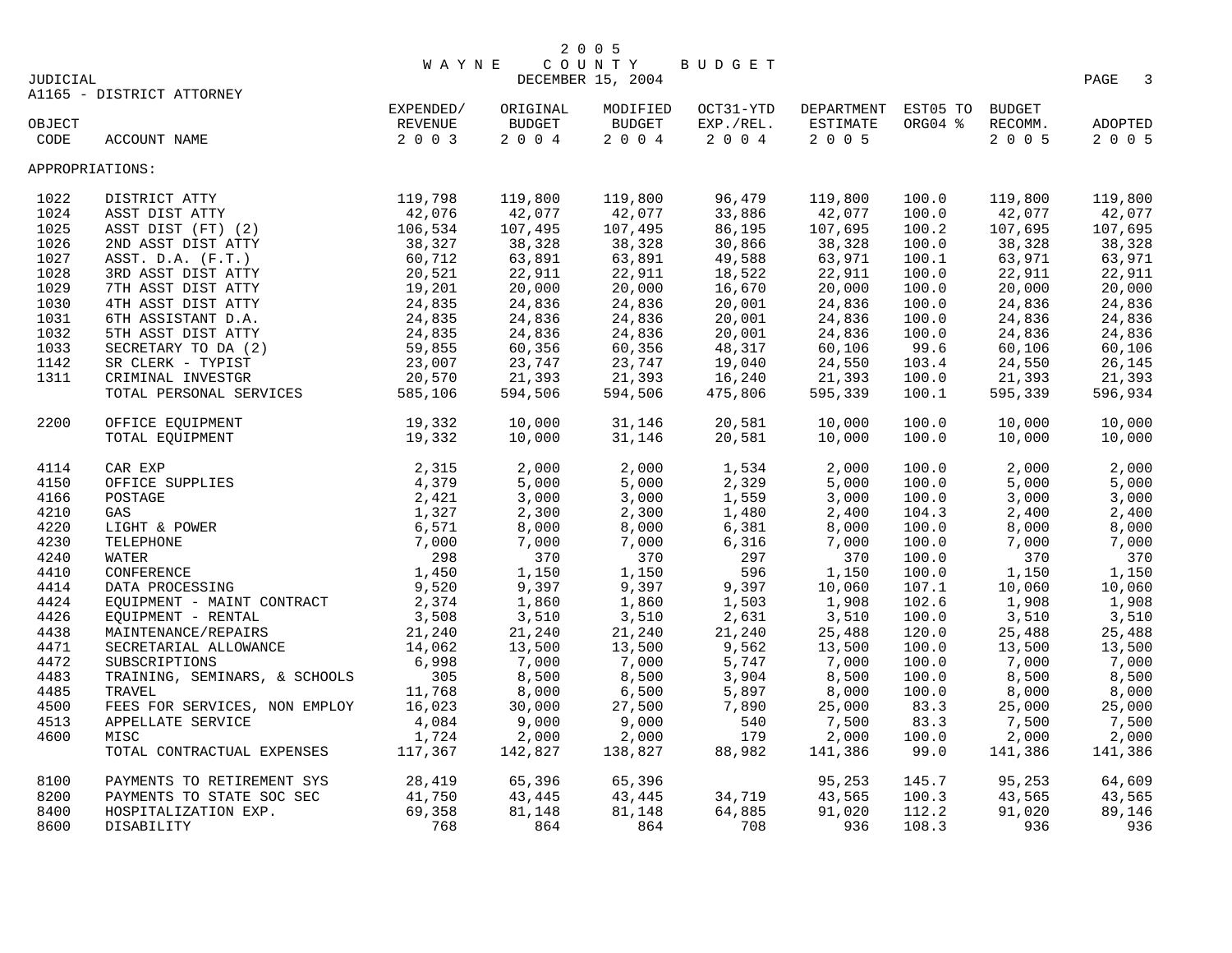# 2005 WAYNE COUNTY BUDGET

DECEMBER 15, 2004

JUDICIAL

## A1165 - DISTRICT ATTORNEY

| OBJECT CODE | ACCOUNT NAME | EXPENDED/ REVENUE 2003 | ORIGINAL BUDGET 2004 | MODIFIED BUDGET 2004 | OCT31-YTD EXP./REL. 2004 | DEPARTMENT ESTIMATE 2005 | EST05 TO ORG04 % | BUDGET RECOMM. 2005 | ADOPTED 2005 |
|---|---|---|---|---|---|---|---|---|---|
| APPROPRIATIONS: | | | | | | | | | |
| 1022 | DISTRICT ATTY | 119,798 | 119,800 | 119,800 | 96,479 | 119,800 | 100.0 | 119,800 | 119,800 |
| 1024 | ASST DIST ATTY | 42,076 | 42,077 | 42,077 | 33,886 | 42,077 | 100.0 | 42,077 | 42,077 |
| 1025 | ASST DIST (FT) (2) | 106,534 | 107,495 | 107,495 | 86,195 | 107,695 | 100.2 | 107,695 | 107,695 |
| 1026 | 2ND ASST DIST ATTY | 38,327 | 38,328 | 38,328 | 30,866 | 38,328 | 100.0 | 38,328 | 38,328 |
| 1027 | ASST. D.A. (F.T.) | 60,712 | 63,891 | 63,891 | 49,588 | 63,971 | 100.1 | 63,971 | 63,971 |
| 1028 | 3RD ASST DIST ATTY | 20,521 | 22,911 | 22,911 | 18,522 | 22,911 | 100.0 | 22,911 | 22,911 |
| 1029 | 7TH ASST DIST ATTY | 19,201 | 20,000 | 20,000 | 16,670 | 20,000 | 100.0 | 20,000 | 20,000 |
| 1030 | 4TH ASST DIST ATTY | 24,835 | 24,836 | 24,836 | 20,001 | 24,836 | 100.0 | 24,836 | 24,836 |
| 1031 | 6TH ASSISTANT D.A. | 24,835 | 24,836 | 24,836 | 20,001 | 24,836 | 100.0 | 24,836 | 24,836 |
| 1032 | 5TH ASST DIST ATTY | 24,835 | 24,836 | 24,836 | 20,001 | 24,836 | 100.0 | 24,836 | 24,836 |
| 1033 | SECRETARY TO DA (2) | 59,855 | 60,356 | 60,356 | 48,317 | 60,106 | 99.6 | 60,106 | 60,106 |
| 1142 | SR CLERK - TYPIST | 23,007 | 23,747 | 23,747 | 19,040 | 24,550 | 103.4 | 24,550 | 26,145 |
| 1311 | CRIMINAL INVESTGR | 20,570 | 21,393 | 21,393 | 16,240 | 21,393 | 100.0 | 21,393 | 21,393 |
| | TOTAL PERSONAL SERVICES | 585,106 | 594,506 | 594,506 | 475,806 | 595,339 | 100.1 | 595,339 | 596,934 |
| 2200 | OFFICE EQUIPMENT | 19,332 | 10,000 | 31,146 | 20,581 | 10,000 | 100.0 | 10,000 | 10,000 |
| | TOTAL EQUIPMENT | 19,332 | 10,000 | 31,146 | 20,581 | 10,000 | 100.0 | 10,000 | 10,000 |
| 4114 | CAR EXP | 2,315 | 2,000 | 2,000 | 1,534 | 2,000 | 100.0 | 2,000 | 2,000 |
| 4150 | OFFICE SUPPLIES | 4,379 | 5,000 | 5,000 | 2,329 | 5,000 | 100.0 | 5,000 | 5,000 |
| 4166 | POSTAGE | 2,421 | 3,000 | 3,000 | 1,559 | 3,000 | 100.0 | 3,000 | 3,000 |
| 4210 | GAS | 1,327 | 2,300 | 2,300 | 1,480 | 2,400 | 104.3 | 2,400 | 2,400 |
| 4220 | LIGHT & POWER | 6,571 | 8,000 | 8,000 | 6,381 | 8,000 | 100.0 | 8,000 | 8,000 |
| 4230 | TELEPHONE | 7,000 | 7,000 | 7,000 | 6,316 | 7,000 | 100.0 | 7,000 | 7,000 |
| 4240 | WATER | 298 | 370 | 370 | 297 | 370 | 100.0 | 370 | 370 |
| 4410 | CONFERENCE | 1,450 | 1,150 | 1,150 | 596 | 1,150 | 100.0 | 1,150 | 1,150 |
| 4414 | DATA PROCESSING | 9,520 | 9,397 | 9,397 | 9,397 | 10,060 | 107.1 | 10,060 | 10,060 |
| 4424 | EQUIPMENT - MAINT CONTRACT | 2,374 | 1,860 | 1,860 | 1,503 | 1,908 | 102.6 | 1,908 | 1,908 |
| 4426 | EQUIPMENT - RENTAL | 3,508 | 3,510 | 3,510 | 2,631 | 3,510 | 100.0 | 3,510 | 3,510 |
| 4438 | MAINTENANCE/REPAIRS | 21,240 | 21,240 | 21,240 | 21,240 | 25,488 | 120.0 | 25,488 | 25,488 |
| 4471 | SECRETARIAL ALLOWANCE | 14,062 | 13,500 | 13,500 | 9,562 | 13,500 | 100.0 | 13,500 | 13,500 |
| 4472 | SUBSCRIPTIONS | 6,998 | 7,000 | 7,000 | 5,747 | 7,000 | 100.0 | 7,000 | 7,000 |
| 4483 | TRAINING, SEMINARS, & SCHOOLS | 305 | 8,500 | 8,500 | 3,904 | 8,500 | 100.0 | 8,500 | 8,500 |
| 4485 | TRAVEL | 11,768 | 8,000 | 6,500 | 5,897 | 8,000 | 100.0 | 8,000 | 8,000 |
| 4500 | FEES FOR SERVICES, NON EMPLOY | 16,023 | 30,000 | 27,500 | 7,890 | 25,000 | 83.3 | 25,000 | 25,000 |
| 4513 | APPELLATE SERVICE | 4,084 | 9,000 | 9,000 | 540 | 7,500 | 83.3 | 7,500 | 7,500 |
| 4600 | MISC | 1,724 | 2,000 | 2,000 | 179 | 2,000 | 100.0 | 2,000 | 2,000 |
| | TOTAL CONTRACTUAL EXPENSES | 117,367 | 142,827 | 138,827 | 88,982 | 141,386 | 99.0 | 141,386 | 141,386 |
| 8100 | PAYMENTS TO RETIREMENT SYS | 28,419 | 65,396 | 65,396 | | 95,253 | 145.7 | 95,253 | 64,609 |
| 8200 | PAYMENTS TO STATE SOC SEC | 41,750 | 43,445 | 43,445 | 34,719 | 43,565 | 100.3 | 43,565 | 43,565 |
| 8400 | HOSPITALIZATION EXP. | 69,358 | 81,148 | 81,148 | 64,885 | 91,020 | 112.2 | 91,020 | 89,146 |
| 8600 | DISABILITY | 768 | 864 | 864 | 708 | 936 | 108.3 | 936 | 936 |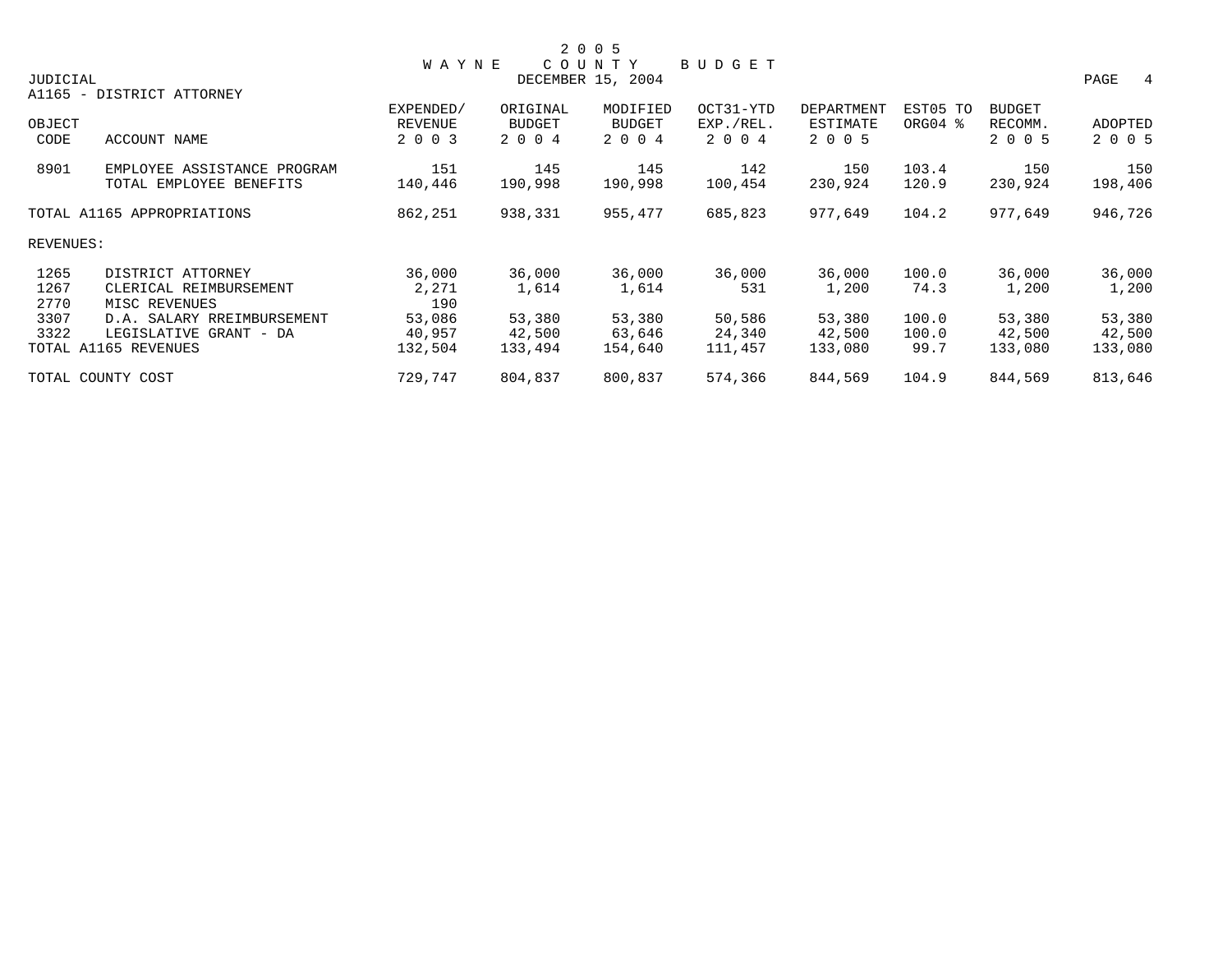# 2005 WAYNE COUNTY BUDGET

JUDICIAL — DECEMBER 15, 2004

## A1165 - DISTRICT ATTORNEY

| OBJECT CODE | ACCOUNT NAME | EXPENDED/ REVENUE 2003 | ORIGINAL BUDGET 2004 | MODIFIED BUDGET 2004 | OCT31-YTD EXP./REL. 2004 | DEPARTMENT ESTIMATE 2005 | EST05 TO ORG04 % | BUDGET RECOMM. 2005 | ADOPTED 2005 |
|---|---|---|---|---|---|---|---|---|---|
| 8901 | EMPLOYEE ASSISTANCE PROGRAM | 151 | 145 | 145 | 142 | 150 | 103.4 | 150 | 150 |
| | TOTAL EMPLOYEE BENEFITS | 140,446 | 190,998 | 190,998 | 100,454 | 230,924 | 120.9 | 230,924 | 198,406 |
| | TOTAL A1165 APPROPRIATIONS | 862,251 | 938,331 | 955,477 | 685,823 | 977,649 | 104.2 | 977,649 | 946,726 |
| REVENUES: | | | | | | | | | |
| 1265 | DISTRICT ATTORNEY | 36,000 | 36,000 | 36,000 | 36,000 | 36,000 | 100.0 | 36,000 | 36,000 |
| 1267 | CLERICAL REIMBURSEMENT | 2,271 | 1,614 | 1,614 | 531 | 1,200 | 74.3 | 1,200 | 1,200 |
| 2770 | MISC REVENUES | 190 | | | | | | | |
| 3307 | D.A. SALARY RREIMBURSEMENT | 53,086 | 53,380 | 53,380 | 50,586 | 53,380 | 100.0 | 53,380 | 53,380 |
| 3322 | LEGISLATIVE GRANT - DA | 40,957 | 42,500 | 63,646 | 24,340 | 42,500 | 100.0 | 42,500 | 42,500 |
| | TOTAL A1165 REVENUES | 132,504 | 133,494 | 154,640 | 111,457 | 133,080 | 99.7 | 133,080 | 133,080 |
| | TOTAL COUNTY COST | 729,747 | 804,837 | 800,837 | 574,366 | 844,569 | 104.9 | 844,569 | 813,646 |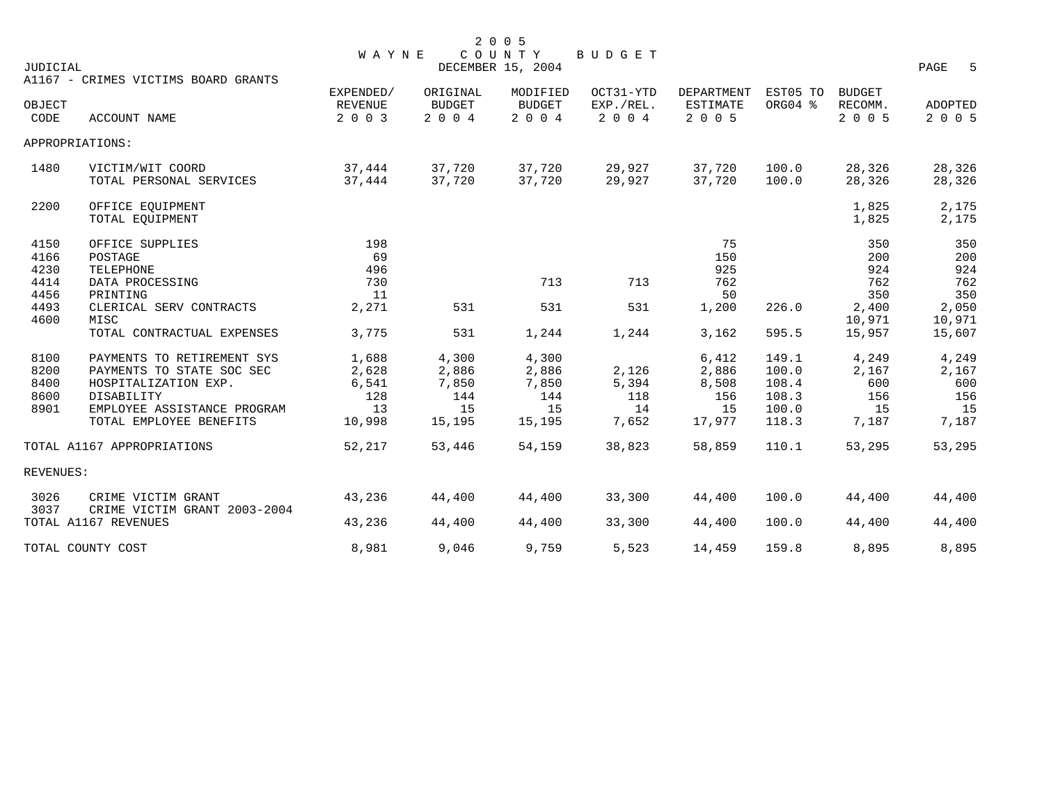# 2005 WAYNE COUNTY BUDGET

JUDICIAL — DECEMBER 15, 2004

A1167 - CRIMES VICTIMS BOARD GRANTS

| OBJECT CODE | ACCOUNT NAME | EXPENDED/ REVENUE 2003 | ORIGINAL BUDGET 2004 | MODIFIED BUDGET 2004 | OCT31-YTD EXP./REL. 2004 | DEPARTMENT ESTIMATE 2005 | EST05 TO ORG04 % | BUDGET RECOMM. 2005 | ADOPTED 2005 |
|---|---|---|---|---|---|---|---|---|---|
| APPROPRIATIONS: | | | | | | | | | |
| 1480 | VICTIM/WIT COORD | 37,444 | 37,720 | 37,720 | 29,927 | 37,720 | 100.0 | 28,326 | 28,326 |
| | TOTAL PERSONAL SERVICES | 37,444 | 37,720 | 37,720 | 29,927 | 37,720 | 100.0 | 28,326 | 28,326 |
| 2200 | OFFICE EQUIPMENT | | | | | | | 1,825 | 2,175 |
| | TOTAL EQUIPMENT | | | | | | | 1,825 | 2,175 |
| 4150 | OFFICE SUPPLIES | 198 | | | | 75 | | 350 | 350 |
| 4166 | POSTAGE | 69 | | | | 150 | | 200 | 200 |
| 4230 | TELEPHONE | 496 | | | | 925 | | 924 | 924 |
| 4414 | DATA PROCESSING | 730 | | 713 | 713 | 762 | | 762 | 762 |
| 4456 | PRINTING | 11 | | | | 50 | | 350 | 350 |
| 4493 | CLERICAL SERV CONTRACTS | 2,271 | 531 | 531 | 531 | 1,200 | 226.0 | 2,400 | 2,050 |
| 4600 | MISC | | | | | | | 10,971 | 10,971 |
| | TOTAL CONTRACTUAL EXPENSES | 3,775 | 531 | 1,244 | 1,244 | 3,162 | 595.5 | 15,957 | 15,607 |
| 8100 | PAYMENTS TO RETIREMENT SYS | 1,688 | 4,300 | 4,300 | | 6,412 | 149.1 | 4,249 | 4,249 |
| 8200 | PAYMENTS TO STATE SOC SEC | 2,628 | 2,886 | 2,886 | 2,126 | 2,886 | 100.0 | 2,167 | 2,167 |
| 8400 | HOSPITALIZATION EXP. | 6,541 | 7,850 | 7,850 | 5,394 | 8,508 | 108.4 | 600 | 600 |
| 8600 | DISABILITY | 128 | 144 | 144 | 118 | 156 | 108.3 | 156 | 156 |
| 8901 | EMPLOYEE ASSISTANCE PROGRAM | 13 | 15 | 15 | 14 | 15 | 100.0 | 15 | 15 |
| | TOTAL EMPLOYEE BENEFITS | 10,998 | 15,195 | 15,195 | 7,652 | 17,977 | 118.3 | 7,187 | 7,187 |
| TOTAL A1167 APPROPRIATIONS | | 52,217 | 53,446 | 54,159 | 38,823 | 58,859 | 110.1 | 53,295 | 53,295 |
| REVENUES: | | | | | | | | | |
| 3026 | CRIME VICTIM GRANT | 43,236 | 44,400 | 44,400 | 33,300 | 44,400 | 100.0 | 44,400 | 44,400 |
| 3037 | CRIME VICTIM GRANT 2003-2004 | | | | | | | | |
| TOTAL A1167 REVENUES | | 43,236 | 44,400 | 44,400 | 33,300 | 44,400 | 100.0 | 44,400 | 44,400 |
| TOTAL COUNTY COST | | 8,981 | 9,046 | 9,759 | 5,523 | 14,459 | 159.8 | 8,895 | 8,895 |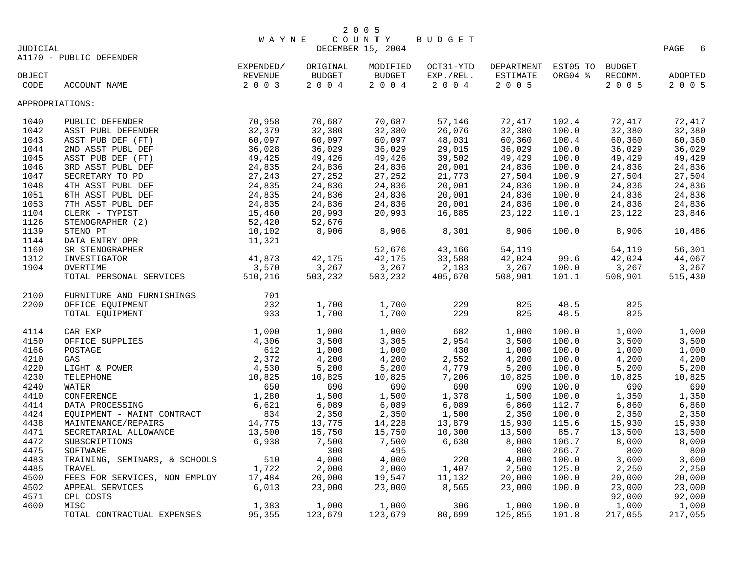# 2005 WAYNE COUNTY BUDGET

DECEMBER 15, 2004

JUDICIAL

A1170 - PUBLIC DEFENDER

| OBJECT CODE | ACCOUNT NAME | EXPENDED/ REVENUE 2003 | ORIGINAL BUDGET 2004 | MODIFIED BUDGET 2004 | OCT31-YTD EXP./REL. 2004 | DEPARTMENT ESTIMATE 2005 | EST05 TO ORG04 % | BUDGET RECOMM. 2005 | ADOPTED 2005 |
|---|---|---|---|---|---|---|---|---|---|
| APPROPRIATIONS: | | | | | | | | | |
| 1040 | PUBLIC DEFENDER | 70,958 | 70,687 | 70,687 | 57,146 | 72,417 | 102.4 | 72,417 | 72,417 |
| 1042 | ASST PUBL DEFENDER | 32,379 | 32,380 | 32,380 | 26,076 | 32,380 | 100.0 | 32,380 | 32,380 |
| 1043 | ASST PUB DEF (FT) | 60,097 | 60,097 | 60,097 | 48,031 | 60,360 | 100.4 | 60,360 | 60,360 |
| 1044 | 2ND ASST PUBL DEF | 36,028 | 36,029 | 36,029 | 29,015 | 36,029 | 100.0 | 36,029 | 36,029 |
| 1045 | ASST PUB DEF (FT) | 49,425 | 49,426 | 49,426 | 39,502 | 49,429 | 100.0 | 49,429 | 49,429 |
| 1046 | 3RD ASST PUBL DEF | 24,835 | 24,836 | 24,836 | 20,001 | 24,836 | 100.0 | 24,836 | 24,836 |
| 1047 | SECRETARY TO PD | 27,243 | 27,252 | 27,252 | 21,773 | 27,504 | 100.9 | 27,504 | 27,504 |
| 1048 | 4TH ASST PUBL DEF | 24,835 | 24,836 | 24,836 | 20,001 | 24,836 | 100.0 | 24,836 | 24,836 |
| 1051 | 6TH ASST PUBL DEF | 24,835 | 24,836 | 24,836 | 20,001 | 24,836 | 100.0 | 24,836 | 24,836 |
| 1053 | 7TH ASST PUBL DEF | 24,835 | 24,836 | 24,836 | 20,001 | 24,836 | 100.0 | 24,836 | 24,836 |
| 1104 | CLERK - TYPIST | 15,460 | 20,993 | 20,993 | 16,885 | 23,122 | 110.1 | 23,122 | 23,846 |
| 1126 | STENOGRAPHER (2) | 52,420 | 52,676 | | | | | | |
| 1139 | STENO PT | 10,102 | 8,906 | 8,906 | 8,301 | 8,906 | 100.0 | 8,906 | 10,486 |
| 1144 | DATA ENTRY OPR | 11,321 | | | | | | | |
| 1160 | SR STENOGRAPHER | | | 52,676 | 43,166 | 54,119 | | 54,119 | 56,301 |
| 1312 | INVESTIGATOR | 41,873 | 42,175 | 42,175 | 33,588 | 42,024 | 99.6 | 42,024 | 44,067 |
| 1904 | OVERTIME | 3,570 | 3,267 | 3,267 | 2,183 | 3,267 | 100.0 | 3,267 | 3,267 |
| | TOTAL PERSONAL SERVICES | 510,216 | 503,232 | 503,232 | 405,670 | 508,901 | 101.1 | 508,901 | 515,430 |
| 2100 | FURNITURE AND FURNISHINGS | 701 | | | | | | | |
| 2200 | OFFICE EQUIPMENT | 232 | 1,700 | 1,700 | 229 | 825 | 48.5 | 825 | |
| | TOTAL EQUIPMENT | 933 | 1,700 | 1,700 | 229 | 825 | 48.5 | 825 | |
| 4114 | CAR EXP | 1,000 | 1,000 | 1,000 | 682 | 1,000 | 100.0 | 1,000 | 1,000 |
| 4150 | OFFICE SUPPLIES | 4,306 | 3,500 | 3,305 | 2,954 | 3,500 | 100.0 | 3,500 | 3,500 |
| 4166 | POSTAGE | 612 | 1,000 | 1,000 | 430 | 1,000 | 100.0 | 1,000 | 1,000 |
| 4210 | GAS | 2,372 | 4,200 | 4,200 | 2,552 | 4,200 | 100.0 | 4,200 | 4,200 |
| 4220 | LIGHT & POWER | 4,530 | 5,200 | 5,200 | 4,779 | 5,200 | 100.0 | 5,200 | 5,200 |
| 4230 | TELEPHONE | 10,825 | 10,825 | 10,825 | 7,206 | 10,825 | 100.0 | 10,825 | 10,825 |
| 4240 | WATER | 650 | 690 | 690 | 690 | 690 | 100.0 | 690 | 690 |
| 4410 | CONFERENCE | 1,280 | 1,500 | 1,500 | 1,378 | 1,500 | 100.0 | 1,350 | 1,350 |
| 4414 | DATA PROCESSING | 6,621 | 6,089 | 6,089 | 6,089 | 6,860 | 112.7 | 6,860 | 6,860 |
| 4424 | EQUIPMENT - MAINT CONTRACT | 834 | 2,350 | 2,350 | 1,500 | 2,350 | 100.0 | 2,350 | 2,350 |
| 4438 | MAINTENANCE/REPAIRS | 14,775 | 13,775 | 14,228 | 13,879 | 15,930 | 115.6 | 15,930 | 15,930 |
| 4471 | SECRETARIAL ALLOWANCE | 13,500 | 15,750 | 15,750 | 10,300 | 13,500 | 85.7 | 13,500 | 13,500 |
| 4472 | SUBSCRIPTIONS | 6,938 | 7,500 | 7,500 | 6,630 | 8,000 | 106.7 | 8,000 | 8,000 |
| 4475 | SOFTWARE | | 300 | 495 | | 800 | 266.7 | 800 | 800 |
| 4483 | TRAINING, SEMINARS, & SCHOOLS | 510 | 4,000 | 4,000 | 220 | 4,000 | 100.0 | 3,600 | 3,600 |
| 4485 | TRAVEL | 1,722 | 2,000 | 2,000 | 1,407 | 2,500 | 125.0 | 2,250 | 2,250 |
| 4500 | FEES FOR SERVICES, NON EMPLOY | 17,484 | 20,000 | 19,547 | 11,132 | 20,000 | 100.0 | 20,000 | 20,000 |
| 4502 | APPEAL SERVICES | 6,013 | 23,000 | 23,000 | 8,565 | 23,000 | 100.0 | 23,000 | 23,000 |
| 4571 | CPL COSTS | | | | | | | 92,000 | 92,000 |
| 4600 | MISC | 1,383 | 1,000 | 1,000 | 306 | 1,000 | 100.0 | 1,000 | 1,000 |
| | TOTAL CONTRACTUAL EXPENSES | 95,355 | 123,679 | 123,679 | 80,699 | 125,855 | 101.8 | 217,055 | 217,055 |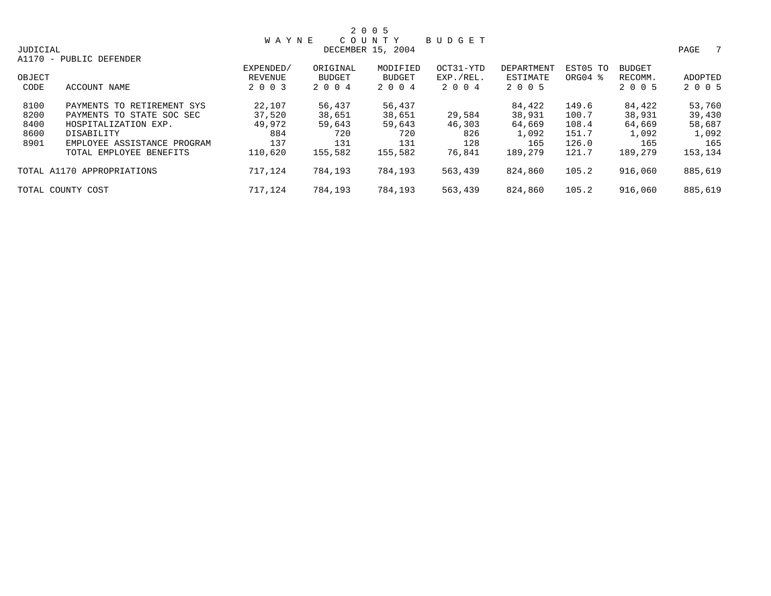2 0 0 5
W A Y N E   C O U N T Y   B U D G E T
DECEMBER 15, 2004

JUDICIAL

A1170 - PUBLIC DEFENDER

| OBJECT CODE | ACCOUNT NAME | EXPENDED/ REVENUE 2 0 0 3 | ORIGINAL BUDGET 2 0 0 4 | MODIFIED BUDGET 2 0 0 4 | OCT31-YTD EXP./REL. 2 0 0 4 | DEPARTMENT ESTIMATE 2 0 0 5 | EST05 TO ORG04 % | BUDGET RECOMM. 2 0 0 5 | ADOPTED 2 0 0 5 |
|---|---|---|---|---|---|---|---|---|---|
| 8100 | PAYMENTS TO RETIREMENT SYS | 22,107 | 56,437 | 56,437 | | 84,422 | 149.6 | 84,422 | 53,760 |
| 8200 | PAYMENTS TO STATE SOC SEC | 37,520 | 38,651 | 38,651 | 29,584 | 38,931 | 100.7 | 38,931 | 39,430 |
| 8400 | HOSPITALIZATION EXP. | 49,972 | 59,643 | 59,643 | 46,303 | 64,669 | 108.4 | 64,669 | 58,687 |
| 8600 | DISABILITY | 884 | 720 | 720 | 826 | 1,092 | 151.7 | 1,092 | 1,092 |
| 8901 | EMPLOYEE ASSISTANCE PROGRAM | 137 | 131 | 131 | 128 | 165 | 126.0 | 165 | 165 |
| | TOTAL EMPLOYEE BENEFITS | 110,620 | 155,582 | 155,582 | 76,841 | 189,279 | 121.7 | 189,279 | 153,134 |
| TOTAL A1170 APPROPRIATIONS | | 717,124 | 784,193 | 784,193 | 563,439 | 824,860 | 105.2 | 916,060 | 885,619 |
| TOTAL COUNTY COST | | 717,124 | 784,193 | 784,193 | 563,439 | 824,860 | 105.2 | 916,060 | 885,619 |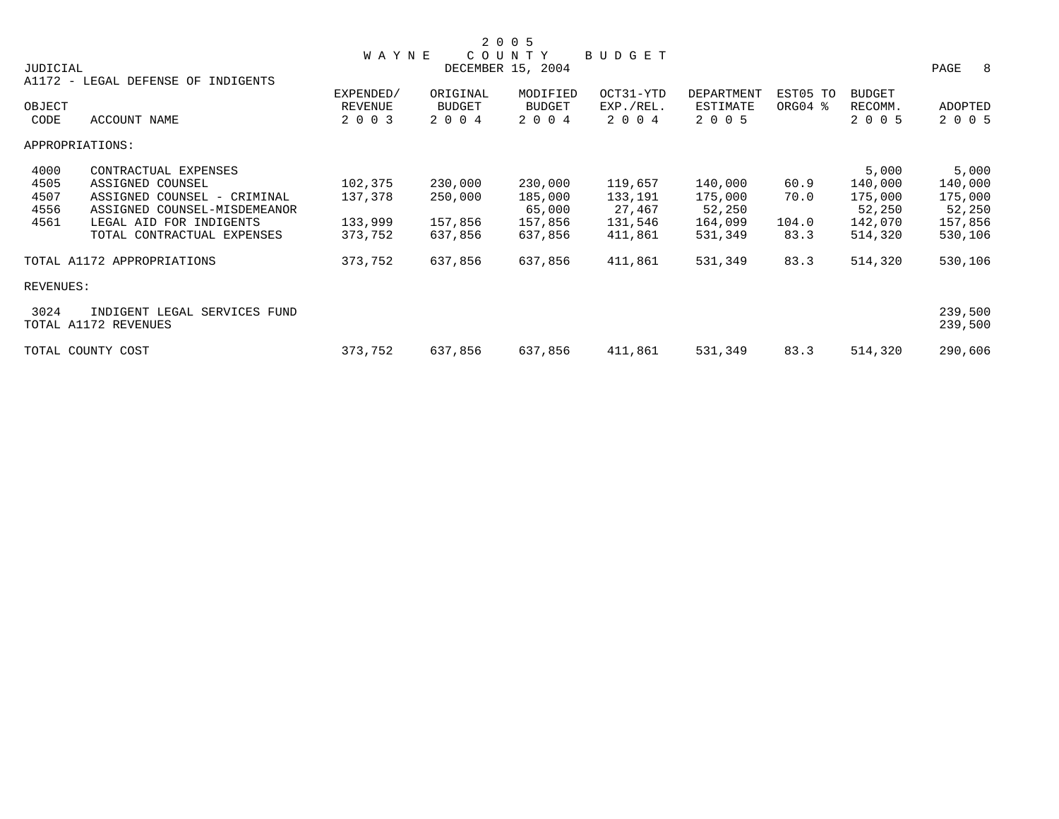# 2005 WAYNE COUNTY BUDGET

JUDICIAL — DECEMBER 15, 2004

A1172 - LEGAL DEFENSE OF INDIGENTS

| OBJECT CODE | ACCOUNT NAME | EXPENDED/ REVENUE 2003 | ORIGINAL BUDGET 2004 | MODIFIED BUDGET 2004 | OCT31-YTD EXP./REL. 2004 | DEPARTMENT ESTIMATE 2005 | EST05 TO ORG04 % | BUDGET RECOMM. 2005 | ADOPTED 2005 |
|---|---|---|---|---|---|---|---|---|---|
| APPROPRIATIONS: | | | | | | | | | |
| 4000 | CONTRACTUAL EXPENSES | | | | | | | 5,000 | 5,000 |
| 4505 | ASSIGNED COUNSEL | 102,375 | 230,000 | 230,000 | 119,657 | 140,000 | 60.9 | 140,000 | 140,000 |
| 4507 | ASSIGNED COUNSEL - CRIMINAL | 137,378 | 250,000 | 185,000 | 133,191 | 175,000 | 70.0 | 175,000 | 175,000 |
| 4556 | ASSIGNED COUNSEL-MISDEMEANOR | | | 65,000 | 27,467 | 52,250 | | 52,250 | 52,250 |
| 4561 | LEGAL AID FOR INDIGENTS | 133,999 | 157,856 | 157,856 | 131,546 | 164,099 | 104.0 | 142,070 | 157,856 |
| | TOTAL CONTRACTUAL EXPENSES | 373,752 | 637,856 | 637,856 | 411,861 | 531,349 | 83.3 | 514,320 | 530,106 |
| TOTAL A1172 APPROPRIATIONS | | 373,752 | 637,856 | 637,856 | 411,861 | 531,349 | 83.3 | 514,320 | 530,106 |
| REVENUES: | | | | | | | | | |
| 3024 | INDIGENT LEGAL SERVICES FUND | | | | | | | | 239,500 |
| TOTAL A1172 REVENUES | | | | | | | | | 239,500 |
| TOTAL COUNTY COST | | 373,752 | 637,856 | 637,856 | 411,861 | 531,349 | 83.3 | 514,320 | 290,606 |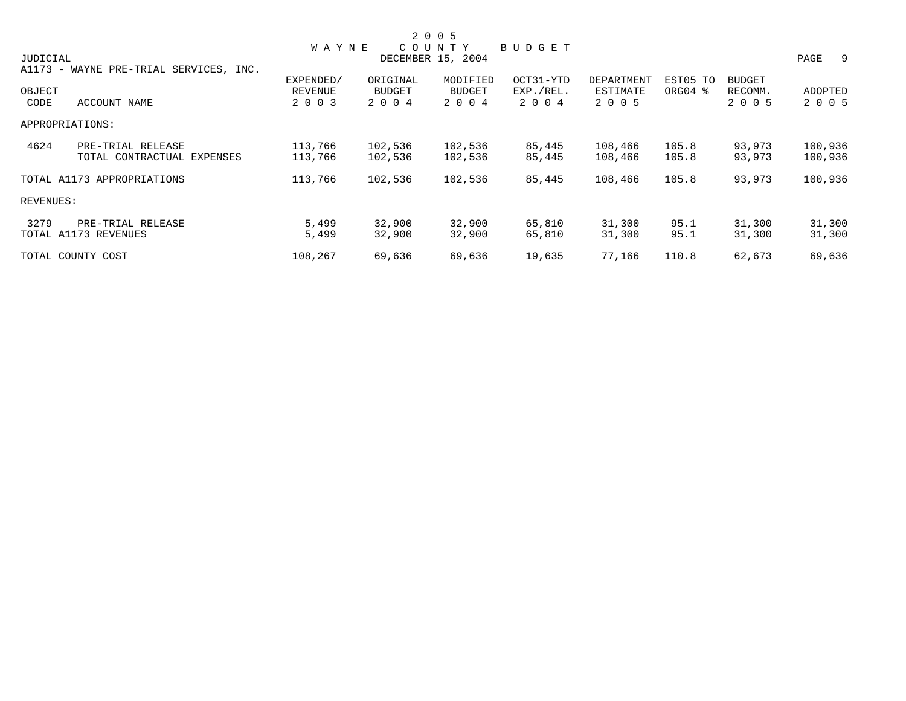2005 WAYNE COUNTY BUDGET

JUDICIAL — DECEMBER 15, 2004

A1173 - WAYNE PRE-TRIAL SERVICES, INC.

| OBJECT CODE | ACCOUNT NAME | EXPENDED/ REVENUE 2003 | ORIGINAL BUDGET 2004 | MODIFIED BUDGET 2004 | OCT31-YTD EXP./REL. 2004 | DEPARTMENT ESTIMATE 2005 | EST05 TO ORG04 % | BUDGET RECOMM. 2005 | ADOPTED 2005 |
|---|---|---|---|---|---|---|---|---|---|
| APPROPRIATIONS: | | | | | | | | | |
| 4624 | PRE-TRIAL RELEASE | 113,766 | 102,536 | 102,536 | 85,445 | 108,466 | 105.8 | 93,973 | 100,936 |
| | TOTAL CONTRACTUAL EXPENSES | 113,766 | 102,536 | 102,536 | 85,445 | 108,466 | 105.8 | 93,973 | 100,936 |
| TOTAL A1173 APPROPRIATIONS | | 113,766 | 102,536 | 102,536 | 85,445 | 108,466 | 105.8 | 93,973 | 100,936 |
| REVENUES: | | | | | | | | | |
| 3279 | PRE-TRIAL RELEASE | 5,499 | 32,900 | 32,900 | 65,810 | 31,300 | 95.1 | 31,300 | 31,300 |
| TOTAL A1173 REVENUES | | 5,499 | 32,900 | 32,900 | 65,810 | 31,300 | 95.1 | 31,300 | 31,300 |
| TOTAL COUNTY COST | | 108,267 | 69,636 | 69,636 | 19,635 | 77,166 | 110.8 | 62,673 | 69,636 |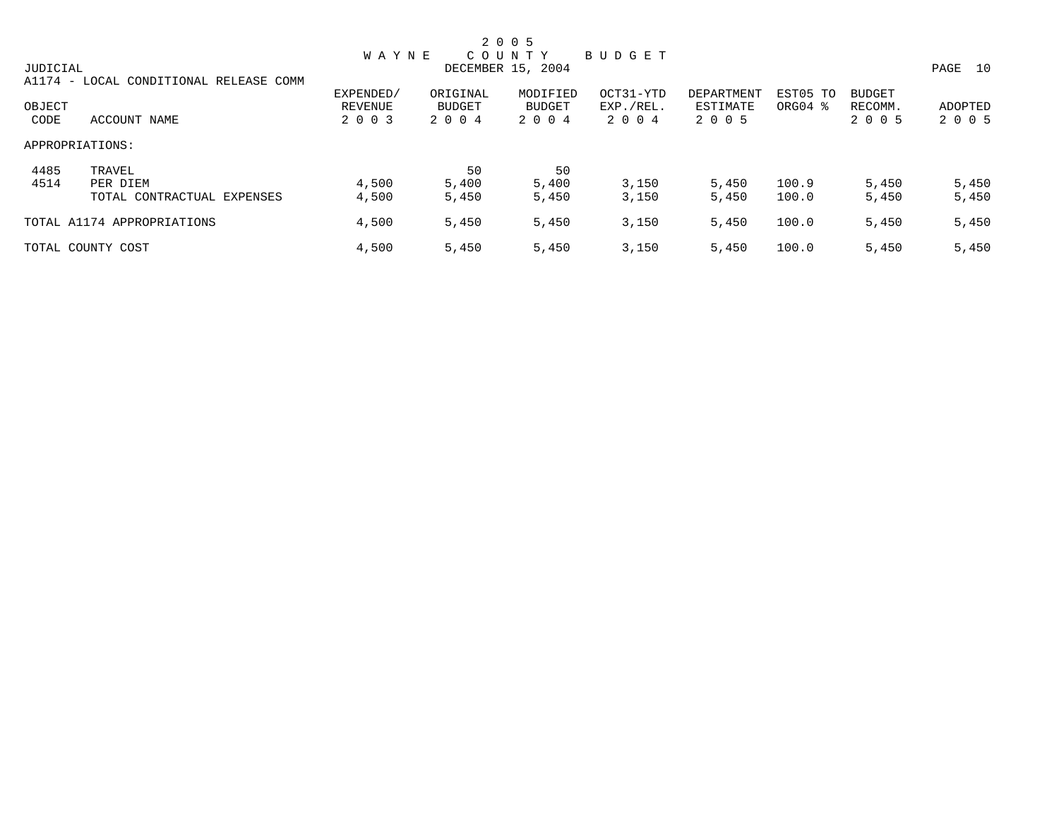# 2005 WAYNE COUNTY BUDGET

DECEMBER 15, 2004

JUDICIAL

A1174 - LOCAL CONDITIONAL RELEASE COMM

| OBJECT CODE | ACCOUNT NAME | EXPENDED/ REVENUE 2003 | ORIGINAL BUDGET 2004 | MODIFIED BUDGET 2004 | OCT31-YTD EXP./REL. 2004 | DEPARTMENT ESTIMATE 2005 | EST05 TO ORG04 % | BUDGET RECOMM. 2005 | ADOPTED 2005 |
|---|---|---|---|---|---|---|---|---|---|
| APPROPRIATIONS: | | | | | | | | | |
| 4485 | TRAVEL | | 50 | 50 | | | | | |
| 4514 | PER DIEM | 4,500 | 5,400 | 5,400 | 3,150 | 5,450 | 100.9 | 5,450 | 5,450 |
| | TOTAL CONTRACTUAL EXPENSES | 4,500 | 5,450 | 5,450 | 3,150 | 5,450 | 100.0 | 5,450 | 5,450 |
| TOTAL A1174 APPROPRIATIONS | | 4,500 | 5,450 | 5,450 | 3,150 | 5,450 | 100.0 | 5,450 | 5,450 |
| TOTAL COUNTY COST | | 4,500 | 5,450 | 5,450 | 3,150 | 5,450 | 100.0 | 5,450 | 5,450 |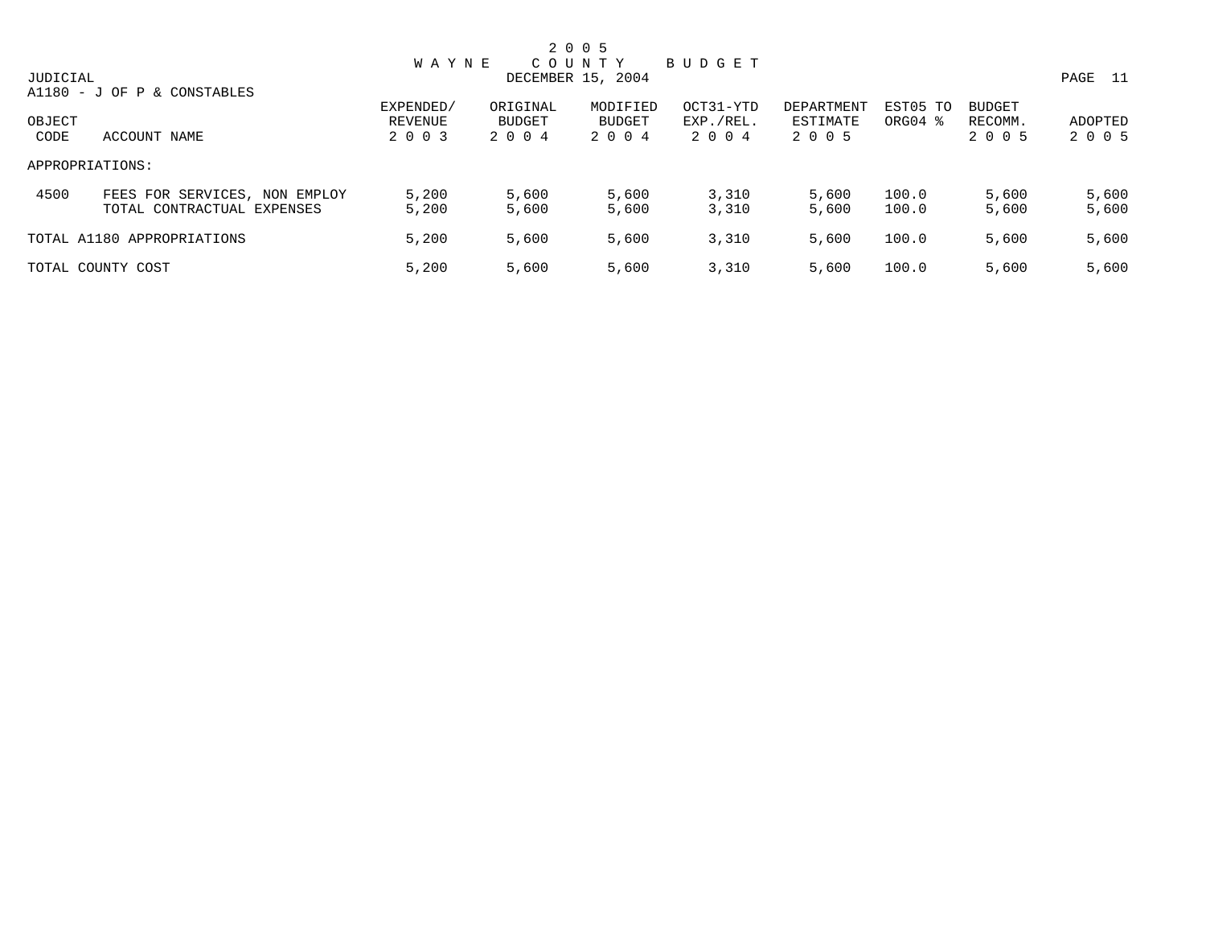# 2005 WAYNE COUNTY BUDGET

JUDICIAL

DECEMBER 15, 2004

A1180 - J OF P & CONSTABLES

| OBJECT CODE | ACCOUNT NAME | EXPENDED/ REVENUE 2003 | ORIGINAL BUDGET 2004 | MODIFIED BUDGET 2004 | OCT31-YTD EXP./REL. 2004 | DEPARTMENT ESTIMATE 2005 | EST05 TO ORG04 % | BUDGET RECOMM. 2005 | ADOPTED 2005 |
|---|---|---|---|---|---|---|---|---|---|
| APPROPRIATIONS: | | | | | | | | | |
| 4500 | FEES FOR SERVICES, NON EMPLOY | 5,200 | 5,600 | 5,600 | 3,310 | 5,600 | 100.0 | 5,600 | 5,600 |
| | TOTAL CONTRACTUAL EXPENSES | 5,200 | 5,600 | 5,600 | 3,310 | 5,600 | 100.0 | 5,600 | 5,600 |
| TOTAL A1180 APPROPRIATIONS | | 5,200 | 5,600 | 5,600 | 3,310 | 5,600 | 100.0 | 5,600 | 5,600 |
| TOTAL COUNTY COST | | 5,200 | 5,600 | 5,600 | 3,310 | 5,600 | 100.0 | 5,600 | 5,600 |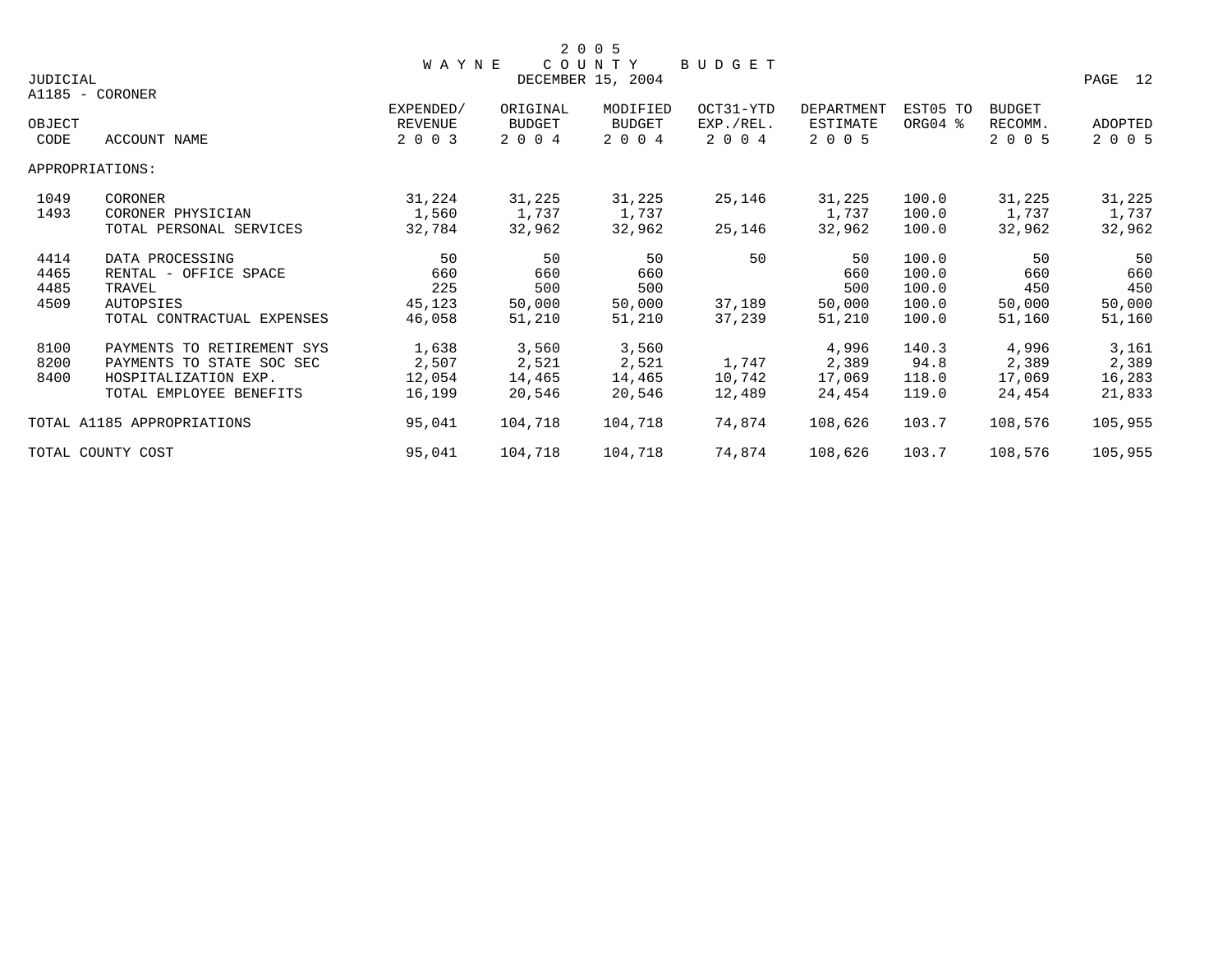# 2005 WAYNE COUNTY BUDGET

DECEMBER 15, 2004

JUDICIAL

A1185 - CORONER

| OBJECT CODE | ACCOUNT NAME | EXPENDED/ REVENUE 2003 | ORIGINAL BUDGET 2004 | MODIFIED BUDGET 2004 | OCT31-YTD EXP./REL. 2004 | DEPARTMENT ESTIMATE 2005 | EST05 TO ORG04 % | BUDGET RECOMM. 2005 | ADOPTED 2005 |
|---|---|---|---|---|---|---|---|---|---|
| APPROPRIATIONS: | | | | | | | | | |
| 1049 | CORONER | 31,224 | 31,225 | 31,225 | 25,146 | 31,225 | 100.0 | 31,225 | 31,225 |
| 1493 | CORONER PHYSICIAN | 1,560 | 1,737 | 1,737 | | 1,737 | 100.0 | 1,737 | 1,737 |
| | TOTAL PERSONAL SERVICES | 32,784 | 32,962 | 32,962 | 25,146 | 32,962 | 100.0 | 32,962 | 32,962 |
| 4414 | DATA PROCESSING | 50 | 50 | 50 | 50 | 50 | 100.0 | 50 | 50 |
| 4465 | RENTAL - OFFICE SPACE | 660 | 660 | 660 | | 660 | 100.0 | 660 | 660 |
| 4485 | TRAVEL | 225 | 500 | 500 | | 500 | 100.0 | 450 | 450 |
| 4509 | AUTOPSIES | 45,123 | 50,000 | 50,000 | 37,189 | 50,000 | 100.0 | 50,000 | 50,000 |
| | TOTAL CONTRACTUAL EXPENSES | 46,058 | 51,210 | 51,210 | 37,239 | 51,210 | 100.0 | 51,160 | 51,160 |
| 8100 | PAYMENTS TO RETIREMENT SYS | 1,638 | 3,560 | 3,560 | | 4,996 | 140.3 | 4,996 | 3,161 |
| 8200 | PAYMENTS TO STATE SOC SEC | 2,507 | 2,521 | 2,521 | 1,747 | 2,389 | 94.8 | 2,389 | 2,389 |
| 8400 | HOSPITALIZATION EXP. | 12,054 | 14,465 | 14,465 | 10,742 | 17,069 | 118.0 | 17,069 | 16,283 |
| | TOTAL EMPLOYEE BENEFITS | 16,199 | 20,546 | 20,546 | 12,489 | 24,454 | 119.0 | 24,454 | 21,833 |
| TOTAL A1185 APPROPRIATIONS | | 95,041 | 104,718 | 104,718 | 74,874 | 108,626 | 103.7 | 108,576 | 105,955 |
| TOTAL COUNTY COST | | 95,041 | 104,718 | 104,718 | 74,874 | 108,626 | 103.7 | 108,576 | 105,955 |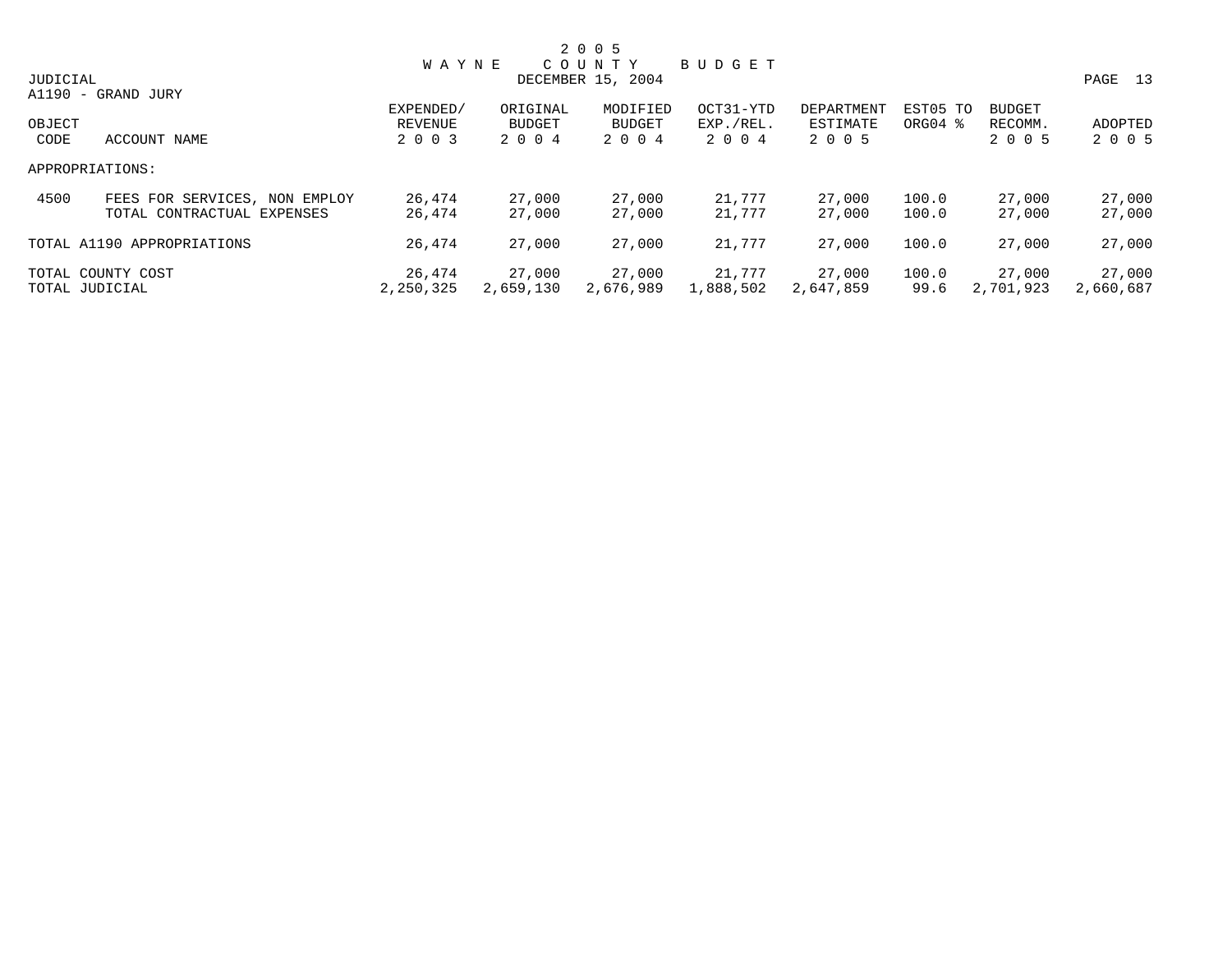# 2005 WAYNE COUNTY BUDGET

DECEMBER 15, 2004

JUDICIAL

A1190 - GRAND JURY

| OBJECT CODE | ACCOUNT NAME | EXPENDED/ REVENUE 2003 | ORIGINAL BUDGET 2004 | MODIFIED BUDGET 2004 | OCT31-YTD EXP./REL. 2004 | DEPARTMENT ESTIMATE 2005 | EST05 TO ORG04 % | BUDGET RECOMM. 2005 | ADOPTED 2005 |
|---|---|---|---|---|---|---|---|---|---|
| APPROPRIATIONS: | | | | | | | | | |
| 4500 | FEES FOR SERVICES, NON EMPLOY | 26,474 | 27,000 | 27,000 | 21,777 | 27,000 | 100.0 | 27,000 | 27,000 |
| | TOTAL CONTRACTUAL EXPENSES | 26,474 | 27,000 | 27,000 | 21,777 | 27,000 | 100.0 | 27,000 | 27,000 |
| TOTAL A1190 APPROPRIATIONS | | 26,474 | 27,000 | 27,000 | 21,777 | 27,000 | 100.0 | 27,000 | 27,000 |
| TOTAL COUNTY COST | | 26,474 | 27,000 | 27,000 | 21,777 | 27,000 | 100.0 | 27,000 | 27,000 |
| TOTAL JUDICIAL | | 2,250,325 | 2,659,130 | 2,676,989 | 1,888,502 | 2,647,859 | 99.6 | 2,701,923 | 2,660,687 |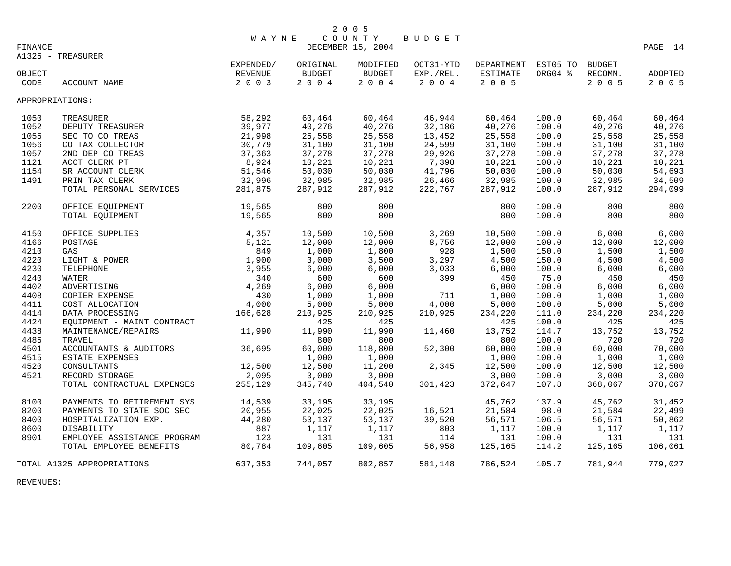# 2005 WAYNE COUNTY BUDGET

FINANCE — DECEMBER 15, 2004

## A1325 - TREASURER

| OBJECT CODE | ACCOUNT NAME | EXPENDED/ REVENUE 2003 | ORIGINAL BUDGET 2004 | MODIFIED BUDGET 2004 | OCT31-YTD EXP./REL. 2004 | DEPARTMENT ESTIMATE 2005 | EST05 TO ORG04 % | BUDGET RECOMM. 2005 | ADOPTED 2005 |
|---|---|---|---|---|---|---|---|---|---|
| APPROPRIATIONS: | | | | | | | | | |
| 1050 | TREASURER | 58,292 | 60,464 | 60,464 | 46,944 | 60,464 | 100.0 | 60,464 | 60,464 |
| 1052 | DEPUTY TREASURER | 39,977 | 40,276 | 40,276 | 32,186 | 40,276 | 100.0 | 40,276 | 40,276 |
| 1055 | SEC TO CO TREAS | 21,998 | 25,558 | 25,558 | 13,452 | 25,558 | 100.0 | 25,558 | 25,558 |
| 1056 | CO TAX COLLECTOR | 30,779 | 31,100 | 31,100 | 24,599 | 31,100 | 100.0 | 31,100 | 31,100 |
| 1057 | 2ND DEP CO TREAS | 37,363 | 37,278 | 37,278 | 29,926 | 37,278 | 100.0 | 37,278 | 37,278 |
| 1121 | ACCT CLERK PT | 8,924 | 10,221 | 10,221 | 7,398 | 10,221 | 100.0 | 10,221 | 10,221 |
| 1154 | SR ACCOUNT CLERK | 51,546 | 50,030 | 50,030 | 41,796 | 50,030 | 100.0 | 50,030 | 54,693 |
| 1491 | PRIN TAX CLERK | 32,996 | 32,985 | 32,985 | 26,466 | 32,985 | 100.0 | 32,985 | 34,509 |
| | TOTAL PERSONAL SERVICES | 281,875 | 287,912 | 287,912 | 222,767 | 287,912 | 100.0 | 287,912 | 294,099 |
| 2200 | OFFICE EQUIPMENT | 19,565 | 800 | 800 | | 800 | 100.0 | 800 | 800 |
| | TOTAL EQUIPMENT | 19,565 | 800 | 800 | | 800 | 100.0 | 800 | 800 |
| 4150 | OFFICE SUPPLIES | 4,357 | 10,500 | 10,500 | 3,269 | 10,500 | 100.0 | 6,000 | 6,000 |
| 4166 | POSTAGE | 5,121 | 12,000 | 12,000 | 8,756 | 12,000 | 100.0 | 12,000 | 12,000 |
| 4210 | GAS | 849 | 1,000 | 1,800 | 928 | 1,500 | 150.0 | 1,500 | 1,500 |
| 4220 | LIGHT & POWER | 1,900 | 3,000 | 3,500 | 3,297 | 4,500 | 150.0 | 4,500 | 4,500 |
| 4230 | TELEPHONE | 3,955 | 6,000 | 6,000 | 3,033 | 6,000 | 100.0 | 6,000 | 6,000 |
| 4240 | WATER | 340 | 600 | 600 | 399 | 450 | 75.0 | 450 | 450 |
| 4402 | ADVERTISING | 4,269 | 6,000 | 6,000 | | 6,000 | 100.0 | 6,000 | 6,000 |
| 4408 | COPIER EXPENSE | 430 | 1,000 | 1,000 | 711 | 1,000 | 100.0 | 1,000 | 1,000 |
| 4411 | COST ALLOCATION | 4,000 | 5,000 | 5,000 | 4,000 | 5,000 | 100.0 | 5,000 | 5,000 |
| 4414 | DATA PROCESSING | 166,628 | 210,925 | 210,925 | 210,925 | 234,220 | 111.0 | 234,220 | 234,220 |
| 4424 | EQUIPMENT - MAINT CONTRACT | | 425 | 425 | | 425 | 100.0 | 425 | 425 |
| 4438 | MAINTENANCE/REPAIRS | 11,990 | 11,990 | 11,990 | 11,460 | 13,752 | 114.7 | 13,752 | 13,752 |
| 4485 | TRAVEL | | 800 | 800 | | 800 | 100.0 | 720 | 720 |
| 4501 | ACCOUNTANTS & AUDITORS | 36,695 | 60,000 | 118,800 | 52,300 | 60,000 | 100.0 | 60,000 | 70,000 |
| 4515 | ESTATE EXPENSES | | 1,000 | 1,000 | | 1,000 | 100.0 | 1,000 | 1,000 |
| 4520 | CONSULTANTS | 12,500 | 12,500 | 11,200 | 2,345 | 12,500 | 100.0 | 12,500 | 12,500 |
| 4521 | RECORD STORAGE | 2,095 | 3,000 | 3,000 | | 3,000 | 100.0 | 3,000 | 3,000 |
| | TOTAL CONTRACTUAL EXPENSES | 255,129 | 345,740 | 404,540 | 301,423 | 372,647 | 107.8 | 368,067 | 378,067 |
| 8100 | PAYMENTS TO RETIREMENT SYS | 14,539 | 33,195 | 33,195 | | 45,762 | 137.9 | 45,762 | 31,452 |
| 8200 | PAYMENTS TO STATE SOC SEC | 20,955 | 22,025 | 22,025 | 16,521 | 21,584 | 98.0 | 21,584 | 22,499 |
| 8400 | HOSPITALIZATION EXP. | 44,280 | 53,137 | 53,137 | 39,520 | 56,571 | 106.5 | 56,571 | 50,862 |
| 8600 | DISABILITY | 887 | 1,117 | 1,117 | 803 | 1,117 | 100.0 | 1,117 | 1,117 |
| 8901 | EMPLOYEE ASSISTANCE PROGRAM | 123 | 131 | 131 | 114 | 131 | 100.0 | 131 | 131 |
| | TOTAL EMPLOYEE BENEFITS | 80,784 | 109,605 | 109,605 | 56,958 | 125,165 | 114.2 | 125,165 | 106,061 |
| TOTAL A1325 APPROPRIATIONS | | 637,353 | 744,057 | 802,857 | 581,148 | 786,524 | 105.7 | 781,944 | 779,027 |

REVENUES: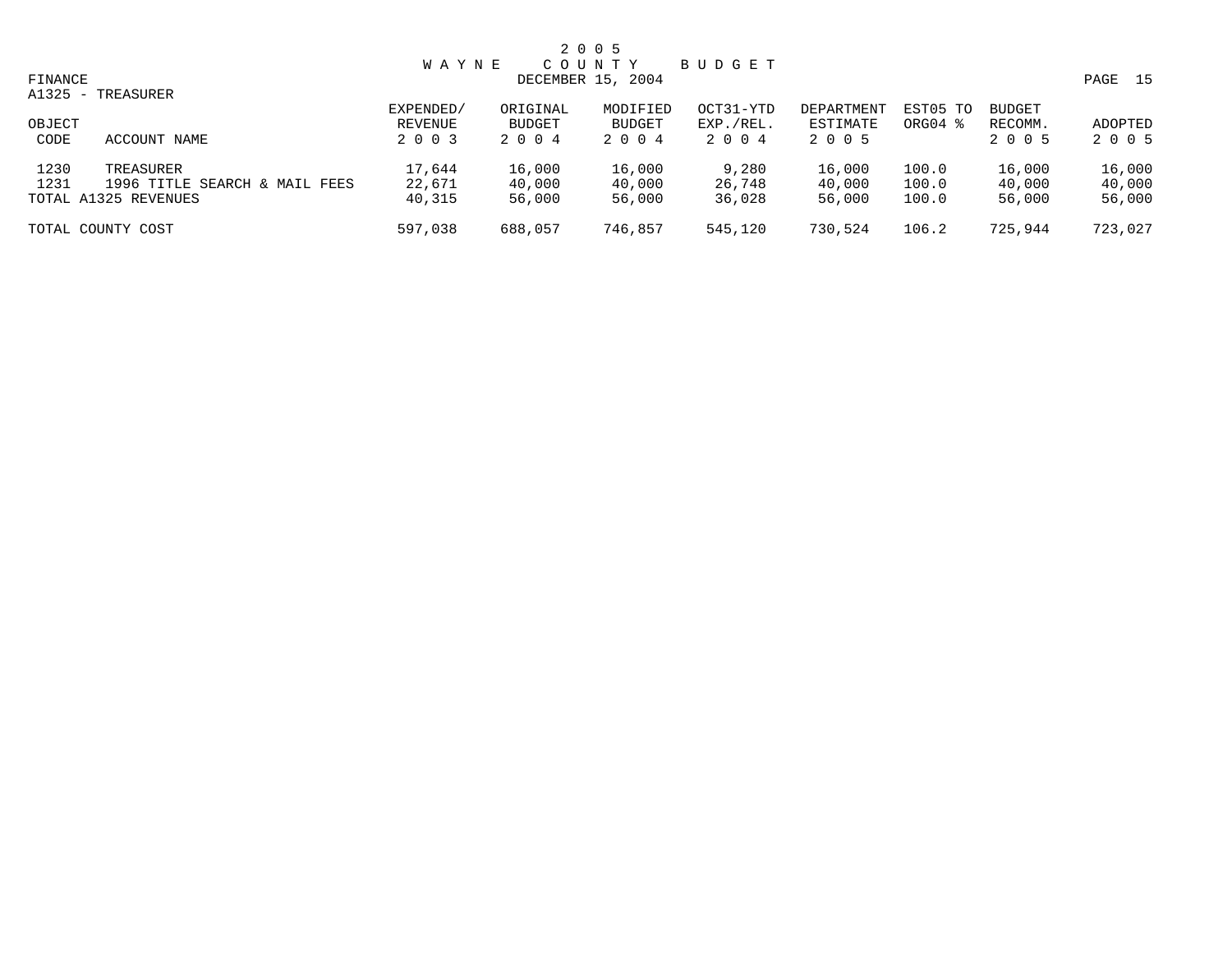# 2005 WAYNE COUNTY BUDGET

FINANCE

DECEMBER 15, 2004

A1325 - TREASURER

| OBJECT CODE | ACCOUNT NAME | EXPENDED/ REVENUE 2003 | ORIGINAL BUDGET 2004 | MODIFIED BUDGET 2004 | OCT31-YTD EXP./REL. 2004 | DEPARTMENT ESTIMATE 2005 | EST05 TO ORG04 % | BUDGET RECOMM. 2005 | ADOPTED 2005 |
|---|---|---|---|---|---|---|---|---|---|
| 1230 | TREASURER | 17,644 | 16,000 | 16,000 | 9,280 | 16,000 | 100.0 | 16,000 | 16,000 |
| 1231 | 1996 TITLE SEARCH & MAIL FEES | 22,671 | 40,000 | 40,000 | 26,748 | 40,000 | 100.0 | 40,000 | 40,000 |
| TOTAL A1325 REVENUES | | 40,315 | 56,000 | 56,000 | 36,028 | 56,000 | 100.0 | 56,000 | 56,000 |
| TOTAL COUNTY COST | | 597,038 | 688,057 | 746,857 | 545,120 | 730,524 | 106.2 | 725,944 | 723,027 |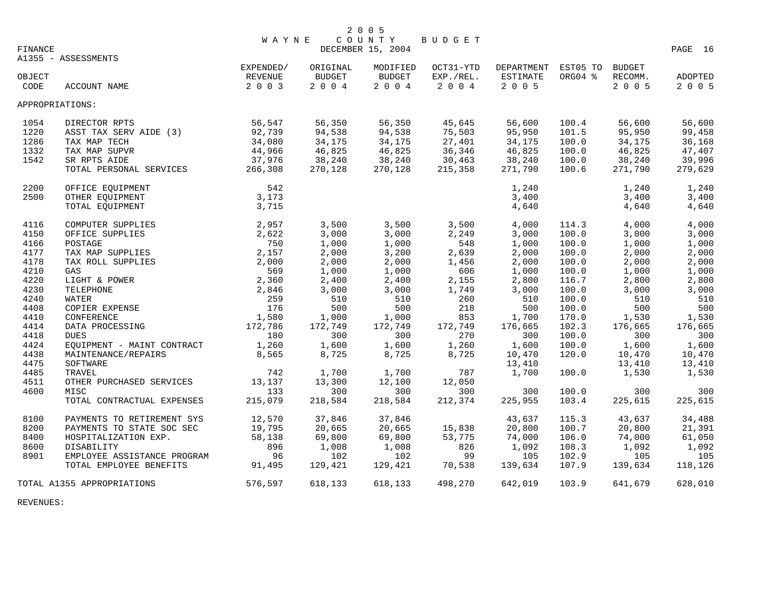# 2005 WAYNE COUNTY BUDGET

DECEMBER 15, 2004

FINANCE

A1355 - ASSESSMENTS

| OBJECT CODE | ACCOUNT NAME | EXPENDED/ REVENUE 2003 | ORIGINAL BUDGET 2004 | MODIFIED BUDGET 2004 | OCT31-YTD EXP./REL. 2004 | DEPARTMENT ESTIMATE 2005 | EST05 TO ORG04 % | BUDGET RECOMM. 2005 | ADOPTED 2005 |
|---|---|---|---|---|---|---|---|---|---|
| APPROPRIATIONS: | | | | | | | | | |
| 1054 | DIRECTOR RPTS | 56,547 | 56,350 | 56,350 | 45,645 | 56,600 | 100.4 | 56,600 | 56,600 |
| 1220 | ASST TAX SERV AIDE (3) | 92,739 | 94,538 | 94,538 | 75,503 | 95,950 | 101.5 | 95,950 | 99,458 |
| 1286 | TAX MAP TECH | 34,080 | 34,175 | 34,175 | 27,401 | 34,175 | 100.0 | 34,175 | 36,168 |
| 1332 | TAX MAP SUPVR | 44,966 | 46,825 | 46,825 | 36,346 | 46,825 | 100.0 | 46,825 | 47,407 |
| 1542 | SR RPTS AIDE | 37,976 | 38,240 | 38,240 | 30,463 | 38,240 | 100.0 | 38,240 | 39,996 |
| | TOTAL PERSONAL SERVICES | 266,308 | 270,128 | 270,128 | 215,358 | 271,790 | 100.6 | 271,790 | 279,629 |
| 2200 | OFFICE EQUIPMENT | 542 | | | | 1,240 | | 1,240 | 1,240 |
| 2500 | OTHER EQUIPMENT | 3,173 | | | | 3,400 | | 3,400 | 3,400 |
| | TOTAL EQUIPMENT | 3,715 | | | | 4,640 | | 4,640 | 4,640 |
| 4116 | COMPUTER SUPPLIES | 2,957 | 3,500 | 3,500 | 3,500 | 4,000 | 114.3 | 4,000 | 4,000 |
| 4150 | OFFICE SUPPLIES | 2,622 | 3,000 | 3,000 | 2,249 | 3,000 | 100.0 | 3,000 | 3,000 |
| 4166 | POSTAGE | 750 | 1,000 | 1,000 | 548 | 1,000 | 100.0 | 1,000 | 1,000 |
| 4177 | TAX MAP SUPPLIES | 2,157 | 2,000 | 3,200 | 2,639 | 2,000 | 100.0 | 2,000 | 2,000 |
| 4178 | TAX ROLL SUPPLIES | 2,000 | 2,000 | 2,000 | 1,456 | 2,000 | 100.0 | 2,000 | 2,000 |
| 4210 | GAS | 569 | 1,000 | 1,000 | 606 | 1,000 | 100.0 | 1,000 | 1,000 |
| 4220 | LIGHT & POWER | 2,360 | 2,400 | 2,400 | 2,155 | 2,800 | 116.7 | 2,800 | 2,800 |
| 4230 | TELEPHONE | 2,846 | 3,000 | 3,000 | 1,749 | 3,000 | 100.0 | 3,000 | 3,000 |
| 4240 | WATER | 259 | 510 | 510 | 260 | 510 | 100.0 | 510 | 510 |
| 4408 | COPIER EXPENSE | 176 | 500 | 500 | 218 | 500 | 100.0 | 500 | 500 |
| 4410 | CONFERENCE | 1,580 | 1,000 | 1,000 | 853 | 1,700 | 170.0 | 1,530 | 1,530 |
| 4414 | DATA PROCESSING | 172,786 | 172,749 | 172,749 | 172,749 | 176,665 | 102.3 | 176,665 | 176,665 |
| 4418 | DUES | 180 | 300 | 300 | 270 | 300 | 100.0 | 300 | 300 |
| 4424 | EQUIPMENT - MAINT CONTRACT | 1,260 | 1,600 | 1,600 | 1,260 | 1,600 | 100.0 | 1,600 | 1,600 |
| 4438 | MAINTENANCE/REPAIRS | 8,565 | 8,725 | 8,725 | 8,725 | 10,470 | 120.0 | 10,470 | 10,470 |
| 4475 | SOFTWARE | | | | | 13,410 | | 13,410 | 13,410 |
| 4485 | TRAVEL | 742 | 1,700 | 1,700 | 787 | 1,700 | 100.0 | 1,530 | 1,530 |
| 4511 | OTHER PURCHASED SERVICES | 13,137 | 13,300 | 12,100 | 12,050 | | | | |
| 4600 | MISC | 133 | 300 | 300 | 300 | 300 | 100.0 | 300 | 300 |
| | TOTAL CONTRACTUAL EXPENSES | 215,079 | 218,584 | 218,584 | 212,374 | 225,955 | 103.4 | 225,615 | 225,615 |
| 8100 | PAYMENTS TO RETIREMENT SYS | 12,570 | 37,846 | 37,846 | | 43,637 | 115.3 | 43,637 | 34,488 |
| 8200 | PAYMENTS TO STATE SOC SEC | 19,795 | 20,665 | 20,665 | 15,838 | 20,800 | 100.7 | 20,800 | 21,391 |
| 8400 | HOSPITALIZATION EXP. | 58,138 | 69,800 | 69,800 | 53,775 | 74,000 | 106.0 | 74,000 | 61,050 |
| 8600 | DISABILITY | 896 | 1,008 | 1,008 | 826 | 1,092 | 108.3 | 1,092 | 1,092 |
| 8901 | EMPLOYEE ASSISTANCE PROGRAM | 96 | 102 | 102 | 99 | 105 | 102.9 | 105 | 105 |
| | TOTAL EMPLOYEE BENEFITS | 91,495 | 129,421 | 129,421 | 70,538 | 139,634 | 107.9 | 139,634 | 118,126 |
| TOTAL A1355 APPROPRIATIONS | | 576,597 | 618,133 | 618,133 | 498,270 | 642,019 | 103.9 | 641,679 | 628,010 |

REVENUES: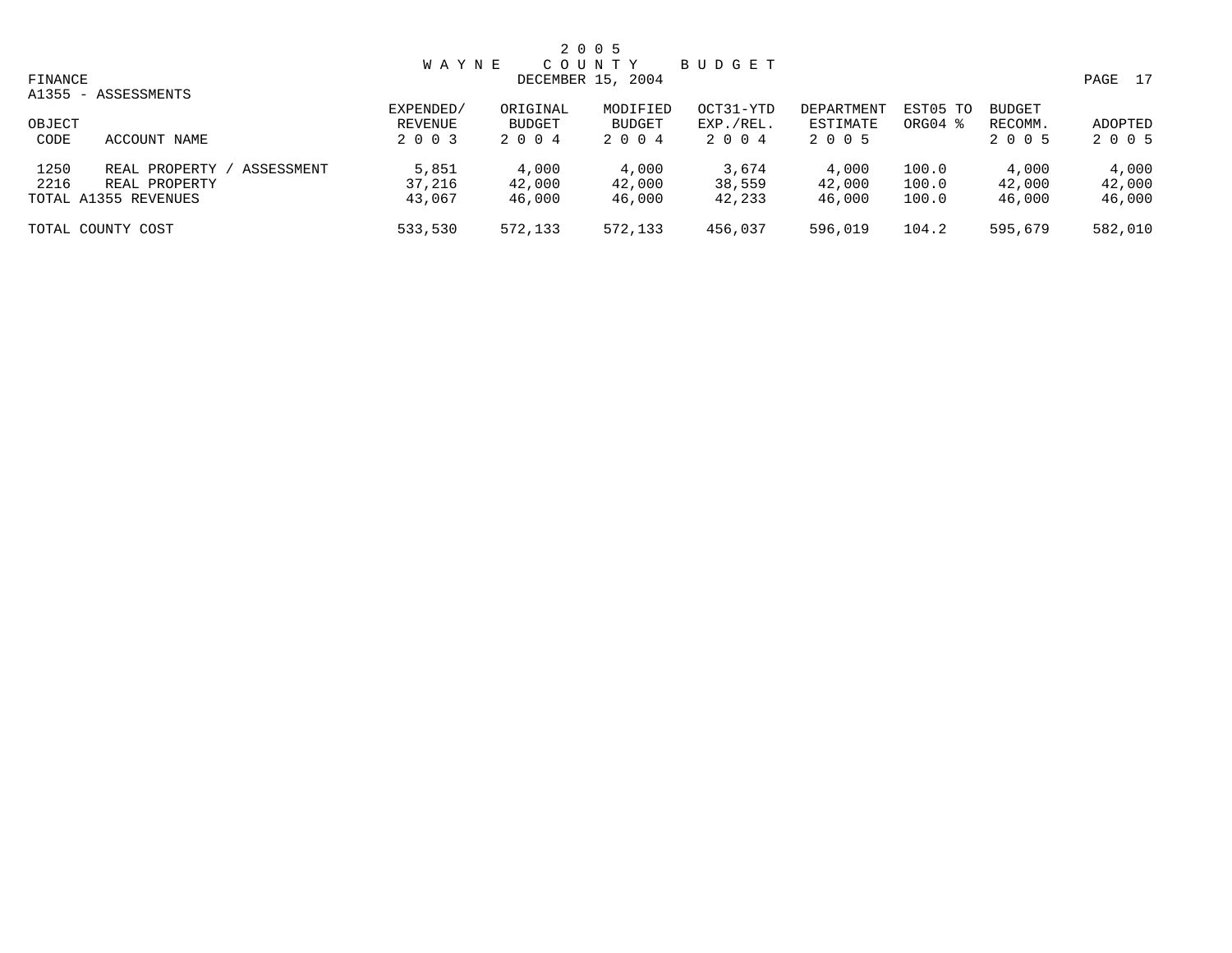2 0 0 5
W A Y N E   C O U N T Y   B U D G E T
DECEMBER 15, 2004

FINANCE

A1355 - ASSESSMENTS

| OBJECT CODE | ACCOUNT NAME | EXPENDED/ REVENUE 2 0 0 3 | ORIGINAL BUDGET 2 0 0 4 | MODIFIED BUDGET 2 0 0 4 | OCT31-YTD EXP./REL. 2 0 0 4 | DEPARTMENT ESTIMATE 2 0 0 5 | EST05 TO ORG04 % | BUDGET RECOMM. 2 0 0 5 | ADOPTED 2 0 0 5 |
|---|---|---|---|---|---|---|---|---|---|
| 1250 | REAL PROPERTY / ASSESSMENT | 5,851 | 4,000 | 4,000 | 3,674 | 4,000 | 100.0 | 4,000 | 4,000 |
| 2216 | REAL PROPERTY | 37,216 | 42,000 | 42,000 | 38,559 | 42,000 | 100.0 | 42,000 | 42,000 |
| TOTAL A1355 REVENUES | | 43,067 | 46,000 | 46,000 | 42,233 | 46,000 | 100.0 | 46,000 | 46,000 |
| TOTAL COUNTY COST | | 533,530 | 572,133 | 572,133 | 456,037 | 596,019 | 104.2 | 595,679 | 582,010 |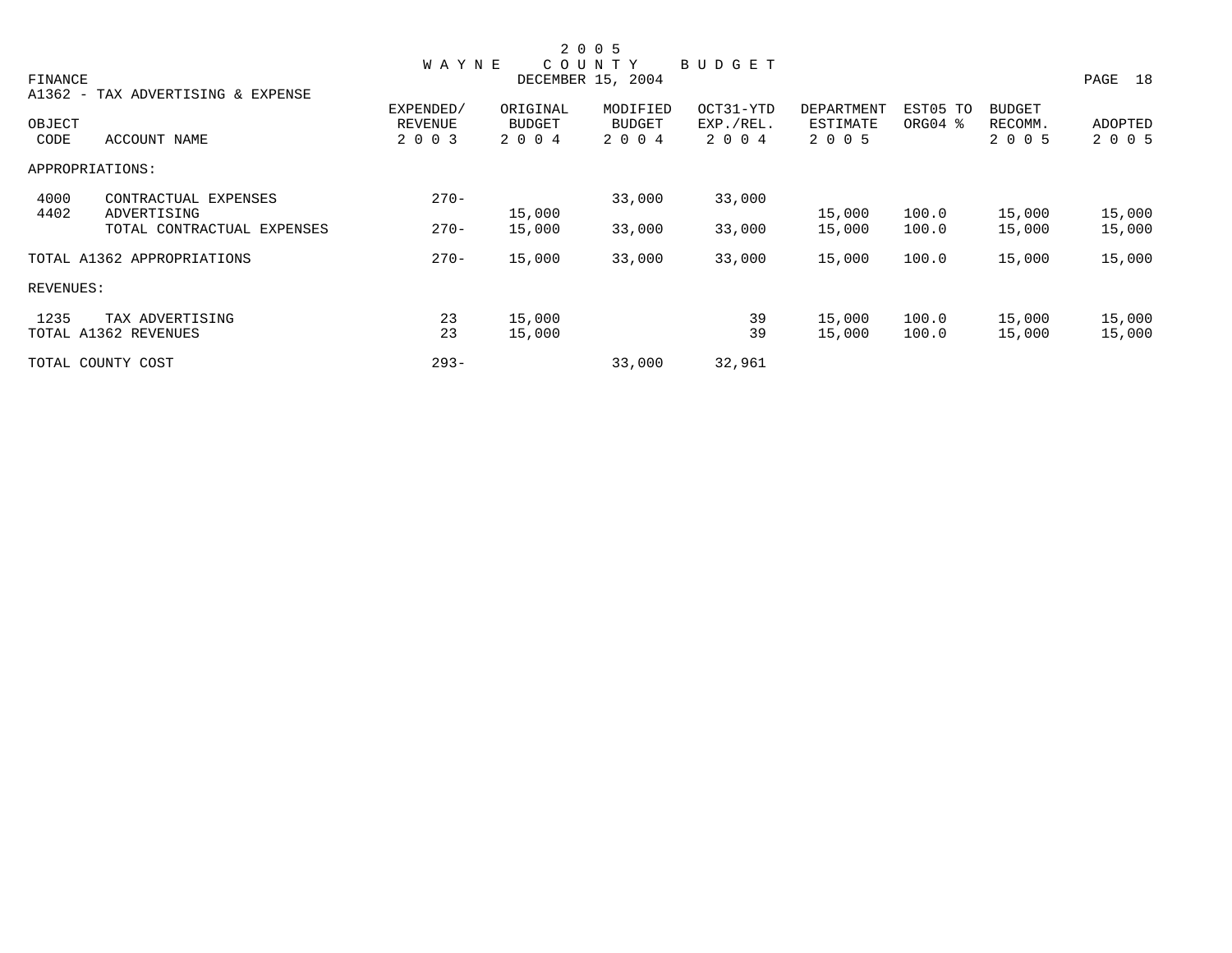# 2005 WAYNE COUNTY BUDGET

FINANCE
DECEMBER 15, 2004

A1362 - TAX ADVERTISING & EXPENSE

| OBJECT CODE | ACCOUNT NAME | EXPENDED/ REVENUE 2003 | ORIGINAL BUDGET 2004 | MODIFIED BUDGET 2004 | OCT31-YTD EXP./REL. 2004 | DEPARTMENT ESTIMATE 2005 | EST05 TO ORG04 % | BUDGET RECOMM. 2005 | ADOPTED 2005 |
|---|---|---|---|---|---|---|---|---|---|
| APPROPRIATIONS: | | | | | | | | | |
| 4000 | CONTRACTUAL EXPENSES | 270- | | 33,000 | 33,000 | | | | |
| 4402 | ADVERTISING | | 15,000 | | | 15,000 | 100.0 | 15,000 | 15,000 |
| | TOTAL CONTRACTUAL EXPENSES | 270- | 15,000 | 33,000 | 33,000 | 15,000 | 100.0 | 15,000 | 15,000 |
| TOTAL A1362 APPROPRIATIONS | | 270- | 15,000 | 33,000 | 33,000 | 15,000 | 100.0 | 15,000 | 15,000 |
| REVENUES: | | | | | | | | | |
| 1235 | TAX ADVERTISING | 23 | 15,000 | | 39 | 15,000 | 100.0 | 15,000 | 15,000 |
| TOTAL A1362 REVENUES | | 23 | 15,000 | | 39 | 15,000 | 100.0 | 15,000 | 15,000 |
| TOTAL COUNTY COST | | 293- | | 33,000 | 32,961 | | | | |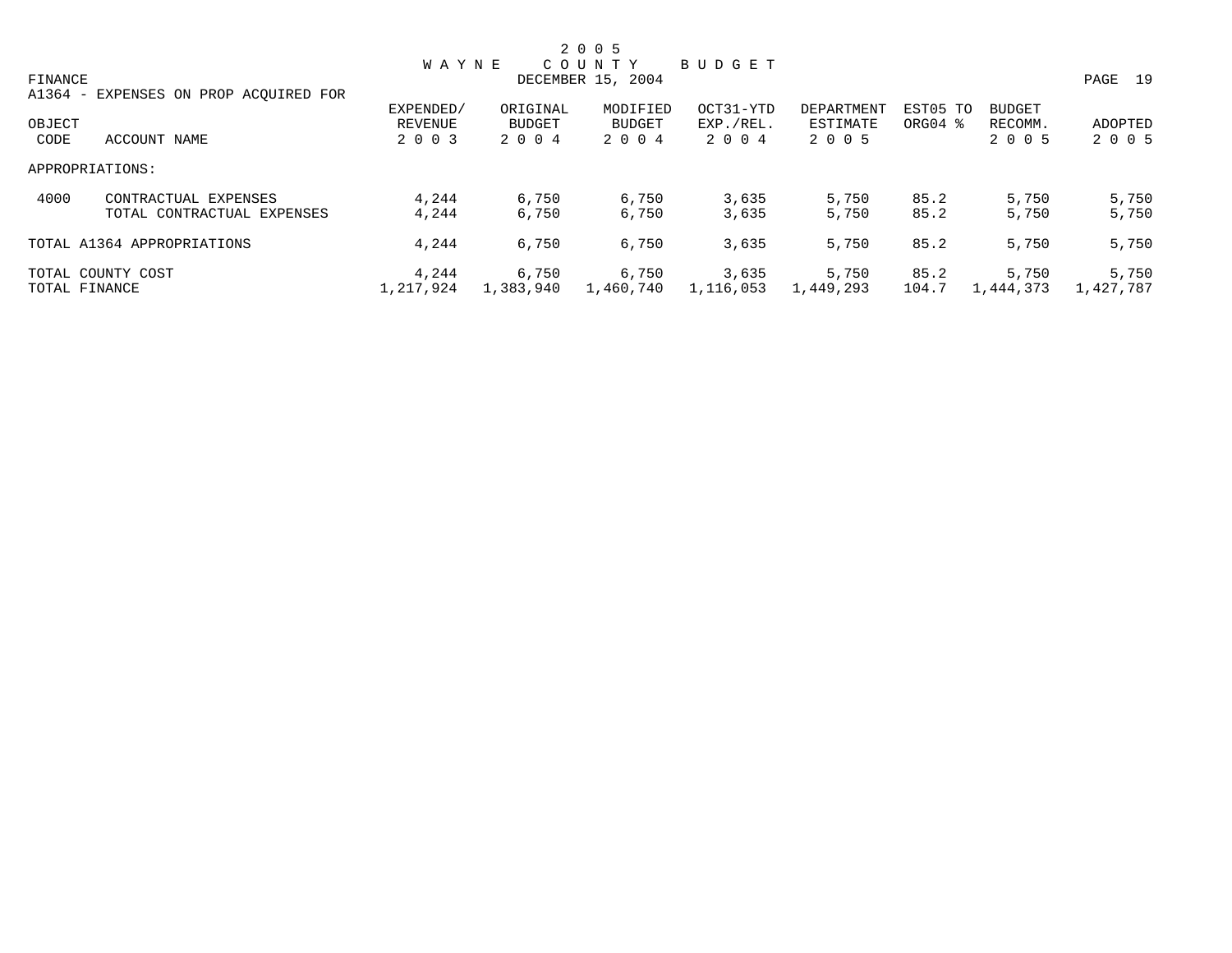# 2005 WAYNE COUNTY BUDGET

FINANCE — DECEMBER 15, 2004

A1364 - EXPENSES ON PROP ACQUIRED FOR

| OBJECT CODE | ACCOUNT NAME | EXPENDED/ REVENUE 2003 | ORIGINAL BUDGET 2004 | MODIFIED BUDGET 2004 | OCT31-YTD EXP./REL. 2004 | DEPARTMENT ESTIMATE 2005 | EST05 TO ORG04 % | BUDGET RECOMM. 2005 | ADOPTED 2005 |
|---|---|---|---|---|---|---|---|---|---|
| APPROPRIATIONS: | | | | | | | | | |
| 4000 | CONTRACTUAL EXPENSES | 4,244 | 6,750 | 6,750 | 3,635 | 5,750 | 85.2 | 5,750 | 5,750 |
| | TOTAL CONTRACTUAL EXPENSES | 4,244 | 6,750 | 6,750 | 3,635 | 5,750 | 85.2 | 5,750 | 5,750 |
| TOTAL A1364 APPROPRIATIONS | | 4,244 | 6,750 | 6,750 | 3,635 | 5,750 | 85.2 | 5,750 | 5,750 |
| TOTAL COUNTY COST | | 4,244 | 6,750 | 6,750 | 3,635 | 5,750 | 85.2 | 5,750 | 5,750 |
| TOTAL FINANCE | | 1,217,924 | 1,383,940 | 1,460,740 | 1,116,053 | 1,449,293 | 104.7 | 1,444,373 | 1,427,787 |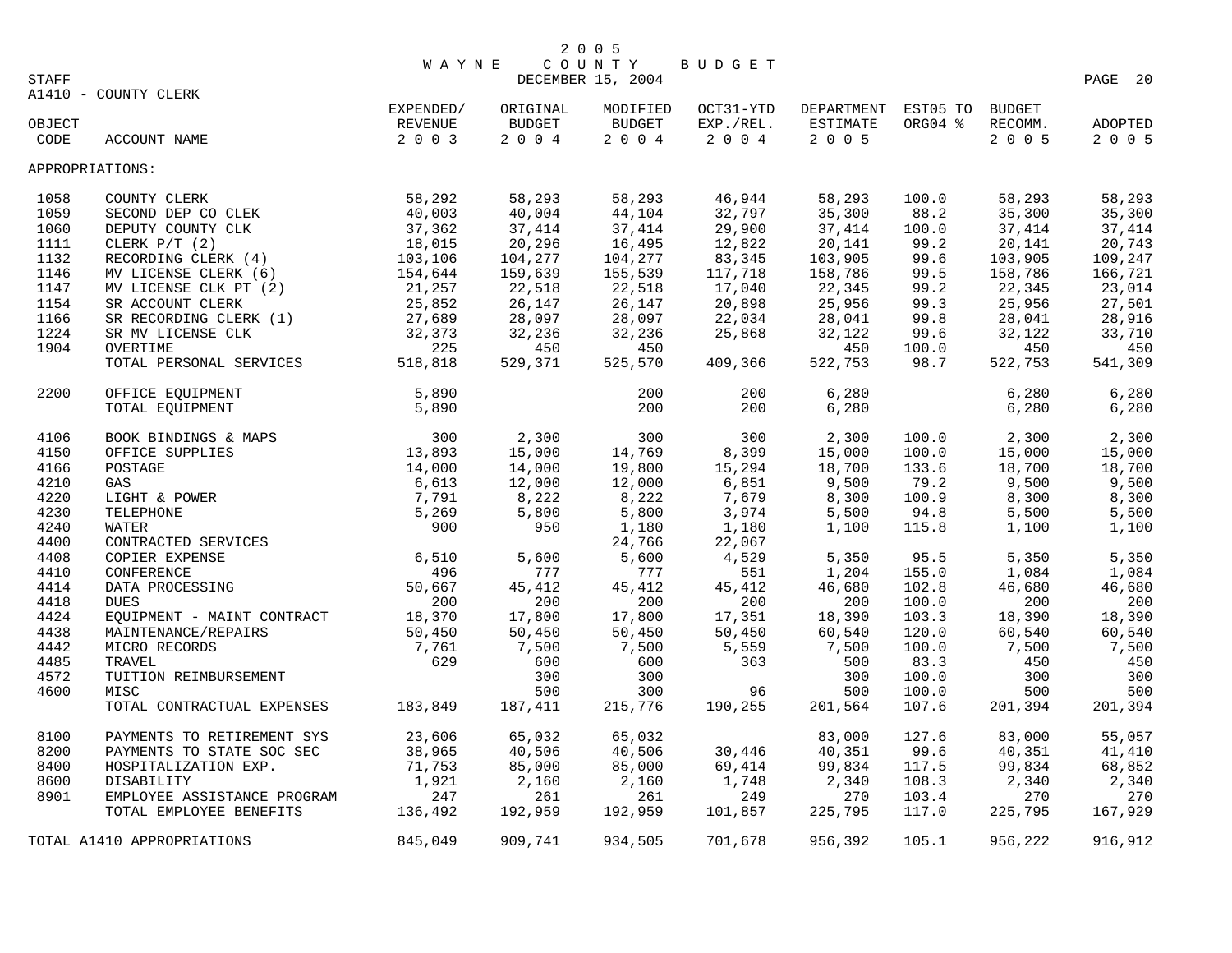# 2005 WAYNE COUNTY BUDGET

STAFF

DECEMBER 15, 2004

## A1410 - COUNTY CLERK

| OBJECT CODE | ACCOUNT NAME | EXPENDED/ REVENUE 2003 | ORIGINAL BUDGET 2004 | MODIFIED BUDGET 2004 | OCT31-YTD EXP./REL. 2004 | DEPARTMENT ESTIMATE 2005 | EST05 TO ORG04 % | BUDGET RECOMM. 2005 | ADOPTED 2005 |
|---|---|---|---|---|---|---|---|---|---|
| APPROPRIATIONS: | | | | | | | | | |
| 1058 | COUNTY CLERK | 58,292 | 58,293 | 58,293 | 46,944 | 58,293 | 100.0 | 58,293 | 58,293 |
| 1059 | SECOND DEP CO CLEK | 40,003 | 40,004 | 44,104 | 32,797 | 35,300 | 88.2 | 35,300 | 35,300 |
| 1060 | DEPUTY COUNTY CLK | 37,362 | 37,414 | 37,414 | 29,900 | 37,414 | 100.0 | 37,414 | 37,414 |
| 1111 | CLERK P/T (2) | 18,015 | 20,296 | 16,495 | 12,822 | 20,141 | 99.2 | 20,141 | 20,743 |
| 1132 | RECORDING CLERK (4) | 103,106 | 104,277 | 104,277 | 83,345 | 103,905 | 99.6 | 103,905 | 109,247 |
| 1146 | MV LICENSE CLERK (6) | 154,644 | 159,639 | 155,539 | 117,718 | 158,786 | 99.5 | 158,786 | 166,721 |
| 1147 | MV LICENSE CLK PT (2) | 21,257 | 22,518 | 22,518 | 17,040 | 22,345 | 99.2 | 22,345 | 23,014 |
| 1154 | SR ACCOUNT CLERK | 25,852 | 26,147 | 26,147 | 20,898 | 25,956 | 99.3 | 25,956 | 27,501 |
| 1166 | SR RECORDING CLERK (1) | 27,689 | 28,097 | 28,097 | 22,034 | 28,041 | 99.8 | 28,041 | 28,916 |
| 1224 | SR MV LICENSE CLK | 32,373 | 32,236 | 32,236 | 25,868 | 32,122 | 99.6 | 32,122 | 33,710 |
| 1904 | OVERTIME | 225 | 450 | 450 | | 450 | 100.0 | 450 | 450 |
| | TOTAL PERSONAL SERVICES | 518,818 | 529,371 | 525,570 | 409,366 | 522,753 | 98.7 | 522,753 | 541,309 |
| 2200 | OFFICE EQUIPMENT | 5,890 | | 200 | 200 | 6,280 | | 6,280 | 6,280 |
| | TOTAL EQUIPMENT | 5,890 | | 200 | 200 | 6,280 | | 6,280 | 6,280 |
| 4106 | BOOK BINDINGS & MAPS | 300 | 2,300 | 300 | 300 | 2,300 | 100.0 | 2,300 | 2,300 |
| 4150 | OFFICE SUPPLIES | 13,893 | 15,000 | 14,769 | 8,399 | 15,000 | 100.0 | 15,000 | 15,000 |
| 4166 | POSTAGE | 14,000 | 14,000 | 19,800 | 15,294 | 18,700 | 133.6 | 18,700 | 18,700 |
| 4210 | GAS | 6,613 | 12,000 | 12,000 | 6,851 | 9,500 | 79.2 | 9,500 | 9,500 |
| 4220 | LIGHT & POWER | 7,791 | 8,222 | 8,222 | 7,679 | 8,300 | 100.9 | 8,300 | 8,300 |
| 4230 | TELEPHONE | 5,269 | 5,800 | 5,800 | 3,974 | 5,500 | 94.8 | 5,500 | 5,500 |
| 4240 | WATER | 900 | 950 | 1,180 | 1,180 | 1,100 | 115.8 | 1,100 | 1,100 |
| 4400 | CONTRACTED SERVICES | | | 24,766 | 22,067 | | | | |
| 4408 | COPIER EXPENSE | 6,510 | 5,600 | 5,600 | 4,529 | 5,350 | 95.5 | 5,350 | 5,350 |
| 4410 | CONFERENCE | 496 | 777 | 777 | 551 | 1,204 | 155.0 | 1,084 | 1,084 |
| 4414 | DATA PROCESSING | 50,667 | 45,412 | 45,412 | 45,412 | 46,680 | 102.8 | 46,680 | 46,680 |
| 4418 | DUES | 200 | 200 | 200 | 200 | 200 | 100.0 | 200 | 200 |
| 4424 | EQUIPMENT - MAINT CONTRACT | 18,370 | 17,800 | 17,800 | 17,351 | 18,390 | 103.3 | 18,390 | 18,390 |
| 4438 | MAINTENANCE/REPAIRS | 50,450 | 50,450 | 50,450 | 50,450 | 60,540 | 120.0 | 60,540 | 60,540 |
| 4442 | MICRO RECORDS | 7,761 | 7,500 | 7,500 | 5,559 | 7,500 | 100.0 | 7,500 | 7,500 |
| 4485 | TRAVEL | 629 | 600 | 600 | 363 | 500 | 83.3 | 450 | 450 |
| 4572 | TUITION REIMBURSEMENT | | 300 | 300 | | 300 | 100.0 | 300 | 300 |
| 4600 | MISC | | 500 | 300 | 96 | 500 | 100.0 | 500 | 500 |
| | TOTAL CONTRACTUAL EXPENSES | 183,849 | 187,411 | 215,776 | 190,255 | 201,564 | 107.6 | 201,394 | 201,394 |
| 8100 | PAYMENTS TO RETIREMENT SYS | 23,606 | 65,032 | 65,032 | | 83,000 | 127.6 | 83,000 | 55,057 |
| 8200 | PAYMENTS TO STATE SOC SEC | 38,965 | 40,506 | 40,506 | 30,446 | 40,351 | 99.6 | 40,351 | 41,410 |
| 8400 | HOSPITALIZATION EXP. | 71,753 | 85,000 | 85,000 | 69,414 | 99,834 | 117.5 | 99,834 | 68,852 |
| 8600 | DISABILITY | 1,921 | 2,160 | 2,160 | 1,748 | 2,340 | 108.3 | 2,340 | 2,340 |
| 8901 | EMPLOYEE ASSISTANCE PROGRAM | 247 | 261 | 261 | 249 | 270 | 103.4 | 270 | 270 |
| | TOTAL EMPLOYEE BENEFITS | 136,492 | 192,959 | 192,959 | 101,857 | 225,795 | 117.0 | 225,795 | 167,929 |
| TOTAL A1410 APPROPRIATIONS | | 845,049 | 909,741 | 934,505 | 701,678 | 956,392 | 105.1 | 956,222 | 916,912 |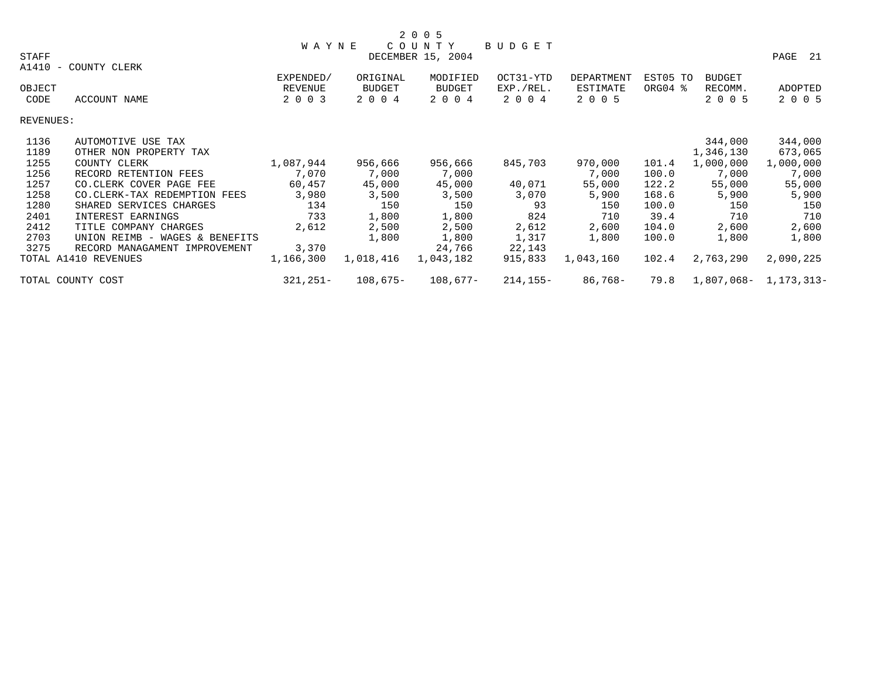# 2005 WAYNE COUNTY BUDGET

STAFF — DECEMBER 15, 2004

A1410 - COUNTY CLERK

| OBJECT CODE | ACCOUNT NAME | EXPENDED/ REVENUE 2003 | ORIGINAL BUDGET 2004 | MODIFIED BUDGET 2004 | OCT31-YTD EXP./REL. 2004 | DEPARTMENT ESTIMATE 2005 | EST05 TO ORG04 % | BUDGET RECOMM. 2005 | ADOPTED 2005 |
|---|---|---|---|---|---|---|---|---|---|
| REVENUES: | | | | | | | | | |
| 1136 | AUTOMOTIVE USE TAX | | | | | | | 344,000 | 344,000 |
| 1189 | OTHER NON PROPERTY TAX | | | | | | | 1,346,130 | 673,065 |
| 1255 | COUNTY CLERK | 1,087,944 | 956,666 | 956,666 | 845,703 | 970,000 | 101.4 | 1,000,000 | 1,000,000 |
| 1256 | RECORD RETENTION FEES | 7,070 | 7,000 | 7,000 | | 7,000 | 100.0 | 7,000 | 7,000 |
| 1257 | CO.CLERK COVER PAGE FEE | 60,457 | 45,000 | 45,000 | 40,071 | 55,000 | 122.2 | 55,000 | 55,000 |
| 1258 | CO.CLERK-TAX REDEMPTION FEES | 3,980 | 3,500 | 3,500 | 3,070 | 5,900 | 168.6 | 5,900 | 5,900 |
| 1280 | SHARED SERVICES CHARGES | 134 | 150 | 150 | 93 | 150 | 100.0 | 150 | 150 |
| 2401 | INTEREST EARNINGS | 733 | 1,800 | 1,800 | 824 | 710 | 39.4 | 710 | 710 |
| 2412 | TITLE COMPANY CHARGES | 2,612 | 2,500 | 2,500 | 2,612 | 2,600 | 104.0 | 2,600 | 2,600 |
| 2703 | UNION REIMB - WAGES & BENEFITS | | 1,800 | 1,800 | 1,317 | 1,800 | 100.0 | 1,800 | 1,800 |
| 3275 | RECORD MANAGAMENT IMPROVEMENT | 3,370 | | 24,766 | 22,143 | | | | |
| TOTAL A1410 REVENUES | | 1,166,300 | 1,018,416 | 1,043,182 | 915,833 | 1,043,160 | 102.4 | 2,763,290 | 2,090,225 |
| TOTAL COUNTY COST | | 321,251- | 108,675- | 108,677- | 214,155- | 86,768- | 79.8 | 1,807,068- | 1,173,313- |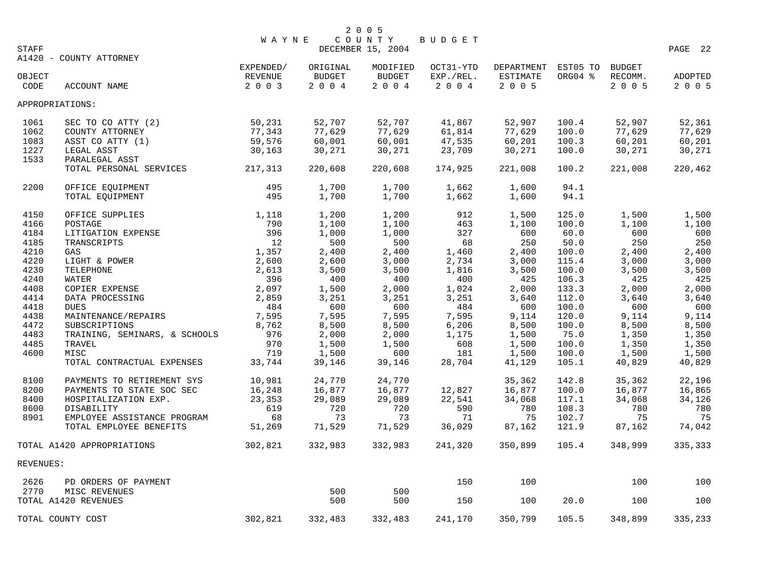# 2005 WAYNE COUNTY BUDGET

STAFF — DECEMBER 15, 2004

## A1420 - COUNTY ATTORNEY

| OBJECT CODE | ACCOUNT NAME | EXPENDED/ REVENUE 2003 | ORIGINAL BUDGET 2004 | MODIFIED BUDGET 2004 | OCT31-YTD EXP./REL. 2004 | DEPARTMENT ESTIMATE 2005 | EST05 TO ORG04 % | BUDGET RECOMM. 2005 | ADOPTED 2005 |
|---|---|---|---|---|---|---|---|---|---|
| APPROPRIATIONS: | | | | | | | | | |
| 1061 | SEC TO CO ATTY (2) | 50,231 | 52,707 | 52,707 | 41,867 | 52,907 | 100.4 | 52,907 | 52,361 |
| 1062 | COUNTY ATTORNEY | 77,343 | 77,629 | 77,629 | 61,814 | 77,629 | 100.0 | 77,629 | 77,629 |
| 1083 | ASST CO ATTY (1) | 59,576 | 60,001 | 60,001 | 47,535 | 60,201 | 100.3 | 60,201 | 60,201 |
| 1227 | LEGAL ASST | 30,163 | 30,271 | 30,271 | 23,709 | 30,271 | 100.0 | 30,271 | 30,271 |
| 1533 | PARALEGAL ASST | | | | | | | | |
| | TOTAL PERSONAL SERVICES | 217,313 | 220,608 | 220,608 | 174,925 | 221,008 | 100.2 | 221,008 | 220,462 |
| 2200 | OFFICE EQUIPMENT | 495 | 1,700 | 1,700 | 1,662 | 1,600 | 94.1 | | |
| | TOTAL EQUIPMENT | 495 | 1,700 | 1,700 | 1,662 | 1,600 | 94.1 | | |
| 4150 | OFFICE SUPPLIES | 1,118 | 1,200 | 1,200 | 912 | 1,500 | 125.0 | 1,500 | 1,500 |
| 4166 | POSTAGE | 790 | 1,100 | 1,100 | 463 | 1,100 | 100.0 | 1,100 | 1,100 |
| 4184 | LITIGATION EXPENSE | 396 | 1,000 | 1,000 | 327 | 600 | 60.0 | 600 | 600 |
| 4185 | TRANSCRIPTS | 12 | 500 | 500 | 68 | 250 | 50.0 | 250 | 250 |
| 4210 | GAS | 1,357 | 2,400 | 2,400 | 1,460 | 2,400 | 100.0 | 2,400 | 2,400 |
| 4220 | LIGHT & POWER | 2,600 | 2,600 | 3,000 | 2,734 | 3,000 | 115.4 | 3,000 | 3,000 |
| 4230 | TELEPHONE | 2,613 | 3,500 | 3,500 | 1,816 | 3,500 | 100.0 | 3,500 | 3,500 |
| 4240 | WATER | 396 | 400 | 400 | 400 | 425 | 106.3 | 425 | 425 |
| 4408 | COPIER EXPENSE | 2,097 | 1,500 | 2,000 | 1,024 | 2,000 | 133.3 | 2,000 | 2,000 |
| 4414 | DATA PROCESSING | 2,859 | 3,251 | 3,251 | 3,251 | 3,640 | 112.0 | 3,640 | 3,640 |
| 4418 | DUES | 484 | 600 | 600 | 484 | 600 | 100.0 | 600 | 600 |
| 4438 | MAINTENANCE/REPAIRS | 7,595 | 7,595 | 7,595 | 7,595 | 9,114 | 120.0 | 9,114 | 9,114 |
| 4472 | SUBSCRIPTIONS | 8,762 | 8,500 | 8,500 | 6,206 | 8,500 | 100.0 | 8,500 | 8,500 |
| 4483 | TRAINING, SEMINARS, & SCHOOLS | 976 | 2,000 | 2,000 | 1,175 | 1,500 | 75.0 | 1,350 | 1,350 |
| 4485 | TRAVEL | 970 | 1,500 | 1,500 | 608 | 1,500 | 100.0 | 1,350 | 1,350 |
| 4600 | MISC | 719 | 1,500 | 600 | 181 | 1,500 | 100.0 | 1,500 | 1,500 |
| | TOTAL CONTRACTUAL EXPENSES | 33,744 | 39,146 | 39,146 | 28,704 | 41,129 | 105.1 | 40,829 | 40,829 |
| 8100 | PAYMENTS TO RETIREMENT SYS | 10,981 | 24,770 | 24,770 | | 35,362 | 142.8 | 35,362 | 22,196 |
| 8200 | PAYMENTS TO STATE SOC SEC | 16,248 | 16,877 | 16,877 | 12,827 | 16,877 | 100.0 | 16,877 | 16,865 |
| 8400 | HOSPITALIZATION EXP. | 23,353 | 29,089 | 29,089 | 22,541 | 34,068 | 117.1 | 34,068 | 34,126 |
| 8600 | DISABILITY | 619 | 720 | 720 | 590 | 780 | 108.3 | 780 | 780 |
| 8901 | EMPLOYEE ASSISTANCE PROGRAM | 68 | 73 | 73 | 71 | 75 | 102.7 | 75 | 75 |
| | TOTAL EMPLOYEE BENEFITS | 51,269 | 71,529 | 71,529 | 36,029 | 87,162 | 121.9 | 87,162 | 74,042 |
| TOTAL A1420 APPROPRIATIONS | | 302,821 | 332,983 | 332,983 | 241,320 | 350,899 | 105.4 | 348,999 | 335,333 |
| REVENUES: | | | | | | | | | |
| 2626 | PD ORDERS OF PAYMENT | | | | 150 | 100 | | 100 | 100 |
| 2770 | MISC REVENUES | | 500 | 500 | | | | | |
| TOTAL A1420 REVENUES | | | 500 | 500 | 150 | 100 | 20.0 | 100 | 100 |
| TOTAL COUNTY COST | | 302,821 | 332,483 | 332,483 | 241,170 | 350,799 | 105.5 | 348,899 | 335,233 |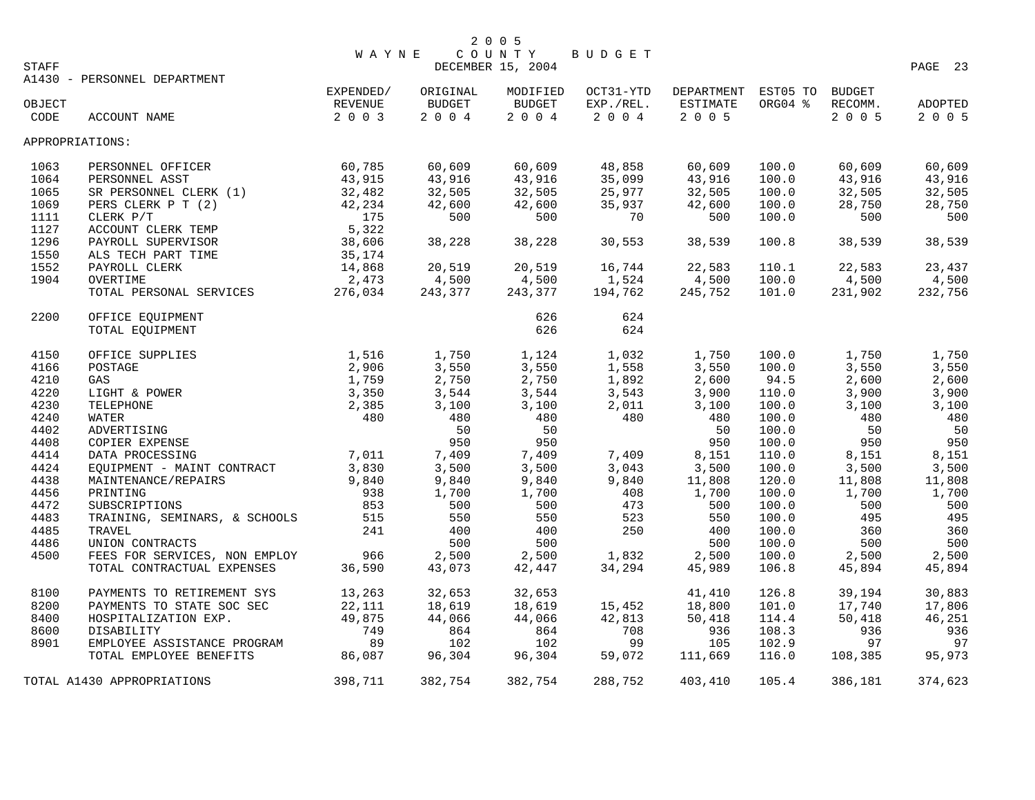# 2005 WAYNE COUNTY BUDGET

STAFF — DECEMBER 15, 2004

## A1430 - PERSONNEL DEPARTMENT

| OBJECT CODE | ACCOUNT NAME | EXPENDED/ REVENUE 2003 | ORIGINAL BUDGET 2004 | MODIFIED BUDGET 2004 | OCT31-YTD EXP./REL. 2004 | DEPARTMENT ESTIMATE 2005 | EST05 TO ORG04 % | BUDGET RECOMM. 2005 | ADOPTED 2005 |
|---|---|---|---|---|---|---|---|---|---|
| APPROPRIATIONS: | | | | | | | | | |
| 1063 | PERSONNEL OFFICER | 60,785 | 60,609 | 60,609 | 48,858 | 60,609 | 100.0 | 60,609 | 60,609 |
| 1064 | PERSONNEL ASST | 43,915 | 43,916 | 43,916 | 35,099 | 43,916 | 100.0 | 43,916 | 43,916 |
| 1065 | SR PERSONNEL CLERK (1) | 32,482 | 32,505 | 32,505 | 25,977 | 32,505 | 100.0 | 32,505 | 32,505 |
| 1069 | PERS CLERK P T (2) | 42,234 | 42,600 | 42,600 | 35,937 | 42,600 | 100.0 | 28,750 | 28,750 |
| 1111 | CLERK P/T | 175 | 500 | 500 | 70 | 500 | 100.0 | 500 | 500 |
| 1127 | ACCOUNT CLERK TEMP | 5,322 | | | | | | | |
| 1296 | PAYROLL SUPERVISOR | 38,606 | 38,228 | 38,228 | 30,553 | 38,539 | 100.8 | 38,539 | 38,539 |
| 1550 | ALS TECH PART TIME | 35,174 | | | | | | | |
| 1552 | PAYROLL CLERK | 14,868 | 20,519 | 20,519 | 16,744 | 22,583 | 110.1 | 22,583 | 23,437 |
| 1904 | OVERTIME | 2,473 | 4,500 | 4,500 | 1,524 | 4,500 | 100.0 | 4,500 | 4,500 |
| | TOTAL PERSONAL SERVICES | 276,034 | 243,377 | 243,377 | 194,762 | 245,752 | 101.0 | 231,902 | 232,756 |
| 2200 | OFFICE EQUIPMENT | | | 626 | 624 | | | | |
| | TOTAL EQUIPMENT | | | 626 | 624 | | | | |
| 4150 | OFFICE SUPPLIES | 1,516 | 1,750 | 1,124 | 1,032 | 1,750 | 100.0 | 1,750 | 1,750 |
| 4166 | POSTAGE | 2,906 | 3,550 | 3,550 | 1,558 | 3,550 | 100.0 | 3,550 | 3,550 |
| 4210 | GAS | 1,759 | 2,750 | 2,750 | 1,892 | 2,600 | 94.5 | 2,600 | 2,600 |
| 4220 | LIGHT & POWER | 3,350 | 3,544 | 3,544 | 3,543 | 3,900 | 110.0 | 3,900 | 3,900 |
| 4230 | TELEPHONE | 2,385 | 3,100 | 3,100 | 2,011 | 3,100 | 100.0 | 3,100 | 3,100 |
| 4240 | WATER | 480 | 480 | 480 | 480 | 480 | 100.0 | 480 | 480 |
| 4402 | ADVERTISING | | 50 | 50 | | 50 | 100.0 | 50 | 50 |
| 4408 | COPIER EXPENSE | | 950 | 950 | | 950 | 100.0 | 950 | 950 |
| 4414 | DATA PROCESSING | 7,011 | 7,409 | 7,409 | 7,409 | 8,151 | 110.0 | 8,151 | 8,151 |
| 4424 | EQUIPMENT - MAINT CONTRACT | 3,830 | 3,500 | 3,500 | 3,043 | 3,500 | 100.0 | 3,500 | 3,500 |
| 4438 | MAINTENANCE/REPAIRS | 9,840 | 9,840 | 9,840 | 9,840 | 11,808 | 120.0 | 11,808 | 11,808 |
| 4456 | PRINTING | 938 | 1,700 | 1,700 | 408 | 1,700 | 100.0 | 1,700 | 1,700 |
| 4472 | SUBSCRIPTIONS | 853 | 500 | 500 | 473 | 500 | 100.0 | 500 | 500 |
| 4483 | TRAINING, SEMINARS, & SCHOOLS | 515 | 550 | 550 | 523 | 550 | 100.0 | 495 | 495 |
| 4485 | TRAVEL | 241 | 400 | 400 | 250 | 400 | 100.0 | 360 | 360 |
| 4486 | UNION CONTRACTS | | 500 | 500 | | 500 | 100.0 | 500 | 500 |
| 4500 | FEES FOR SERVICES, NON EMPLOY | 966 | 2,500 | 2,500 | 1,832 | 2,500 | 100.0 | 2,500 | 2,500 |
| | TOTAL CONTRACTUAL EXPENSES | 36,590 | 43,073 | 42,447 | 34,294 | 45,989 | 106.8 | 45,894 | 45,894 |
| 8100 | PAYMENTS TO RETIREMENT SYS | 13,263 | 32,653 | 32,653 | | 41,410 | 126.8 | 39,194 | 30,883 |
| 8200 | PAYMENTS TO STATE SOC SEC | 22,111 | 18,619 | 18,619 | 15,452 | 18,800 | 101.0 | 17,740 | 17,806 |
| 8400 | HOSPITALIZATION EXP. | 49,875 | 44,066 | 44,066 | 42,813 | 50,418 | 114.4 | 50,418 | 46,251 |
| 8600 | DISABILITY | 749 | 864 | 864 | 708 | 936 | 108.3 | 936 | 936 |
| 8901 | EMPLOYEE ASSISTANCE PROGRAM | 89 | 102 | 102 | 99 | 105 | 102.9 | 97 | 97 |
| | TOTAL EMPLOYEE BENEFITS | 86,087 | 96,304 | 96,304 | 59,072 | 111,669 | 116.0 | 108,385 | 95,973 |
| TOTAL A1430 APPROPRIATIONS | | 398,711 | 382,754 | 382,754 | 288,752 | 403,410 | 105.4 | 386,181 | 374,623 |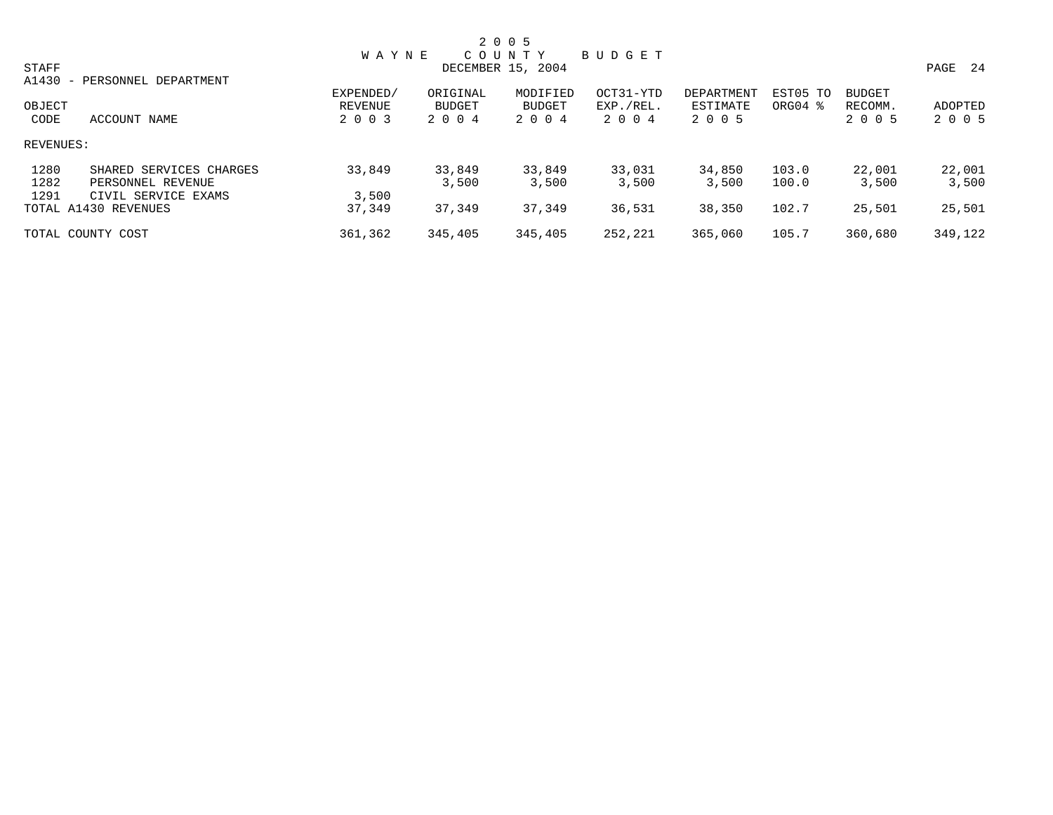# 2005 WAYNE COUNTY BUDGET

STAFF — DECEMBER 15, 2004

A1430 - PERSONNEL DEPARTMENT

| OBJECT CODE | ACCOUNT NAME | EXPENDED/ REVENUE 2003 | ORIGINAL BUDGET 2004 | MODIFIED BUDGET 2004 | OCT31-YTD EXP./REL. 2004 | DEPARTMENT ESTIMATE 2005 | EST05 TO ORG04 % | BUDGET RECOMM. 2005 | ADOPTED 2005 |
|---|---|---|---|---|---|---|---|---|---|
| REVENUES: | | | | | | | | | |
| 1280 | SHARED SERVICES CHARGES | 33,849 | 33,849 | 33,849 | 33,031 | 34,850 | 103.0 | 22,001 | 22,001 |
| 1282 | PERSONNEL REVENUE | | 3,500 | 3,500 | 3,500 | 3,500 | 100.0 | 3,500 | 3,500 |
| 1291 | CIVIL SERVICE EXAMS | 3,500 | | | | | | | |
| TOTAL A1430 REVENUES | | 37,349 | 37,349 | 37,349 | 36,531 | 38,350 | 102.7 | 25,501 | 25,501 |
| TOTAL COUNTY COST | | 361,362 | 345,405 | 345,405 | 252,221 | 365,060 | 105.7 | 360,680 | 349,122 |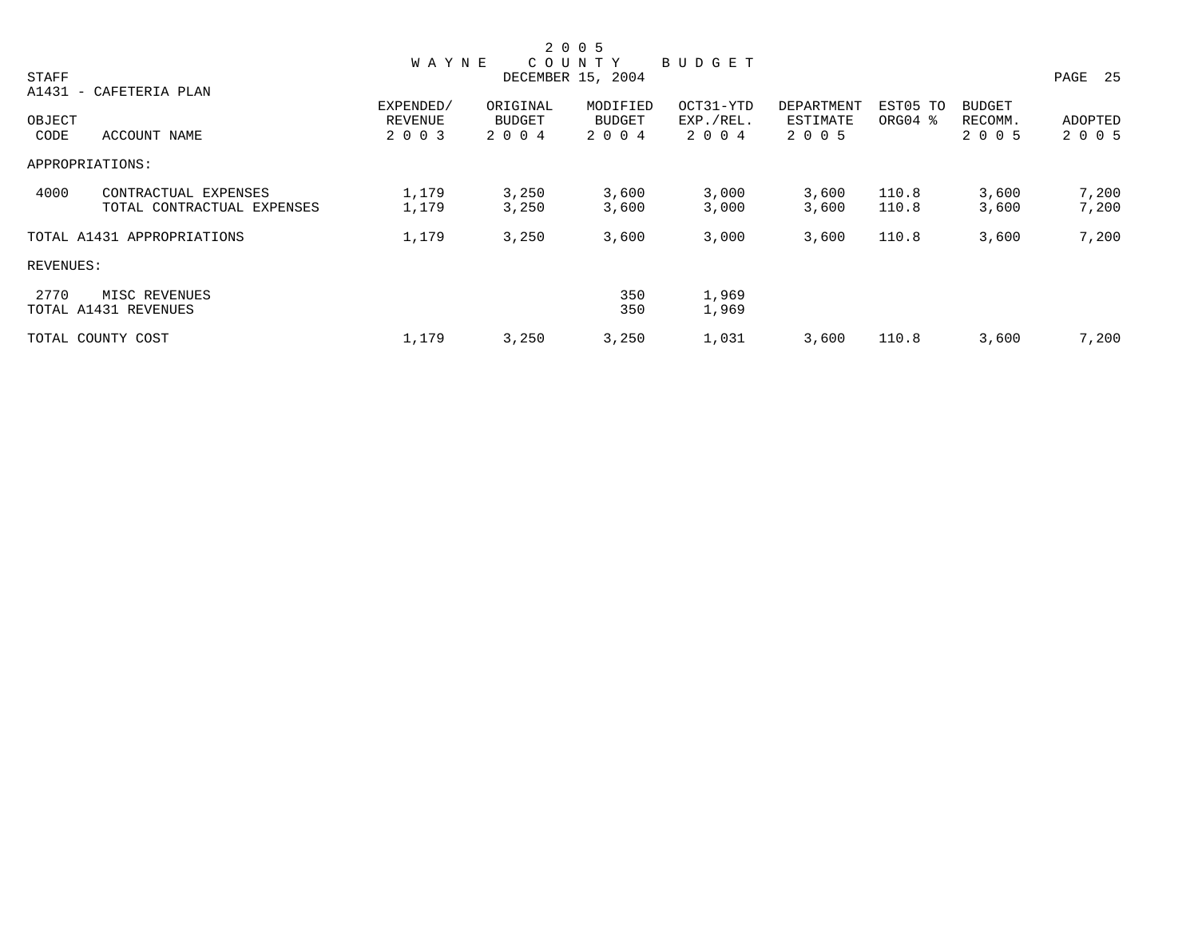# 2005 WAYNE COUNTY BUDGET

STAFF — DECEMBER 15, 2004

A1431 - CAFETERIA PLAN

| OBJECT CODE | ACCOUNT NAME | EXPENDED/ REVENUE 2003 | ORIGINAL BUDGET 2004 | MODIFIED BUDGET 2004 | OCT31-YTD EXP./REL. 2004 | DEPARTMENT ESTIMATE 2005 | EST05 TO ORG04 % | BUDGET RECOMM. 2005 | ADOPTED 2005 |
|---|---|---|---|---|---|---|---|---|---|
| APPROPRIATIONS: | | | | | | | | | |
| 4000 | CONTRACTUAL EXPENSES | 1,179 | 3,250 | 3,600 | 3,000 | 3,600 | 110.8 | 3,600 | 7,200 |
| | TOTAL CONTRACTUAL EXPENSES | 1,179 | 3,250 | 3,600 | 3,000 | 3,600 | 110.8 | 3,600 | 7,200 |
| TOTAL A1431 APPROPRIATIONS | | 1,179 | 3,250 | 3,600 | 3,000 | 3,600 | 110.8 | 3,600 | 7,200 |
| REVENUES: | | | | | | | | | |
| 2770 | MISC REVENUES | | | 350 | 1,969 | | | | |
| TOTAL A1431 REVENUES | | | | 350 | 1,969 | | | | |
| TOTAL COUNTY COST | | 1,179 | 3,250 | 3,250 | 1,031 | 3,600 | 110.8 | 3,600 | 7,200 |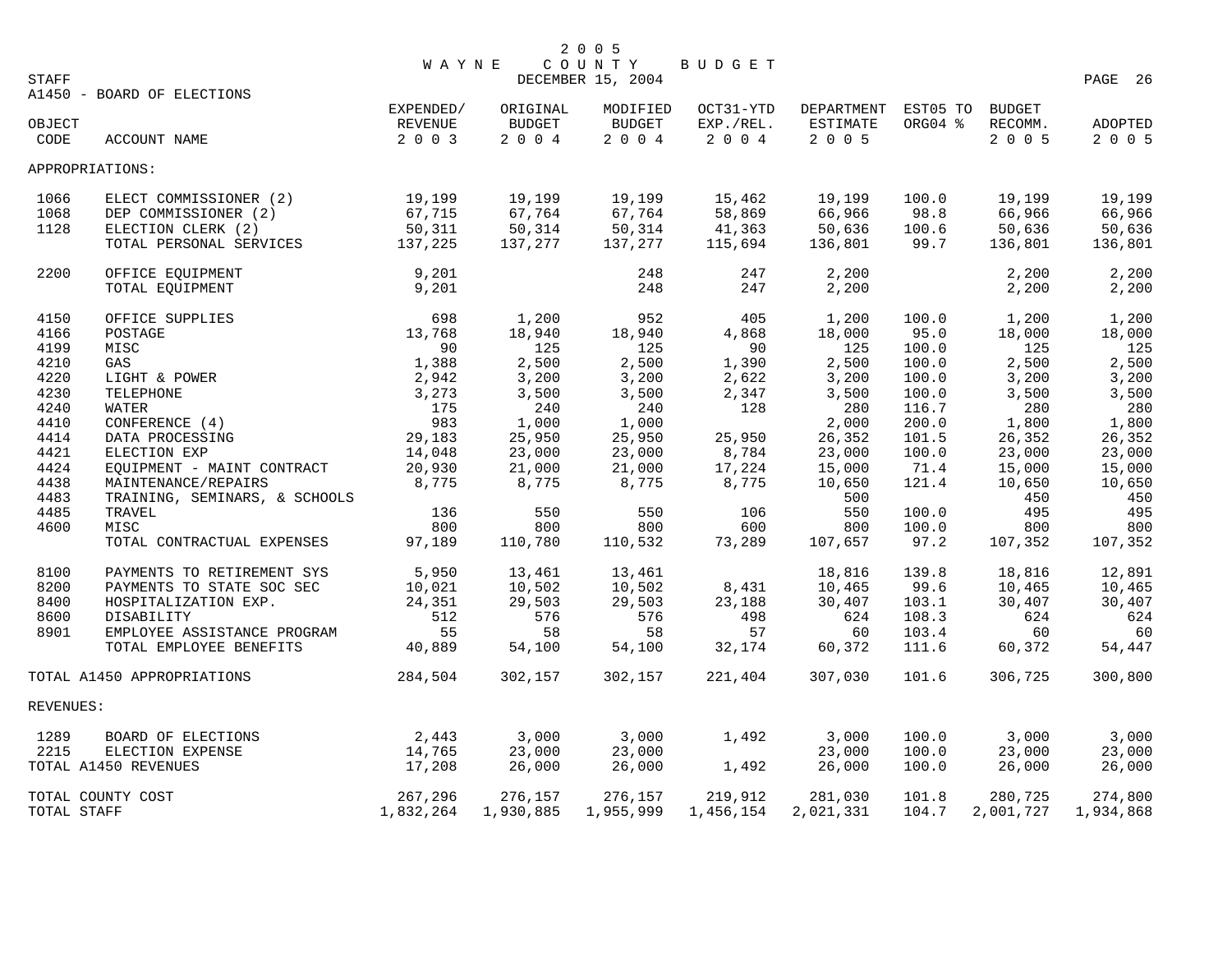# 2005 WAYNE COUNTY BUDGET

STAFF — DECEMBER 15, 2004

## A1450 - BOARD OF ELECTIONS

| OBJECT CODE | ACCOUNT NAME | EXPENDED/ REVENUE 2003 | ORIGINAL BUDGET 2004 | MODIFIED BUDGET 2004 | OCT31-YTD EXP./REL. 2004 | DEPARTMENT ESTIMATE 2005 | EST05 TO ORG04 % | BUDGET RECOMM. 2005 | ADOPTED 2005 |
|---|---|---|---|---|---|---|---|---|---|
| APPROPRIATIONS: | | | | | | | | | |
| 1066 | ELECT COMMISSIONER (2) | 19,199 | 19,199 | 19,199 | 15,462 | 19,199 | 100.0 | 19,199 | 19,199 |
| 1068 | DEP COMMISSIONER (2) | 67,715 | 67,764 | 67,764 | 58,869 | 66,966 | 98.8 | 66,966 | 66,966 |
| 1128 | ELECTION CLERK (2) | 50,311 | 50,314 | 50,314 | 41,363 | 50,636 | 100.6 | 50,636 | 50,636 |
| | TOTAL PERSONAL SERVICES | 137,225 | 137,277 | 137,277 | 115,694 | 136,801 | 99.7 | 136,801 | 136,801 |
| 2200 | OFFICE EQUIPMENT | 9,201 | | 248 | 247 | 2,200 | | 2,200 | 2,200 |
| | TOTAL EQUIPMENT | 9,201 | | 248 | 247 | 2,200 | | 2,200 | 2,200 |
| 4150 | OFFICE SUPPLIES | 698 | 1,200 | 952 | 405 | 1,200 | 100.0 | 1,200 | 1,200 |
| 4166 | POSTAGE | 13,768 | 18,940 | 18,940 | 4,868 | 18,000 | 95.0 | 18,000 | 18,000 |
| 4199 | MISC | 90 | 125 | 125 | 90 | 125 | 100.0 | 125 | 125 |
| 4210 | GAS | 1,388 | 2,500 | 2,500 | 1,390 | 2,500 | 100.0 | 2,500 | 2,500 |
| 4220 | LIGHT & POWER | 2,942 | 3,200 | 3,200 | 2,622 | 3,200 | 100.0 | 3,200 | 3,200 |
| 4230 | TELEPHONE | 3,273 | 3,500 | 3,500 | 2,347 | 3,500 | 100.0 | 3,500 | 3,500 |
| 4240 | WATER | 175 | 240 | 240 | 128 | 280 | 116.7 | 280 | 280 |
| 4410 | CONFERENCE (4) | 983 | 1,000 | 1,000 | | 2,000 | 200.0 | 1,800 | 1,800 |
| 4414 | DATA PROCESSING | 29,183 | 25,950 | 25,950 | 25,950 | 26,352 | 101.5 | 26,352 | 26,352 |
| 4421 | ELECTION EXP | 14,048 | 23,000 | 23,000 | 8,784 | 23,000 | 100.0 | 23,000 | 23,000 |
| 4424 | EQUIPMENT - MAINT CONTRACT | 20,930 | 21,000 | 21,000 | 17,224 | 15,000 | 71.4 | 15,000 | 15,000 |
| 4438 | MAINTENANCE/REPAIRS | 8,775 | 8,775 | 8,775 | 8,775 | 10,650 | 121.4 | 10,650 | 10,650 |
| 4483 | TRAINING, SEMINARS, & SCHOOLS | | | | | 500 | | 450 | 450 |
| 4485 | TRAVEL | 136 | 550 | 550 | 106 | 550 | 100.0 | 495 | 495 |
| 4600 | MISC | 800 | 800 | 800 | 600 | 800 | 100.0 | 800 | 800 |
| | TOTAL CONTRACTUAL EXPENSES | 97,189 | 110,780 | 110,532 | 73,289 | 107,657 | 97.2 | 107,352 | 107,352 |
| 8100 | PAYMENTS TO RETIREMENT SYS | 5,950 | 13,461 | 13,461 | | 18,816 | 139.8 | 18,816 | 12,891 |
| 8200 | PAYMENTS TO STATE SOC SEC | 10,021 | 10,502 | 10,502 | 8,431 | 10,465 | 99.6 | 10,465 | 10,465 |
| 8400 | HOSPITALIZATION EXP. | 24,351 | 29,503 | 29,503 | 23,188 | 30,407 | 103.1 | 30,407 | 30,407 |
| 8600 | DISABILITY | 512 | 576 | 576 | 498 | 624 | 108.3 | 624 | 624 |
| 8901 | EMPLOYEE ASSISTANCE PROGRAM | 55 | 58 | 58 | 57 | 60 | 103.4 | 60 | 60 |
| | TOTAL EMPLOYEE BENEFITS | 40,889 | 54,100 | 54,100 | 32,174 | 60,372 | 111.6 | 60,372 | 54,447 |
| TOTAL A1450 APPROPRIATIONS | | 284,504 | 302,157 | 302,157 | 221,404 | 307,030 | 101.6 | 306,725 | 300,800 |
| REVENUES: | | | | | | | | | |
| 1289 | BOARD OF ELECTIONS | 2,443 | 3,000 | 3,000 | 1,492 | 3,000 | 100.0 | 3,000 | 3,000 |
| 2215 | ELECTION EXPENSE | 14,765 | 23,000 | 23,000 | | 23,000 | 100.0 | 23,000 | 23,000 |
| TOTAL A1450 REVENUES | | 17,208 | 26,000 | 26,000 | 1,492 | 26,000 | 100.0 | 26,000 | 26,000 |
| TOTAL COUNTY COST | | 267,296 | 276,157 | 276,157 | 219,912 | 281,030 | 101.8 | 280,725 | 274,800 |
| TOTAL STAFF | | 1,832,264 | 1,930,885 | 1,955,999 | 1,456,154 | 2,021,331 | 104.7 | 2,001,727 | 1,934,868 |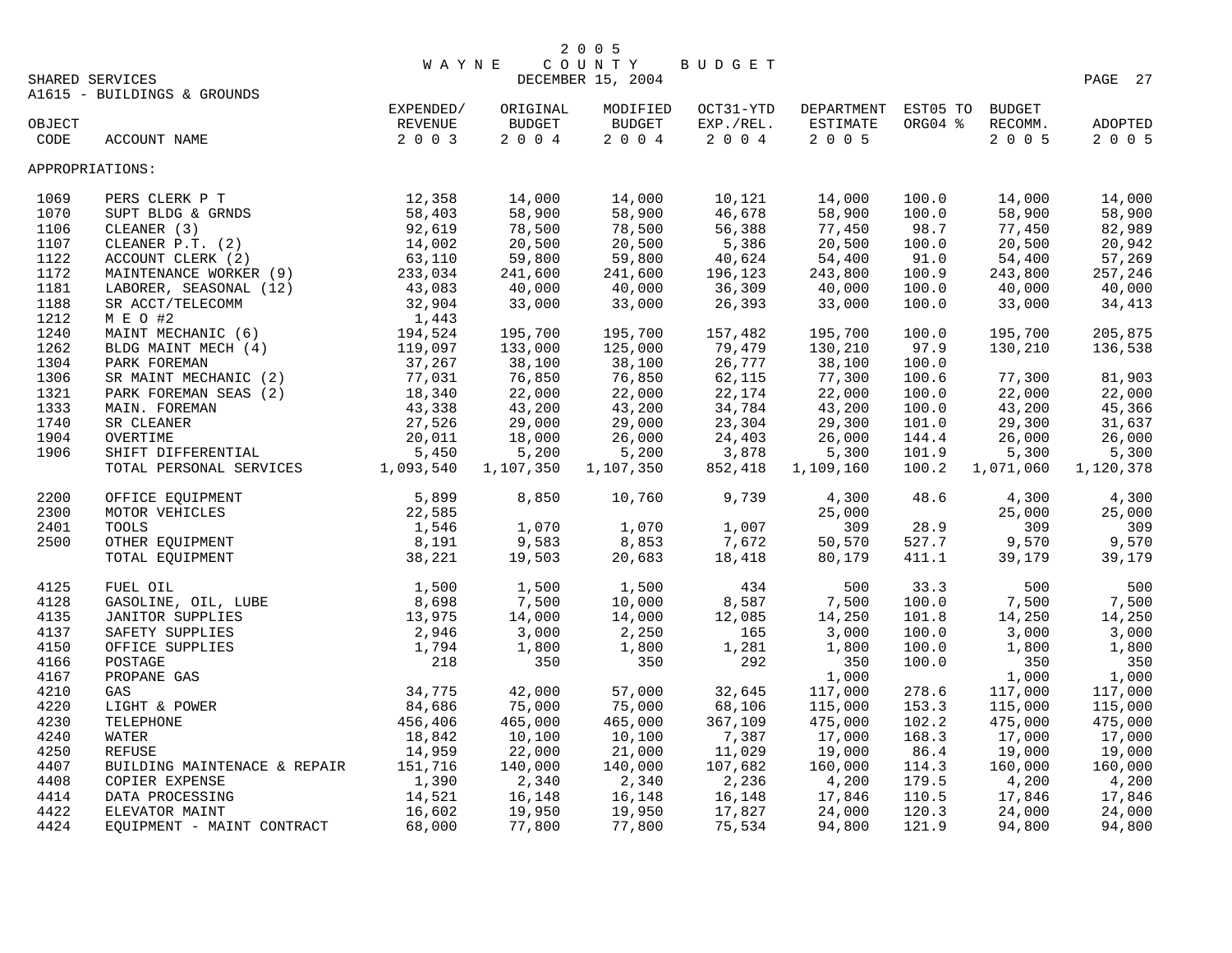# 2005 WAYNE COUNTY BUDGET

SHARED SERVICES — DECEMBER 15, 2004

A1615 - BUILDINGS & GROUNDS

| OBJECT CODE | ACCOUNT NAME | EXPENDED/ REVENUE 2003 | ORIGINAL BUDGET 2004 | MODIFIED BUDGET 2004 | OCT31-YTD EXP./REL. 2004 | DEPARTMENT ESTIMATE 2005 | EST05 TO ORG04 % | BUDGET RECOMM. 2005 | ADOPTED 2005 |
|---|---|---|---|---|---|---|---|---|---|
| APPROPRIATIONS: | | | | | | | | | |
| 1069 | PERS CLERK P T | 12,358 | 14,000 | 14,000 | 10,121 | 14,000 | 100.0 | 14,000 | 14,000 |
| 1070 | SUPT BLDG & GRNDS | 58,403 | 58,900 | 58,900 | 46,678 | 58,900 | 100.0 | 58,900 | 58,900 |
| 1106 | CLEANER (3) | 92,619 | 78,500 | 78,500 | 56,388 | 77,450 | 98.7 | 77,450 | 82,989 |
| 1107 | CLEANER P.T. (2) | 14,002 | 20,500 | 20,500 | 5,386 | 20,500 | 100.0 | 20,500 | 20,942 |
| 1122 | ACCOUNT CLERK (2) | 63,110 | 59,800 | 59,800 | 40,624 | 54,400 | 91.0 | 54,400 | 57,269 |
| 1172 | MAINTENANCE WORKER (9) | 233,034 | 241,600 | 241,600 | 196,123 | 243,800 | 100.9 | 243,800 | 257,246 |
| 1181 | LABORER, SEASONAL (12) | 43,083 | 40,000 | 40,000 | 36,309 | 40,000 | 100.0 | 40,000 | 40,000 |
| 1188 | SR ACCT/TELECOMM | 32,904 | 33,000 | 33,000 | 26,393 | 33,000 | 100.0 | 33,000 | 34,413 |
| 1212 | M E O #2 | 1,443 | | | | | | | |
| 1240 | MAINT MECHANIC (6) | 194,524 | 195,700 | 195,700 | 157,482 | 195,700 | 100.0 | 195,700 | 205,875 |
| 1262 | BLDG MAINT MECH (4) | 119,097 | 133,000 | 125,000 | 79,479 | 130,210 | 97.9 | 130,210 | 136,538 |
| 1304 | PARK FOREMAN | 37,267 | 38,100 | 38,100 | 26,777 | 38,100 | 100.0 | | |
| 1306 | SR MAINT MECHANIC (2) | 77,031 | 76,850 | 76,850 | 62,115 | 77,300 | 100.6 | 77,300 | 81,903 |
| 1321 | PARK FOREMAN SEAS (2) | 18,340 | 22,000 | 22,000 | 22,174 | 22,000 | 100.0 | 22,000 | 22,000 |
| 1333 | MAIN. FOREMAN | 43,338 | 43,200 | 43,200 | 34,784 | 43,200 | 100.0 | 43,200 | 45,366 |
| 1740 | SR CLEANER | 27,526 | 29,000 | 29,000 | 23,304 | 29,300 | 101.0 | 29,300 | 31,637 |
| 1904 | OVERTIME | 20,011 | 18,000 | 26,000 | 24,403 | 26,000 | 144.4 | 26,000 | 26,000 |
| 1906 | SHIFT DIFFERENTIAL | 5,450 | 5,200 | 5,200 | 3,878 | 5,300 | 101.9 | 5,300 | 5,300 |
| | TOTAL PERSONAL SERVICES | 1,093,540 | 1,107,350 | 1,107,350 | 852,418 | 1,109,160 | 100.2 | 1,071,060 | 1,120,378 |
| 2200 | OFFICE EQUIPMENT | 5,899 | 8,850 | 10,760 | 9,739 | 4,300 | 48.6 | 4,300 | 4,300 |
| 2300 | MOTOR VEHICLES | 22,585 | | | | 25,000 | | 25,000 | 25,000 |
| 2401 | TOOLS | 1,546 | 1,070 | 1,070 | 1,007 | 309 | 28.9 | 309 | 309 |
| 2500 | OTHER EQUIPMENT | 8,191 | 9,583 | 8,853 | 7,672 | 50,570 | 527.7 | 9,570 | 9,570 |
| | TOTAL EQUIPMENT | 38,221 | 19,503 | 20,683 | 18,418 | 80,179 | 411.1 | 39,179 | 39,179 |
| 4125 | FUEL OIL | 1,500 | 1,500 | 1,500 | 434 | 500 | 33.3 | 500 | 500 |
| 4128 | GASOLINE, OIL, LUBE | 8,698 | 7,500 | 10,000 | 8,587 | 7,500 | 100.0 | 7,500 | 7,500 |
| 4135 | JANITOR SUPPLIES | 13,975 | 14,000 | 14,000 | 12,085 | 14,250 | 101.8 | 14,250 | 14,250 |
| 4137 | SAFETY SUPPLIES | 2,946 | 3,000 | 2,250 | 165 | 3,000 | 100.0 | 3,000 | 3,000 |
| 4150 | OFFICE SUPPLIES | 1,794 | 1,800 | 1,800 | 1,281 | 1,800 | 100.0 | 1,800 | 1,800 |
| 4166 | POSTAGE | 218 | 350 | 350 | 292 | 350 | 100.0 | 350 | 350 |
| 4167 | PROPANE GAS | | | | | 1,000 | | 1,000 | 1,000 |
| 4210 | GAS | 34,775 | 42,000 | 57,000 | 32,645 | 117,000 | 278.6 | 117,000 | 117,000 |
| 4220 | LIGHT & POWER | 84,686 | 75,000 | 75,000 | 68,106 | 115,000 | 153.3 | 115,000 | 115,000 |
| 4230 | TELEPHONE | 456,406 | 465,000 | 465,000 | 367,109 | 475,000 | 102.2 | 475,000 | 475,000 |
| 4240 | WATER | 18,842 | 10,100 | 10,100 | 7,387 | 17,000 | 168.3 | 17,000 | 17,000 |
| 4250 | REFUSE | 14,959 | 22,000 | 21,000 | 11,029 | 19,000 | 86.4 | 19,000 | 19,000 |
| 4407 | BUILDING MAINTENACE & REPAIR | 151,716 | 140,000 | 140,000 | 107,682 | 160,000 | 114.3 | 160,000 | 160,000 |
| 4408 | COPIER EXPENSE | 1,390 | 2,340 | 2,340 | 2,236 | 4,200 | 179.5 | 4,200 | 4,200 |
| 4414 | DATA PROCESSING | 14,521 | 16,148 | 16,148 | 16,148 | 17,846 | 110.5 | 17,846 | 17,846 |
| 4422 | ELEVATOR MAINT | 16,602 | 19,950 | 19,950 | 17,827 | 24,000 | 120.3 | 24,000 | 24,000 |
| 4424 | EQUIPMENT - MAINT CONTRACT | 68,000 | 77,800 | 77,800 | 75,534 | 94,800 | 121.9 | 94,800 | 94,800 |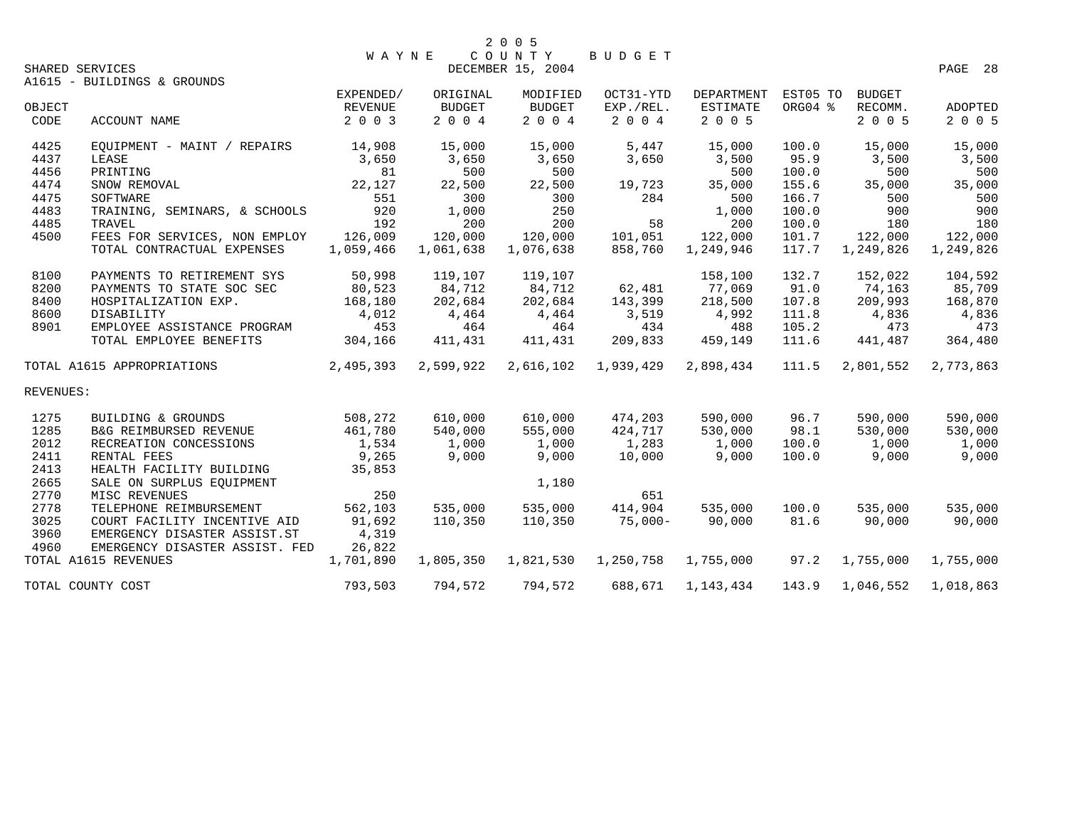# 2005 WAYNE COUNTY BUDGET

SHARED SERVICES
DECEMBER 15, 2004

A1615 - BUILDINGS & GROUNDS

| OBJECT CODE | ACCOUNT NAME | EXPENDED/ REVENUE 2003 | ORIGINAL BUDGET 2004 | MODIFIED BUDGET 2004 | OCT31-YTD EXP./REL. 2004 | DEPARTMENT ESTIMATE 2005 | EST05 TO ORG04 % | BUDGET RECOMM. 2005 | ADOPTED 2005 |
|---|---|---|---|---|---|---|---|---|---|
| 4425 | EQUIPMENT - MAINT / REPAIRS | 14,908 | 15,000 | 15,000 | 5,447 | 15,000 | 100.0 | 15,000 | 15,000 |
| 4437 | LEASE | 3,650 | 3,650 | 3,650 | 3,650 | 3,500 | 95.9 | 3,500 | 3,500 |
| 4456 | PRINTING | 81 | 500 | 500 | | 500 | 100.0 | 500 | 500 |
| 4474 | SNOW REMOVAL | 22,127 | 22,500 | 22,500 | 19,723 | 35,000 | 155.6 | 35,000 | 35,000 |
| 4475 | SOFTWARE | 551 | 300 | 300 | 284 | 500 | 166.7 | 500 | 500 |
| 4483 | TRAINING, SEMINARS, & SCHOOLS | 920 | 1,000 | 250 | | 1,000 | 100.0 | 900 | 900 |
| 4485 | TRAVEL | 192 | 200 | 200 | 58 | 200 | 100.0 | 180 | 180 |
| 4500 | FEES FOR SERVICES, NON EMPLOY | 126,009 | 120,000 | 120,000 | 101,051 | 122,000 | 101.7 | 122,000 | 122,000 |
| | TOTAL CONTRACTUAL EXPENSES | 1,059,466 | 1,061,638 | 1,076,638 | 858,760 | 1,249,946 | 117.7 | 1,249,826 | 1,249,826 |
| 8100 | PAYMENTS TO RETIREMENT SYS | 50,998 | 119,107 | 119,107 | | 158,100 | 132.7 | 152,022 | 104,592 |
| 8200 | PAYMENTS TO STATE SOC SEC | 80,523 | 84,712 | 84,712 | 62,481 | 77,069 | 91.0 | 74,163 | 85,709 |
| 8400 | HOSPITALIZATION EXP. | 168,180 | 202,684 | 202,684 | 143,399 | 218,500 | 107.8 | 209,993 | 168,870 |
| 8600 | DISABILITY | 4,012 | 4,464 | 4,464 | 3,519 | 4,992 | 111.8 | 4,836 | 4,836 |
| 8901 | EMPLOYEE ASSISTANCE PROGRAM | 453 | 464 | 464 | 434 | 488 | 105.2 | 473 | 473 |
| | TOTAL EMPLOYEE BENEFITS | 304,166 | 411,431 | 411,431 | 209,833 | 459,149 | 111.6 | 441,487 | 364,480 |
| | TOTAL A1615 APPROPRIATIONS | 2,495,393 | 2,599,922 | 2,616,102 | 1,939,429 | 2,898,434 | 111.5 | 2,801,552 | 2,773,863 |
| REVENUES: | | | | | | | | | |
| 1275 | BUILDING & GROUNDS | 508,272 | 610,000 | 610,000 | 474,203 | 590,000 | 96.7 | 590,000 | 590,000 |
| 1285 | B&G REIMBURSED REVENUE | 461,780 | 540,000 | 555,000 | 424,717 | 530,000 | 98.1 | 530,000 | 530,000 |
| 2012 | RECREATION CONCESSIONS | 1,534 | 1,000 | 1,000 | 1,283 | 1,000 | 100.0 | 1,000 | 1,000 |
| 2411 | RENTAL FEES | 9,265 | 9,000 | 9,000 | 10,000 | 9,000 | 100.0 | 9,000 | 9,000 |
| 2413 | HEALTH FACILITY BUILDING | 35,853 | | | | | | | |
| 2665 | SALE ON SURPLUS EQUIPMENT | | | 1,180 | | | | | |
| 2770 | MISC REVENUES | 250 | | | 651 | | | | |
| 2778 | TELEPHONE REIMBURSEMENT | 562,103 | 535,000 | 535,000 | 414,904 | 535,000 | 100.0 | 535,000 | 535,000 |
| 3025 | COURT FACILITY INCENTIVE AID | 91,692 | 110,350 | 110,350 | 75,000- | 90,000 | 81.6 | 90,000 | 90,000 |
| 3960 | EMERGENCY DISASTER ASSIST.ST | 4,319 | | | | | | | |
| 4960 | EMERGENCY DISASTER ASSIST. FED | 26,822 | | | | | | | |
| | TOTAL A1615 REVENUES | 1,701,890 | 1,805,350 | 1,821,530 | 1,250,758 | 1,755,000 | 97.2 | 1,755,000 | 1,755,000 |
| | TOTAL COUNTY COST | 793,503 | 794,572 | 794,572 | 688,671 | 1,143,434 | 143.9 | 1,046,552 | 1,018,863 |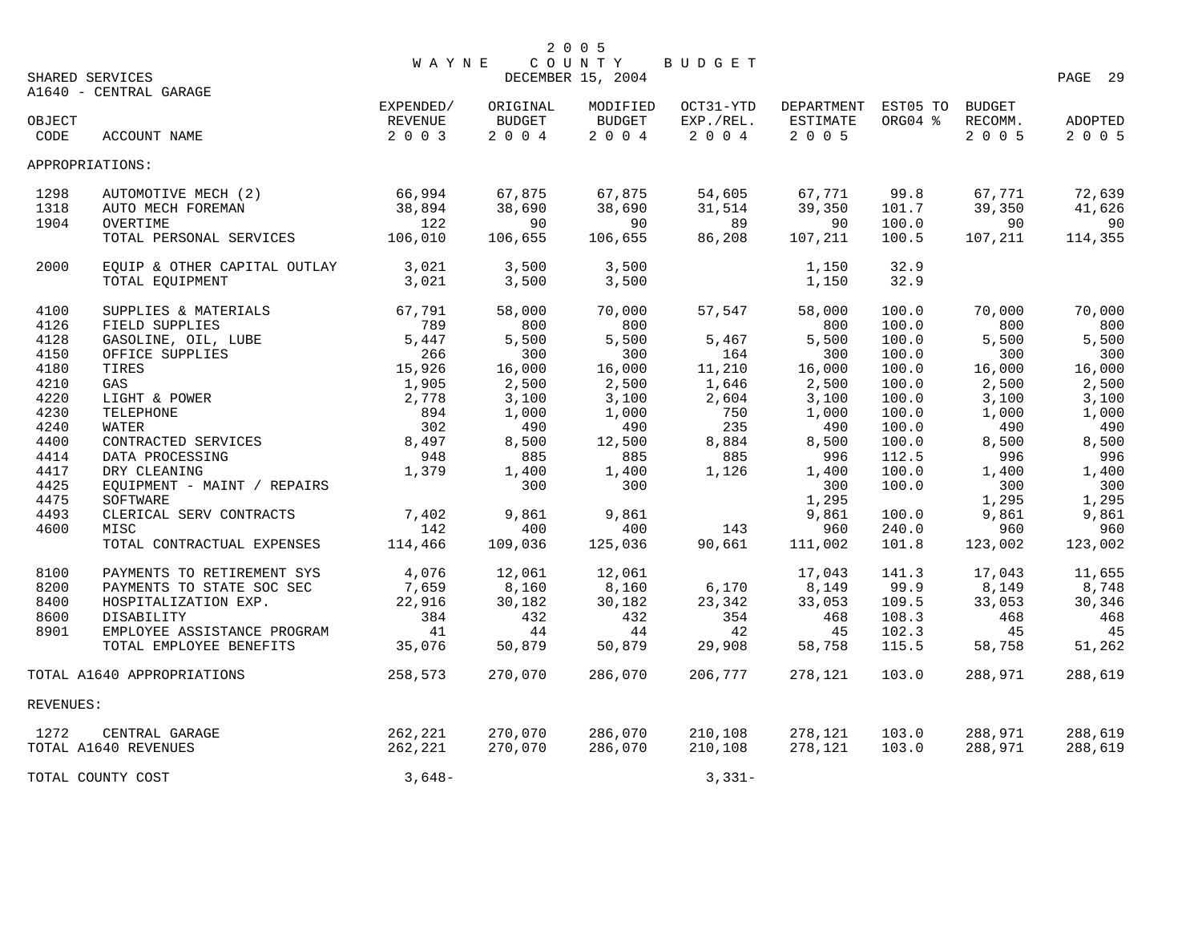# 2005 WAYNE COUNTY BUDGET

SHARED SERVICES — DECEMBER 15, 2004

A1640 - CENTRAL GARAGE

| OBJECT CODE | ACCOUNT NAME | EXPENDED/ REVENUE 2003 | ORIGINAL BUDGET 2004 | MODIFIED BUDGET 2004 | OCT31-YTD EXP./REL. 2004 | DEPARTMENT ESTIMATE 2005 | EST05 TO ORG04 % | BUDGET RECOMM. 2005 | ADOPTED 2005 |
|---|---|---|---|---|---|---|---|---|---|
| APPROPRIATIONS: | | | | | | | | | |
| 1298 | AUTOMOTIVE MECH (2) | 66,994 | 67,875 | 67,875 | 54,605 | 67,771 | 99.8 | 67,771 | 72,639 |
| 1318 | AUTO MECH FOREMAN | 38,894 | 38,690 | 38,690 | 31,514 | 39,350 | 101.7 | 39,350 | 41,626 |
| 1904 | OVERTIME | 122 | 90 | 90 | 89 | 90 | 100.0 | 90 | 90 |
| | TOTAL PERSONAL SERVICES | 106,010 | 106,655 | 106,655 | 86,208 | 107,211 | 100.5 | 107,211 | 114,355 |
| 2000 | EQUIP & OTHER CAPITAL OUTLAY | 3,021 | 3,500 | 3,500 | | 1,150 | 32.9 | | |
| | TOTAL EQUIPMENT | 3,021 | 3,500 | 3,500 | | 1,150 | 32.9 | | |
| 4100 | SUPPLIES & MATERIALS | 67,791 | 58,000 | 70,000 | 57,547 | 58,000 | 100.0 | 70,000 | 70,000 |
| 4126 | FIELD SUPPLIES | 789 | 800 | 800 | | 800 | 100.0 | 800 | 800 |
| 4128 | GASOLINE, OIL, LUBE | 5,447 | 5,500 | 5,500 | 5,467 | 5,500 | 100.0 | 5,500 | 5,500 |
| 4150 | OFFICE SUPPLIES | 266 | 300 | 300 | 164 | 300 | 100.0 | 300 | 300 |
| 4180 | TIRES | 15,926 | 16,000 | 16,000 | 11,210 | 16,000 | 100.0 | 16,000 | 16,000 |
| 4210 | GAS | 1,905 | 2,500 | 2,500 | 1,646 | 2,500 | 100.0 | 2,500 | 2,500 |
| 4220 | LIGHT & POWER | 2,778 | 3,100 | 3,100 | 2,604 | 3,100 | 100.0 | 3,100 | 3,100 |
| 4230 | TELEPHONE | 894 | 1,000 | 1,000 | 750 | 1,000 | 100.0 | 1,000 | 1,000 |
| 4240 | WATER | 302 | 490 | 490 | 235 | 490 | 100.0 | 490 | 490 |
| 4400 | CONTRACTED SERVICES | 8,497 | 8,500 | 12,500 | 8,884 | 8,500 | 100.0 | 8,500 | 8,500 |
| 4414 | DATA PROCESSING | 948 | 885 | 885 | 885 | 996 | 112.5 | 996 | 996 |
| 4417 | DRY CLEANING | 1,379 | 1,400 | 1,400 | 1,126 | 1,400 | 100.0 | 1,400 | 1,400 |
| 4425 | EQUIPMENT - MAINT / REPAIRS | | 300 | 300 | | 300 | 100.0 | 300 | 300 |
| 4475 | SOFTWARE | | | | | 1,295 | | 1,295 | 1,295 |
| 4493 | CLERICAL SERV CONTRACTS | 7,402 | 9,861 | 9,861 | | 9,861 | 100.0 | 9,861 | 9,861 |
| 4600 | MISC | 142 | 400 | 400 | 143 | 960 | 240.0 | 960 | 960 |
| | TOTAL CONTRACTUAL EXPENSES | 114,466 | 109,036 | 125,036 | 90,661 | 111,002 | 101.8 | 123,002 | 123,002 |
| 8100 | PAYMENTS TO RETIREMENT SYS | 4,076 | 12,061 | 12,061 | | 17,043 | 141.3 | 17,043 | 11,655 |
| 8200 | PAYMENTS TO STATE SOC SEC | 7,659 | 8,160 | 8,160 | 6,170 | 8,149 | 99.9 | 8,149 | 8,748 |
| 8400 | HOSPITALIZATION EXP. | 22,916 | 30,182 | 30,182 | 23,342 | 33,053 | 109.5 | 33,053 | 30,346 |
| 8600 | DISABILITY | 384 | 432 | 432 | 354 | 468 | 108.3 | 468 | 468 |
| 8901 | EMPLOYEE ASSISTANCE PROGRAM | 41 | 44 | 44 | 42 | 45 | 102.3 | 45 | 45 |
| | TOTAL EMPLOYEE BENEFITS | 35,076 | 50,879 | 50,879 | 29,908 | 58,758 | 115.5 | 58,758 | 51,262 |
| TOTAL A1640 APPROPRIATIONS | | 258,573 | 270,070 | 286,070 | 206,777 | 278,121 | 103.0 | 288,971 | 288,619 |
| REVENUES: | | | | | | | | | |
| 1272 | CENTRAL GARAGE | 262,221 | 270,070 | 286,070 | 210,108 | 278,121 | 103.0 | 288,971 | 288,619 |
| TOTAL A1640 REVENUES | | 262,221 | 270,070 | 286,070 | 210,108 | 278,121 | 103.0 | 288,971 | 288,619 |
| TOTAL COUNTY COST | | 3,648- | | | 3,331- | | | | |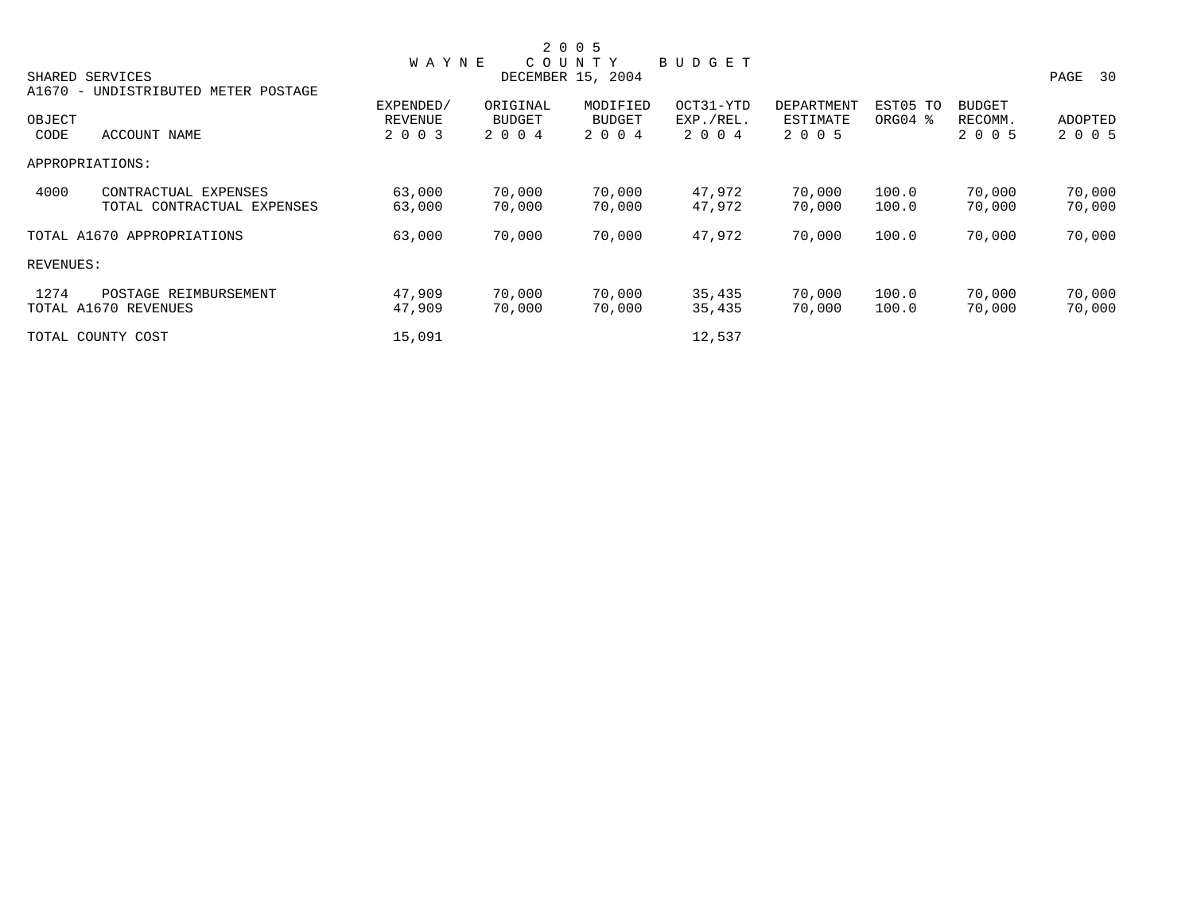# 2 0 0 5
# W A Y N E   C O U N T Y   B U D G E T

SHARED SERVICES — DECEMBER 15, 2004

A1670 - UNDISTRIBUTED METER POSTAGE

| OBJECT CODE | ACCOUNT NAME | EXPENDED/ REVENUE 2 0 0 3 | ORIGINAL BUDGET 2 0 0 4 | MODIFIED BUDGET 2 0 0 4 | OCT31-YTD EXP./REL. 2 0 0 4 | DEPARTMENT ESTIMATE 2 0 0 5 | EST05 TO ORG04 % | BUDGET RECOMM. 2 0 0 5 | ADOPTED 2 0 0 5 |
|---|---|---|---|---|---|---|---|---|---|
| APPROPRIATIONS: | | | | | | | | | |
| 4000 | CONTRACTUAL EXPENSES | 63,000 | 70,000 | 70,000 | 47,972 | 70,000 | 100.0 | 70,000 | 70,000 |
| | TOTAL CONTRACTUAL EXPENSES | 63,000 | 70,000 | 70,000 | 47,972 | 70,000 | 100.0 | 70,000 | 70,000 |
| TOTAL A1670 APPROPRIATIONS | | 63,000 | 70,000 | 70,000 | 47,972 | 70,000 | 100.0 | 70,000 | 70,000 |
| REVENUES: | | | | | | | | | |
| 1274 | POSTAGE REIMBURSEMENT | 47,909 | 70,000 | 70,000 | 35,435 | 70,000 | 100.0 | 70,000 | 70,000 |
| TOTAL A1670 REVENUES | | 47,909 | 70,000 | 70,000 | 35,435 | 70,000 | 100.0 | 70,000 | 70,000 |
| TOTAL COUNTY COST | | 15,091 | | | 12,537 | | | | |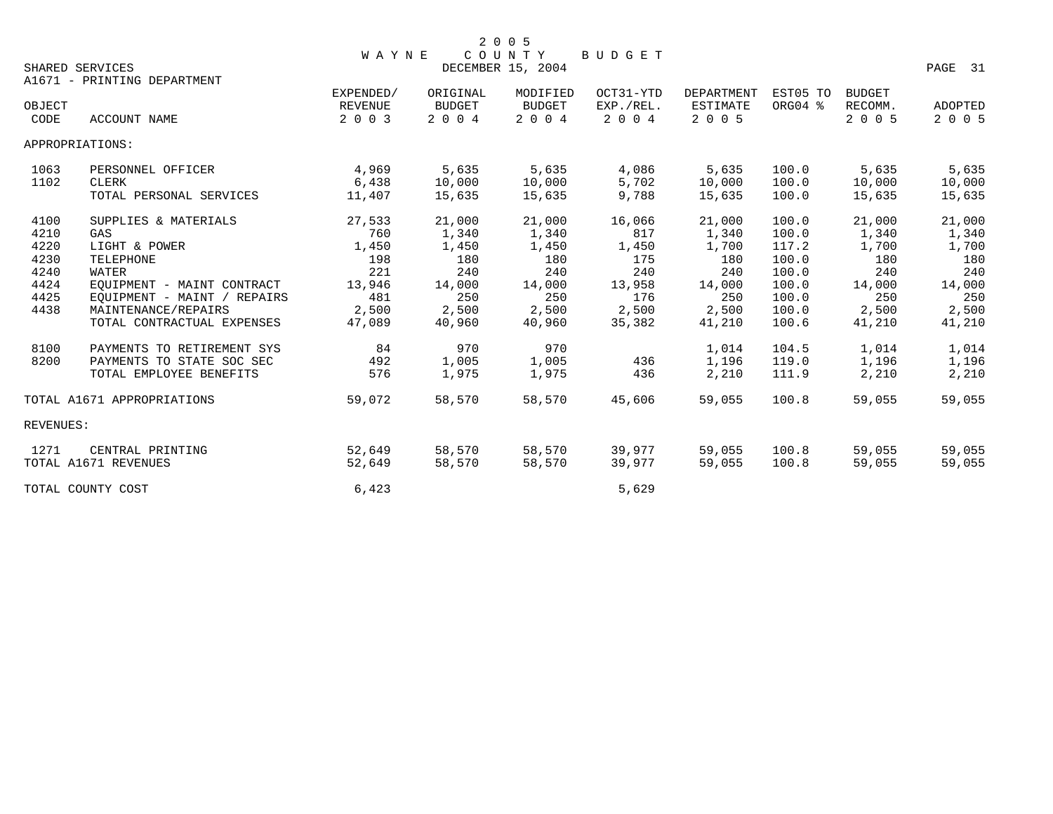# 2005 WAYNE COUNTY BUDGET

SHARED SERVICES
DECEMBER 15, 2004

A1671 - PRINTING DEPARTMENT

| OBJECT CODE | ACCOUNT NAME | EXPENDED/ REVENUE 2003 | ORIGINAL BUDGET 2004 | MODIFIED BUDGET 2004 | OCT31-YTD EXP./REL. 2004 | DEPARTMENT ESTIMATE 2005 | EST05 TO ORG04 % | BUDGET RECOMM. 2005 | ADOPTED 2005 |
|---|---|---|---|---|---|---|---|---|---|
| APPROPRIATIONS: | | | | | | | | | |
| 1063 | PERSONNEL OFFICER | 4,969 | 5,635 | 5,635 | 4,086 | 5,635 | 100.0 | 5,635 | 5,635 |
| 1102 | CLERK | 6,438 | 10,000 | 10,000 | 5,702 | 10,000 | 100.0 | 10,000 | 10,000 |
| | TOTAL PERSONAL SERVICES | 11,407 | 15,635 | 15,635 | 9,788 | 15,635 | 100.0 | 15,635 | 15,635 |
| 4100 | SUPPLIES & MATERIALS | 27,533 | 21,000 | 21,000 | 16,066 | 21,000 | 100.0 | 21,000 | 21,000 |
| 4210 | GAS | 760 | 1,340 | 1,340 | 817 | 1,340 | 100.0 | 1,340 | 1,340 |
| 4220 | LIGHT & POWER | 1,450 | 1,450 | 1,450 | 1,450 | 1,700 | 117.2 | 1,700 | 1,700 |
| 4230 | TELEPHONE | 198 | 180 | 180 | 175 | 180 | 100.0 | 180 | 180 |
| 4240 | WATER | 221 | 240 | 240 | 240 | 240 | 100.0 | 240 | 240 |
| 4424 | EQUIPMENT - MAINT CONTRACT | 13,946 | 14,000 | 14,000 | 13,958 | 14,000 | 100.0 | 14,000 | 14,000 |
| 4425 | EQUIPMENT - MAINT / REPAIRS | 481 | 250 | 250 | 176 | 250 | 100.0 | 250 | 250 |
| 4438 | MAINTENANCE/REPAIRS | 2,500 | 2,500 | 2,500 | 2,500 | 2,500 | 100.0 | 2,500 | 2,500 |
| | TOTAL CONTRACTUAL EXPENSES | 47,089 | 40,960 | 40,960 | 35,382 | 41,210 | 100.6 | 41,210 | 41,210 |
| 8100 | PAYMENTS TO RETIREMENT SYS | 84 | 970 | 970 | | 1,014 | 104.5 | 1,014 | 1,014 |
| 8200 | PAYMENTS TO STATE SOC SEC | 492 | 1,005 | 1,005 | 436 | 1,196 | 119.0 | 1,196 | 1,196 |
| | TOTAL EMPLOYEE BENEFITS | 576 | 1,975 | 1,975 | 436 | 2,210 | 111.9 | 2,210 | 2,210 |
| TOTAL A1671 APPROPRIATIONS | | 59,072 | 58,570 | 58,570 | 45,606 | 59,055 | 100.8 | 59,055 | 59,055 |
| REVENUES: | | | | | | | | | |
| 1271 | CENTRAL PRINTING | 52,649 | 58,570 | 58,570 | 39,977 | 59,055 | 100.8 | 59,055 | 59,055 |
| TOTAL A1671 REVENUES | | 52,649 | 58,570 | 58,570 | 39,977 | 59,055 | 100.8 | 59,055 | 59,055 |
| TOTAL COUNTY COST | | 6,423 | | | 5,629 | | | | |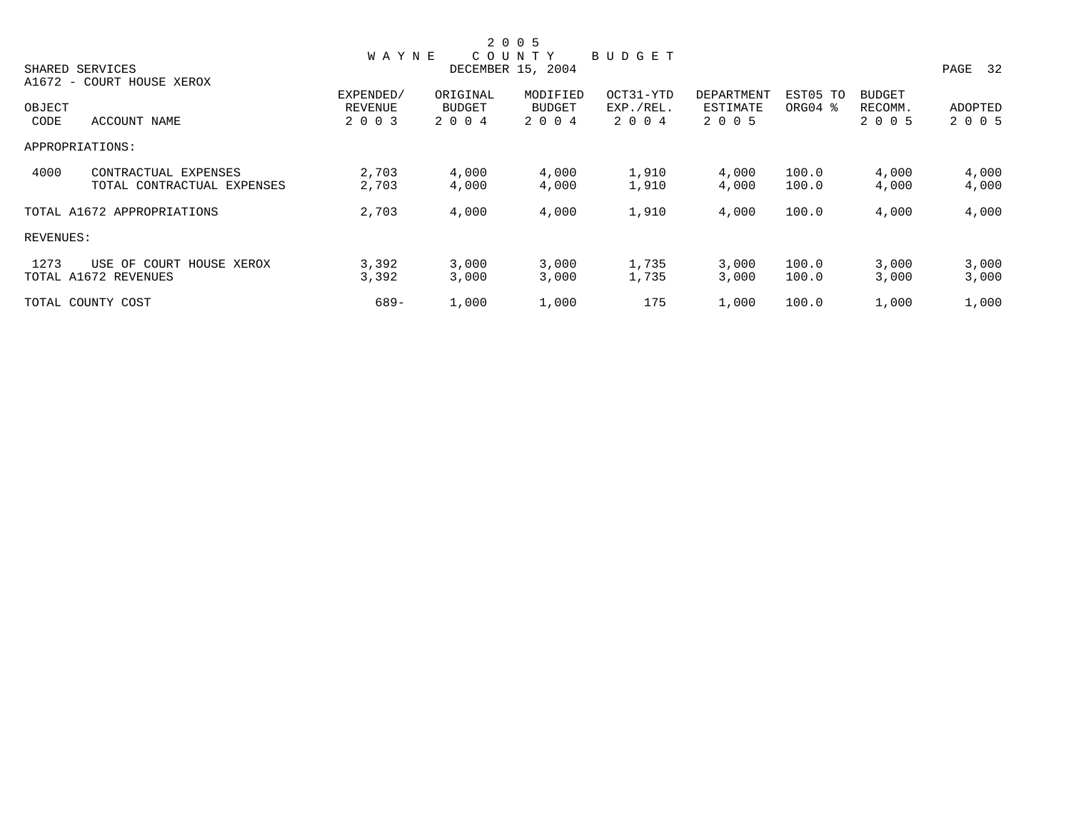# 2005 WAYNE COUNTY BUDGET

SHARED SERVICES
DECEMBER 15, 2004

A1672 - COURT HOUSE XEROX

| OBJECT CODE | ACCOUNT NAME | EXPENDED/ REVENUE 2003 | ORIGINAL BUDGET 2004 | MODIFIED BUDGET 2004 | OCT31-YTD EXP./REL. 2004 | DEPARTMENT ESTIMATE 2005 | EST05 TO ORG04 % | BUDGET RECOMM. 2005 | ADOPTED 2005 |
|---|---|---|---|---|---|---|---|---|---|
| APPROPRIATIONS: | | | | | | | | | |
| 4000 | CONTRACTUAL EXPENSES | 2,703 | 4,000 | 4,000 | 1,910 | 4,000 | 100.0 | 4,000 | 4,000 |
| | TOTAL CONTRACTUAL EXPENSES | 2,703 | 4,000 | 4,000 | 1,910 | 4,000 | 100.0 | 4,000 | 4,000 |
| TOTAL A1672 APPROPRIATIONS | | 2,703 | 4,000 | 4,000 | 1,910 | 4,000 | 100.0 | 4,000 | 4,000 |
| REVENUES: | | | | | | | | | |
| 1273 | USE OF COURT HOUSE XEROX | 3,392 | 3,000 | 3,000 | 1,735 | 3,000 | 100.0 | 3,000 | 3,000 |
| TOTAL A1672 REVENUES | | 3,392 | 3,000 | 3,000 | 1,735 | 3,000 | 100.0 | 3,000 | 3,000 |
| TOTAL COUNTY COST | | 689- | 1,000 | 1,000 | 175 | 1,000 | 100.0 | 1,000 | 1,000 |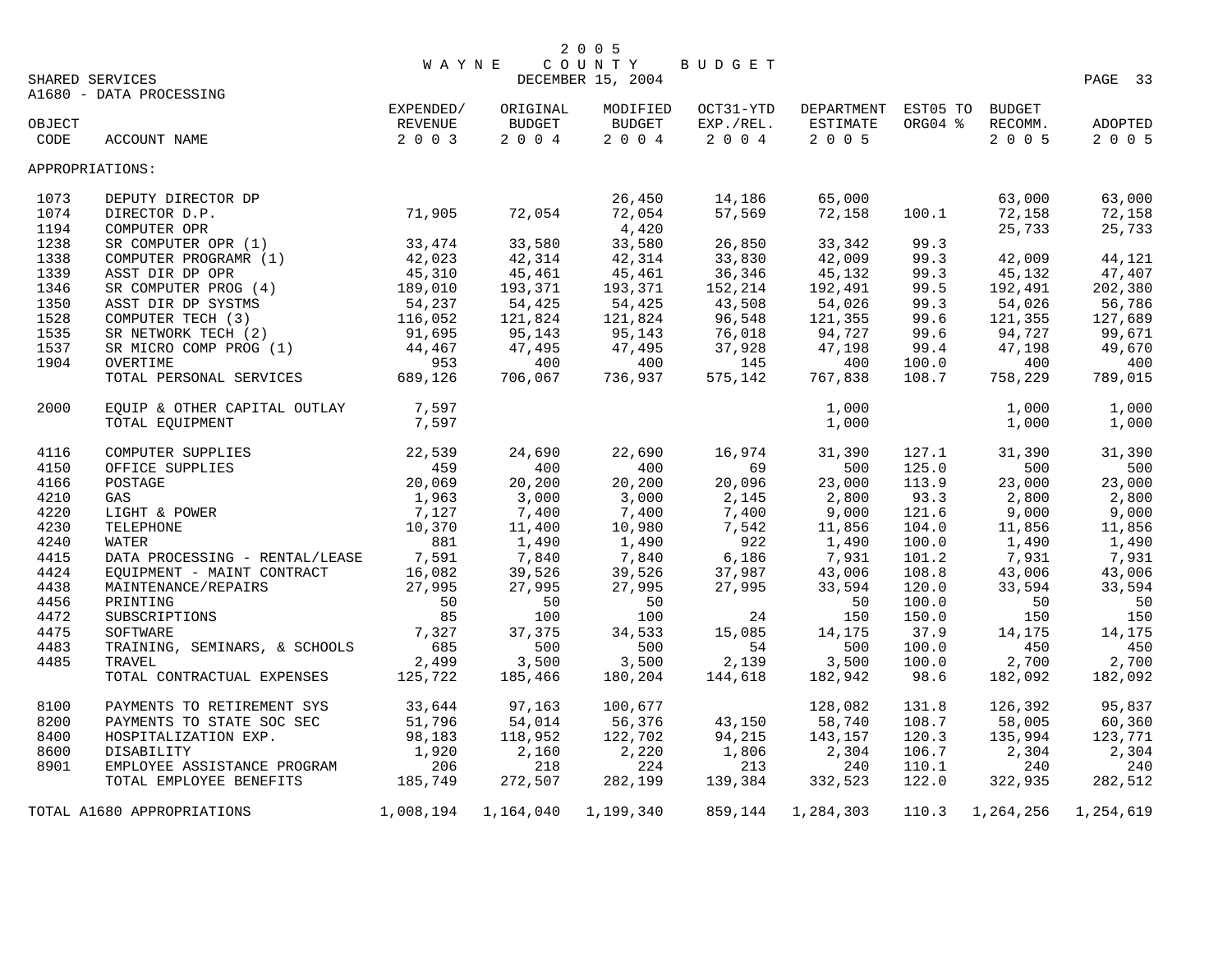# 2005 WAYNE COUNTY BUDGET

SHARED SERVICES — DECEMBER 15, 2004

A1680 - DATA PROCESSING

| OBJECT CODE | ACCOUNT NAME | EXPENDED/ REVENUE 2003 | ORIGINAL BUDGET 2004 | MODIFIED BUDGET 2004 | OCT31-YTD EXP./REL. 2004 | DEPARTMENT ESTIMATE 2005 | EST05 TO ORG04 % | BUDGET RECOMM. 2005 | ADOPTED 2005 |
|---|---|---|---|---|---|---|---|---|---|
| APPROPRIATIONS: | | | | | | | | | |
| 1073 | DEPUTY DIRECTOR DP | | | 26,450 | 14,186 | 65,000 | | 63,000 | 63,000 |
| 1074 | DIRECTOR D.P. | 71,905 | 72,054 | 72,054 | 57,569 | 72,158 | 100.1 | 72,158 | 72,158 |
| 1194 | COMPUTER OPR | | | 4,420 | | | | 25,733 | 25,733 |
| 1238 | SR COMPUTER OPR (1) | 33,474 | 33,580 | 33,580 | 26,850 | 33,342 | 99.3 | | |
| 1338 | COMPUTER PROGRAMR (1) | 42,023 | 42,314 | 42,314 | 33,830 | 42,009 | 99.3 | 42,009 | 44,121 |
| 1339 | ASST DIR DP OPR | 45,310 | 45,461 | 45,461 | 36,346 | 45,132 | 99.3 | 45,132 | 47,407 |
| 1346 | SR COMPUTER PROG (4) | 189,010 | 193,371 | 193,371 | 152,214 | 192,491 | 99.5 | 192,491 | 202,380 |
| 1350 | ASST DIR DP SYSTMS | 54,237 | 54,425 | 54,425 | 43,508 | 54,026 | 99.3 | 54,026 | 56,786 |
| 1528 | COMPUTER TECH (3) | 116,052 | 121,824 | 121,824 | 96,548 | 121,355 | 99.6 | 121,355 | 127,689 |
| 1535 | SR NETWORK TECH (2) | 91,695 | 95,143 | 95,143 | 76,018 | 94,727 | 99.6 | 94,727 | 99,671 |
| 1537 | SR MICRO COMP PROG (1) | 44,467 | 47,495 | 47,495 | 37,928 | 47,198 | 99.4 | 47,198 | 49,670 |
| 1904 | OVERTIME | 953 | 400 | 400 | 145 | 400 | 100.0 | 400 | 400 |
| | TOTAL PERSONAL SERVICES | 689,126 | 706,067 | 736,937 | 575,142 | 767,838 | 108.7 | 758,229 | 789,015 |
| 2000 | EQUIP & OTHER CAPITAL OUTLAY | 7,597 | | | | 1,000 | | 1,000 | 1,000 |
| | TOTAL EQUIPMENT | 7,597 | | | | 1,000 | | 1,000 | 1,000 |
| 4116 | COMPUTER SUPPLIES | 22,539 | 24,690 | 22,690 | 16,974 | 31,390 | 127.1 | 31,390 | 31,390 |
| 4150 | OFFICE SUPPLIES | 459 | 400 | 400 | 69 | 500 | 125.0 | 500 | 500 |
| 4166 | POSTAGE | 20,069 | 20,200 | 20,200 | 20,096 | 23,000 | 113.9 | 23,000 | 23,000 |
| 4210 | GAS | 1,963 | 3,000 | 3,000 | 2,145 | 2,800 | 93.3 | 2,800 | 2,800 |
| 4220 | LIGHT & POWER | 7,127 | 7,400 | 7,400 | 7,400 | 9,000 | 121.6 | 9,000 | 9,000 |
| 4230 | TELEPHONE | 10,370 | 11,400 | 10,980 | 7,542 | 11,856 | 104.0 | 11,856 | 11,856 |
| 4240 | WATER | 881 | 1,490 | 1,490 | 922 | 1,490 | 100.0 | 1,490 | 1,490 |
| 4415 | DATA PROCESSING - RENTAL/LEASE | 7,591 | 7,840 | 7,840 | 6,186 | 7,931 | 101.2 | 7,931 | 7,931 |
| 4424 | EQUIPMENT - MAINT CONTRACT | 16,082 | 39,526 | 39,526 | 37,987 | 43,006 | 108.8 | 43,006 | 43,006 |
| 4438 | MAINTENANCE/REPAIRS | 27,995 | 27,995 | 27,995 | 27,995 | 33,594 | 120.0 | 33,594 | 33,594 |
| 4456 | PRINTING | 50 | 50 | 50 | | 50 | 100.0 | 50 | 50 |
| 4472 | SUBSCRIPTIONS | 85 | 100 | 100 | 24 | 150 | 150.0 | 150 | 150 |
| 4475 | SOFTWARE | 7,327 | 37,375 | 34,533 | 15,085 | 14,175 | 37.9 | 14,175 | 14,175 |
| 4483 | TRAINING, SEMINARS, & SCHOOLS | 685 | 500 | 500 | 54 | 500 | 100.0 | 450 | 450 |
| 4485 | TRAVEL | 2,499 | 3,500 | 3,500 | 2,139 | 3,500 | 100.0 | 2,700 | 2,700 |
| | TOTAL CONTRACTUAL EXPENSES | 125,722 | 185,466 | 180,204 | 144,618 | 182,942 | 98.6 | 182,092 | 182,092 |
| 8100 | PAYMENTS TO RETIREMENT SYS | 33,644 | 97,163 | 100,677 | | 128,082 | 131.8 | 126,392 | 95,837 |
| 8200 | PAYMENTS TO STATE SOC SEC | 51,796 | 54,014 | 56,376 | 43,150 | 58,740 | 108.7 | 58,005 | 60,360 |
| 8400 | HOSPITALIZATION EXP. | 98,183 | 118,952 | 122,702 | 94,215 | 143,157 | 120.3 | 135,994 | 123,771 |
| 8600 | DISABILITY | 1,920 | 2,160 | 2,220 | 1,806 | 2,304 | 106.7 | 2,304 | 2,304 |
| 8901 | EMPLOYEE ASSISTANCE PROGRAM | 206 | 218 | 224 | 213 | 240 | 110.1 | 240 | 240 |
| | TOTAL EMPLOYEE BENEFITS | 185,749 | 272,507 | 282,199 | 139,384 | 332,523 | 122.0 | 322,935 | 282,512 |
| TOTAL A1680 APPROPRIATIONS | | 1,008,194 | 1,164,040 | 1,199,340 | 859,144 | 1,284,303 | 110.3 | 1,264,256 | 1,254,619 |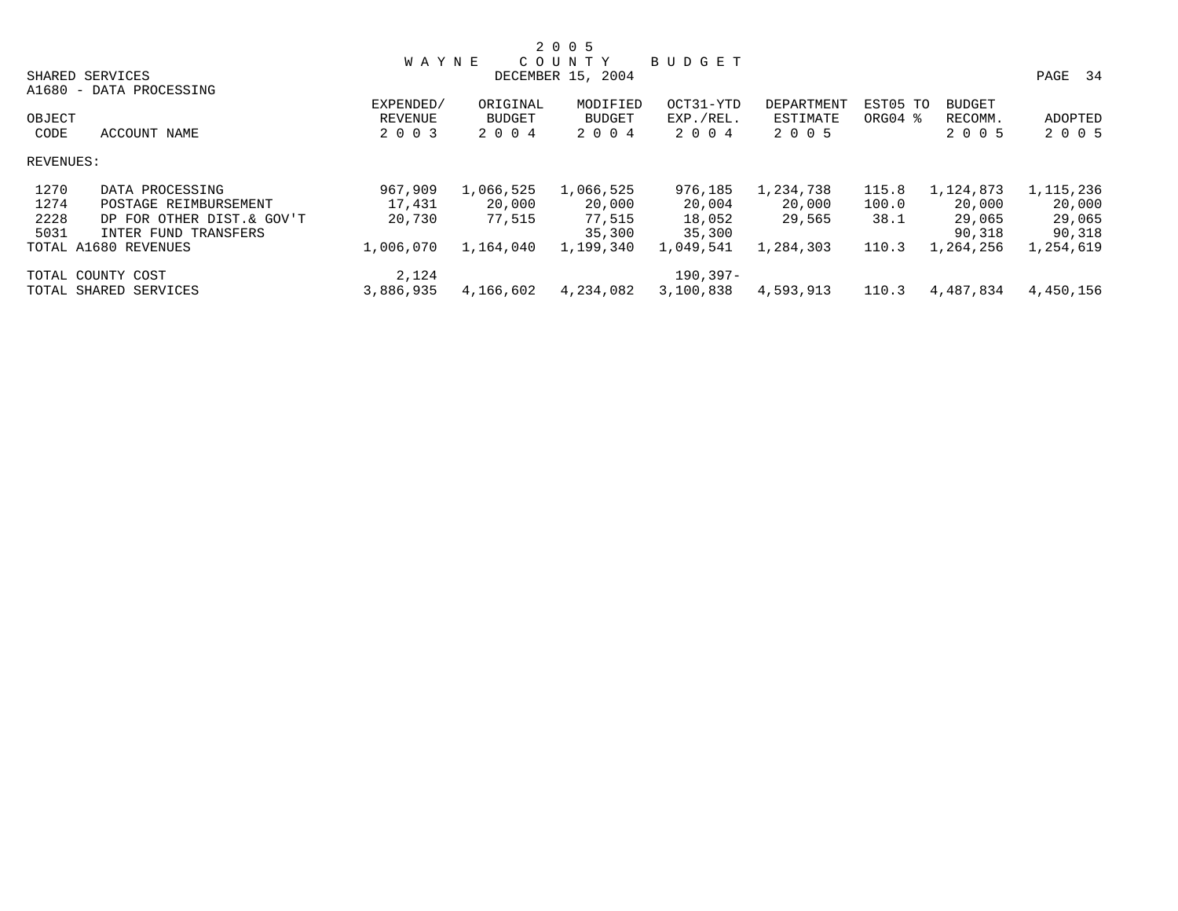2 0 0 5
W A Y N E   C O U N T Y   B U D G E T
DECEMBER 15, 2004

SHARED SERVICES
A1680 - DATA PROCESSING

| OBJECT CODE | ACCOUNT NAME | EXPENDED/ REVENUE 2 0 0 3 | ORIGINAL BUDGET 2 0 0 4 | MODIFIED BUDGET 2 0 0 4 | OCT31-YTD EXP./REL. 2 0 0 4 | DEPARTMENT ESTIMATE 2 0 0 5 | EST05 TO ORG04 % | BUDGET RECOMM. 2 0 0 5 | ADOPTED 2 0 0 5 |
|---|---|---|---|---|---|---|---|---|---|
| REVENUES: | | | | | | | | | |
| 1270 | DATA PROCESSING | 967,909 | 1,066,525 | 1,066,525 | 976,185 | 1,234,738 | 115.8 | 1,124,873 | 1,115,236 |
| 1274 | POSTAGE REIMBURSEMENT | 17,431 | 20,000 | 20,000 | 20,004 | 20,000 | 100.0 | 20,000 | 20,000 |
| 2228 | DP FOR OTHER DIST.& GOV'T | 20,730 | 77,515 | 77,515 | 18,052 | 29,565 | 38.1 | 29,065 | 29,065 |
| 5031 | INTER FUND TRANSFERS | | | 35,300 | 35,300 | | | 90,318 | 90,318 |
| TOTAL A1680 REVENUES | | 1,006,070 | 1,164,040 | 1,199,340 | 1,049,541 | 1,284,303 | 110.3 | 1,264,256 | 1,254,619 |
| TOTAL COUNTY COST | | 2,124 | | | 190,397- | | | | |
| TOTAL SHARED SERVICES | | 3,886,935 | 4,166,602 | 4,234,082 | 3,100,838 | 4,593,913 | 110.3 | 4,487,834 | 4,450,156 |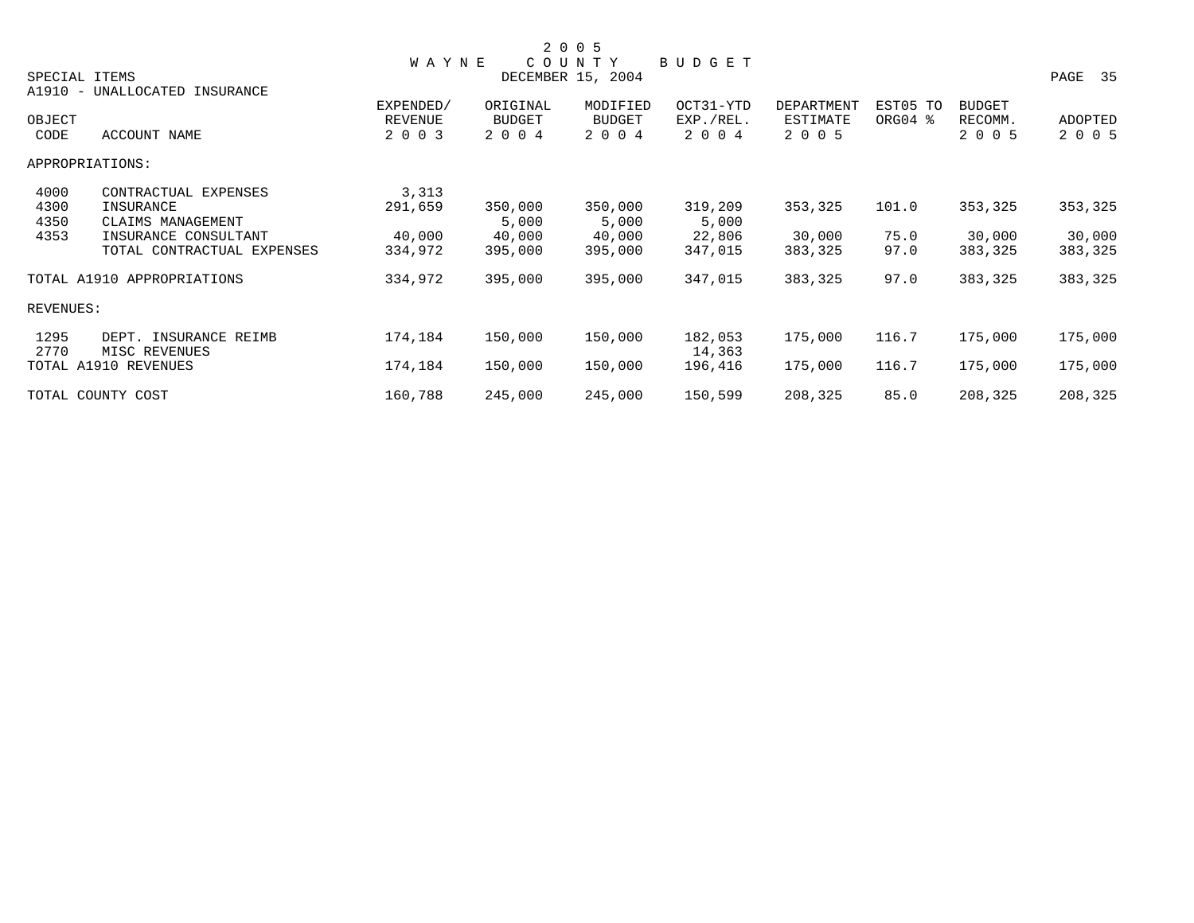# 2005 WAYNE COUNTY BUDGET

DECEMBER 15, 2004

## SPECIAL ITEMS

### A1910 - UNALLOCATED INSURANCE

| OBJECT CODE | ACCOUNT NAME | EXPENDED/ REVENUE 2003 | ORIGINAL BUDGET 2004 | MODIFIED BUDGET 2004 | OCT31-YTD EXP./REL. 2004 | DEPARTMENT ESTIMATE 2005 | EST05 TO ORG04 % | BUDGET RECOMM. 2005 | ADOPTED 2005 |
|---|---|---|---|---|---|---|---|---|---|
| APPROPRIATIONS: | | | | | | | | | |
| 4000 | CONTRACTUAL EXPENSES | 3,313 | | | | | | | |
| 4300 | INSURANCE | 291,659 | 350,000 | 350,000 | 319,209 | 353,325 | 101.0 | 353,325 | 353,325 |
| 4350 | CLAIMS MANAGEMENT | | 5,000 | 5,000 | 5,000 | | | | |
| 4353 | INSURANCE CONSULTANT | 40,000 | 40,000 | 40,000 | 22,806 | 30,000 | 75.0 | 30,000 | 30,000 |
| | TOTAL CONTRACTUAL EXPENSES | 334,972 | 395,000 | 395,000 | 347,015 | 383,325 | 97.0 | 383,325 | 383,325 |
| TOTAL A1910 APPROPRIATIONS | | 334,972 | 395,000 | 395,000 | 347,015 | 383,325 | 97.0 | 383,325 | 383,325 |
| REVENUES: | | | | | | | | | |
| 1295 | DEPT. INSURANCE REIMB | 174,184 | 150,000 | 150,000 | 182,053 | 175,000 | 116.7 | 175,000 | 175,000 |
| 2770 | MISC REVENUES | | | | 14,363 | | | | |
| TOTAL A1910 REVENUES | | 174,184 | 150,000 | 150,000 | 196,416 | 175,000 | 116.7 | 175,000 | 175,000 |
| TOTAL COUNTY COST | | 160,788 | 245,000 | 245,000 | 150,599 | 208,325 | 85.0 | 208,325 | 208,325 |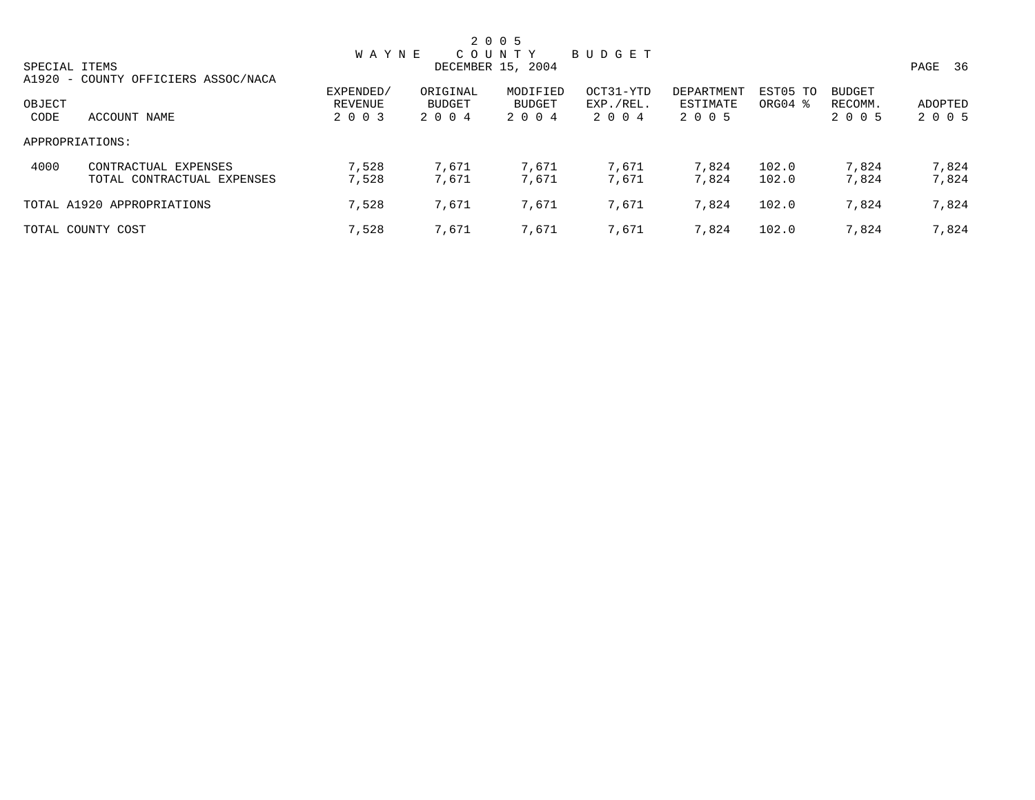# 2005 WAYNE COUNTY BUDGET

DECEMBER 15, 2004

SPECIAL ITEMS

A1920 - COUNTY OFFICIERS ASSOC/NACA

| OBJECT CODE | ACCOUNT NAME | EXPENDED/ REVENUE 2003 | ORIGINAL BUDGET 2004 | MODIFIED BUDGET 2004 | OCT31-YTD EXP./REL. 2004 | DEPARTMENT ESTIMATE 2005 | EST05 TO ORG04 % | BUDGET RECOMM. 2005 | ADOPTED 2005 |
|---|---|---|---|---|---|---|---|---|---|
| APPROPRIATIONS: | | | | | | | | | |
| 4000 | CONTRACTUAL EXPENSES | 7,528 | 7,671 | 7,671 | 7,671 | 7,824 | 102.0 | 7,824 | 7,824 |
| | TOTAL CONTRACTUAL EXPENSES | 7,528 | 7,671 | 7,671 | 7,671 | 7,824 | 102.0 | 7,824 | 7,824 |
| TOTAL A1920 APPROPRIATIONS | | 7,528 | 7,671 | 7,671 | 7,671 | 7,824 | 102.0 | 7,824 | 7,824 |
| TOTAL COUNTY COST | | 7,528 | 7,671 | 7,671 | 7,671 | 7,824 | 102.0 | 7,824 | 7,824 |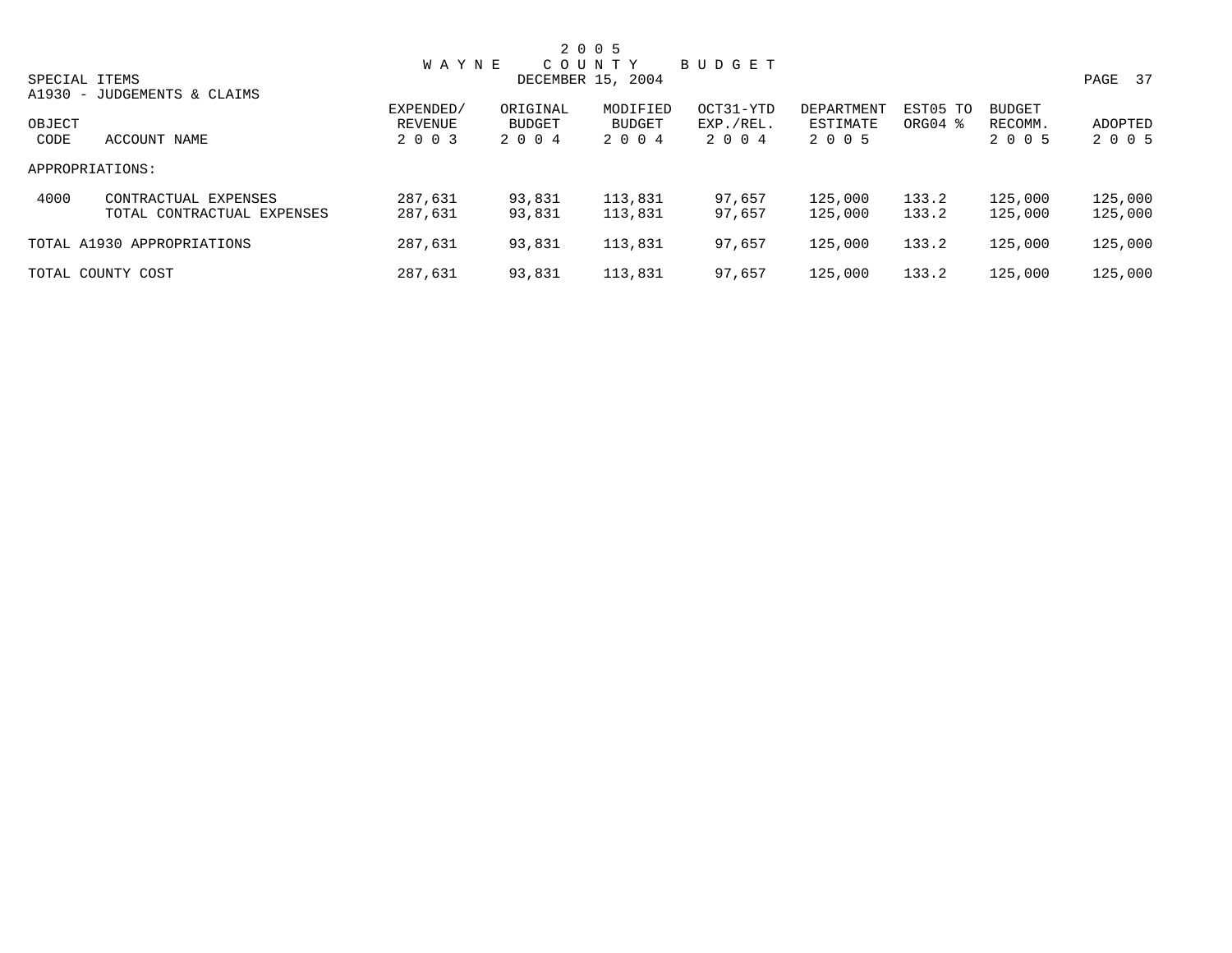# 2005 WAYNE COUNTY BUDGET

DECEMBER 15, 2004

## SPECIAL ITEMS

### A1930 - JUDGEMENTS & CLAIMS

| OBJECT CODE | ACCOUNT NAME | EXPENDED/ REVENUE 2003 | ORIGINAL BUDGET 2004 | MODIFIED BUDGET 2004 | OCT31-YTD EXP./REL. 2004 | DEPARTMENT ESTIMATE 2005 | EST05 TO ORG04 % | BUDGET RECOMM. 2005 | ADOPTED 2005 |
|---|---|---|---|---|---|---|---|---|---|
| APPROPRIATIONS: | | | | | | | | | |
| 4000 | CONTRACTUAL EXPENSES | 287,631 | 93,831 | 113,831 | 97,657 | 125,000 | 133.2 | 125,000 | 125,000 |
| | TOTAL CONTRACTUAL EXPENSES | 287,631 | 93,831 | 113,831 | 97,657 | 125,000 | 133.2 | 125,000 | 125,000 |
| TOTAL A1930 APPROPRIATIONS | | 287,631 | 93,831 | 113,831 | 97,657 | 125,000 | 133.2 | 125,000 | 125,000 |
| TOTAL COUNTY COST | | 287,631 | 93,831 | 113,831 | 97,657 | 125,000 | 133.2 | 125,000 | 125,000 |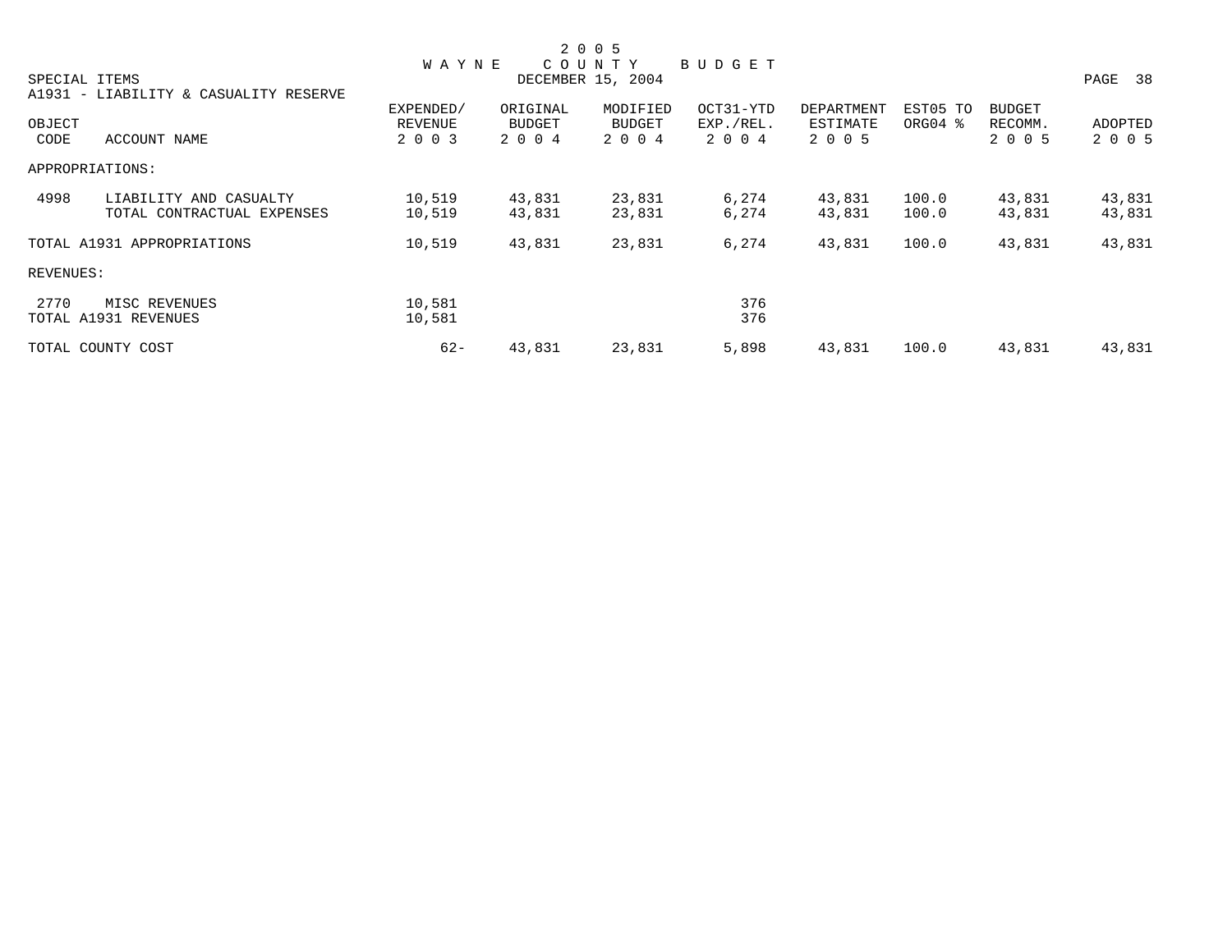# 2005 WAYNE COUNTY BUDGET

SPECIAL ITEMS DECEMBER 15, 2004

A1931 - LIABILITY & CASUALITY RESERVE

| OBJECT CODE | ACCOUNT NAME | EXPENDED/ REVENUE 2003 | ORIGINAL BUDGET 2004 | MODIFIED BUDGET 2004 | OCT31-YTD EXP./REL. 2004 | DEPARTMENT ESTIMATE 2005 | EST05 TO ORG04 % | BUDGET RECOMM. 2005 | ADOPTED 2005 |
|---|---|---|---|---|---|---|---|---|---|
| APPROPRIATIONS: | | | | | | | | | |
| 4998 | LIABILITY AND CASUALTY | 10,519 | 43,831 | 23,831 | 6,274 | 43,831 | 100.0 | 43,831 | 43,831 |
| | TOTAL CONTRACTUAL EXPENSES | 10,519 | 43,831 | 23,831 | 6,274 | 43,831 | 100.0 | 43,831 | 43,831 |
| TOTAL A1931 APPROPRIATIONS | | 10,519 | 43,831 | 23,831 | 6,274 | 43,831 | 100.0 | 43,831 | 43,831 |
| REVENUES: | | | | | | | | | |
| 2770 | MISC REVENUES | 10,581 | | | 376 | | | | |
| TOTAL A1931 REVENUES | | 10,581 | | | 376 | | | | |
| TOTAL COUNTY COST | | 62- | 43,831 | 23,831 | 5,898 | 43,831 | 100.0 | 43,831 | 43,831 |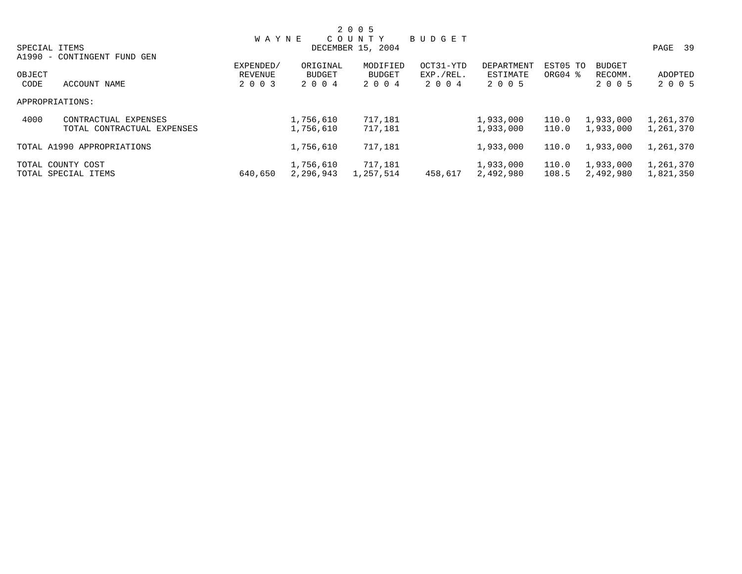2005 WAYNE COUNTY BUDGET

SPECIAL ITEMS

DECEMBER 15, 2004

A1990 - CONTINGENT FUND GEN

| OBJECT CODE | ACCOUNT NAME | EXPENDED/ REVENUE 2003 | ORIGINAL BUDGET 2004 | MODIFIED BUDGET 2004 | OCT31-YTD EXP./REL. 2004 | DEPARTMENT ESTIMATE 2005 | EST05 TO ORG04 % | BUDGET RECOMM. 2005 | ADOPTED 2005 |
|---|---|---|---|---|---|---|---|---|---|
| APPROPRIATIONS: | | | | | | | | | |
| 4000 | CONTRACTUAL EXPENSES | | 1,756,610 | 717,181 | | 1,933,000 | 110.0 | 1,933,000 | 1,261,370 |
| | TOTAL CONTRACTUAL EXPENSES | | 1,756,610 | 717,181 | | 1,933,000 | 110.0 | 1,933,000 | 1,261,370 |
| TOTAL A1990 APPROPRIATIONS | | | 1,756,610 | 717,181 | | 1,933,000 | 110.0 | 1,933,000 | 1,261,370 |
| TOTAL COUNTY COST | | | 1,756,610 | 717,181 | | 1,933,000 | 110.0 | 1,933,000 | 1,261,370 |
| TOTAL SPECIAL ITEMS | | 640,650 | 2,296,943 | 1,257,514 | 458,617 | 2,492,980 | 108.5 | 2,492,980 | 1,821,350 |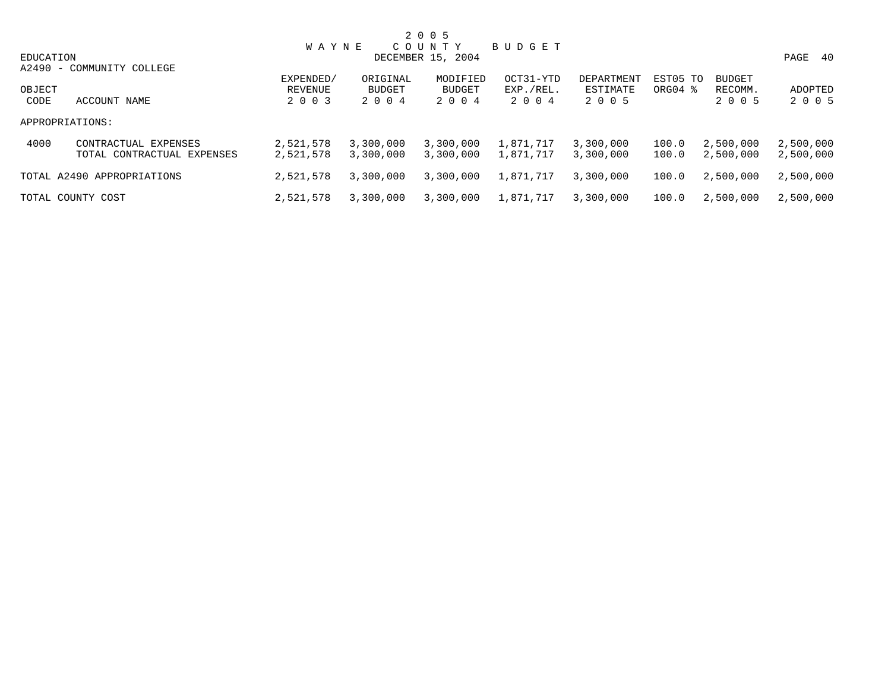# 2 0 0 5 WAYNE COUNTY BUDGET

DECEMBER 15, 2004

EDUCATION

A2490 - COMMUNITY COLLEGE

| OBJECT CODE | ACCOUNT NAME | EXPENDED/ REVENUE 2 0 0 3 | ORIGINAL BUDGET 2 0 0 4 | MODIFIED BUDGET 2 0 0 4 | OCT31-YTD EXP./REL. 2 0 0 4 | DEPARTMENT ESTIMATE 2 0 0 5 | EST05 TO ORG04 % | BUDGET RECOMM. 2 0 0 5 | ADOPTED 2 0 0 5 |
|---|---|---|---|---|---|---|---|---|---|
| APPROPRIATIONS: | | | | | | | | | |
| 4000 | CONTRACTUAL EXPENSES | 2,521,578 | 3,300,000 | 3,300,000 | 1,871,717 | 3,300,000 | 100.0 | 2,500,000 | 2,500,000 |
| | TOTAL CONTRACTUAL EXPENSES | 2,521,578 | 3,300,000 | 3,300,000 | 1,871,717 | 3,300,000 | 100.0 | 2,500,000 | 2,500,000 |
| TOTAL A2490 APPROPRIATIONS | | 2,521,578 | 3,300,000 | 3,300,000 | 1,871,717 | 3,300,000 | 100.0 | 2,500,000 | 2,500,000 |
| TOTAL COUNTY COST | | 2,521,578 | 3,300,000 | 3,300,000 | 1,871,717 | 3,300,000 | 100.0 | 2,500,000 | 2,500,000 |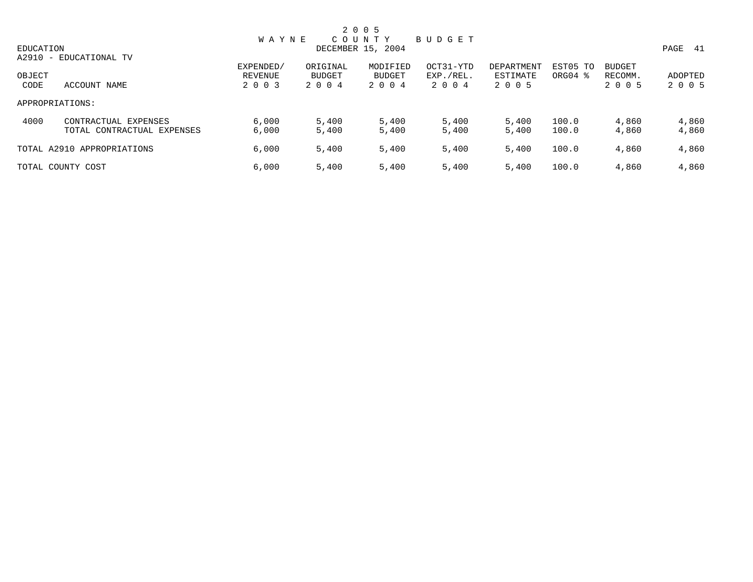# 2005 WAYNE COUNTY BUDGET

DECEMBER 15, 2004

EDUCATION

A2910 - EDUCATIONAL TV

| OBJECT CODE | ACCOUNT NAME | EXPENDED/ REVENUE 2003 | ORIGINAL BUDGET 2004 | MODIFIED BUDGET 2004 | OCT31-YTD EXP./REL. 2004 | DEPARTMENT ESTIMATE 2005 | EST05 TO ORG04 % | BUDGET RECOMM. 2005 | ADOPTED 2005 |
|---|---|---|---|---|---|---|---|---|---|
| APPROPRIATIONS: | | | | | | | | | |
| 4000 | CONTRACTUAL EXPENSES | 6,000 | 5,400 | 5,400 | 5,400 | 5,400 | 100.0 | 4,860 | 4,860 |
| | TOTAL CONTRACTUAL EXPENSES | 6,000 | 5,400 | 5,400 | 5,400 | 5,400 | 100.0 | 4,860 | 4,860 |
| TOTAL A2910 APPROPRIATIONS | | 6,000 | 5,400 | 5,400 | 5,400 | 5,400 | 100.0 | 4,860 | 4,860 |
| TOTAL COUNTY COST | | 6,000 | 5,400 | 5,400 | 5,400 | 5,400 | 100.0 | 4,860 | 4,860 |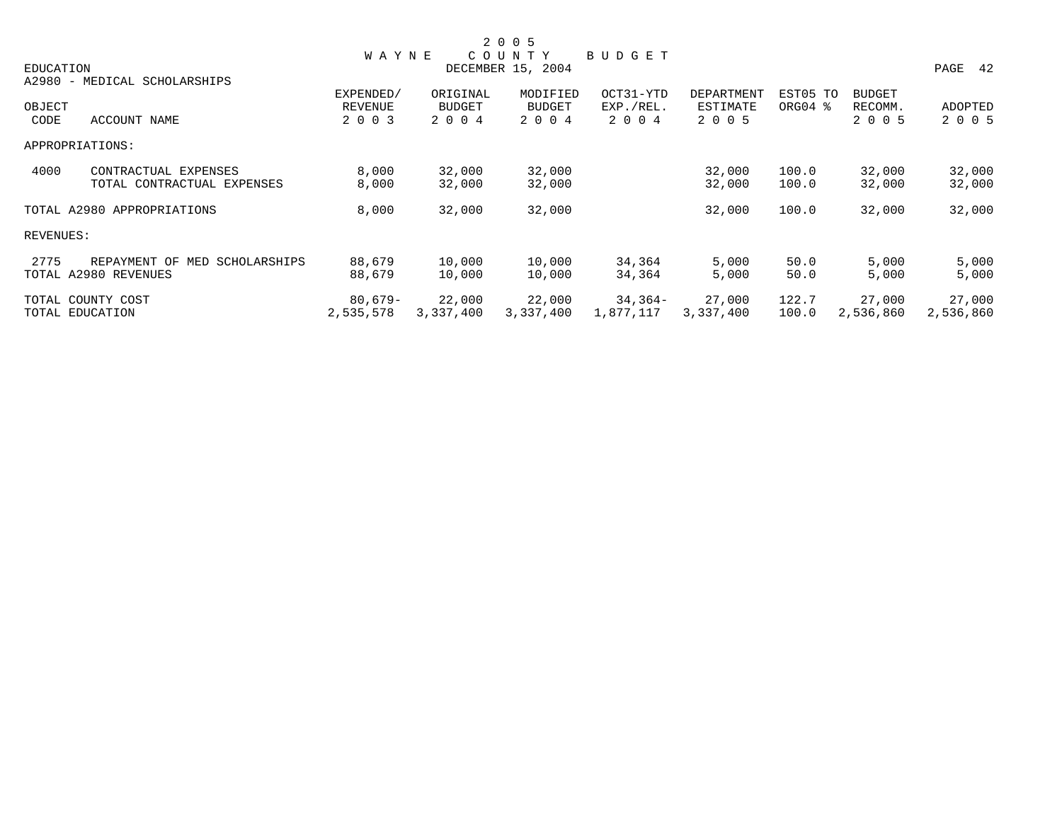# 2005 WAYNE COUNTY BUDGET

EDUCATION — DECEMBER 15, 2004

A2980 - MEDICAL SCHOLARSHIPS

| OBJECT CODE | ACCOUNT NAME | EXPENDED/ REVENUE 2003 | ORIGINAL BUDGET 2004 | MODIFIED BUDGET 2004 | OCT31-YTD EXP./REL. 2004 | DEPARTMENT ESTIMATE 2005 | EST05 TO ORG04 % | BUDGET RECOMM. 2005 | ADOPTED 2005 |
|---|---|---|---|---|---|---|---|---|---|
| APPROPRIATIONS: | | | | | | | | | |
| 4000 | CONTRACTUAL EXPENSES | 8,000 | 32,000 | 32,000 | | 32,000 | 100.0 | 32,000 | 32,000 |
| | TOTAL CONTRACTUAL EXPENSES | 8,000 | 32,000 | 32,000 | | 32,000 | 100.0 | 32,000 | 32,000 |
| TOTAL A2980 APPROPRIATIONS | | 8,000 | 32,000 | 32,000 | | 32,000 | 100.0 | 32,000 | 32,000 |
| REVENUES: | | | | | | | | | |
| 2775 | REPAYMENT OF MED SCHOLARSHIPS | 88,679 | 10,000 | 10,000 | 34,364 | 5,000 | 50.0 | 5,000 | 5,000 |
| TOTAL A2980 REVENUES | | 88,679 | 10,000 | 10,000 | 34,364 | 5,000 | 50.0 | 5,000 | 5,000 |
| TOTAL COUNTY COST | | 80,679- | 22,000 | 22,000 | 34,364- | 27,000 | 122.7 | 27,000 | 27,000 |
| TOTAL EDUCATION | | 2,535,578 | 3,337,400 | 3,337,400 | 1,877,117 | 3,337,400 | 100.0 | 2,536,860 | 2,536,860 |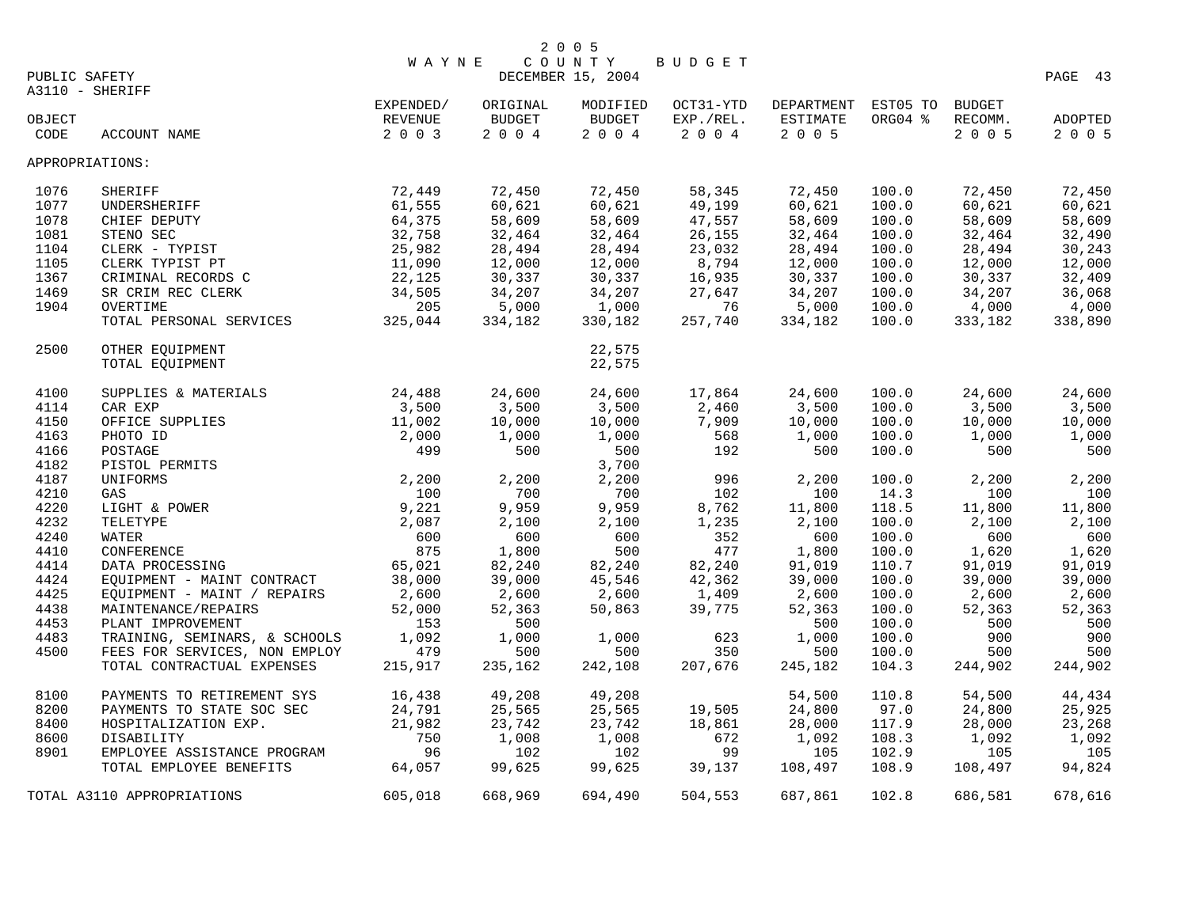# 2005 WAYNE COUNTY BUDGET

DECEMBER 15, 2004

PUBLIC SAFETY

A3110 - SHERIFF

| OBJECT CODE | ACCOUNT NAME | EXPENDED/ REVENUE 2003 | ORIGINAL BUDGET 2004 | MODIFIED BUDGET 2004 | OCT31-YTD EXP./REL. 2004 | DEPARTMENT ESTIMATE 2005 | EST05 TO ORG04 % | BUDGET RECOMM. 2005 | ADOPTED 2005 |
|---|---|---|---|---|---|---|---|---|---|
| APPROPRIATIONS: | | | | | | | | | |
| 1076 | SHERIFF | 72,449 | 72,450 | 72,450 | 58,345 | 72,450 | 100.0 | 72,450 | 72,450 |
| 1077 | UNDERSHERIFF | 61,555 | 60,621 | 60,621 | 49,199 | 60,621 | 100.0 | 60,621 | 60,621 |
| 1078 | CHIEF DEPUTY | 64,375 | 58,609 | 58,609 | 47,557 | 58,609 | 100.0 | 58,609 | 58,609 |
| 1081 | STENO SEC | 32,758 | 32,464 | 32,464 | 26,155 | 32,464 | 100.0 | 32,464 | 32,490 |
| 1104 | CLERK - TYPIST | 25,982 | 28,494 | 28,494 | 23,032 | 28,494 | 100.0 | 28,494 | 30,243 |
| 1105 | CLERK TYPIST PT | 11,090 | 12,000 | 12,000 | 8,794 | 12,000 | 100.0 | 12,000 | 12,000 |
| 1367 | CRIMINAL RECORDS C | 22,125 | 30,337 | 30,337 | 16,935 | 30,337 | 100.0 | 30,337 | 32,409 |
| 1469 | SR CRIM REC CLERK | 34,505 | 34,207 | 34,207 | 27,647 | 34,207 | 100.0 | 34,207 | 36,068 |
| 1904 | OVERTIME | 205 | 5,000 | 1,000 | 76 | 5,000 | 100.0 | 4,000 | 4,000 |
| | TOTAL PERSONAL SERVICES | 325,044 | 334,182 | 330,182 | 257,740 | 334,182 | 100.0 | 333,182 | 338,890 |
| 2500 | OTHER EQUIPMENT | | | 22,575 | | | | | |
| | TOTAL EQUIPMENT | | | 22,575 | | | | | |
| 4100 | SUPPLIES & MATERIALS | 24,488 | 24,600 | 24,600 | 17,864 | 24,600 | 100.0 | 24,600 | 24,600 |
| 4114 | CAR EXP | 3,500 | 3,500 | 3,500 | 2,460 | 3,500 | 100.0 | 3,500 | 3,500 |
| 4150 | OFFICE SUPPLIES | 11,002 | 10,000 | 10,000 | 7,909 | 10,000 | 100.0 | 10,000 | 10,000 |
| 4163 | PHOTO ID | 2,000 | 1,000 | 1,000 | 568 | 1,000 | 100.0 | 1,000 | 1,000 |
| 4166 | POSTAGE | 499 | 500 | 500 | 192 | 500 | 100.0 | 500 | 500 |
| 4182 | PISTOL PERMITS | | | 3,700 | | | | | |
| 4187 | UNIFORMS | 2,200 | 2,200 | 2,200 | 996 | 2,200 | 100.0 | 2,200 | 2,200 |
| 4210 | GAS | 100 | 700 | 700 | 102 | 100 | 14.3 | 100 | 100 |
| 4220 | LIGHT & POWER | 9,221 | 9,959 | 9,959 | 8,762 | 11,800 | 118.5 | 11,800 | 11,800 |
| 4232 | TELETYPE | 2,087 | 2,100 | 2,100 | 1,235 | 2,100 | 100.0 | 2,100 | 2,100 |
| 4240 | WATER | 600 | 600 | 600 | 352 | 600 | 100.0 | 600 | 600 |
| 4410 | CONFERENCE | 875 | 1,800 | 500 | 477 | 1,800 | 100.0 | 1,620 | 1,620 |
| 4414 | DATA PROCESSING | 65,021 | 82,240 | 82,240 | 82,240 | 91,019 | 110.7 | 91,019 | 91,019 |
| 4424 | EQUIPMENT - MAINT CONTRACT | 38,000 | 39,000 | 45,546 | 42,362 | 39,000 | 100.0 | 39,000 | 39,000 |
| 4425 | EQUIPMENT - MAINT / REPAIRS | 2,600 | 2,600 | 2,600 | 1,409 | 2,600 | 100.0 | 2,600 | 2,600 |
| 4438 | MAINTENANCE/REPAIRS | 52,000 | 52,363 | 50,863 | 39,775 | 52,363 | 100.0 | 52,363 | 52,363 |
| 4453 | PLANT IMPROVEMENT | 153 | 500 | | | 500 | 100.0 | 500 | 500 |
| 4483 | TRAINING, SEMINARS, & SCHOOLS | 1,092 | 1,000 | 1,000 | 623 | 1,000 | 100.0 | 900 | 900 |
| 4500 | FEES FOR SERVICES, NON EMPLOY | 479 | 500 | 500 | 350 | 500 | 100.0 | 500 | 500 |
| | TOTAL CONTRACTUAL EXPENSES | 215,917 | 235,162 | 242,108 | 207,676 | 245,182 | 104.3 | 244,902 | 244,902 |
| 8100 | PAYMENTS TO RETIREMENT SYS | 16,438 | 49,208 | 49,208 | | 54,500 | 110.8 | 54,500 | 44,434 |
| 8200 | PAYMENTS TO STATE SOC SEC | 24,791 | 25,565 | 25,565 | 19,505 | 24,800 | 97.0 | 24,800 | 25,925 |
| 8400 | HOSPITALIZATION EXP. | 21,982 | 23,742 | 23,742 | 18,861 | 28,000 | 117.9 | 28,000 | 23,268 |
| 8600 | DISABILITY | 750 | 1,008 | 1,008 | 672 | 1,092 | 108.3 | 1,092 | 1,092 |
| 8901 | EMPLOYEE ASSISTANCE PROGRAM | 96 | 102 | 102 | 99 | 105 | 102.9 | 105 | 105 |
| | TOTAL EMPLOYEE BENEFITS | 64,057 | 99,625 | 99,625 | 39,137 | 108,497 | 108.9 | 108,497 | 94,824 |
| TOTAL A3110 APPROPRIATIONS | | 605,018 | 668,969 | 694,490 | 504,553 | 687,861 | 102.8 | 686,581 | 678,616 |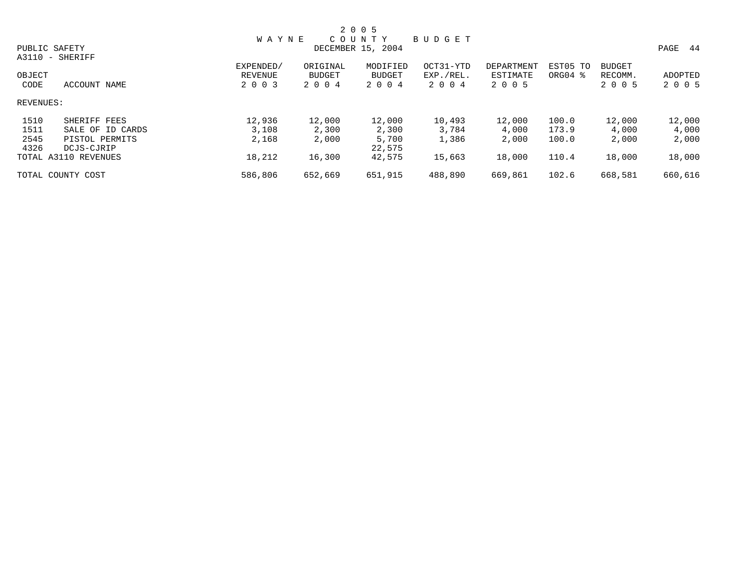2 0 0 5
W A Y N E   C O U N T Y   B U D G E T
DECEMBER 15, 2004

PUBLIC SAFETY
A3110 - SHERIFF

| OBJECT CODE | ACCOUNT NAME | EXPENDED/ REVENUE 2 0 0 3 | ORIGINAL BUDGET 2 0 0 4 | MODIFIED BUDGET 2 0 0 4 | OCT31-YTD EXP./REL. 2 0 0 4 | DEPARTMENT ESTIMATE 2 0 0 5 | EST05 TO ORG04 % | BUDGET RECOMM. 2 0 0 5 | ADOPTED 2 0 0 5 |
|---|---|---|---|---|---|---|---|---|---|
| REVENUES: | | | | | | | | | |
| 1510 | SHERIFF FEES | 12,936 | 12,000 | 12,000 | 10,493 | 12,000 | 100.0 | 12,000 | 12,000 |
| 1511 | SALE OF ID CARDS | 3,108 | 2,300 | 2,300 | 3,784 | 4,000 | 173.9 | 4,000 | 4,000 |
| 2545 | PISTOL PERMITS | 2,168 | 2,000 | 5,700 | 1,386 | 2,000 | 100.0 | 2,000 | 2,000 |
| 4326 | DCJS-CJRIP | | | 22,575 | | | | | |
| TOTAL A3110 REVENUES | | 18,212 | 16,300 | 42,575 | 15,663 | 18,000 | 110.4 | 18,000 | 18,000 |
| TOTAL COUNTY COST | | 586,806 | 652,669 | 651,915 | 488,890 | 669,861 | 102.6 | 668,581 | 660,616 |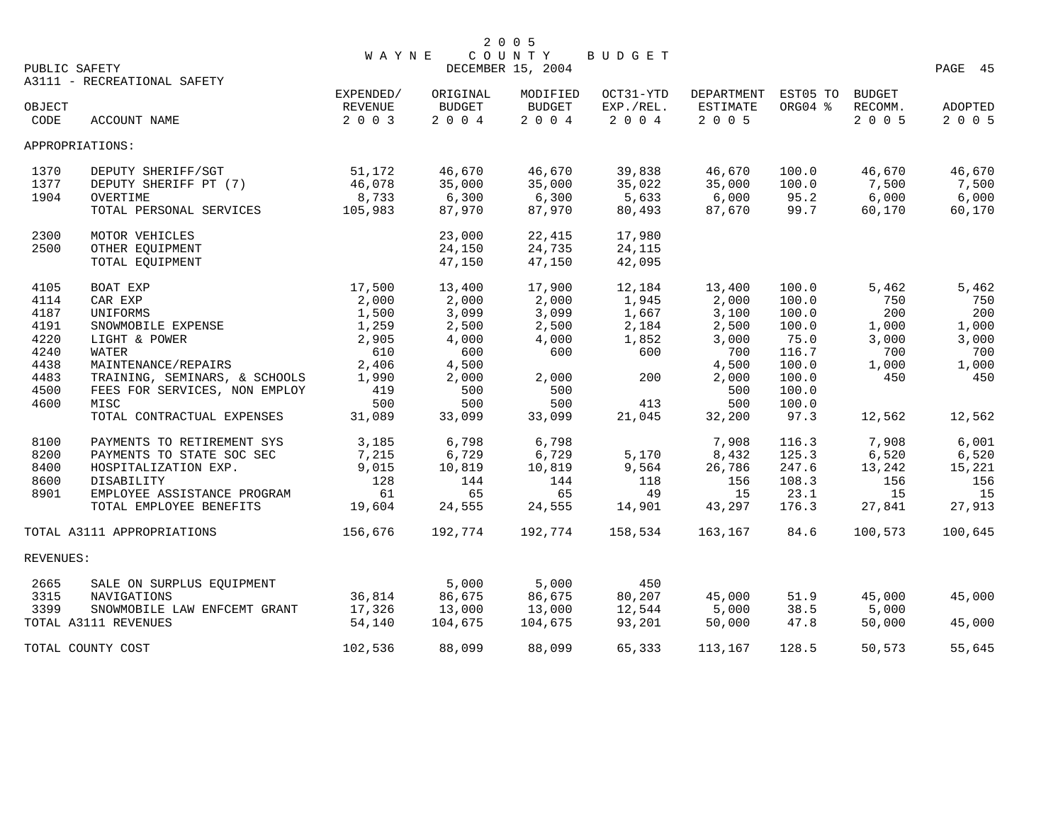# 2005 WAYNE COUNTY BUDGET

DECEMBER 15, 2004

PUBLIC SAFETY

A3111 - RECREATIONAL SAFETY

| OBJECT CODE | ACCOUNT NAME | EXPENDED/ REVENUE 2003 | ORIGINAL BUDGET 2004 | MODIFIED BUDGET 2004 | OCT31-YTD EXP./REL. 2004 | DEPARTMENT ESTIMATE 2005 | EST05 TO ORG04 % | BUDGET RECOMM. 2005 | ADOPTED 2005 |
|---|---|---|---|---|---|---|---|---|---|
| APPROPRIATIONS: | | | | | | | | | |
| 1370 | DEPUTY SHERIFF/SGT | 51,172 | 46,670 | 46,670 | 39,838 | 46,670 | 100.0 | 46,670 | 46,670 |
| 1377 | DEPUTY SHERIFF PT (7) | 46,078 | 35,000 | 35,000 | 35,022 | 35,000 | 100.0 | 7,500 | 7,500 |
| 1904 | OVERTIME | 8,733 | 6,300 | 6,300 | 5,633 | 6,000 | 95.2 | 6,000 | 6,000 |
| | TOTAL PERSONAL SERVICES | 105,983 | 87,970 | 87,970 | 80,493 | 87,670 | 99.7 | 60,170 | 60,170 |
| 2300 | MOTOR VEHICLES | | 23,000 | 22,415 | 17,980 | | | | |
| 2500 | OTHER EQUIPMENT | | 24,150 | 24,735 | 24,115 | | | | |
| | TOTAL EQUIPMENT | | 47,150 | 47,150 | 42,095 | | | | |
| 4105 | BOAT EXP | 17,500 | 13,400 | 17,900 | 12,184 | 13,400 | 100.0 | 5,462 | 5,462 |
| 4114 | CAR EXP | 2,000 | 2,000 | 2,000 | 1,945 | 2,000 | 100.0 | 750 | 750 |
| 4187 | UNIFORMS | 1,500 | 3,099 | 3,099 | 1,667 | 3,100 | 100.0 | 200 | 200 |
| 4191 | SNOWMOBILE EXPENSE | 1,259 | 2,500 | 2,500 | 2,184 | 2,500 | 100.0 | 1,000 | 1,000 |
| 4220 | LIGHT & POWER | 2,905 | 4,000 | 4,000 | 1,852 | 3,000 | 75.0 | 3,000 | 3,000 |
| 4240 | WATER | 610 | 600 | 600 | 600 | 700 | 116.7 | 700 | 700 |
| 4438 | MAINTENANCE/REPAIRS | 2,406 | 4,500 | | | 4,500 | 100.0 | 1,000 | 1,000 |
| 4483 | TRAINING, SEMINARS, & SCHOOLS | 1,990 | 2,000 | 2,000 | 200 | 2,000 | 100.0 | 450 | 450 |
| 4500 | FEES FOR SERVICES, NON EMPLOY | 419 | 500 | 500 | | 500 | 100.0 | | |
| 4600 | MISC | 500 | 500 | 500 | 413 | 500 | 100.0 | | |
| | TOTAL CONTRACTUAL EXPENSES | 31,089 | 33,099 | 33,099 | 21,045 | 32,200 | 97.3 | 12,562 | 12,562 |
| 8100 | PAYMENTS TO RETIREMENT SYS | 3,185 | 6,798 | 6,798 | | 7,908 | 116.3 | 7,908 | 6,001 |
| 8200 | PAYMENTS TO STATE SOC SEC | 7,215 | 6,729 | 6,729 | 5,170 | 8,432 | 125.3 | 6,520 | 6,520 |
| 8400 | HOSPITALIZATION EXP. | 9,015 | 10,819 | 10,819 | 9,564 | 26,786 | 247.6 | 13,242 | 15,221 |
| 8600 | DISABILITY | 128 | 144 | 144 | 118 | 156 | 108.3 | 156 | 156 |
| 8901 | EMPLOYEE ASSISTANCE PROGRAM | 61 | 65 | 65 | 49 | 15 | 23.1 | 15 | 15 |
| | TOTAL EMPLOYEE BENEFITS | 19,604 | 24,555 | 24,555 | 14,901 | 43,297 | 176.3 | 27,841 | 27,913 |
| TOTAL A3111 APPROPRIATIONS | | 156,676 | 192,774 | 192,774 | 158,534 | 163,167 | 84.6 | 100,573 | 100,645 |
| REVENUES: | | | | | | | | | |
| 2665 | SALE ON SURPLUS EQUIPMENT | | 5,000 | 5,000 | 450 | | | | |
| 3315 | NAVIGATIONS | 36,814 | 86,675 | 86,675 | 80,207 | 45,000 | 51.9 | 45,000 | 45,000 |
| 3399 | SNOWMOBILE LAW ENFCEMT GRANT | 17,326 | 13,000 | 13,000 | 12,544 | 5,000 | 38.5 | 5,000 | |
| TOTAL A3111 REVENUES | | 54,140 | 104,675 | 104,675 | 93,201 | 50,000 | 47.8 | 50,000 | 45,000 |
| TOTAL COUNTY COST | | 102,536 | 88,099 | 88,099 | 65,333 | 113,167 | 128.5 | 50,573 | 55,645 |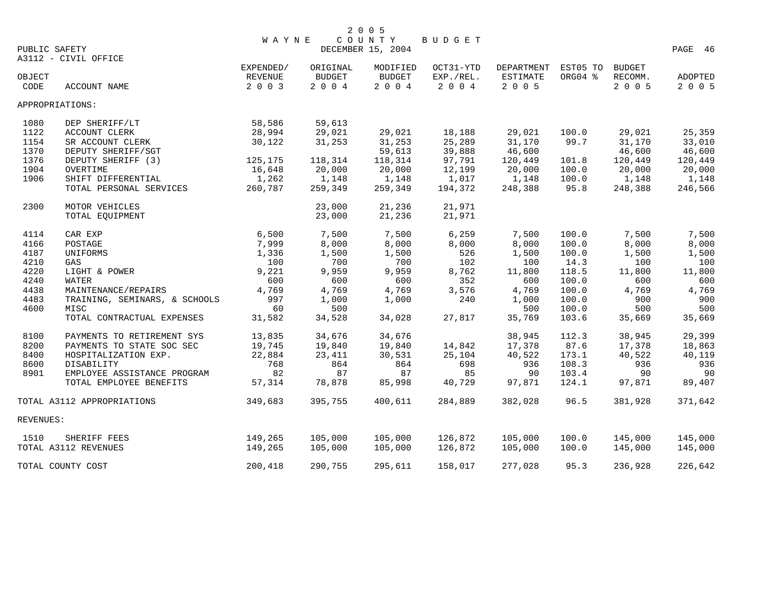2005 WAYNE COUNTY BUDGET

PUBLIC SAFETY — DECEMBER 15, 2004

A3112 - CIVIL OFFICE

| OBJECT CODE | ACCOUNT NAME | EXPENDED/ REVENUE 2003 | ORIGINAL BUDGET 2004 | MODIFIED BUDGET 2004 | OCT31-YTD EXP./REL. 2004 | DEPARTMENT ESTIMATE 2005 | EST05 TO ORG04 % | BUDGET RECOMM. 2005 | ADOPTED 2005 |
|---|---|---|---|---|---|---|---|---|---|
| APPROPRIATIONS: | | | | | | | | | |
| 1080 | DEP SHERIFF/LT | 58,586 | 59,613 | | | | | | |
| 1122 | ACCOUNT CLERK | 28,994 | 29,021 | 29,021 | 18,188 | 29,021 | 100.0 | 29,021 | 25,359 |
| 1154 | SR ACCOUNT CLERK | 30,122 | 31,253 | 31,253 | 25,289 | 31,170 | 99.7 | 31,170 | 33,010 |
| 1370 | DEPUTY SHERIFF/SGT | | | 59,613 | 39,888 | 46,600 | | 46,600 | 46,600 |
| 1376 | DEPUTY SHERIFF (3) | 125,175 | 118,314 | 118,314 | 97,791 | 120,449 | 101.8 | 120,449 | 120,449 |
| 1904 | OVERTIME | 16,648 | 20,000 | 20,000 | 12,199 | 20,000 | 100.0 | 20,000 | 20,000 |
| 1906 | SHIFT DIFFERENTIAL | 1,262 | 1,148 | 1,148 | 1,017 | 1,148 | 100.0 | 1,148 | 1,148 |
| | TOTAL PERSONAL SERVICES | 260,787 | 259,349 | 259,349 | 194,372 | 248,388 | 95.8 | 248,388 | 246,566 |
| 2300 | MOTOR VEHICLES | | 23,000 | 21,236 | 21,971 | | | | |
| | TOTAL EQUIPMENT | | 23,000 | 21,236 | 21,971 | | | | |
| 4114 | CAR EXP | 6,500 | 7,500 | 7,500 | 6,259 | 7,500 | 100.0 | 7,500 | 7,500 |
| 4166 | POSTAGE | 7,999 | 8,000 | 8,000 | 8,000 | 8,000 | 100.0 | 8,000 | 8,000 |
| 4187 | UNIFORMS | 1,336 | 1,500 | 1,500 | 526 | 1,500 | 100.0 | 1,500 | 1,500 |
| 4210 | GAS | 100 | 700 | 700 | 102 | 100 | 14.3 | 100 | 100 |
| 4220 | LIGHT & POWER | 9,221 | 9,959 | 9,959 | 8,762 | 11,800 | 118.5 | 11,800 | 11,800 |
| 4240 | WATER | 600 | 600 | 600 | 352 | 600 | 100.0 | 600 | 600 |
| 4438 | MAINTENANCE/REPAIRS | 4,769 | 4,769 | 4,769 | 3,576 | 4,769 | 100.0 | 4,769 | 4,769 |
| 4483 | TRAINING, SEMINARS, & SCHOOLS | 997 | 1,000 | 1,000 | 240 | 1,000 | 100.0 | 900 | 900 |
| 4600 | MISC | 60 | 500 | | | 500 | 100.0 | 500 | 500 |
| | TOTAL CONTRACTUAL EXPENSES | 31,582 | 34,528 | 34,028 | 27,817 | 35,769 | 103.6 | 35,669 | 35,669 |
| 8100 | PAYMENTS TO RETIREMENT SYS | 13,835 | 34,676 | 34,676 | | 38,945 | 112.3 | 38,945 | 29,399 |
| 8200 | PAYMENTS TO STATE SOC SEC | 19,745 | 19,840 | 19,840 | 14,842 | 17,378 | 87.6 | 17,378 | 18,863 |
| 8400 | HOSPITALIZATION EXP. | 22,884 | 23,411 | 30,531 | 25,104 | 40,522 | 173.1 | 40,522 | 40,119 |
| 8600 | DISABILITY | 768 | 864 | 864 | 698 | 936 | 108.3 | 936 | 936 |
| 8901 | EMPLOYEE ASSISTANCE PROGRAM | 82 | 87 | 87 | 85 | 90 | 103.4 | 90 | 90 |
| | TOTAL EMPLOYEE BENEFITS | 57,314 | 78,878 | 85,998 | 40,729 | 97,871 | 124.1 | 97,871 | 89,407 |
| TOTAL A3112 APPROPRIATIONS | | 349,683 | 395,755 | 400,611 | 284,889 | 382,028 | 96.5 | 381,928 | 371,642 |
| REVENUES: | | | | | | | | | |
| 1510 | SHERIFF FEES | 149,265 | 105,000 | 105,000 | 126,872 | 105,000 | 100.0 | 145,000 | 145,000 |
| TOTAL A3112 REVENUES | | 149,265 | 105,000 | 105,000 | 126,872 | 105,000 | 100.0 | 145,000 | 145,000 |
| TOTAL COUNTY COST | | 200,418 | 290,755 | 295,611 | 158,017 | 277,028 | 95.3 | 236,928 | 226,642 |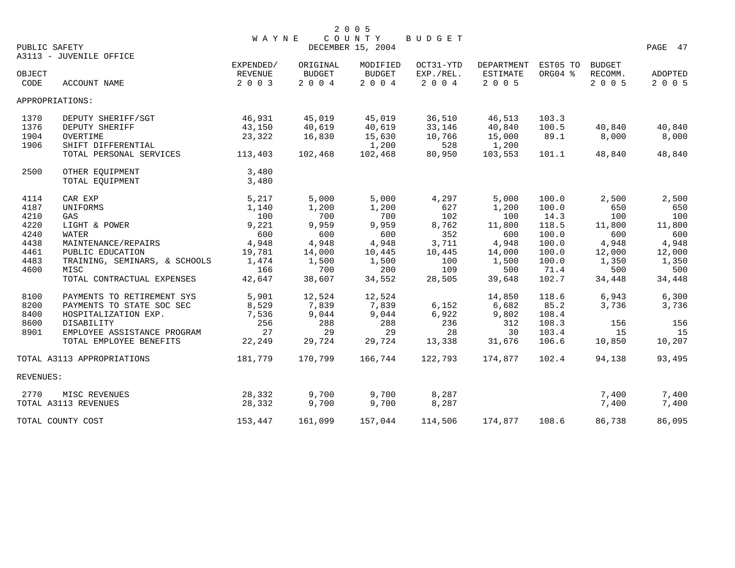# 2005 WAYNE COUNTY BUDGET

PUBLIC SAFETY — DECEMBER 15, 2004

A3113 - JUVENILE OFFICE

| OBJECT CODE | ACCOUNT NAME | EXPENDED/ REVENUE 2003 | ORIGINAL BUDGET 2004 | MODIFIED BUDGET 2004 | OCT31-YTD EXP./REL. 2004 | DEPARTMENT ESTIMATE 2005 | EST05 TO ORG04 % | BUDGET RECOMM. 2005 | ADOPTED 2005 |
|---|---|---|---|---|---|---|---|---|---|
| APPROPRIATIONS: | | | | | | | | | |
| 1370 | DEPUTY SHERIFF/SGT | 46,931 | 45,019 | 45,019 | 36,510 | 46,513 | 103.3 | | |
| 1376 | DEPUTY SHERIFF | 43,150 | 40,619 | 40,619 | 33,146 | 40,840 | 100.5 | 40,840 | 40,840 |
| 1904 | OVERTIME | 23,322 | 16,830 | 15,630 | 10,766 | 15,000 | 89.1 | 8,000 | 8,000 |
| 1906 | SHIFT DIFFERENTIAL | | | 1,200 | 528 | 1,200 | | | |
| | TOTAL PERSONAL SERVICES | 113,403 | 102,468 | 102,468 | 80,950 | 103,553 | 101.1 | 48,840 | 48,840 |
| 2500 | OTHER EQUIPMENT | 3,480 | | | | | | | |
| | TOTAL EQUIPMENT | 3,480 | | | | | | | |
| 4114 | CAR EXP | 5,217 | 5,000 | 5,000 | 4,297 | 5,000 | 100.0 | 2,500 | 2,500 |
| 4187 | UNIFORMS | 1,140 | 1,200 | 1,200 | 627 | 1,200 | 100.0 | 650 | 650 |
| 4210 | GAS | 100 | 700 | 700 | 102 | 100 | 14.3 | 100 | 100 |
| 4220 | LIGHT & POWER | 9,221 | 9,959 | 9,959 | 8,762 | 11,800 | 118.5 | 11,800 | 11,800 |
| 4240 | WATER | 600 | 600 | 600 | 352 | 600 | 100.0 | 600 | 600 |
| 4438 | MAINTENANCE/REPAIRS | 4,948 | 4,948 | 4,948 | 3,711 | 4,948 | 100.0 | 4,948 | 4,948 |
| 4461 | PUBLIC EDUCATION | 19,781 | 14,000 | 10,445 | 10,445 | 14,000 | 100.0 | 12,000 | 12,000 |
| 4483 | TRAINING, SEMINARS, & SCHOOLS | 1,474 | 1,500 | 1,500 | 100 | 1,500 | 100.0 | 1,350 | 1,350 |
| 4600 | MISC | 166 | 700 | 200 | 109 | 500 | 71.4 | 500 | 500 |
| | TOTAL CONTRACTUAL EXPENSES | 42,647 | 38,607 | 34,552 | 28,505 | 39,648 | 102.7 | 34,448 | 34,448 |
| 8100 | PAYMENTS TO RETIREMENT SYS | 5,901 | 12,524 | 12,524 | | 14,850 | 118.6 | 6,943 | 6,300 |
| 8200 | PAYMENTS TO STATE SOC SEC | 8,529 | 7,839 | 7,839 | 6,152 | 6,682 | 85.2 | 3,736 | 3,736 |
| 8400 | HOSPITALIZATION EXP. | 7,536 | 9,044 | 9,044 | 6,922 | 9,802 | 108.4 | | |
| 8600 | DISABILITY | 256 | 288 | 288 | 236 | 312 | 108.3 | 156 | 156 |
| 8901 | EMPLOYEE ASSISTANCE PROGRAM | 27 | 29 | 29 | 28 | 30 | 103.4 | 15 | 15 |
| | TOTAL EMPLOYEE BENEFITS | 22,249 | 29,724 | 29,724 | 13,338 | 31,676 | 106.6 | 10,850 | 10,207 |
| TOTAL A3113 APPROPRIATIONS | | 181,779 | 170,799 | 166,744 | 122,793 | 174,877 | 102.4 | 94,138 | 93,495 |
| REVENUES: | | | | | | | | | |
| 2770 | MISC REVENUES | 28,332 | 9,700 | 9,700 | 8,287 | | | 7,400 | 7,400 |
| TOTAL A3113 REVENUES | | 28,332 | 9,700 | 9,700 | 8,287 | | | 7,400 | 7,400 |
| TOTAL COUNTY COST | | 153,447 | 161,099 | 157,044 | 114,506 | 174,877 | 108.6 | 86,738 | 86,095 |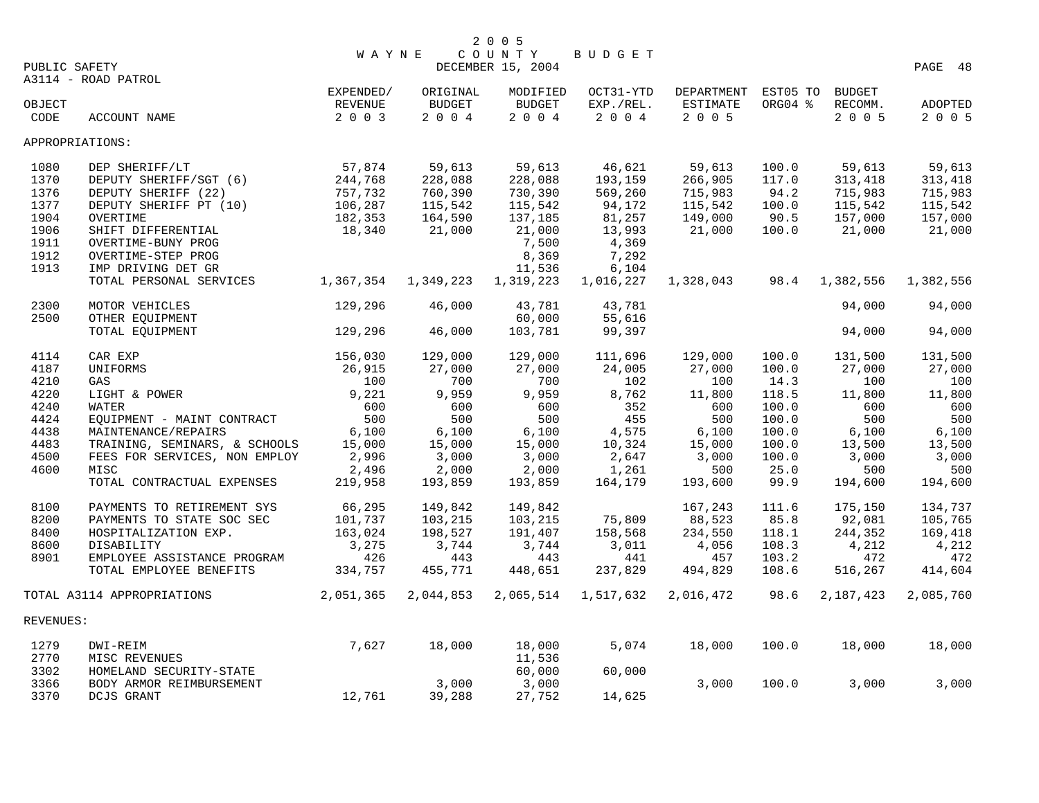# 2005 WAYNE COUNTY BUDGET

DECEMBER 15, 2004

PUBLIC SAFETY

A3114 - ROAD PATROL

| OBJECT CODE | ACCOUNT NAME | EXPENDED/ REVENUE 2003 | ORIGINAL BUDGET 2004 | MODIFIED BUDGET 2004 | OCT31-YTD EXP./REL. 2004 | DEPARTMENT ESTIMATE 2005 | EST05 TO ORG04 % | BUDGET RECOMM. 2005 | ADOPTED 2005 |
|---|---|---|---|---|---|---|---|---|---|
| APPROPRIATIONS: | | | | | | | | | |
| 1080 | DEP SHERIFF/LT | 57,874 | 59,613 | 59,613 | 46,621 | 59,613 | 100.0 | 59,613 | 59,613 |
| 1370 | DEPUTY SHERIFF/SGT (6) | 244,768 | 228,088 | 228,088 | 193,159 | 266,905 | 117.0 | 313,418 | 313,418 |
| 1376 | DEPUTY SHERIFF (22) | 757,732 | 760,390 | 730,390 | 569,260 | 715,983 | 94.2 | 715,983 | 715,983 |
| 1377 | DEPUTY SHERIFF PT (10) | 106,287 | 115,542 | 115,542 | 94,172 | 115,542 | 100.0 | 115,542 | 115,542 |
| 1904 | OVERTIME | 182,353 | 164,590 | 137,185 | 81,257 | 149,000 | 90.5 | 157,000 | 157,000 |
| 1906 | SHIFT DIFFERENTIAL | 18,340 | 21,000 | 21,000 | 13,993 | 21,000 | 100.0 | 21,000 | 21,000 |
| 1911 | OVERTIME-BUNY PROG | | | 7,500 | 4,369 | | | | |
| 1912 | OVERTIME-STEP PROG | | | 8,369 | 7,292 | | | | |
| 1913 | IMP DRIVING DET GR | | | 11,536 | 6,104 | | | | |
| | TOTAL PERSONAL SERVICES | 1,367,354 | 1,349,223 | 1,319,223 | 1,016,227 | 1,328,043 | 98.4 | 1,382,556 | 1,382,556 |
| 2300 | MOTOR VEHICLES | 129,296 | 46,000 | 43,781 | 43,781 | | | 94,000 | 94,000 |
| 2500 | OTHER EQUIPMENT | | | 60,000 | 55,616 | | | | |
| | TOTAL EQUIPMENT | 129,296 | 46,000 | 103,781 | 99,397 | | | 94,000 | 94,000 |
| 4114 | CAR EXP | 156,030 | 129,000 | 129,000 | 111,696 | 129,000 | 100.0 | 131,500 | 131,500 |
| 4187 | UNIFORMS | 26,915 | 27,000 | 27,000 | 24,005 | 27,000 | 100.0 | 27,000 | 27,000 |
| 4210 | GAS | 100 | 700 | 700 | 102 | 100 | 14.3 | 100 | 100 |
| 4220 | LIGHT & POWER | 9,221 | 9,959 | 9,959 | 8,762 | 11,800 | 118.5 | 11,800 | 11,800 |
| 4240 | WATER | 600 | 600 | 600 | 352 | 600 | 100.0 | 600 | 600 |
| 4424 | EQUIPMENT - MAINT CONTRACT | 500 | 500 | 500 | 455 | 500 | 100.0 | 500 | 500 |
| 4438 | MAINTENANCE/REPAIRS | 6,100 | 6,100 | 6,100 | 4,575 | 6,100 | 100.0 | 6,100 | 6,100 |
| 4483 | TRAINING, SEMINARS, & SCHOOLS | 15,000 | 15,000 | 15,000 | 10,324 | 15,000 | 100.0 | 13,500 | 13,500 |
| 4500 | FEES FOR SERVICES, NON EMPLOY | 2,996 | 3,000 | 3,000 | 2,647 | 3,000 | 100.0 | 3,000 | 3,000 |
| 4600 | MISC | 2,496 | 2,000 | 2,000 | 1,261 | 500 | 25.0 | 500 | 500 |
| | TOTAL CONTRACTUAL EXPENSES | 219,958 | 193,859 | 193,859 | 164,179 | 193,600 | 99.9 | 194,600 | 194,600 |
| 8100 | PAYMENTS TO RETIREMENT SYS | 66,295 | 149,842 | 149,842 | | 167,243 | 111.6 | 175,150 | 134,737 |
| 8200 | PAYMENTS TO STATE SOC SEC | 101,737 | 103,215 | 103,215 | 75,809 | 88,523 | 85.8 | 92,081 | 105,765 |
| 8400 | HOSPITALIZATION EXP. | 163,024 | 198,527 | 191,407 | 158,568 | 234,550 | 118.1 | 244,352 | 169,418 |
| 8600 | DISABILITY | 3,275 | 3,744 | 3,744 | 3,011 | 4,056 | 108.3 | 4,212 | 4,212 |
| 8901 | EMPLOYEE ASSISTANCE PROGRAM | 426 | 443 | 443 | 441 | 457 | 103.2 | 472 | 472 |
| | TOTAL EMPLOYEE BENEFITS | 334,757 | 455,771 | 448,651 | 237,829 | 494,829 | 108.6 | 516,267 | 414,604 |
| TOTAL A3114 APPROPRIATIONS | | 2,051,365 | 2,044,853 | 2,065,514 | 1,517,632 | 2,016,472 | 98.6 | 2,187,423 | 2,085,760 |
| REVENUES: | | | | | | | | | |
| 1279 | DWI-REIM | 7,627 | 18,000 | 18,000 | 5,074 | 18,000 | 100.0 | 18,000 | 18,000 |
| 2770 | MISC REVENUES | | | 11,536 | | | | | |
| 3302 | HOMELAND SECURITY-STATE | | | 60,000 | 60,000 | | | | |
| 3366 | BODY ARMOR REIMBURSEMENT | | 3,000 | 3,000 | | 3,000 | 100.0 | 3,000 | 3,000 |
| 3370 | DCJS GRANT | 12,761 | 39,288 | 27,752 | 14,625 | | | | |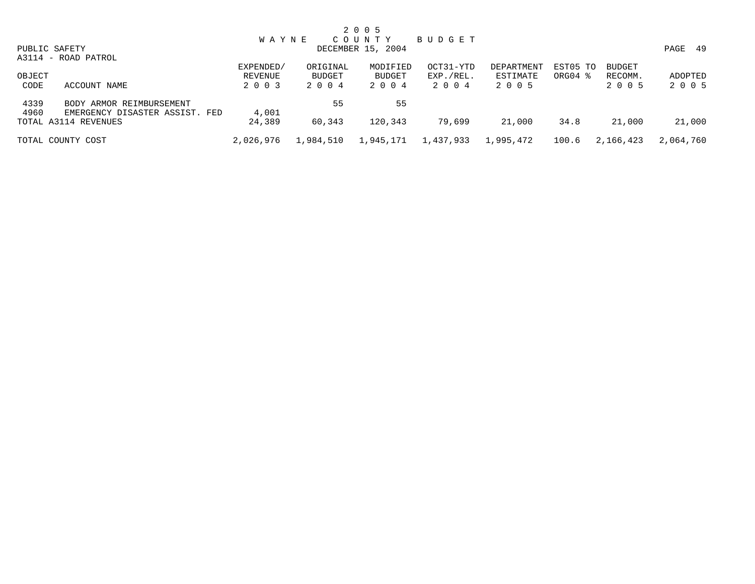# 2005 WAYNE COUNTY BUDGET

PUBLIC SAFETY
DECEMBER 15, 2004

A3114 - ROAD PATROL

| OBJECT CODE | ACCOUNT NAME | EXPENDED/ REVENUE 2003 | ORIGINAL BUDGET 2004 | MODIFIED BUDGET 2004 | OCT31-YTD EXP./REL. 2004 | DEPARTMENT ESTIMATE 2005 | EST05 TO ORG04 % | BUDGET RECOMM. 2005 | ADOPTED 2005 |
|---|---|---|---|---|---|---|---|---|---|
| 4339 | BODY ARMOR REIMBURSEMENT | | 55 | 55 | | | | | |
| 4960 | EMERGENCY DISASTER ASSIST. FED | 4,001 | | | | | | | |
| TOTAL A3114 REVENUES | | 24,389 | 60,343 | 120,343 | 79,699 | 21,000 | 34.8 | 21,000 | 21,000 |
| TOTAL COUNTY COST | | 2,026,976 | 1,984,510 | 1,945,171 | 1,437,933 | 1,995,472 | 100.6 | 2,166,423 | 2,064,760 |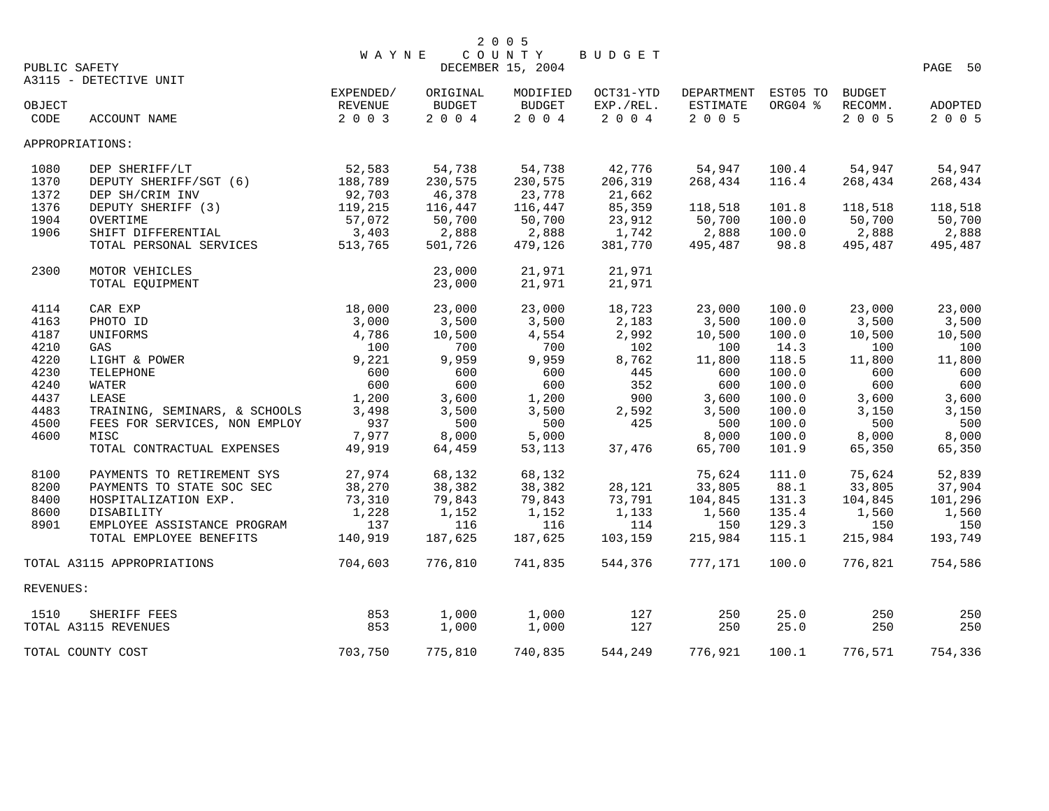# 2005 WAYNE COUNTY BUDGET

DECEMBER 15, 2004

PUBLIC SAFETY

A3115 - DETECTIVE UNIT

| OBJECT CODE | ACCOUNT NAME | EXPENDED/ REVENUE 2003 | ORIGINAL BUDGET 2004 | MODIFIED BUDGET 2004 | OCT31-YTD EXP./REL. 2004 | DEPARTMENT ESTIMATE 2005 | EST05 TO ORG04 % | BUDGET RECOMM. 2005 | ADOPTED 2005 |
|---|---|---|---|---|---|---|---|---|---|
| APPROPRIATIONS: | | | | | | | | | |
| 1080 | DEP SHERIFF/LT | 52,583 | 54,738 | 54,738 | 42,776 | 54,947 | 100.4 | 54,947 | 54,947 |
| 1370 | DEPUTY SHERIFF/SGT (6) | 188,789 | 230,575 | 230,575 | 206,319 | 268,434 | 116.4 | 268,434 | 268,434 |
| 1372 | DEP SH/CRIM INV | 92,703 | 46,378 | 23,778 | 21,662 | | | | |
| 1376 | DEPUTY SHERIFF (3) | 119,215 | 116,447 | 116,447 | 85,359 | 118,518 | 101.8 | 118,518 | 118,518 |
| 1904 | OVERTIME | 57,072 | 50,700 | 50,700 | 23,912 | 50,700 | 100.0 | 50,700 | 50,700 |
| 1906 | SHIFT DIFFERENTIAL | 3,403 | 2,888 | 2,888 | 1,742 | 2,888 | 100.0 | 2,888 | 2,888 |
| | TOTAL PERSONAL SERVICES | 513,765 | 501,726 | 479,126 | 381,770 | 495,487 | 98.8 | 495,487 | 495,487 |
| 2300 | MOTOR VEHICLES | | 23,000 | 21,971 | 21,971 | | | | |
| | TOTAL EQUIPMENT | | 23,000 | 21,971 | 21,971 | | | | |
| 4114 | CAR EXP | 18,000 | 23,000 | 23,000 | 18,723 | 23,000 | 100.0 | 23,000 | 23,000 |
| 4163 | PHOTO ID | 3,000 | 3,500 | 3,500 | 2,183 | 3,500 | 100.0 | 3,500 | 3,500 |
| 4187 | UNIFORMS | 4,786 | 10,500 | 4,554 | 2,992 | 10,500 | 100.0 | 10,500 | 10,500 |
| 4210 | GAS | 100 | 700 | 700 | 102 | 100 | 14.3 | 100 | 100 |
| 4220 | LIGHT & POWER | 9,221 | 9,959 | 9,959 | 8,762 | 11,800 | 118.5 | 11,800 | 11,800 |
| 4230 | TELEPHONE | 600 | 600 | 600 | 445 | 600 | 100.0 | 600 | 600 |
| 4240 | WATER | 600 | 600 | 600 | 352 | 600 | 100.0 | 600 | 600 |
| 4437 | LEASE | 1,200 | 3,600 | 1,200 | 900 | 3,600 | 100.0 | 3,600 | 3,600 |
| 4483 | TRAINING, SEMINARS, & SCHOOLS | 3,498 | 3,500 | 3,500 | 2,592 | 3,500 | 100.0 | 3,150 | 3,150 |
| 4500 | FEES FOR SERVICES, NON EMPLOY | 937 | 500 | 500 | 425 | 500 | 100.0 | 500 | 500 |
| 4600 | MISC | 7,977 | 8,000 | 5,000 | | 8,000 | 100.0 | 8,000 | 8,000 |
| | TOTAL CONTRACTUAL EXPENSES | 49,919 | 64,459 | 53,113 | 37,476 | 65,700 | 101.9 | 65,350 | 65,350 |
| 8100 | PAYMENTS TO RETIREMENT SYS | 27,974 | 68,132 | 68,132 | | 75,624 | 111.0 | 75,624 | 52,839 |
| 8200 | PAYMENTS TO STATE SOC SEC | 38,270 | 38,382 | 38,382 | 28,121 | 33,805 | 88.1 | 33,805 | 37,904 |
| 8400 | HOSPITALIZATION EXP. | 73,310 | 79,843 | 79,843 | 73,791 | 104,845 | 131.3 | 104,845 | 101,296 |
| 8600 | DISABILITY | 1,228 | 1,152 | 1,152 | 1,133 | 1,560 | 135.4 | 1,560 | 1,560 |
| 8901 | EMPLOYEE ASSISTANCE PROGRAM | 137 | 116 | 116 | 114 | 150 | 129.3 | 150 | 150 |
| | TOTAL EMPLOYEE BENEFITS | 140,919 | 187,625 | 187,625 | 103,159 | 215,984 | 115.1 | 215,984 | 193,749 |
| TOTAL A3115 APPROPRIATIONS | | 704,603 | 776,810 | 741,835 | 544,376 | 777,171 | 100.0 | 776,821 | 754,586 |
| REVENUES: | | | | | | | | | |
| 1510 | SHERIFF FEES | 853 | 1,000 | 1,000 | 127 | 250 | 25.0 | 250 | 250 |
| TOTAL A3115 REVENUES | | 853 | 1,000 | 1,000 | 127 | 250 | 25.0 | 250 | 250 |
| TOTAL COUNTY COST | | 703,750 | 775,810 | 740,835 | 544,249 | 776,921 | 100.1 | 776,571 | 754,336 |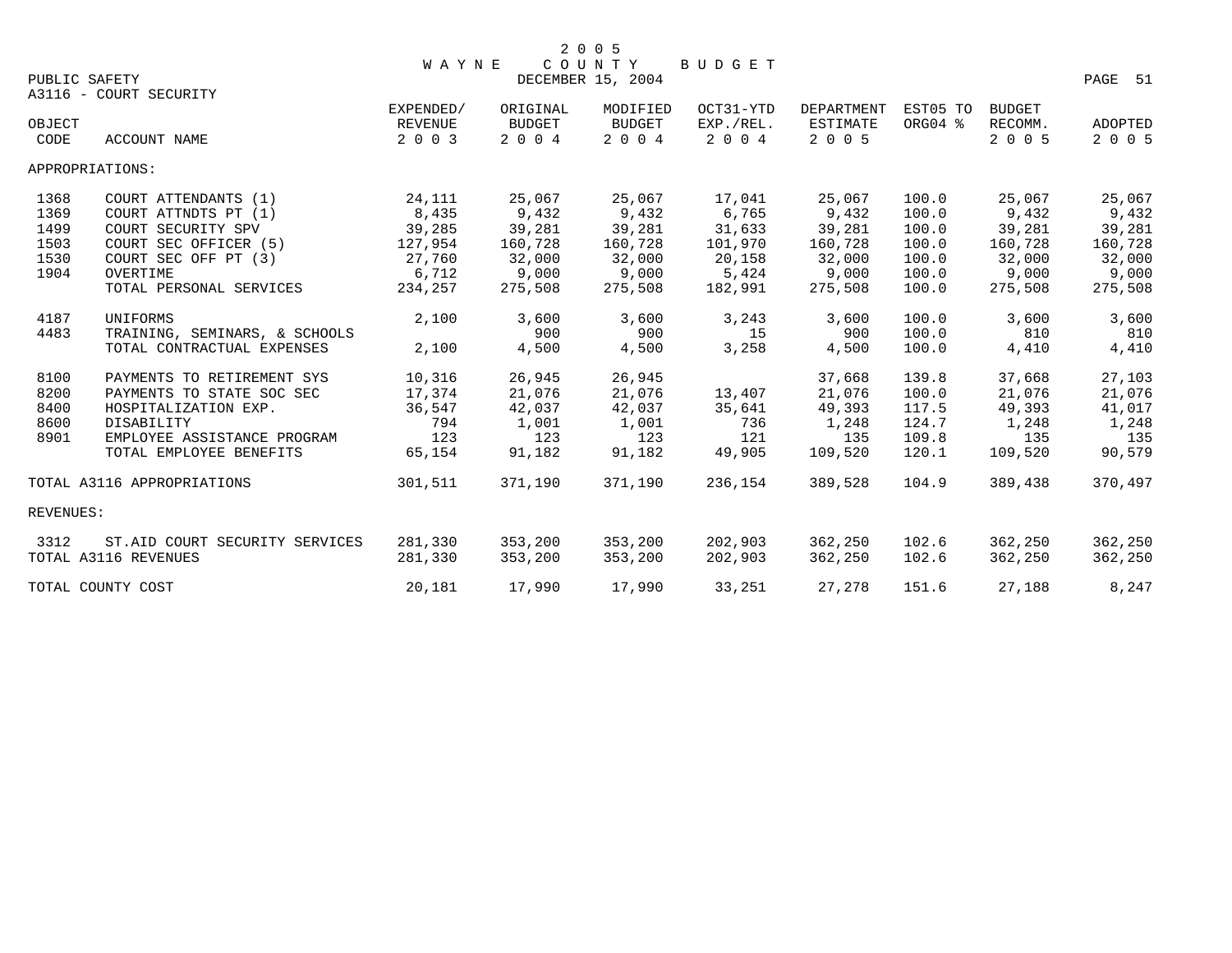# 2005 WAYNE COUNTY BUDGET

DECEMBER 15, 2004

PUBLIC SAFETY

A3116 - COURT SECURITY

| OBJECT CODE | ACCOUNT NAME | EXPENDED/ REVENUE 2003 | ORIGINAL BUDGET 2004 | MODIFIED BUDGET 2004 | OCT31-YTD EXP./REL. 2004 | DEPARTMENT ESTIMATE 2005 | EST05 TO ORG04 % | BUDGET RECOMM. 2005 | ADOPTED 2005 |
|---|---|---|---|---|---|---|---|---|---|
| APPROPRIATIONS: | | | | | | | | | |
| 1368 | COURT ATTENDANTS (1) | 24,111 | 25,067 | 25,067 | 17,041 | 25,067 | 100.0 | 25,067 | 25,067 |
| 1369 | COURT ATTNDTS PT (1) | 8,435 | 9,432 | 9,432 | 6,765 | 9,432 | 100.0 | 9,432 | 9,432 |
| 1499 | COURT SECURITY SPV | 39,285 | 39,281 | 39,281 | 31,633 | 39,281 | 100.0 | 39,281 | 39,281 |
| 1503 | COURT SEC OFFICER (5) | 127,954 | 160,728 | 160,728 | 101,970 | 160,728 | 100.0 | 160,728 | 160,728 |
| 1530 | COURT SEC OFF PT (3) | 27,760 | 32,000 | 32,000 | 20,158 | 32,000 | 100.0 | 32,000 | 32,000 |
| 1904 | OVERTIME | 6,712 | 9,000 | 9,000 | 5,424 | 9,000 | 100.0 | 9,000 | 9,000 |
| | TOTAL PERSONAL SERVICES | 234,257 | 275,508 | 275,508 | 182,991 | 275,508 | 100.0 | 275,508 | 275,508 |
| 4187 | UNIFORMS | 2,100 | 3,600 | 3,600 | 3,243 | 3,600 | 100.0 | 3,600 | 3,600 |
| 4483 | TRAINING, SEMINARS, & SCHOOLS | | 900 | 900 | 15 | 900 | 100.0 | 810 | 810 |
| | TOTAL CONTRACTUAL EXPENSES | 2,100 | 4,500 | 4,500 | 3,258 | 4,500 | 100.0 | 4,410 | 4,410 |
| 8100 | PAYMENTS TO RETIREMENT SYS | 10,316 | 26,945 | 26,945 | | 37,668 | 139.8 | 37,668 | 27,103 |
| 8200 | PAYMENTS TO STATE SOC SEC | 17,374 | 21,076 | 21,076 | 13,407 | 21,076 | 100.0 | 21,076 | 21,076 |
| 8400 | HOSPITALIZATION EXP. | 36,547 | 42,037 | 42,037 | 35,641 | 49,393 | 117.5 | 49,393 | 41,017 |
| 8600 | DISABILITY | 794 | 1,001 | 1,001 | 736 | 1,248 | 124.7 | 1,248 | 1,248 |
| 8901 | EMPLOYEE ASSISTANCE PROGRAM | 123 | 123 | 123 | 121 | 135 | 109.8 | 135 | 135 |
| | TOTAL EMPLOYEE BENEFITS | 65,154 | 91,182 | 91,182 | 49,905 | 109,520 | 120.1 | 109,520 | 90,579 |
| TOTAL A3116 APPROPRIATIONS | | 301,511 | 371,190 | 371,190 | 236,154 | 389,528 | 104.9 | 389,438 | 370,497 |
| REVENUES: | | | | | | | | | |
| 3312 | ST.AID COURT SECURITY SERVICES | 281,330 | 353,200 | 353,200 | 202,903 | 362,250 | 102.6 | 362,250 | 362,250 |
| TOTAL A3116 REVENUES | | 281,330 | 353,200 | 353,200 | 202,903 | 362,250 | 102.6 | 362,250 | 362,250 |
| TOTAL COUNTY COST | | 20,181 | 17,990 | 17,990 | 33,251 | 27,278 | 151.6 | 27,188 | 8,247 |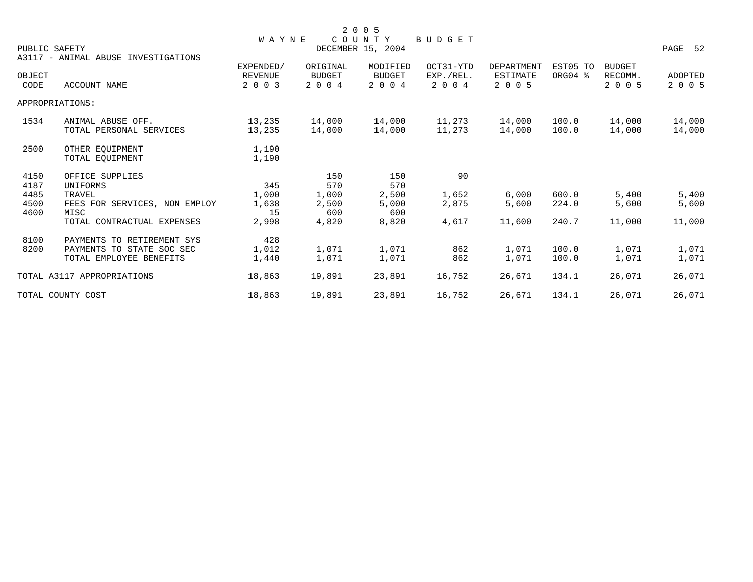# 2005 WAYNE COUNTY BUDGET

PUBLIC SAFETY — DECEMBER 15, 2004

## A3117 - ANIMAL ABUSE INVESTIGATIONS

| OBJECT CODE | ACCOUNT NAME | EXPENDED/ REVENUE 2003 | ORIGINAL BUDGET 2004 | MODIFIED BUDGET 2004 | OCT31-YTD EXP./REL. 2004 | DEPARTMENT ESTIMATE 2005 | EST05 TO ORG04 % | BUDGET RECOMM. 2005 | ADOPTED 2005 |
|---|---|---|---|---|---|---|---|---|---|
| APPROPRIATIONS: | | | | | | | | | |
| 1534 | ANIMAL ABUSE OFF. | 13,235 | 14,000 | 14,000 | 11,273 | 14,000 | 100.0 | 14,000 | 14,000 |
| | TOTAL PERSONAL SERVICES | 13,235 | 14,000 | 14,000 | 11,273 | 14,000 | 100.0 | 14,000 | 14,000 |
| 2500 | OTHER EQUIPMENT | 1,190 | | | | | | | |
| | TOTAL EQUIPMENT | 1,190 | | | | | | | |
| 4150 | OFFICE SUPPLIES | | 150 | 150 | 90 | | | | |
| 4187 | UNIFORMS | 345 | 570 | 570 | | | | | |
| 4485 | TRAVEL | 1,000 | 1,000 | 2,500 | 1,652 | 6,000 | 600.0 | 5,400 | 5,400 |
| 4500 | FEES FOR SERVICES, NON EMPLOY | 1,638 | 2,500 | 5,000 | 2,875 | 5,600 | 224.0 | 5,600 | 5,600 |
| 4600 | MISC | 15 | 600 | 600 | | | | | |
| | TOTAL CONTRACTUAL EXPENSES | 2,998 | 4,820 | 8,820 | 4,617 | 11,600 | 240.7 | 11,000 | 11,000 |
| 8100 | PAYMENTS TO RETIREMENT SYS | 428 | | | | | | | |
| 8200 | PAYMENTS TO STATE SOC SEC | 1,012 | 1,071 | 1,071 | 862 | 1,071 | 100.0 | 1,071 | 1,071 |
| | TOTAL EMPLOYEE BENEFITS | 1,440 | 1,071 | 1,071 | 862 | 1,071 | 100.0 | 1,071 | 1,071 |
| TOTAL A3117 APPROPRIATIONS | | 18,863 | 19,891 | 23,891 | 16,752 | 26,671 | 134.1 | 26,071 | 26,071 |
| TOTAL COUNTY COST | | 18,863 | 19,891 | 23,891 | 16,752 | 26,671 | 134.1 | 26,071 | 26,071 |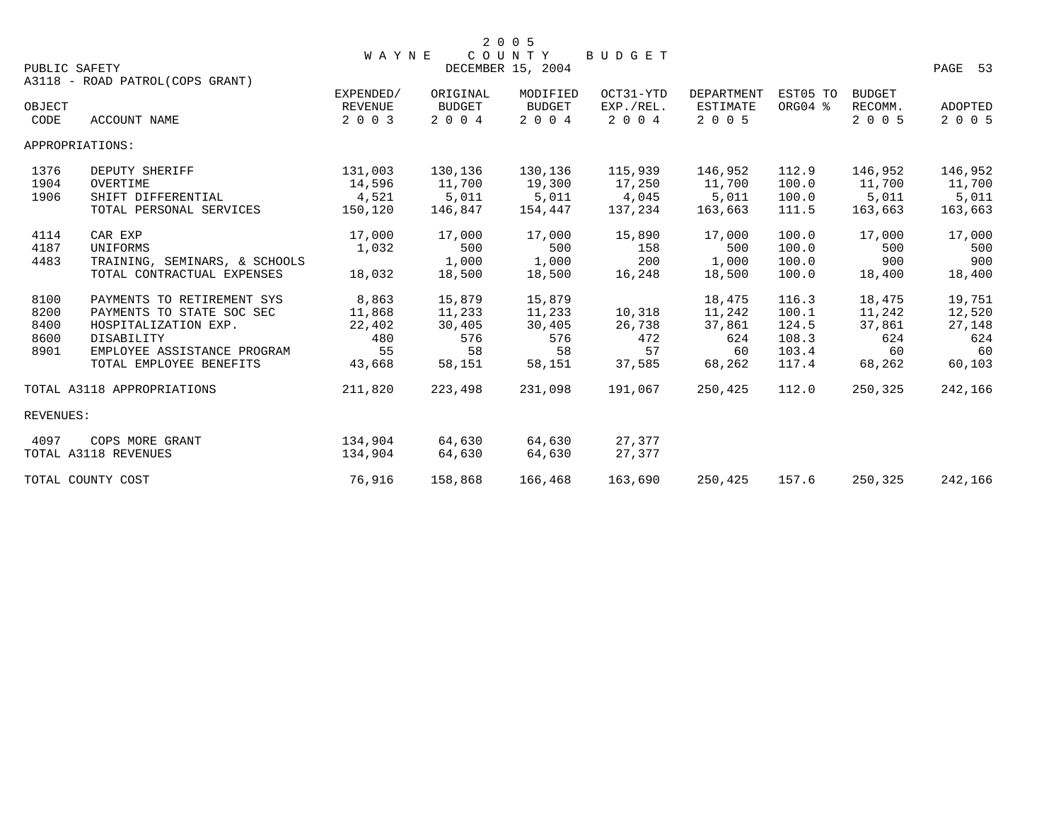# 2005 WAYNE COUNTY BUDGET

PUBLIC SAFETY — DECEMBER 15, 2004

A3118 - ROAD PATROL(COPS GRANT)

| OBJECT CODE | ACCOUNT NAME | EXPENDED/ REVENUE 2003 | ORIGINAL BUDGET 2004 | MODIFIED BUDGET 2004 | OCT31-YTD EXP./REL. 2004 | DEPARTMENT ESTIMATE 2005 | EST05 TO ORG04 % | BUDGET RECOMM. 2005 | ADOPTED 2005 |
|---|---|---|---|---|---|---|---|---|---|
| APPROPRIATIONS: | | | | | | | | | |
| 1376 | DEPUTY SHERIFF | 131,003 | 130,136 | 130,136 | 115,939 | 146,952 | 112.9 | 146,952 | 146,952 |
| 1904 | OVERTIME | 14,596 | 11,700 | 19,300 | 17,250 | 11,700 | 100.0 | 11,700 | 11,700 |
| 1906 | SHIFT DIFFERENTIAL | 4,521 | 5,011 | 5,011 | 4,045 | 5,011 | 100.0 | 5,011 | 5,011 |
| | TOTAL PERSONAL SERVICES | 150,120 | 146,847 | 154,447 | 137,234 | 163,663 | 111.5 | 163,663 | 163,663 |
| 4114 | CAR EXP | 17,000 | 17,000 | 17,000 | 15,890 | 17,000 | 100.0 | 17,000 | 17,000 |
| 4187 | UNIFORMS | 1,032 | 500 | 500 | 158 | 500 | 100.0 | 500 | 500 |
| 4483 | TRAINING, SEMINARS, & SCHOOLS | | 1,000 | 1,000 | 200 | 1,000 | 100.0 | 900 | 900 |
| | TOTAL CONTRACTUAL EXPENSES | 18,032 | 18,500 | 18,500 | 16,248 | 18,500 | 100.0 | 18,400 | 18,400 |
| 8100 | PAYMENTS TO RETIREMENT SYS | 8,863 | 15,879 | 15,879 | | 18,475 | 116.3 | 18,475 | 19,751 |
| 8200 | PAYMENTS TO STATE SOC SEC | 11,868 | 11,233 | 11,233 | 10,318 | 11,242 | 100.1 | 11,242 | 12,520 |
| 8400 | HOSPITALIZATION EXP. | 22,402 | 30,405 | 30,405 | 26,738 | 37,861 | 124.5 | 37,861 | 27,148 |
| 8600 | DISABILITY | 480 | 576 | 576 | 472 | 624 | 108.3 | 624 | 624 |
| 8901 | EMPLOYEE ASSISTANCE PROGRAM | 55 | 58 | 58 | 57 | 60 | 103.4 | 60 | 60 |
| | TOTAL EMPLOYEE BENEFITS | 43,668 | 58,151 | 58,151 | 37,585 | 68,262 | 117.4 | 68,262 | 60,103 |
| TOTAL A3118 APPROPRIATIONS | | 211,820 | 223,498 | 231,098 | 191,067 | 250,425 | 112.0 | 250,325 | 242,166 |
| REVENUES: | | | | | | | | | |
| 4097 | COPS MORE GRANT | 134,904 | 64,630 | 64,630 | 27,377 | | | | |
| TOTAL A3118 REVENUES | | 134,904 | 64,630 | 64,630 | 27,377 | | | | |
| TOTAL COUNTY COST | | 76,916 | 158,868 | 166,468 | 163,690 | 250,425 | 157.6 | 250,325 | 242,166 |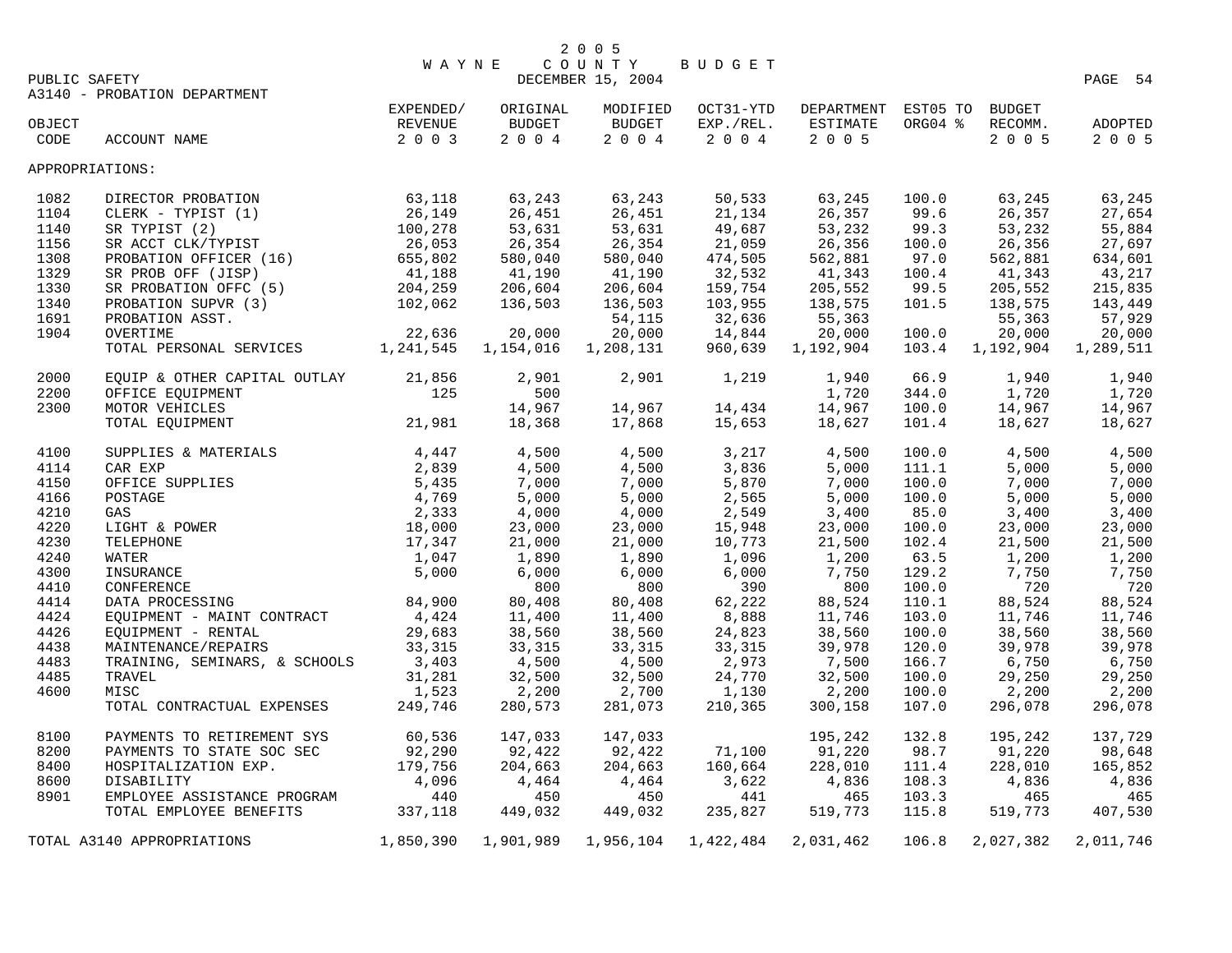# 2005 WAYNE COUNTY BUDGET

DECEMBER 15, 2004

PUBLIC SAFETY

A3140 - PROBATION DEPARTMENT

| OBJECT CODE | ACCOUNT NAME | EXPENDED/ REVENUE 2003 | ORIGINAL BUDGET 2004 | MODIFIED BUDGET 2004 | OCT31-YTD EXP./REL. 2004 | DEPARTMENT ESTIMATE 2005 | EST05 TO ORG04 % | BUDGET RECOMM. 2005 | ADOPTED 2005 |
|---|---|---|---|---|---|---|---|---|---|
| APPROPRIATIONS: | | | | | | | | | |
| 1082 | DIRECTOR PROBATION | 63,118 | 63,243 | 63,243 | 50,533 | 63,245 | 100.0 | 63,245 | 63,245 |
| 1104 | CLERK - TYPIST (1) | 26,149 | 26,451 | 26,451 | 21,134 | 26,357 | 99.6 | 26,357 | 27,654 |
| 1140 | SR TYPIST (2) | 100,278 | 53,631 | 53,631 | 49,687 | 53,232 | 99.3 | 53,232 | 55,884 |
| 1156 | SR ACCT CLK/TYPIST | 26,053 | 26,354 | 26,354 | 21,059 | 26,356 | 100.0 | 26,356 | 27,697 |
| 1308 | PROBATION OFFICER (16) | 655,802 | 580,040 | 580,040 | 474,505 | 562,881 | 97.0 | 562,881 | 634,601 |
| 1329 | SR PROB OFF (JISP) | 41,188 | 41,190 | 41,190 | 32,532 | 41,343 | 100.4 | 41,343 | 43,217 |
| 1330 | SR PROBATION OFFC (5) | 204,259 | 206,604 | 206,604 | 159,754 | 205,552 | 99.5 | 205,552 | 215,835 |
| 1340 | PROBATION SUPVR (3) | 102,062 | 136,503 | 136,503 | 103,955 | 138,575 | 101.5 | 138,575 | 143,449 |
| 1691 | PROBATION ASST. | | | 54,115 | 32,636 | 55,363 | | 55,363 | 57,929 |
| 1904 | OVERTIME | 22,636 | 20,000 | 20,000 | 14,844 | 20,000 | 100.0 | 20,000 | 20,000 |
| | TOTAL PERSONAL SERVICES | 1,241,545 | 1,154,016 | 1,208,131 | 960,639 | 1,192,904 | 103.4 | 1,192,904 | 1,289,511 |
| 2000 | EQUIP & OTHER CAPITAL OUTLAY | 21,856 | 2,901 | 2,901 | 1,219 | 1,940 | 66.9 | 1,940 | 1,940 |
| 2200 | OFFICE EQUIPMENT | 125 | 500 | | | 1,720 | 344.0 | 1,720 | 1,720 |
| 2300 | MOTOR VEHICLES | | 14,967 | 14,967 | 14,434 | 14,967 | 100.0 | 14,967 | 14,967 |
| | TOTAL EQUIPMENT | 21,981 | 18,368 | 17,868 | 15,653 | 18,627 | 101.4 | 18,627 | 18,627 |
| 4100 | SUPPLIES & MATERIALS | 4,447 | 4,500 | 4,500 | 3,217 | 4,500 | 100.0 | 4,500 | 4,500 |
| 4114 | CAR EXP | 2,839 | 4,500 | 4,500 | 3,836 | 5,000 | 111.1 | 5,000 | 5,000 |
| 4150 | OFFICE SUPPLIES | 5,435 | 7,000 | 7,000 | 5,870 | 7,000 | 100.0 | 7,000 | 7,000 |
| 4166 | POSTAGE | 4,769 | 5,000 | 5,000 | 2,565 | 5,000 | 100.0 | 5,000 | 5,000 |
| 4210 | GAS | 2,333 | 4,000 | 4,000 | 2,549 | 3,400 | 85.0 | 3,400 | 3,400 |
| 4220 | LIGHT & POWER | 18,000 | 23,000 | 23,000 | 15,948 | 23,000 | 100.0 | 23,000 | 23,000 |
| 4230 | TELEPHONE | 17,347 | 21,000 | 21,000 | 10,773 | 21,500 | 102.4 | 21,500 | 21,500 |
| 4240 | WATER | 1,047 | 1,890 | 1,890 | 1,096 | 1,200 | 63.5 | 1,200 | 1,200 |
| 4300 | INSURANCE | 5,000 | 6,000 | 6,000 | 6,000 | 7,750 | 129.2 | 7,750 | 7,750 |
| 4410 | CONFERENCE | | 800 | 800 | 390 | 800 | 100.0 | 720 | 720 |
| 4414 | DATA PROCESSING | 84,900 | 80,408 | 80,408 | 62,222 | 88,524 | 110.1 | 88,524 | 88,524 |
| 4424 | EQUIPMENT - MAINT CONTRACT | 4,424 | 11,400 | 11,400 | 8,888 | 11,746 | 103.0 | 11,746 | 11,746 |
| 4426 | EQUIPMENT - RENTAL | 29,683 | 38,560 | 38,560 | 24,823 | 38,560 | 100.0 | 38,560 | 38,560 |
| 4438 | MAINTENANCE/REPAIRS | 33,315 | 33,315 | 33,315 | 33,315 | 39,978 | 120.0 | 39,978 | 39,978 |
| 4483 | TRAINING, SEMINARS, & SCHOOLS | 3,403 | 4,500 | 4,500 | 2,973 | 7,500 | 166.7 | 6,750 | 6,750 |
| 4485 | TRAVEL | 31,281 | 32,500 | 32,500 | 24,770 | 32,500 | 100.0 | 29,250 | 29,250 |
| 4600 | MISC | 1,523 | 2,200 | 2,700 | 1,130 | 2,200 | 100.0 | 2,200 | 2,200 |
| | TOTAL CONTRACTUAL EXPENSES | 249,746 | 280,573 | 281,073 | 210,365 | 300,158 | 107.0 | 296,078 | 296,078 |
| 8100 | PAYMENTS TO RETIREMENT SYS | 60,536 | 147,033 | 147,033 | | 195,242 | 132.8 | 195,242 | 137,729 |
| 8200 | PAYMENTS TO STATE SOC SEC | 92,290 | 92,422 | 92,422 | 71,100 | 91,220 | 98.7 | 91,220 | 98,648 |
| 8400 | HOSPITALIZATION EXP. | 179,756 | 204,663 | 204,663 | 160,664 | 228,010 | 111.4 | 228,010 | 165,852 |
| 8600 | DISABILITY | 4,096 | 4,464 | 4,464 | 3,622 | 4,836 | 108.3 | 4,836 | 4,836 |
| 8901 | EMPLOYEE ASSISTANCE PROGRAM | 440 | 450 | 450 | 441 | 465 | 103.3 | 465 | 465 |
| | TOTAL EMPLOYEE BENEFITS | 337,118 | 449,032 | 449,032 | 235,827 | 519,773 | 115.8 | 519,773 | 407,530 |
| TOTAL A3140 APPROPRIATIONS | | 1,850,390 | 1,901,989 | 1,956,104 | 1,422,484 | 2,031,462 | 106.8 | 2,027,382 | 2,011,746 |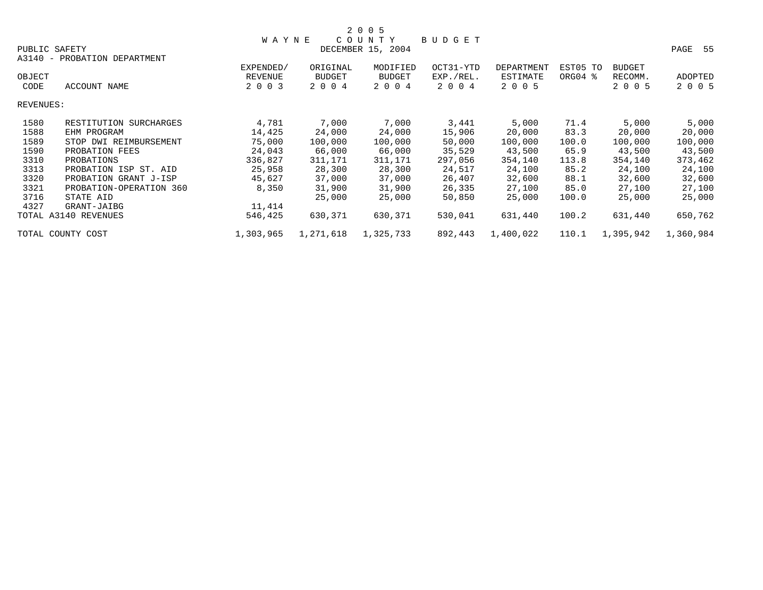# 2005 WAYNE COUNTY BUDGET

PUBLIC SAFETY  
DECEMBER 15, 2004

A3140 - PROBATION DEPARTMENT

| OBJECT CODE | ACCOUNT NAME | EXPENDED/ REVENUE 2003 | ORIGINAL BUDGET 2004 | MODIFIED BUDGET 2004 | OCT31-YTD EXP./REL. 2004 | DEPARTMENT ESTIMATE 2005 | EST05 TO ORG04 % | BUDGET RECOMM. 2005 | ADOPTED 2005 |
|---|---|---|---|---|---|---|---|---|---|
| REVENUES: | | | | | | | | | |
| 1580 | RESTITUTION SURCHARGES | 4,781 | 7,000 | 7,000 | 3,441 | 5,000 | 71.4 | 5,000 | 5,000 |
| 1588 | EHM PROGRAM | 14,425 | 24,000 | 24,000 | 15,906 | 20,000 | 83.3 | 20,000 | 20,000 |
| 1589 | STOP DWI REIMBURSEMENT | 75,000 | 100,000 | 100,000 | 50,000 | 100,000 | 100.0 | 100,000 | 100,000 |
| 1590 | PROBATION FEES | 24,043 | 66,000 | 66,000 | 35,529 | 43,500 | 65.9 | 43,500 | 43,500 |
| 3310 | PROBATIONS | 336,827 | 311,171 | 311,171 | 297,056 | 354,140 | 113.8 | 354,140 | 373,462 |
| 3313 | PROBATION ISP ST. AID | 25,958 | 28,300 | 28,300 | 24,517 | 24,100 | 85.2 | 24,100 | 24,100 |
| 3320 | PROBATION GRANT J-ISP | 45,627 | 37,000 | 37,000 | 26,407 | 32,600 | 88.1 | 32,600 | 32,600 |
| 3321 | PROBATION-OPERATION 360 | 8,350 | 31,900 | 31,900 | 26,335 | 27,100 | 85.0 | 27,100 | 27,100 |
| 3716 | STATE AID | | 25,000 | 25,000 | 50,850 | 25,000 | 100.0 | 25,000 | 25,000 |
| 4327 | GRANT-JAIBG | 11,414 | | | | | | | |
| TOTAL A3140 REVENUES | | 546,425 | 630,371 | 630,371 | 530,041 | 631,440 | 100.2 | 631,440 | 650,762 |
| TOTAL COUNTY COST | | 1,303,965 | 1,271,618 | 1,325,733 | 892,443 | 1,400,022 | 110.1 | 1,395,942 | 1,360,984 |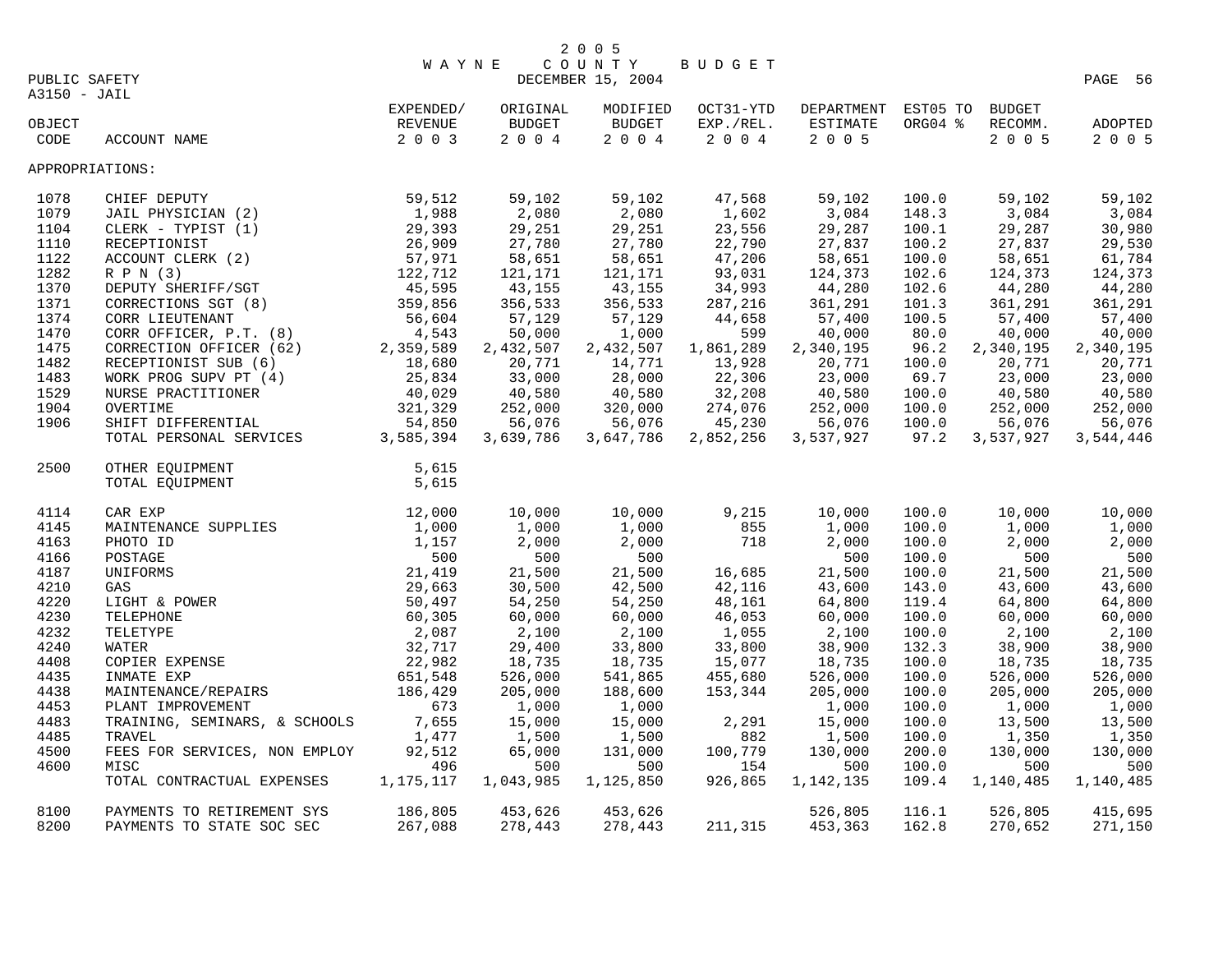# 2005 WAYNE COUNTY BUDGET

DECEMBER 15, 2004

PUBLIC SAFETY

A3150 - JAIL

| OBJECT CODE | ACCOUNT NAME | EXPENDED/ REVENUE 2003 | ORIGINAL BUDGET 2004 | MODIFIED BUDGET 2004 | OCT31-YTD EXP./REL. 2004 | DEPARTMENT ESTIMATE 2005 | EST05 TO ORG04 % | BUDGET RECOMM. 2005 | ADOPTED 2005 |
|---|---|---|---|---|---|---|---|---|---|
| APPROPRIATIONS: | | | | | | | | | |
| 1078 | CHIEF DEPUTY | 59,512 | 59,102 | 59,102 | 47,568 | 59,102 | 100.0 | 59,102 | 59,102 |
| 1079 | JAIL PHYSICIAN (2) | 1,988 | 2,080 | 2,080 | 1,602 | 3,084 | 148.3 | 3,084 | 3,084 |
| 1104 | CLERK - TYPIST (1) | 29,393 | 29,251 | 29,251 | 23,556 | 29,287 | 100.1 | 29,287 | 30,980 |
| 1110 | RECEPTIONIST | 26,909 | 27,780 | 27,780 | 22,790 | 27,837 | 100.2 | 27,837 | 29,530 |
| 1122 | ACCOUNT CLERK (2) | 57,971 | 58,651 | 58,651 | 47,206 | 58,651 | 100.0 | 58,651 | 61,784 |
| 1282 | R P N (3) | 122,712 | 121,171 | 121,171 | 93,031 | 124,373 | 102.6 | 124,373 | 124,373 |
| 1370 | DEPUTY SHERIFF/SGT | 45,595 | 43,155 | 43,155 | 34,993 | 44,280 | 102.6 | 44,280 | 44,280 |
| 1371 | CORRECTIONS SGT (8) | 359,856 | 356,533 | 356,533 | 287,216 | 361,291 | 101.3 | 361,291 | 361,291 |
| 1374 | CORR LIEUTENANT | 56,604 | 57,129 | 57,129 | 44,658 | 57,400 | 100.5 | 57,400 | 57,400 |
| 1470 | CORR OFFICER, P.T. (8) | 4,543 | 50,000 | 1,000 | 599 | 40,000 | 80.0 | 40,000 | 40,000 |
| 1475 | CORRECTION OFFICER (62) | 2,359,589 | 2,432,507 | 2,432,507 | 1,861,289 | 2,340,195 | 96.2 | 2,340,195 | 2,340,195 |
| 1482 | RECEPTIONIST SUB (6) | 18,680 | 20,771 | 14,771 | 13,928 | 20,771 | 100.0 | 20,771 | 20,771 |
| 1483 | WORK PROG SUPV PT (4) | 25,834 | 33,000 | 28,000 | 22,306 | 23,000 | 69.7 | 23,000 | 23,000 |
| 1529 | NURSE PRACTITIONER | 40,029 | 40,580 | 40,580 | 32,208 | 40,580 | 100.0 | 40,580 | 40,580 |
| 1904 | OVERTIME | 321,329 | 252,000 | 320,000 | 274,076 | 252,000 | 100.0 | 252,000 | 252,000 |
| 1906 | SHIFT DIFFERENTIAL | 54,850 | 56,076 | 56,076 | 45,230 | 56,076 | 100.0 | 56,076 | 56,076 |
| | TOTAL PERSONAL SERVICES | 3,585,394 | 3,639,786 | 3,647,786 | 2,852,256 | 3,537,927 | 97.2 | 3,537,927 | 3,544,446 |
| 2500 | OTHER EQUIPMENT | 5,615 | | | | | | | |
| | TOTAL EQUIPMENT | 5,615 | | | | | | | |
| 4114 | CAR EXP | 12,000 | 10,000 | 10,000 | 9,215 | 10,000 | 100.0 | 10,000 | 10,000 |
| 4145 | MAINTENANCE SUPPLIES | 1,000 | 1,000 | 1,000 | 855 | 1,000 | 100.0 | 1,000 | 1,000 |
| 4163 | PHOTO ID | 1,157 | 2,000 | 2,000 | 718 | 2,000 | 100.0 | 2,000 | 2,000 |
| 4166 | POSTAGE | 500 | 500 | 500 | | 500 | 100.0 | 500 | 500 |
| 4187 | UNIFORMS | 21,419 | 21,500 | 21,500 | 16,685 | 21,500 | 100.0 | 21,500 | 21,500 |
| 4210 | GAS | 29,663 | 30,500 | 42,500 | 42,116 | 43,600 | 143.0 | 43,600 | 43,600 |
| 4220 | LIGHT & POWER | 50,497 | 54,250 | 54,250 | 48,161 | 64,800 | 119.4 | 64,800 | 64,800 |
| 4230 | TELEPHONE | 60,305 | 60,000 | 60,000 | 46,053 | 60,000 | 100.0 | 60,000 | 60,000 |
| 4232 | TELETYPE | 2,087 | 2,100 | 2,100 | 1,055 | 2,100 | 100.0 | 2,100 | 2,100 |
| 4240 | WATER | 32,717 | 29,400 | 33,800 | 33,800 | 38,900 | 132.3 | 38,900 | 38,900 |
| 4408 | COPIER EXPENSE | 22,982 | 18,735 | 18,735 | 15,077 | 18,735 | 100.0 | 18,735 | 18,735 |
| 4435 | INMATE EXP | 651,548 | 526,000 | 541,865 | 455,680 | 526,000 | 100.0 | 526,000 | 526,000 |
| 4438 | MAINTENANCE/REPAIRS | 186,429 | 205,000 | 188,600 | 153,344 | 205,000 | 100.0 | 205,000 | 205,000 |
| 4453 | PLANT IMPROVEMENT | 673 | 1,000 | 1,000 | | 1,000 | 100.0 | 1,000 | 1,000 |
| 4483 | TRAINING, SEMINARS, & SCHOOLS | 7,655 | 15,000 | 15,000 | 2,291 | 15,000 | 100.0 | 13,500 | 13,500 |
| 4485 | TRAVEL | 1,477 | 1,500 | 1,500 | 882 | 1,500 | 100.0 | 1,350 | 1,350 |
| 4500 | FEES FOR SERVICES, NON EMPLOY | 92,512 | 65,000 | 131,000 | 100,779 | 130,000 | 200.0 | 130,000 | 130,000 |
| 4600 | MISC | 496 | 500 | 500 | 154 | 500 | 100.0 | 500 | 500 |
| | TOTAL CONTRACTUAL EXPENSES | 1,175,117 | 1,043,985 | 1,125,850 | 926,865 | 1,142,135 | 109.4 | 1,140,485 | 1,140,485 |
| 8100 | PAYMENTS TO RETIREMENT SYS | 186,805 | 453,626 | 453,626 | | 526,805 | 116.1 | 526,805 | 415,695 |
| 8200 | PAYMENTS TO STATE SOC SEC | 267,088 | 278,443 | 278,443 | 211,315 | 453,363 | 162.8 | 270,652 | 271,150 |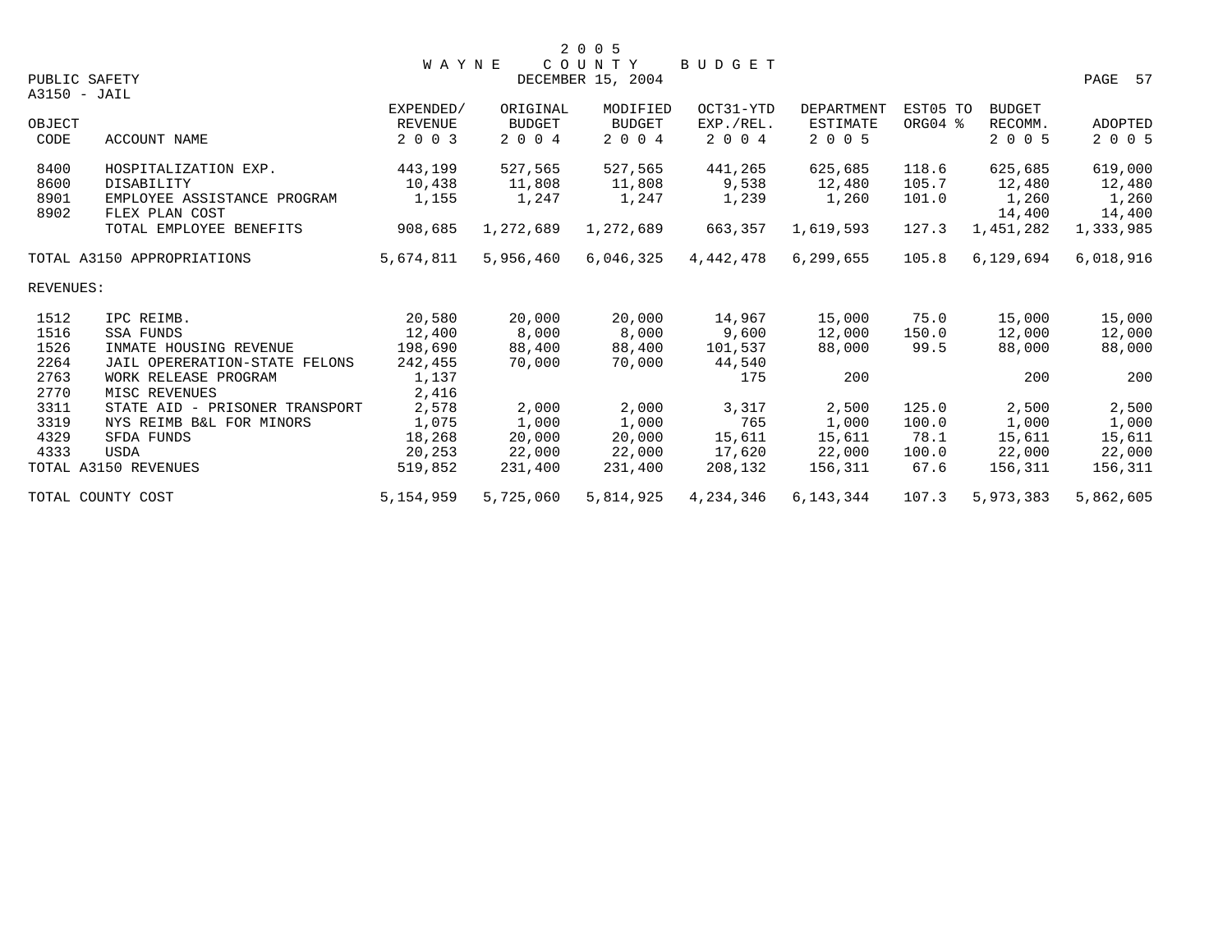# 2005 WAYNE COUNTY BUDGET

DECEMBER 15, 2004

PUBLIC SAFETY

A3150 - JAIL

| OBJECT CODE | ACCOUNT NAME | EXPENDED/ REVENUE 2003 | ORIGINAL BUDGET 2004 | MODIFIED BUDGET 2004 | OCT31-YTD EXP./REL. 2004 | DEPARTMENT ESTIMATE 2005 | EST05 TO ORG04 % | BUDGET RECOMM. 2005 | ADOPTED 2005 |
|---|---|---|---|---|---|---|---|---|---|
| 8400 | HOSPITALIZATION EXP. | 443,199 | 527,565 | 527,565 | 441,265 | 625,685 | 118.6 | 625,685 | 619,000 |
| 8600 | DISABILITY | 10,438 | 11,808 | 11,808 | 9,538 | 12,480 | 105.7 | 12,480 | 12,480 |
| 8901 | EMPLOYEE ASSISTANCE PROGRAM | 1,155 | 1,247 | 1,247 | 1,239 | 1,260 | 101.0 | 1,260 | 1,260 |
| 8902 | FLEX PLAN COST | | | | | | | 14,400 | 14,400 |
| | TOTAL EMPLOYEE BENEFITS | 908,685 | 1,272,689 | 1,272,689 | 663,357 | 1,619,593 | 127.3 | 1,451,282 | 1,333,985 |
| TOTAL A3150 APPROPRIATIONS | | 5,674,811 | 5,956,460 | 6,046,325 | 4,442,478 | 6,299,655 | 105.8 | 6,129,694 | 6,018,916 |
| REVENUES: | | | | | | | | | |
| 1512 | IPC REIMB. | 20,580 | 20,000 | 20,000 | 14,967 | 15,000 | 75.0 | 15,000 | 15,000 |
| 1516 | SSA FUNDS | 12,400 | 8,000 | 8,000 | 9,600 | 12,000 | 150.0 | 12,000 | 12,000 |
| 1526 | INMATE HOUSING REVENUE | 198,690 | 88,400 | 88,400 | 101,537 | 88,000 | 99.5 | 88,000 | 88,000 |
| 2264 | JAIL OPERERATION-STATE FELONS | 242,455 | 70,000 | 70,000 | 44,540 | | | | |
| 2763 | WORK RELEASE PROGRAM | 1,137 | | | 175 | 200 | | 200 | 200 |
| 2770 | MISC REVENUES | 2,416 | | | | | | | |
| 3311 | STATE AID - PRISONER TRANSPORT | 2,578 | 2,000 | 2,000 | 3,317 | 2,500 | 125.0 | 2,500 | 2,500 |
| 3319 | NYS REIMB B&L FOR MINORS | 1,075 | 1,000 | 1,000 | 765 | 1,000 | 100.0 | 1,000 | 1,000 |
| 4329 | SFDA FUNDS | 18,268 | 20,000 | 20,000 | 15,611 | 15,611 | 78.1 | 15,611 | 15,611 |
| 4333 | USDA | 20,253 | 22,000 | 22,000 | 17,620 | 22,000 | 100.0 | 22,000 | 22,000 |
| TOTAL A3150 REVENUES | | 519,852 | 231,400 | 231,400 | 208,132 | 156,311 | 67.6 | 156,311 | 156,311 |
| TOTAL COUNTY COST | | 5,154,959 | 5,725,060 | 5,814,925 | 4,234,346 | 6,143,344 | 107.3 | 5,973,383 | 5,862,605 |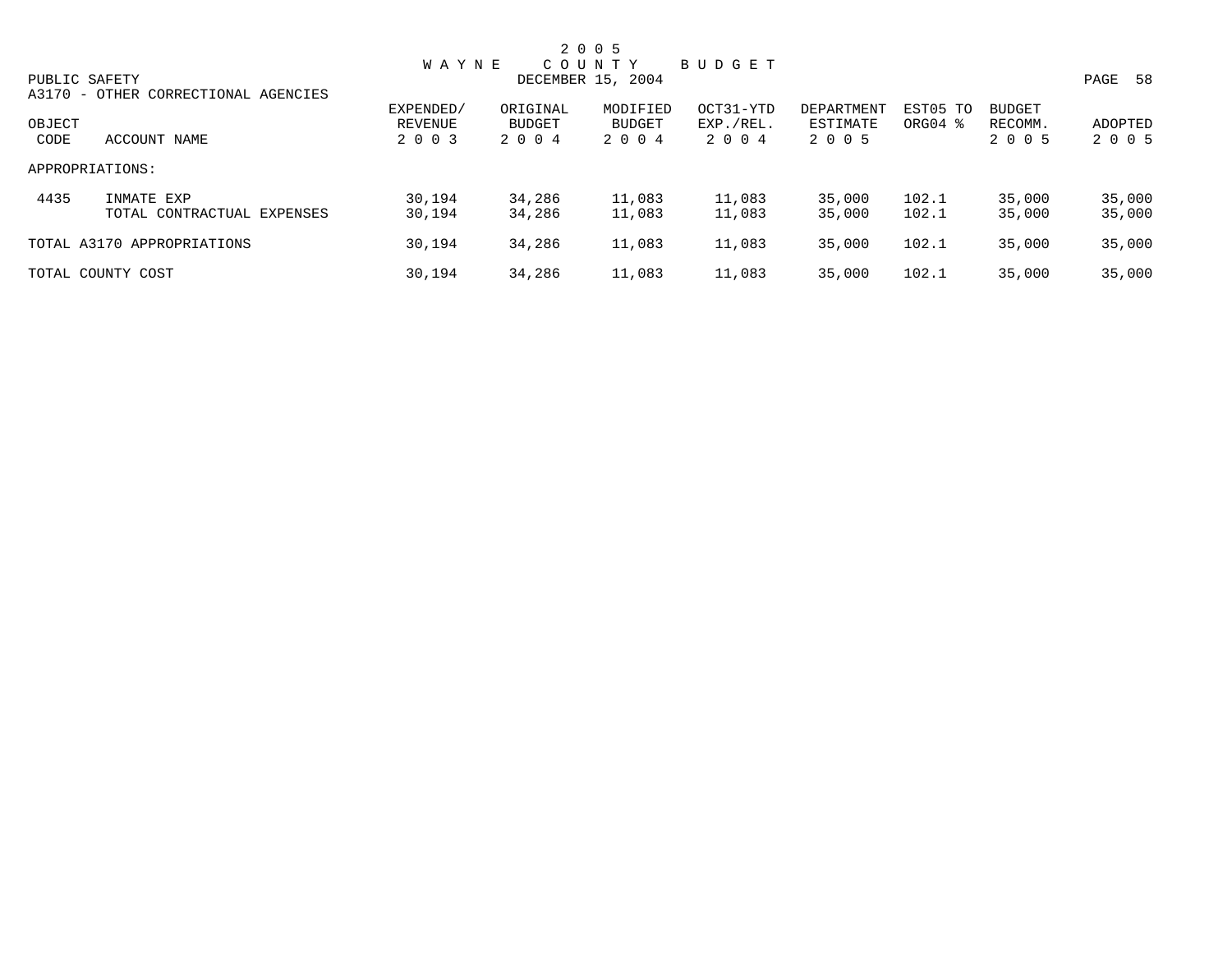# 2005 WAYNE COUNTY BUDGET

DECEMBER 15, 2004

PUBLIC SAFETY

A3170 - OTHER CORRECTIONAL AGENCIES

| OBJECT CODE | ACCOUNT NAME | EXPENDED/ REVENUE 2003 | ORIGINAL BUDGET 2004 | MODIFIED BUDGET 2004 | OCT31-YTD EXP./REL. 2004 | DEPARTMENT ESTIMATE 2005 | EST05 TO ORG04 % | BUDGET RECOMM. 2005 | ADOPTED 2005 |
|---|---|---|---|---|---|---|---|---|---|
| APPROPRIATIONS: | | | | | | | | | |
| 4435 | INMATE EXP | 30,194 | 34,286 | 11,083 | 11,083 | 35,000 | 102.1 | 35,000 | 35,000 |
| | TOTAL CONTRACTUAL EXPENSES | 30,194 | 34,286 | 11,083 | 11,083 | 35,000 | 102.1 | 35,000 | 35,000 |
| TOTAL A3170 APPROPRIATIONS | | 30,194 | 34,286 | 11,083 | 11,083 | 35,000 | 102.1 | 35,000 | 35,000 |
| TOTAL COUNTY COST | | 30,194 | 34,286 | 11,083 | 11,083 | 35,000 | 102.1 | 35,000 | 35,000 |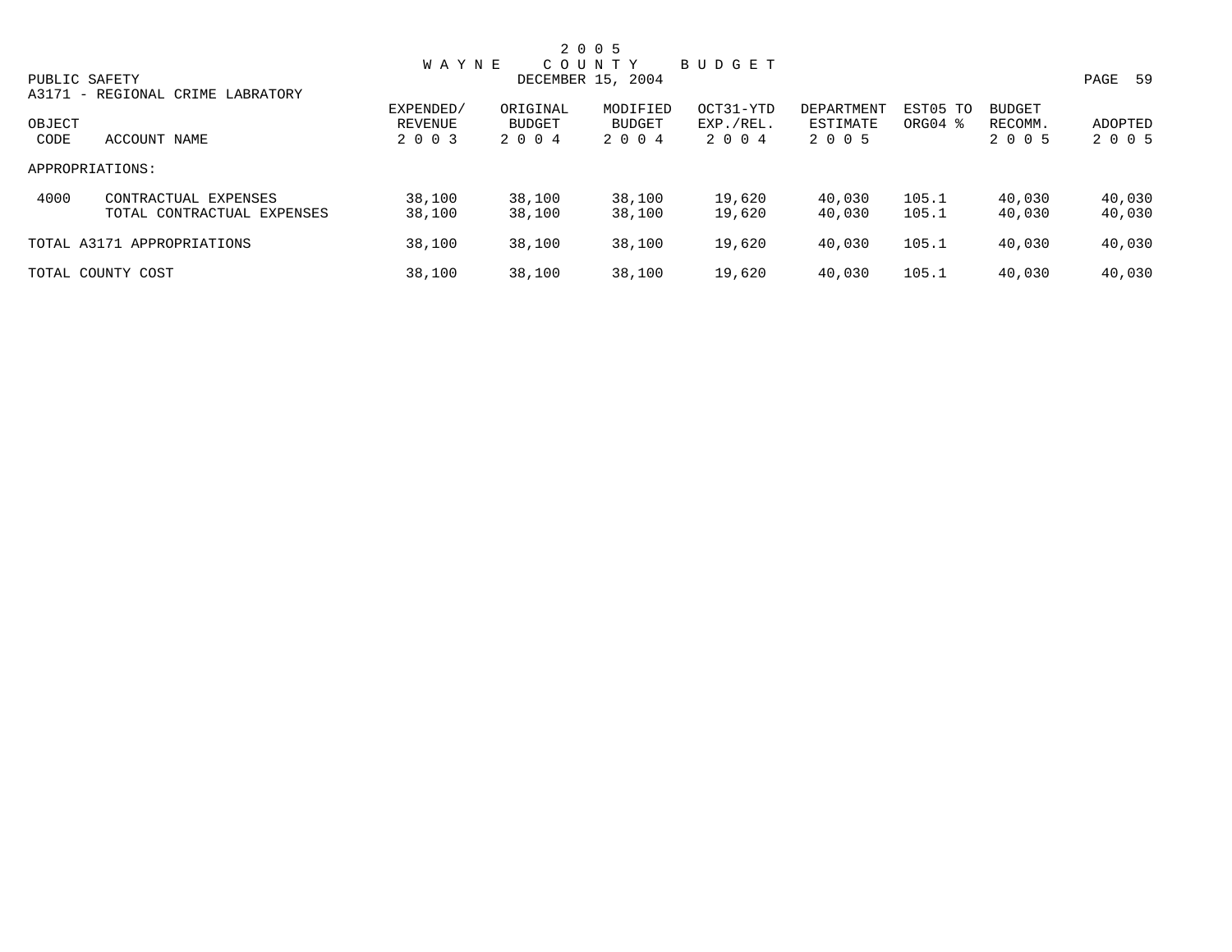# 2005 WAYNE COUNTY BUDGET

PUBLIC SAFETY — DECEMBER 15, 2004

A3171 - REGIONAL CRIME LABRATORY

| OBJECT CODE | ACCOUNT NAME | EXPENDED/ REVENUE 2003 | ORIGINAL BUDGET 2004 | MODIFIED BUDGET 2004 | OCT31-YTD EXP./REL. 2004 | DEPARTMENT ESTIMATE 2005 | EST05 TO ORG04 % | BUDGET RECOMM. 2005 | ADOPTED 2005 |
|---|---|---|---|---|---|---|---|---|---|
| APPROPRIATIONS: | | | | | | | | | |
| 4000 | CONTRACTUAL EXPENSES | 38,100 | 38,100 | 38,100 | 19,620 | 40,030 | 105.1 | 40,030 | 40,030 |
| | TOTAL CONTRACTUAL EXPENSES | 38,100 | 38,100 | 38,100 | 19,620 | 40,030 | 105.1 | 40,030 | 40,030 |
| TOTAL A3171 APPROPRIATIONS | | 38,100 | 38,100 | 38,100 | 19,620 | 40,030 | 105.1 | 40,030 | 40,030 |
| TOTAL COUNTY COST | | 38,100 | 38,100 | 38,100 | 19,620 | 40,030 | 105.1 | 40,030 | 40,030 |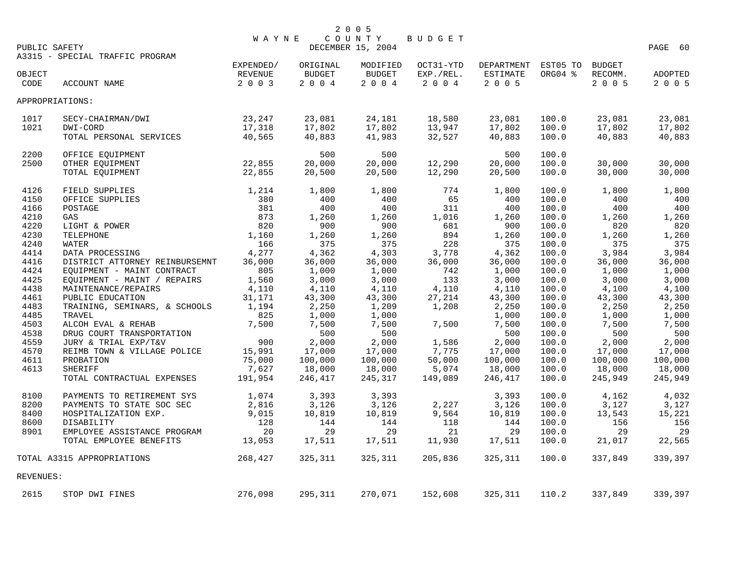# 2005 WAYNE COUNTY BUDGET

DECEMBER 15, 2004

PUBLIC SAFETY

A3315 - SPECIAL TRAFFIC PROGRAM

| OBJECT CODE | ACCOUNT NAME | EXPENDED/ REVENUE 2003 | ORIGINAL BUDGET 2004 | MODIFIED BUDGET 2004 | OCT31-YTD EXP./REL. 2004 | DEPARTMENT ESTIMATE 2005 | EST05 TO ORG04 % | BUDGET RECOMM. 2005 | ADOPTED 2005 |
|---|---|---|---|---|---|---|---|---|---|
| APPROPRIATIONS: | | | | | | | | | |
| 1017 | SECY-CHAIRMAN/DWI | 23,247 | 23,081 | 24,181 | 18,580 | 23,081 | 100.0 | 23,081 | 23,081 |
| 1021 | DWI-CORD | 17,318 | 17,802 | 17,802 | 13,947 | 17,802 | 100.0 | 17,802 | 17,802 |
| | TOTAL PERSONAL SERVICES | 40,565 | 40,883 | 41,983 | 32,527 | 40,883 | 100.0 | 40,883 | 40,883 |
| 2200 | OFFICE EQUIPMENT | | 500 | 500 | | 500 | 100.0 | | |
| 2500 | OTHER EQUIPMENT | 22,855 | 20,000 | 20,000 | 12,290 | 20,000 | 100.0 | 30,000 | 30,000 |
| | TOTAL EQUIPMENT | 22,855 | 20,500 | 20,500 | 12,290 | 20,500 | 100.0 | 30,000 | 30,000 |
| 4126 | FIELD SUPPLIES | 1,214 | 1,800 | 1,800 | 774 | 1,800 | 100.0 | 1,800 | 1,800 |
| 4150 | OFFICE SUPPLIES | 380 | 400 | 400 | 65 | 400 | 100.0 | 400 | 400 |
| 4166 | POSTAGE | 381 | 400 | 400 | 311 | 400 | 100.0 | 400 | 400 |
| 4210 | GAS | 873 | 1,260 | 1,260 | 1,016 | 1,260 | 100.0 | 1,260 | 1,260 |
| 4220 | LIGHT & POWER | 820 | 900 | 900 | 681 | 900 | 100.0 | 820 | 820 |
| 4230 | TELEPHONE | 1,160 | 1,260 | 1,260 | 894 | 1,260 | 100.0 | 1,260 | 1,260 |
| 4240 | WATER | 166 | 375 | 375 | 228 | 375 | 100.0 | 375 | 375 |
| 4414 | DATA PROCESSING | 4,277 | 4,362 | 4,303 | 3,778 | 4,362 | 100.0 | 3,984 | 3,984 |
| 4416 | DISTRICT ATTORNEY REINBURSEMNT | 36,000 | 36,000 | 36,000 | 36,000 | 36,000 | 100.0 | 36,000 | 36,000 |
| 4424 | EQUIPMENT - MAINT CONTRACT | 805 | 1,000 | 1,000 | 742 | 1,000 | 100.0 | 1,000 | 1,000 |
| 4425 | EQUIPMENT - MAINT / REPAIRS | 1,560 | 3,000 | 3,000 | 133 | 3,000 | 100.0 | 3,000 | 3,000 |
| 4438 | MAINTENANCE/REPAIRS | 4,110 | 4,110 | 4,110 | 4,110 | 4,110 | 100.0 | 4,100 | 4,100 |
| 4461 | PUBLIC EDUCATION | 31,171 | 43,300 | 43,300 | 27,214 | 43,300 | 100.0 | 43,300 | 43,300 |
| 4483 | TRAINING, SEMINARS, & SCHOOLS | 1,194 | 2,250 | 1,209 | 1,208 | 2,250 | 100.0 | 2,250 | 2,250 |
| 4485 | TRAVEL | 825 | 1,000 | 1,000 | | 1,000 | 100.0 | 1,000 | 1,000 |
| 4503 | ALCOH EVAL & REHAB | 7,500 | 7,500 | 7,500 | 7,500 | 7,500 | 100.0 | 7,500 | 7,500 |
| 4538 | DRUG COURT TRANSPORTATION | | 500 | 500 | | 500 | 100.0 | 500 | 500 |
| 4559 | JURY & TRIAL EXP/T&V | 900 | 2,000 | 2,000 | 1,586 | 2,000 | 100.0 | 2,000 | 2,000 |
| 4570 | REIMB TOWN & VILLAGE POLICE | 15,991 | 17,000 | 17,000 | 7,775 | 17,000 | 100.0 | 17,000 | 17,000 |
| 4611 | PROBATION | 75,000 | 100,000 | 100,000 | 50,000 | 100,000 | 100.0 | 100,000 | 100,000 |
| 4613 | SHERIFF | 7,627 | 18,000 | 18,000 | 5,074 | 18,000 | 100.0 | 18,000 | 18,000 |
| | TOTAL CONTRACTUAL EXPENSES | 191,954 | 246,417 | 245,317 | 149,089 | 246,417 | 100.0 | 245,949 | 245,949 |
| 8100 | PAYMENTS TO RETIREMENT SYS | 1,074 | 3,393 | 3,393 | | 3,393 | 100.0 | 4,162 | 4,032 |
| 8200 | PAYMENTS TO STATE SOC SEC | 2,816 | 3,126 | 3,126 | 2,227 | 3,126 | 100.0 | 3,127 | 3,127 |
| 8400 | HOSPITALIZATION EXP. | 9,015 | 10,819 | 10,819 | 9,564 | 10,819 | 100.0 | 13,543 | 15,221 |
| 8600 | DISABILITY | 128 | 144 | 144 | 118 | 144 | 100.0 | 156 | 156 |
| 8901 | EMPLOYEE ASSISTANCE PROGRAM | 20 | 29 | 29 | 21 | 29 | 100.0 | 29 | 29 |
| | TOTAL EMPLOYEE BENEFITS | 13,053 | 17,511 | 17,511 | 11,930 | 17,511 | 100.0 | 21,017 | 22,565 |
| TOTAL A3315 APPROPRIATIONS | | 268,427 | 325,311 | 325,311 | 205,836 | 325,311 | 100.0 | 337,849 | 339,397 |
| REVENUES: | | | | | | | | | |
| 2615 | STOP DWI FINES | 276,098 | 295,311 | 270,071 | 152,608 | 325,311 | 110.2 | 337,849 | 339,397 |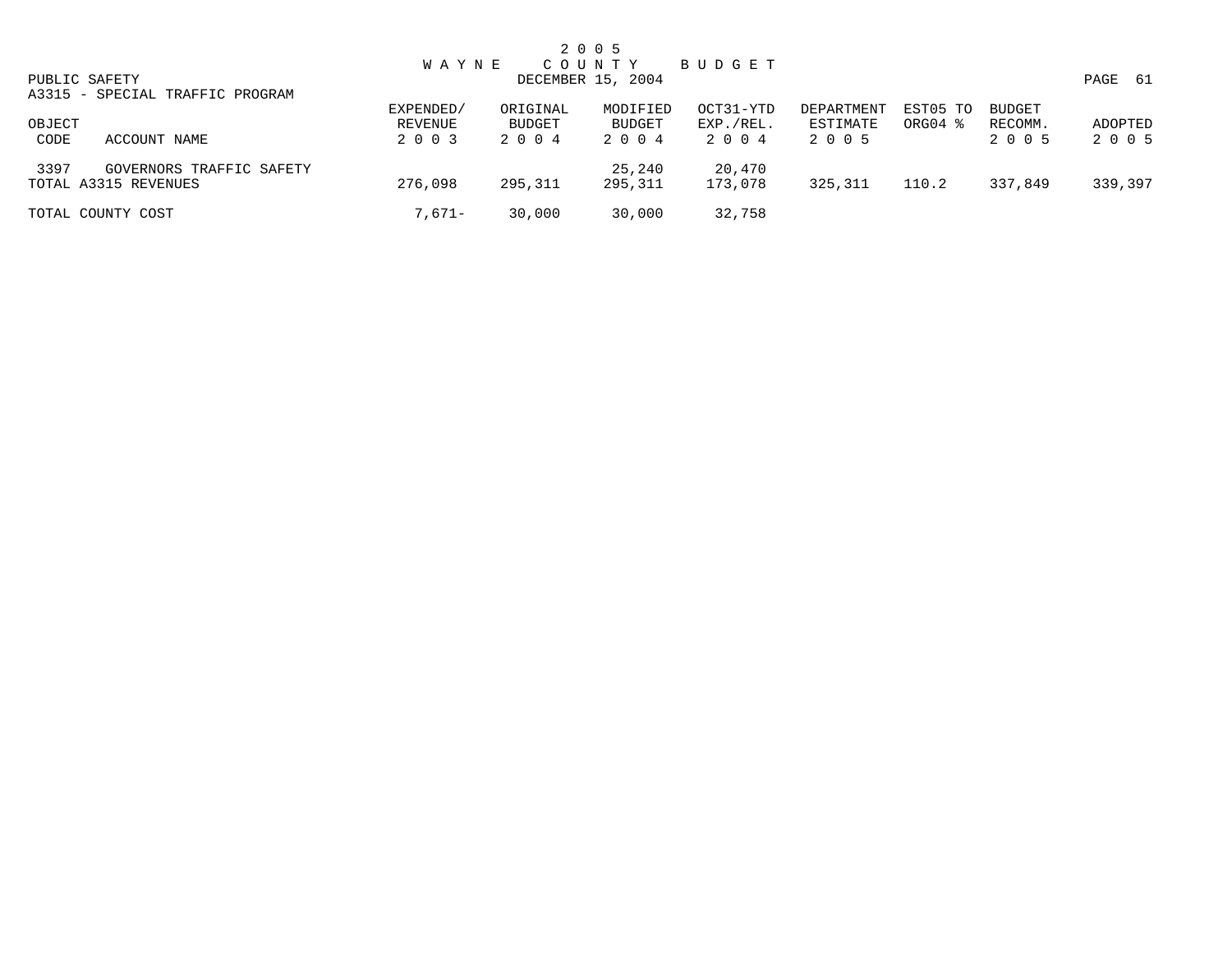# 2005 WAYNE COUNTY BUDGET

DECEMBER 15, 2004

PUBLIC SAFETY

A3315 - SPECIAL TRAFFIC PROGRAM

| OBJECT CODE | ACCOUNT NAME | EXPENDED/ REVENUE 2003 | ORIGINAL BUDGET 2004 | MODIFIED BUDGET 2004 | OCT31-YTD EXP./REL. 2004 | DEPARTMENT ESTIMATE 2005 | EST05 TO ORG04 % | BUDGET RECOMM. 2005 | ADOPTED 2005 |
|---|---|---|---|---|---|---|---|---|---|
| 3397 | GOVERNORS TRAFFIC SAFETY | | | 25,240 | 20,470 | | | | |
| TOTAL A3315 REVENUES | | 276,098 | 295,311 | 295,311 | 173,078 | 325,311 | 110.2 | 337,849 | 339,397 |
| TOTAL COUNTY COST | | 7,671- | 30,000 | 30,000 | 32,758 | | | | |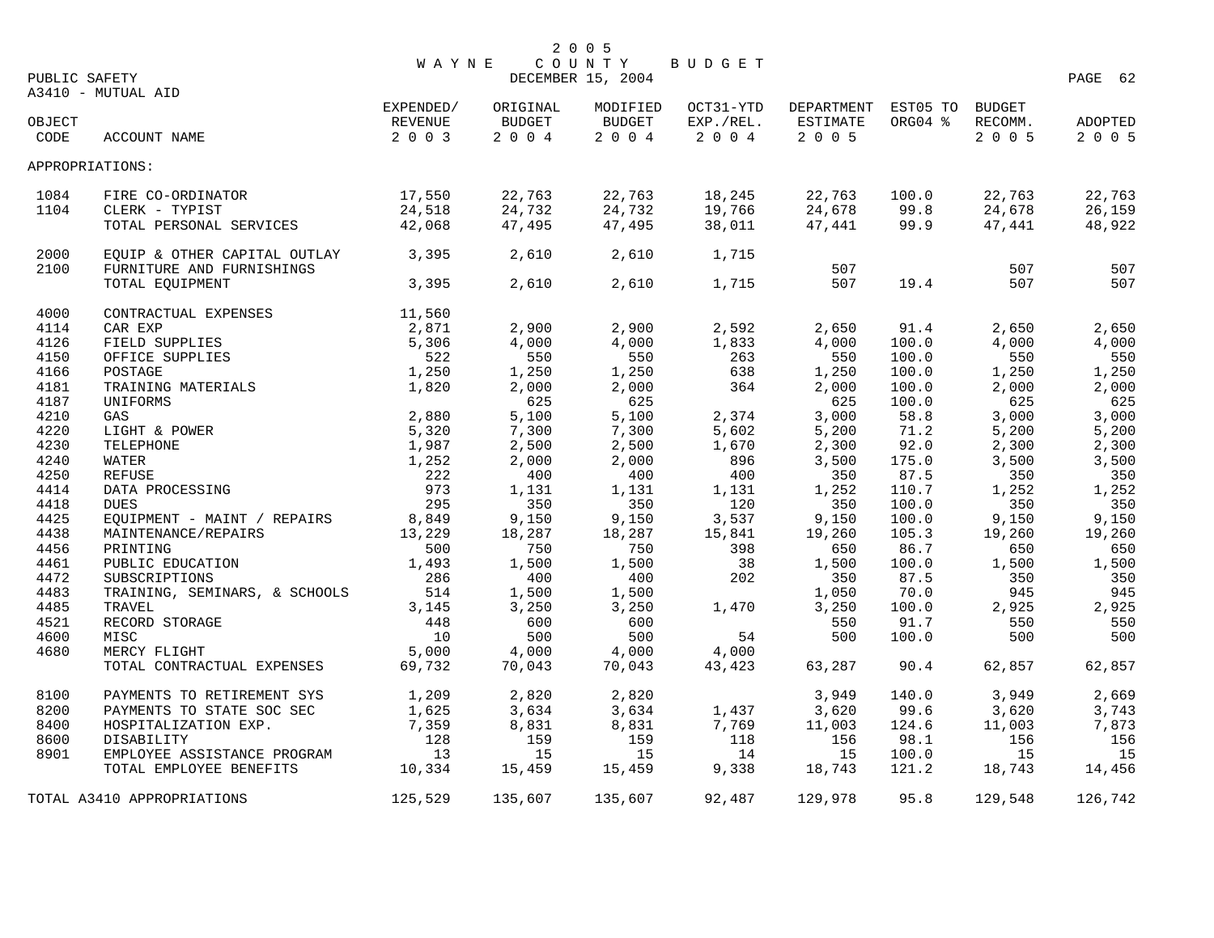# 2005 WAYNE COUNTY BUDGET

PUBLIC SAFETY — DECEMBER 15, 2004

A3410 - MUTUAL AID

| OBJECT CODE | ACCOUNT NAME | EXPENDED/ REVENUE 2003 | ORIGINAL BUDGET 2004 | MODIFIED BUDGET 2004 | OCT31-YTD EXP./REL. 2004 | DEPARTMENT ESTIMATE 2005 | EST05 TO ORG04 % | BUDGET RECOMM. 2005 | ADOPTED 2005 |
|---|---|---|---|---|---|---|---|---|---|
| APPROPRIATIONS: | | | | | | | | | |
| 1084 | FIRE CO-ORDINATOR | 17,550 | 22,763 | 22,763 | 18,245 | 22,763 | 100.0 | 22,763 | 22,763 |
| 1104 | CLERK - TYPIST | 24,518 | 24,732 | 24,732 | 19,766 | 24,678 | 99.8 | 24,678 | 26,159 |
| | TOTAL PERSONAL SERVICES | 42,068 | 47,495 | 47,495 | 38,011 | 47,441 | 99.9 | 47,441 | 48,922 |
| 2000 | EQUIP & OTHER CAPITAL OUTLAY | 3,395 | 2,610 | 2,610 | 1,715 | | | | |
| 2100 | FURNITURE AND FURNISHINGS | | | | | 507 | | 507 | 507 |
| | TOTAL EQUIPMENT | 3,395 | 2,610 | 2,610 | 1,715 | 507 | 19.4 | 507 | 507 |
| 4000 | CONTRACTUAL EXPENSES | 11,560 | | | | | | | |
| 4114 | CAR EXP | 2,871 | 2,900 | 2,900 | 2,592 | 2,650 | 91.4 | 2,650 | 2,650 |
| 4126 | FIELD SUPPLIES | 5,306 | 4,000 | 4,000 | 1,833 | 4,000 | 100.0 | 4,000 | 4,000 |
| 4150 | OFFICE SUPPLIES | 522 | 550 | 550 | 263 | 550 | 100.0 | 550 | 550 |
| 4166 | POSTAGE | 1,250 | 1,250 | 1,250 | 638 | 1,250 | 100.0 | 1,250 | 1,250 |
| 4181 | TRAINING MATERIALS | 1,820 | 2,000 | 2,000 | 364 | 2,000 | 100.0 | 2,000 | 2,000 |
| 4187 | UNIFORMS | | 625 | 625 | | 625 | 100.0 | 625 | 625 |
| 4210 | GAS | 2,880 | 5,100 | 5,100 | 2,374 | 3,000 | 58.8 | 3,000 | 3,000 |
| 4220 | LIGHT & POWER | 5,320 | 7,300 | 7,300 | 5,602 | 5,200 | 71.2 | 5,200 | 5,200 |
| 4230 | TELEPHONE | 1,987 | 2,500 | 2,500 | 1,670 | 2,300 | 92.0 | 2,300 | 2,300 |
| 4240 | WATER | 1,252 | 2,000 | 2,000 | 896 | 3,500 | 175.0 | 3,500 | 3,500 |
| 4250 | REFUSE | 222 | 400 | 400 | 400 | 350 | 87.5 | 350 | 350 |
| 4414 | DATA PROCESSING | 973 | 1,131 | 1,131 | 1,131 | 1,252 | 110.7 | 1,252 | 1,252 |
| 4418 | DUES | 295 | 350 | 350 | 120 | 350 | 100.0 | 350 | 350 |
| 4425 | EQUIPMENT - MAINT / REPAIRS | 8,849 | 9,150 | 9,150 | 3,537 | 9,150 | 100.0 | 9,150 | 9,150 |
| 4438 | MAINTENANCE/REPAIRS | 13,229 | 18,287 | 18,287 | 15,841 | 19,260 | 105.3 | 19,260 | 19,260 |
| 4456 | PRINTING | 500 | 750 | 750 | 398 | 650 | 86.7 | 650 | 650 |
| 4461 | PUBLIC EDUCATION | 1,493 | 1,500 | 1,500 | 38 | 1,500 | 100.0 | 1,500 | 1,500 |
| 4472 | SUBSCRIPTIONS | 286 | 400 | 400 | 202 | 350 | 87.5 | 350 | 350 |
| 4483 | TRAINING, SEMINARS, & SCHOOLS | 514 | 1,500 | 1,500 | | 1,050 | 70.0 | 945 | 945 |
| 4485 | TRAVEL | 3,145 | 3,250 | 3,250 | 1,470 | 3,250 | 100.0 | 2,925 | 2,925 |
| 4521 | RECORD STORAGE | 448 | 600 | 600 | | 550 | 91.7 | 550 | 550 |
| 4600 | MISC | 10 | 500 | 500 | 54 | 500 | 100.0 | 500 | 500 |
| 4680 | MERCY FLIGHT | 5,000 | 4,000 | 4,000 | 4,000 | | | | |
| | TOTAL CONTRACTUAL EXPENSES | 69,732 | 70,043 | 70,043 | 43,423 | 63,287 | 90.4 | 62,857 | 62,857 |
| 8100 | PAYMENTS TO RETIREMENT SYS | 1,209 | 2,820 | 2,820 | | 3,949 | 140.0 | 3,949 | 2,669 |
| 8200 | PAYMENTS TO STATE SOC SEC | 1,625 | 3,634 | 3,634 | 1,437 | 3,620 | 99.6 | 3,620 | 3,743 |
| 8400 | HOSPITALIZATION EXP. | 7,359 | 8,831 | 8,831 | 7,769 | 11,003 | 124.6 | 11,003 | 7,873 |
| 8600 | DISABILITY | 128 | 159 | 159 | 118 | 156 | 98.1 | 156 | 156 |
| 8901 | EMPLOYEE ASSISTANCE PROGRAM | 13 | 15 | 15 | 14 | 15 | 100.0 | 15 | 15 |
| | TOTAL EMPLOYEE BENEFITS | 10,334 | 15,459 | 15,459 | 9,338 | 18,743 | 121.2 | 18,743 | 14,456 |
| | TOTAL A3410 APPROPRIATIONS | 125,529 | 135,607 | 135,607 | 92,487 | 129,978 | 95.8 | 129,548 | 126,742 |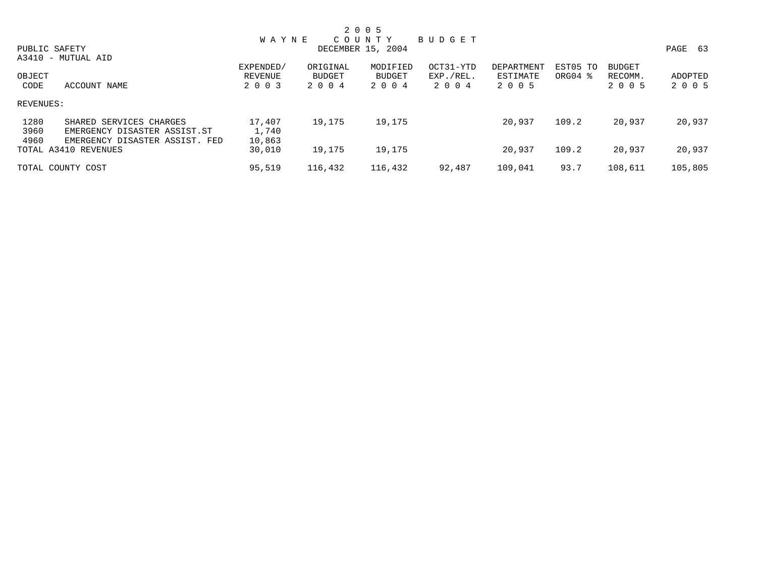# 2 0 0 5 WAYNE COUNTY BUDGET

DECEMBER 15, 2004

PUBLIC SAFETY

A3410 - MUTUAL AID

| OBJECT CODE | ACCOUNT NAME | EXPENDED/ REVENUE 2 0 0 3 | ORIGINAL BUDGET 2 0 0 4 | MODIFIED BUDGET 2 0 0 4 | OCT31-YTD EXP./REL. 2 0 0 4 | DEPARTMENT ESTIMATE 2 0 0 5 | EST05 TO ORG04 % | BUDGET RECOMM. 2 0 0 5 | ADOPTED 2 0 0 5 |
|---|---|---|---|---|---|---|---|---|---|
| REVENUES: | | | | | | | | | |
| 1280 | SHARED SERVICES CHARGES | 17,407 | 19,175 | 19,175 | | 20,937 | 109.2 | 20,937 | 20,937 |
| 3960 | EMERGENCY DISASTER ASSIST.ST | 1,740 | | | | | | | |
| 4960 | EMERGENCY DISASTER ASSIST. FED | 10,863 | | | | | | | |
| TOTAL A3410 REVENUES | | 30,010 | 19,175 | 19,175 | | 20,937 | 109.2 | 20,937 | 20,937 |
| TOTAL COUNTY COST | | 95,519 | 116,432 | 116,432 | 92,487 | 109,041 | 93.7 | 108,611 | 105,805 |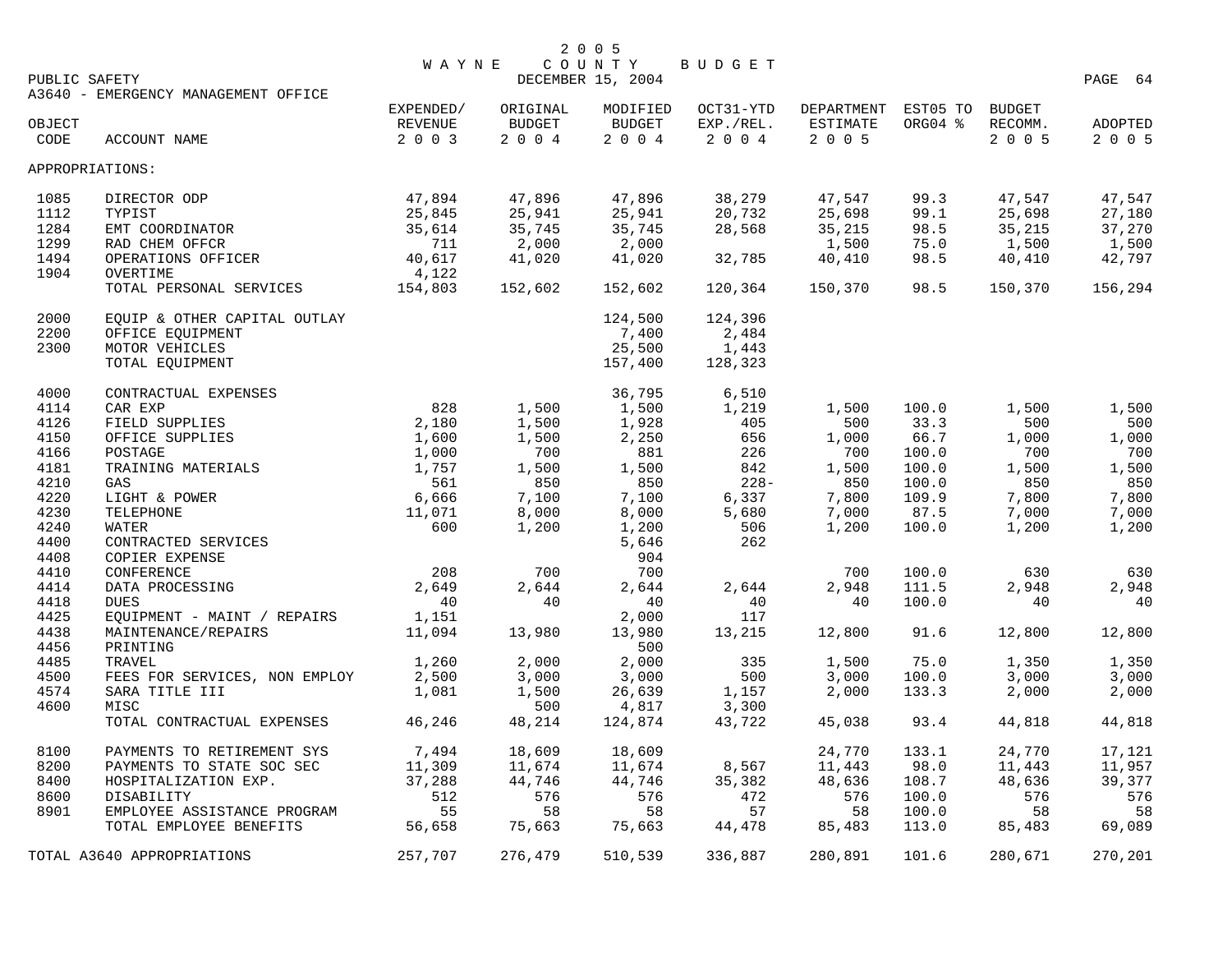# 2005 WAYNE COUNTY BUDGET

DECEMBER 15, 2004

PUBLIC SAFETY

A3640 - EMERGENCY MANAGEMENT OFFICE

| OBJECT CODE | ACCOUNT NAME | EXPENDED/ REVENUE 2003 | ORIGINAL BUDGET 2004 | MODIFIED BUDGET 2004 | OCT31-YTD EXP./REL. 2004 | DEPARTMENT ESTIMATE 2005 | EST05 TO ORG04 % | BUDGET RECOMM. 2005 | ADOPTED 2005 |
|---|---|---|---|---|---|---|---|---|---|
| APPROPRIATIONS: | | | | | | | | | |
| 1085 | DIRECTOR ODP | 47,894 | 47,896 | 47,896 | 38,279 | 47,547 | 99.3 | 47,547 | 47,547 |
| 1112 | TYPIST | 25,845 | 25,941 | 25,941 | 20,732 | 25,698 | 99.1 | 25,698 | 27,180 |
| 1284 | EMT COORDINATOR | 35,614 | 35,745 | 35,745 | 28,568 | 35,215 | 98.5 | 35,215 | 37,270 |
| 1299 | RAD CHEM OFFCR | 711 | 2,000 | 2,000 | | 1,500 | 75.0 | 1,500 | 1,500 |
| 1494 | OPERATIONS OFFICER | 40,617 | 41,020 | 41,020 | 32,785 | 40,410 | 98.5 | 40,410 | 42,797 |
| 1904 | OVERTIME | 4,122 | | | | | | | |
| | TOTAL PERSONAL SERVICES | 154,803 | 152,602 | 152,602 | 120,364 | 150,370 | 98.5 | 150,370 | 156,294 |
| 2000 | EQUIP & OTHER CAPITAL OUTLAY | | | 124,500 | 124,396 | | | | |
| 2200 | OFFICE EQUIPMENT | | | 7,400 | 2,484 | | | | |
| 2300 | MOTOR VEHICLES | | | 25,500 | 1,443 | | | | |
| | TOTAL EQUIPMENT | | | 157,400 | 128,323 | | | | |
| 4000 | CONTRACTUAL EXPENSES | | | 36,795 | 6,510 | | | | |
| 4114 | CAR EXP | 828 | 1,500 | 1,500 | 1,219 | 1,500 | 100.0 | 1,500 | 1,500 |
| 4126 | FIELD SUPPLIES | 2,180 | 1,500 | 1,928 | 405 | 500 | 33.3 | 500 | 500 |
| 4150 | OFFICE SUPPLIES | 1,600 | 1,500 | 2,250 | 656 | 1,000 | 66.7 | 1,000 | 1,000 |
| 4166 | POSTAGE | 1,000 | 700 | 881 | 226 | 700 | 100.0 | 700 | 700 |
| 4181 | TRAINING MATERIALS | 1,757 | 1,500 | 1,500 | 842 | 1,500 | 100.0 | 1,500 | 1,500 |
| 4210 | GAS | 561 | 850 | 850 | 228- | 850 | 100.0 | 850 | 850 |
| 4220 | LIGHT & POWER | 6,666 | 7,100 | 7,100 | 6,337 | 7,800 | 109.9 | 7,800 | 7,800 |
| 4230 | TELEPHONE | 11,071 | 8,000 | 8,000 | 5,680 | 7,000 | 87.5 | 7,000 | 7,000 |
| 4240 | WATER | 600 | 1,200 | 1,200 | 506 | 1,200 | 100.0 | 1,200 | 1,200 |
| 4400 | CONTRACTED SERVICES | | | 5,646 | 262 | | | | |
| 4408 | COPIER EXPENSE | | | 904 | | | | | |
| 4410 | CONFERENCE | 208 | 700 | 700 | | 700 | 100.0 | 630 | 630 |
| 4414 | DATA PROCESSING | 2,649 | 2,644 | 2,644 | 2,644 | 2,948 | 111.5 | 2,948 | 2,948 |
| 4418 | DUES | 40 | 40 | 40 | 40 | 40 | 100.0 | 40 | 40 |
| 4425 | EQUIPMENT - MAINT / REPAIRS | 1,151 | | 2,000 | 117 | | | | |
| 4438 | MAINTENANCE/REPAIRS | 11,094 | 13,980 | 13,980 | 13,215 | 12,800 | 91.6 | 12,800 | 12,800 |
| 4456 | PRINTING | | | 500 | | | | | |
| 4485 | TRAVEL | 1,260 | 2,000 | 2,000 | 335 | 1,500 | 75.0 | 1,350 | 1,350 |
| 4500 | FEES FOR SERVICES, NON EMPLOY | 2,500 | 3,000 | 3,000 | 500 | 3,000 | 100.0 | 3,000 | 3,000 |
| 4574 | SARA TITLE III | 1,081 | 1,500 | 26,639 | 1,157 | 2,000 | 133.3 | 2,000 | 2,000 |
| 4600 | MISC | | 500 | 4,817 | 3,300 | | | | |
| | TOTAL CONTRACTUAL EXPENSES | 46,246 | 48,214 | 124,874 | 43,722 | 45,038 | 93.4 | 44,818 | 44,818 |
| 8100 | PAYMENTS TO RETIREMENT SYS | 7,494 | 18,609 | 18,609 | | 24,770 | 133.1 | 24,770 | 17,121 |
| 8200 | PAYMENTS TO STATE SOC SEC | 11,309 | 11,674 | 11,674 | 8,567 | 11,443 | 98.0 | 11,443 | 11,957 |
| 8400 | HOSPITALIZATION EXP. | 37,288 | 44,746 | 44,746 | 35,382 | 48,636 | 108.7 | 48,636 | 39,377 |
| 8600 | DISABILITY | 512 | 576 | 576 | 472 | 576 | 100.0 | 576 | 576 |
| 8901 | EMPLOYEE ASSISTANCE PROGRAM | 55 | 58 | 58 | 57 | 58 | 100.0 | 58 | 58 |
| | TOTAL EMPLOYEE BENEFITS | 56,658 | 75,663 | 75,663 | 44,478 | 85,483 | 113.0 | 85,483 | 69,089 |
| | TOTAL A3640 APPROPRIATIONS | 257,707 | 276,479 | 510,539 | 336,887 | 280,891 | 101.6 | 280,671 | 270,201 |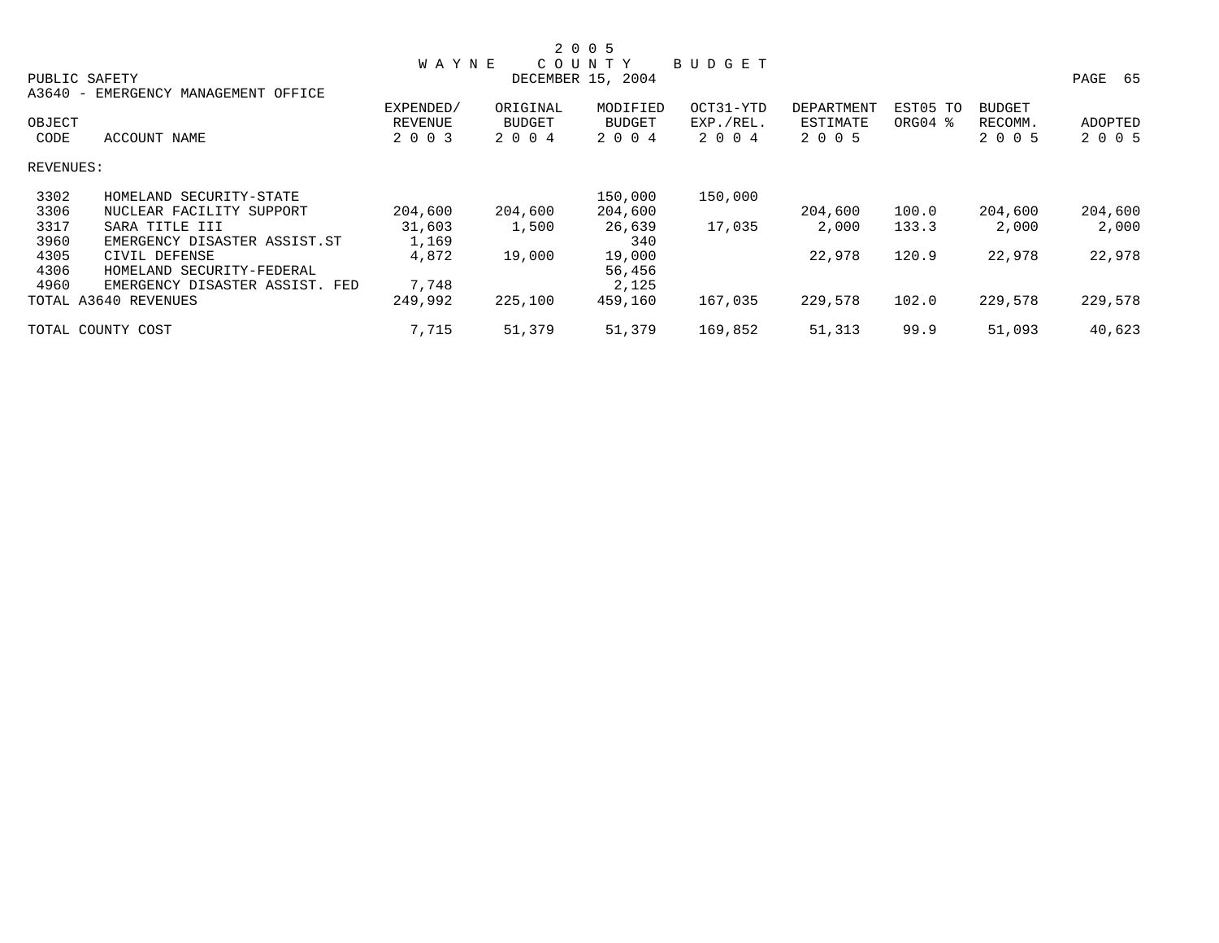# 2005 WAYNE COUNTY BUDGET

DECEMBER 15, 2004

PUBLIC SAFETY

A3640 - EMERGENCY MANAGEMENT OFFICE

| OBJECT CODE | ACCOUNT NAME | EXPENDED/ REVENUE 2003 | ORIGINAL BUDGET 2004 | MODIFIED BUDGET 2004 | OCT31-YTD EXP./REL. 2004 | DEPARTMENT ESTIMATE 2005 | EST05 TO ORG04 % | BUDGET RECOMM. 2005 | ADOPTED 2005 |
|---|---|---|---|---|---|---|---|---|---|
| REVENUES: | | | | | | | | | |
| 3302 | HOMELAND SECURITY-STATE | | | 150,000 | 150,000 | | | | |
| 3306 | NUCLEAR FACILITY SUPPORT | 204,600 | 204,600 | 204,600 | | 204,600 | 100.0 | 204,600 | 204,600 |
| 3317 | SARA TITLE III | 31,603 | 1,500 | 26,639 | 17,035 | 2,000 | 133.3 | 2,000 | 2,000 |
| 3960 | EMERGENCY DISASTER ASSIST.ST | 1,169 | | 340 | | | | | |
| 4305 | CIVIL DEFENSE | 4,872 | 19,000 | 19,000 | | 22,978 | 120.9 | 22,978 | 22,978 |
| 4306 | HOMELAND SECURITY-FEDERAL | | | 56,456 | | | | | |
| 4960 | EMERGENCY DISASTER ASSIST. FED | 7,748 | | 2,125 | | | | | |
| TOTAL A3640 REVENUES | | 249,992 | 225,100 | 459,160 | 167,035 | 229,578 | 102.0 | 229,578 | 229,578 |
| TOTAL COUNTY COST | | 7,715 | 51,379 | 51,379 | 169,852 | 51,313 | 99.9 | 51,093 | 40,623 |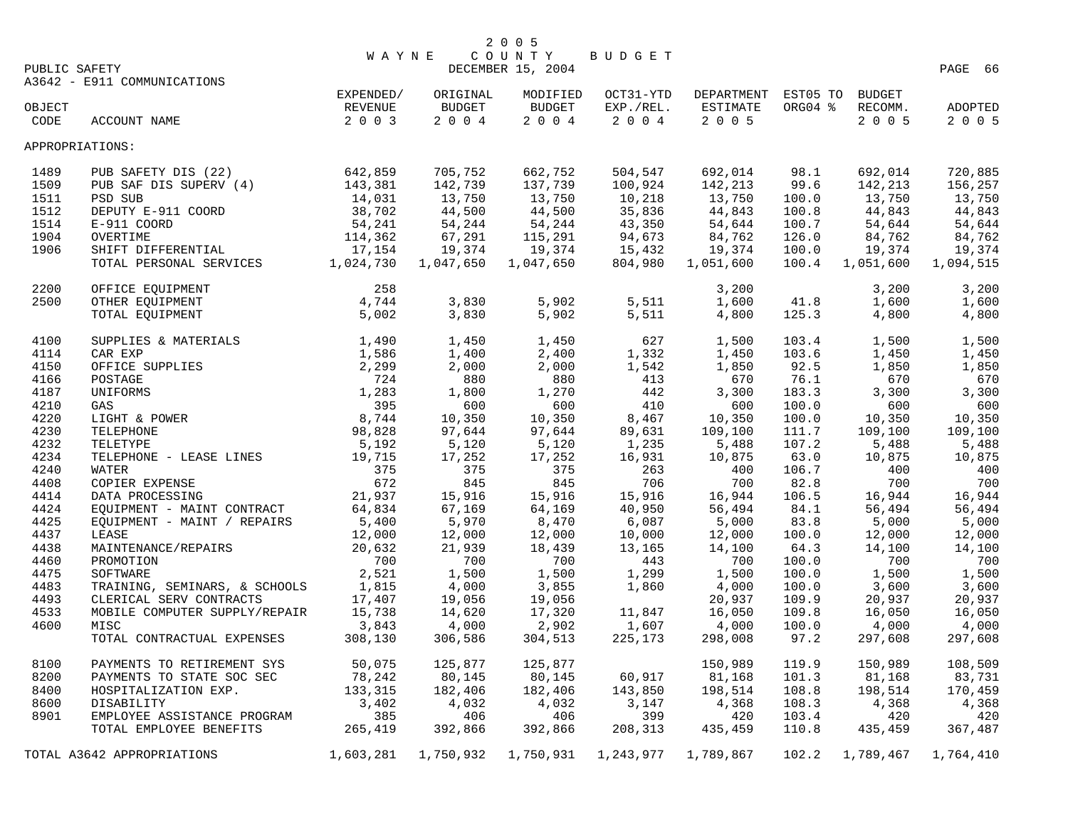# 2005 WAYNE COUNTY BUDGET

DECEMBER 15, 2004

PUBLIC SAFETY

A3642 - E911 COMMUNICATIONS

| OBJECT CODE | ACCOUNT NAME | EXPENDED/ REVENUE 2003 | ORIGINAL BUDGET 2004 | MODIFIED BUDGET 2004 | OCT31-YTD EXP./REL. 2004 | DEPARTMENT ESTIMATE 2005 | EST05 TO ORG04 % | BUDGET RECOMM. 2005 | ADOPTED 2005 |
|---|---|---|---|---|---|---|---|---|---|
| APPROPRIATIONS: | | | | | | | | | |
| 1489 | PUB SAFETY DIS (22) | 642,859 | 705,752 | 662,752 | 504,547 | 692,014 | 98.1 | 692,014 | 720,885 |
| 1509 | PUB SAF DIS SUPERV (4) | 143,381 | 142,739 | 137,739 | 100,924 | 142,213 | 99.6 | 142,213 | 156,257 |
| 1511 | PSD SUB | 14,031 | 13,750 | 13,750 | 10,218 | 13,750 | 100.0 | 13,750 | 13,750 |
| 1512 | DEPUTY E-911 COORD | 38,702 | 44,500 | 44,500 | 35,836 | 44,843 | 100.8 | 44,843 | 44,843 |
| 1514 | E-911 COORD | 54,241 | 54,244 | 54,244 | 43,350 | 54,644 | 100.7 | 54,644 | 54,644 |
| 1904 | OVERTIME | 114,362 | 67,291 | 115,291 | 94,673 | 84,762 | 126.0 | 84,762 | 84,762 |
| 1906 | SHIFT DIFFERENTIAL | 17,154 | 19,374 | 19,374 | 15,432 | 19,374 | 100.0 | 19,374 | 19,374 |
| | TOTAL PERSONAL SERVICES | 1,024,730 | 1,047,650 | 1,047,650 | 804,980 | 1,051,600 | 100.4 | 1,051,600 | 1,094,515 |
| 2200 | OFFICE EQUIPMENT | 258 | | | | 3,200 | | 3,200 | 3,200 |
| 2500 | OTHER EQUIPMENT | 4,744 | 3,830 | 5,902 | 5,511 | 1,600 | 41.8 | 1,600 | 1,600 |
| | TOTAL EQUIPMENT | 5,002 | 3,830 | 5,902 | 5,511 | 4,800 | 125.3 | 4,800 | 4,800 |
| 4100 | SUPPLIES & MATERIALS | 1,490 | 1,450 | 1,450 | 627 | 1,500 | 103.4 | 1,500 | 1,500 |
| 4114 | CAR EXP | 1,586 | 1,400 | 2,400 | 1,332 | 1,450 | 103.6 | 1,450 | 1,450 |
| 4150 | OFFICE SUPPLIES | 2,299 | 2,000 | 2,000 | 1,542 | 1,850 | 92.5 | 1,850 | 1,850 |
| 4166 | POSTAGE | 724 | 880 | 880 | 413 | 670 | 76.1 | 670 | 670 |
| 4187 | UNIFORMS | 1,283 | 1,800 | 1,270 | 442 | 3,300 | 183.3 | 3,300 | 3,300 |
| 4210 | GAS | 395 | 600 | 600 | 410 | 600 | 100.0 | 600 | 600 |
| 4220 | LIGHT & POWER | 8,744 | 10,350 | 10,350 | 8,467 | 10,350 | 100.0 | 10,350 | 10,350 |
| 4230 | TELEPHONE | 98,828 | 97,644 | 97,644 | 89,631 | 109,100 | 111.7 | 109,100 | 109,100 |
| 4232 | TELETYPE | 5,192 | 5,120 | 5,120 | 1,235 | 5,488 | 107.2 | 5,488 | 5,488 |
| 4234 | TELEPHONE - LEASE LINES | 19,715 | 17,252 | 17,252 | 16,931 | 10,875 | 63.0 | 10,875 | 10,875 |
| 4240 | WATER | 375 | 375 | 375 | 263 | 400 | 106.7 | 400 | 400 |
| 4408 | COPIER EXPENSE | 672 | 845 | 845 | 706 | 700 | 82.8 | 700 | 700 |
| 4414 | DATA PROCESSING | 21,937 | 15,916 | 15,916 | 15,916 | 16,944 | 106.5 | 16,944 | 16,944 |
| 4424 | EQUIPMENT - MAINT CONTRACT | 64,834 | 67,169 | 64,169 | 40,950 | 56,494 | 84.1 | 56,494 | 56,494 |
| 4425 | EQUIPMENT - MAINT / REPAIRS | 5,400 | 5,970 | 8,470 | 6,087 | 5,000 | 83.8 | 5,000 | 5,000 |
| 4437 | LEASE | 12,000 | 12,000 | 12,000 | 10,000 | 12,000 | 100.0 | 12,000 | 12,000 |
| 4438 | MAINTENANCE/REPAIRS | 20,632 | 21,939 | 18,439 | 13,165 | 14,100 | 64.3 | 14,100 | 14,100 |
| 4460 | PROMOTION | 700 | 700 | 700 | 443 | 700 | 100.0 | 700 | 700 |
| 4475 | SOFTWARE | 2,521 | 1,500 | 1,500 | 1,299 | 1,500 | 100.0 | 1,500 | 1,500 |
| 4483 | TRAINING, SEMINARS, & SCHOOLS | 1,815 | 4,000 | 3,855 | 1,860 | 4,000 | 100.0 | 3,600 | 3,600 |
| 4493 | CLERICAL SERV CONTRACTS | 17,407 | 19,056 | 19,056 | | 20,937 | 109.9 | 20,937 | 20,937 |
| 4533 | MOBILE COMPUTER SUPPLY/REPAIR | 15,738 | 14,620 | 17,320 | 11,847 | 16,050 | 109.8 | 16,050 | 16,050 |
| 4600 | MISC | 3,843 | 4,000 | 2,902 | 1,607 | 4,000 | 100.0 | 4,000 | 4,000 |
| | TOTAL CONTRACTUAL EXPENSES | 308,130 | 306,586 | 304,513 | 225,173 | 298,008 | 97.2 | 297,608 | 297,608 |
| 8100 | PAYMENTS TO RETIREMENT SYS | 50,075 | 125,877 | 125,877 | | 150,989 | 119.9 | 150,989 | 108,509 |
| 8200 | PAYMENTS TO STATE SOC SEC | 78,242 | 80,145 | 80,145 | 60,917 | 81,168 | 101.3 | 81,168 | 83,731 |
| 8400 | HOSPITALIZATION EXP. | 133,315 | 182,406 | 182,406 | 143,850 | 198,514 | 108.8 | 198,514 | 170,459 |
| 8600 | DISABILITY | 3,402 | 4,032 | 4,032 | 3,147 | 4,368 | 108.3 | 4,368 | 4,368 |
| 8901 | EMPLOYEE ASSISTANCE PROGRAM | 385 | 406 | 406 | 399 | 420 | 103.4 | 420 | 420 |
| | TOTAL EMPLOYEE BENEFITS | 265,419 | 392,866 | 392,866 | 208,313 | 435,459 | 110.8 | 435,459 | 367,487 |
| TOTAL A3642 APPROPRIATIONS | | 1,603,281 | 1,750,932 | 1,750,931 | 1,243,977 | 1,789,867 | 102.2 | 1,789,467 | 1,764,410 |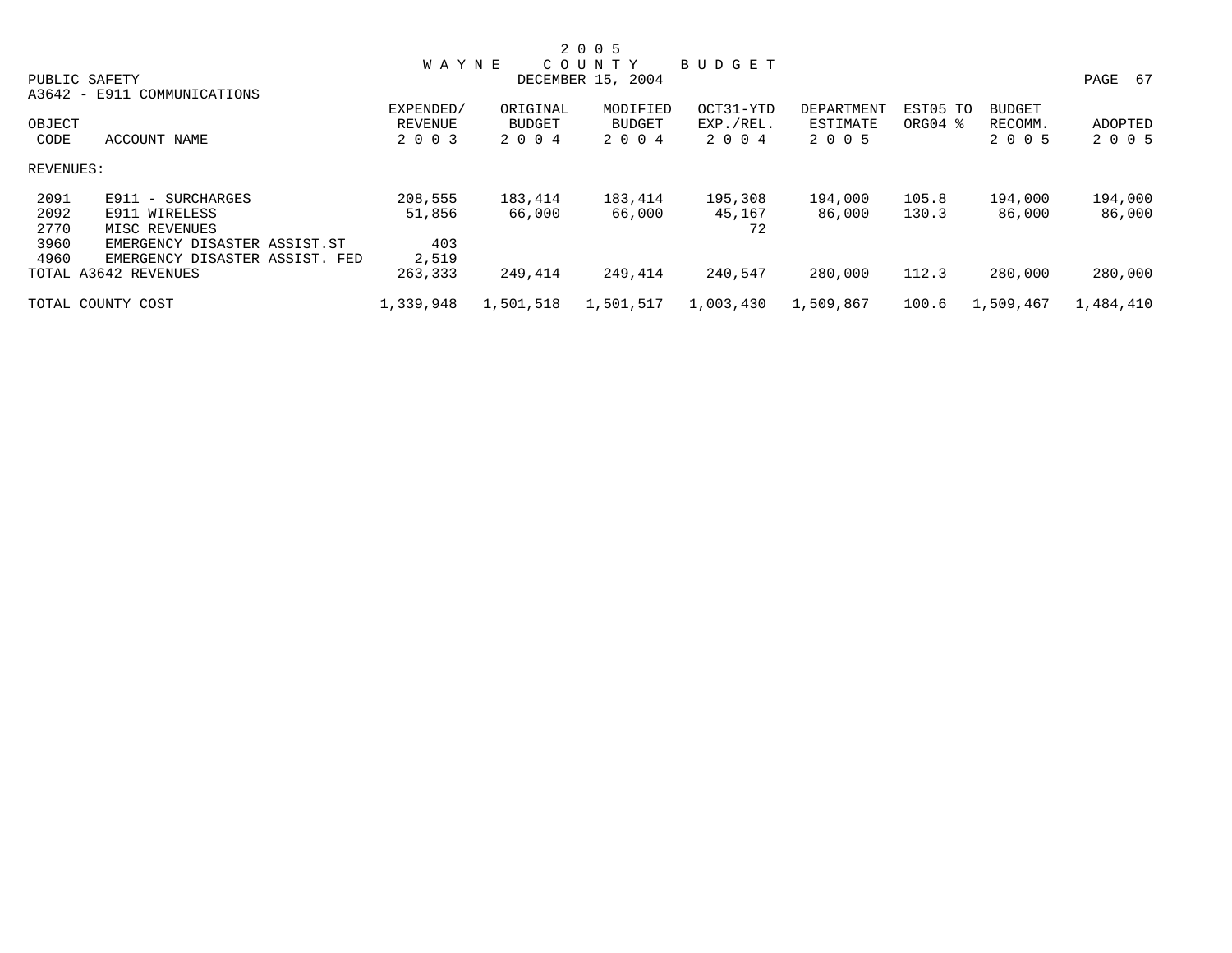2 0 0 5
WAYNE COUNTY BUDGET
PUBLIC SAFETY DECEMBER 15, 2004

A3642 - E911 COMMUNICATIONS

| OBJECT CODE | ACCOUNT NAME | EXPENDED/ REVENUE 2 0 0 3 | ORIGINAL BUDGET 2 0 0 4 | MODIFIED BUDGET 2 0 0 4 | OCT31-YTD EXP./REL. 2 0 0 4 | DEPARTMENT ESTIMATE 2 0 0 5 | EST05 TO ORG04 % | BUDGET RECOMM. 2 0 0 5 | ADOPTED 2 0 0 5 |
|---|---|---|---|---|---|---|---|---|---|
| REVENUES: | | | | | | | | | |
| 2091 | E911 - SURCHARGES | 208,555 | 183,414 | 183,414 | 195,308 | 194,000 | 105.8 | 194,000 | 194,000 |
| 2092 | E911 WIRELESS | 51,856 | 66,000 | 66,000 | 45,167 | 86,000 | 130.3 | 86,000 | 86,000 |
| 2770 | MISC REVENUES | | | | 72 | | | | |
| 3960 | EMERGENCY DISASTER ASSIST.ST | 403 | | | | | | | |
| 4960 | EMERGENCY DISASTER ASSIST. FED | 2,519 | | | | | | | |
| TOTAL A3642 REVENUES | | 263,333 | 249,414 | 249,414 | 240,547 | 280,000 | 112.3 | 280,000 | 280,000 |
| TOTAL COUNTY COST | | 1,339,948 | 1,501,518 | 1,501,517 | 1,003,430 | 1,509,867 | 100.6 | 1,509,467 | 1,484,410 |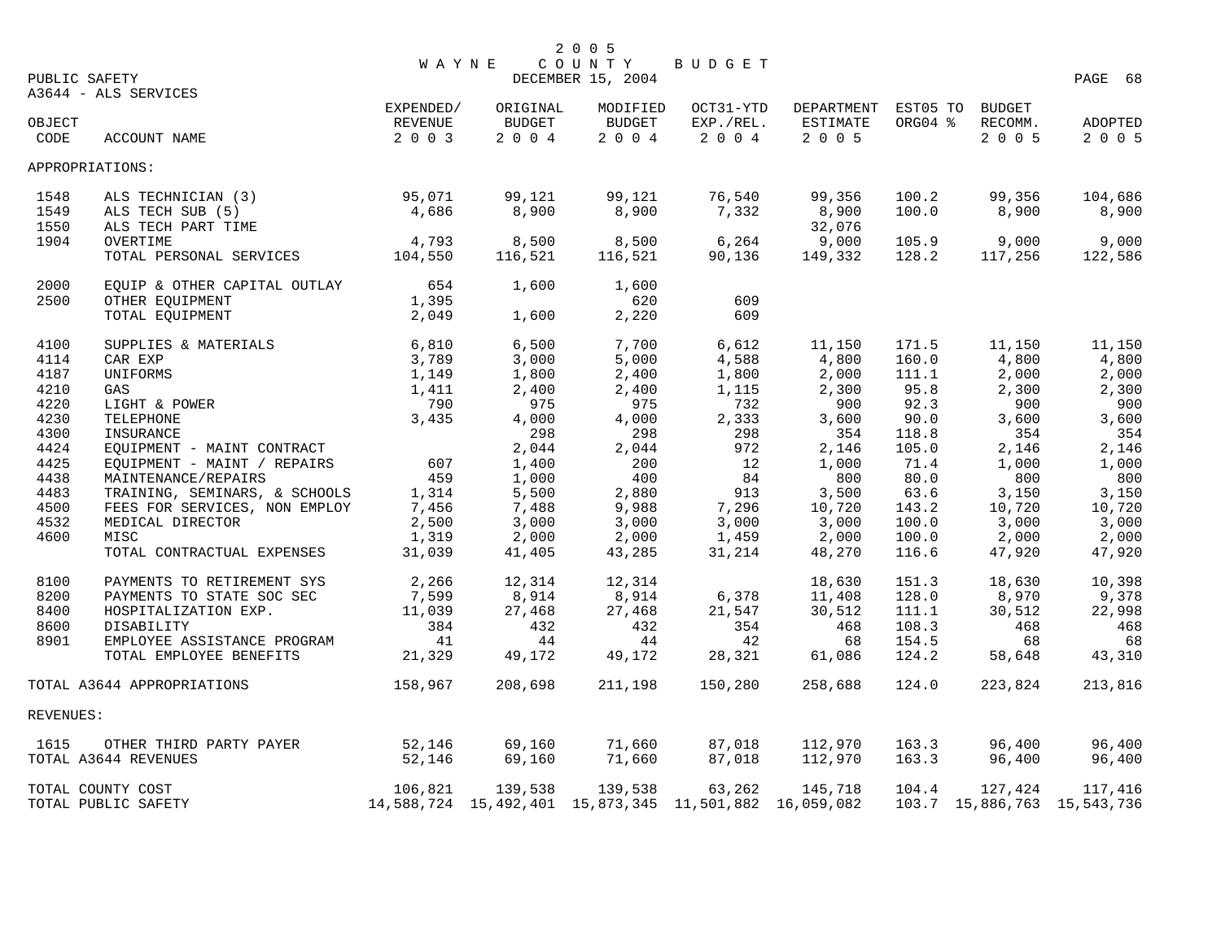# 2005 WAYNE COUNTY BUDGET

PUBLIC SAFETY — DECEMBER 15, 2004

A3644 - ALS SERVICES

| OBJECT CODE | ACCOUNT NAME | EXPENDED/ REVENUE 2003 | ORIGINAL BUDGET 2004 | MODIFIED BUDGET 2004 | OCT31-YTD EXP./REL. 2004 | DEPARTMENT ESTIMATE 2005 | EST05 TO ORG04 % | BUDGET RECOMM. 2005 | ADOPTED 2005 |
|---|---|---|---|---|---|---|---|---|---|
| APPROPRIATIONS: | | | | | | | | | |
| 1548 | ALS TECHNICIAN (3) | 95,071 | 99,121 | 99,121 | 76,540 | 99,356 | 100.2 | 99,356 | 104,686 |
| 1549 | ALS TECH SUB (5) | 4,686 | 8,900 | 8,900 | 7,332 | 8,900 | 100.0 | 8,900 | 8,900 |
| 1550 | ALS TECH PART TIME | | | | | 32,076 | | | |
| 1904 | OVERTIME | 4,793 | 8,500 | 8,500 | 6,264 | 9,000 | 105.9 | 9,000 | 9,000 |
| | TOTAL PERSONAL SERVICES | 104,550 | 116,521 | 116,521 | 90,136 | 149,332 | 128.2 | 117,256 | 122,586 |
| 2000 | EQUIP & OTHER CAPITAL OUTLAY | 654 | 1,600 | 1,600 | | | | | |
| 2500 | OTHER EQUIPMENT | 1,395 | | 620 | 609 | | | | |
| | TOTAL EQUIPMENT | 2,049 | 1,600 | 2,220 | 609 | | | | |
| 4100 | SUPPLIES & MATERIALS | 6,810 | 6,500 | 7,700 | 6,612 | 11,150 | 171.5 | 11,150 | 11,150 |
| 4114 | CAR EXP | 3,789 | 3,000 | 5,000 | 4,588 | 4,800 | 160.0 | 4,800 | 4,800 |
| 4187 | UNIFORMS | 1,149 | 1,800 | 2,400 | 1,800 | 2,000 | 111.1 | 2,000 | 2,000 |
| 4210 | GAS | 1,411 | 2,400 | 2,400 | 1,115 | 2,300 | 95.8 | 2,300 | 2,300 |
| 4220 | LIGHT & POWER | 790 | 975 | 975 | 732 | 900 | 92.3 | 900 | 900 |
| 4230 | TELEPHONE | 3,435 | 4,000 | 4,000 | 2,333 | 3,600 | 90.0 | 3,600 | 3,600 |
| 4300 | INSURANCE | | 298 | 298 | 298 | 354 | 118.8 | 354 | 354 |
| 4424 | EQUIPMENT - MAINT CONTRACT | | 2,044 | 2,044 | 972 | 2,146 | 105.0 | 2,146 | 2,146 |
| 4425 | EQUIPMENT - MAINT / REPAIRS | 607 | 1,400 | 200 | 12 | 1,000 | 71.4 | 1,000 | 1,000 |
| 4438 | MAINTENANCE/REPAIRS | 459 | 1,000 | 400 | 84 | 800 | 80.0 | 800 | 800 |
| 4483 | TRAINING, SEMINARS, & SCHOOLS | 1,314 | 5,500 | 2,880 | 913 | 3,500 | 63.6 | 3,150 | 3,150 |
| 4500 | FEES FOR SERVICES, NON EMPLOY | 7,456 | 7,488 | 9,988 | 7,296 | 10,720 | 143.2 | 10,720 | 10,720 |
| 4532 | MEDICAL DIRECTOR | 2,500 | 3,000 | 3,000 | 3,000 | 3,000 | 100.0 | 3,000 | 3,000 |
| 4600 | MISC | 1,319 | 2,000 | 2,000 | 1,459 | 2,000 | 100.0 | 2,000 | 2,000 |
| | TOTAL CONTRACTUAL EXPENSES | 31,039 | 41,405 | 43,285 | 31,214 | 48,270 | 116.6 | 47,920 | 47,920 |
| 8100 | PAYMENTS TO RETIREMENT SYS | 2,266 | 12,314 | 12,314 | | 18,630 | 151.3 | 18,630 | 10,398 |
| 8200 | PAYMENTS TO STATE SOC SEC | 7,599 | 8,914 | 8,914 | 6,378 | 11,408 | 128.0 | 8,970 | 9,378 |
| 8400 | HOSPITALIZATION EXP. | 11,039 | 27,468 | 27,468 | 21,547 | 30,512 | 111.1 | 30,512 | 22,998 |
| 8600 | DISABILITY | 384 | 432 | 432 | 354 | 468 | 108.3 | 468 | 468 |
| 8901 | EMPLOYEE ASSISTANCE PROGRAM | 41 | 44 | 44 | 42 | 68 | 154.5 | 68 | 68 |
| | TOTAL EMPLOYEE BENEFITS | 21,329 | 49,172 | 49,172 | 28,321 | 61,086 | 124.2 | 58,648 | 43,310 |
| TOTAL A3644 APPROPRIATIONS | | 158,967 | 208,698 | 211,198 | 150,280 | 258,688 | 124.0 | 223,824 | 213,816 |
| REVENUES: | | | | | | | | | |
| 1615 | OTHER THIRD PARTY PAYER | 52,146 | 69,160 | 71,660 | 87,018 | 112,970 | 163.3 | 96,400 | 96,400 |
| TOTAL A3644 REVENUES | | 52,146 | 69,160 | 71,660 | 87,018 | 112,970 | 163.3 | 96,400 | 96,400 |
| TOTAL COUNTY COST | | 106,821 | 139,538 | 139,538 | 63,262 | 145,718 | 104.4 | 127,424 | 117,416 |
| TOTAL PUBLIC SAFETY | | 14,588,724 | 15,492,401 | 15,873,345 | 11,501,882 | 16,059,082 | 103.7 | 15,886,763 | 15,543,736 |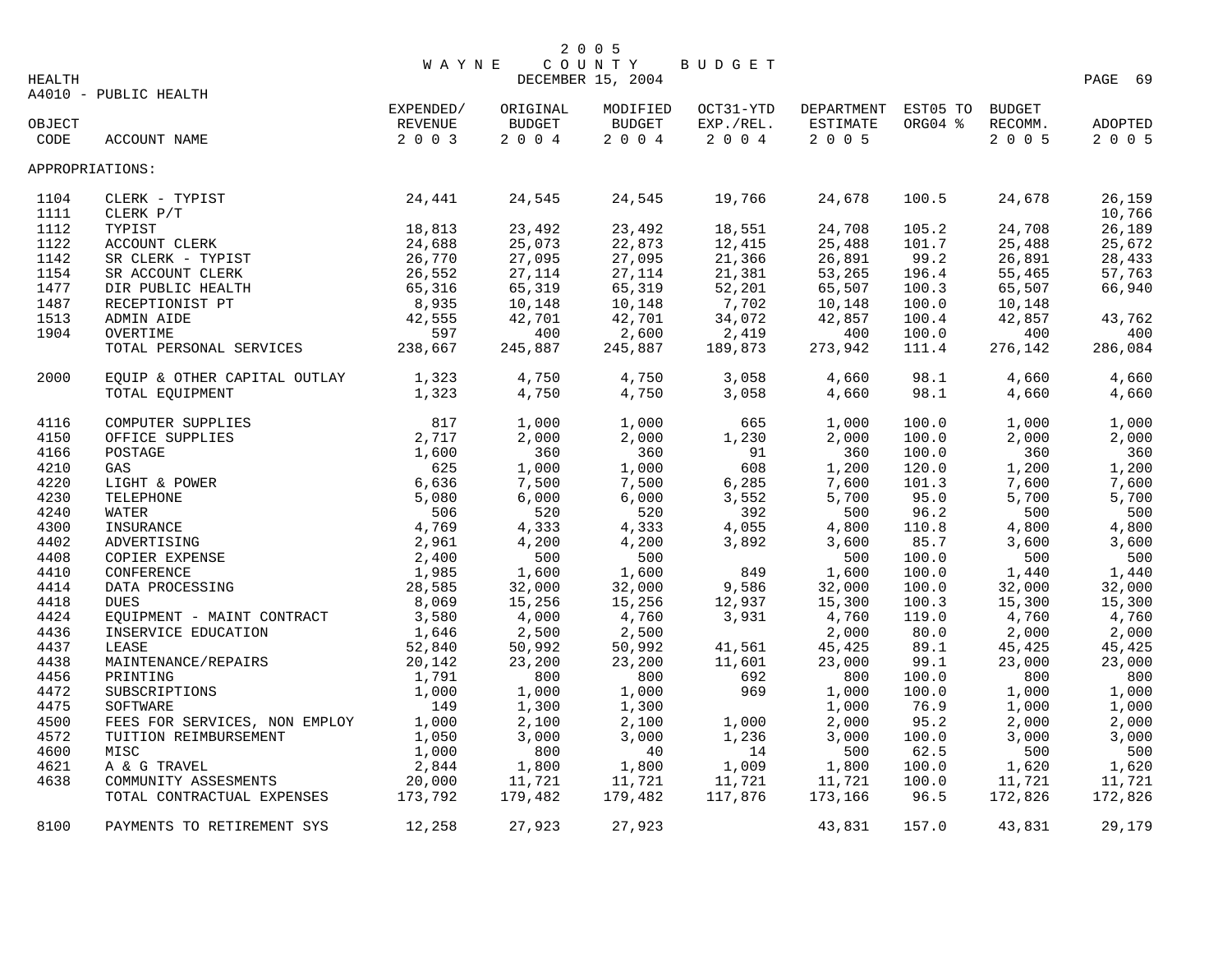2 0 0 5
WAYNE COUNTY BUDGET
DECEMBER 15, 2004

HEALTH

A4010 - PUBLIC HEALTH

| OBJECT CODE | ACCOUNT NAME | EXPENDED/ REVENUE 2003 | ORIGINAL BUDGET 2004 | MODIFIED BUDGET 2004 | OCT31-YTD EXP./REL. 2004 | DEPARTMENT ESTIMATE 2005 | EST05 TO ORG04 % | BUDGET RECOMM. 2005 | ADOPTED 2005 |
|---|---|---|---|---|---|---|---|---|---|
| APPROPRIATIONS: | | | | | | | | | |
| 1104 | CLERK - TYPIST | 24,441 | 24,545 | 24,545 | 19,766 | 24,678 | 100.5 | 24,678 | 26,159 |
| 1111 | CLERK P/T | | | | | | | | 10,766 |
| 1112 | TYPIST | 18,813 | 23,492 | 23,492 | 18,551 | 24,708 | 105.2 | 24,708 | 26,189 |
| 1122 | ACCOUNT CLERK | 24,688 | 25,073 | 22,873 | 12,415 | 25,488 | 101.7 | 25,488 | 25,672 |
| 1142 | SR CLERK - TYPIST | 26,770 | 27,095 | 27,095 | 21,366 | 26,891 | 99.2 | 26,891 | 28,433 |
| 1154 | SR ACCOUNT CLERK | 26,552 | 27,114 | 27,114 | 21,381 | 53,265 | 196.4 | 55,465 | 57,763 |
| 1477 | DIR PUBLIC HEALTH | 65,316 | 65,319 | 65,319 | 52,201 | 65,507 | 100.3 | 65,507 | 66,940 |
| 1487 | RECEPTIONIST PT | 8,935 | 10,148 | 10,148 | 7,702 | 10,148 | 100.0 | 10,148 | |
| 1513 | ADMIN AIDE | 42,555 | 42,701 | 42,701 | 34,072 | 42,857 | 100.4 | 42,857 | 43,762 |
| 1904 | OVERTIME | 597 | 400 | 2,600 | 2,419 | 400 | 100.0 | 400 | 400 |
| | TOTAL PERSONAL SERVICES | 238,667 | 245,887 | 245,887 | 189,873 | 273,942 | 111.4 | 276,142 | 286,084 |
| 2000 | EQUIP & OTHER CAPITAL OUTLAY | 1,323 | 4,750 | 4,750 | 3,058 | 4,660 | 98.1 | 4,660 | 4,660 |
| | TOTAL EQUIPMENT | 1,323 | 4,750 | 4,750 | 3,058 | 4,660 | 98.1 | 4,660 | 4,660 |
| 4116 | COMPUTER SUPPLIES | 817 | 1,000 | 1,000 | 665 | 1,000 | 100.0 | 1,000 | 1,000 |
| 4150 | OFFICE SUPPLIES | 2,717 | 2,000 | 2,000 | 1,230 | 2,000 | 100.0 | 2,000 | 2,000 |
| 4166 | POSTAGE | 1,600 | 360 | 360 | 91 | 360 | 100.0 | 360 | 360 |
| 4210 | GAS | 625 | 1,000 | 1,000 | 608 | 1,200 | 120.0 | 1,200 | 1,200 |
| 4220 | LIGHT & POWER | 6,636 | 7,500 | 7,500 | 6,285 | 7,600 | 101.3 | 7,600 | 7,600 |
| 4230 | TELEPHONE | 5,080 | 6,000 | 6,000 | 3,552 | 5,700 | 95.0 | 5,700 | 5,700 |
| 4240 | WATER | 506 | 520 | 520 | 392 | 500 | 96.2 | 500 | 500 |
| 4300 | INSURANCE | 4,769 | 4,333 | 4,333 | 4,055 | 4,800 | 110.8 | 4,800 | 4,800 |
| 4402 | ADVERTISING | 2,961 | 4,200 | 4,200 | 3,892 | 3,600 | 85.7 | 3,600 | 3,600 |
| 4408 | COPIER EXPENSE | 2,400 | 500 | 500 | | 500 | 100.0 | 500 | 500 |
| 4410 | CONFERENCE | 1,985 | 1,600 | 1,600 | 849 | 1,600 | 100.0 | 1,440 | 1,440 |
| 4414 | DATA PROCESSING | 28,585 | 32,000 | 32,000 | 9,586 | 32,000 | 100.0 | 32,000 | 32,000 |
| 4418 | DUES | 8,069 | 15,256 | 15,256 | 12,937 | 15,300 | 100.3 | 15,300 | 15,300 |
| 4424 | EQUIPMENT - MAINT CONTRACT | 3,580 | 4,000 | 4,760 | 3,931 | 4,760 | 119.0 | 4,760 | 4,760 |
| 4436 | INSERVICE EDUCATION | 1,646 | 2,500 | 2,500 | | 2,000 | 80.0 | 2,000 | 2,000 |
| 4437 | LEASE | 52,840 | 50,992 | 50,992 | 41,561 | 45,425 | 89.1 | 45,425 | 45,425 |
| 4438 | MAINTENANCE/REPAIRS | 20,142 | 23,200 | 23,200 | 11,601 | 23,000 | 99.1 | 23,000 | 23,000 |
| 4456 | PRINTING | 1,791 | 800 | 800 | 692 | 800 | 100.0 | 800 | 800 |
| 4472 | SUBSCRIPTIONS | 1,000 | 1,000 | 1,000 | 969 | 1,000 | 100.0 | 1,000 | 1,000 |
| 4475 | SOFTWARE | 149 | 1,300 | 1,300 | | 1,000 | 76.9 | 1,000 | 1,000 |
| 4500 | FEES FOR SERVICES, NON EMPLOY | 1,000 | 2,100 | 2,100 | 1,000 | 2,000 | 95.2 | 2,000 | 2,000 |
| 4572 | TUITION REIMBURSEMENT | 1,050 | 3,000 | 3,000 | 1,236 | 3,000 | 100.0 | 3,000 | 3,000 |
| 4600 | MISC | 1,000 | 800 | 40 | 14 | 500 | 62.5 | 500 | 500 |
| 4621 | A & G TRAVEL | 2,844 | 1,800 | 1,800 | 1,009 | 1,800 | 100.0 | 1,620 | 1,620 |
| 4638 | COMMUNITY ASSESMENTS | 20,000 | 11,721 | 11,721 | 11,721 | 11,721 | 100.0 | 11,721 | 11,721 |
| | TOTAL CONTRACTUAL EXPENSES | 173,792 | 179,482 | 179,482 | 117,876 | 173,166 | 96.5 | 172,826 | 172,826 |
| 8100 | PAYMENTS TO RETIREMENT SYS | 12,258 | 27,923 | 27,923 | | 43,831 | 157.0 | 43,831 | 29,179 |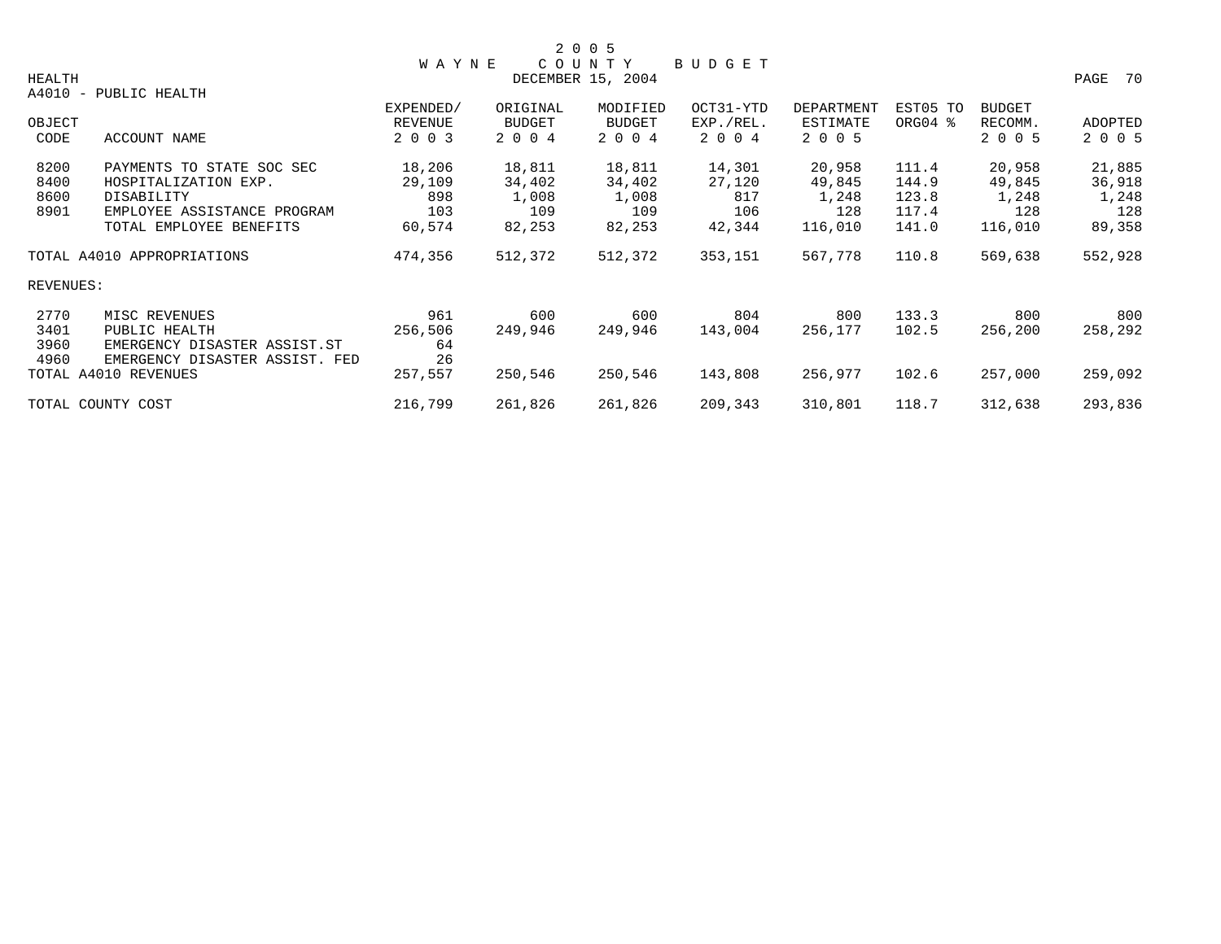# 2005 WAYNE COUNTY BUDGET

DECEMBER 15, 2004

HEALTH

A4010 - PUBLIC HEALTH

| OBJECT CODE | ACCOUNT NAME | EXPENDED/ REVENUE 2003 | ORIGINAL BUDGET 2004 | MODIFIED BUDGET 2004 | OCT31-YTD EXP./REL. 2004 | DEPARTMENT ESTIMATE 2005 | EST05 TO ORG04 % | BUDGET RECOMM. 2005 | ADOPTED 2005 |
|---|---|---|---|---|---|---|---|---|---|
| 8200 | PAYMENTS TO STATE SOC SEC | 18,206 | 18,811 | 18,811 | 14,301 | 20,958 | 111.4 | 20,958 | 21,885 |
| 8400 | HOSPITALIZATION EXP. | 29,109 | 34,402 | 34,402 | 27,120 | 49,845 | 144.9 | 49,845 | 36,918 |
| 8600 | DISABILITY | 898 | 1,008 | 1,008 | 817 | 1,248 | 123.8 | 1,248 | 1,248 |
| 8901 | EMPLOYEE ASSISTANCE PROGRAM | 103 | 109 | 109 | 106 | 128 | 117.4 | 128 | 128 |
| | TOTAL EMPLOYEE BENEFITS | 60,574 | 82,253 | 82,253 | 42,344 | 116,010 | 141.0 | 116,010 | 89,358 |
| | TOTAL A4010 APPROPRIATIONS | 474,356 | 512,372 | 512,372 | 353,151 | 567,778 | 110.8 | 569,638 | 552,928 |
| REVENUES: | | | | | | | | | |
| 2770 | MISC REVENUES | 961 | 600 | 600 | 804 | 800 | 133.3 | 800 | 800 |
| 3401 | PUBLIC HEALTH | 256,506 | 249,946 | 249,946 | 143,004 | 256,177 | 102.5 | 256,200 | 258,292 |
| 3960 | EMERGENCY DISASTER ASSIST.ST | 64 | | | | | | | |
| 4960 | EMERGENCY DISASTER ASSIST. FED | 26 | | | | | | | |
| | TOTAL A4010 REVENUES | 257,557 | 250,546 | 250,546 | 143,808 | 256,977 | 102.6 | 257,000 | 259,092 |
| | TOTAL COUNTY COST | 216,799 | 261,826 | 261,826 | 209,343 | 310,801 | 118.7 | 312,638 | 293,836 |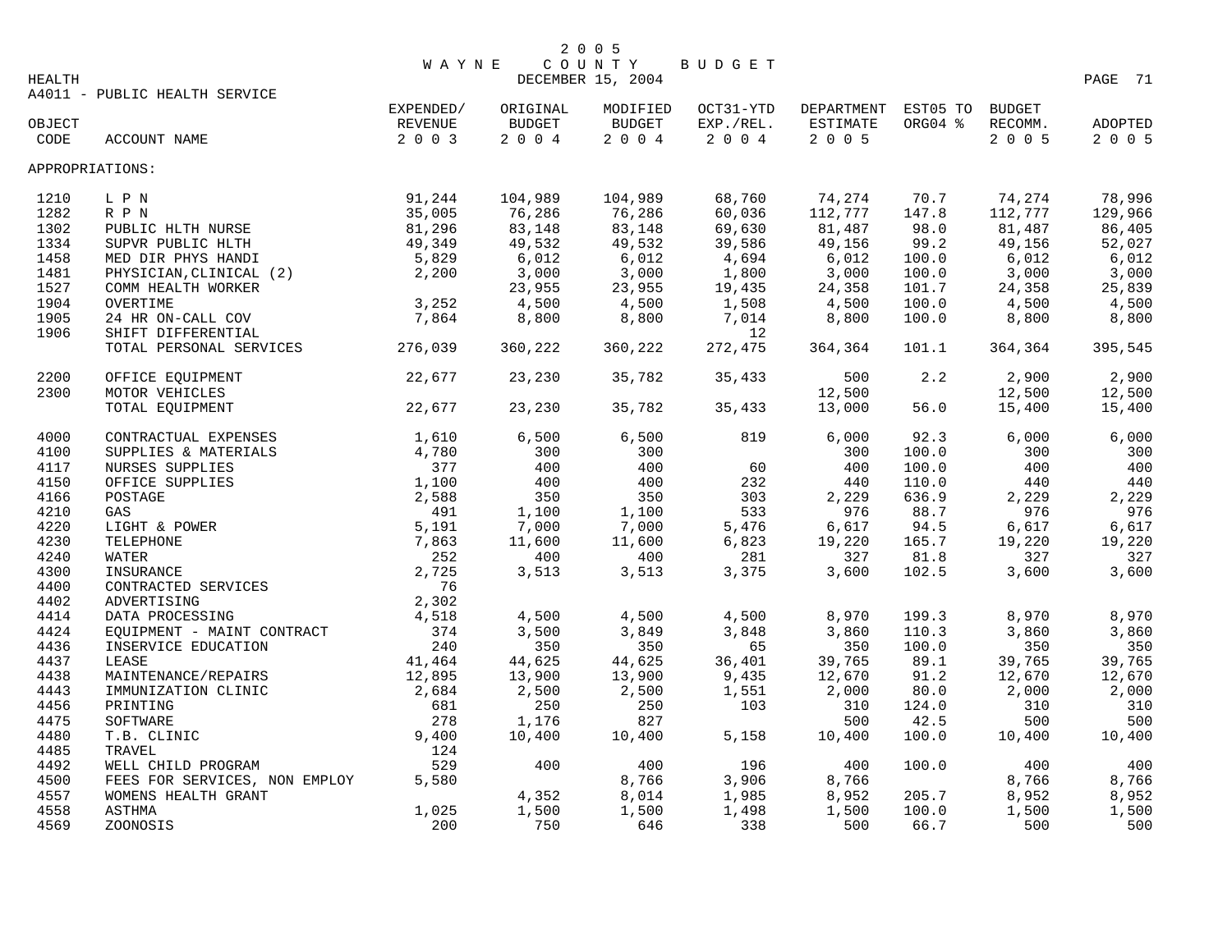2005 WAYNE COUNTY BUDGET
DECEMBER 15, 2004

HEALTH

A4011 - PUBLIC HEALTH SERVICE

| OBJECT CODE | ACCOUNT NAME | EXPENDED/ REVENUE 2003 | ORIGINAL BUDGET 2004 | MODIFIED BUDGET 2004 | OCT31-YTD EXP./REL. 2004 | DEPARTMENT ESTIMATE 2005 | EST05 TO ORG04 % | BUDGET RECOMM. 2005 | ADOPTED 2005 |
|---|---|---|---|---|---|---|---|---|---|
| APPROPRIATIONS: | | | | | | | | | |
| 1210 | L P N | 91,244 | 104,989 | 104,989 | 68,760 | 74,274 | 70.7 | 74,274 | 78,996 |
| 1282 | R P N | 35,005 | 76,286 | 76,286 | 60,036 | 112,777 | 147.8 | 112,777 | 129,966 |
| 1302 | PUBLIC HLTH NURSE | 81,296 | 83,148 | 83,148 | 69,630 | 81,487 | 98.0 | 81,487 | 86,405 |
| 1334 | SUPVR PUBLIC HLTH | 49,349 | 49,532 | 49,532 | 39,586 | 49,156 | 99.2 | 49,156 | 52,027 |
| 1458 | MED DIR PHYS HANDI | 5,829 | 6,012 | 6,012 | 4,694 | 6,012 | 100.0 | 6,012 | 6,012 |
| 1481 | PHYSICIAN,CLINICAL (2) | 2,200 | 3,000 | 3,000 | 1,800 | 3,000 | 100.0 | 3,000 | 3,000 |
| 1527 | COMM HEALTH WORKER | | 23,955 | 23,955 | 19,435 | 24,358 | 101.7 | 24,358 | 25,839 |
| 1904 | OVERTIME | 3,252 | 4,500 | 4,500 | 1,508 | 4,500 | 100.0 | 4,500 | 4,500 |
| 1905 | 24 HR ON-CALL COV | 7,864 | 8,800 | 8,800 | 7,014 | 8,800 | 100.0 | 8,800 | 8,800 |
| 1906 | SHIFT DIFFERENTIAL | | | | 12 | | | | |
| | TOTAL PERSONAL SERVICES | 276,039 | 360,222 | 360,222 | 272,475 | 364,364 | 101.1 | 364,364 | 395,545 |
| 2200 | OFFICE EQUIPMENT | 22,677 | 23,230 | 35,782 | 35,433 | 500 | 2.2 | 2,900 | 2,900 |
| 2300 | MOTOR VEHICLES | | | | | 12,500 | | 12,500 | 12,500 |
| | TOTAL EQUIPMENT | 22,677 | 23,230 | 35,782 | 35,433 | 13,000 | 56.0 | 15,400 | 15,400 |
| 4000 | CONTRACTUAL EXPENSES | 1,610 | 6,500 | 6,500 | 819 | 6,000 | 92.3 | 6,000 | 6,000 |
| 4100 | SUPPLIES & MATERIALS | 4,780 | 300 | 300 | | 300 | 100.0 | 300 | 300 |
| 4117 | NURSES SUPPLIES | 377 | 400 | 400 | 60 | 400 | 100.0 | 400 | 400 |
| 4150 | OFFICE SUPPLIES | 1,100 | 400 | 400 | 232 | 440 | 110.0 | 440 | 440 |
| 4166 | POSTAGE | 2,588 | 350 | 350 | 303 | 2,229 | 636.9 | 2,229 | 2,229 |
| 4210 | GAS | 491 | 1,100 | 1,100 | 533 | 976 | 88.7 | 976 | 976 |
| 4220 | LIGHT & POWER | 5,191 | 7,000 | 7,000 | 5,476 | 6,617 | 94.5 | 6,617 | 6,617 |
| 4230 | TELEPHONE | 7,863 | 11,600 | 11,600 | 6,823 | 19,220 | 165.7 | 19,220 | 19,220 |
| 4240 | WATER | 252 | 400 | 400 | 281 | 327 | 81.8 | 327 | 327 |
| 4300 | INSURANCE | 2,725 | 3,513 | 3,513 | 3,375 | 3,600 | 102.5 | 3,600 | 3,600 |
| 4400 | CONTRACTED SERVICES | 76 | | | | | | | |
| 4402 | ADVERTISING | 2,302 | | | | | | | |
| 4414 | DATA PROCESSING | 4,518 | 4,500 | 4,500 | 4,500 | 8,970 | 199.3 | 8,970 | 8,970 |
| 4424 | EQUIPMENT - MAINT CONTRACT | 374 | 3,500 | 3,849 | 3,848 | 3,860 | 110.3 | 3,860 | 3,860 |
| 4436 | INSERVICE EDUCATION | 240 | 350 | 350 | 65 | 350 | 100.0 | 350 | 350 |
| 4437 | LEASE | 41,464 | 44,625 | 44,625 | 36,401 | 39,765 | 89.1 | 39,765 | 39,765 |
| 4438 | MAINTENANCE/REPAIRS | 12,895 | 13,900 | 13,900 | 9,435 | 12,670 | 91.2 | 12,670 | 12,670 |
| 4443 | IMMUNIZATION CLINIC | 2,684 | 2,500 | 2,500 | 1,551 | 2,000 | 80.0 | 2,000 | 2,000 |
| 4456 | PRINTING | 681 | 250 | 250 | 103 | 310 | 124.0 | 310 | 310 |
| 4475 | SOFTWARE | 278 | 1,176 | 827 | | 500 | 42.5 | 500 | 500 |
| 4480 | T.B. CLINIC | 9,400 | 10,400 | 10,400 | 5,158 | 10,400 | 100.0 | 10,400 | 10,400 |
| 4485 | TRAVEL | 124 | | | | | | | |
| 4492 | WELL CHILD PROGRAM | 529 | 400 | 400 | 196 | 400 | 100.0 | 400 | 400 |
| 4500 | FEES FOR SERVICES, NON EMPLOY | 5,580 | | 8,766 | 3,906 | 8,766 | | 8,766 | 8,766 |
| 4557 | WOMENS HEALTH GRANT | | 4,352 | 8,014 | 1,985 | 8,952 | 205.7 | 8,952 | 8,952 |
| 4558 | ASTHMA | 1,025 | 1,500 | 1,500 | 1,498 | 1,500 | 100.0 | 1,500 | 1,500 |
| 4569 | ZOONOSIS | 200 | 750 | 646 | 338 | 500 | 66.7 | 500 | 500 |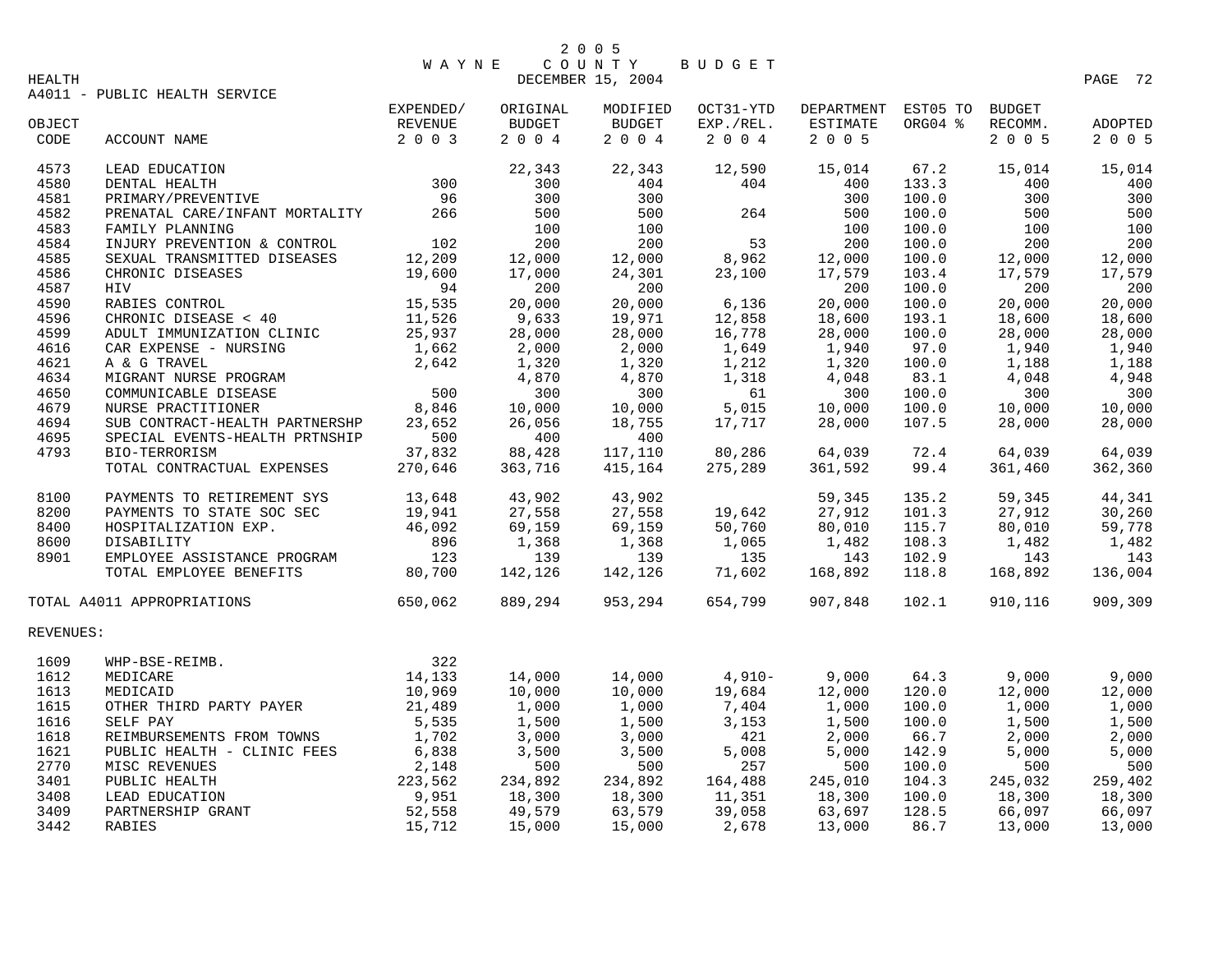2005 WAYNE COUNTY BUDGET

DECEMBER 15, 2004

HEALTH

A4011 - PUBLIC HEALTH SERVICE

| OBJECT CODE | ACCOUNT NAME | EXPENDED/ REVENUE 2003 | ORIGINAL BUDGET 2004 | MODIFIED BUDGET 2004 | OCT31-YTD EXP./REL. 2004 | DEPARTMENT ESTIMATE 2005 | EST05 TO ORG04 % | BUDGET RECOMM. 2005 | ADOPTED 2005 |
|---|---|---|---|---|---|---|---|---|---|
| 4573 | LEAD EDUCATION | | 22,343 | 22,343 | 12,590 | 15,014 | 67.2 | 15,014 | 15,014 |
| 4580 | DENTAL HEALTH | 300 | 300 | 404 | 404 | 400 | 133.3 | 400 | 400 |
| 4581 | PRIMARY/PREVENTIVE | 96 | 300 | 300 | | 300 | 100.0 | 300 | 300 |
| 4582 | PRENATAL CARE/INFANT MORTALITY | 266 | 500 | 500 | 264 | 500 | 100.0 | 500 | 500 |
| 4583 | FAMILY PLANNING | | 100 | 100 | | 100 | 100.0 | 100 | 100 |
| 4584 | INJURY PREVENTION & CONTROL | 102 | 200 | 200 | 53 | 200 | 100.0 | 200 | 200 |
| 4585 | SEXUAL TRANSMITTED DISEASES | 12,209 | 12,000 | 12,000 | 8,962 | 12,000 | 100.0 | 12,000 | 12,000 |
| 4586 | CHRONIC DISEASES | 19,600 | 17,000 | 24,301 | 23,100 | 17,579 | 103.4 | 17,579 | 17,579 |
| 4587 | HIV | 94 | 200 | 200 | | 200 | 100.0 | 200 | 200 |
| 4590 | RABIES CONTROL | 15,535 | 20,000 | 20,000 | 6,136 | 20,000 | 100.0 | 20,000 | 20,000 |
| 4596 | CHRONIC DISEASE < 40 | 11,526 | 9,633 | 19,971 | 12,858 | 18,600 | 193.1 | 18,600 | 18,600 |
| 4599 | ADULT IMMUNIZATION CLINIC | 25,937 | 28,000 | 28,000 | 16,778 | 28,000 | 100.0 | 28,000 | 28,000 |
| 4616 | CAR EXPENSE - NURSING | 1,662 | 2,000 | 2,000 | 1,649 | 1,940 | 97.0 | 1,940 | 1,940 |
| 4621 | A & G TRAVEL | 2,642 | 1,320 | 1,320 | 1,212 | 1,320 | 100.0 | 1,188 | 1,188 |
| 4634 | MIGRANT NURSE PROGRAM | | 4,870 | 4,870 | 1,318 | 4,048 | 83.1 | 4,048 | 4,948 |
| 4650 | COMMUNICABLE DISEASE | 500 | 300 | 300 | 61 | 300 | 100.0 | 300 | 300 |
| 4679 | NURSE PRACTITIONER | 8,846 | 10,000 | 10,000 | 5,015 | 10,000 | 100.0 | 10,000 | 10,000 |
| 4694 | SUB CONTRACT-HEALTH PARTNERSHP | 23,652 | 26,056 | 18,755 | 17,717 | 28,000 | 107.5 | 28,000 | 28,000 |
| 4695 | SPECIAL EVENTS-HEALTH PRTNSHIP | 500 | 400 | 400 | | | | | |
| 4793 | BIO-TERRORISM | 37,832 | 88,428 | 117,110 | 80,286 | 64,039 | 72.4 | 64,039 | 64,039 |
| | TOTAL CONTRACTUAL EXPENSES | 270,646 | 363,716 | 415,164 | 275,289 | 361,592 | 99.4 | 361,460 | 362,360 |
| 8100 | PAYMENTS TO RETIREMENT SYS | 13,648 | 43,902 | 43,902 | | 59,345 | 135.2 | 59,345 | 44,341 |
| 8200 | PAYMENTS TO STATE SOC SEC | 19,941 | 27,558 | 27,558 | 19,642 | 27,912 | 101.3 | 27,912 | 30,260 |
| 8400 | HOSPITALIZATION EXP. | 46,092 | 69,159 | 69,159 | 50,760 | 80,010 | 115.7 | 80,010 | 59,778 |
| 8600 | DISABILITY | 896 | 1,368 | 1,368 | 1,065 | 1,482 | 108.3 | 1,482 | 1,482 |
| 8901 | EMPLOYEE ASSISTANCE PROGRAM | 123 | 139 | 139 | 135 | 143 | 102.9 | 143 | 143 |
| | TOTAL EMPLOYEE BENEFITS | 80,700 | 142,126 | 142,126 | 71,602 | 168,892 | 118.8 | 168,892 | 136,004 |
| | TOTAL A4011 APPROPRIATIONS | 650,062 | 889,294 | 953,294 | 654,799 | 907,848 | 102.1 | 910,116 | 909,309 |
| REVENUES: | | | | | | | | | |
| 1609 | WHP-BSE-REIMB. | 322 | | | | | | | |
| 1612 | MEDICARE | 14,133 | 14,000 | 14,000 | 4,910- | 9,000 | 64.3 | 9,000 | 9,000 |
| 1613 | MEDICAID | 10,969 | 10,000 | 10,000 | 19,684 | 12,000 | 120.0 | 12,000 | 12,000 |
| 1615 | OTHER THIRD PARTY PAYER | 21,489 | 1,000 | 1,000 | 7,404 | 1,000 | 100.0 | 1,000 | 1,000 |
| 1616 | SELF PAY | 5,535 | 1,500 | 1,500 | 3,153 | 1,500 | 100.0 | 1,500 | 1,500 |
| 1618 | REIMBURSEMENTS FROM TOWNS | 1,702 | 3,000 | 3,000 | 421 | 2,000 | 66.7 | 2,000 | 2,000 |
| 1621 | PUBLIC HEALTH - CLINIC FEES | 6,838 | 3,500 | 3,500 | 5,008 | 5,000 | 142.9 | 5,000 | 5,000 |
| 2770 | MISC REVENUES | 2,148 | 500 | 500 | 257 | 500 | 100.0 | 500 | 500 |
| 3401 | PUBLIC HEALTH | 223,562 | 234,892 | 234,892 | 164,488 | 245,010 | 104.3 | 245,032 | 259,402 |
| 3408 | LEAD EDUCATION | 9,951 | 18,300 | 18,300 | 11,351 | 18,300 | 100.0 | 18,300 | 18,300 |
| 3409 | PARTNERSHIP GRANT | 52,558 | 49,579 | 63,579 | 39,058 | 63,697 | 128.5 | 66,097 | 66,097 |
| 3442 | RABIES | 15,712 | 15,000 | 15,000 | 2,678 | 13,000 | 86.7 | 13,000 | 13,000 |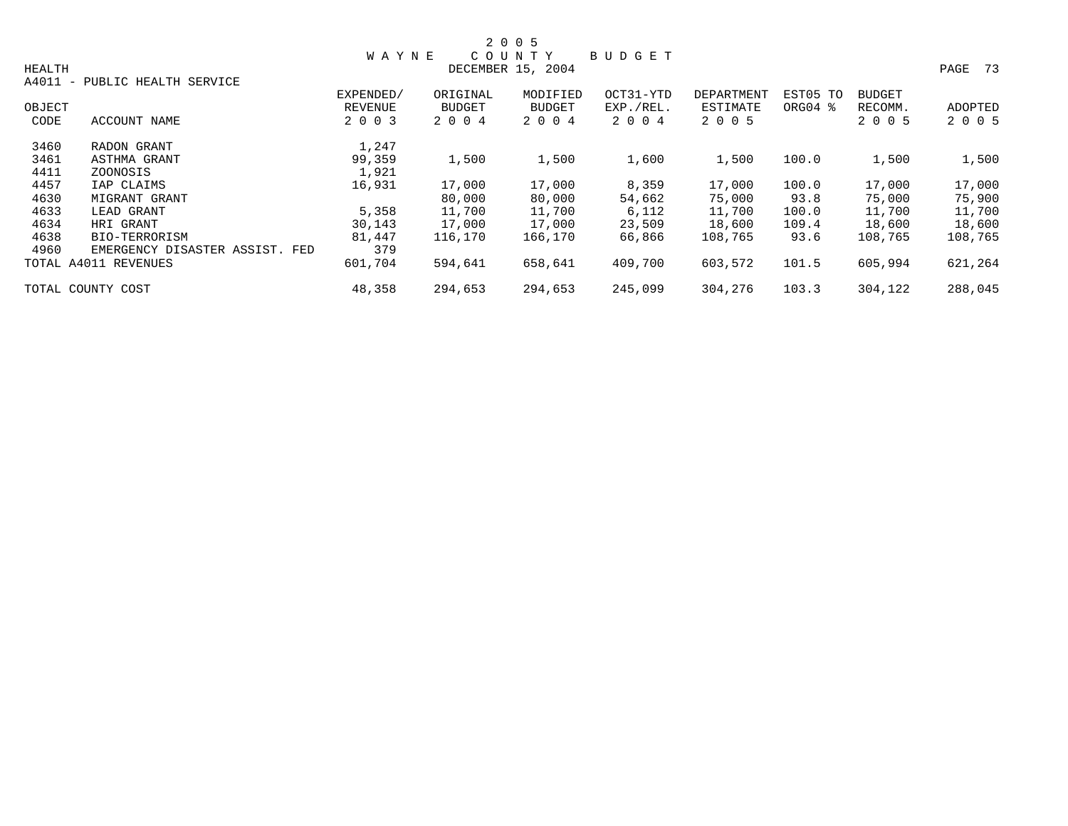# 2 0 0 5 WAYNE COUNTY BUDGET

DECEMBER 15, 2004

HEALTH

A4011 - PUBLIC HEALTH SERVICE

| OBJECT CODE | ACCOUNT NAME | EXPENDED/ REVENUE 2 0 0 3 | ORIGINAL BUDGET 2 0 0 4 | MODIFIED BUDGET 2 0 0 4 | OCT31-YTD EXP./REL. 2 0 0 4 | DEPARTMENT ESTIMATE 2 0 0 5 | EST05 TO ORG04 % | BUDGET RECOMM. 2 0 0 5 | ADOPTED 2 0 0 5 |
|---|---|---|---|---|---|---|---|---|---|
| 3460 | RADON GRANT | 1,247 | | | | | | | |
| 3461 | ASTHMA GRANT | 99,359 | 1,500 | 1,500 | 1,600 | 1,500 | 100.0 | 1,500 | 1,500 |
| 4411 | ZOONOSIS | 1,921 | | | | | | | |
| 4457 | IAP CLAIMS | 16,931 | 17,000 | 17,000 | 8,359 | 17,000 | 100.0 | 17,000 | 17,000 |
| 4630 | MIGRANT GRANT | | 80,000 | 80,000 | 54,662 | 75,000 | 93.8 | 75,000 | 75,900 |
| 4633 | LEAD GRANT | 5,358 | 11,700 | 11,700 | 6,112 | 11,700 | 100.0 | 11,700 | 11,700 |
| 4634 | HRI GRANT | 30,143 | 17,000 | 17,000 | 23,509 | 18,600 | 109.4 | 18,600 | 18,600 |
| 4638 | BIO-TERRORISM | 81,447 | 116,170 | 166,170 | 66,866 | 108,765 | 93.6 | 108,765 | 108,765 |
| 4960 | EMERGENCY DISASTER ASSIST. FED | 379 | | | | | | | |
| TOTAL A4011 REVENUES | | 601,704 | 594,641 | 658,641 | 409,700 | 603,572 | 101.5 | 605,994 | 621,264 |
| TOTAL COUNTY COST | | 48,358 | 294,653 | 294,653 | 245,099 | 304,276 | 103.3 | 304,122 | 288,045 |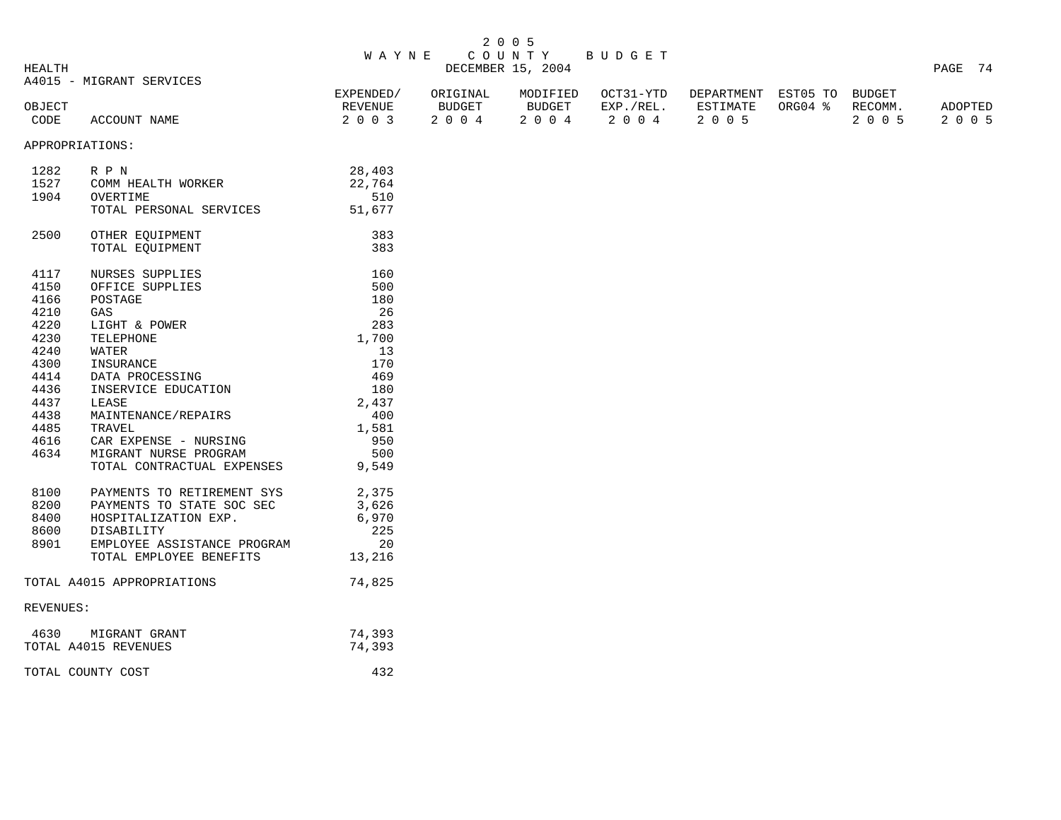# 2005 WAYNE COUNTY BUDGET

DECEMBER 15, 2004

HEALTH

A4015 - MIGRANT SERVICES

| OBJECT CODE | ACCOUNT NAME | EXPENDED/ REVENUE 2003 | ORIGINAL BUDGET 2004 | MODIFIED BUDGET 2004 | OCT31-YTD EXP./REL. 2004 | DEPARTMENT ESTIMATE 2005 | EST05 TO ORG04 % | BUDGET RECOMM. 2005 | ADOPTED 2005 |
|---|---|---|---|---|---|---|---|---|---|
| APPROPRIATIONS: | | | | | | | | | |
| 1282 | R P N | 28,403 | | | | | | | |
| 1527 | COMM HEALTH WORKER | 22,764 | | | | | | | |
| 1904 | OVERTIME | 510 | | | | | | | |
| | TOTAL PERSONAL SERVICES | 51,677 | | | | | | | |
| 2500 | OTHER EQUIPMENT | 383 | | | | | | | |
| | TOTAL EQUIPMENT | 383 | | | | | | | |
| 4117 | NURSES SUPPLIES | 160 | | | | | | | |
| 4150 | OFFICE SUPPLIES | 500 | | | | | | | |
| 4166 | POSTAGE | 180 | | | | | | | |
| 4210 | GAS | 26 | | | | | | | |
| 4220 | LIGHT & POWER | 283 | | | | | | | |
| 4230 | TELEPHONE | 1,700 | | | | | | | |
| 4240 | WATER | 13 | | | | | | | |
| 4300 | INSURANCE | 170 | | | | | | | |
| 4414 | DATA PROCESSING | 469 | | | | | | | |
| 4436 | INSERVICE EDUCATION | 180 | | | | | | | |
| 4437 | LEASE | 2,437 | | | | | | | |
| 4438 | MAINTENANCE/REPAIRS | 400 | | | | | | | |
| 4485 | TRAVEL | 1,581 | | | | | | | |
| 4616 | CAR EXPENSE - NURSING | 950 | | | | | | | |
| 4634 | MIGRANT NURSE PROGRAM | 500 | | | | | | | |
| | TOTAL CONTRACTUAL EXPENSES | 9,549 | | | | | | | |
| 8100 | PAYMENTS TO RETIREMENT SYS | 2,375 | | | | | | | |
| 8200 | PAYMENTS TO STATE SOC SEC | 3,626 | | | | | | | |
| 8400 | HOSPITALIZATION EXP. | 6,970 | | | | | | | |
| 8600 | DISABILITY | 225 | | | | | | | |
| 8901 | EMPLOYEE ASSISTANCE PROGRAM | 20 | | | | | | | |
| | TOTAL EMPLOYEE BENEFITS | 13,216 | | | | | | | |
| TOTAL A4015 APPROPRIATIONS | | 74,825 | | | | | | | |
| REVENUES: | | | | | | | | | |
| 4630 | MIGRANT GRANT | 74,393 | | | | | | | |
| TOTAL A4015 REVENUES | | 74,393 | | | | | | | |
| TOTAL COUNTY COST | | 432 | | | | | | | |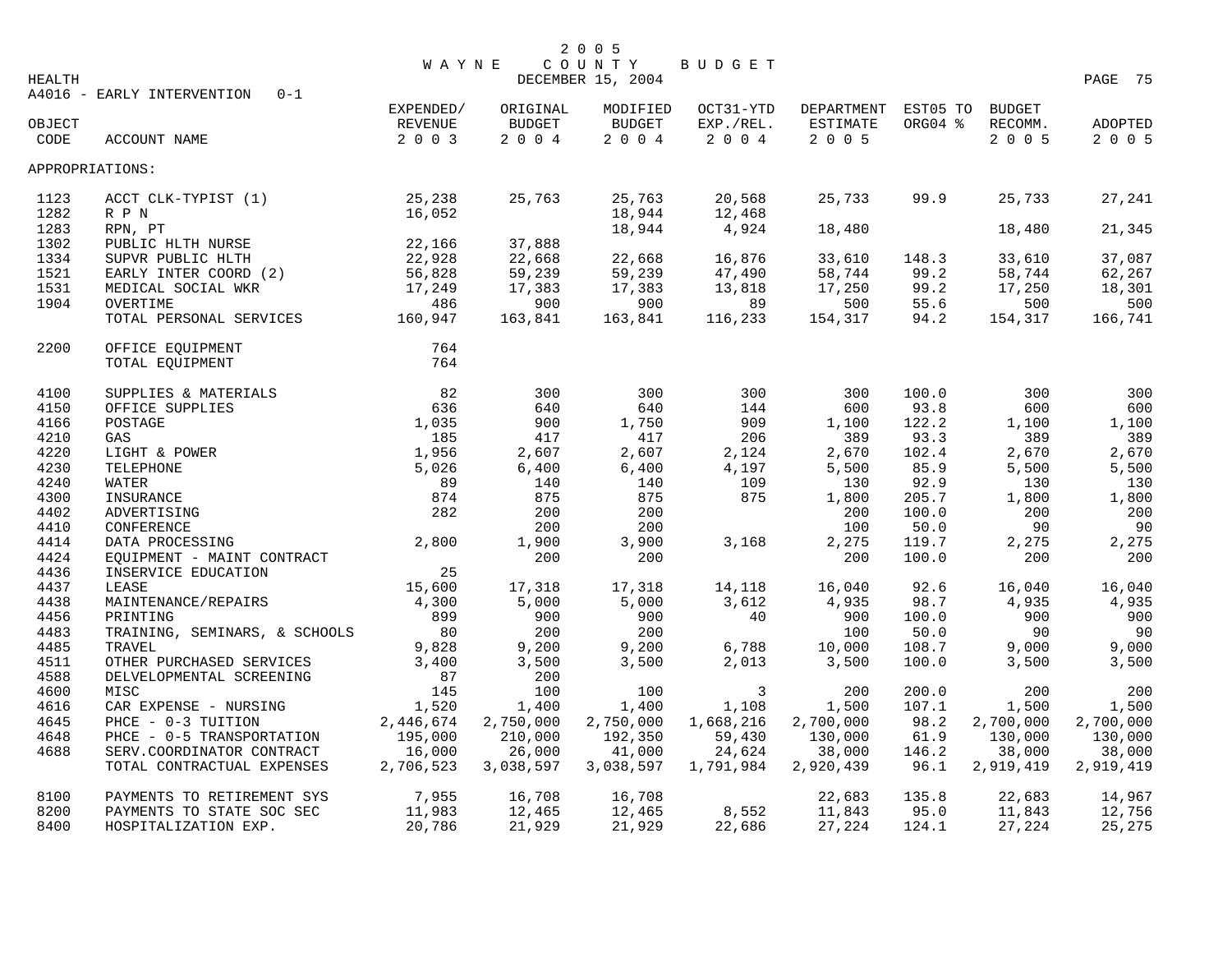# 2005 WAYNE COUNTY BUDGET

HEALTH — DECEMBER 15, 2004

A4016 - EARLY INTERVENTION 0-1

| OBJECT CODE | ACCOUNT NAME | EXPENDED/ REVENUE 2003 | ORIGINAL BUDGET 2004 | MODIFIED BUDGET 2004 | OCT31-YTD EXP./REL. 2004 | DEPARTMENT ESTIMATE 2005 | EST05 TO ORG04 % | BUDGET RECOMM. 2005 | ADOPTED 2005 |
|---|---|---|---|---|---|---|---|---|---|
| APPROPRIATIONS: | | | | | | | | | |
| 1123 | ACCT CLK-TYPIST (1) | 25,238 | 25,763 | 25,763 | 20,568 | 25,733 | 99.9 | 25,733 | 27,241 |
| 1282 | R P N | 16,052 | | 18,944 | 12,468 | | | | |
| 1283 | RPN, PT | | | 18,944 | 4,924 | 18,480 | | 18,480 | 21,345 |
| 1302 | PUBLIC HLTH NURSE | 22,166 | 37,888 | | | | | | |
| 1334 | SUPVR PUBLIC HLTH | 22,928 | 22,668 | 22,668 | 16,876 | 33,610 | 148.3 | 33,610 | 37,087 |
| 1521 | EARLY INTER COORD (2) | 56,828 | 59,239 | 59,239 | 47,490 | 58,744 | 99.2 | 58,744 | 62,267 |
| 1531 | MEDICAL SOCIAL WKR | 17,249 | 17,383 | 17,383 | 13,818 | 17,250 | 99.2 | 17,250 | 18,301 |
| 1904 | OVERTIME | 486 | 900 | 900 | 89 | 500 | 55.6 | 500 | 500 |
| | TOTAL PERSONAL SERVICES | 160,947 | 163,841 | 163,841 | 116,233 | 154,317 | 94.2 | 154,317 | 166,741 |
| 2200 | OFFICE EQUIPMENT | 764 | | | | | | | |
| | TOTAL EQUIPMENT | 764 | | | | | | | |
| 4100 | SUPPLIES & MATERIALS | 82 | 300 | 300 | 300 | 300 | 100.0 | 300 | 300 |
| 4150 | OFFICE SUPPLIES | 636 | 640 | 640 | 144 | 600 | 93.8 | 600 | 600 |
| 4166 | POSTAGE | 1,035 | 900 | 1,750 | 909 | 1,100 | 122.2 | 1,100 | 1,100 |
| 4210 | GAS | 185 | 417 | 417 | 206 | 389 | 93.3 | 389 | 389 |
| 4220 | LIGHT & POWER | 1,956 | 2,607 | 2,607 | 2,124 | 2,670 | 102.4 | 2,670 | 2,670 |
| 4230 | TELEPHONE | 5,026 | 6,400 | 6,400 | 4,197 | 5,500 | 85.9 | 5,500 | 5,500 |
| 4240 | WATER | 89 | 140 | 140 | 109 | 130 | 92.9 | 130 | 130 |
| 4300 | INSURANCE | 874 | 875 | 875 | 875 | 1,800 | 205.7 | 1,800 | 1,800 |
| 4402 | ADVERTISING | 282 | 200 | 200 | | 200 | 100.0 | 200 | 200 |
| 4410 | CONFERENCE | | 200 | 200 | | 100 | 50.0 | 90 | 90 |
| 4414 | DATA PROCESSING | 2,800 | 1,900 | 3,900 | 3,168 | 2,275 | 119.7 | 2,275 | 2,275 |
| 4424 | EQUIPMENT - MAINT CONTRACT | | 200 | 200 | | 200 | 100.0 | 200 | 200 |
| 4436 | INSERVICE EDUCATION | 25 | | | | | | | |
| 4437 | LEASE | 15,600 | 17,318 | 17,318 | 14,118 | 16,040 | 92.6 | 16,040 | 16,040 |
| 4438 | MAINTENANCE/REPAIRS | 4,300 | 5,000 | 5,000 | 3,612 | 4,935 | 98.7 | 4,935 | 4,935 |
| 4456 | PRINTING | 899 | 900 | 900 | 40 | 900 | 100.0 | 900 | 900 |
| 4483 | TRAINING, SEMINARS, & SCHOOLS | 80 | 200 | 200 | | 100 | 50.0 | 90 | 90 |
| 4485 | TRAVEL | 9,828 | 9,200 | 9,200 | 6,788 | 10,000 | 108.7 | 9,000 | 9,000 |
| 4511 | OTHER PURCHASED SERVICES | 3,400 | 3,500 | 3,500 | 2,013 | 3,500 | 100.0 | 3,500 | 3,500 |
| 4588 | DELVELOPMENTAL SCREENING | 87 | 200 | | | | | | |
| 4600 | MISC | 145 | 100 | 100 | 3 | 200 | 200.0 | 200 | 200 |
| 4616 | CAR EXPENSE - NURSING | 1,520 | 1,400 | 1,400 | 1,108 | 1,500 | 107.1 | 1,500 | 1,500 |
| 4645 | PHCE - 0-3 TUITION | 2,446,674 | 2,750,000 | 2,750,000 | 1,668,216 | 2,700,000 | 98.2 | 2,700,000 | 2,700,000 |
| 4648 | PHCE - 0-5 TRANSPORTATION | 195,000 | 210,000 | 192,350 | 59,430 | 130,000 | 61.9 | 130,000 | 130,000 |
| 4688 | SERV.COORDINATOR CONTRACT | 16,000 | 26,000 | 41,000 | 24,624 | 38,000 | 146.2 | 38,000 | 38,000 |
| | TOTAL CONTRACTUAL EXPENSES | 2,706,523 | 3,038,597 | 3,038,597 | 1,791,984 | 2,920,439 | 96.1 | 2,919,419 | 2,919,419 |
| 8100 | PAYMENTS TO RETIREMENT SYS | 7,955 | 16,708 | 16,708 | | 22,683 | 135.8 | 22,683 | 14,967 |
| 8200 | PAYMENTS TO STATE SOC SEC | 11,983 | 12,465 | 12,465 | 8,552 | 11,843 | 95.0 | 11,843 | 12,756 |
| 8400 | HOSPITALIZATION EXP. | 20,786 | 21,929 | 21,929 | 22,686 | 27,224 | 124.1 | 27,224 | 25,275 |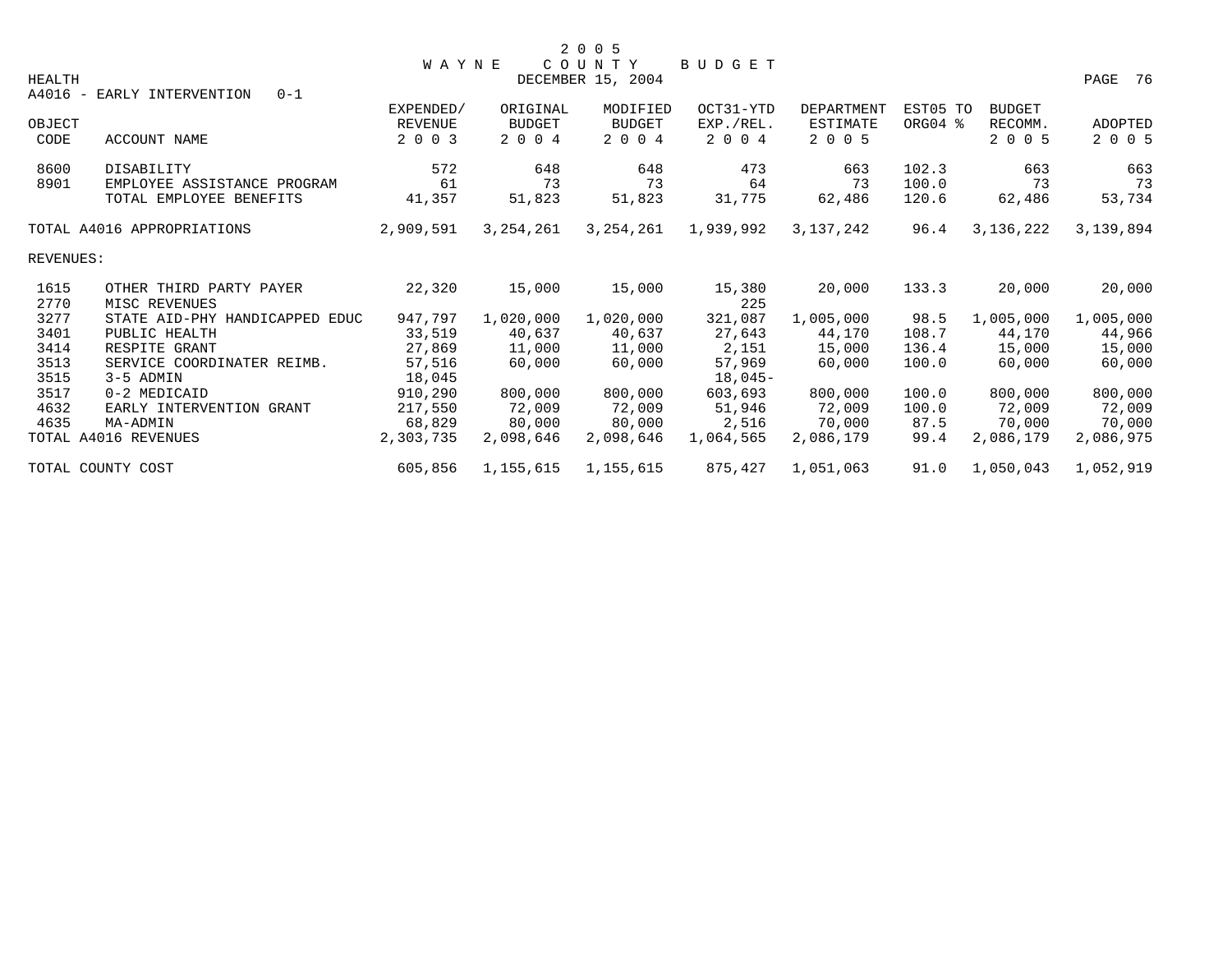# 2005 WAYNE COUNTY BUDGET

HEALTH — DECEMBER 15, 2004

A4016 - EARLY INTERVENTION 0-1

| OBJECT CODE | ACCOUNT NAME | EXPENDED/ REVENUE 2003 | ORIGINAL BUDGET 2004 | MODIFIED BUDGET 2004 | OCT31-YTD EXP./REL. 2004 | DEPARTMENT ESTIMATE 2005 | EST05 TO ORG04 % | BUDGET RECOMM. 2005 | ADOPTED 2005 |
|---|---|---|---|---|---|---|---|---|---|
| 8600 | DISABILITY | 572 | 648 | 648 | 473 | 663 | 102.3 | 663 | 663 |
| 8901 | EMPLOYEE ASSISTANCE PROGRAM | 61 | 73 | 73 | 64 | 73 | 100.0 | 73 | 73 |
| | TOTAL EMPLOYEE BENEFITS | 41,357 | 51,823 | 51,823 | 31,775 | 62,486 | 120.6 | 62,486 | 53,734 |
| | TOTAL A4016 APPROPRIATIONS | 2,909,591 | 3,254,261 | 3,254,261 | 1,939,992 | 3,137,242 | 96.4 | 3,136,222 | 3,139,894 |
| REVENUES: | | | | | | | | | |
| 1615 | OTHER THIRD PARTY PAYER | 22,320 | 15,000 | 15,000 | 15,380 | 20,000 | 133.3 | 20,000 | 20,000 |
| 2770 | MISC REVENUES | | | | 225 | | | | |
| 3277 | STATE AID-PHY HANDICAPPED EDUC | 947,797 | 1,020,000 | 1,020,000 | 321,087 | 1,005,000 | 98.5 | 1,005,000 | 1,005,000 |
| 3401 | PUBLIC HEALTH | 33,519 | 40,637 | 40,637 | 27,643 | 44,170 | 108.7 | 44,170 | 44,966 |
| 3414 | RESPITE GRANT | 27,869 | 11,000 | 11,000 | 2,151 | 15,000 | 136.4 | 15,000 | 15,000 |
| 3513 | SERVICE COORDINATER REIMB. | 57,516 | 60,000 | 60,000 | 57,969 | 60,000 | 100.0 | 60,000 | 60,000 |
| 3515 | 3-5 ADMIN | 18,045 | | | 18,045- | | | | |
| 3517 | 0-2 MEDICAID | 910,290 | 800,000 | 800,000 | 603,693 | 800,000 | 100.0 | 800,000 | 800,000 |
| 4632 | EARLY INTERVENTION GRANT | 217,550 | 72,009 | 72,009 | 51,946 | 72,009 | 100.0 | 72,009 | 72,009 |
| 4635 | MA-ADMIN | 68,829 | 80,000 | 80,000 | 2,516 | 70,000 | 87.5 | 70,000 | 70,000 |
| | TOTAL A4016 REVENUES | 2,303,735 | 2,098,646 | 2,098,646 | 1,064,565 | 2,086,179 | 99.4 | 2,086,179 | 2,086,975 |
| | TOTAL COUNTY COST | 605,856 | 1,155,615 | 1,155,615 | 875,427 | 1,051,063 | 91.0 | 1,050,043 | 1,052,919 |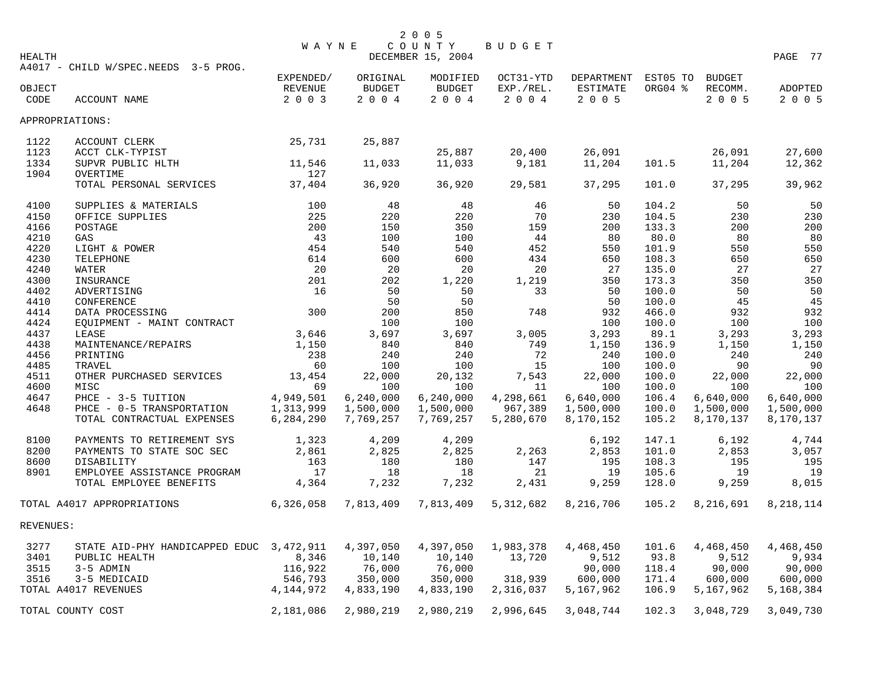# 2005 WAYNE COUNTY BUDGET

HEALTH — DECEMBER 15, 2004

A4017 - CHILD W/SPEC.NEEDS 3-5 PROG.

| OBJECT CODE | ACCOUNT NAME | EXPENDED/ REVENUE 2003 | ORIGINAL BUDGET 2004 | MODIFIED BUDGET 2004 | OCT31-YTD EXP./REL. 2004 | DEPARTMENT ESTIMATE 2005 | EST05 TO ORG04 % | BUDGET RECOMM. 2005 | ADOPTED 2005 |
|---|---|---|---|---|---|---|---|---|---|
| APPROPRIATIONS: | | | | | | | | | |
| 1122 | ACCOUNT CLERK | 25,731 | 25,887 | | | | | | |
| 1123 | ACCT CLK-TYPIST | | | 25,887 | 20,400 | 26,091 | | 26,091 | 27,600 |
| 1334 | SUPVR PUBLIC HLTH | 11,546 | 11,033 | 11,033 | 9,181 | 11,204 | 101.5 | 11,204 | 12,362 |
| 1904 | OVERTIME | 127 | | | | | | | |
| | TOTAL PERSONAL SERVICES | 37,404 | 36,920 | 36,920 | 29,581 | 37,295 | 101.0 | 37,295 | 39,962 |
| 4100 | SUPPLIES & MATERIALS | 100 | 48 | 48 | 46 | 50 | 104.2 | 50 | 50 |
| 4150 | OFFICE SUPPLIES | 225 | 220 | 220 | 70 | 230 | 104.5 | 230 | 230 |
| 4166 | POSTAGE | 200 | 150 | 350 | 159 | 200 | 133.3 | 200 | 200 |
| 4210 | GAS | 43 | 100 | 100 | 44 | 80 | 80.0 | 80 | 80 |
| 4220 | LIGHT & POWER | 454 | 540 | 540 | 452 | 550 | 101.9 | 550 | 550 |
| 4230 | TELEPHONE | 614 | 600 | 600 | 434 | 650 | 108.3 | 650 | 650 |
| 4240 | WATER | 20 | 20 | 20 | 20 | 27 | 135.0 | 27 | 27 |
| 4300 | INSURANCE | 201 | 202 | 1,220 | 1,219 | 350 | 173.3 | 350 | 350 |
| 4402 | ADVERTISING | 16 | 50 | 50 | 33 | 50 | 100.0 | 50 | 50 |
| 4410 | CONFERENCE | | 50 | 50 | | 50 | 100.0 | 45 | 45 |
| 4414 | DATA PROCESSING | 300 | 200 | 850 | 748 | 932 | 466.0 | 932 | 932 |
| 4424 | EQUIPMENT - MAINT CONTRACT | | 100 | 100 | | 100 | 100.0 | 100 | 100 |
| 4437 | LEASE | 3,646 | 3,697 | 3,697 | 3,005 | 3,293 | 89.1 | 3,293 | 3,293 |
| 4438 | MAINTENANCE/REPAIRS | 1,150 | 840 | 840 | 749 | 1,150 | 136.9 | 1,150 | 1,150 |
| 4456 | PRINTING | 238 | 240 | 240 | 72 | 240 | 100.0 | 240 | 240 |
| 4485 | TRAVEL | 60 | 100 | 100 | 15 | 100 | 100.0 | 90 | 90 |
| 4511 | OTHER PURCHASED SERVICES | 13,454 | 22,000 | 20,132 | 7,543 | 22,000 | 100.0 | 22,000 | 22,000 |
| 4600 | MISC | 69 | 100 | 100 | 11 | 100 | 100.0 | 100 | 100 |
| 4647 | PHCE - 3-5 TUITION | 4,949,501 | 6,240,000 | 6,240,000 | 4,298,661 | 6,640,000 | 106.4 | 6,640,000 | 6,640,000 |
| 4648 | PHCE - 0-5 TRANSPORTATION | 1,313,999 | 1,500,000 | 1,500,000 | 967,389 | 1,500,000 | 100.0 | 1,500,000 | 1,500,000 |
| | TOTAL CONTRACTUAL EXPENSES | 6,284,290 | 7,769,257 | 7,769,257 | 5,280,670 | 8,170,152 | 105.2 | 8,170,137 | 8,170,137 |
| 8100 | PAYMENTS TO RETIREMENT SYS | 1,323 | 4,209 | 4,209 | | 6,192 | 147.1 | 6,192 | 4,744 |
| 8200 | PAYMENTS TO STATE SOC SEC | 2,861 | 2,825 | 2,825 | 2,263 | 2,853 | 101.0 | 2,853 | 3,057 |
| 8600 | DISABILITY | 163 | 180 | 180 | 147 | 195 | 108.3 | 195 | 195 |
| 8901 | EMPLOYEE ASSISTANCE PROGRAM | 17 | 18 | 18 | 21 | 19 | 105.6 | 19 | 19 |
| | TOTAL EMPLOYEE BENEFITS | 4,364 | 7,232 | 7,232 | 2,431 | 9,259 | 128.0 | 9,259 | 8,015 |
| TOTAL A4017 APPROPRIATIONS | | 6,326,058 | 7,813,409 | 7,813,409 | 5,312,682 | 8,216,706 | 105.2 | 8,216,691 | 8,218,114 |
| REVENUES: | | | | | | | | | |
| 3277 | STATE AID-PHY HANDICAPPED EDUC | 3,472,911 | 4,397,050 | 4,397,050 | 1,983,378 | 4,468,450 | 101.6 | 4,468,450 | 4,468,450 |
| 3401 | PUBLIC HEALTH | 8,346 | 10,140 | 10,140 | 13,720 | 9,512 | 93.8 | 9,512 | 9,934 |
| 3515 | 3-5 ADMIN | 116,922 | 76,000 | 76,000 | | 90,000 | 118.4 | 90,000 | 90,000 |
| 3516 | 3-5 MEDICAID | 546,793 | 350,000 | 350,000 | 318,939 | 600,000 | 171.4 | 600,000 | 600,000 |
| TOTAL A4017 REVENUES | | 4,144,972 | 4,833,190 | 4,833,190 | 2,316,037 | 5,167,962 | 106.9 | 5,167,962 | 5,168,384 |
| TOTAL COUNTY COST | | 2,181,086 | 2,980,219 | 2,980,219 | 2,996,645 | 3,048,744 | 102.3 | 3,048,729 | 3,049,730 |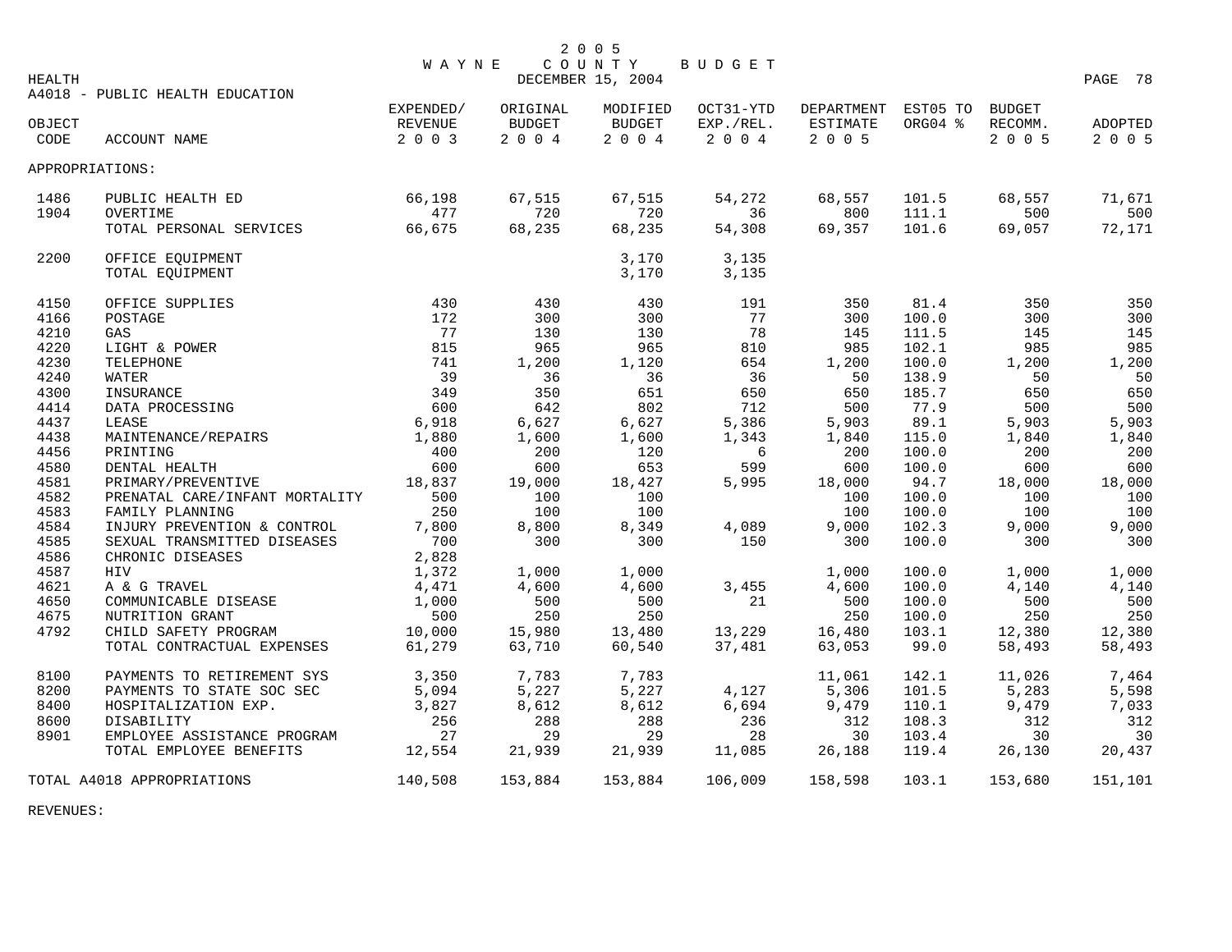# 2005 WAYNE COUNTY BUDGET

HEALTH — DECEMBER 15, 2004

## A4018 - PUBLIC HEALTH EDUCATION

| OBJECT CODE | ACCOUNT NAME | EXPENDED/ REVENUE 2003 | ORIGINAL BUDGET 2004 | MODIFIED BUDGET 2004 | OCT31-YTD EXP./REL. 2004 | DEPARTMENT ESTIMATE 2005 | EST05 TO ORG04 % | BUDGET RECOMM. 2005 | ADOPTED 2005 |
|---|---|---|---|---|---|---|---|---|---|
| APPROPRIATIONS: | | | | | | | | | |
| 1486 | PUBLIC HEALTH ED | 66,198 | 67,515 | 67,515 | 54,272 | 68,557 | 101.5 | 68,557 | 71,671 |
| 1904 | OVERTIME | 477 | 720 | 720 | 36 | 800 | 111.1 | 500 | 500 |
| | TOTAL PERSONAL SERVICES | 66,675 | 68,235 | 68,235 | 54,308 | 69,357 | 101.6 | 69,057 | 72,171 |
| 2200 | OFFICE EQUIPMENT | | | 3,170 | 3,135 | | | | |
| | TOTAL EQUIPMENT | | | 3,170 | 3,135 | | | | |
| 4150 | OFFICE SUPPLIES | 430 | 430 | 430 | 191 | 350 | 81.4 | 350 | 350 |
| 4166 | POSTAGE | 172 | 300 | 300 | 77 | 300 | 100.0 | 300 | 300 |
| 4210 | GAS | 77 | 130 | 130 | 78 | 145 | 111.5 | 145 | 145 |
| 4220 | LIGHT & POWER | 815 | 965 | 965 | 810 | 985 | 102.1 | 985 | 985 |
| 4230 | TELEPHONE | 741 | 1,200 | 1,120 | 654 | 1,200 | 100.0 | 1,200 | 1,200 |
| 4240 | WATER | 39 | 36 | 36 | 36 | 50 | 138.9 | 50 | 50 |
| 4300 | INSURANCE | 349 | 350 | 651 | 650 | 650 | 185.7 | 650 | 650 |
| 4414 | DATA PROCESSING | 600 | 642 | 802 | 712 | 500 | 77.9 | 500 | 500 |
| 4437 | LEASE | 6,918 | 6,627 | 6,627 | 5,386 | 5,903 | 89.1 | 5,903 | 5,903 |
| 4438 | MAINTENANCE/REPAIRS | 1,880 | 1,600 | 1,600 | 1,343 | 1,840 | 115.0 | 1,840 | 1,840 |
| 4456 | PRINTING | 400 | 200 | 120 | 6 | 200 | 100.0 | 200 | 200 |
| 4580 | DENTAL HEALTH | 600 | 600 | 653 | 599 | 600 | 100.0 | 600 | 600 |
| 4581 | PRIMARY/PREVENTIVE | 18,837 | 19,000 | 18,427 | 5,995 | 18,000 | 94.7 | 18,000 | 18,000 |
| 4582 | PRENATAL CARE/INFANT MORTALITY | 500 | 100 | 100 | | 100 | 100.0 | 100 | 100 |
| 4583 | FAMILY PLANNING | 250 | 100 | 100 | | 100 | 100.0 | 100 | 100 |
| 4584 | INJURY PREVENTION & CONTROL | 7,800 | 8,800 | 8,349 | 4,089 | 9,000 | 102.3 | 9,000 | 9,000 |
| 4585 | SEXUAL TRANSMITTED DISEASES | 700 | 300 | 300 | 150 | 300 | 100.0 | 300 | 300 |
| 4586 | CHRONIC DISEASES | 2,828 | | | | | | | |
| 4587 | HIV | 1,372 | 1,000 | 1,000 | | 1,000 | 100.0 | 1,000 | 1,000 |
| 4621 | A & G TRAVEL | 4,471 | 4,600 | 4,600 | 3,455 | 4,600 | 100.0 | 4,140 | 4,140 |
| 4650 | COMMUNICABLE DISEASE | 1,000 | 500 | 500 | 21 | 500 | 100.0 | 500 | 500 |
| 4675 | NUTRITION GRANT | 500 | 250 | 250 | | 250 | 100.0 | 250 | 250 |
| 4792 | CHILD SAFETY PROGRAM | 10,000 | 15,980 | 13,480 | 13,229 | 16,480 | 103.1 | 12,380 | 12,380 |
| | TOTAL CONTRACTUAL EXPENSES | 61,279 | 63,710 | 60,540 | 37,481 | 63,053 | 99.0 | 58,493 | 58,493 |
| 8100 | PAYMENTS TO RETIREMENT SYS | 3,350 | 7,783 | 7,783 | | 11,061 | 142.1 | 11,026 | 7,464 |
| 8200 | PAYMENTS TO STATE SOC SEC | 5,094 | 5,227 | 5,227 | 4,127 | 5,306 | 101.5 | 5,283 | 5,598 |
| 8400 | HOSPITALIZATION EXP. | 3,827 | 8,612 | 8,612 | 6,694 | 9,479 | 110.1 | 9,479 | 7,033 |
| 8600 | DISABILITY | 256 | 288 | 288 | 236 | 312 | 108.3 | 312 | 312 |
| 8901 | EMPLOYEE ASSISTANCE PROGRAM | 27 | 29 | 29 | 28 | 30 | 103.4 | 30 | 30 |
| | TOTAL EMPLOYEE BENEFITS | 12,554 | 21,939 | 21,939 | 11,085 | 26,188 | 119.4 | 26,130 | 20,437 |
| TOTAL A4018 APPROPRIATIONS | | 140,508 | 153,884 | 153,884 | 106,009 | 158,598 | 103.1 | 153,680 | 151,101 |

REVENUES: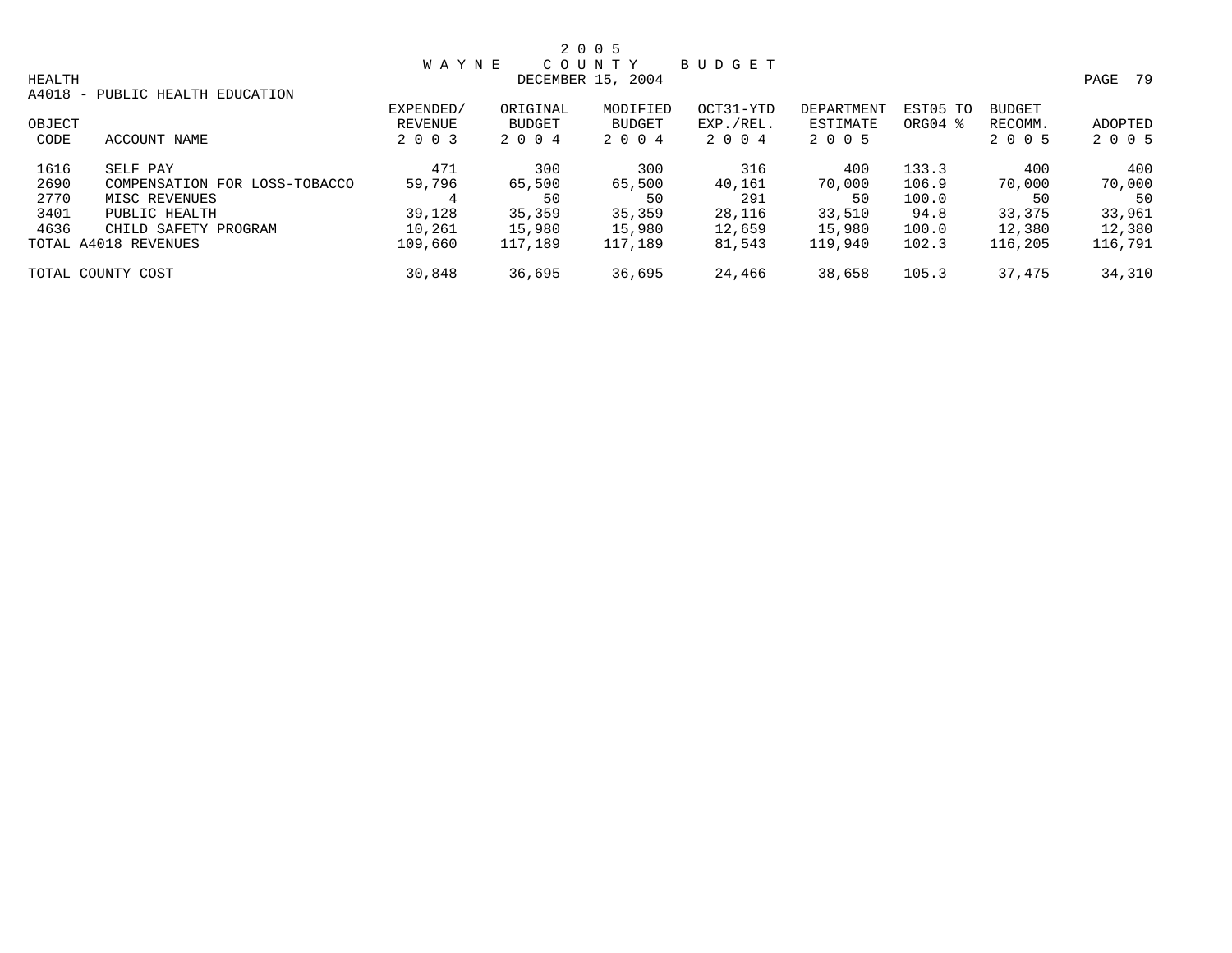# 2005 WAYNE COUNTY BUDGET

DECEMBER 15, 2004

HEALTH

A4018 - PUBLIC HEALTH EDUCATION

| OBJECT CODE | ACCOUNT NAME | EXPENDED/ REVENUE 2003 | ORIGINAL BUDGET 2004 | MODIFIED BUDGET 2004 | OCT31-YTD EXP./REL. 2004 | DEPARTMENT ESTIMATE 2005 | EST05 TO ORG04 % | BUDGET RECOMM. 2005 | ADOPTED 2005 |
|---|---|---|---|---|---|---|---|---|---|
| 1616 | SELF PAY | 471 | 300 | 300 | 316 | 400 | 133.3 | 400 | 400 |
| 2690 | COMPENSATION FOR LOSS-TOBACCO | 59,796 | 65,500 | 65,500 | 40,161 | 70,000 | 106.9 | 70,000 | 70,000 |
| 2770 | MISC REVENUES | 4 | 50 | 50 | 291 | 50 | 100.0 | 50 | 50 |
| 3401 | PUBLIC HEALTH | 39,128 | 35,359 | 35,359 | 28,116 | 33,510 | 94.8 | 33,375 | 33,961 |
| 4636 | CHILD SAFETY PROGRAM | 10,261 | 15,980 | 15,980 | 12,659 | 15,980 | 100.0 | 12,380 | 12,380 |
| TOTAL A4018 REVENUES | | 109,660 | 117,189 | 117,189 | 81,543 | 119,940 | 102.3 | 116,205 | 116,791 |
| TOTAL COUNTY COST | | 30,848 | 36,695 | 36,695 | 24,466 | 38,658 | 105.3 | 37,475 | 34,310 |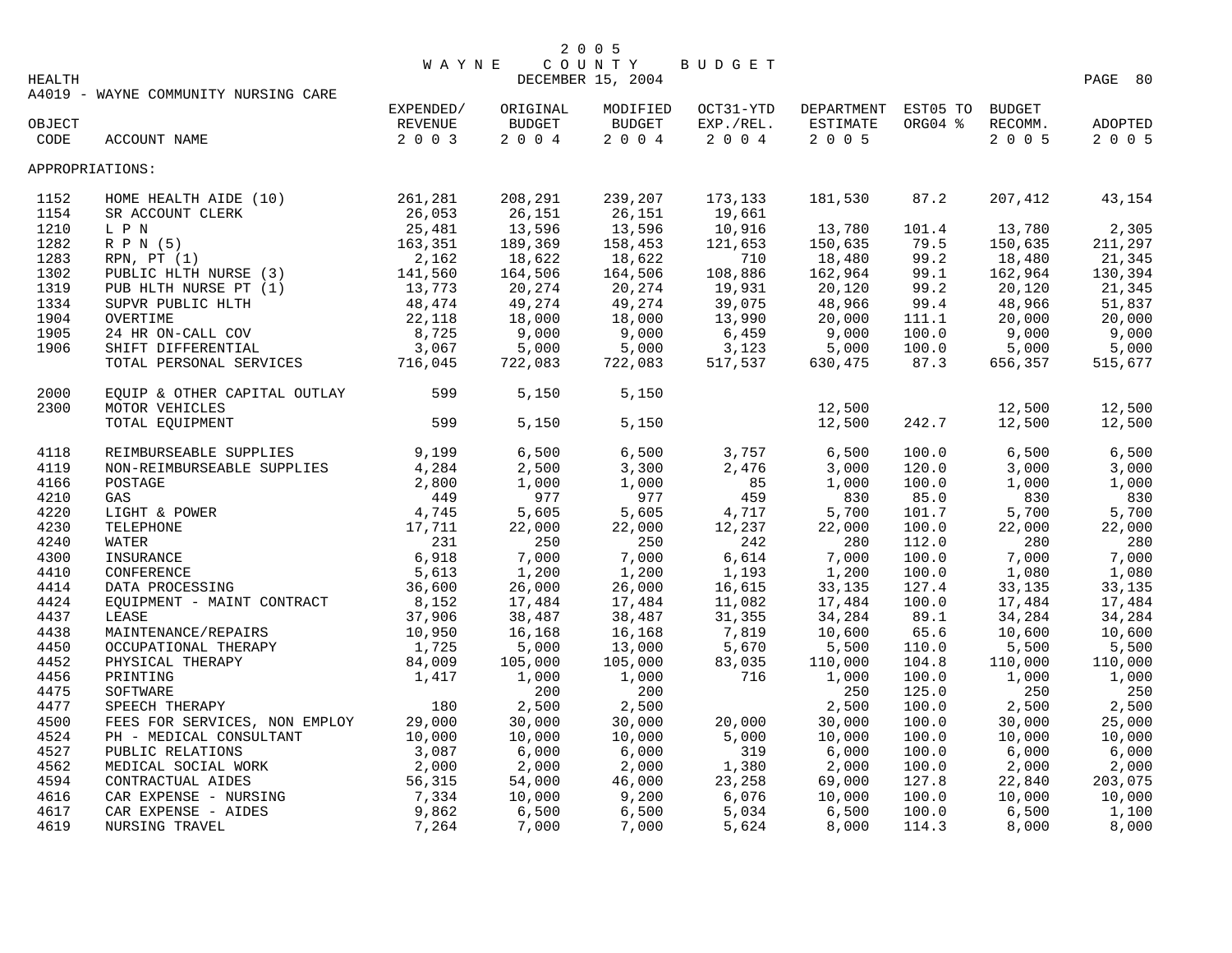2005 WAYNE COUNTY BUDGET
DECEMBER 15, 2004

HEALTH

A4019 - WAYNE COMMUNITY NURSING CARE

| OBJECT CODE | ACCOUNT NAME | EXPENDED/ REVENUE 2003 | ORIGINAL BUDGET 2004 | MODIFIED BUDGET 2004 | OCT31-YTD EXP./REL. 2004 | DEPARTMENT ESTIMATE 2005 | EST05 TO ORG04 % | BUDGET RECOMM. 2005 | ADOPTED 2005 |
|---|---|---|---|---|---|---|---|---|---|
| APPROPRIATIONS: | | | | | | | | | |
| 1152 | HOME HEALTH AIDE (10) | 261,281 | 208,291 | 239,207 | 173,133 | 181,530 | 87.2 | 207,412 | 43,154 |
| 1154 | SR ACCOUNT CLERK | 26,053 | 26,151 | 26,151 | 19,661 | | | | |
| 1210 | L P N | 25,481 | 13,596 | 13,596 | 10,916 | 13,780 | 101.4 | 13,780 | 2,305 |
| 1282 | R P N (5) | 163,351 | 189,369 | 158,453 | 121,653 | 150,635 | 79.5 | 150,635 | 211,297 |
| 1283 | RPN, PT (1) | 2,162 | 18,622 | 18,622 | 710 | 18,480 | 99.2 | 18,480 | 21,345 |
| 1302 | PUBLIC HLTH NURSE (3) | 141,560 | 164,506 | 164,506 | 108,886 | 162,964 | 99.1 | 162,964 | 130,394 |
| 1319 | PUB HLTH NURSE PT (1) | 13,773 | 20,274 | 20,274 | 19,931 | 20,120 | 99.2 | 20,120 | 21,345 |
| 1334 | SUPVR PUBLIC HLTH | 48,474 | 49,274 | 49,274 | 39,075 | 48,966 | 99.4 | 48,966 | 51,837 |
| 1904 | OVERTIME | 22,118 | 18,000 | 18,000 | 13,990 | 20,000 | 111.1 | 20,000 | 20,000 |
| 1905 | 24 HR ON-CALL COV | 8,725 | 9,000 | 9,000 | 6,459 | 9,000 | 100.0 | 9,000 | 9,000 |
| 1906 | SHIFT DIFFERENTIAL | 3,067 | 5,000 | 5,000 | 3,123 | 5,000 | 100.0 | 5,000 | 5,000 |
| | TOTAL PERSONAL SERVICES | 716,045 | 722,083 | 722,083 | 517,537 | 630,475 | 87.3 | 656,357 | 515,677 |
| 2000 | EQUIP & OTHER CAPITAL OUTLAY | 599 | 5,150 | 5,150 | | | | | |
| 2300 | MOTOR VEHICLES | | | | | 12,500 | | 12,500 | 12,500 |
| | TOTAL EQUIPMENT | 599 | 5,150 | 5,150 | | 12,500 | 242.7 | 12,500 | 12,500 |
| 4118 | REIMBURSEABLE SUPPLIES | 9,199 | 6,500 | 6,500 | 3,757 | 6,500 | 100.0 | 6,500 | 6,500 |
| 4119 | NON-REIMBURSEABLE SUPPLIES | 4,284 | 2,500 | 3,300 | 2,476 | 3,000 | 120.0 | 3,000 | 3,000 |
| 4166 | POSTAGE | 2,800 | 1,000 | 1,000 | 85 | 1,000 | 100.0 | 1,000 | 1,000 |
| 4210 | GAS | 449 | 977 | 977 | 459 | 830 | 85.0 | 830 | 830 |
| 4220 | LIGHT & POWER | 4,745 | 5,605 | 5,605 | 4,717 | 5,700 | 101.7 | 5,700 | 5,700 |
| 4230 | TELEPHONE | 17,711 | 22,000 | 22,000 | 12,237 | 22,000 | 100.0 | 22,000 | 22,000 |
| 4240 | WATER | 231 | 250 | 250 | 242 | 280 | 112.0 | 280 | 280 |
| 4300 | INSURANCE | 6,918 | 7,000 | 7,000 | 6,614 | 7,000 | 100.0 | 7,000 | 7,000 |
| 4410 | CONFERENCE | 5,613 | 1,200 | 1,200 | 1,193 | 1,200 | 100.0 | 1,080 | 1,080 |
| 4414 | DATA PROCESSING | 36,600 | 26,000 | 26,000 | 16,615 | 33,135 | 127.4 | 33,135 | 33,135 |
| 4424 | EQUIPMENT - MAINT CONTRACT | 8,152 | 17,484 | 17,484 | 11,082 | 17,484 | 100.0 | 17,484 | 17,484 |
| 4437 | LEASE | 37,906 | 38,487 | 38,487 | 31,355 | 34,284 | 89.1 | 34,284 | 34,284 |
| 4438 | MAINTENANCE/REPAIRS | 10,950 | 16,168 | 16,168 | 7,819 | 10,600 | 65.6 | 10,600 | 10,600 |
| 4450 | OCCUPATIONAL THERAPY | 1,725 | 5,000 | 13,000 | 5,670 | 5,500 | 110.0 | 5,500 | 5,500 |
| 4452 | PHYSICAL THERAPY | 84,009 | 105,000 | 105,000 | 83,035 | 110,000 | 104.8 | 110,000 | 110,000 |
| 4456 | PRINTING | 1,417 | 1,000 | 1,000 | 716 | 1,000 | 100.0 | 1,000 | 1,000 |
| 4475 | SOFTWARE | | 200 | 200 | | 250 | 125.0 | 250 | 250 |
| 4477 | SPEECH THERAPY | 180 | 2,500 | 2,500 | | 2,500 | 100.0 | 2,500 | 2,500 |
| 4500 | FEES FOR SERVICES, NON EMPLOY | 29,000 | 30,000 | 30,000 | 20,000 | 30,000 | 100.0 | 30,000 | 25,000 |
| 4524 | PH - MEDICAL CONSULTANT | 10,000 | 10,000 | 10,000 | 5,000 | 10,000 | 100.0 | 10,000 | 10,000 |
| 4527 | PUBLIC RELATIONS | 3,087 | 6,000 | 6,000 | 319 | 6,000 | 100.0 | 6,000 | 6,000 |
| 4562 | MEDICAL SOCIAL WORK | 2,000 | 2,000 | 2,000 | 1,380 | 2,000 | 100.0 | 2,000 | 2,000 |
| 4594 | CONTRACTUAL AIDES | 56,315 | 54,000 | 46,000 | 23,258 | 69,000 | 127.8 | 22,840 | 203,075 |
| 4616 | CAR EXPENSE - NURSING | 7,334 | 10,000 | 9,200 | 6,076 | 10,000 | 100.0 | 10,000 | 10,000 |
| 4617 | CAR EXPENSE - AIDES | 9,862 | 6,500 | 6,500 | 5,034 | 6,500 | 100.0 | 6,500 | 1,100 |
| 4619 | NURSING TRAVEL | 7,264 | 7,000 | 7,000 | 5,624 | 8,000 | 114.3 | 8,000 | 8,000 |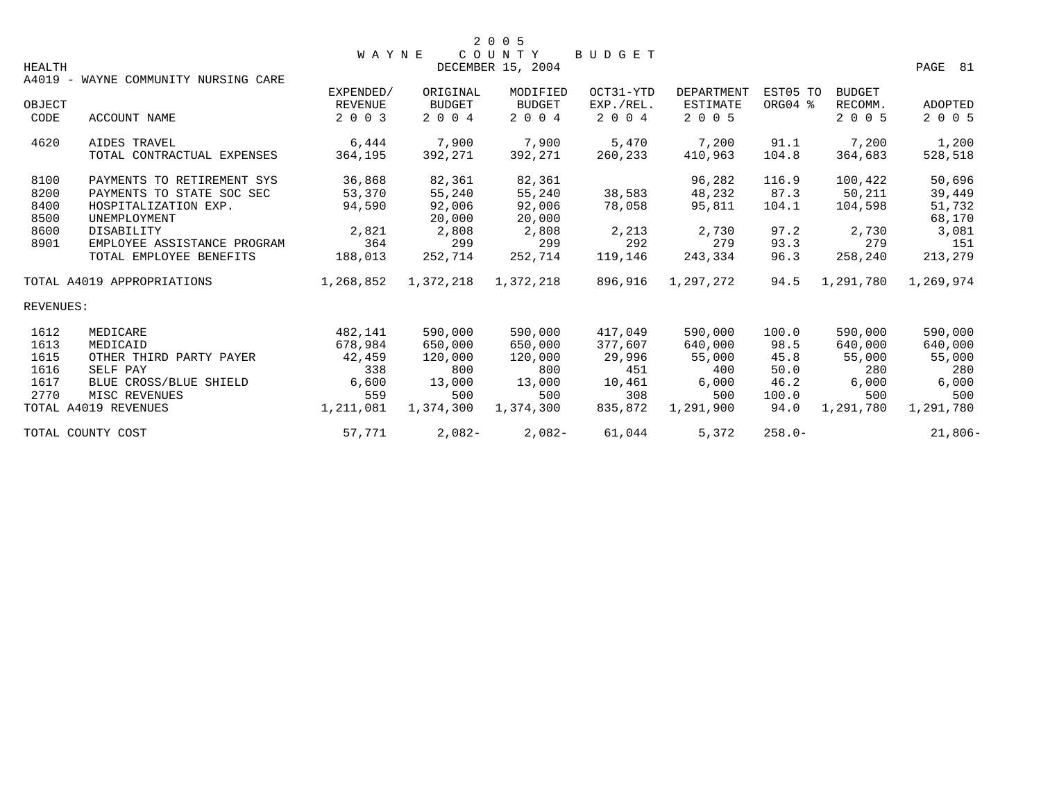# 2005 WAYNE COUNTY BUDGET

HEALTH — DECEMBER 15, 2004

A4019 - WAYNE COMMUNITY NURSING CARE

| OBJECT CODE | ACCOUNT NAME | EXPENDED/ REVENUE 2003 | ORIGINAL BUDGET 2004 | MODIFIED BUDGET 2004 | OCT31-YTD EXP./REL. 2004 | DEPARTMENT ESTIMATE 2005 | EST05 TO ORG04 % | BUDGET RECOMM. 2005 | ADOPTED 2005 |
|---|---|---|---|---|---|---|---|---|---|
| 4620 | AIDES TRAVEL | 6,444 | 7,900 | 7,900 | 5,470 | 7,200 | 91.1 | 7,200 | 1,200 |
| | TOTAL CONTRACTUAL EXPENSES | 364,195 | 392,271 | 392,271 | 260,233 | 410,963 | 104.8 | 364,683 | 528,518 |
| 8100 | PAYMENTS TO RETIREMENT SYS | 36,868 | 82,361 | 82,361 | | 96,282 | 116.9 | 100,422 | 50,696 |
| 8200 | PAYMENTS TO STATE SOC SEC | 53,370 | 55,240 | 55,240 | 38,583 | 48,232 | 87.3 | 50,211 | 39,449 |
| 8400 | HOSPITALIZATION EXP. | 94,590 | 92,006 | 92,006 | 78,058 | 95,811 | 104.1 | 104,598 | 51,732 |
| 8500 | UNEMPLOYMENT | | 20,000 | 20,000 | | | | | 68,170 |
| 8600 | DISABILITY | 2,821 | 2,808 | 2,808 | 2,213 | 2,730 | 97.2 | 2,730 | 3,081 |
| 8901 | EMPLOYEE ASSISTANCE PROGRAM | 364 | 299 | 299 | 292 | 279 | 93.3 | 279 | 151 |
| | TOTAL EMPLOYEE BENEFITS | 188,013 | 252,714 | 252,714 | 119,146 | 243,334 | 96.3 | 258,240 | 213,279 |
| | TOTAL A4019 APPROPRIATIONS | 1,268,852 | 1,372,218 | 1,372,218 | 896,916 | 1,297,272 | 94.5 | 1,291,780 | 1,269,974 |
| REVENUES: | | | | | | | | | |
| 1612 | MEDICARE | 482,141 | 590,000 | 590,000 | 417,049 | 590,000 | 100.0 | 590,000 | 590,000 |
| 1613 | MEDICAID | 678,984 | 650,000 | 650,000 | 377,607 | 640,000 | 98.5 | 640,000 | 640,000 |
| 1615 | OTHER THIRD PARTY PAYER | 42,459 | 120,000 | 120,000 | 29,996 | 55,000 | 45.8 | 55,000 | 55,000 |
| 1616 | SELF PAY | 338 | 800 | 800 | 451 | 400 | 50.0 | 280 | 280 |
| 1617 | BLUE CROSS/BLUE SHIELD | 6,600 | 13,000 | 13,000 | 10,461 | 6,000 | 46.2 | 6,000 | 6,000 |
| 2770 | MISC REVENUES | 559 | 500 | 500 | 308 | 500 | 100.0 | 500 | 500 |
| | TOTAL A4019 REVENUES | 1,211,081 | 1,374,300 | 1,374,300 | 835,872 | 1,291,900 | 94.0 | 1,291,780 | 1,291,780 |
| | TOTAL COUNTY COST | 57,771 | 2,082- | 2,082- | 61,044 | 5,372 | 258.0- | | 21,806- |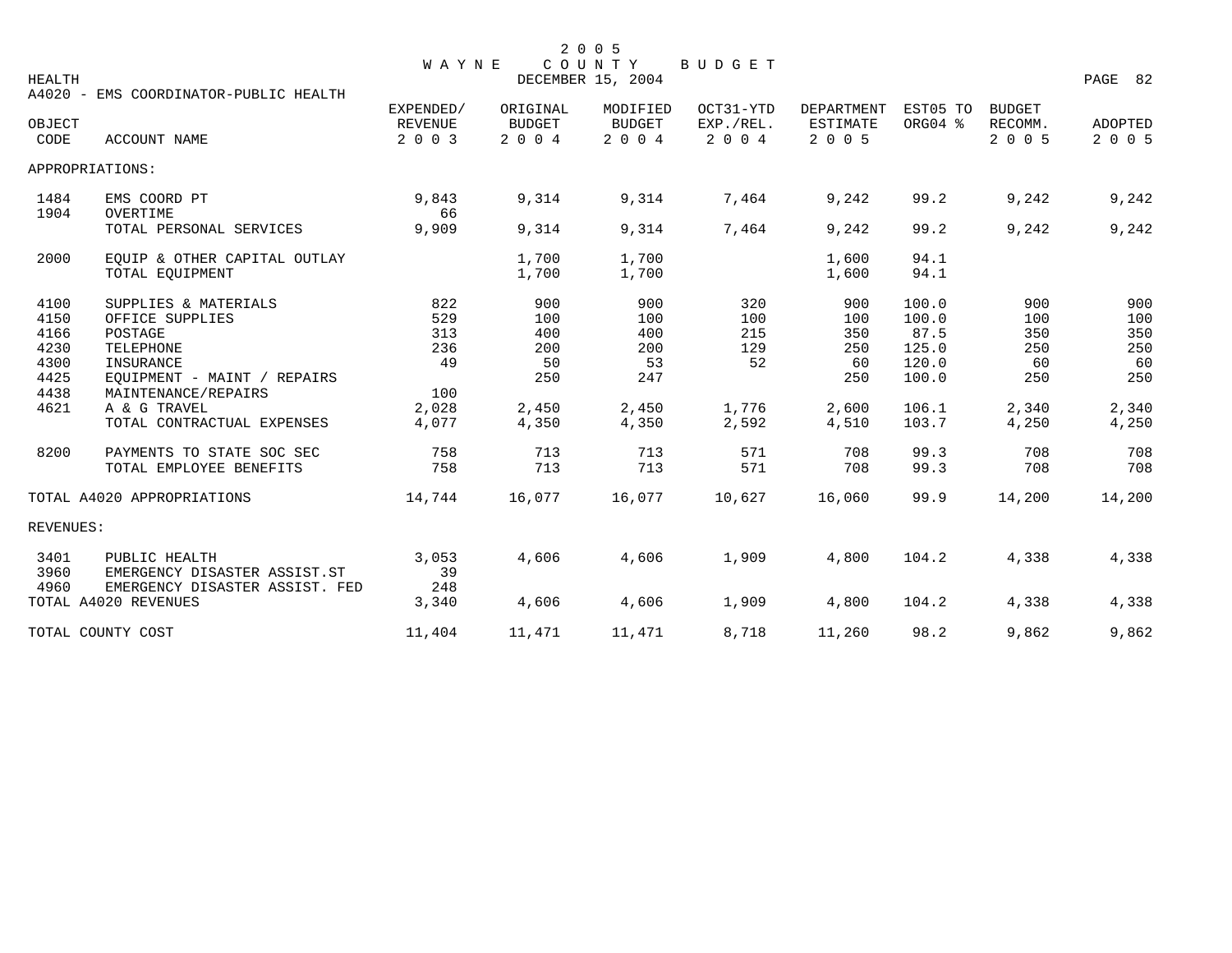# 2005 WAYNE COUNTY BUDGET

HEALTH — DECEMBER 15, 2004

## A4020 - EMS COORDINATOR-PUBLIC HEALTH

| OBJECT CODE | ACCOUNT NAME | EXPENDED/ REVENUE 2003 | ORIGINAL BUDGET 2004 | MODIFIED BUDGET 2004 | OCT31-YTD EXP./REL. 2004 | DEPARTMENT ESTIMATE 2005 | EST05 TO ORG04 % | BUDGET RECOMM. 2005 | ADOPTED 2005 |
|---|---|---|---|---|---|---|---|---|---|
| APPROPRIATIONS: | | | | | | | | | |
| 1484 | EMS COORD PT | 9,843 | 9,314 | 9,314 | 7,464 | 9,242 | 99.2 | 9,242 | 9,242 |
| 1904 | OVERTIME | 66 | | | | | | | |
| | TOTAL PERSONAL SERVICES | 9,909 | 9,314 | 9,314 | 7,464 | 9,242 | 99.2 | 9,242 | 9,242 |
| 2000 | EQUIP & OTHER CAPITAL OUTLAY | | 1,700 | 1,700 | | 1,600 | 94.1 | | |
| | TOTAL EQUIPMENT | | 1,700 | 1,700 | | 1,600 | 94.1 | | |
| 4100 | SUPPLIES & MATERIALS | 822 | 900 | 900 | 320 | 900 | 100.0 | 900 | 900 |
| 4150 | OFFICE SUPPLIES | 529 | 100 | 100 | 100 | 100 | 100.0 | 100 | 100 |
| 4166 | POSTAGE | 313 | 400 | 400 | 215 | 350 | 87.5 | 350 | 350 |
| 4230 | TELEPHONE | 236 | 200 | 200 | 129 | 250 | 125.0 | 250 | 250 |
| 4300 | INSURANCE | 49 | 50 | 53 | 52 | 60 | 120.0 | 60 | 60 |
| 4425 | EQUIPMENT - MAINT / REPAIRS | | 250 | 247 | | 250 | 100.0 | 250 | 250 |
| 4438 | MAINTENANCE/REPAIRS | 100 | | | | | | | |
| 4621 | A & G TRAVEL | 2,028 | 2,450 | 2,450 | 1,776 | 2,600 | 106.1 | 2,340 | 2,340 |
| | TOTAL CONTRACTUAL EXPENSES | 4,077 | 4,350 | 4,350 | 2,592 | 4,510 | 103.7 | 4,250 | 4,250 |
| 8200 | PAYMENTS TO STATE SOC SEC | 758 | 713 | 713 | 571 | 708 | 99.3 | 708 | 708 |
| | TOTAL EMPLOYEE BENEFITS | 758 | 713 | 713 | 571 | 708 | 99.3 | 708 | 708 |
| | TOTAL A4020 APPROPRIATIONS | 14,744 | 16,077 | 16,077 | 10,627 | 16,060 | 99.9 | 14,200 | 14,200 |
| REVENUES: | | | | | | | | | |
| 3401 | PUBLIC HEALTH | 3,053 | 4,606 | 4,606 | 1,909 | 4,800 | 104.2 | 4,338 | 4,338 |
| 3960 | EMERGENCY DISASTER ASSIST.ST | 39 | | | | | | | |
| 4960 | EMERGENCY DISASTER ASSIST. FED | 248 | | | | | | | |
| | TOTAL A4020 REVENUES | 3,340 | 4,606 | 4,606 | 1,909 | 4,800 | 104.2 | 4,338 | 4,338 |
| | TOTAL COUNTY COST | 11,404 | 11,471 | 11,471 | 8,718 | 11,260 | 98.2 | 9,862 | 9,862 |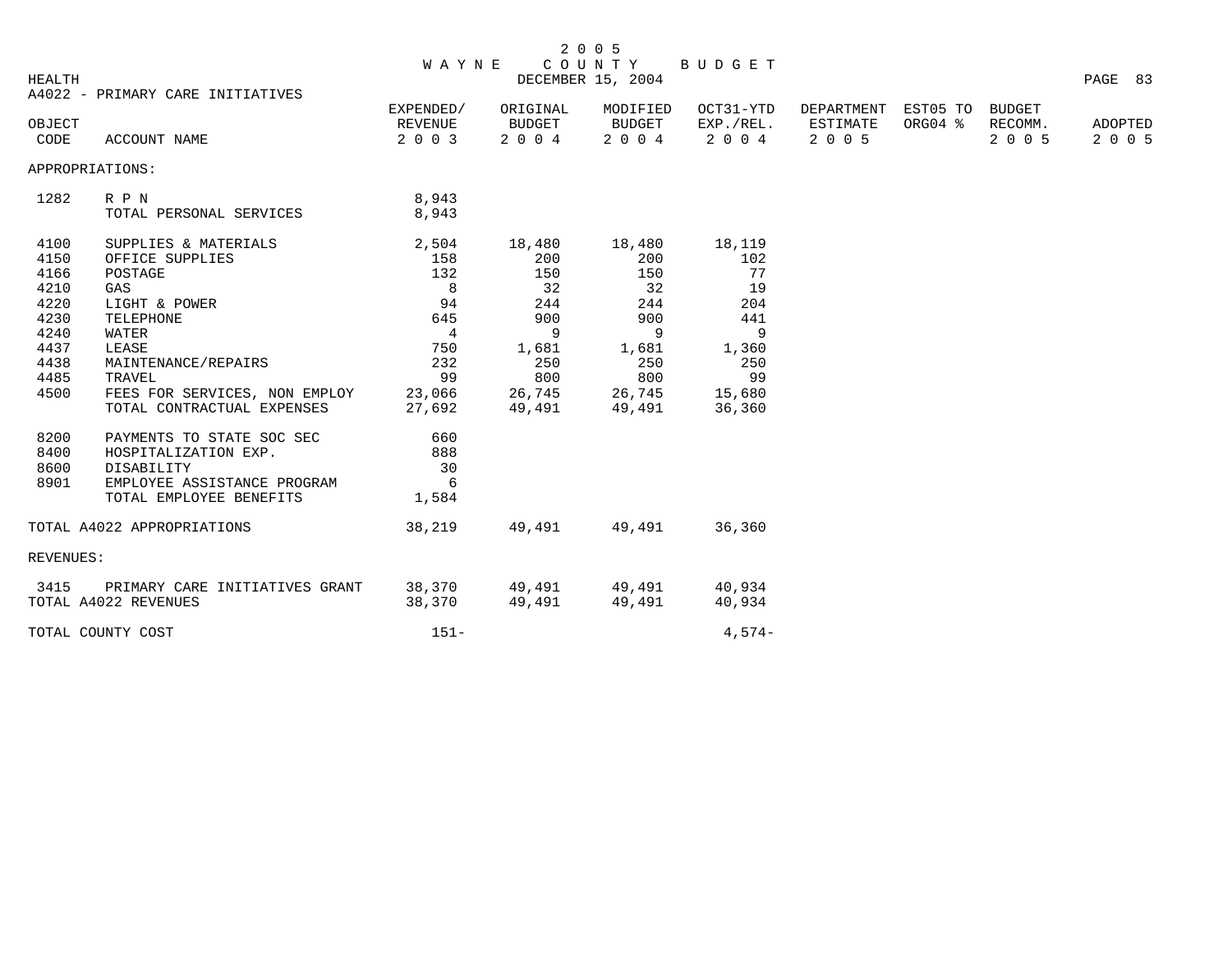# 2005 WAYNE COUNTY BUDGET

HEALTH — DECEMBER 15, 2004

## A4022 - PRIMARY CARE INITIATIVES

| OBJECT CODE | ACCOUNT NAME | EXPENDED/ REVENUE 2003 | ORIGINAL BUDGET 2004 | MODIFIED BUDGET 2004 | OCT31-YTD EXP./REL. 2004 | DEPARTMENT ESTIMATE 2005 | EST05 TO ORG04 % | BUDGET RECOMM. 2005 | ADOPTED 2005 |
|---|---|---|---|---|---|---|---|---|---|
| APPROPRIATIONS: | | | | | | | | | |
| 1282 | R P N | 8,943 | | | | | | | |
| | TOTAL PERSONAL SERVICES | 8,943 | | | | | | | |
| 4100 | SUPPLIES & MATERIALS | 2,504 | 18,480 | 18,480 | 18,119 | | | | |
| 4150 | OFFICE SUPPLIES | 158 | 200 | 200 | 102 | | | | |
| 4166 | POSTAGE | 132 | 150 | 150 | 77 | | | | |
| 4210 | GAS | 8 | 32 | 32 | 19 | | | | |
| 4220 | LIGHT & POWER | 94 | 244 | 244 | 204 | | | | |
| 4230 | TELEPHONE | 645 | 900 | 900 | 441 | | | | |
| 4240 | WATER | 4 | 9 | 9 | 9 | | | | |
| 4437 | LEASE | 750 | 1,681 | 1,681 | 1,360 | | | | |
| 4438 | MAINTENANCE/REPAIRS | 232 | 250 | 250 | 250 | | | | |
| 4485 | TRAVEL | 99 | 800 | 800 | 99 | | | | |
| 4500 | FEES FOR SERVICES, NON EMPLOY | 23,066 | 26,745 | 26,745 | 15,680 | | | | |
| | TOTAL CONTRACTUAL EXPENSES | 27,692 | 49,491 | 49,491 | 36,360 | | | | |
| 8200 | PAYMENTS TO STATE SOC SEC | 660 | | | | | | | |
| 8400 | HOSPITALIZATION EXP. | 888 | | | | | | | |
| 8600 | DISABILITY | 30 | | | | | | | |
| 8901 | EMPLOYEE ASSISTANCE PROGRAM | 6 | | | | | | | |
| | TOTAL EMPLOYEE BENEFITS | 1,584 | | | | | | | |
| TOTAL A4022 APPROPRIATIONS | | 38,219 | 49,491 | 49,491 | 36,360 | | | | |
| REVENUES: | | | | | | | | | |
| 3415 | PRIMARY CARE INITIATIVES GRANT | 38,370 | 49,491 | 49,491 | 40,934 | | | | |
| TOTAL A4022 REVENUES | | 38,370 | 49,491 | 49,491 | 40,934 | | | | |
| TOTAL COUNTY COST | | 151- | | | 4,574- | | | | |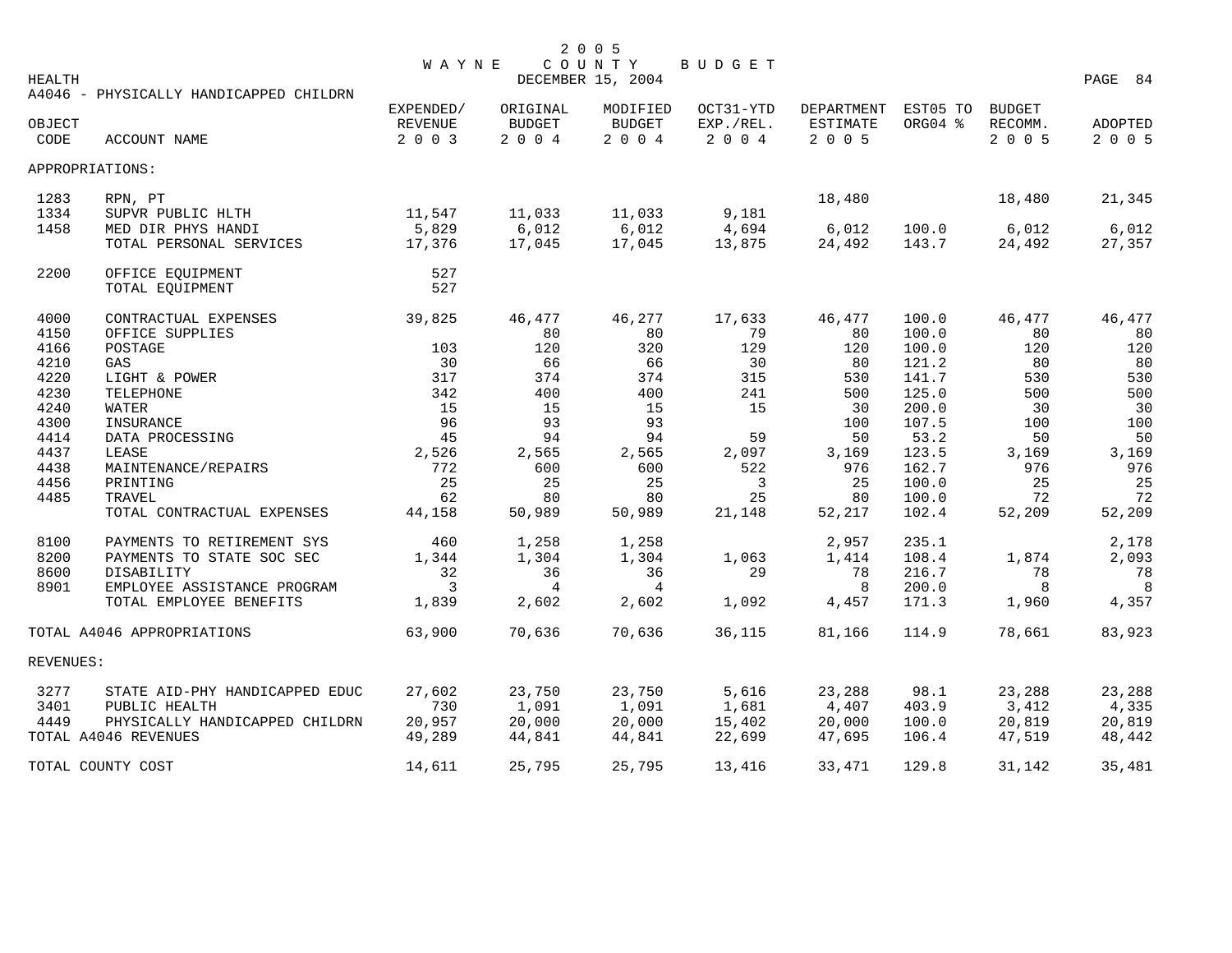2 0 0 5
WAYNE COUNTY BUDGET
DECEMBER 15, 2004

HEALTH

A4046 - PHYSICALLY HANDICAPPED CHILDRN

| OBJECT CODE | ACCOUNT NAME | EXPENDED/ REVENUE 2003 | ORIGINAL BUDGET 2004 | MODIFIED BUDGET 2004 | OCT31-YTD EXP./REL. 2004 | DEPARTMENT ESTIMATE 2005 | EST05 TO ORG04 % | BUDGET RECOMM. 2005 | ADOPTED 2005 |
|---|---|---|---|---|---|---|---|---|---|
| APPROPRIATIONS: | | | | | | | | | |
| 1283 | RPN, PT | | | | | 18,480 | | 18,480 | 21,345 |
| 1334 | SUPVR PUBLIC HLTH | 11,547 | 11,033 | 11,033 | 9,181 | | | | |
| 1458 | MED DIR PHYS HANDI | 5,829 | 6,012 | 6,012 | 4,694 | 6,012 | 100.0 | 6,012 | 6,012 |
| | TOTAL PERSONAL SERVICES | 17,376 | 17,045 | 17,045 | 13,875 | 24,492 | 143.7 | 24,492 | 27,357 |
| 2200 | OFFICE EQUIPMENT | 527 | | | | | | | |
| | TOTAL EQUIPMENT | 527 | | | | | | | |
| 4000 | CONTRACTUAL EXPENSES | 39,825 | 46,477 | 46,277 | 17,633 | 46,477 | 100.0 | 46,477 | 46,477 |
| 4150 | OFFICE SUPPLIES | | 80 | 80 | 79 | 80 | 100.0 | 80 | 80 |
| 4166 | POSTAGE | 103 | 120 | 320 | 129 | 120 | 100.0 | 120 | 120 |
| 4210 | GAS | 30 | 66 | 66 | 30 | 80 | 121.2 | 80 | 80 |
| 4220 | LIGHT & POWER | 317 | 374 | 374 | 315 | 530 | 141.7 | 530 | 530 |
| 4230 | TELEPHONE | 342 | 400 | 400 | 241 | 500 | 125.0 | 500 | 500 |
| 4240 | WATER | 15 | 15 | 15 | 15 | 30 | 200.0 | 30 | 30 |
| 4300 | INSURANCE | 96 | 93 | 93 | | 100 | 107.5 | 100 | 100 |
| 4414 | DATA PROCESSING | 45 | 94 | 94 | 59 | 50 | 53.2 | 50 | 50 |
| 4437 | LEASE | 2,526 | 2,565 | 2,565 | 2,097 | 3,169 | 123.5 | 3,169 | 3,169 |
| 4438 | MAINTENANCE/REPAIRS | 772 | 600 | 600 | 522 | 976 | 162.7 | 976 | 976 |
| 4456 | PRINTING | 25 | 25 | 25 | 3 | 25 | 100.0 | 25 | 25 |
| 4485 | TRAVEL | 62 | 80 | 80 | 25 | 80 | 100.0 | 72 | 72 |
| | TOTAL CONTRACTUAL EXPENSES | 44,158 | 50,989 | 50,989 | 21,148 | 52,217 | 102.4 | 52,209 | 52,209 |
| 8100 | PAYMENTS TO RETIREMENT SYS | 460 | 1,258 | 1,258 | | 2,957 | 235.1 | | 2,178 |
| 8200 | PAYMENTS TO STATE SOC SEC | 1,344 | 1,304 | 1,304 | 1,063 | 1,414 | 108.4 | 1,874 | 2,093 |
| 8600 | DISABILITY | 32 | 36 | 36 | 29 | 78 | 216.7 | 78 | 78 |
| 8901 | EMPLOYEE ASSISTANCE PROGRAM | 3 | 4 | 4 | | 8 | 200.0 | 8 | 8 |
| | TOTAL EMPLOYEE BENEFITS | 1,839 | 2,602 | 2,602 | 1,092 | 4,457 | 171.3 | 1,960 | 4,357 |
| TOTAL A4046 APPROPRIATIONS | | 63,900 | 70,636 | 70,636 | 36,115 | 81,166 | 114.9 | 78,661 | 83,923 |
| REVENUES: | | | | | | | | | |
| 3277 | STATE AID-PHY HANDICAPPED EDUC | 27,602 | 23,750 | 23,750 | 5,616 | 23,288 | 98.1 | 23,288 | 23,288 |
| 3401 | PUBLIC HEALTH | 730 | 1,091 | 1,091 | 1,681 | 4,407 | 403.9 | 3,412 | 4,335 |
| 4449 | PHYSICALLY HANDICAPPED CHILDRN | 20,957 | 20,000 | 20,000 | 15,402 | 20,000 | 100.0 | 20,819 | 20,819 |
| TOTAL A4046 REVENUES | | 49,289 | 44,841 | 44,841 | 22,699 | 47,695 | 106.4 | 47,519 | 48,442 |
| TOTAL COUNTY COST | | 14,611 | 25,795 | 25,795 | 13,416 | 33,471 | 129.8 | 31,142 | 35,481 |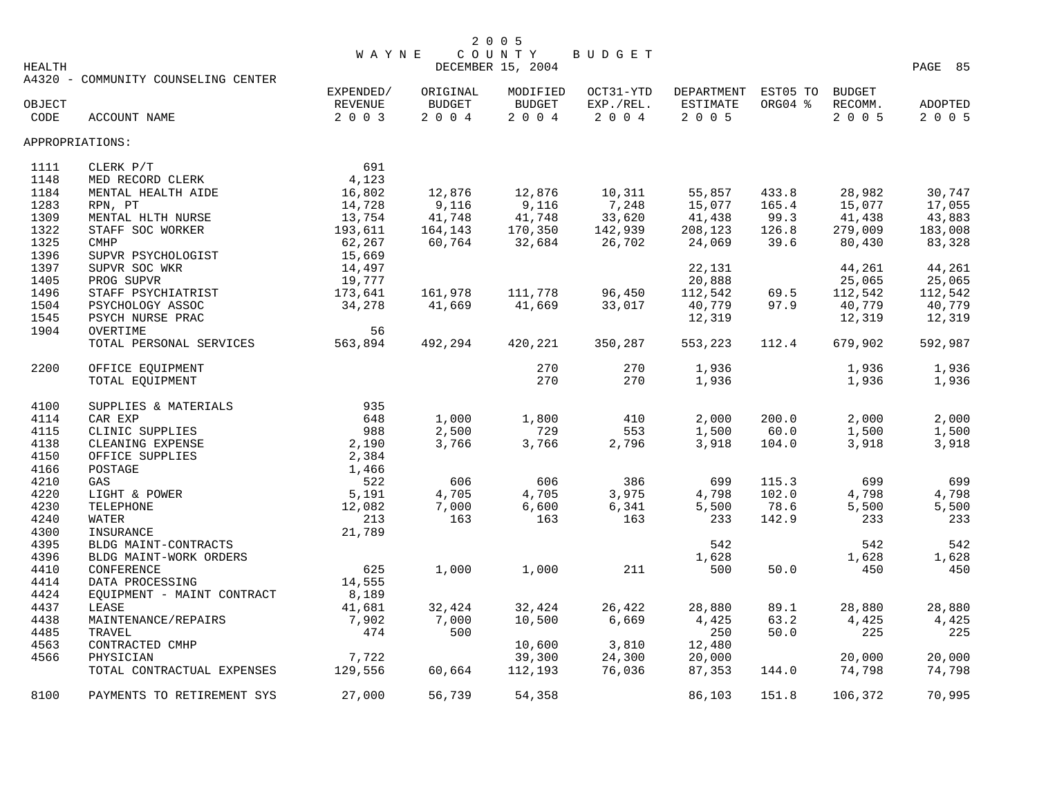# 2005 WAYNE COUNTY BUDGET

DECEMBER 15, 2004

HEALTH

A4320 - COMMUNITY COUNSELING CENTER

| OBJECT CODE | ACCOUNT NAME | EXPENDED/ REVENUE 2003 | ORIGINAL BUDGET 2004 | MODIFIED BUDGET 2004 | OCT31-YTD EXP./REL. 2004 | DEPARTMENT ESTIMATE 2005 | EST05 TO ORG04 % | BUDGET RECOMM. 2005 | ADOPTED 2005 |
|---|---|---|---|---|---|---|---|---|---|
| APPROPRIATIONS: | | | | | | | | | |
| 1111 | CLERK P/T | 691 | | | | | | | |
| 1148 | MED RECORD CLERK | 4,123 | | | | | | | |
| 1184 | MENTAL HEALTH AIDE | 16,802 | 12,876 | 12,876 | 10,311 | 55,857 | 433.8 | 28,982 | 30,747 |
| 1283 | RPN, PT | 14,728 | 9,116 | 9,116 | 7,248 | 15,077 | 165.4 | 15,077 | 17,055 |
| 1309 | MENTAL HLTH NURSE | 13,754 | 41,748 | 41,748 | 33,620 | 41,438 | 99.3 | 41,438 | 43,883 |
| 1322 | STAFF SOC WORKER | 193,611 | 164,143 | 170,350 | 142,939 | 208,123 | 126.8 | 279,009 | 183,008 |
| 1325 | CMHP | 62,267 | 60,764 | 32,684 | 26,702 | 24,069 | 39.6 | 80,430 | 83,328 |
| 1396 | SUPVR PSYCHOLOGIST | 15,669 | | | | | | | |
| 1397 | SUPVR SOC WKR | 14,497 | | | | 22,131 | | 44,261 | 44,261 |
| 1405 | PROG SUPVR | 19,777 | | | | 20,888 | | 25,065 | 25,065 |
| 1496 | STAFF PSYCHIATRIST | 173,641 | 161,978 | 111,778 | 96,450 | 112,542 | 69.5 | 112,542 | 112,542 |
| 1504 | PSYCHOLOGY ASSOC | 34,278 | 41,669 | 41,669 | 33,017 | 40,779 | 97.9 | 40,779 | 40,779 |
| 1545 | PSYCH NURSE PRAC | | | | | 12,319 | | 12,319 | 12,319 |
| 1904 | OVERTIME | 56 | | | | | | | |
| | TOTAL PERSONAL SERVICES | 563,894 | 492,294 | 420,221 | 350,287 | 553,223 | 112.4 | 679,902 | 592,987 |
| 2200 | OFFICE EQUIPMENT | | | 270 | 270 | 1,936 | | 1,936 | 1,936 |
| | TOTAL EQUIPMENT | | | 270 | 270 | 1,936 | | 1,936 | 1,936 |
| 4100 | SUPPLIES & MATERIALS | 935 | | | | | | | |
| 4114 | CAR EXP | 648 | 1,000 | 1,800 | 410 | 2,000 | 200.0 | 2,000 | 2,000 |
| 4115 | CLINIC SUPPLIES | 988 | 2,500 | 729 | 553 | 1,500 | 60.0 | 1,500 | 1,500 |
| 4138 | CLEANING EXPENSE | 2,190 | 3,766 | 3,766 | 2,796 | 3,918 | 104.0 | 3,918 | 3,918 |
| 4150 | OFFICE SUPPLIES | 2,384 | | | | | | | |
| 4166 | POSTAGE | 1,466 | | | | | | | |
| 4210 | GAS | 522 | 606 | 606 | 386 | 699 | 115.3 | 699 | 699 |
| 4220 | LIGHT & POWER | 5,191 | 4,705 | 4,705 | 3,975 | 4,798 | 102.0 | 4,798 | 4,798 |
| 4230 | TELEPHONE | 12,082 | 7,000 | 6,600 | 6,341 | 5,500 | 78.6 | 5,500 | 5,500 |
| 4240 | WATER | 213 | 163 | 163 | 163 | 233 | 142.9 | 233 | 233 |
| 4300 | INSURANCE | 21,789 | | | | | | | |
| 4395 | BLDG MAINT-CONTRACTS | | | | | 542 | | 542 | 542 |
| 4396 | BLDG MAINT-WORK ORDERS | | | | | 1,628 | | 1,628 | 1,628 |
| 4410 | CONFERENCE | 625 | 1,000 | 1,000 | 211 | 500 | 50.0 | 450 | 450 |
| 4414 | DATA PROCESSING | 14,555 | | | | | | | |
| 4424 | EQUIPMENT - MAINT CONTRACT | 8,189 | | | | | | | |
| 4437 | LEASE | 41,681 | 32,424 | 32,424 | 26,422 | 28,880 | 89.1 | 28,880 | 28,880 |
| 4438 | MAINTENANCE/REPAIRS | 7,902 | 7,000 | 10,500 | 6,669 | 4,425 | 63.2 | 4,425 | 4,425 |
| 4485 | TRAVEL | 474 | 500 | | | 250 | 50.0 | 225 | 225 |
| 4563 | CONTRACTED CMHP | | | 10,600 | 3,810 | 12,480 | | | |
| 4566 | PHYSICIAN | 7,722 | | 39,300 | 24,300 | 20,000 | | 20,000 | 20,000 |
| | TOTAL CONTRACTUAL EXPENSES | 129,556 | 60,664 | 112,193 | 76,036 | 87,353 | 144.0 | 74,798 | 74,798 |
| 8100 | PAYMENTS TO RETIREMENT SYS | 27,000 | 56,739 | 54,358 | | 86,103 | 151.8 | 106,372 | 70,995 |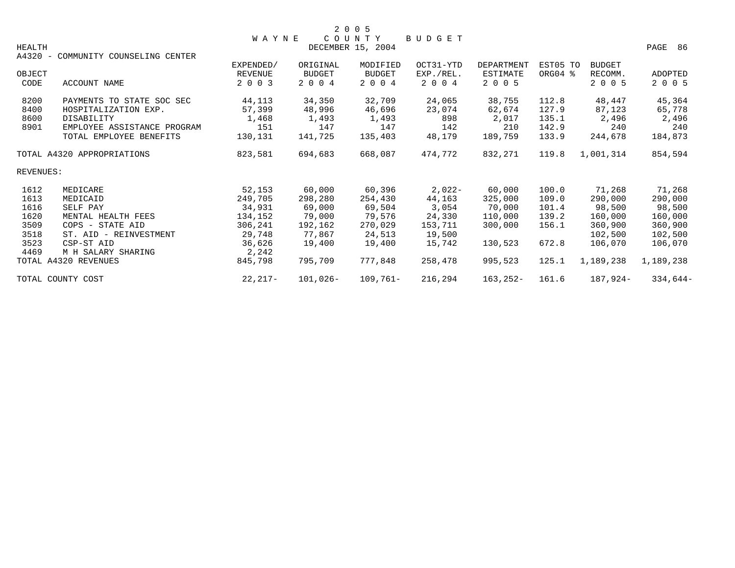2 0 0 5
W A Y N E  C O U N T Y  B U D G E T

HEALTH  DECEMBER 15, 2004

A4320 - COMMUNITY COUNSELING CENTER

| OBJECT CODE | ACCOUNT NAME | EXPENDED/ REVENUE 2 0 0 3 | ORIGINAL BUDGET 2 0 0 4 | MODIFIED BUDGET 2 0 0 4 | OCT31-YTD EXP./REL. 2 0 0 4 | DEPARTMENT ESTIMATE 2 0 0 5 | EST05 TO ORG04 % | BUDGET RECOMM. 2 0 0 5 | ADOPTED 2 0 0 5 |
|---|---|---|---|---|---|---|---|---|---|
| 8200 | PAYMENTS TO STATE SOC SEC | 44,113 | 34,350 | 32,709 | 24,065 | 38,755 | 112.8 | 48,447 | 45,364 |
| 8400 | HOSPITALIZATION EXP. | 57,399 | 48,996 | 46,696 | 23,074 | 62,674 | 127.9 | 87,123 | 65,778 |
| 8600 | DISABILITY | 1,468 | 1,493 | 1,493 | 898 | 2,017 | 135.1 | 2,496 | 2,496 |
| 8901 | EMPLOYEE ASSISTANCE PROGRAM | 151 | 147 | 147 | 142 | 210 | 142.9 | 240 | 240 |
| | TOTAL EMPLOYEE BENEFITS | 130,131 | 141,725 | 135,403 | 48,179 | 189,759 | 133.9 | 244,678 | 184,873 |
| TOTAL A4320 APPROPRIATIONS | | 823,581 | 694,683 | 668,087 | 474,772 | 832,271 | 119.8 | 1,001,314 | 854,594 |
| REVENUES: | | | | | | | | | |
| 1612 | MEDICARE | 52,153 | 60,000 | 60,396 | 2,022- | 60,000 | 100.0 | 71,268 | 71,268 |
| 1613 | MEDICAID | 249,705 | 298,280 | 254,430 | 44,163 | 325,000 | 109.0 | 290,000 | 290,000 |
| 1616 | SELF PAY | 34,931 | 69,000 | 69,504 | 3,054 | 70,000 | 101.4 | 98,500 | 98,500 |
| 1620 | MENTAL HEALTH FEES | 134,152 | 79,000 | 79,576 | 24,330 | 110,000 | 139.2 | 160,000 | 160,000 |
| 3509 | COPS - STATE AID | 306,241 | 192,162 | 270,029 | 153,711 | 300,000 | 156.1 | 360,900 | 360,900 |
| 3518 | ST. AID - REINVESTMENT | 29,748 | 77,867 | 24,513 | 19,500 | | | 102,500 | 102,500 |
| 3523 | CSP-ST AID | 36,626 | 19,400 | 19,400 | 15,742 | 130,523 | 672.8 | 106,070 | 106,070 |
| 4469 | M H SALARY SHARING | 2,242 | | | | | | | |
| TOTAL A4320 REVENUES | | 845,798 | 795,709 | 777,848 | 258,478 | 995,523 | 125.1 | 1,189,238 | 1,189,238 |
| TOTAL COUNTY COST | | 22,217- | 101,026- | 109,761- | 216,294 | 163,252- | 161.6 | 187,924- | 334,644- |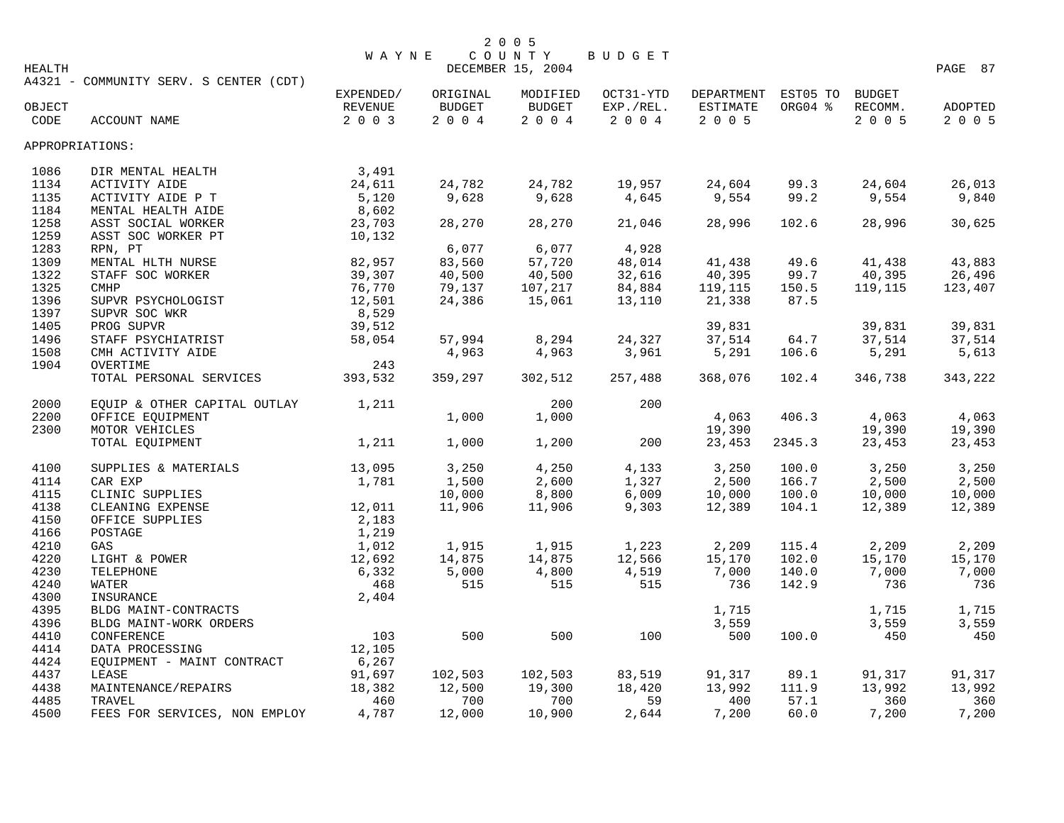# 2005 WAYNE COUNTY BUDGET

HEALTH — DECEMBER 15, 2004

A4321 - COMMUNITY SERV. S CENTER (CDT)

| OBJECT CODE | ACCOUNT NAME | EXPENDED/ REVENUE 2003 | ORIGINAL BUDGET 2004 | MODIFIED BUDGET 2004 | OCT31-YTD EXP./REL. 2004 | DEPARTMENT ESTIMATE 2005 | EST05 TO ORG04 % | BUDGET RECOMM. 2005 | ADOPTED 2005 |
|---|---|---|---|---|---|---|---|---|---|
| APPROPRIATIONS: | | | | | | | | | |
| 1086 | DIR MENTAL HEALTH | 3,491 | | | | | | | |
| 1134 | ACTIVITY AIDE | 24,611 | 24,782 | 24,782 | 19,957 | 24,604 | 99.3 | 24,604 | 26,013 |
| 1135 | ACTIVITY AIDE P T | 5,120 | 9,628 | 9,628 | 4,645 | 9,554 | 99.2 | 9,554 | 9,840 |
| 1184 | MENTAL HEALTH AIDE | 8,602 | | | | | | | |
| 1258 | ASST SOCIAL WORKER | 23,703 | 28,270 | 28,270 | 21,046 | 28,996 | 102.6 | 28,996 | 30,625 |
| 1259 | ASST SOC WORKER PT | 10,132 | | | | | | | |
| 1283 | RPN, PT | | 6,077 | 6,077 | 4,928 | | | | |
| 1309 | MENTAL HLTH NURSE | 82,957 | 83,560 | 57,720 | 48,014 | 41,438 | 49.6 | 41,438 | 43,883 |
| 1322 | STAFF SOC WORKER | 39,307 | 40,500 | 40,500 | 32,616 | 40,395 | 99.7 | 40,395 | 26,496 |
| 1325 | CMHP | 76,770 | 79,137 | 107,217 | 84,884 | 119,115 | 150.5 | 119,115 | 123,407 |
| 1396 | SUPVR PSYCHOLOGIST | 12,501 | 24,386 | 15,061 | 13,110 | 21,338 | 87.5 | | |
| 1397 | SUPVR SOC WKR | 8,529 | | | | | | | |
| 1405 | PROG SUPVR | 39,512 | | | | 39,831 | | 39,831 | 39,831 |
| 1496 | STAFF PSYCHIATRIST | 58,054 | 57,994 | 8,294 | 24,327 | 37,514 | 64.7 | 37,514 | 37,514 |
| 1508 | CMH ACTIVITY AIDE | | 4,963 | 4,963 | 3,961 | 5,291 | 106.6 | 5,291 | 5,613 |
| 1904 | OVERTIME | 243 | | | | | | | |
| | TOTAL PERSONAL SERVICES | 393,532 | 359,297 | 302,512 | 257,488 | 368,076 | 102.4 | 346,738 | 343,222 |
| 2000 | EQUIP & OTHER CAPITAL OUTLAY | 1,211 | | 200 | 200 | | | | |
| 2200 | OFFICE EQUIPMENT | | 1,000 | 1,000 | | 4,063 | 406.3 | 4,063 | 4,063 |
| 2300 | MOTOR VEHICLES | | | | | 19,390 | | 19,390 | 19,390 |
| | TOTAL EQUIPMENT | 1,211 | 1,000 | 1,200 | 200 | 23,453 | 2345.3 | 23,453 | 23,453 |
| 4100 | SUPPLIES & MATERIALS | 13,095 | 3,250 | 4,250 | 4,133 | 3,250 | 100.0 | 3,250 | 3,250 |
| 4114 | CAR EXP | 1,781 | 1,500 | 2,600 | 1,327 | 2,500 | 166.7 | 2,500 | 2,500 |
| 4115 | CLINIC SUPPLIES | | 10,000 | 8,800 | 6,009 | 10,000 | 100.0 | 10,000 | 10,000 |
| 4138 | CLEANING EXPENSE | 12,011 | 11,906 | 11,906 | 9,303 | 12,389 | 104.1 | 12,389 | 12,389 |
| 4150 | OFFICE SUPPLIES | 2,183 | | | | | | | |
| 4166 | POSTAGE | 1,219 | | | | | | | |
| 4210 | GAS | 1,012 | 1,915 | 1,915 | 1,223 | 2,209 | 115.4 | 2,209 | 2,209 |
| 4220 | LIGHT & POWER | 12,692 | 14,875 | 14,875 | 12,566 | 15,170 | 102.0 | 15,170 | 15,170 |
| 4230 | TELEPHONE | 6,332 | 5,000 | 4,800 | 4,519 | 7,000 | 140.0 | 7,000 | 7,000 |
| 4240 | WATER | 468 | 515 | 515 | 515 | 736 | 142.9 | 736 | 736 |
| 4300 | INSURANCE | 2,404 | | | | | | | |
| 4395 | BLDG MAINT-CONTRACTS | | | | | 1,715 | | 1,715 | 1,715 |
| 4396 | BLDG MAINT-WORK ORDERS | | | | | 3,559 | | 3,559 | 3,559 |
| 4410 | CONFERENCE | 103 | 500 | 500 | 100 | 500 | 100.0 | 450 | 450 |
| 4414 | DATA PROCESSING | 12,105 | | | | | | | |
| 4424 | EQUIPMENT - MAINT CONTRACT | 6,267 | | | | | | | |
| 4437 | LEASE | 91,697 | 102,503 | 102,503 | 83,519 | 91,317 | 89.1 | 91,317 | 91,317 |
| 4438 | MAINTENANCE/REPAIRS | 18,382 | 12,500 | 19,300 | 18,420 | 13,992 | 111.9 | 13,992 | 13,992 |
| 4485 | TRAVEL | 460 | 700 | 700 | 59 | 400 | 57.1 | 360 | 360 |
| 4500 | FEES FOR SERVICES, NON EMPLOY | 4,787 | 12,000 | 10,900 | 2,644 | 7,200 | 60.0 | 7,200 | 7,200 |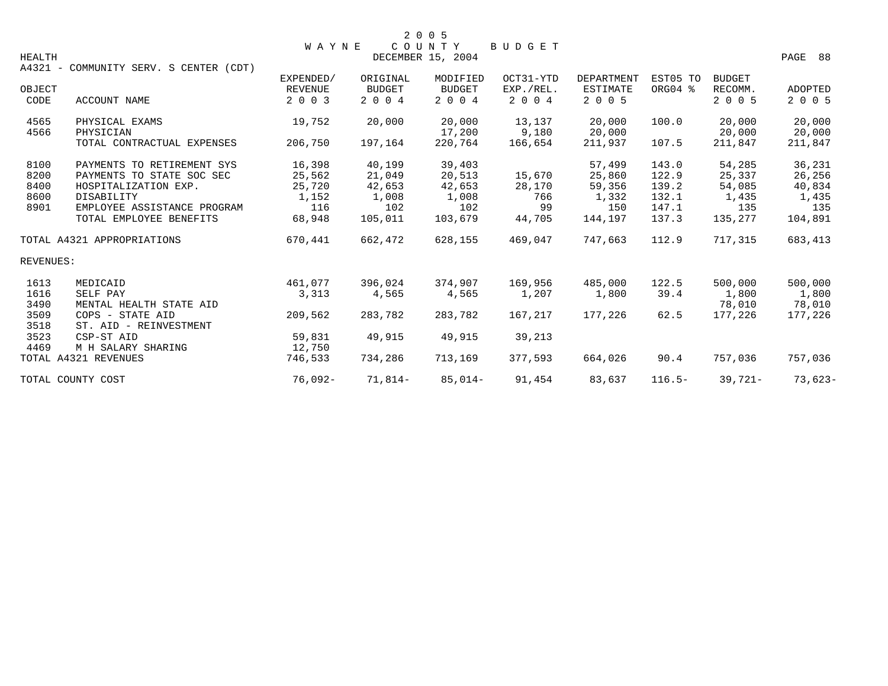# 2005 WAYNE COUNTY BUDGET

HEALTH — DECEMBER 15, 2004

A4321 - COMMUNITY SERV. S CENTER (CDT)

| OBJECT CODE | ACCOUNT NAME | EXPENDED/ REVENUE 2003 | ORIGINAL BUDGET 2004 | MODIFIED BUDGET 2004 | OCT31-YTD EXP./REL. 2004 | DEPARTMENT ESTIMATE 2005 | EST05 TO ORG04 % | BUDGET RECOMM. 2005 | ADOPTED 2005 |
|---|---|---|---|---|---|---|---|---|---|
| 4565 | PHYSICAL EXAMS | 19,752 | 20,000 | 20,000 | 13,137 | 20,000 | 100.0 | 20,000 | 20,000 |
| 4566 | PHYSICIAN | | | 17,200 | 9,180 | 20,000 | | 20,000 | 20,000 |
| | TOTAL CONTRACTUAL EXPENSES | 206,750 | 197,164 | 220,764 | 166,654 | 211,937 | 107.5 | 211,847 | 211,847 |
| 8100 | PAYMENTS TO RETIREMENT SYS | 16,398 | 40,199 | 39,403 | | 57,499 | 143.0 | 54,285 | 36,231 |
| 8200 | PAYMENTS TO STATE SOC SEC | 25,562 | 21,049 | 20,513 | 15,670 | 25,860 | 122.9 | 25,337 | 26,256 |
| 8400 | HOSPITALIZATION EXP. | 25,720 | 42,653 | 42,653 | 28,170 | 59,356 | 139.2 | 54,085 | 40,834 |
| 8600 | DISABILITY | 1,152 | 1,008 | 1,008 | 766 | 1,332 | 132.1 | 1,435 | 1,435 |
| 8901 | EMPLOYEE ASSISTANCE PROGRAM | 116 | 102 | 102 | 99 | 150 | 147.1 | 135 | 135 |
| | TOTAL EMPLOYEE BENEFITS | 68,948 | 105,011 | 103,679 | 44,705 | 144,197 | 137.3 | 135,277 | 104,891 |
| | TOTAL A4321 APPROPRIATIONS | 670,441 | 662,472 | 628,155 | 469,047 | 747,663 | 112.9 | 717,315 | 683,413 |
| | REVENUES: | | | | | | | | |
| 1613 | MEDICAID | 461,077 | 396,024 | 374,907 | 169,956 | 485,000 | 122.5 | 500,000 | 500,000 |
| 1616 | SELF PAY | 3,313 | 4,565 | 4,565 | 1,207 | 1,800 | 39.4 | 1,800 | 1,800 |
| 3490 | MENTAL HEALTH STATE AID | | | | | | | 78,010 | 78,010 |
| 3509 | COPS - STATE AID | 209,562 | 283,782 | 283,782 | 167,217 | 177,226 | 62.5 | 177,226 | 177,226 |
| 3518 | ST. AID - REINVESTMENT | | | | | | | | |
| 3523 | CSP-ST AID | 59,831 | 49,915 | 49,915 | 39,213 | | | | |
| 4469 | M H SALARY SHARING | 12,750 | | | | | | | |
| | TOTAL A4321 REVENUES | 746,533 | 734,286 | 713,169 | 377,593 | 664,026 | 90.4 | 757,036 | 757,036 |
| | TOTAL COUNTY COST | 76,092- | 71,814- | 85,014- | 91,454 | 83,637 | 116.5- | 39,721- | 73,623- |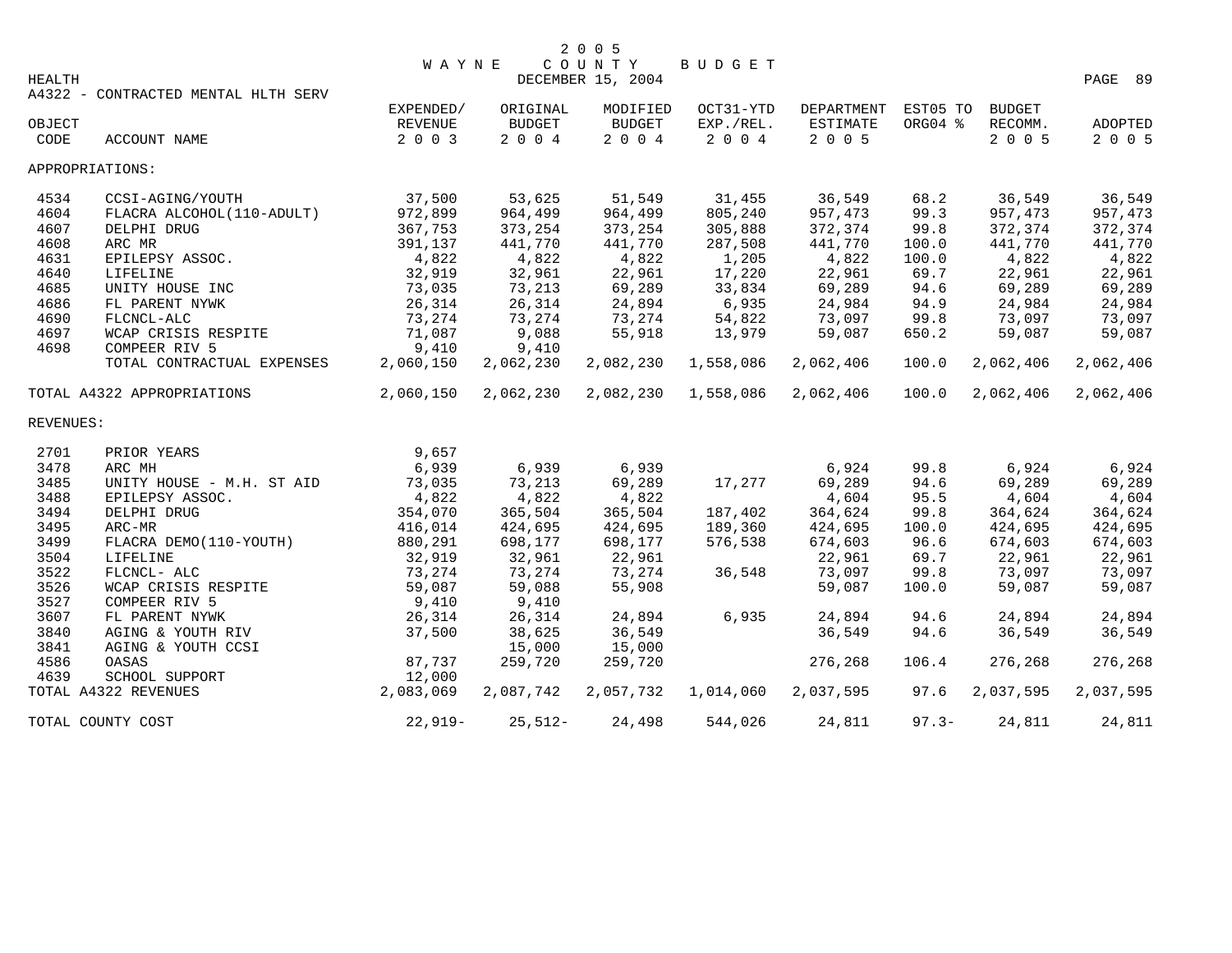# 2005 WAYNE COUNTY BUDGET

HEALTH — DECEMBER 15, 2004

## A4322 - CONTRACTED MENTAL HLTH SERV

| OBJECT CODE | ACCOUNT NAME | EXPENDED/ REVENUE 2003 | ORIGINAL BUDGET 2004 | MODIFIED BUDGET 2004 | OCT31-YTD EXP./REL. 2004 | DEPARTMENT ESTIMATE 2005 | EST05 TO ORG04 % | BUDGET RECOMM. 2005 | ADOPTED 2005 |
|---|---|---|---|---|---|---|---|---|---|
| **APPROPRIATIONS:** | | | | | | | | | |
| 4534 | CCSI-AGING/YOUTH | 37,500 | 53,625 | 51,549 | 31,455 | 36,549 | 68.2 | 36,549 | 36,549 |
| 4604 | FLACRA ALCOHOL(110-ADULT) | 972,899 | 964,499 | 964,499 | 805,240 | 957,473 | 99.3 | 957,473 | 957,473 |
| 4607 | DELPHI DRUG | 367,753 | 373,254 | 373,254 | 305,888 | 372,374 | 99.8 | 372,374 | 372,374 |
| 4608 | ARC MR | 391,137 | 441,770 | 441,770 | 287,508 | 441,770 | 100.0 | 441,770 | 441,770 |
| 4631 | EPILEPSY ASSOC. | 4,822 | 4,822 | 4,822 | 1,205 | 4,822 | 100.0 | 4,822 | 4,822 |
| 4640 | LIFELINE | 32,919 | 32,961 | 22,961 | 17,220 | 22,961 | 69.7 | 22,961 | 22,961 |
| 4685 | UNITY HOUSE INC | 73,035 | 73,213 | 69,289 | 33,834 | 69,289 | 94.6 | 69,289 | 69,289 |
| 4686 | FL PARENT NYWK | 26,314 | 26,314 | 24,894 | 6,935 | 24,984 | 94.9 | 24,984 | 24,984 |
| 4690 | FLCNCL-ALC | 73,274 | 73,274 | 73,274 | 54,822 | 73,097 | 99.8 | 73,097 | 73,097 |
| 4697 | WCAP CRISIS RESPITE | 71,087 | 9,088 | 55,918 | 13,979 | 59,087 | 650.2 | 59,087 | 59,087 |
| 4698 | COMPEER RIV 5 | 9,410 | 9,410 | | | | | | |
| | TOTAL CONTRACTUAL EXPENSES | 2,060,150 | 2,062,230 | 2,082,230 | 1,558,086 | 2,062,406 | 100.0 | 2,062,406 | 2,062,406 |
| **TOTAL A4322 APPROPRIATIONS** | | 2,060,150 | 2,062,230 | 2,082,230 | 1,558,086 | 2,062,406 | 100.0 | 2,062,406 | 2,062,406 |
| **REVENUES:** | | | | | | | | | |
| 2701 | PRIOR YEARS | 9,657 | | | | | | | |
| 3478 | ARC MH | 6,939 | 6,939 | 6,939 | | 6,924 | 99.8 | 6,924 | 6,924 |
| 3485 | UNITY HOUSE - M.H. ST AID | 73,035 | 73,213 | 69,289 | 17,277 | 69,289 | 94.6 | 69,289 | 69,289 |
| 3488 | EPILEPSY ASSOC. | 4,822 | 4,822 | 4,822 | | 4,604 | 95.5 | 4,604 | 4,604 |
| 3494 | DELPHI DRUG | 354,070 | 365,504 | 365,504 | 187,402 | 364,624 | 99.8 | 364,624 | 364,624 |
| 3495 | ARC-MR | 416,014 | 424,695 | 424,695 | 189,360 | 424,695 | 100.0 | 424,695 | 424,695 |
| 3499 | FLACRA DEMO(110-YOUTH) | 880,291 | 698,177 | 698,177 | 576,538 | 674,603 | 96.6 | 674,603 | 674,603 |
| 3504 | LIFELINE | 32,919 | 32,961 | 22,961 | | 22,961 | 69.7 | 22,961 | 22,961 |
| 3522 | FLCNCL- ALC | 73,274 | 73,274 | 73,274 | 36,548 | 73,097 | 99.8 | 73,097 | 73,097 |
| 3526 | WCAP CRISIS RESPITE | 59,087 | 59,088 | 55,908 | | 59,087 | 100.0 | 59,087 | 59,087 |
| 3527 | COMPEER RIV 5 | 9,410 | 9,410 | | | | | | |
| 3607 | FL PARENT NYWK | 26,314 | 26,314 | 24,894 | 6,935 | 24,894 | 94.6 | 24,894 | 24,894 |
| 3840 | AGING & YOUTH RIV | 37,500 | 38,625 | 36,549 | | 36,549 | 94.6 | 36,549 | 36,549 |
| 3841 | AGING & YOUTH CCSI | | 15,000 | 15,000 | | | | | |
| 4586 | OASAS | 87,737 | 259,720 | 259,720 | | 276,268 | 106.4 | 276,268 | 276,268 |
| 4639 | SCHOOL SUPPORT | 12,000 | | | | | | | |
| **TOTAL A4322 REVENUES** | | 2,083,069 | 2,087,742 | 2,057,732 | 1,014,060 | 2,037,595 | 97.6 | 2,037,595 | 2,037,595 |
| **TOTAL COUNTY COST** | | 22,919- | 25,512- | 24,498 | 544,026 | 24,811 | 97.3- | 24,811 | 24,811 |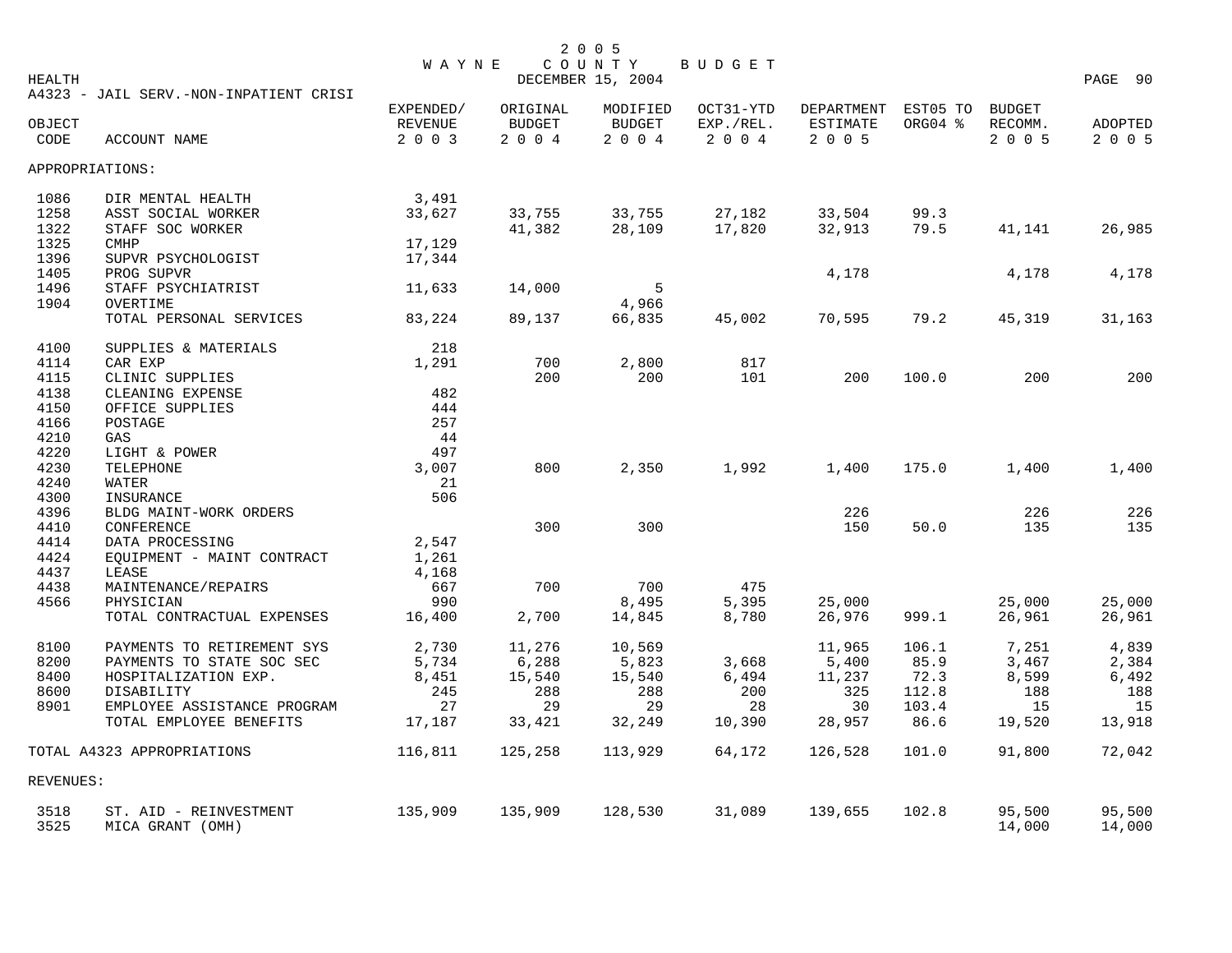# 2005 WAYNE COUNTY BUDGET

HEALTH — DECEMBER 15, 2004

A4323 - JAIL SERV.-NON-INPATIENT CRISI

| OBJECT CODE | ACCOUNT NAME | EXPENDED/ REVENUE 2003 | ORIGINAL BUDGET 2004 | MODIFIED BUDGET 2004 | OCT31-YTD EXP./REL. 2004 | DEPARTMENT ESTIMATE 2005 | EST05 TO ORG04 % | BUDGET RECOMM. 2005 | ADOPTED 2005 |
|---|---|---|---|---|---|---|---|---|---|
| APPROPRIATIONS: | | | | | | | | | |
| 1086 | DIR MENTAL HEALTH | 3,491 | | | | | | | |
| 1258 | ASST SOCIAL WORKER | 33,627 | 33,755 | 33,755 | 27,182 | 33,504 | 99.3 | | |
| 1322 | STAFF SOC WORKER | | 41,382 | 28,109 | 17,820 | 32,913 | 79.5 | 41,141 | 26,985 |
| 1325 | CMHP | 17,129 | | | | | | | |
| 1396 | SUPVR PSYCHOLOGIST | 17,344 | | | | | | | |
| 1405 | PROG SUPVR | | | | | 4,178 | | 4,178 | 4,178 |
| 1496 | STAFF PSYCHIATRIST | 11,633 | 14,000 | 5 | | | | | |
| 1904 | OVERTIME | | | 4,966 | | | | | |
| | TOTAL PERSONAL SERVICES | 83,224 | 89,137 | 66,835 | 45,002 | 70,595 | 79.2 | 45,319 | 31,163 |
| 4100 | SUPPLIES & MATERIALS | 218 | | | | | | | |
| 4114 | CAR EXP | 1,291 | 700 | 2,800 | 817 | | | | |
| 4115 | CLINIC SUPPLIES | | 200 | 200 | 101 | 200 | 100.0 | 200 | 200 |
| 4138 | CLEANING EXPENSE | 482 | | | | | | | |
| 4150 | OFFICE SUPPLIES | 444 | | | | | | | |
| 4166 | POSTAGE | 257 | | | | | | | |
| 4210 | GAS | 44 | | | | | | | |
| 4220 | LIGHT & POWER | 497 | | | | | | | |
| 4230 | TELEPHONE | 3,007 | 800 | 2,350 | 1,992 | 1,400 | 175.0 | 1,400 | 1,400 |
| 4240 | WATER | 21 | | | | | | | |
| 4300 | INSURANCE | 506 | | | | | | | |
| 4396 | BLDG MAINT-WORK ORDERS | | | | | 226 | | 226 | 226 |
| 4410 | CONFERENCE | | 300 | 300 | | 150 | 50.0 | 135 | 135 |
| 4414 | DATA PROCESSING | 2,547 | | | | | | | |
| 4424 | EQUIPMENT - MAINT CONTRACT | 1,261 | | | | | | | |
| 4437 | LEASE | 4,168 | | | | | | | |
| 4438 | MAINTENANCE/REPAIRS | 667 | 700 | 700 | 475 | | | | |
| 4566 | PHYSICIAN | 990 | | 8,495 | 5,395 | 25,000 | | 25,000 | 25,000 |
| | TOTAL CONTRACTUAL EXPENSES | 16,400 | 2,700 | 14,845 | 8,780 | 26,976 | 999.1 | 26,961 | 26,961 |
| 8100 | PAYMENTS TO RETIREMENT SYS | 2,730 | 11,276 | 10,569 | | 11,965 | 106.1 | 7,251 | 4,839 |
| 8200 | PAYMENTS TO STATE SOC SEC | 5,734 | 6,288 | 5,823 | 3,668 | 5,400 | 85.9 | 3,467 | 2,384 |
| 8400 | HOSPITALIZATION EXP. | 8,451 | 15,540 | 15,540 | 6,494 | 11,237 | 72.3 | 8,599 | 6,492 |
| 8600 | DISABILITY | 245 | 288 | 288 | 200 | 325 | 112.8 | 188 | 188 |
| 8901 | EMPLOYEE ASSISTANCE PROGRAM | 27 | 29 | 29 | 28 | 30 | 103.4 | 15 | 15 |
| | TOTAL EMPLOYEE BENEFITS | 17,187 | 33,421 | 32,249 | 10,390 | 28,957 | 86.6 | 19,520 | 13,918 |
| | TOTAL A4323 APPROPRIATIONS | 116,811 | 125,258 | 113,929 | 64,172 | 126,528 | 101.0 | 91,800 | 72,042 |
| REVENUES: | | | | | | | | | |
| 3518 | ST. AID - REINVESTMENT | 135,909 | 135,909 | 128,530 | 31,089 | 139,655 | 102.8 | 95,500 | 95,500 |
| 3525 | MICA GRANT (OMH) | | | | | | | 14,000 | 14,000 |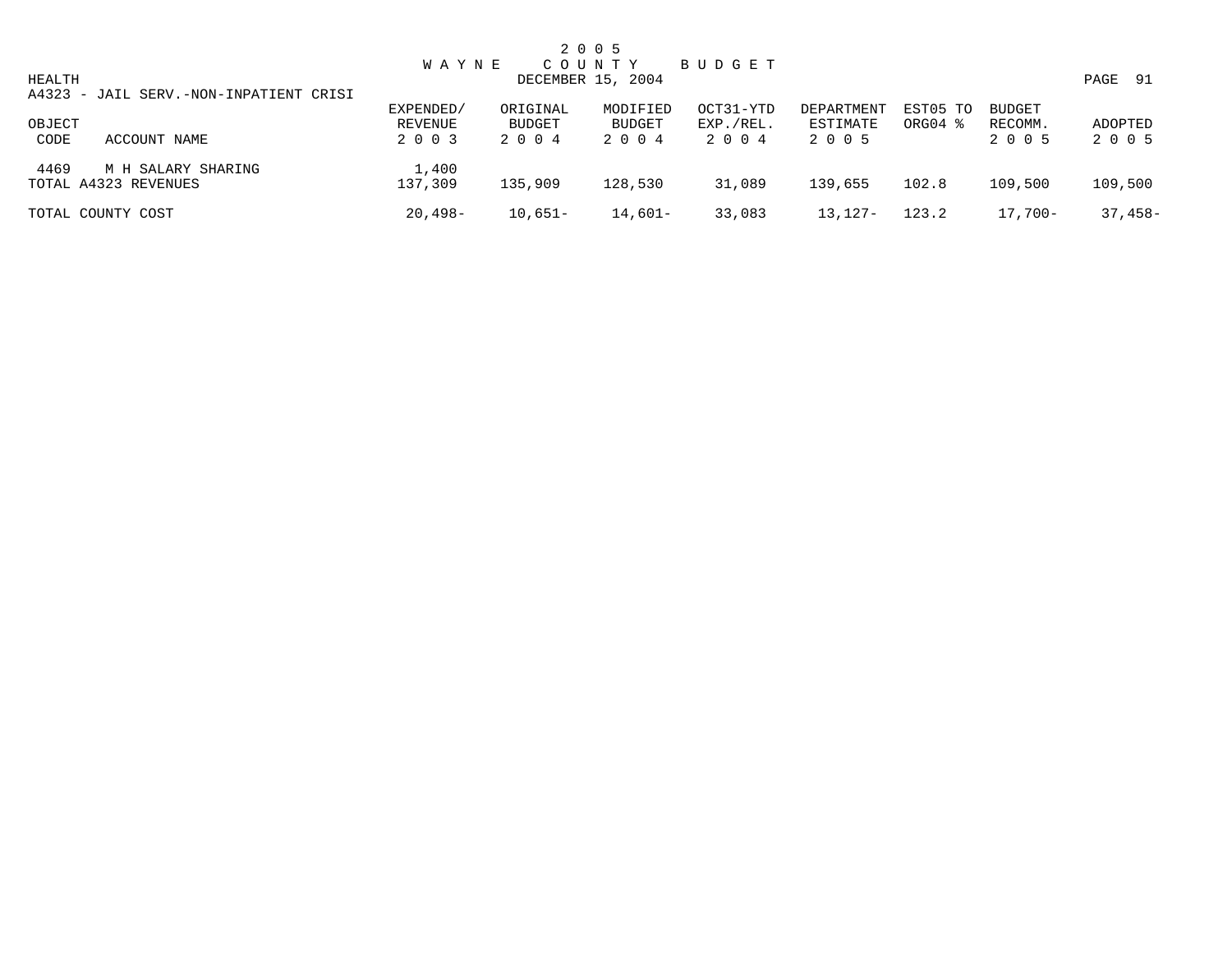# 2005 WAYNE COUNTY BUDGET

HEALTH — DECEMBER 15, 2004

A4323 - JAIL SERV.-NON-INPATIENT CRISI

| OBJECT CODE | ACCOUNT NAME | EXPENDED/ REVENUE 2003 | ORIGINAL BUDGET 2004 | MODIFIED BUDGET 2004 | OCT31-YTD EXP./REL. 2004 | DEPARTMENT ESTIMATE 2005 | EST05 TO ORG04 % | BUDGET RECOMM. 2005 | ADOPTED 2005 |
|---|---|---|---|---|---|---|---|---|---|
| 4469 | M H SALARY SHARING | 1,400 | | | | | | | |
| TOTAL A4323 REVENUES | | 137,309 | 135,909 | 128,530 | 31,089 | 139,655 | 102.8 | 109,500 | 109,500 |
| TOTAL COUNTY COST | | 20,498- | 10,651- | 14,601- | 33,083 | 13,127- | 123.2 | 17,700- | 37,458- |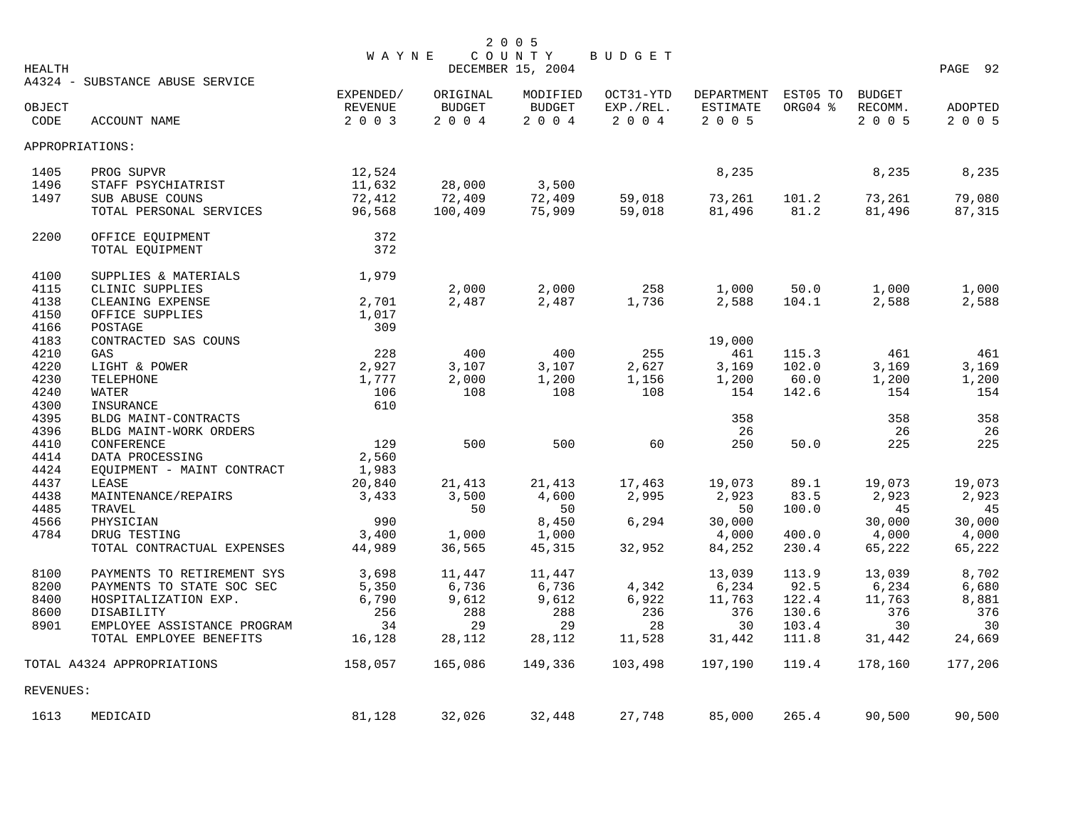# 2005 WAYNE COUNTY BUDGET

DECEMBER 15, 2004

HEALTH

A4324 - SUBSTANCE ABUSE SERVICE

| OBJECT CODE | ACCOUNT NAME | EXPENDED/ REVENUE 2003 | ORIGINAL BUDGET 2004 | MODIFIED BUDGET 2004 | OCT31-YTD EXP./REL. 2004 | DEPARTMENT ESTIMATE 2005 | EST05 TO ORG04 % | BUDGET RECOMM. 2005 | ADOPTED 2005 |
|---|---|---|---|---|---|---|---|---|---|
| APPROPRIATIONS: | | | | | | | | | |
| 1405 | PROG SUPVR | 12,524 | | | | 8,235 | | 8,235 | 8,235 |
| 1496 | STAFF PSYCHIATRIST | 11,632 | 28,000 | 3,500 | | | | | |
| 1497 | SUB ABUSE COUNS | 72,412 | 72,409 | 72,409 | 59,018 | 73,261 | 101.2 | 73,261 | 79,080 |
| | TOTAL PERSONAL SERVICES | 96,568 | 100,409 | 75,909 | 59,018 | 81,496 | 81.2 | 81,496 | 87,315 |
| 2200 | OFFICE EQUIPMENT | 372 | | | | | | | |
| | TOTAL EQUIPMENT | 372 | | | | | | | |
| 4100 | SUPPLIES & MATERIALS | 1,979 | | | | | | | |
| 4115 | CLINIC SUPPLIES | | 2,000 | 2,000 | 258 | 1,000 | 50.0 | 1,000 | 1,000 |
| 4138 | CLEANING EXPENSE | 2,701 | 2,487 | 2,487 | 1,736 | 2,588 | 104.1 | 2,588 | 2,588 |
| 4150 | OFFICE SUPPLIES | 1,017 | | | | | | | |
| 4166 | POSTAGE | 309 | | | | | | | |
| 4183 | CONTRACTED SAS COUNS | | | | | 19,000 | | | |
| 4210 | GAS | 228 | 400 | 400 | 255 | 461 | 115.3 | 461 | 461 |
| 4220 | LIGHT & POWER | 2,927 | 3,107 | 3,107 | 2,627 | 3,169 | 102.0 | 3,169 | 3,169 |
| 4230 | TELEPHONE | 1,777 | 2,000 | 1,200 | 1,156 | 1,200 | 60.0 | 1,200 | 1,200 |
| 4240 | WATER | 106 | 108 | 108 | 108 | 154 | 142.6 | 154 | 154 |
| 4300 | INSURANCE | 610 | | | | | | | |
| 4395 | BLDG MAINT-CONTRACTS | | | | | 358 | | 358 | 358 |
| 4396 | BLDG MAINT-WORK ORDERS | | | | | 26 | | 26 | 26 |
| 4410 | CONFERENCE | 129 | 500 | 500 | 60 | 250 | 50.0 | 225 | 225 |
| 4414 | DATA PROCESSING | 2,560 | | | | | | | |
| 4424 | EQUIPMENT - MAINT CONTRACT | 1,983 | | | | | | | |
| 4437 | LEASE | 20,840 | 21,413 | 21,413 | 17,463 | 19,073 | 89.1 | 19,073 | 19,073 |
| 4438 | MAINTENANCE/REPAIRS | 3,433 | 3,500 | 4,600 | 2,995 | 2,923 | 83.5 | 2,923 | 2,923 |
| 4485 | TRAVEL | | 50 | 50 | | 50 | 100.0 | 45 | 45 |
| 4566 | PHYSICIAN | 990 | | 8,450 | 6,294 | 30,000 | | 30,000 | 30,000 |
| 4784 | DRUG TESTING | 3,400 | 1,000 | 1,000 | | 4,000 | 400.0 | 4,000 | 4,000 |
| | TOTAL CONTRACTUAL EXPENSES | 44,989 | 36,565 | 45,315 | 32,952 | 84,252 | 230.4 | 65,222 | 65,222 |
| 8100 | PAYMENTS TO RETIREMENT SYS | 3,698 | 11,447 | 11,447 | | 13,039 | 113.9 | 13,039 | 8,702 |
| 8200 | PAYMENTS TO STATE SOC SEC | 5,350 | 6,736 | 6,736 | 4,342 | 6,234 | 92.5 | 6,234 | 6,680 |
| 8400 | HOSPITALIZATION EXP. | 6,790 | 9,612 | 9,612 | 6,922 | 11,763 | 122.4 | 11,763 | 8,881 |
| 8600 | DISABILITY | 256 | 288 | 288 | 236 | 376 | 130.6 | 376 | 376 |
| 8901 | EMPLOYEE ASSISTANCE PROGRAM | 34 | 29 | 29 | 28 | 30 | 103.4 | 30 | 30 |
| | TOTAL EMPLOYEE BENEFITS | 16,128 | 28,112 | 28,112 | 11,528 | 31,442 | 111.8 | 31,442 | 24,669 |
| | TOTAL A4324 APPROPRIATIONS | 158,057 | 165,086 | 149,336 | 103,498 | 197,190 | 119.4 | 178,160 | 177,206 |
| REVENUES: | | | | | | | | | |
| 1613 | MEDICAID | 81,128 | 32,026 | 32,448 | 27,748 | 85,000 | 265.4 | 90,500 | 90,500 |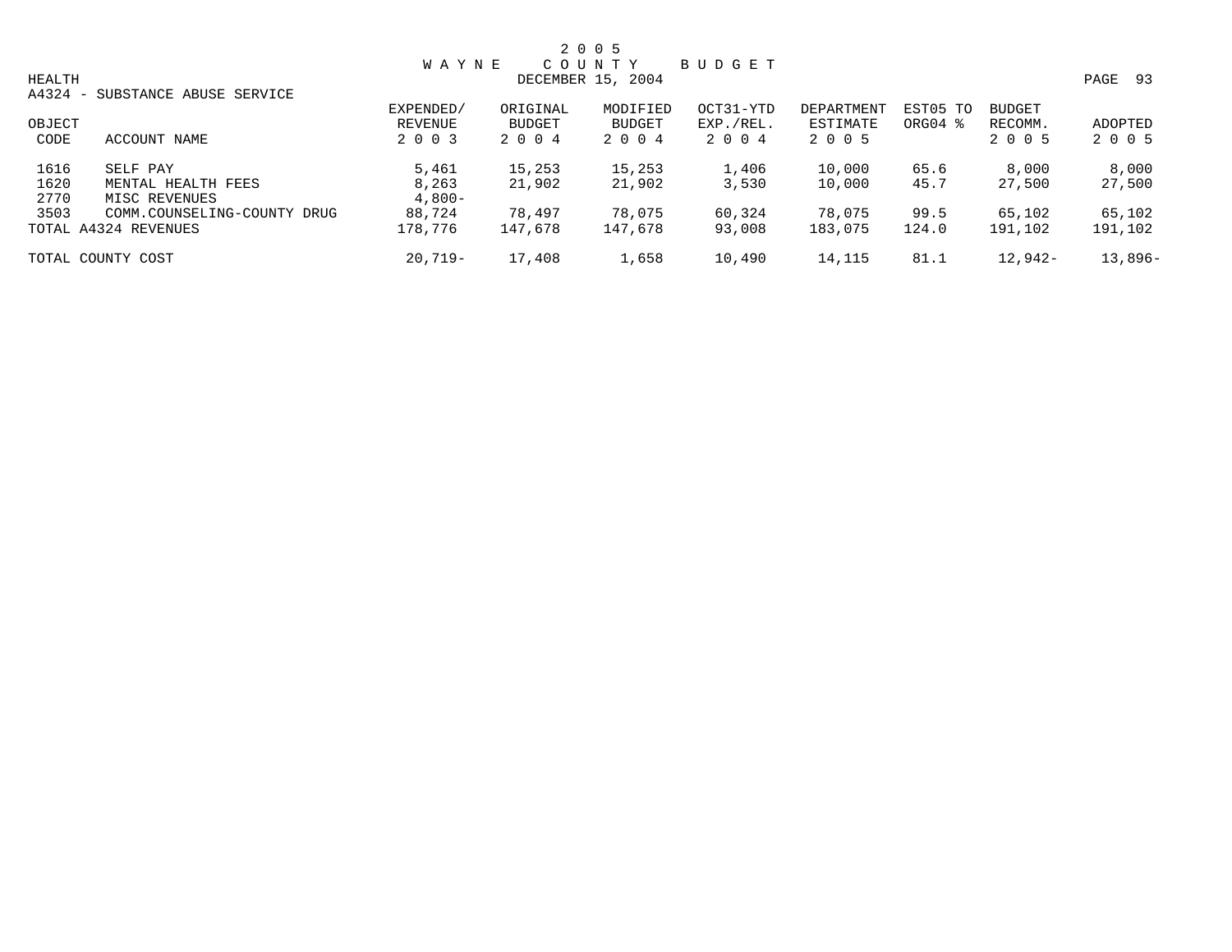# 2 0 0 5 WAYNE COUNTY BUDGET

DECEMBER 15, 2004

HEALTH

A4324 - SUBSTANCE ABUSE SERVICE

| OBJECT CODE | ACCOUNT NAME | EXPENDED/ REVENUE 2 0 0 3 | ORIGINAL BUDGET 2 0 0 4 | MODIFIED BUDGET 2 0 0 4 | OCT31-YTD EXP./REL. 2 0 0 4 | DEPARTMENT ESTIMATE 2 0 0 5 | EST05 TO ORG04 % | BUDGET RECOMM. 2 0 0 5 | ADOPTED 2 0 0 5 |
|---|---|---|---|---|---|---|---|---|---|
| 1616 | SELF PAY | 5,461 | 15,253 | 15,253 | 1,406 | 10,000 | 65.6 | 8,000 | 8,000 |
| 1620 | MENTAL HEALTH FEES | 8,263 | 21,902 | 21,902 | 3,530 | 10,000 | 45.7 | 27,500 | 27,500 |
| 2770 | MISC REVENUES | 4,800- | | | | | | | |
| 3503 | COMM.COUNSELING-COUNTY DRUG | 88,724 | 78,497 | 78,075 | 60,324 | 78,075 | 99.5 | 65,102 | 65,102 |
| TOTAL A4324 REVENUES | | 178,776 | 147,678 | 147,678 | 93,008 | 183,075 | 124.0 | 191,102 | 191,102 |
| TOTAL COUNTY COST | | 20,719- | 17,408 | 1,658 | 10,490 | 14,115 | 81.1 | 12,942- | 13,896- |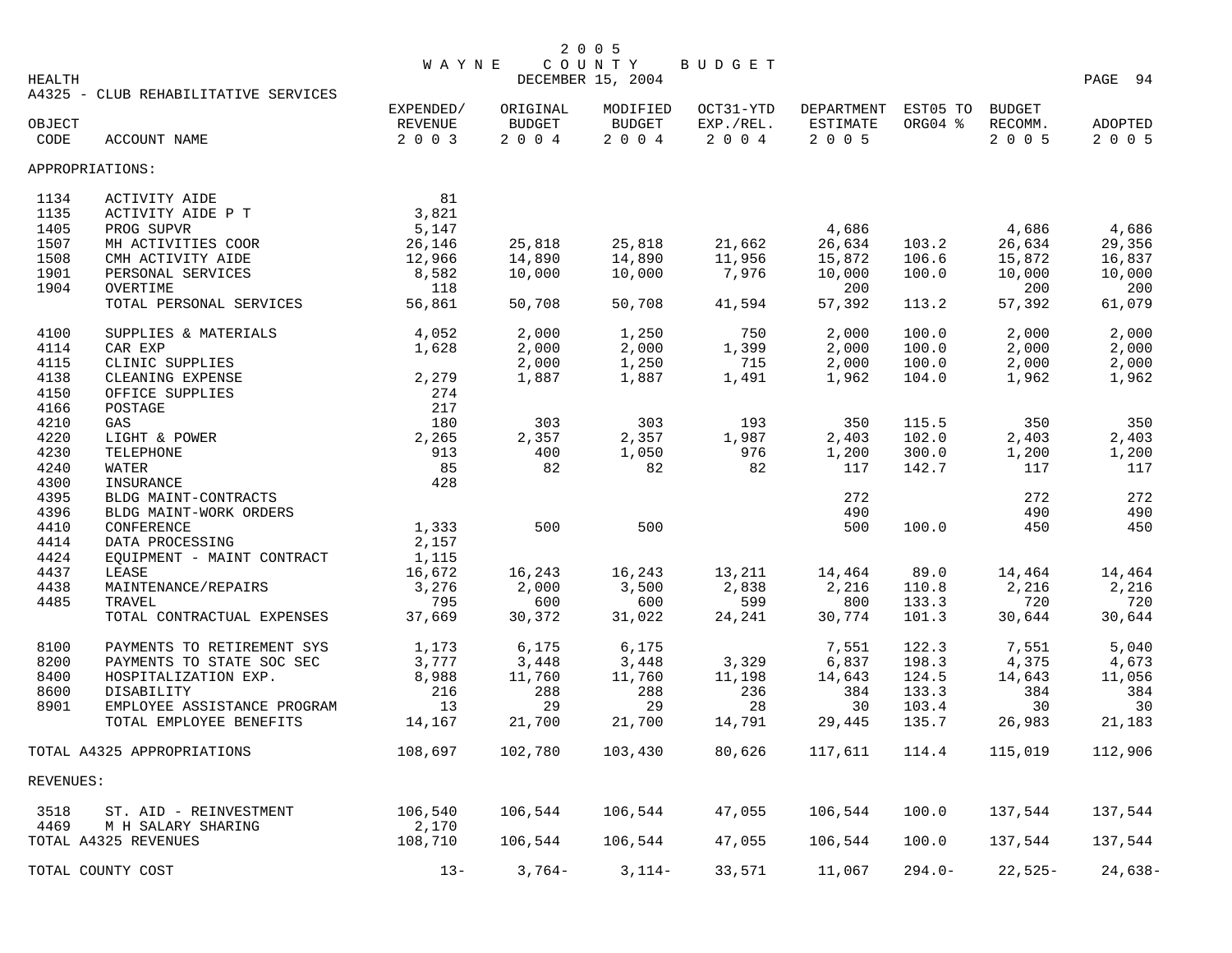# 2005 WAYNE COUNTY BUDGET

DECEMBER 15, 2004

HEALTH

A4325 - CLUB REHABILITATIVE SERVICES

| OBJECT CODE | ACCOUNT NAME | EXPENDED/ REVENUE 2003 | ORIGINAL BUDGET 2004 | MODIFIED BUDGET 2004 | OCT31-YTD EXP./REL. 2004 | DEPARTMENT ESTIMATE 2005 | EST05 TO ORG04 % | BUDGET RECOMM. 2005 | ADOPTED 2005 |
|---|---|---|---|---|---|---|---|---|---|
| APPROPRIATIONS: | | | | | | | | | |
| 1134 | ACTIVITY AIDE | 81 | | | | | | | |
| 1135 | ACTIVITY AIDE P T | 3,821 | | | | | | | |
| 1405 | PROG SUPVR | 5,147 | | | | 4,686 | | 4,686 | 4,686 |
| 1507 | MH ACTIVITIES COOR | 26,146 | 25,818 | 25,818 | 21,662 | 26,634 | 103.2 | 26,634 | 29,356 |
| 1508 | CMH ACTIVITY AIDE | 12,966 | 14,890 | 14,890 | 11,956 | 15,872 | 106.6 | 15,872 | 16,837 |
| 1901 | PERSONAL SERVICES | 8,582 | 10,000 | 10,000 | 7,976 | 10,000 | 100.0 | 10,000 | 10,000 |
| 1904 | OVERTIME | 118 | | | | 200 | | 200 | 200 |
| | TOTAL PERSONAL SERVICES | 56,861 | 50,708 | 50,708 | 41,594 | 57,392 | 113.2 | 57,392 | 61,079 |
| 4100 | SUPPLIES & MATERIALS | 4,052 | 2,000 | 1,250 | 750 | 2,000 | 100.0 | 2,000 | 2,000 |
| 4114 | CAR EXP | 1,628 | 2,000 | 2,000 | 1,399 | 2,000 | 100.0 | 2,000 | 2,000 |
| 4115 | CLINIC SUPPLIES | | 2,000 | 1,250 | 715 | 2,000 | 100.0 | 2,000 | 2,000 |
| 4138 | CLEANING EXPENSE | 2,279 | 1,887 | 1,887 | 1,491 | 1,962 | 104.0 | 1,962 | 1,962 |
| 4150 | OFFICE SUPPLIES | 274 | | | | | | | |
| 4166 | POSTAGE | 217 | | | | | | | |
| 4210 | GAS | 180 | 303 | 303 | 193 | 350 | 115.5 | 350 | 350 |
| 4220 | LIGHT & POWER | 2,265 | 2,357 | 2,357 | 1,987 | 2,403 | 102.0 | 2,403 | 2,403 |
| 4230 | TELEPHONE | 913 | 400 | 1,050 | 976 | 1,200 | 300.0 | 1,200 | 1,200 |
| 4240 | WATER | 85 | 82 | 82 | 82 | 117 | 142.7 | 117 | 117 |
| 4300 | INSURANCE | 428 | | | | | | | |
| 4395 | BLDG MAINT-CONTRACTS | | | | | 272 | | 272 | 272 |
| 4396 | BLDG MAINT-WORK ORDERS | | | | | 490 | | 490 | 490 |
| 4410 | CONFERENCE | 1,333 | 500 | 500 | | 500 | 100.0 | 450 | 450 |
| 4414 | DATA PROCESSING | 2,157 | | | | | | | |
| 4424 | EQUIPMENT - MAINT CONTRACT | 1,115 | | | | | | | |
| 4437 | LEASE | 16,672 | 16,243 | 16,243 | 13,211 | 14,464 | 89.0 | 14,464 | 14,464 |
| 4438 | MAINTENANCE/REPAIRS | 3,276 | 2,000 | 3,500 | 2,838 | 2,216 | 110.8 | 2,216 | 2,216 |
| 4485 | TRAVEL | 795 | 600 | 600 | 599 | 800 | 133.3 | 720 | 720 |
| | TOTAL CONTRACTUAL EXPENSES | 37,669 | 30,372 | 31,022 | 24,241 | 30,774 | 101.3 | 30,644 | 30,644 |
| 8100 | PAYMENTS TO RETIREMENT SYS | 1,173 | 6,175 | 6,175 | | 7,551 | 122.3 | 7,551 | 5,040 |
| 8200 | PAYMENTS TO STATE SOC SEC | 3,777 | 3,448 | 3,448 | 3,329 | 6,837 | 198.3 | 4,375 | 4,673 |
| 8400 | HOSPITALIZATION EXP. | 8,988 | 11,760 | 11,760 | 11,198 | 14,643 | 124.5 | 14,643 | 11,056 |
| 8600 | DISABILITY | 216 | 288 | 288 | 236 | 384 | 133.3 | 384 | 384 |
| 8901 | EMPLOYEE ASSISTANCE PROGRAM | 13 | 29 | 29 | 28 | 30 | 103.4 | 30 | 30 |
| | TOTAL EMPLOYEE BENEFITS | 14,167 | 21,700 | 21,700 | 14,791 | 29,445 | 135.7 | 26,983 | 21,183 |
| TOTAL A4325 APPROPRIATIONS | | 108,697 | 102,780 | 103,430 | 80,626 | 117,611 | 114.4 | 115,019 | 112,906 |
| REVENUES: | | | | | | | | | |
| 3518 | ST. AID - REINVESTMENT | 106,540 | 106,544 | 106,544 | 47,055 | 106,544 | 100.0 | 137,544 | 137,544 |
| 4469 | M H SALARY SHARING | 2,170 | | | | | | | |
| TOTAL A4325 REVENUES | | 108,710 | 106,544 | 106,544 | 47,055 | 106,544 | 100.0 | 137,544 | 137,544 |
| TOTAL COUNTY COST | | 13- | 3,764- | 3,114- | 33,571 | 11,067 | 294.0- | 22,525- | 24,638- |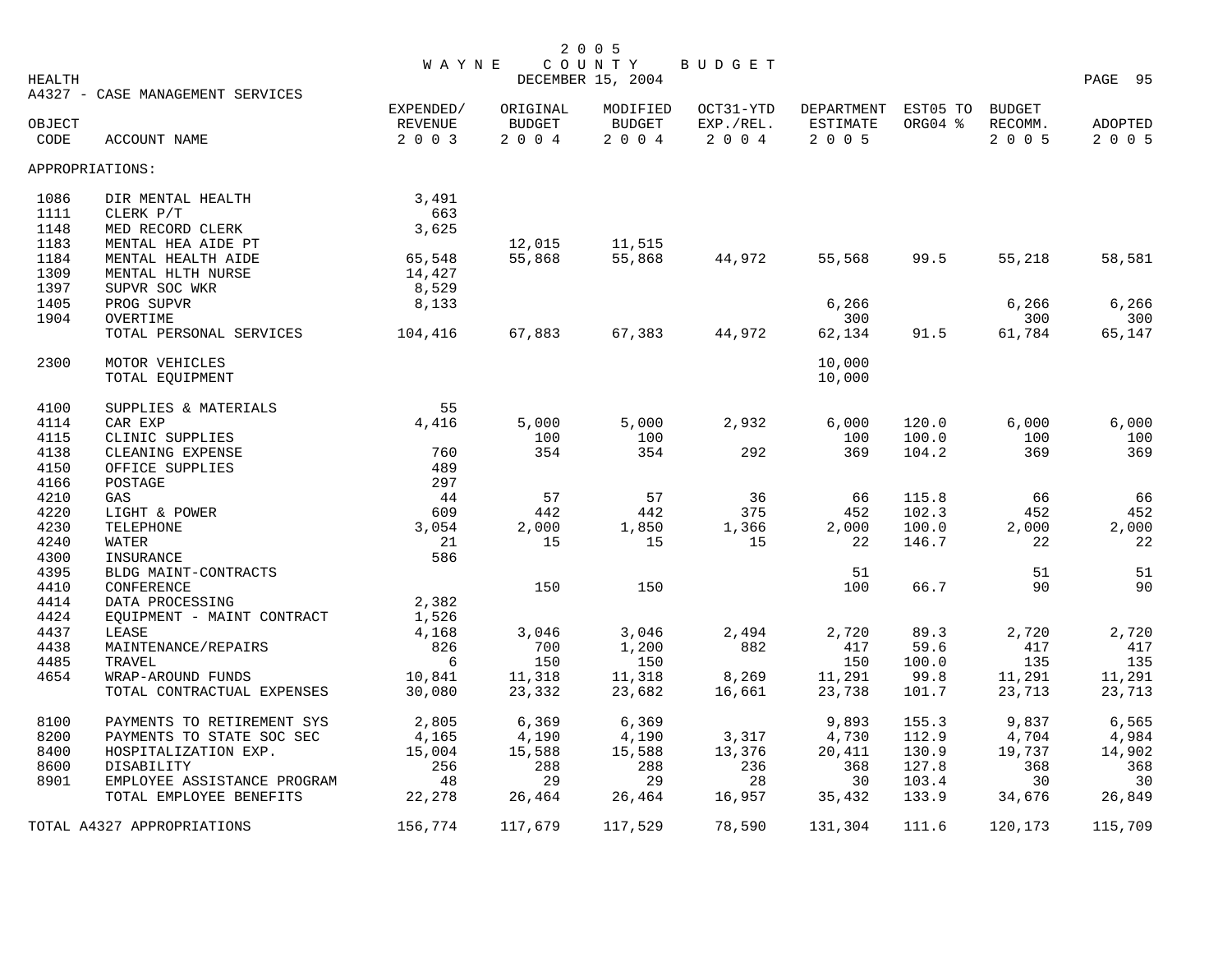# 2005 WAYNE COUNTY BUDGET

DECEMBER 15, 2004

HEALTH

## A4327 - CASE MANAGEMENT SERVICES

| OBJECT CODE | ACCOUNT NAME | EXPENDED/ REVENUE 2003 | ORIGINAL BUDGET 2004 | MODIFIED BUDGET 2004 | OCT31-YTD EXP./REL. 2004 | DEPARTMENT ESTIMATE 2005 | EST05 TO ORG04 % | BUDGET RECOMM. 2005 | ADOPTED 2005 |
|---|---|---|---|---|---|---|---|---|---|
| APPROPRIATIONS: | | | | | | | | | |
| 1086 | DIR MENTAL HEALTH | 3,491 | | | | | | | |
| 1111 | CLERK P/T | 663 | | | | | | | |
| 1148 | MED RECORD CLERK | 3,625 | | | | | | | |
| 1183 | MENTAL HEA AIDE PT | | 12,015 | 11,515 | | | | | |
| 1184 | MENTAL HEALTH AIDE | 65,548 | 55,868 | 55,868 | 44,972 | 55,568 | 99.5 | 55,218 | 58,581 |
| 1309 | MENTAL HLTH NURSE | 14,427 | | | | | | | |
| 1397 | SUPVR SOC WKR | 8,529 | | | | | | | |
| 1405 | PROG SUPVR | 8,133 | | | | 6,266 | | 6,266 | 6,266 |
| 1904 | OVERTIME | | | | | 300 | | 300 | 300 |
| | TOTAL PERSONAL SERVICES | 104,416 | 67,883 | 67,383 | 44,972 | 62,134 | 91.5 | 61,784 | 65,147 |
| 2300 | MOTOR VEHICLES | | | | | 10,000 | | | |
| | TOTAL EQUIPMENT | | | | | 10,000 | | | |
| 4100 | SUPPLIES & MATERIALS | 55 | | | | | | | |
| 4114 | CAR EXP | 4,416 | 5,000 | 5,000 | 2,932 | 6,000 | 120.0 | 6,000 | 6,000 |
| 4115 | CLINIC SUPPLIES | | 100 | 100 | | 100 | 100.0 | 100 | 100 |
| 4138 | CLEANING EXPENSE | 760 | 354 | 354 | 292 | 369 | 104.2 | 369 | 369 |
| 4150 | OFFICE SUPPLIES | 489 | | | | | | | |
| 4166 | POSTAGE | 297 | | | | | | | |
| 4210 | GAS | 44 | 57 | 57 | 36 | 66 | 115.8 | 66 | 66 |
| 4220 | LIGHT & POWER | 609 | 442 | 442 | 375 | 452 | 102.3 | 452 | 452 |
| 4230 | TELEPHONE | 3,054 | 2,000 | 1,850 | 1,366 | 2,000 | 100.0 | 2,000 | 2,000 |
| 4240 | WATER | 21 | 15 | 15 | 15 | 22 | 146.7 | 22 | 22 |
| 4300 | INSURANCE | 586 | | | | | | | |
| 4395 | BLDG MAINT-CONTRACTS | | | | | 51 | | 51 | 51 |
| 4410 | CONFERENCE | | 150 | 150 | | 100 | 66.7 | 90 | 90 |
| 4414 | DATA PROCESSING | 2,382 | | | | | | | |
| 4424 | EQUIPMENT - MAINT CONTRACT | 1,526 | | | | | | | |
| 4437 | LEASE | 4,168 | 3,046 | 3,046 | 2,494 | 2,720 | 89.3 | 2,720 | 2,720 |
| 4438 | MAINTENANCE/REPAIRS | 826 | 700 | 1,200 | 882 | 417 | 59.6 | 417 | 417 |
| 4485 | TRAVEL | 6 | 150 | 150 | | 150 | 100.0 | 135 | 135 |
| 4654 | WRAP-AROUND FUNDS | 10,841 | 11,318 | 11,318 | 8,269 | 11,291 | 99.8 | 11,291 | 11,291 |
| | TOTAL CONTRACTUAL EXPENSES | 30,080 | 23,332 | 23,682 | 16,661 | 23,738 | 101.7 | 23,713 | 23,713 |
| 8100 | PAYMENTS TO RETIREMENT SYS | 2,805 | 6,369 | 6,369 | | 9,893 | 155.3 | 9,837 | 6,565 |
| 8200 | PAYMENTS TO STATE SOC SEC | 4,165 | 4,190 | 4,190 | 3,317 | 4,730 | 112.9 | 4,704 | 4,984 |
| 8400 | HOSPITALIZATION EXP. | 15,004 | 15,588 | 15,588 | 13,376 | 20,411 | 130.9 | 19,737 | 14,902 |
| 8600 | DISABILITY | 256 | 288 | 288 | 236 | 368 | 127.8 | 368 | 368 |
| 8901 | EMPLOYEE ASSISTANCE PROGRAM | 48 | 29 | 29 | 28 | 30 | 103.4 | 30 | 30 |
| | TOTAL EMPLOYEE BENEFITS | 22,278 | 26,464 | 26,464 | 16,957 | 35,432 | 133.9 | 34,676 | 26,849 |
| TOTAL A4327 APPROPRIATIONS | | 156,774 | 117,679 | 117,529 | 78,590 | 131,304 | 111.6 | 120,173 | 115,709 |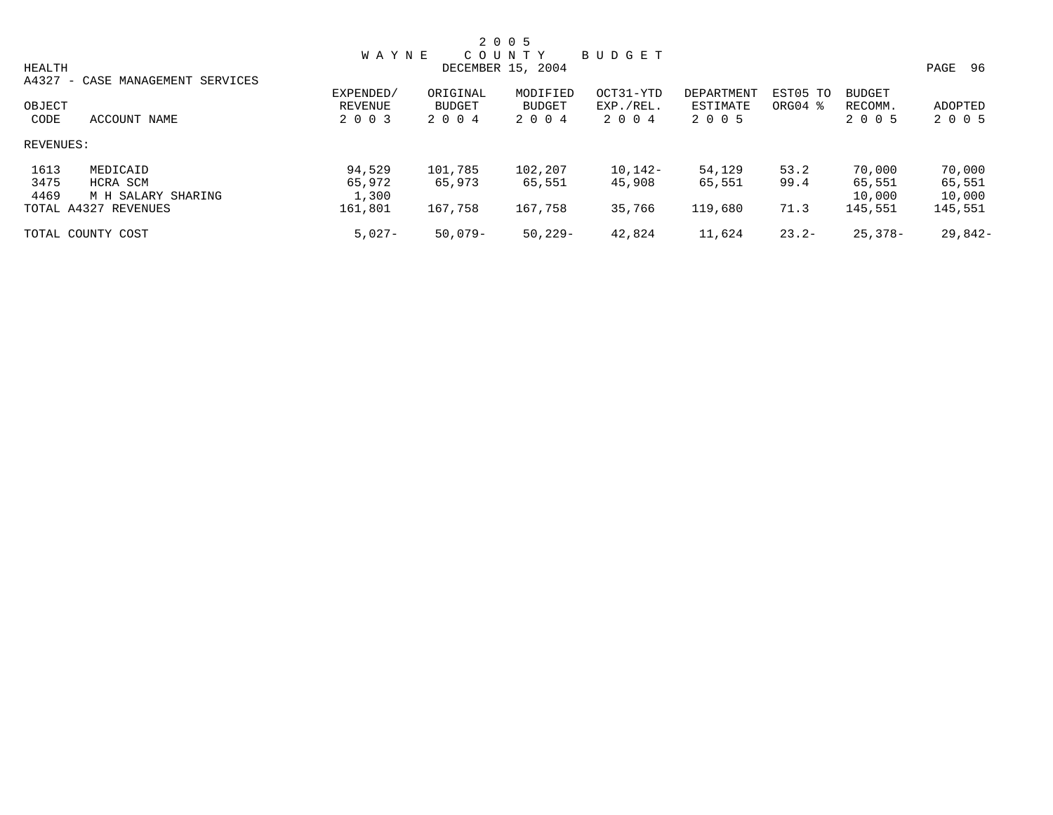# 2005 WAYNE COUNTY BUDGET

HEALTH — DECEMBER 15, 2004

## A4327 - CASE MANAGEMENT SERVICES

| OBJECT CODE | ACCOUNT NAME | EXPENDED/ REVENUE 2003 | ORIGINAL BUDGET 2004 | MODIFIED BUDGET 2004 | OCT31-YTD EXP./REL. 2004 | DEPARTMENT ESTIMATE 2005 | EST05 TO ORG04 % | BUDGET RECOMM. 2005 | ADOPTED 2005 |
|---|---|---|---|---|---|---|---|---|---|
| REVENUES: | | | | | | | | | |
| 1613 | MEDICAID | 94,529 | 101,785 | 102,207 | 10,142- | 54,129 | 53.2 | 70,000 | 70,000 |
| 3475 | HCRA SCM | 65,972 | 65,973 | 65,551 | 45,908 | 65,551 | 99.4 | 65,551 | 65,551 |
| 4469 | M H SALARY SHARING | 1,300 | | | | | | 10,000 | 10,000 |
| TOTAL A4327 REVENUES | | 161,801 | 167,758 | 167,758 | 35,766 | 119,680 | 71.3 | 145,551 | 145,551 |
| TOTAL COUNTY COST | | 5,027- | 50,079- | 50,229- | 42,824 | 11,624 | 23.2- | 25,378- | 29,842- |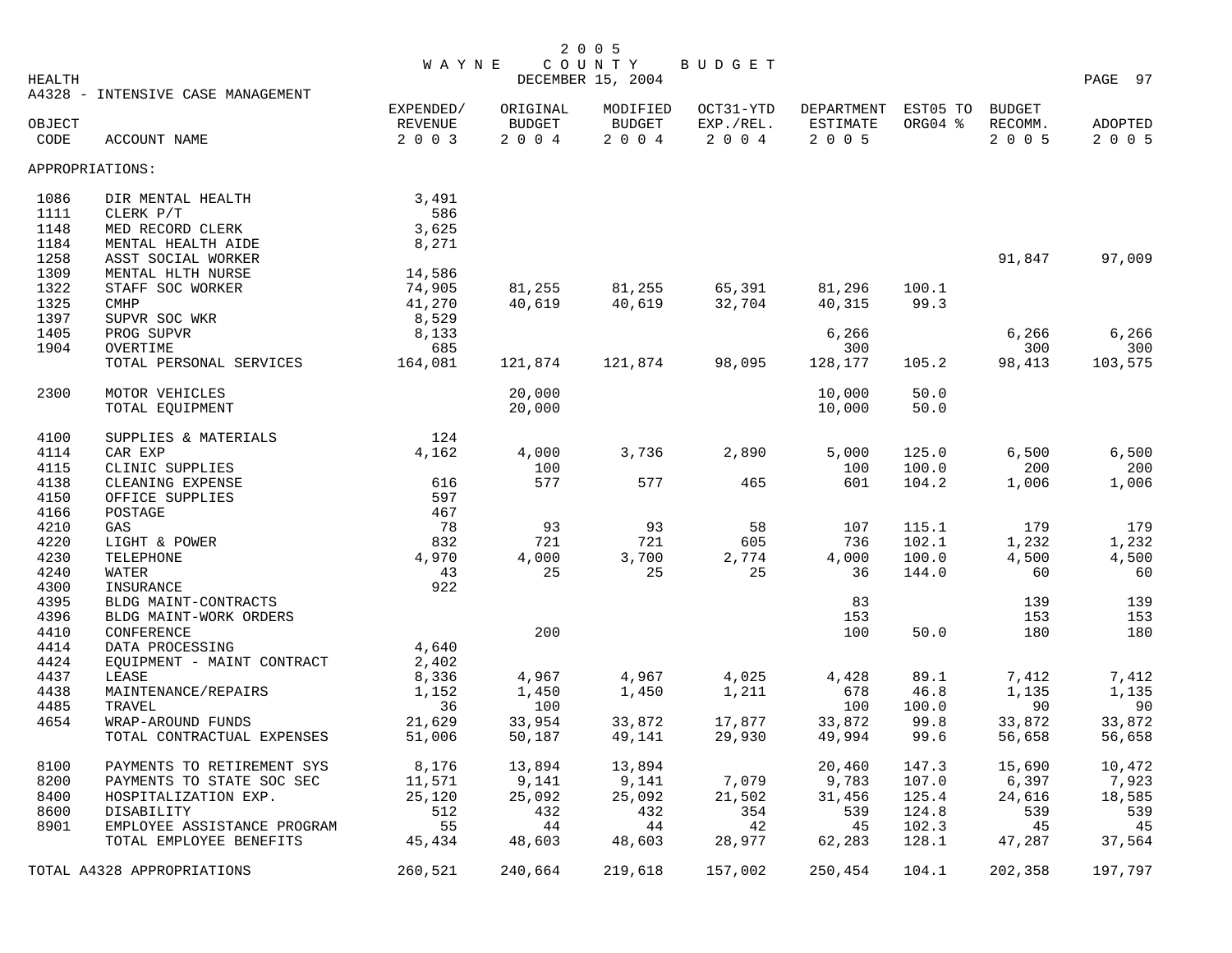2005 WAYNE COUNTY BUDGET

DECEMBER 15, 2004

HEALTH

A4328 - INTENSIVE CASE MANAGEMENT

| OBJECT CODE | ACCOUNT NAME | EXPENDED/ REVENUE 2003 | ORIGINAL BUDGET 2004 | MODIFIED BUDGET 2004 | OCT31-YTD EXP./REL. 2004 | DEPARTMENT ESTIMATE 2005 | EST05 TO ORG04 % | BUDGET RECOMM. 2005 | ADOPTED 2005 |
|---|---|---|---|---|---|---|---|---|---|
| APPROPRIATIONS: | | | | | | | | | |
| 1086 | DIR MENTAL HEALTH | 3,491 | | | | | | | |
| 1111 | CLERK P/T | 586 | | | | | | | |
| 1148 | MED RECORD CLERK | 3,625 | | | | | | | |
| 1184 | MENTAL HEALTH AIDE | 8,271 | | | | | | | |
| 1258 | ASST SOCIAL WORKER | | | | | | | 91,847 | 97,009 |
| 1309 | MENTAL HLTH NURSE | 14,586 | | | | | | | |
| 1322 | STAFF SOC WORKER | 74,905 | 81,255 | 81,255 | 65,391 | 81,296 | 100.1 | | |
| 1325 | CMHP | 41,270 | 40,619 | 40,619 | 32,704 | 40,315 | 99.3 | | |
| 1397 | SUPVR SOC WKR | 8,529 | | | | | | | |
| 1405 | PROG SUPVR | 8,133 | | | | 6,266 | | 6,266 | 6,266 |
| 1904 | OVERTIME | 685 | | | | 300 | | 300 | 300 |
| | TOTAL PERSONAL SERVICES | 164,081 | 121,874 | 121,874 | 98,095 | 128,177 | 105.2 | 98,413 | 103,575 |
| 2300 | MOTOR VEHICLES | | 20,000 | | | 10,000 | 50.0 | | |
| | TOTAL EQUIPMENT | | 20,000 | | | 10,000 | 50.0 | | |
| 4100 | SUPPLIES & MATERIALS | 124 | | | | | | | |
| 4114 | CAR EXP | 4,162 | 4,000 | 3,736 | 2,890 | 5,000 | 125.0 | 6,500 | 6,500 |
| 4115 | CLINIC SUPPLIES | | 100 | | | 100 | 100.0 | 200 | 200 |
| 4138 | CLEANING EXPENSE | 616 | 577 | 577 | 465 | 601 | 104.2 | 1,006 | 1,006 |
| 4150 | OFFICE SUPPLIES | 597 | | | | | | | |
| 4166 | POSTAGE | 467 | | | | | | | |
| 4210 | GAS | 78 | 93 | 93 | 58 | 107 | 115.1 | 179 | 179 |
| 4220 | LIGHT & POWER | 832 | 721 | 721 | 605 | 736 | 102.1 | 1,232 | 1,232 |
| 4230 | TELEPHONE | 4,970 | 4,000 | 3,700 | 2,774 | 4,000 | 100.0 | 4,500 | 4,500 |
| 4240 | WATER | 43 | 25 | 25 | 25 | 36 | 144.0 | 60 | 60 |
| 4300 | INSURANCE | 922 | | | | | | | |
| 4395 | BLDG MAINT-CONTRACTS | | | | | 83 | | 139 | 139 |
| 4396 | BLDG MAINT-WORK ORDERS | | | | | 153 | | 153 | 153 |
| 4410 | CONFERENCE | | 200 | | | 100 | 50.0 | 180 | 180 |
| 4414 | DATA PROCESSING | 4,640 | | | | | | | |
| 4424 | EQUIPMENT - MAINT CONTRACT | 2,402 | | | | | | | |
| 4437 | LEASE | 8,336 | 4,967 | 4,967 | 4,025 | 4,428 | 89.1 | 7,412 | 7,412 |
| 4438 | MAINTENANCE/REPAIRS | 1,152 | 1,450 | 1,450 | 1,211 | 678 | 46.8 | 1,135 | 1,135 |
| 4485 | TRAVEL | 36 | 100 | | | 100 | 100.0 | 90 | 90 |
| 4654 | WRAP-AROUND FUNDS | 21,629 | 33,954 | 33,872 | 17,877 | 33,872 | 99.8 | 33,872 | 33,872 |
| | TOTAL CONTRACTUAL EXPENSES | 51,006 | 50,187 | 49,141 | 29,930 | 49,994 | 99.6 | 56,658 | 56,658 |
| 8100 | PAYMENTS TO RETIREMENT SYS | 8,176 | 13,894 | 13,894 | | 20,460 | 147.3 | 15,690 | 10,472 |
| 8200 | PAYMENTS TO STATE SOC SEC | 11,571 | 9,141 | 9,141 | 7,079 | 9,783 | 107.0 | 6,397 | 7,923 |
| 8400 | HOSPITALIZATION EXP. | 25,120 | 25,092 | 25,092 | 21,502 | 31,456 | 125.4 | 24,616 | 18,585 |
| 8600 | DISABILITY | 512 | 432 | 432 | 354 | 539 | 124.8 | 539 | 539 |
| 8901 | EMPLOYEE ASSISTANCE PROGRAM | 55 | 44 | 44 | 42 | 45 | 102.3 | 45 | 45 |
| | TOTAL EMPLOYEE BENEFITS | 45,434 | 48,603 | 48,603 | 28,977 | 62,283 | 128.1 | 47,287 | 37,564 |
| TOTAL A4328 APPROPRIATIONS | | 260,521 | 240,664 | 219,618 | 157,002 | 250,454 | 104.1 | 202,358 | 197,797 |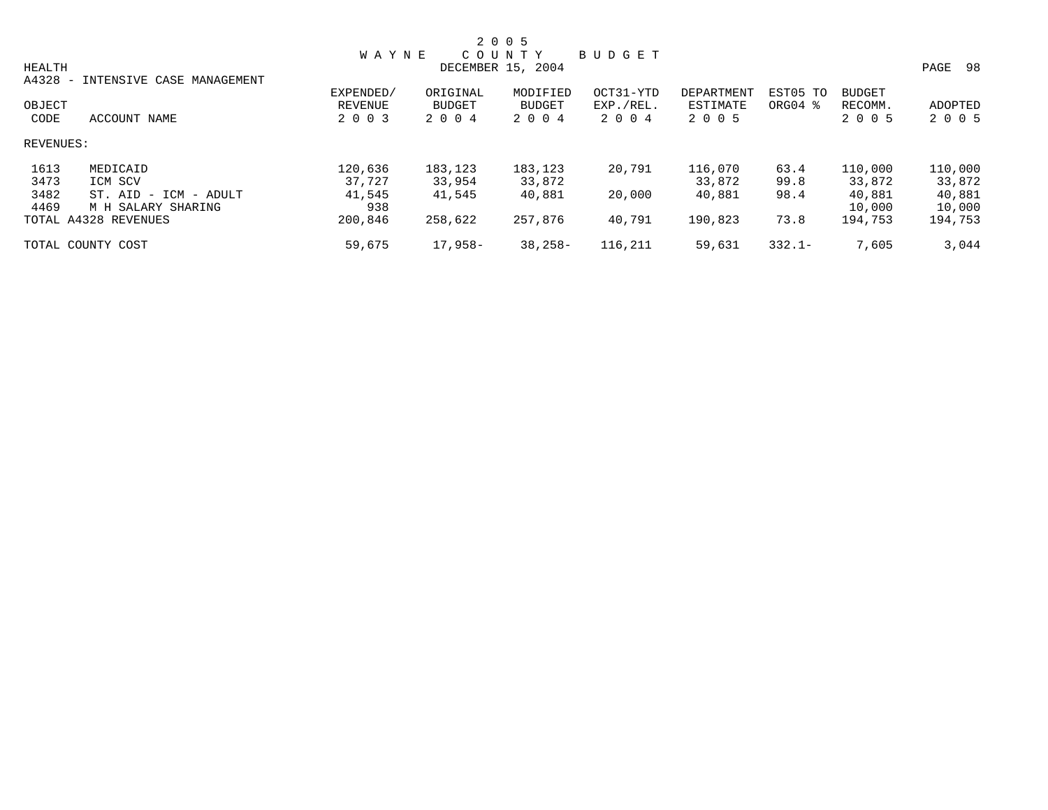# 2005 WAYNE COUNTY BUDGET

HEALTH — DECEMBER 15, 2004

A4328 - INTENSIVE CASE MANAGEMENT

| OBJECT CODE | ACCOUNT NAME | EXPENDED/ REVENUE 2003 | ORIGINAL BUDGET 2004 | MODIFIED BUDGET 2004 | OCT31-YTD EXP./REL. 2004 | DEPARTMENT ESTIMATE 2005 | EST05 TO ORG04 % | BUDGET RECOMM. 2005 | ADOPTED 2005 |
|---|---|---|---|---|---|---|---|---|---|
| REVENUES: | | | | | | | | | |
| 1613 | MEDICAID | 120,636 | 183,123 | 183,123 | 20,791 | 116,070 | 63.4 | 110,000 | 110,000 |
| 3473 | ICM SCV | 37,727 | 33,954 | 33,872 | | 33,872 | 99.8 | 33,872 | 33,872 |
| 3482 | ST. AID - ICM - ADULT | 41,545 | 41,545 | 40,881 | 20,000 | 40,881 | 98.4 | 40,881 | 40,881 |
| 4469 | M H SALARY SHARING | 938 | | | | | | 10,000 | 10,000 |
| TOTAL A4328 REVENUES | | 200,846 | 258,622 | 257,876 | 40,791 | 190,823 | 73.8 | 194,753 | 194,753 |
| TOTAL COUNTY COST | | 59,675 | 17,958- | 38,258- | 116,211 | 59,631 | 332.1- | 7,605 | 3,044 |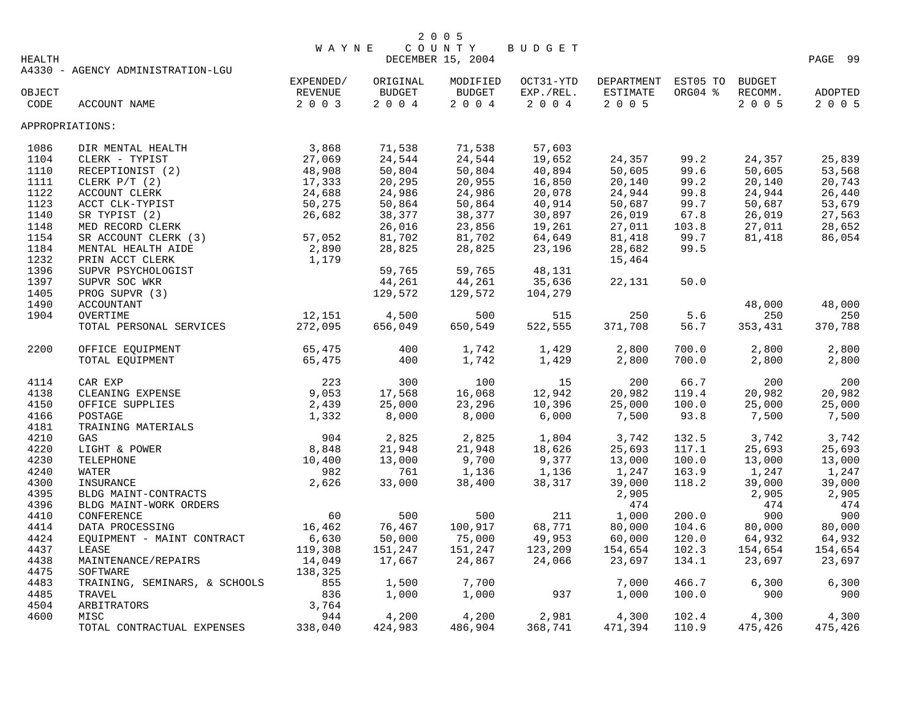# 2005 WAYNE COUNTY BUDGET

DECEMBER 15, 2004

HEALTH

A4330 - AGENCY ADMINISTRATION-LGU

| OBJECT CODE | ACCOUNT NAME | EXPENDED/ REVENUE 2003 | ORIGINAL BUDGET 2004 | MODIFIED BUDGET 2004 | OCT31-YTD EXP./REL. 2004 | DEPARTMENT ESTIMATE 2005 | EST05 TO ORG04 % | BUDGET RECOMM. 2005 | ADOPTED 2005 |
|---|---|---|---|---|---|---|---|---|---|
| APPROPRIATIONS: | | | | | | | | | |
| 1086 | DIR MENTAL HEALTH | 3,868 | 71,538 | 71,538 | 57,603 | | | | |
| 1104 | CLERK - TYPIST | 27,069 | 24,544 | 24,544 | 19,652 | 24,357 | 99.2 | 24,357 | 25,839 |
| 1110 | RECEPTIONIST (2) | 48,908 | 50,804 | 50,804 | 40,894 | 50,605 | 99.6 | 50,605 | 53,568 |
| 1111 | CLERK P/T (2) | 17,333 | 20,295 | 20,955 | 16,850 | 20,140 | 99.2 | 20,140 | 20,743 |
| 1122 | ACCOUNT CLERK | 24,688 | 24,986 | 24,986 | 20,078 | 24,944 | 99.8 | 24,944 | 26,440 |
| 1123 | ACCT CLK-TYPIST | 50,275 | 50,864 | 50,864 | 40,914 | 50,687 | 99.7 | 50,687 | 53,679 |
| 1140 | SR TYPIST (2) | 26,682 | 38,377 | 38,377 | 30,897 | 26,019 | 67.8 | 26,019 | 27,563 |
| 1148 | MED RECORD CLERK | | 26,016 | 23,856 | 19,261 | 27,011 | 103.8 | 27,011 | 28,652 |
| 1154 | SR ACCOUNT CLERK (3) | 57,052 | 81,702 | 81,702 | 64,649 | 81,418 | 99.7 | 81,418 | 86,054 |
| 1184 | MENTAL HEALTH AIDE | 2,890 | 28,825 | 28,825 | 23,196 | 28,682 | 99.5 | | |
| 1232 | PRIN ACCT CLERK | 1,179 | | | | 15,464 | | | |
| 1396 | SUPVR PSYCHOLOGIST | | 59,765 | 59,765 | 48,131 | | | | |
| 1397 | SUPVR SOC WKR | | 44,261 | 44,261 | 35,636 | 22,131 | 50.0 | | |
| 1405 | PROG SUPVR (3) | | 129,572 | 129,572 | 104,279 | | | | |
| 1490 | ACCOUNTANT | | | | | | | 48,000 | 48,000 |
| 1904 | OVERTIME | 12,151 | 4,500 | 500 | 515 | 250 | 5.6 | 250 | 250 |
| | TOTAL PERSONAL SERVICES | 272,095 | 656,049 | 650,549 | 522,555 | 371,708 | 56.7 | 353,431 | 370,788 |
| 2200 | OFFICE EQUIPMENT | 65,475 | 400 | 1,742 | 1,429 | 2,800 | 700.0 | 2,800 | 2,800 |
| | TOTAL EQUIPMENT | 65,475 | 400 | 1,742 | 1,429 | 2,800 | 700.0 | 2,800 | 2,800 |
| 4114 | CAR EXP | 223 | 300 | 100 | 15 | 200 | 66.7 | 200 | 200 |
| 4138 | CLEANING EXPENSE | 9,053 | 17,568 | 16,068 | 12,942 | 20,982 | 119.4 | 20,982 | 20,982 |
| 4150 | OFFICE SUPPLIES | 2,439 | 25,000 | 23,296 | 10,396 | 25,000 | 100.0 | 25,000 | 25,000 |
| 4166 | POSTAGE | 1,332 | 8,000 | 8,000 | 6,000 | 7,500 | 93.8 | 7,500 | 7,500 |
| 4181 | TRAINING MATERIALS | | | | | | | | |
| 4210 | GAS | 904 | 2,825 | 2,825 | 1,804 | 3,742 | 132.5 | 3,742 | 3,742 |
| 4220 | LIGHT & POWER | 8,848 | 21,948 | 21,948 | 18,626 | 25,693 | 117.1 | 25,693 | 25,693 |
| 4230 | TELEPHONE | 10,400 | 13,000 | 9,700 | 9,377 | 13,000 | 100.0 | 13,000 | 13,000 |
| 4240 | WATER | 982 | 761 | 1,136 | 1,136 | 1,247 | 163.9 | 1,247 | 1,247 |
| 4300 | INSURANCE | 2,626 | 33,000 | 38,400 | 38,317 | 39,000 | 118.2 | 39,000 | 39,000 |
| 4395 | BLDG MAINT-CONTRACTS | | | | | 2,905 | | 2,905 | 2,905 |
| 4396 | BLDG MAINT-WORK ORDERS | | | | | 474 | | 474 | 474 |
| 4410 | CONFERENCE | 60 | 500 | 500 | 211 | 1,000 | 200.0 | 900 | 900 |
| 4414 | DATA PROCESSING | 16,462 | 76,467 | 100,917 | 68,771 | 80,000 | 104.6 | 80,000 | 80,000 |
| 4424 | EQUIPMENT - MAINT CONTRACT | 6,630 | 50,000 | 75,000 | 49,953 | 60,000 | 120.0 | 64,932 | 64,932 |
| 4437 | LEASE | 119,308 | 151,247 | 151,247 | 123,209 | 154,654 | 102.3 | 154,654 | 154,654 |
| 4438 | MAINTENANCE/REPAIRS | 14,049 | 17,667 | 24,867 | 24,066 | 23,697 | 134.1 | 23,697 | 23,697 |
| 4475 | SOFTWARE | 138,325 | | | | | | | |
| 4483 | TRAINING, SEMINARS, & SCHOOLS | 855 | 1,500 | 7,700 | | 7,000 | 466.7 | 6,300 | 6,300 |
| 4485 | TRAVEL | 836 | 1,000 | 1,000 | 937 | 1,000 | 100.0 | 900 | 900 |
| 4504 | ARBITRATORS | 3,764 | | | | | | | |
| 4600 | MISC | 944 | 4,200 | 4,200 | 2,981 | 4,300 | 102.4 | 4,300 | 4,300 |
| | TOTAL CONTRACTUAL EXPENSES | 338,040 | 424,983 | 486,904 | 368,741 | 471,394 | 110.9 | 475,426 | 475,426 |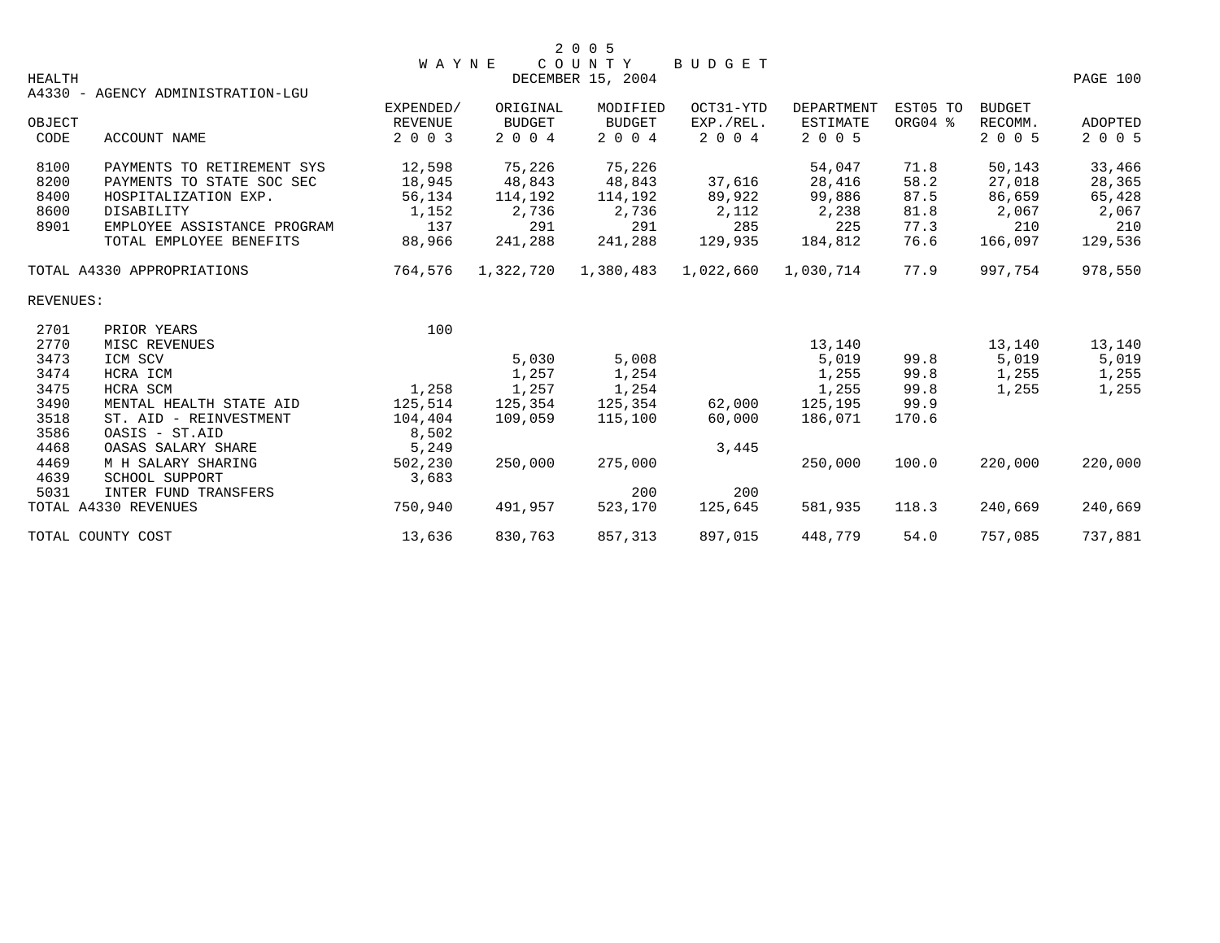# 2005 WAYNE COUNTY BUDGET

DECEMBER 15, 2004

HEALTH

A4330 - AGENCY ADMINISTRATION-LGU

| OBJECT CODE | ACCOUNT NAME | EXPENDED/ REVENUE 2003 | ORIGINAL BUDGET 2004 | MODIFIED BUDGET 2004 | OCT31-YTD EXP./REL. 2004 | DEPARTMENT ESTIMATE 2005 | EST05 TO ORG04 % | BUDGET RECOMM. 2005 | ADOPTED 2005 |
|---|---|---|---|---|---|---|---|---|---|
| 8100 | PAYMENTS TO RETIREMENT SYS | 12,598 | 75,226 | 75,226 | | 54,047 | 71.8 | 50,143 | 33,466 |
| 8200 | PAYMENTS TO STATE SOC SEC | 18,945 | 48,843 | 48,843 | 37,616 | 28,416 | 58.2 | 27,018 | 28,365 |
| 8400 | HOSPITALIZATION EXP. | 56,134 | 114,192 | 114,192 | 89,922 | 99,886 | 87.5 | 86,659 | 65,428 |
| 8600 | DISABILITY | 1,152 | 2,736 | 2,736 | 2,112 | 2,238 | 81.8 | 2,067 | 2,067 |
| 8901 | EMPLOYEE ASSISTANCE PROGRAM | 137 | 291 | 291 | 285 | 225 | 77.3 | 210 | 210 |
| | TOTAL EMPLOYEE BENEFITS | 88,966 | 241,288 | 241,288 | 129,935 | 184,812 | 76.6 | 166,097 | 129,536 |
| | | | | | | | | | |
| TOTAL A4330 APPROPRIATIONS | | 764,576 | 1,322,720 | 1,380,483 | 1,022,660 | 1,030,714 | 77.9 | 997,754 | 978,550 |
| | | | | | | | | | |
| REVENUES: | | | | | | | | | |
| 2701 | PRIOR YEARS | 100 | | | | | | | |
| 2770 | MISC REVENUES | | | | | 13,140 | | 13,140 | 13,140 |
| 3473 | ICM SCV | | 5,030 | 5,008 | | 5,019 | 99.8 | 5,019 | 5,019 |
| 3474 | HCRA ICM | | 1,257 | 1,254 | | 1,255 | 99.8 | 1,255 | 1,255 |
| 3475 | HCRA SCM | 1,258 | 1,257 | 1,254 | | 1,255 | 99.8 | 1,255 | 1,255 |
| 3490 | MENTAL HEALTH STATE AID | 125,514 | 125,354 | 125,354 | 62,000 | 125,195 | 99.9 | | |
| 3518 | ST. AID - REINVESTMENT | 104,404 | 109,059 | 115,100 | 60,000 | 186,071 | 170.6 | | |
| 3586 | OASIS - ST.AID | 8,502 | | | | | | | |
| 4468 | OASAS SALARY SHARE | 5,249 | | | 3,445 | | | | |
| 4469 | M H SALARY SHARING | 502,230 | 250,000 | 275,000 | | 250,000 | 100.0 | 220,000 | 220,000 |
| 4639 | SCHOOL SUPPORT | 3,683 | | | | | | | |
| 5031 | INTER FUND TRANSFERS | | | 200 | 200 | | | | |
| TOTAL A4330 REVENUES | | 750,940 | 491,957 | 523,170 | 125,645 | 581,935 | 118.3 | 240,669 | 240,669 |
| | | | | | | | | | |
| TOTAL COUNTY COST | | 13,636 | 830,763 | 857,313 | 897,015 | 448,779 | 54.0 | 757,085 | 737,881 |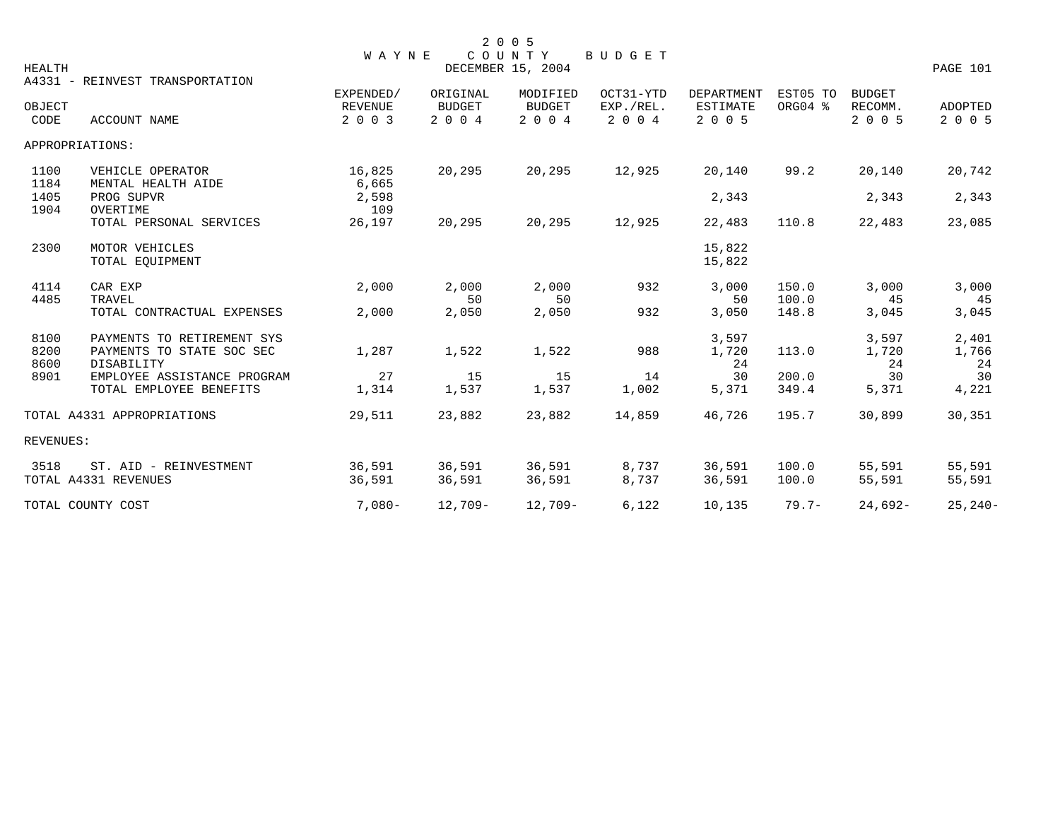2005 WAYNE COUNTY BUDGET
DECEMBER 15, 2004

HEALTH

A4331 - REINVEST TRANSPORTATION

| OBJECT CODE | ACCOUNT NAME | EXPENDED/ REVENUE 2003 | ORIGINAL BUDGET 2004 | MODIFIED BUDGET 2004 | OCT31-YTD EXP./REL. 2004 | DEPARTMENT ESTIMATE 2005 | EST05 TO ORG04 % | BUDGET RECOMM. 2005 | ADOPTED 2005 |
|---|---|---|---|---|---|---|---|---|---|
| APPROPRIATIONS: | | | | | | | | | |
| 1100 | VEHICLE OPERATOR | 16,825 | 20,295 | 20,295 | 12,925 | 20,140 | 99.2 | 20,140 | 20,742 |
| 1184 | MENTAL HEALTH AIDE | 6,665 | | | | | | | |
| 1405 | PROG SUPVR | 2,598 | | | | 2,343 | | 2,343 | 2,343 |
| 1904 | OVERTIME | 109 | | | | | | | |
| | TOTAL PERSONAL SERVICES | 26,197 | 20,295 | 20,295 | 12,925 | 22,483 | 110.8 | 22,483 | 23,085 |
| 2300 | MOTOR VEHICLES | | | | | 15,822 | | | |
| | TOTAL EQUIPMENT | | | | | 15,822 | | | |
| 4114 | CAR EXP | 2,000 | 2,000 | 2,000 | 932 | 3,000 | 150.0 | 3,000 | 3,000 |
| 4485 | TRAVEL | | 50 | 50 | | 50 | 100.0 | 45 | 45 |
| | TOTAL CONTRACTUAL EXPENSES | 2,000 | 2,050 | 2,050 | 932 | 3,050 | 148.8 | 3,045 | 3,045 |
| 8100 | PAYMENTS TO RETIREMENT SYS | | | | | 3,597 | | 3,597 | 2,401 |
| 8200 | PAYMENTS TO STATE SOC SEC | 1,287 | 1,522 | 1,522 | 988 | 1,720 | 113.0 | 1,720 | 1,766 |
| 8600 | DISABILITY | | | | | 24 | | 24 | 24 |
| 8901 | EMPLOYEE ASSISTANCE PROGRAM | 27 | 15 | 15 | 14 | 30 | 200.0 | 30 | 30 |
| | TOTAL EMPLOYEE BENEFITS | 1,314 | 1,537 | 1,537 | 1,002 | 5,371 | 349.4 | 5,371 | 4,221 |
| TOTAL A4331 APPROPRIATIONS | | 29,511 | 23,882 | 23,882 | 14,859 | 46,726 | 195.7 | 30,899 | 30,351 |
| REVENUES: | | | | | | | | | |
| 3518 | ST. AID - REINVESTMENT | 36,591 | 36,591 | 36,591 | 8,737 | 36,591 | 100.0 | 55,591 | 55,591 |
| TOTAL A4331 REVENUES | | 36,591 | 36,591 | 36,591 | 8,737 | 36,591 | 100.0 | 55,591 | 55,591 |
| TOTAL COUNTY COST | | 7,080- | 12,709- | 12,709- | 6,122 | 10,135 | 79.7- | 24,692- | 25,240- |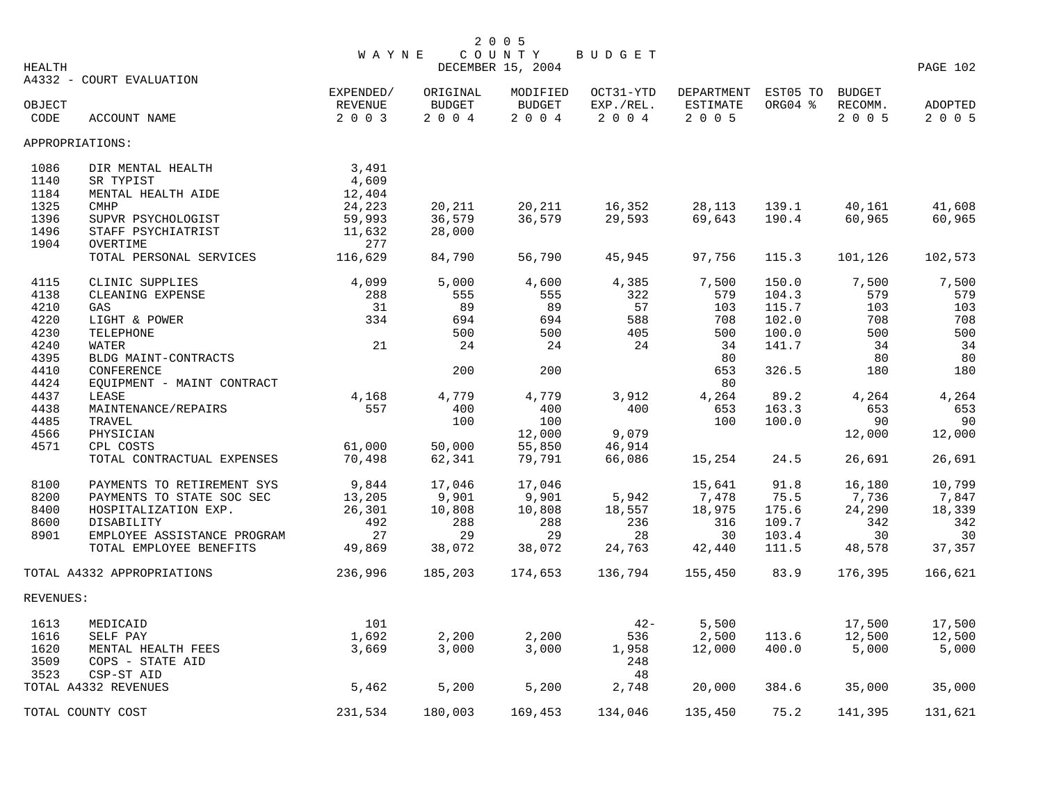# 2005 WAYNE COUNTY BUDGET

HEALTH — DECEMBER 15, 2004

## A4332 - COURT EVALUATION

| OBJECT CODE | ACCOUNT NAME | EXPENDED/ REVENUE 2003 | ORIGINAL BUDGET 2004 | MODIFIED BUDGET 2004 | OCT31-YTD EXP./REL. 2004 | DEPARTMENT ESTIMATE 2005 | EST05 TO ORG04 % | BUDGET RECOMM. 2005 | ADOPTED 2005 |
|---|---|---|---|---|---|---|---|---|---|
| APPROPRIATIONS: | | | | | | | | | |
| 1086 | DIR MENTAL HEALTH | 3,491 | | | | | | | |
| 1140 | SR TYPIST | 4,609 | | | | | | | |
| 1184 | MENTAL HEALTH AIDE | 12,404 | | | | | | | |
| 1325 | CMHP | 24,223 | 20,211 | 20,211 | 16,352 | 28,113 | 139.1 | 40,161 | 41,608 |
| 1396 | SUPVR PSYCHOLOGIST | 59,993 | 36,579 | 36,579 | 29,593 | 69,643 | 190.4 | 60,965 | 60,965 |
| 1496 | STAFF PSYCHIATRIST | 11,632 | 28,000 | | | | | | |
| 1904 | OVERTIME | 277 | | | | | | | |
| | TOTAL PERSONAL SERVICES | 116,629 | 84,790 | 56,790 | 45,945 | 97,756 | 115.3 | 101,126 | 102,573 |
| 4115 | CLINIC SUPPLIES | 4,099 | 5,000 | 4,600 | 4,385 | 7,500 | 150.0 | 7,500 | 7,500 |
| 4138 | CLEANING EXPENSE | 288 | 555 | 555 | 322 | 579 | 104.3 | 579 | 579 |
| 4210 | GAS | 31 | 89 | 89 | 57 | 103 | 115.7 | 103 | 103 |
| 4220 | LIGHT & POWER | 334 | 694 | 694 | 588 | 708 | 102.0 | 708 | 708 |
| 4230 | TELEPHONE | | 500 | 500 | 405 | 500 | 100.0 | 500 | 500 |
| 4240 | WATER | 21 | 24 | 24 | 24 | 34 | 141.7 | 34 | 34 |
| 4395 | BLDG MAINT-CONTRACTS | | | | | 80 | | 80 | 80 |
| 4410 | CONFERENCE | | 200 | 200 | | 653 | 326.5 | 180 | 180 |
| 4424 | EQUIPMENT - MAINT CONTRACT | | | | | 80 | | | |
| 4437 | LEASE | 4,168 | 4,779 | 4,779 | 3,912 | 4,264 | 89.2 | 4,264 | 4,264 |
| 4438 | MAINTENANCE/REPAIRS | 557 | 400 | 400 | 400 | 653 | 163.3 | 653 | 653 |
| 4485 | TRAVEL | | 100 | 100 | | 100 | 100.0 | 90 | 90 |
| 4566 | PHYSICIAN | | | 12,000 | 9,079 | | | 12,000 | 12,000 |
| 4571 | CPL COSTS | 61,000 | 50,000 | 55,850 | 46,914 | | | | |
| | TOTAL CONTRACTUAL EXPENSES | 70,498 | 62,341 | 79,791 | 66,086 | 15,254 | 24.5 | 26,691 | 26,691 |
| 8100 | PAYMENTS TO RETIREMENT SYS | 9,844 | 17,046 | 17,046 | | 15,641 | 91.8 | 16,180 | 10,799 |
| 8200 | PAYMENTS TO STATE SOC SEC | 13,205 | 9,901 | 9,901 | 5,942 | 7,478 | 75.5 | 7,736 | 7,847 |
| 8400 | HOSPITALIZATION EXP. | 26,301 | 10,808 | 10,808 | 18,557 | 18,975 | 175.6 | 24,290 | 18,339 |
| 8600 | DISABILITY | 492 | 288 | 288 | 236 | 316 | 109.7 | 342 | 342 |
| 8901 | EMPLOYEE ASSISTANCE PROGRAM | 27 | 29 | 29 | 28 | 30 | 103.4 | 30 | 30 |
| | TOTAL EMPLOYEE BENEFITS | 49,869 | 38,072 | 38,072 | 24,763 | 42,440 | 111.5 | 48,578 | 37,357 |
| TOTAL A4332 APPROPRIATIONS | | 236,996 | 185,203 | 174,653 | 136,794 | 155,450 | 83.9 | 176,395 | 166,621 |
| REVENUES: | | | | | | | | | |
| 1613 | MEDICAID | 101 | | | 42- | 5,500 | | 17,500 | 17,500 |
| 1616 | SELF PAY | 1,692 | 2,200 | 2,200 | 536 | 2,500 | 113.6 | 12,500 | 12,500 |
| 1620 | MENTAL HEALTH FEES | 3,669 | 3,000 | 3,000 | 1,958 | 12,000 | 400.0 | 5,000 | 5,000 |
| 3509 | COPS - STATE AID | | | | 248 | | | | |
| 3523 | CSP-ST AID | | | | 48 | | | | |
| TOTAL A4332 REVENUES | | 5,462 | 5,200 | 5,200 | 2,748 | 20,000 | 384.6 | 35,000 | 35,000 |
| TOTAL COUNTY COST | | 231,534 | 180,003 | 169,453 | 134,046 | 135,450 | 75.2 | 141,395 | 131,621 |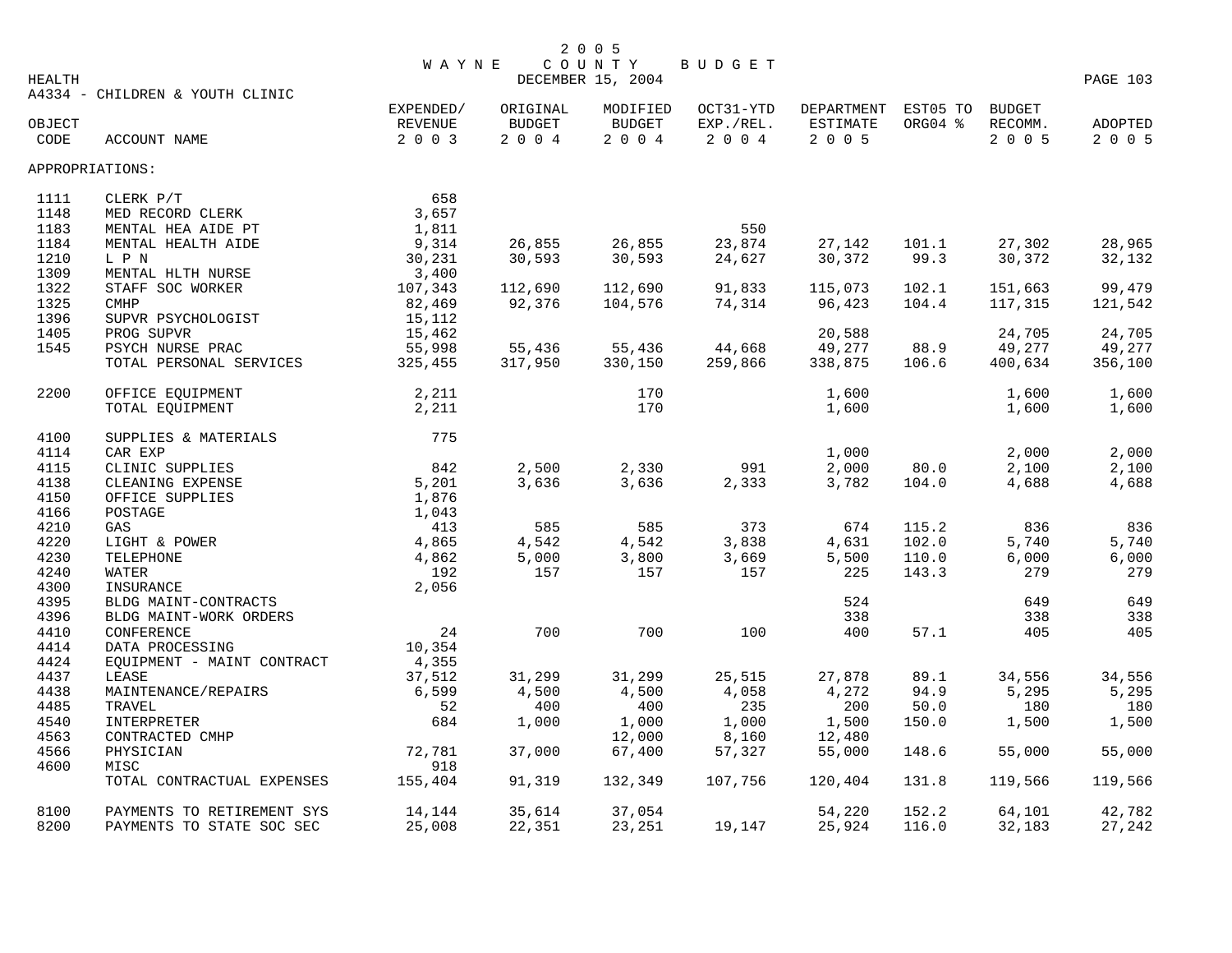# 2005 WAYNE COUNTY BUDGET

DECEMBER 15, 2004

HEALTH

A4334 - CHILDREN & YOUTH CLINIC

| OBJECT CODE | ACCOUNT NAME | EXPENDED/ REVENUE 2003 | ORIGINAL BUDGET 2004 | MODIFIED BUDGET 2004 | OCT31-YTD EXP./REL. 2004 | DEPARTMENT ESTIMATE 2005 | EST05 TO ORG04 % | BUDGET RECOMM. 2005 | ADOPTED 2005 |
|---|---|---|---|---|---|---|---|---|---|
| APPROPRIATIONS: | | | | | | | | | |
| 1111 | CLERK P/T | 658 | | | | | | | |
| 1148 | MED RECORD CLERK | 3,657 | | | | | | | |
| 1183 | MENTAL HEA AIDE PT | 1,811 | | | 550 | | | | |
| 1184 | MENTAL HEALTH AIDE | 9,314 | 26,855 | 26,855 | 23,874 | 27,142 | 101.1 | 27,302 | 28,965 |
| 1210 | L P N | 30,231 | 30,593 | 30,593 | 24,627 | 30,372 | 99.3 | 30,372 | 32,132 |
| 1309 | MENTAL HLTH NURSE | 3,400 | | | | | | | |
| 1322 | STAFF SOC WORKER | 107,343 | 112,690 | 112,690 | 91,833 | 115,073 | 102.1 | 151,663 | 99,479 |
| 1325 | CMHP | 82,469 | 92,376 | 104,576 | 74,314 | 96,423 | 104.4 | 117,315 | 121,542 |
| 1396 | SUPVR PSYCHOLOGIST | 15,112 | | | | | | | |
| 1405 | PROG SUPVR | 15,462 | | | | 20,588 | | 24,705 | 24,705 |
| 1545 | PSYCH NURSE PRAC | 55,998 | 55,436 | 55,436 | 44,668 | 49,277 | 88.9 | 49,277 | 49,277 |
| | TOTAL PERSONAL SERVICES | 325,455 | 317,950 | 330,150 | 259,866 | 338,875 | 106.6 | 400,634 | 356,100 |
| 2200 | OFFICE EQUIPMENT | 2,211 | | 170 | | 1,600 | | 1,600 | 1,600 |
| | TOTAL EQUIPMENT | 2,211 | | 170 | | 1,600 | | 1,600 | 1,600 |
| 4100 | SUPPLIES & MATERIALS | 775 | | | | | | | |
| 4114 | CAR EXP | | | | | 1,000 | | 2,000 | 2,000 |
| 4115 | CLINIC SUPPLIES | 842 | 2,500 | 2,330 | 991 | 2,000 | 80.0 | 2,100 | 2,100 |
| 4138 | CLEANING EXPENSE | 5,201 | 3,636 | 3,636 | 2,333 | 3,782 | 104.0 | 4,688 | 4,688 |
| 4150 | OFFICE SUPPLIES | 1,876 | | | | | | | |
| 4166 | POSTAGE | 1,043 | | | | | | | |
| 4210 | GAS | 413 | 585 | 585 | 373 | 674 | 115.2 | 836 | 836 |
| 4220 | LIGHT & POWER | 4,865 | 4,542 | 4,542 | 3,838 | 4,631 | 102.0 | 5,740 | 5,740 |
| 4230 | TELEPHONE | 4,862 | 5,000 | 3,800 | 3,669 | 5,500 | 110.0 | 6,000 | 6,000 |
| 4240 | WATER | 192 | 157 | 157 | 157 | 225 | 143.3 | 279 | 279 |
| 4300 | INSURANCE | 2,056 | | | | | | | |
| 4395 | BLDG MAINT-CONTRACTS | | | | | 524 | | 649 | 649 |
| 4396 | BLDG MAINT-WORK ORDERS | | | | | 338 | | 338 | 338 |
| 4410 | CONFERENCE | 24 | 700 | 700 | 100 | 400 | 57.1 | 405 | 405 |
| 4414 | DATA PROCESSING | 10,354 | | | | | | | |
| 4424 | EQUIPMENT - MAINT CONTRACT | 4,355 | | | | | | | |
| 4437 | LEASE | 37,512 | 31,299 | 31,299 | 25,515 | 27,878 | 89.1 | 34,556 | 34,556 |
| 4438 | MAINTENANCE/REPAIRS | 6,599 | 4,500 | 4,500 | 4,058 | 4,272 | 94.9 | 5,295 | 5,295 |
| 4485 | TRAVEL | 52 | 400 | 400 | 235 | 200 | 50.0 | 180 | 180 |
| 4540 | INTERPRETER | 684 | 1,000 | 1,000 | 1,000 | 1,500 | 150.0 | 1,500 | 1,500 |
| 4563 | CONTRACTED CMHP | | | 12,000 | 8,160 | 12,480 | | | |
| 4566 | PHYSICIAN | 72,781 | 37,000 | 67,400 | 57,327 | 55,000 | 148.6 | 55,000 | 55,000 |
| 4600 | MISC | 918 | | | | | | | |
| | TOTAL CONTRACTUAL EXPENSES | 155,404 | 91,319 | 132,349 | 107,756 | 120,404 | 131.8 | 119,566 | 119,566 |
| 8100 | PAYMENTS TO RETIREMENT SYS | 14,144 | 35,614 | 37,054 | | 54,220 | 152.2 | 64,101 | 42,782 |
| 8200 | PAYMENTS TO STATE SOC SEC | 25,008 | 22,351 | 23,251 | 19,147 | 25,924 | 116.0 | 32,183 | 27,242 |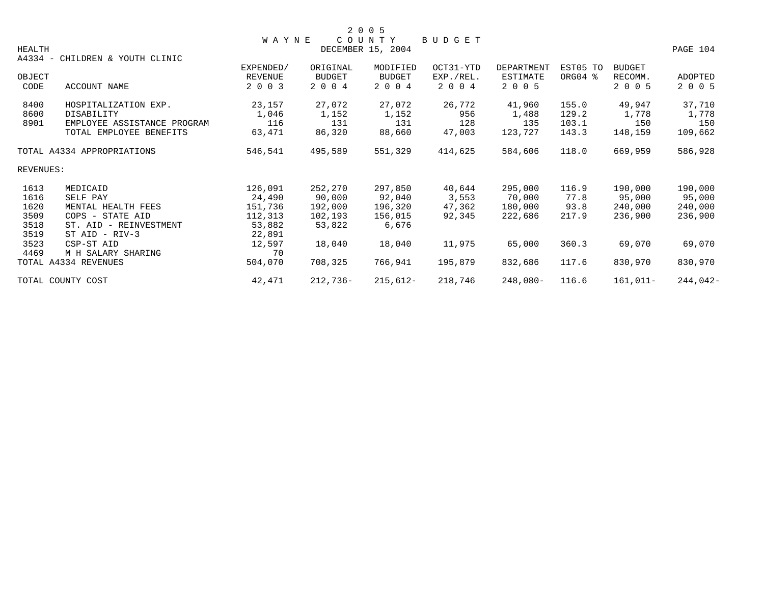# 2005 WAYNE COUNTY BUDGET

DECEMBER 15, 2004

HEALTH

A4334 - CHILDREN & YOUTH CLINIC

| OBJECT CODE | ACCOUNT NAME | EXPENDED/ REVENUE 2003 | ORIGINAL BUDGET 2004 | MODIFIED BUDGET 2004 | OCT31-YTD EXP./REL. 2004 | DEPARTMENT ESTIMATE 2005 | EST05 TO ORG04 % | BUDGET RECOMM. 2005 | ADOPTED 2005 |
|---|---|---|---|---|---|---|---|---|---|
| 8400 | HOSPITALIZATION EXP. | 23,157 | 27,072 | 27,072 | 26,772 | 41,960 | 155.0 | 49,947 | 37,710 |
| 8600 | DISABILITY | 1,046 | 1,152 | 1,152 | 956 | 1,488 | 129.2 | 1,778 | 1,778 |
| 8901 | EMPLOYEE ASSISTANCE PROGRAM | 116 | 131 | 131 | 128 | 135 | 103.1 | 150 | 150 |
| | TOTAL EMPLOYEE BENEFITS | 63,471 | 86,320 | 88,660 | 47,003 | 123,727 | 143.3 | 148,159 | 109,662 |
| | TOTAL A4334 APPROPRIATIONS | 546,541 | 495,589 | 551,329 | 414,625 | 584,606 | 118.0 | 669,959 | 586,928 |
| REVENUES: | | | | | | | | | |
| 1613 | MEDICAID | 126,091 | 252,270 | 297,850 | 40,644 | 295,000 | 116.9 | 190,000 | 190,000 |
| 1616 | SELF PAY | 24,490 | 90,000 | 92,040 | 3,553 | 70,000 | 77.8 | 95,000 | 95,000 |
| 1620 | MENTAL HEALTH FEES | 151,736 | 192,000 | 196,320 | 47,362 | 180,000 | 93.8 | 240,000 | 240,000 |
| 3509 | COPS - STATE AID | 112,313 | 102,193 | 156,015 | 92,345 | 222,686 | 217.9 | 236,900 | 236,900 |
| 3518 | ST. AID - REINVESTMENT | 53,882 | 53,822 | 6,676 | | | | | |
| 3519 | ST AID - RIV-3 | 22,891 | | | | | | | |
| 3523 | CSP-ST AID | 12,597 | 18,040 | 18,040 | 11,975 | 65,000 | 360.3 | 69,070 | 69,070 |
| 4469 | M H SALARY SHARING | 70 | | | | | | | |
| | TOTAL A4334 REVENUES | 504,070 | 708,325 | 766,941 | 195,879 | 832,686 | 117.6 | 830,970 | 830,970 |
| | TOTAL COUNTY COST | 42,471 | 212,736- | 215,612- | 218,746 | 248,080- | 116.6 | 161,011- | 244,042- |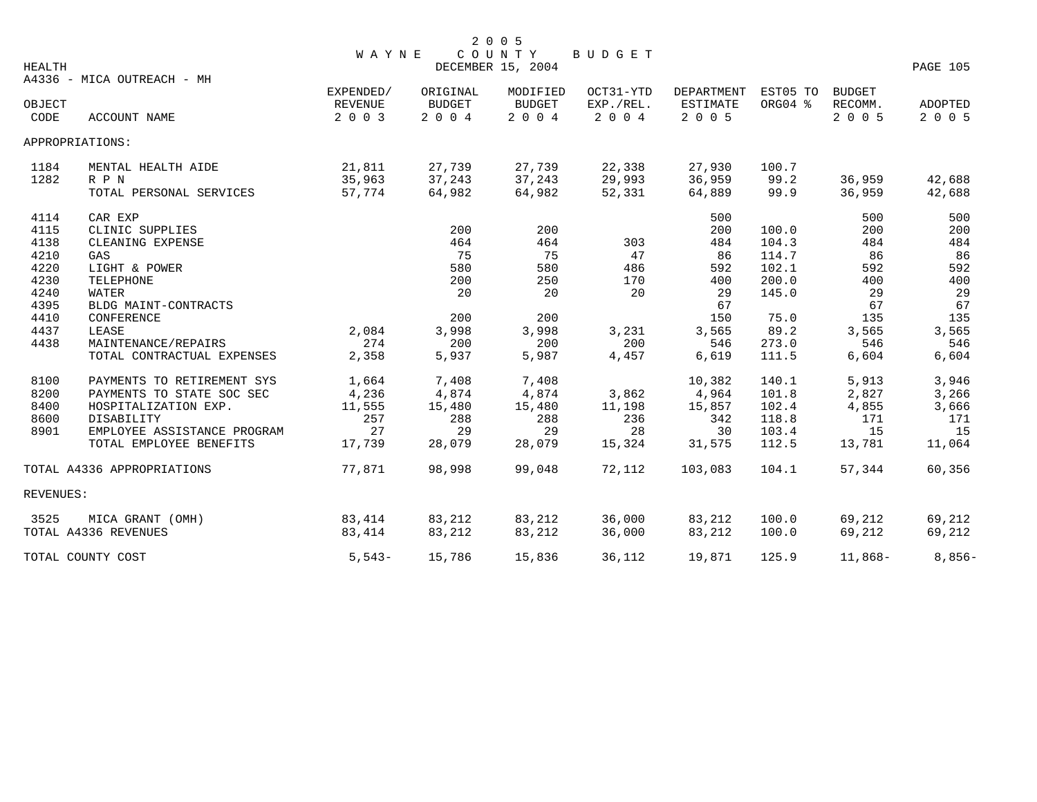# 2005 WAYNE COUNTY BUDGET

HEALTH — DECEMBER 15, 2004

A4336 - MICA OUTREACH - MH

| OBJECT CODE | ACCOUNT NAME | EXPENDED/ REVENUE 2003 | ORIGINAL BUDGET 2004 | MODIFIED BUDGET 2004 | OCT31-YTD EXP./REL. 2004 | DEPARTMENT ESTIMATE 2005 | EST05 TO ORG04 % | BUDGET RECOMM. 2005 | ADOPTED 2005 |
|---|---|---|---|---|---|---|---|---|---|
| APPROPRIATIONS: | | | | | | | | | |
| 1184 | MENTAL HEALTH AIDE | 21,811 | 27,739 | 27,739 | 22,338 | 27,930 | 100.7 | | |
| 1282 | R P N | 35,963 | 37,243 | 37,243 | 29,993 | 36,959 | 99.2 | 36,959 | 42,688 |
| | TOTAL PERSONAL SERVICES | 57,774 | 64,982 | 64,982 | 52,331 | 64,889 | 99.9 | 36,959 | 42,688 |
| 4114 | CAR EXP | | | | | 500 | | 500 | 500 |
| 4115 | CLINIC SUPPLIES | | 200 | 200 | | 200 | 100.0 | 200 | 200 |
| 4138 | CLEANING EXPENSE | | 464 | 464 | 303 | 484 | 104.3 | 484 | 484 |
| 4210 | GAS | | 75 | 75 | 47 | 86 | 114.7 | 86 | 86 |
| 4220 | LIGHT & POWER | | 580 | 580 | 486 | 592 | 102.1 | 592 | 592 |
| 4230 | TELEPHONE | | 200 | 250 | 170 | 400 | 200.0 | 400 | 400 |
| 4240 | WATER | | 20 | 20 | 20 | 29 | 145.0 | 29 | 29 |
| 4395 | BLDG MAINT-CONTRACTS | | | | | 67 | | 67 | 67 |
| 4410 | CONFERENCE | | 200 | 200 | | 150 | 75.0 | 135 | 135 |
| 4437 | LEASE | 2,084 | 3,998 | 3,998 | 3,231 | 3,565 | 89.2 | 3,565 | 3,565 |
| 4438 | MAINTENANCE/REPAIRS | 274 | 200 | 200 | 200 | 546 | 273.0 | 546 | 546 |
| | TOTAL CONTRACTUAL EXPENSES | 2,358 | 5,937 | 5,987 | 4,457 | 6,619 | 111.5 | 6,604 | 6,604 |
| 8100 | PAYMENTS TO RETIREMENT SYS | 1,664 | 7,408 | 7,408 | | 10,382 | 140.1 | 5,913 | 3,946 |
| 8200 | PAYMENTS TO STATE SOC SEC | 4,236 | 4,874 | 4,874 | 3,862 | 4,964 | 101.8 | 2,827 | 3,266 |
| 8400 | HOSPITALIZATION EXP. | 11,555 | 15,480 | 15,480 | 11,198 | 15,857 | 102.4 | 4,855 | 3,666 |
| 8600 | DISABILITY | 257 | 288 | 288 | 236 | 342 | 118.8 | 171 | 171 |
| 8901 | EMPLOYEE ASSISTANCE PROGRAM | 27 | 29 | 29 | 28 | 30 | 103.4 | 15 | 15 |
| | TOTAL EMPLOYEE BENEFITS | 17,739 | 28,079 | 28,079 | 15,324 | 31,575 | 112.5 | 13,781 | 11,064 |
| TOTAL A4336 APPROPRIATIONS | | 77,871 | 98,998 | 99,048 | 72,112 | 103,083 | 104.1 | 57,344 | 60,356 |
| REVENUES: | | | | | | | | | |
| 3525 | MICA GRANT (OMH) | 83,414 | 83,212 | 83,212 | 36,000 | 83,212 | 100.0 | 69,212 | 69,212 |
| TOTAL A4336 REVENUES | | 83,414 | 83,212 | 83,212 | 36,000 | 83,212 | 100.0 | 69,212 | 69,212 |
| TOTAL COUNTY COST | | 5,543- | 15,786 | 15,836 | 36,112 | 19,871 | 125.9 | 11,868- | 8,856- |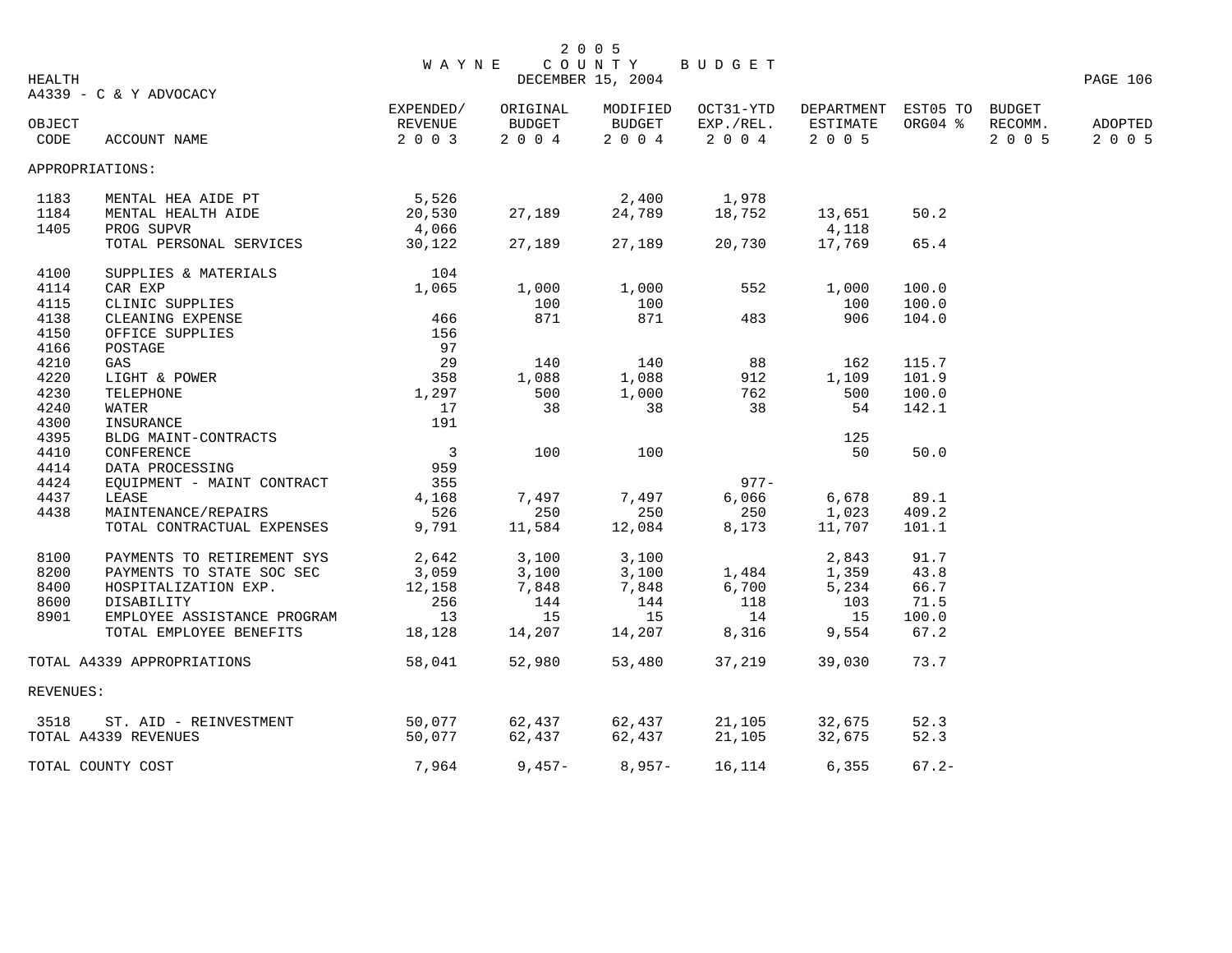# 2005 WAYNE COUNTY BUDGET

HEALTH — DECEMBER 15, 2004

A4339 - C & Y ADVOCACY

| OBJECT CODE | ACCOUNT NAME | EXPENDED/ REVENUE 2003 | ORIGINAL BUDGET 2004 | MODIFIED BUDGET 2004 | OCT31-YTD EXP./REL. 2004 | DEPARTMENT ESTIMATE 2005 | EST05 TO ORG04 % | BUDGET RECOMM. 2005 | ADOPTED 2005 |
|---|---|---|---|---|---|---|---|---|---|
| APPROPRIATIONS: | | | | | | | | | |
| 1183 | MENTAL HEA AIDE PT | 5,526 | | 2,400 | 1,978 | | | | |
| 1184 | MENTAL HEALTH AIDE | 20,530 | 27,189 | 24,789 | 18,752 | 13,651 | 50.2 | | |
| 1405 | PROG SUPVR | 4,066 | | | | 4,118 | | | |
| | TOTAL PERSONAL SERVICES | 30,122 | 27,189 | 27,189 | 20,730 | 17,769 | 65.4 | | |
| 4100 | SUPPLIES & MATERIALS | 104 | | | | | | | |
| 4114 | CAR EXP | 1,065 | 1,000 | 1,000 | 552 | 1,000 | 100.0 | | |
| 4115 | CLINIC SUPPLIES | | 100 | 100 | | 100 | 100.0 | | |
| 4138 | CLEANING EXPENSE | 466 | 871 | 871 | 483 | 906 | 104.0 | | |
| 4150 | OFFICE SUPPLIES | 156 | | | | | | | |
| 4166 | POSTAGE | 97 | | | | | | | |
| 4210 | GAS | 29 | 140 | 140 | 88 | 162 | 115.7 | | |
| 4220 | LIGHT & POWER | 358 | 1,088 | 1,088 | 912 | 1,109 | 101.9 | | |
| 4230 | TELEPHONE | 1,297 | 500 | 1,000 | 762 | 500 | 100.0 | | |
| 4240 | WATER | 17 | 38 | 38 | 38 | 54 | 142.1 | | |
| 4300 | INSURANCE | 191 | | | | | | | |
| 4395 | BLDG MAINT-CONTRACTS | | | | | 125 | | | |
| 4410 | CONFERENCE | 3 | 100 | 100 | | 50 | 50.0 | | |
| 4414 | DATA PROCESSING | 959 | | | | | | | |
| 4424 | EQUIPMENT - MAINT CONTRACT | 355 | | | 977- | | | | |
| 4437 | LEASE | 4,168 | 7,497 | 7,497 | 6,066 | 6,678 | 89.1 | | |
| 4438 | MAINTENANCE/REPAIRS | 526 | 250 | 250 | 250 | 1,023 | 409.2 | | |
| | TOTAL CONTRACTUAL EXPENSES | 9,791 | 11,584 | 12,084 | 8,173 | 11,707 | 101.1 | | |
| 8100 | PAYMENTS TO RETIREMENT SYS | 2,642 | 3,100 | 3,100 | | 2,843 | 91.7 | | |
| 8200 | PAYMENTS TO STATE SOC SEC | 3,059 | 3,100 | 3,100 | 1,484 | 1,359 | 43.8 | | |
| 8400 | HOSPITALIZATION EXP. | 12,158 | 7,848 | 7,848 | 6,700 | 5,234 | 66.7 | | |
| 8600 | DISABILITY | 256 | 144 | 144 | 118 | 103 | 71.5 | | |
| 8901 | EMPLOYEE ASSISTANCE PROGRAM | 13 | 15 | 15 | 14 | 15 | 100.0 | | |
| | TOTAL EMPLOYEE BENEFITS | 18,128 | 14,207 | 14,207 | 8,316 | 9,554 | 67.2 | | |
| TOTAL A4339 APPROPRIATIONS | | 58,041 | 52,980 | 53,480 | 37,219 | 39,030 | 73.7 | | |
| REVENUES: | | | | | | | | | |
| 3518 | ST. AID - REINVESTMENT | 50,077 | 62,437 | 62,437 | 21,105 | 32,675 | 52.3 | | |
| TOTAL A4339 REVENUES | | 50,077 | 62,437 | 62,437 | 21,105 | 32,675 | 52.3 | | |
| TOTAL COUNTY COST | | 7,964 | 9,457- | 8,957- | 16,114 | 6,355 | 67.2- | | |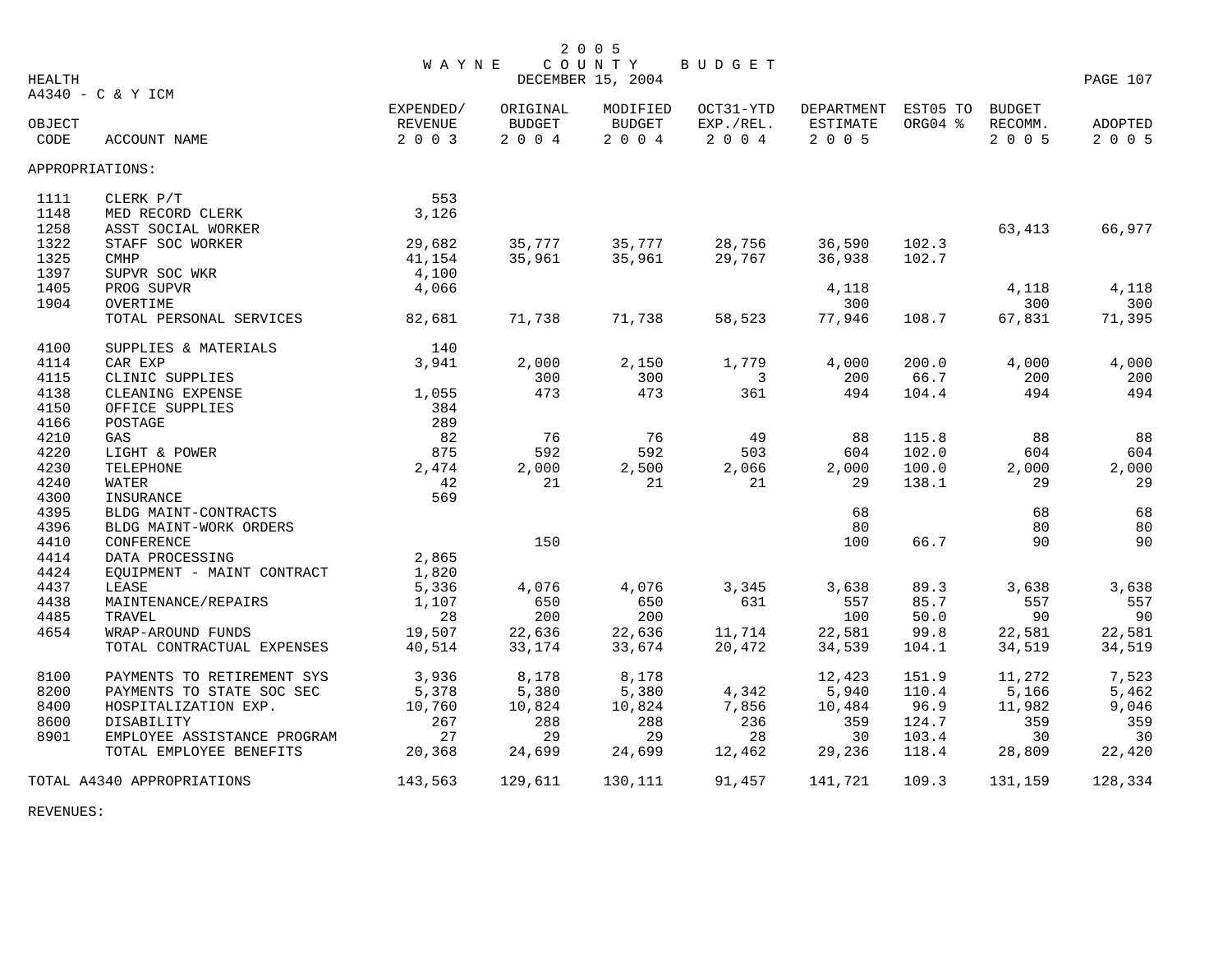# 2005 WAYNE COUNTY BUDGET

DECEMBER 15, 2004

HEALTH

A4340 - C & Y ICM

| OBJECT CODE | ACCOUNT NAME | EXPENDED/ REVENUE 2003 | ORIGINAL BUDGET 2004 | MODIFIED BUDGET 2004 | OCT31-YTD EXP./REL. 2004 | DEPARTMENT ESTIMATE 2005 | EST05 TO ORG04 % | BUDGET RECOMM. 2005 | ADOPTED 2005 |
|---|---|---|---|---|---|---|---|---|---|
| APPROPRIATIONS: | | | | | | | | | |
| 1111 | CLERK P/T | 553 | | | | | | | |
| 1148 | MED RECORD CLERK | 3,126 | | | | | | | |
| 1258 | ASST SOCIAL WORKER | | | | | | | 63,413 | 66,977 |
| 1322 | STAFF SOC WORKER | 29,682 | 35,777 | 35,777 | 28,756 | 36,590 | 102.3 | | |
| 1325 | CMHP | 41,154 | 35,961 | 35,961 | 29,767 | 36,938 | 102.7 | | |
| 1397 | SUPVR SOC WKR | 4,100 | | | | | | | |
| 1405 | PROG SUPVR | 4,066 | | | | 4,118 | | 4,118 | 4,118 |
| 1904 | OVERTIME | | | | | 300 | | 300 | 300 |
| | TOTAL PERSONAL SERVICES | 82,681 | 71,738 | 71,738 | 58,523 | 77,946 | 108.7 | 67,831 | 71,395 |
| 4100 | SUPPLIES & MATERIALS | 140 | | | | | | | |
| 4114 | CAR EXP | 3,941 | 2,000 | 2,150 | 1,779 | 4,000 | 200.0 | 4,000 | 4,000 |
| 4115 | CLINIC SUPPLIES | | 300 | 300 | 3 | 200 | 66.7 | 200 | 200 |
| 4138 | CLEANING EXPENSE | 1,055 | 473 | 473 | 361 | 494 | 104.4 | 494 | 494 |
| 4150 | OFFICE SUPPLIES | 384 | | | | | | | |
| 4166 | POSTAGE | 289 | | | | | | | |
| 4210 | GAS | 82 | 76 | 76 | 49 | 88 | 115.8 | 88 | 88 |
| 4220 | LIGHT & POWER | 875 | 592 | 592 | 503 | 604 | 102.0 | 604 | 604 |
| 4230 | TELEPHONE | 2,474 | 2,000 | 2,500 | 2,066 | 2,000 | 100.0 | 2,000 | 2,000 |
| 4240 | WATER | 42 | 21 | 21 | 21 | 29 | 138.1 | 29 | 29 |
| 4300 | INSURANCE | 569 | | | | | | | |
| 4395 | BLDG MAINT-CONTRACTS | | | | | 68 | | 68 | 68 |
| 4396 | BLDG MAINT-WORK ORDERS | | | | | 80 | | 80 | 80 |
| 4410 | CONFERENCE | | 150 | | | 100 | 66.7 | 90 | 90 |
| 4414 | DATA PROCESSING | 2,865 | | | | | | | |
| 4424 | EQUIPMENT - MAINT CONTRACT | 1,820 | | | | | | | |
| 4437 | LEASE | 5,336 | 4,076 | 4,076 | 3,345 | 3,638 | 89.3 | 3,638 | 3,638 |
| 4438 | MAINTENANCE/REPAIRS | 1,107 | 650 | 650 | 631 | 557 | 85.7 | 557 | 557 |
| 4485 | TRAVEL | 28 | 200 | 200 | | 100 | 50.0 | 90 | 90 |
| 4654 | WRAP-AROUND FUNDS | 19,507 | 22,636 | 22,636 | 11,714 | 22,581 | 99.8 | 22,581 | 22,581 |
| | TOTAL CONTRACTUAL EXPENSES | 40,514 | 33,174 | 33,674 | 20,472 | 34,539 | 104.1 | 34,519 | 34,519 |
| 8100 | PAYMENTS TO RETIREMENT SYS | 3,936 | 8,178 | 8,178 | | 12,423 | 151.9 | 11,272 | 7,523 |
| 8200 | PAYMENTS TO STATE SOC SEC | 5,378 | 5,380 | 5,380 | 4,342 | 5,940 | 110.4 | 5,166 | 5,462 |
| 8400 | HOSPITALIZATION EXP. | 10,760 | 10,824 | 10,824 | 7,856 | 10,484 | 96.9 | 11,982 | 9,046 |
| 8600 | DISABILITY | 267 | 288 | 288 | 236 | 359 | 124.7 | 359 | 359 |
| 8901 | EMPLOYEE ASSISTANCE PROGRAM | 27 | 29 | 29 | 28 | 30 | 103.4 | 30 | 30 |
| | TOTAL EMPLOYEE BENEFITS | 20,368 | 24,699 | 24,699 | 12,462 | 29,236 | 118.4 | 28,809 | 22,420 |
| TOTAL A4340 APPROPRIATIONS | | 143,563 | 129,611 | 130,111 | 91,457 | 141,721 | 109.3 | 131,159 | 128,334 |

REVENUES: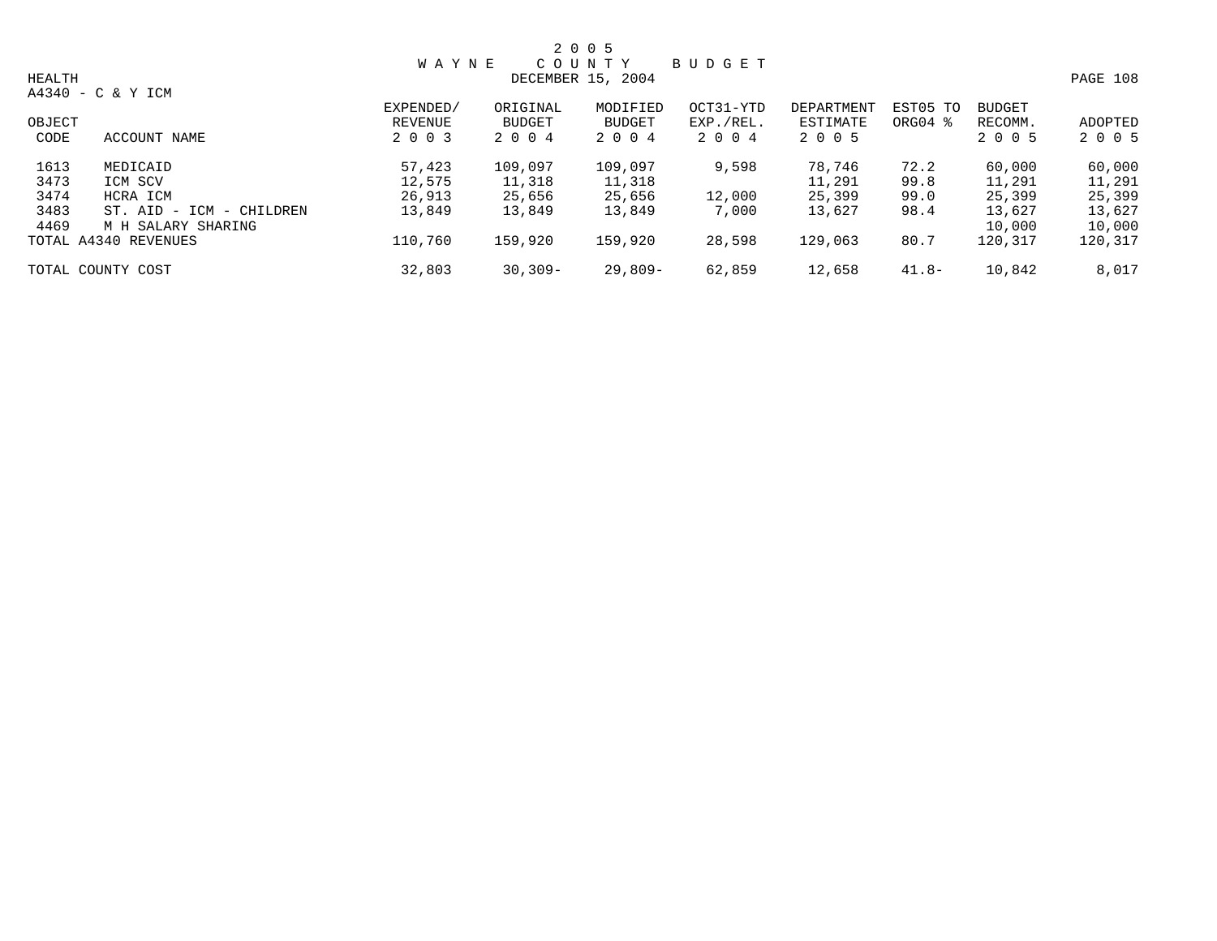# 2005 WAYNE COUNTY BUDGET

DECEMBER 15, 2004

HEALTH

A4340 - C & Y ICM

| OBJECT CODE | ACCOUNT NAME | EXPENDED/ REVENUE 2003 | ORIGINAL BUDGET 2004 | MODIFIED BUDGET 2004 | OCT31-YTD EXP./REL. 2004 | DEPARTMENT ESTIMATE 2005 | EST05 TO ORG04 % | BUDGET RECOMM. 2005 | ADOPTED 2005 |
|---|---|---|---|---|---|---|---|---|---|
| 1613 | MEDICAID | 57,423 | 109,097 | 109,097 | 9,598 | 78,746 | 72.2 | 60,000 | 60,000 |
| 3473 | ICM SCV | 12,575 | 11,318 | 11,318 | | 11,291 | 99.8 | 11,291 | 11,291 |
| 3474 | HCRA ICM | 26,913 | 25,656 | 25,656 | 12,000 | 25,399 | 99.0 | 25,399 | 25,399 |
| 3483 | ST. AID - ICM - CHILDREN | 13,849 | 13,849 | 13,849 | 7,000 | 13,627 | 98.4 | 13,627 | 13,627 |
| 4469 | M H SALARY SHARING | | | | | | | 10,000 | 10,000 |
| TOTAL A4340 REVENUES | | 110,760 | 159,920 | 159,920 | 28,598 | 129,063 | 80.7 | 120,317 | 120,317 |
| TOTAL COUNTY COST | | 32,803 | 30,309- | 29,809- | 62,859 | 12,658 | 41.8- | 10,842 | 8,017 |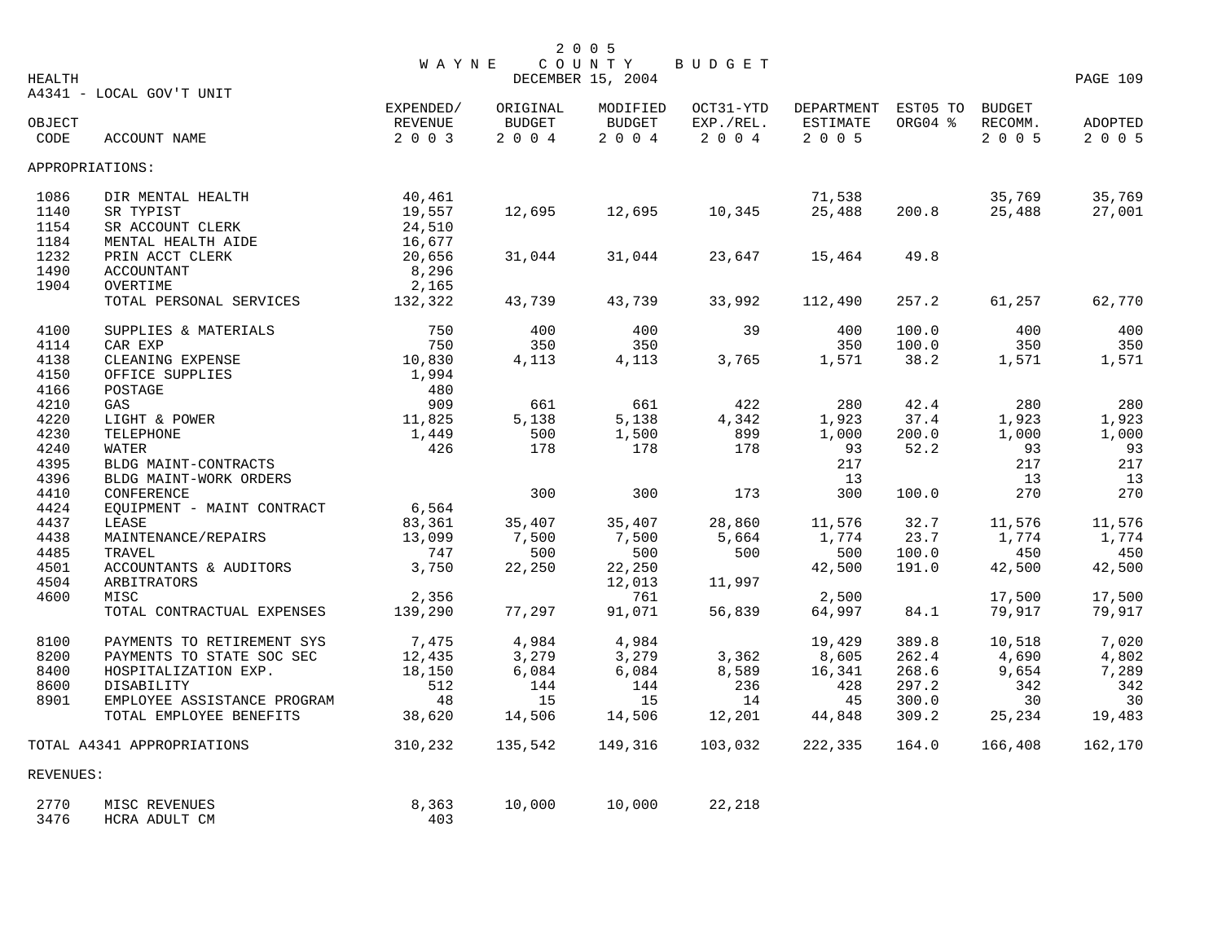# 2005 WAYNE COUNTY BUDGET

DECEMBER 15, 2004

HEALTH

A4341 - LOCAL GOV'T UNIT

| OBJECT CODE | ACCOUNT NAME | EXPENDED/ REVENUE 2003 | ORIGINAL BUDGET 2004 | MODIFIED BUDGET 2004 | OCT31-YTD EXP./REL. 2004 | DEPARTMENT ESTIMATE 2005 | EST05 TO ORG04 % | BUDGET RECOMM. 2005 | ADOPTED 2005 |
|---|---|---|---|---|---|---|---|---|---|
| APPROPRIATIONS: | | | | | | | | | |
| 1086 | DIR MENTAL HEALTH | 40,461 | | | | 71,538 | | 35,769 | 35,769 |
| 1140 | SR TYPIST | 19,557 | 12,695 | 12,695 | 10,345 | 25,488 | 200.8 | 25,488 | 27,001 |
| 1154 | SR ACCOUNT CLERK | 24,510 | | | | | | | |
| 1184 | MENTAL HEALTH AIDE | 16,677 | | | | | | | |
| 1232 | PRIN ACCT CLERK | 20,656 | 31,044 | 31,044 | 23,647 | 15,464 | 49.8 | | |
| 1490 | ACCOUNTANT | 8,296 | | | | | | | |
| 1904 | OVERTIME | 2,165 | | | | | | | |
| | TOTAL PERSONAL SERVICES | 132,322 | 43,739 | 43,739 | 33,992 | 112,490 | 257.2 | 61,257 | 62,770 |
| 4100 | SUPPLIES & MATERIALS | 750 | 400 | 400 | 39 | 400 | 100.0 | 400 | 400 |
| 4114 | CAR EXP | 750 | 350 | 350 | | 350 | 100.0 | 350 | 350 |
| 4138 | CLEANING EXPENSE | 10,830 | 4,113 | 4,113 | 3,765 | 1,571 | 38.2 | 1,571 | 1,571 |
| 4150 | OFFICE SUPPLIES | 1,994 | | | | | | | |
| 4166 | POSTAGE | 480 | | | | | | | |
| 4210 | GAS | 909 | 661 | 661 | 422 | 280 | 42.4 | 280 | 280 |
| 4220 | LIGHT & POWER | 11,825 | 5,138 | 5,138 | 4,342 | 1,923 | 37.4 | 1,923 | 1,923 |
| 4230 | TELEPHONE | 1,449 | 500 | 1,500 | 899 | 1,000 | 200.0 | 1,000 | 1,000 |
| 4240 | WATER | 426 | 178 | 178 | 178 | 93 | 52.2 | 93 | 93 |
| 4395 | BLDG MAINT-CONTRACTS | | | | | 217 | | 217 | 217 |
| 4396 | BLDG MAINT-WORK ORDERS | | | | | 13 | | 13 | 13 |
| 4410 | CONFERENCE | | 300 | 300 | 173 | 300 | 100.0 | 270 | 270 |
| 4424 | EQUIPMENT - MAINT CONTRACT | 6,564 | | | | | | | |
| 4437 | LEASE | 83,361 | 35,407 | 35,407 | 28,860 | 11,576 | 32.7 | 11,576 | 11,576 |
| 4438 | MAINTENANCE/REPAIRS | 13,099 | 7,500 | 7,500 | 5,664 | 1,774 | 23.7 | 1,774 | 1,774 |
| 4485 | TRAVEL | 747 | 500 | 500 | 500 | 500 | 100.0 | 450 | 450 |
| 4501 | ACCOUNTANTS & AUDITORS | 3,750 | 22,250 | 22,250 | | 42,500 | 191.0 | 42,500 | 42,500 |
| 4504 | ARBITRATORS | | | 12,013 | 11,997 | | | | |
| 4600 | MISC | 2,356 | | 761 | | 2,500 | | 17,500 | 17,500 |
| | TOTAL CONTRACTUAL EXPENSES | 139,290 | 77,297 | 91,071 | 56,839 | 64,997 | 84.1 | 79,917 | 79,917 |
| 8100 | PAYMENTS TO RETIREMENT SYS | 7,475 | 4,984 | 4,984 | | 19,429 | 389.8 | 10,518 | 7,020 |
| 8200 | PAYMENTS TO STATE SOC SEC | 12,435 | 3,279 | 3,279 | 3,362 | 8,605 | 262.4 | 4,690 | 4,802 |
| 8400 | HOSPITALIZATION EXP. | 18,150 | 6,084 | 6,084 | 8,589 | 16,341 | 268.6 | 9,654 | 7,289 |
| 8600 | DISABILITY | 512 | 144 | 144 | 236 | 428 | 297.2 | 342 | 342 |
| 8901 | EMPLOYEE ASSISTANCE PROGRAM | 48 | 15 | 15 | 14 | 45 | 300.0 | 30 | 30 |
| | TOTAL EMPLOYEE BENEFITS | 38,620 | 14,506 | 14,506 | 12,201 | 44,848 | 309.2 | 25,234 | 19,483 |
| TOTAL A4341 APPROPRIATIONS | | 310,232 | 135,542 | 149,316 | 103,032 | 222,335 | 164.0 | 166,408 | 162,170 |
| REVENUES: | | | | | | | | | |
| 2770 | MISC REVENUES | 8,363 | 10,000 | 10,000 | 22,218 | | | | |
| 3476 | HCRA ADULT CM | 403 | | | | | | | |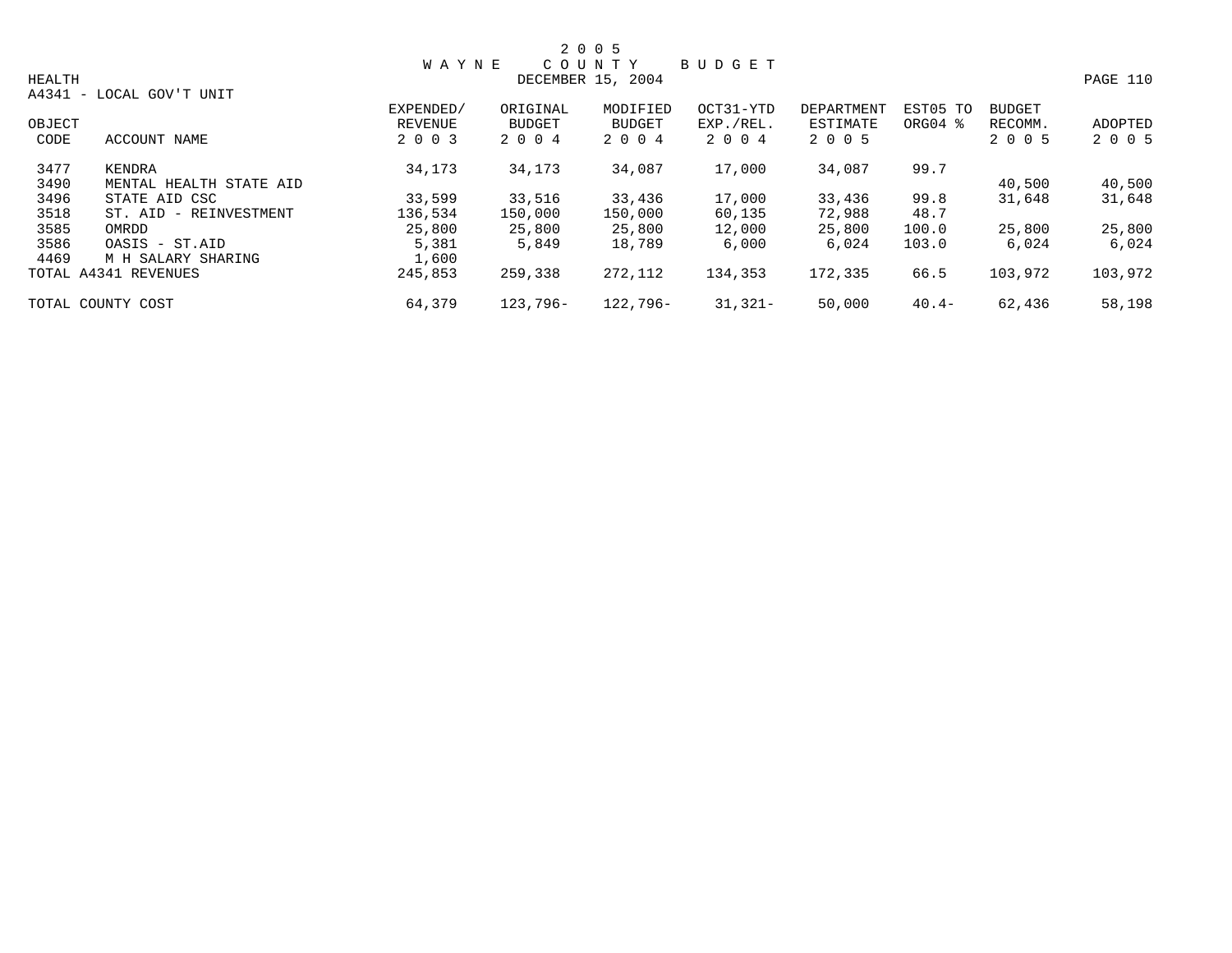2005
WAYNE COUNTY BUDGET
DECEMBER 15, 2004

HEALTH

A4341 - LOCAL GOV'T UNIT

| OBJECT CODE | ACCOUNT NAME | EXPENDED/ REVENUE 2003 | ORIGINAL BUDGET 2004 | MODIFIED BUDGET 2004 | OCT31-YTD EXP./REL. 2004 | DEPARTMENT ESTIMATE 2005 | EST05 TO ORG04 % | BUDGET RECOMM. 2005 | ADOPTED 2005 |
|---|---|---|---|---|---|---|---|---|---|
| 3477 | KENDRA | 34,173 | 34,173 | 34,087 | 17,000 | 34,087 | 99.7 | | |
| 3490 | MENTAL HEALTH STATE AID | | | | | | | 40,500 | 40,500 |
| 3496 | STATE AID CSC | 33,599 | 33,516 | 33,436 | 17,000 | 33,436 | 99.8 | 31,648 | 31,648 |
| 3518 | ST. AID - REINVESTMENT | 136,534 | 150,000 | 150,000 | 60,135 | 72,988 | 48.7 | | |
| 3585 | OMRDD | 25,800 | 25,800 | 25,800 | 12,000 | 25,800 | 100.0 | 25,800 | 25,800 |
| 3586 | OASIS - ST.AID | 5,381 | 5,849 | 18,789 | 6,000 | 6,024 | 103.0 | 6,024 | 6,024 |
| 4469 | M H SALARY SHARING | 1,600 | | | | | | | |
| TOTAL A4341 REVENUES | | 245,853 | 259,338 | 272,112 | 134,353 | 172,335 | 66.5 | 103,972 | 103,972 |
| TOTAL COUNTY COST | | 64,379 | 123,796- | 122,796- | 31,321- | 50,000 | 40.4- | 62,436 | 58,198 |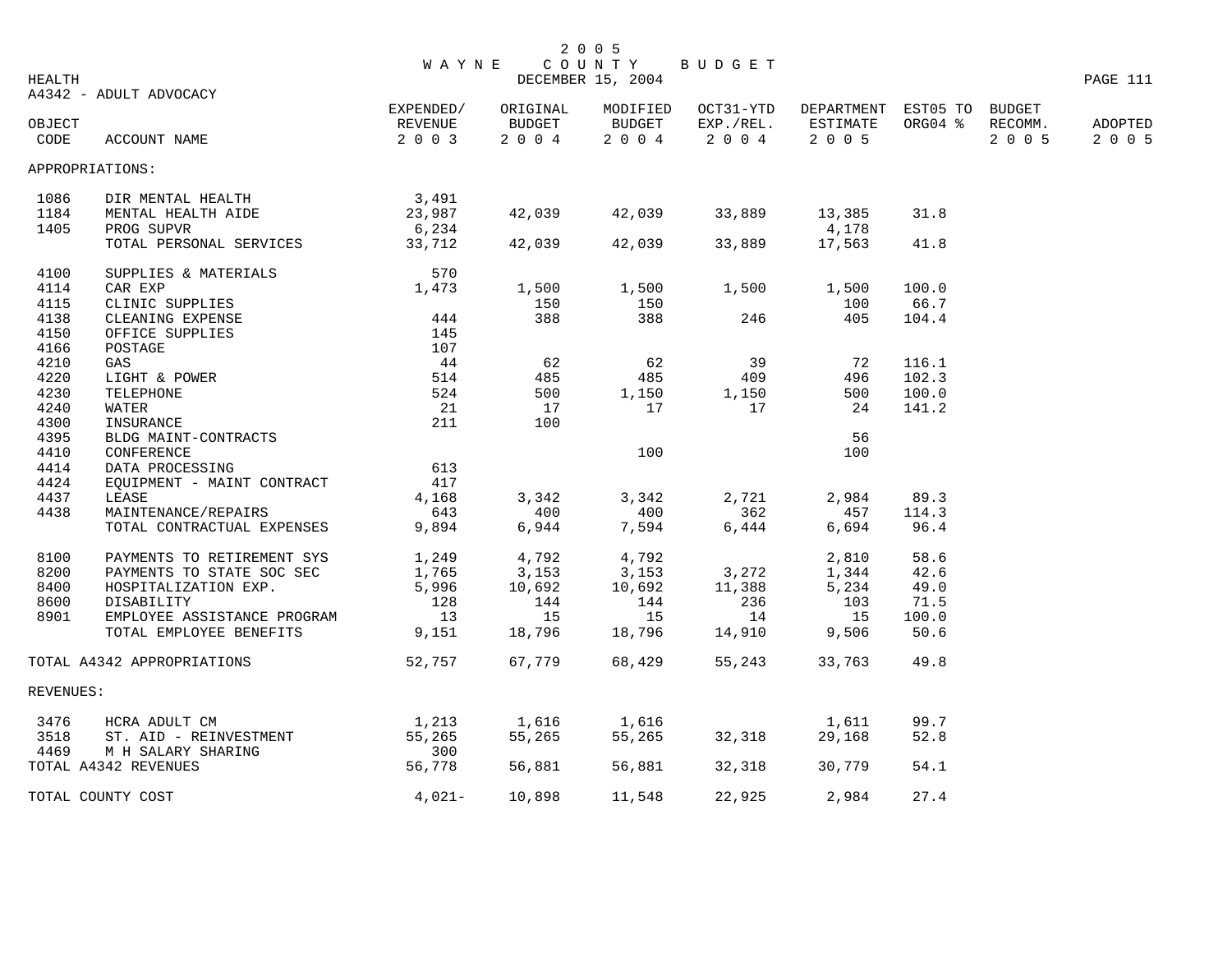# 2005 WAYNE COUNTY BUDGET

HEALTH — DECEMBER 15, 2004

A4342 - ADULT ADVOCACY

| OBJECT CODE | ACCOUNT NAME | EXPENDED/ REVENUE 2003 | ORIGINAL BUDGET 2004 | MODIFIED BUDGET 2004 | OCT31-YTD EXP./REL. 2004 | DEPARTMENT ESTIMATE 2005 | EST05 TO ORG04 % | BUDGET RECOMM. 2005 | ADOPTED 2005 |
|---|---|---|---|---|---|---|---|---|---|
| APPROPRIATIONS: | | | | | | | | | |
| 1086 | DIR MENTAL HEALTH | 3,491 | | | | | | | |
| 1184 | MENTAL HEALTH AIDE | 23,987 | 42,039 | 42,039 | 33,889 | 13,385 | 31.8 | | |
| 1405 | PROG SUPVR | 6,234 | | | | 4,178 | | | |
| | TOTAL PERSONAL SERVICES | 33,712 | 42,039 | 42,039 | 33,889 | 17,563 | 41.8 | | |
| 4100 | SUPPLIES & MATERIALS | 570 | | | | | | | |
| 4114 | CAR EXP | 1,473 | 1,500 | 1,500 | 1,500 | 1,500 | 100.0 | | |
| 4115 | CLINIC SUPPLIES | | 150 | 150 | | 100 | 66.7 | | |
| 4138 | CLEANING EXPENSE | 444 | 388 | 388 | 246 | 405 | 104.4 | | |
| 4150 | OFFICE SUPPLIES | 145 | | | | | | | |
| 4166 | POSTAGE | 107 | | | | | | | |
| 4210 | GAS | 44 | 62 | 62 | 39 | 72 | 116.1 | | |
| 4220 | LIGHT & POWER | 514 | 485 | 485 | 409 | 496 | 102.3 | | |
| 4230 | TELEPHONE | 524 | 500 | 1,150 | 1,150 | 500 | 100.0 | | |
| 4240 | WATER | 21 | 17 | 17 | 17 | 24 | 141.2 | | |
| 4300 | INSURANCE | 211 | 100 | | | | | | |
| 4395 | BLDG MAINT-CONTRACTS | | | | | 56 | | | |
| 4410 | CONFERENCE | | | 100 | | 100 | | | |
| 4414 | DATA PROCESSING | 613 | | | | | | | |
| 4424 | EQUIPMENT - MAINT CONTRACT | 417 | | | | | | | |
| 4437 | LEASE | 4,168 | 3,342 | 3,342 | 2,721 | 2,984 | 89.3 | | |
| 4438 | MAINTENANCE/REPAIRS | 643 | 400 | 400 | 362 | 457 | 114.3 | | |
| | TOTAL CONTRACTUAL EXPENSES | 9,894 | 6,944 | 7,594 | 6,444 | 6,694 | 96.4 | | |
| 8100 | PAYMENTS TO RETIREMENT SYS | 1,249 | 4,792 | 4,792 | | 2,810 | 58.6 | | |
| 8200 | PAYMENTS TO STATE SOC SEC | 1,765 | 3,153 | 3,153 | 3,272 | 1,344 | 42.6 | | |
| 8400 | HOSPITALIZATION EXP. | 5,996 | 10,692 | 10,692 | 11,388 | 5,234 | 49.0 | | |
| 8600 | DISABILITY | 128 | 144 | 144 | 236 | 103 | 71.5 | | |
| 8901 | EMPLOYEE ASSISTANCE PROGRAM | 13 | 15 | 15 | 14 | 15 | 100.0 | | |
| | TOTAL EMPLOYEE BENEFITS | 9,151 | 18,796 | 18,796 | 14,910 | 9,506 | 50.6 | | |
| TOTAL A4342 APPROPRIATIONS | | 52,757 | 67,779 | 68,429 | 55,243 | 33,763 | 49.8 | | |
| REVENUES: | | | | | | | | | |
| 3476 | HCRA ADULT CM | 1,213 | 1,616 | 1,616 | | 1,611 | 99.7 | | |
| 3518 | ST. AID - REINVESTMENT | 55,265 | 55,265 | 55,265 | 32,318 | 29,168 | 52.8 | | |
| 4469 | M H SALARY SHARING | 300 | | | | | | | |
| TOTAL A4342 REVENUES | | 56,778 | 56,881 | 56,881 | 32,318 | 30,779 | 54.1 | | |
| TOTAL COUNTY COST | | 4,021- | 10,898 | 11,548 | 22,925 | 2,984 | 27.4 | | |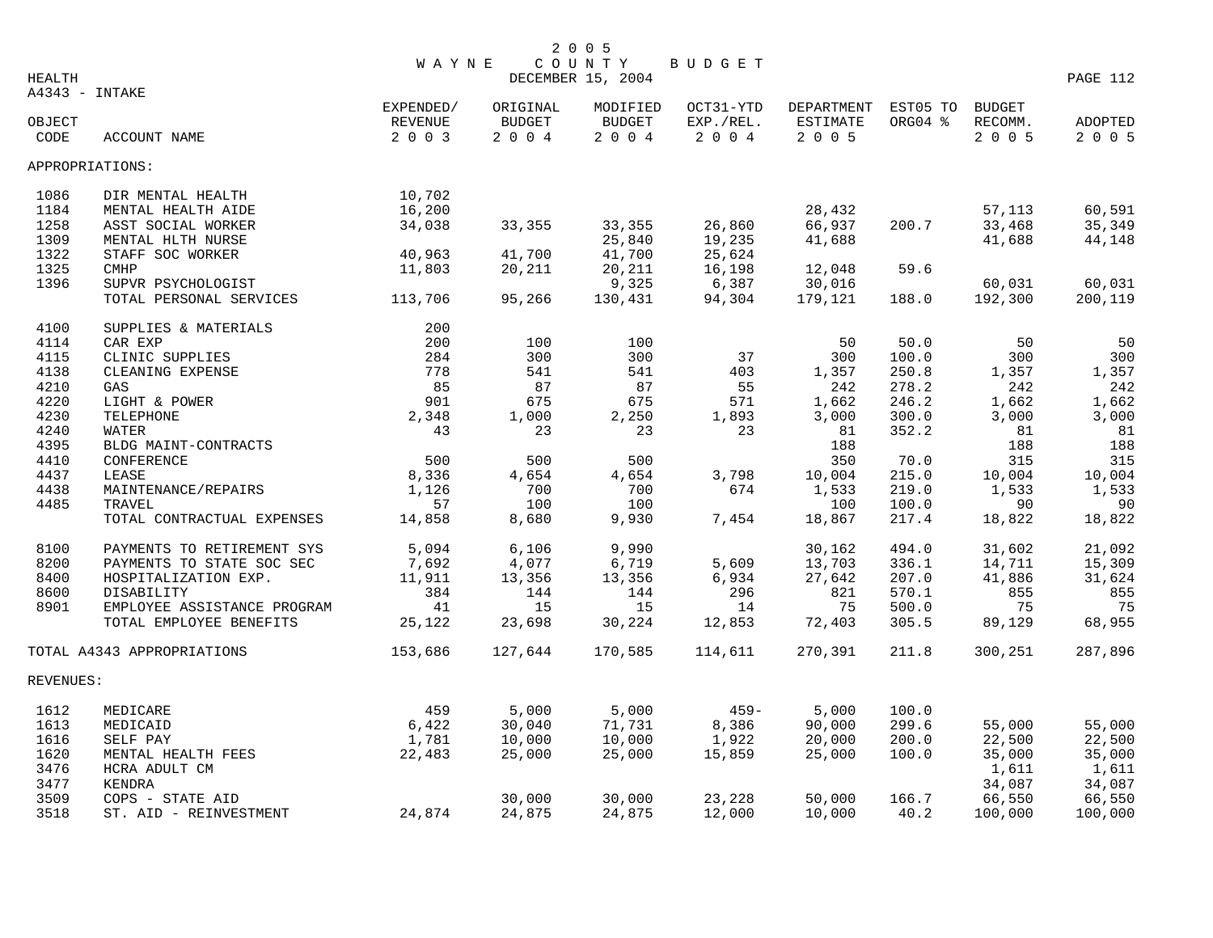# 2005 WAYNE COUNTY BUDGET

DECEMBER 15, 2004

HEALTH

A4343 - INTAKE

| OBJECT CODE | ACCOUNT NAME | EXPENDED/ REVENUE 2003 | ORIGINAL BUDGET 2004 | MODIFIED BUDGET 2004 | OCT31-YTD EXP./REL. 2004 | DEPARTMENT ESTIMATE 2005 | EST05 TO ORG04 % | BUDGET RECOMM. 2005 | ADOPTED 2005 |
|---|---|---|---|---|---|---|---|---|---|
| APPROPRIATIONS: | | | | | | | | | |
| 1086 | DIR MENTAL HEALTH | 10,702 | | | | | | | |
| 1184 | MENTAL HEALTH AIDE | 16,200 | | | | 28,432 | | 57,113 | 60,591 |
| 1258 | ASST SOCIAL WORKER | 34,038 | 33,355 | 33,355 | 26,860 | 66,937 | 200.7 | 33,468 | 35,349 |
| 1309 | MENTAL HLTH NURSE | | | 25,840 | 19,235 | 41,688 | | 41,688 | 44,148 |
| 1322 | STAFF SOC WORKER | 40,963 | 41,700 | 41,700 | 25,624 | | | | |
| 1325 | CMHP | 11,803 | 20,211 | 20,211 | 16,198 | 12,048 | 59.6 | | |
| 1396 | SUPVR PSYCHOLOGIST | | | 9,325 | 6,387 | 30,016 | | 60,031 | 60,031 |
| | TOTAL PERSONAL SERVICES | 113,706 | 95,266 | 130,431 | 94,304 | 179,121 | 188.0 | 192,300 | 200,119 |
| 4100 | SUPPLIES & MATERIALS | 200 | | | | | | | |
| 4114 | CAR EXP | 200 | 100 | 100 | | 50 | 50.0 | 50 | 50 |
| 4115 | CLINIC SUPPLIES | 284 | 300 | 300 | 37 | 300 | 100.0 | 300 | 300 |
| 4138 | CLEANING EXPENSE | 778 | 541 | 541 | 403 | 1,357 | 250.8 | 1,357 | 1,357 |
| 4210 | GAS | 85 | 87 | 87 | 55 | 242 | 278.2 | 242 | 242 |
| 4220 | LIGHT & POWER | 901 | 675 | 675 | 571 | 1,662 | 246.2 | 1,662 | 1,662 |
| 4230 | TELEPHONE | 2,348 | 1,000 | 2,250 | 1,893 | 3,000 | 300.0 | 3,000 | 3,000 |
| 4240 | WATER | 43 | 23 | 23 | 23 | 81 | 352.2 | 81 | 81 |
| 4395 | BLDG MAINT-CONTRACTS | | | | | 188 | | 188 | 188 |
| 4410 | CONFERENCE | 500 | 500 | 500 | | 350 | 70.0 | 315 | 315 |
| 4437 | LEASE | 8,336 | 4,654 | 4,654 | 3,798 | 10,004 | 215.0 | 10,004 | 10,004 |
| 4438 | MAINTENANCE/REPAIRS | 1,126 | 700 | 700 | 674 | 1,533 | 219.0 | 1,533 | 1,533 |
| 4485 | TRAVEL | 57 | 100 | 100 | | 100 | 100.0 | 90 | 90 |
| | TOTAL CONTRACTUAL EXPENSES | 14,858 | 8,680 | 9,930 | 7,454 | 18,867 | 217.4 | 18,822 | 18,822 |
| 8100 | PAYMENTS TO RETIREMENT SYS | 5,094 | 6,106 | 9,990 | | 30,162 | 494.0 | 31,602 | 21,092 |
| 8200 | PAYMENTS TO STATE SOC SEC | 7,692 | 4,077 | 6,719 | 5,609 | 13,703 | 336.1 | 14,711 | 15,309 |
| 8400 | HOSPITALIZATION EXP. | 11,911 | 13,356 | 13,356 | 6,934 | 27,642 | 207.0 | 41,886 | 31,624 |
| 8600 | DISABILITY | 384 | 144 | 144 | 296 | 821 | 570.1 | 855 | 855 |
| 8901 | EMPLOYEE ASSISTANCE PROGRAM | 41 | 15 | 15 | 14 | 75 | 500.0 | 75 | 75 |
| | TOTAL EMPLOYEE BENEFITS | 25,122 | 23,698 | 30,224 | 12,853 | 72,403 | 305.5 | 89,129 | 68,955 |
| TOTAL A4343 APPROPRIATIONS | | 153,686 | 127,644 | 170,585 | 114,611 | 270,391 | 211.8 | 300,251 | 287,896 |
| REVENUES: | | | | | | | | | |
| 1612 | MEDICARE | 459 | 5,000 | 5,000 | 459- | 5,000 | 100.0 | | |
| 1613 | MEDICAID | 6,422 | 30,040 | 71,731 | 8,386 | 90,000 | 299.6 | 55,000 | 55,000 |
| 1616 | SELF PAY | 1,781 | 10,000 | 10,000 | 1,922 | 20,000 | 200.0 | 22,500 | 22,500 |
| 1620 | MENTAL HEALTH FEES | 22,483 | 25,000 | 25,000 | 15,859 | 25,000 | 100.0 | 35,000 | 35,000 |
| 3476 | HCRA ADULT CM | | | | | | | 1,611 | 1,611 |
| 3477 | KENDRA | | | | | | | 34,087 | 34,087 |
| 3509 | COPS - STATE AID | | 30,000 | 30,000 | 23,228 | 50,000 | 166.7 | 66,550 | 66,550 |
| 3518 | ST. AID - REINVESTMENT | 24,874 | 24,875 | 24,875 | 12,000 | 10,000 | 40.2 | 100,000 | 100,000 |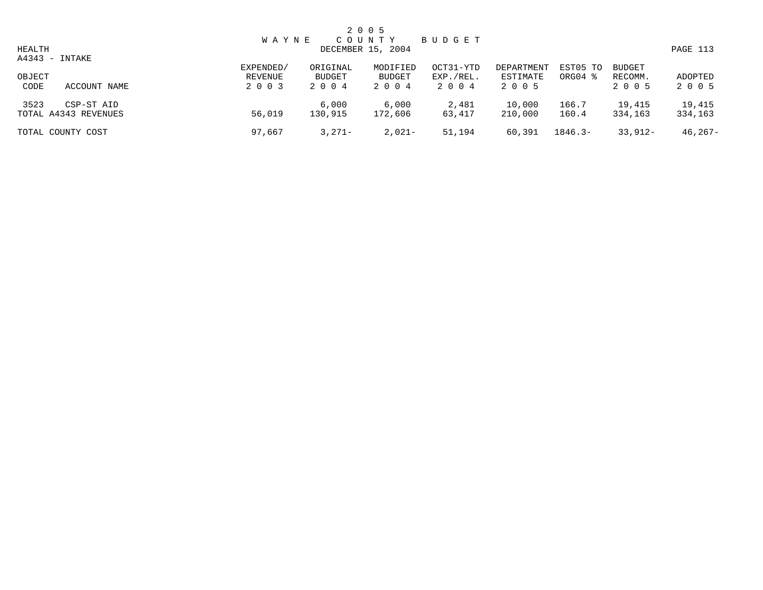# 2005 WAYNE COUNTY BUDGET

HEALTH

DECEMBER 15, 2004

A4343 - INTAKE

| OBJECT CODE | ACCOUNT NAME | EXPENDED/ REVENUE 2003 | ORIGINAL BUDGET 2004 | MODIFIED BUDGET 2004 | OCT31-YTD EXP./REL. 2004 | DEPARTMENT ESTIMATE 2005 | EST05 TO ORG04 % | BUDGET RECOMM. 2005 | ADOPTED 2005 |
|---|---|---|---|---|---|---|---|---|---|
| 3523 | CSP-ST AID | | 6,000 | 6,000 | 2,481 | 10,000 | 166.7 | 19,415 | 19,415 |
| TOTAL A4343 REVENUES | | 56,019 | 130,915 | 172,606 | 63,417 | 210,000 | 160.4 | 334,163 | 334,163 |
| TOTAL COUNTY COST | | 97,667 | 3,271- | 2,021- | 51,194 | 60,391 | 1846.3- | 33,912- | 46,267- |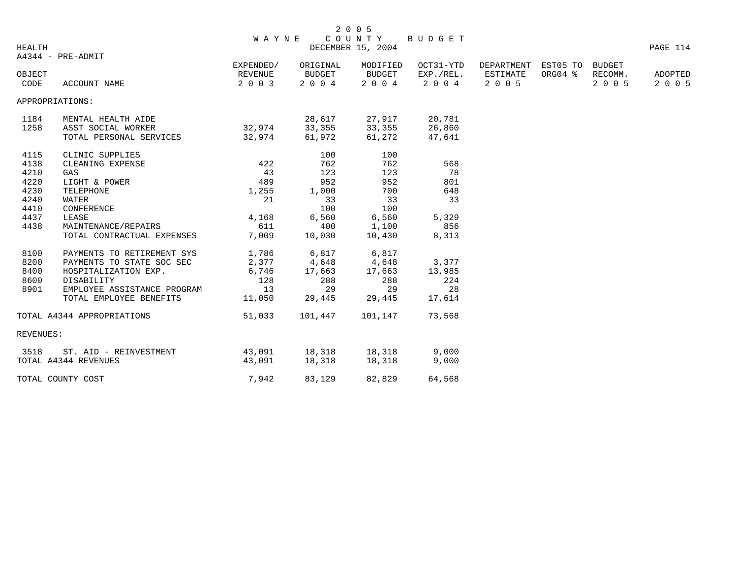# 2005 WAYNE COUNTY BUDGET

DECEMBER 15, 2004

HEALTH

A4344 - PRE-ADMIT

| OBJECT CODE | ACCOUNT NAME | EXPENDED/ REVENUE 2003 | ORIGINAL BUDGET 2004 | MODIFIED BUDGET 2004 | OCT31-YTD EXP./REL. 2004 | DEPARTMENT ESTIMATE 2005 | EST05 TO ORG04 % | BUDGET RECOMM. 2005 | ADOPTED 2005 |
|---|---|---|---|---|---|---|---|---|---|
| APPROPRIATIONS: | | | | | | | | | |
| 1184 | MENTAL HEALTH AIDE | | 28,617 | 27,917 | 20,781 | | | | |
| 1258 | ASST SOCIAL WORKER | 32,974 | 33,355 | 33,355 | 26,860 | | | | |
| | TOTAL PERSONAL SERVICES | 32,974 | 61,972 | 61,272 | 47,641 | | | | |
| 4115 | CLINIC SUPPLIES | | 100 | 100 | | | | | |
| 4138 | CLEANING EXPENSE | 422 | 762 | 762 | 568 | | | | |
| 4210 | GAS | 43 | 123 | 123 | 78 | | | | |
| 4220 | LIGHT & POWER | 489 | 952 | 952 | 801 | | | | |
| 4230 | TELEPHONE | 1,255 | 1,000 | 700 | 648 | | | | |
| 4240 | WATER | 21 | 33 | 33 | 33 | | | | |
| 4410 | CONFERENCE | | 100 | 100 | | | | | |
| 4437 | LEASE | 4,168 | 6,560 | 6,560 | 5,329 | | | | |
| 4438 | MAINTENANCE/REPAIRS | 611 | 400 | 1,100 | 856 | | | | |
| | TOTAL CONTRACTUAL EXPENSES | 7,009 | 10,030 | 10,430 | 8,313 | | | | |
| 8100 | PAYMENTS TO RETIREMENT SYS | 1,786 | 6,817 | 6,817 | | | | | |
| 8200 | PAYMENTS TO STATE SOC SEC | 2,377 | 4,648 | 4,648 | 3,377 | | | | |
| 8400 | HOSPITALIZATION EXP. | 6,746 | 17,663 | 17,663 | 13,985 | | | | |
| 8600 | DISABILITY | 128 | 288 | 288 | 224 | | | | |
| 8901 | EMPLOYEE ASSISTANCE PROGRAM | 13 | 29 | 29 | 28 | | | | |
| | TOTAL EMPLOYEE BENEFITS | 11,050 | 29,445 | 29,445 | 17,614 | | | | |
| TOTAL A4344 APPROPRIATIONS | | 51,033 | 101,447 | 101,147 | 73,568 | | | | |
| REVENUES: | | | | | | | | | |
| 3518 | ST. AID - REINVESTMENT | 43,091 | 18,318 | 18,318 | 9,000 | | | | |
| TOTAL A4344 REVENUES | | 43,091 | 18,318 | 18,318 | 9,000 | | | | |
| TOTAL COUNTY COST | | 7,942 | 83,129 | 82,829 | 64,568 | | | | |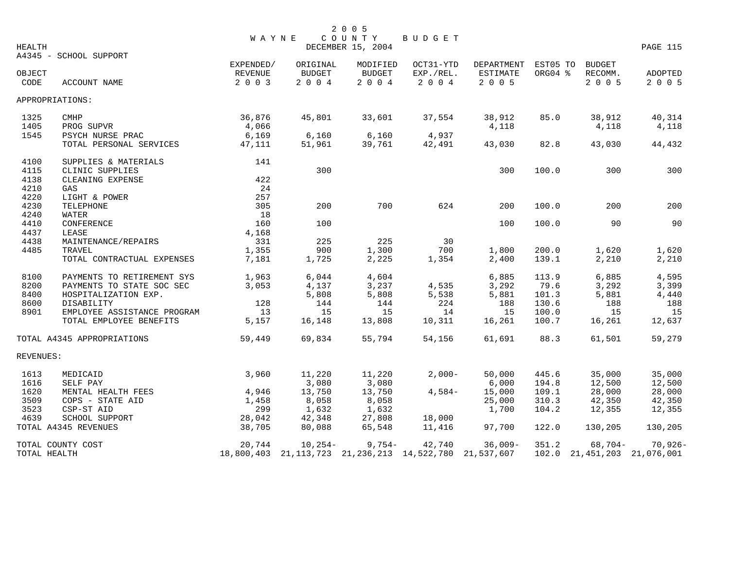# 2005 WAYNE COUNTY BUDGET

DECEMBER 15, 2004

HEALTH

A4345 - SCHOOL SUPPORT

| OBJECT CODE | ACCOUNT NAME | EXPENDED/ REVENUE 2003 | ORIGINAL BUDGET 2004 | MODIFIED BUDGET 2004 | OCT31-YTD EXP./REL. 2004 | DEPARTMENT ESTIMATE 2005 | EST05 TO ORG04 % | BUDGET RECOMM. 2005 | ADOPTED 2005 |
|---|---|---|---|---|---|---|---|---|---|
| APPROPRIATIONS: | | | | | | | | | |
| 1325 | CMHP | 36,876 | 45,801 | 33,601 | 37,554 | 38,912 | 85.0 | 38,912 | 40,314 |
| 1405 | PROG SUPVR | 4,066 | | | | 4,118 | | 4,118 | 4,118 |
| 1545 | PSYCH NURSE PRAC | 6,169 | 6,160 | 6,160 | 4,937 | | | | |
| | TOTAL PERSONAL SERVICES | 47,111 | 51,961 | 39,761 | 42,491 | 43,030 | 82.8 | 43,030 | 44,432 |
| 4100 | SUPPLIES & MATERIALS | 141 | | | | | | | |
| 4115 | CLINIC SUPPLIES | | 300 | | | 300 | 100.0 | 300 | 300 |
| 4138 | CLEANING EXPENSE | 422 | | | | | | | |
| 4210 | GAS | 24 | | | | | | | |
| 4220 | LIGHT & POWER | 257 | | | | | | | |
| 4230 | TELEPHONE | 305 | 200 | 700 | 624 | 200 | 100.0 | 200 | 200 |
| 4240 | WATER | 18 | | | | | | | |
| 4410 | CONFERENCE | 160 | 100 | | | 100 | 100.0 | 90 | 90 |
| 4437 | LEASE | 4,168 | | | | | | | |
| 4438 | MAINTENANCE/REPAIRS | 331 | 225 | 225 | 30 | | | | |
| 4485 | TRAVEL | 1,355 | 900 | 1,300 | 700 | 1,800 | 200.0 | 1,620 | 1,620 |
| | TOTAL CONTRACTUAL EXPENSES | 7,181 | 1,725 | 2,225 | 1,354 | 2,400 | 139.1 | 2,210 | 2,210 |
| 8100 | PAYMENTS TO RETIREMENT SYS | 1,963 | 6,044 | 4,604 | | 6,885 | 113.9 | 6,885 | 4,595 |
| 8200 | PAYMENTS TO STATE SOC SEC | 3,053 | 4,137 | 3,237 | 4,535 | 3,292 | 79.6 | 3,292 | 3,399 |
| 8400 | HOSPITALIZATION EXP. | | 5,808 | 5,808 | 5,538 | 5,881 | 101.3 | 5,881 | 4,440 |
| 8600 | DISABILITY | 128 | 144 | 144 | 224 | 188 | 130.6 | 188 | 188 |
| 8901 | EMPLOYEE ASSISTANCE PROGRAM | 13 | 15 | 15 | 14 | 15 | 100.0 | 15 | 15 |
| | TOTAL EMPLOYEE BENEFITS | 5,157 | 16,148 | 13,808 | 10,311 | 16,261 | 100.7 | 16,261 | 12,637 |
| TOTAL A4345 APPROPRIATIONS | | 59,449 | 69,834 | 55,794 | 54,156 | 61,691 | 88.3 | 61,501 | 59,279 |
| REVENUES: | | | | | | | | | |
| 1613 | MEDICAID | 3,960 | 11,220 | 11,220 | 2,000- | 50,000 | 445.6 | 35,000 | 35,000 |
| 1616 | SELF PAY | | 3,080 | 3,080 | | 6,000 | 194.8 | 12,500 | 12,500 |
| 1620 | MENTAL HEALTH FEES | 4,946 | 13,750 | 13,750 | 4,584- | 15,000 | 109.1 | 28,000 | 28,000 |
| 3509 | COPS - STATE AID | 1,458 | 8,058 | 8,058 | | 25,000 | 310.3 | 42,350 | 42,350 |
| 3523 | CSP-ST AID | 299 | 1,632 | 1,632 | | 1,700 | 104.2 | 12,355 | 12,355 |
| 4639 | SCHOOL SUPPORT | 28,042 | 42,348 | 27,808 | 18,000 | | | | |
| TOTAL A4345 REVENUES | | 38,705 | 80,088 | 65,548 | 11,416 | 97,700 | 122.0 | 130,205 | 130,205 |
| TOTAL COUNTY COST | | 20,744 | 10,254- | 9,754- | 42,740 | 36,009- | 351.2 | 68,704- | 70,926- |
| TOTAL HEALTH | | 18,800,403 | 21,113,723 | 21,236,213 | 14,522,780 | 21,537,607 | 102.0 | 21,451,203 | 21,076,001 |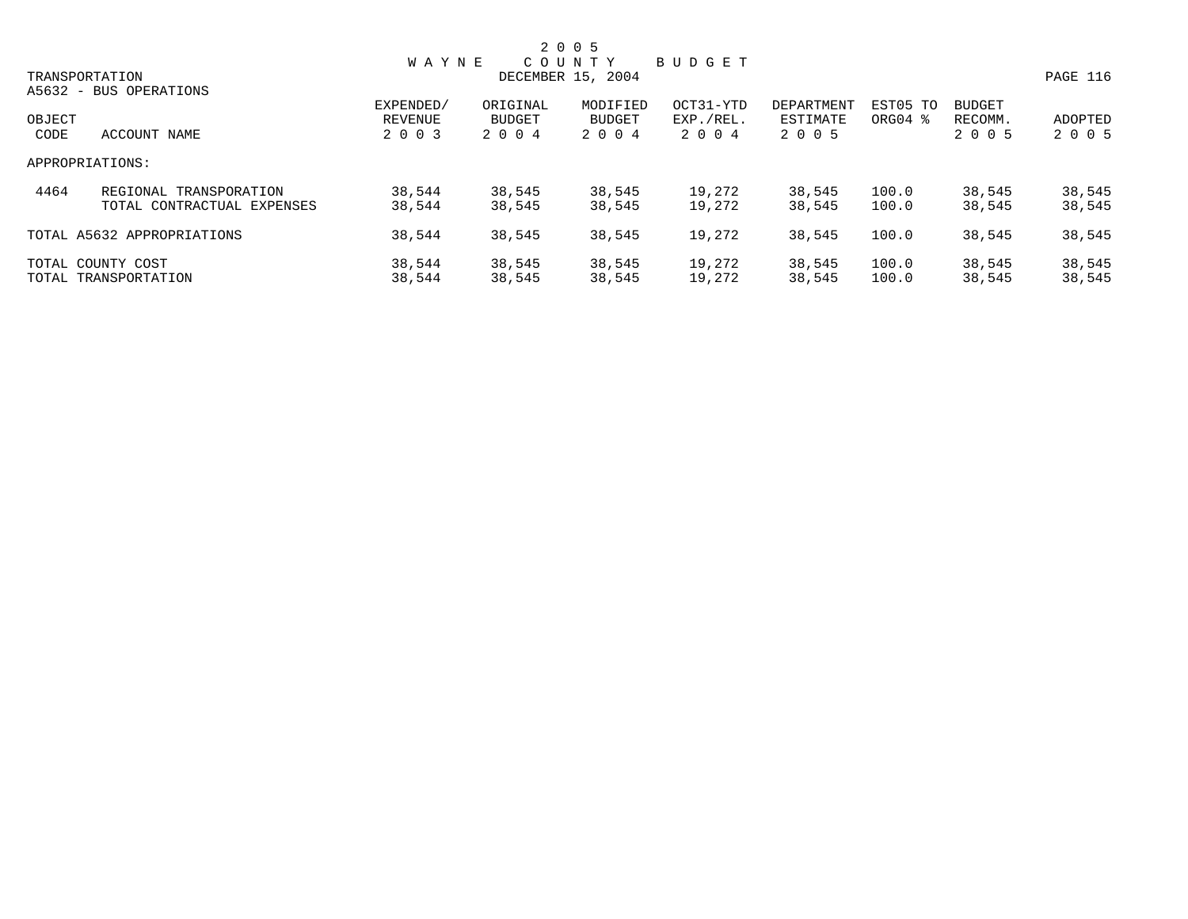# 2005 WAYNE COUNTY BUDGET

DECEMBER 15, 2004

TRANSPORTATION

A5632 - BUS OPERATIONS

| OBJECT CODE | ACCOUNT NAME | EXPENDED/ REVENUE 2003 | ORIGINAL BUDGET 2004 | MODIFIED BUDGET 2004 | OCT31-YTD EXP./REL. 2004 | DEPARTMENT ESTIMATE 2005 | EST05 TO ORG04 % | BUDGET RECOMM. 2005 | ADOPTED 2005 |
|---|---|---|---|---|---|---|---|---|---|
| APPROPRIATIONS: | | | | | | | | | |
| 4464 | REGIONAL TRANSPORATION | 38,544 | 38,545 | 38,545 | 19,272 | 38,545 | 100.0 | 38,545 | 38,545 |
| | TOTAL CONTRACTUAL EXPENSES | 38,544 | 38,545 | 38,545 | 19,272 | 38,545 | 100.0 | 38,545 | 38,545 |
| TOTAL A5632 APPROPRIATIONS | | 38,544 | 38,545 | 38,545 | 19,272 | 38,545 | 100.0 | 38,545 | 38,545 |
| TOTAL COUNTY COST | | 38,544 | 38,545 | 38,545 | 19,272 | 38,545 | 100.0 | 38,545 | 38,545 |
| TOTAL TRANSPORTATION | | 38,544 | 38,545 | 38,545 | 19,272 | 38,545 | 100.0 | 38,545 | 38,545 |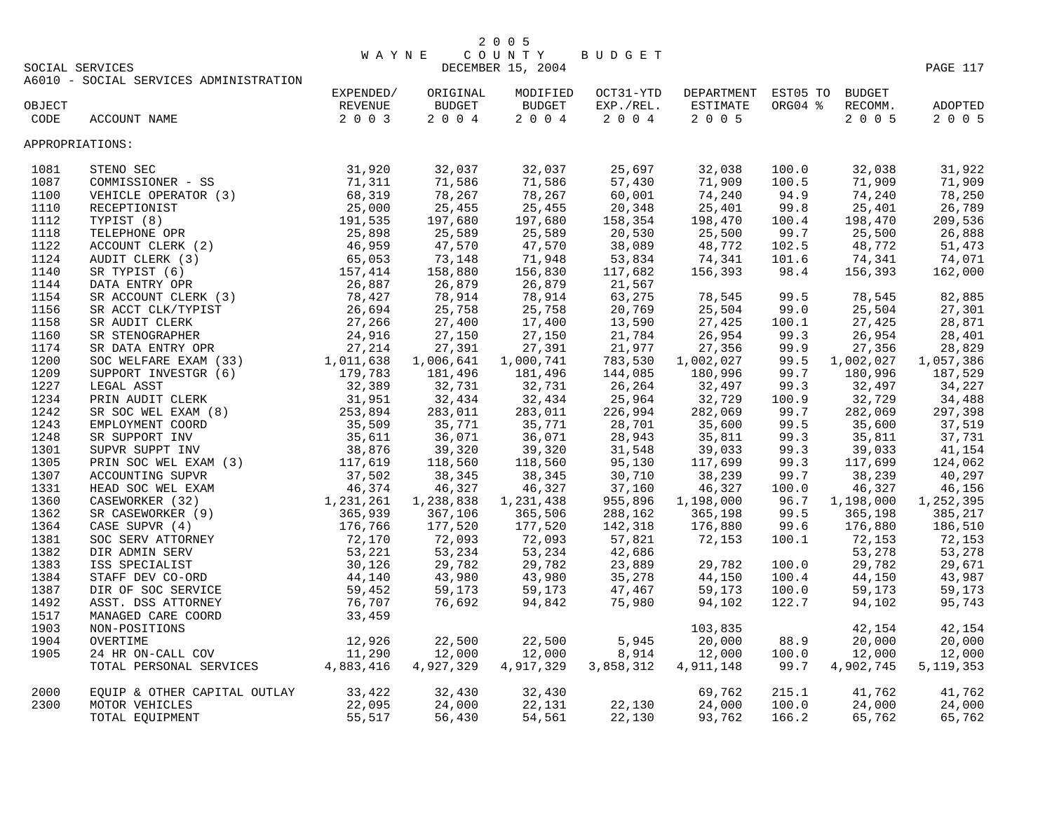2005
WAYNE COUNTY BUDGET
DECEMBER 15, 2004

SOCIAL SERVICES
A6010 - SOCIAL SERVICES ADMINISTRATION

| OBJECT CODE | ACCOUNT NAME | EXPENDED/ REVENUE 2003 | ORIGINAL BUDGET 2004 | MODIFIED BUDGET 2004 | OCT31-YTD EXP./REL. 2004 | DEPARTMENT ESTIMATE 2005 | EST05 TO ORG04 % | BUDGET RECOMM. 2005 | ADOPTED 2005 |
|---|---|---|---|---|---|---|---|---|---|
| APPROPRIATIONS: | | | | | | | | | |
| 1081 | STENO SEC | 31,920 | 32,037 | 32,037 | 25,697 | 32,038 | 100.0 | 32,038 | 31,922 |
| 1087 | COMMISSIONER - SS | 71,311 | 71,586 | 71,586 | 57,430 | 71,909 | 100.5 | 71,909 | 71,909 |
| 1100 | VEHICLE OPERATOR (3) | 68,319 | 78,267 | 78,267 | 60,001 | 74,240 | 94.9 | 74,240 | 78,250 |
| 1110 | RECEPTIONIST | 25,000 | 25,455 | 25,455 | 20,348 | 25,401 | 99.8 | 25,401 | 26,789 |
| 1112 | TYPIST (8) | 191,535 | 197,680 | 197,680 | 158,354 | 198,470 | 100.4 | 198,470 | 209,536 |
| 1118 | TELEPHONE OPR | 25,898 | 25,589 | 25,589 | 20,530 | 25,500 | 99.7 | 25,500 | 26,888 |
| 1122 | ACCOUNT CLERK (2) | 46,959 | 47,570 | 47,570 | 38,089 | 48,772 | 102.5 | 48,772 | 51,473 |
| 1124 | AUDIT CLERK (3) | 65,053 | 73,148 | 71,948 | 53,834 | 74,341 | 101.6 | 74,341 | 74,071 |
| 1140 | SR TYPIST (6) | 157,414 | 158,880 | 156,830 | 117,682 | 156,393 | 98.4 | 156,393 | 162,000 |
| 1144 | DATA ENTRY OPR | 26,887 | 26,879 | 26,879 | 21,567 | | | | |
| 1154 | SR ACCOUNT CLERK (3) | 78,427 | 78,914 | 78,914 | 63,275 | 78,545 | 99.5 | 78,545 | 82,885 |
| 1156 | SR ACCT CLK/TYPIST | 26,694 | 25,758 | 25,758 | 20,769 | 25,504 | 99.0 | 25,504 | 27,301 |
| 1158 | SR AUDIT CLERK | 27,266 | 27,400 | 17,400 | 13,590 | 27,425 | 100.1 | 27,425 | 28,871 |
| 1160 | SR STENOGRAPHER | 24,916 | 27,150 | 27,150 | 21,784 | 26,954 | 99.3 | 26,954 | 28,401 |
| 1174 | SR DATA ENTRY OPR | 27,214 | 27,391 | 27,391 | 21,977 | 27,356 | 99.9 | 27,356 | 28,829 |
| 1200 | SOC WELFARE EXAM (33) | 1,011,638 | 1,006,641 | 1,000,741 | 783,530 | 1,002,027 | 99.5 | 1,002,027 | 1,057,386 |
| 1209 | SUPPORT INVESTGR (6) | 179,783 | 181,496 | 181,496 | 144,085 | 180,996 | 99.7 | 180,996 | 187,529 |
| 1227 | LEGAL ASST | 32,389 | 32,731 | 32,731 | 26,264 | 32,497 | 99.3 | 32,497 | 34,227 |
| 1234 | PRIN AUDIT CLERK | 31,951 | 32,434 | 32,434 | 25,964 | 32,729 | 100.9 | 32,729 | 34,488 |
| 1242 | SR SOC WEL EXAM (8) | 253,894 | 283,011 | 283,011 | 226,994 | 282,069 | 99.7 | 282,069 | 297,398 |
| 1243 | EMPLOYMENT COORD | 35,509 | 35,771 | 35,771 | 28,701 | 35,600 | 99.5 | 35,600 | 37,519 |
| 1248 | SR SUPPORT INV | 35,611 | 36,071 | 36,071 | 28,943 | 35,811 | 99.3 | 35,811 | 37,731 |
| 1301 | SUPVR SUPPT INV | 38,876 | 39,320 | 39,320 | 31,548 | 39,033 | 99.3 | 39,033 | 41,154 |
| 1305 | PRIN SOC WEL EXAM (3) | 117,619 | 118,560 | 118,560 | 95,130 | 117,699 | 99.3 | 117,699 | 124,062 |
| 1307 | ACCOUNTING SUPVR | 37,502 | 38,345 | 38,345 | 30,710 | 38,239 | 99.7 | 38,239 | 40,297 |
| 1331 | HEAD SOC WEL EXAM | 46,374 | 46,327 | 46,327 | 37,160 | 46,327 | 100.0 | 46,327 | 46,156 |
| 1360 | CASEWORKER (32) | 1,231,261 | 1,238,838 | 1,231,438 | 955,896 | 1,198,000 | 96.7 | 1,198,000 | 1,252,395 |
| 1362 | SR CASEWORKER (9) | 365,939 | 367,106 | 365,506 | 288,162 | 365,198 | 99.5 | 365,198 | 385,217 |
| 1364 | CASE SUPVR (4) | 176,766 | 177,520 | 177,520 | 142,318 | 176,880 | 99.6 | 176,880 | 186,510 |
| 1381 | SOC SERV ATTORNEY | 72,170 | 72,093 | 72,093 | 57,821 | 72,153 | 100.1 | 72,153 | 72,153 |
| 1382 | DIR ADMIN SERV | 53,221 | 53,234 | 53,234 | 42,686 | | | 53,278 | 53,278 |
| 1383 | ISS SPECIALIST | 30,126 | 29,782 | 29,782 | 23,889 | 29,782 | 100.0 | 29,782 | 29,671 |
| 1384 | STAFF DEV CO-ORD | 44,140 | 43,980 | 43,980 | 35,278 | 44,150 | 100.4 | 44,150 | 43,987 |
| 1387 | DIR OF SOC SERVICE | 59,452 | 59,173 | 59,173 | 47,467 | 59,173 | 100.0 | 59,173 | 59,173 |
| 1492 | ASST. DSS ATTORNEY | 76,707 | 76,692 | 94,842 | 75,980 | 94,102 | 122.7 | 94,102 | 95,743 |
| 1517 | MANAGED CARE COORD | 33,459 | | | | | | | |
| 1903 | NON-POSITIONS | | | | | 103,835 | | 42,154 | 42,154 |
| 1904 | OVERTIME | 12,926 | 22,500 | 22,500 | 5,945 | 20,000 | 88.9 | 20,000 | 20,000 |
| 1905 | 24 HR ON-CALL COV | 11,290 | 12,000 | 12,000 | 8,914 | 12,000 | 100.0 | 12,000 | 12,000 |
| | TOTAL PERSONAL SERVICES | 4,883,416 | 4,927,329 | 4,917,329 | 3,858,312 | 4,911,148 | 99.7 | 4,902,745 | 5,119,353 |
| 2000 | EQUIP & OTHER CAPITAL OUTLAY | 33,422 | 32,430 | 32,430 | | 69,762 | 215.1 | 41,762 | 41,762 |
| 2300 | MOTOR VEHICLES | 22,095 | 24,000 | 22,131 | 22,130 | 24,000 | 100.0 | 24,000 | 24,000 |
| | TOTAL EQUIPMENT | 55,517 | 56,430 | 54,561 | 22,130 | 93,762 | 166.2 | 65,762 | 65,762 |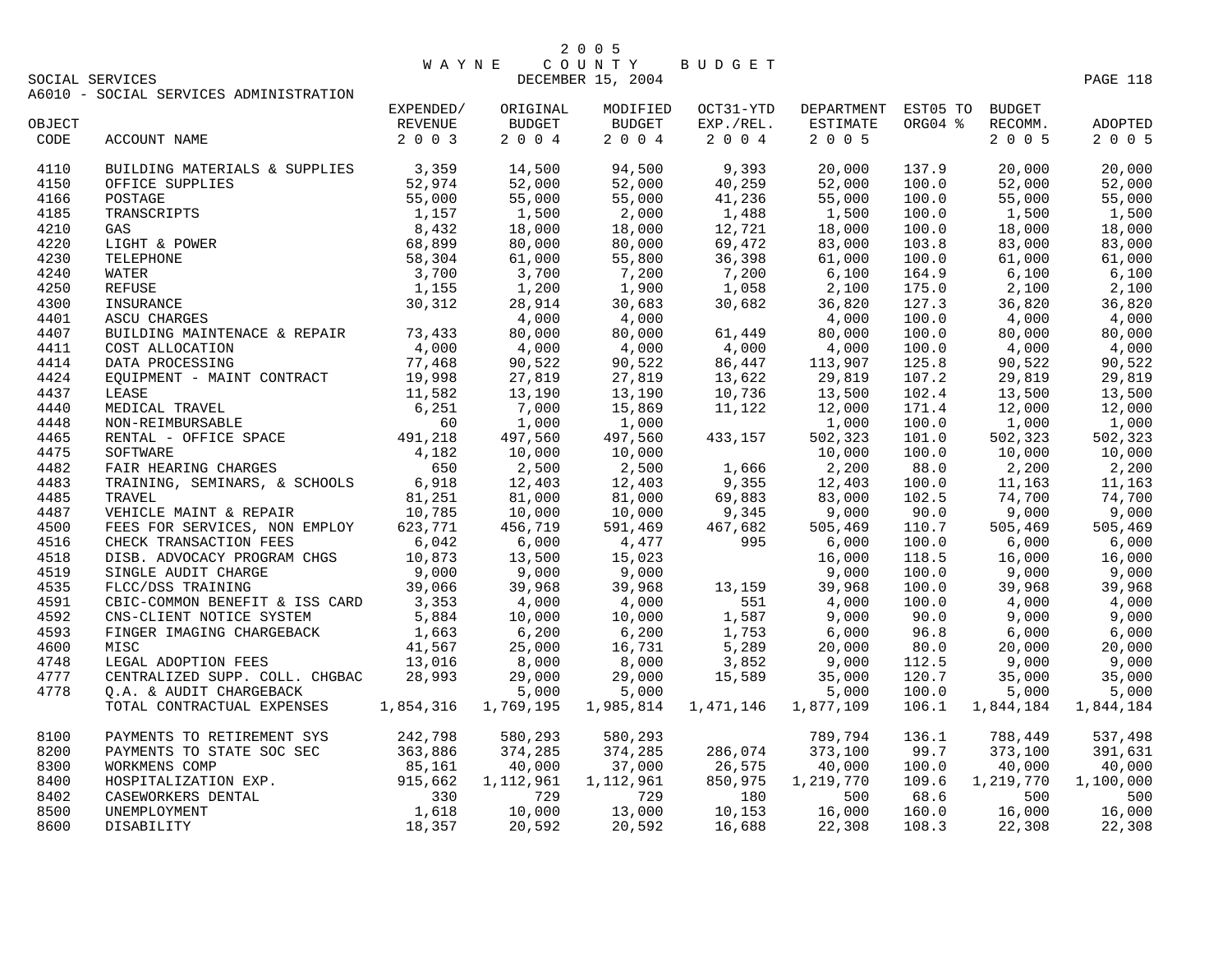# 2005 WAYNE COUNTY BUDGET

DECEMBER 15, 2004

SOCIAL SERVICES

A6010 - SOCIAL SERVICES ADMINISTRATION

| OBJECT CODE | ACCOUNT NAME | EXPENDED/ REVENUE 2003 | ORIGINAL BUDGET 2004 | MODIFIED BUDGET 2004 | OCT31-YTD EXP./REL. 2004 | DEPARTMENT ESTIMATE 2005 | EST05 TO ORG04 % | BUDGET RECOMM. 2005 | ADOPTED 2005 |
|---|---|---|---|---|---|---|---|---|---|
| 4110 | BUILDING MATERIALS & SUPPLIES | 3,359 | 14,500 | 94,500 | 9,393 | 20,000 | 137.9 | 20,000 | 20,000 |
| 4150 | OFFICE SUPPLIES | 52,974 | 52,000 | 52,000 | 40,259 | 52,000 | 100.0 | 52,000 | 52,000 |
| 4166 | POSTAGE | 55,000 | 55,000 | 55,000 | 41,236 | 55,000 | 100.0 | 55,000 | 55,000 |
| 4185 | TRANSCRIPTS | 1,157 | 1,500 | 2,000 | 1,488 | 1,500 | 100.0 | 1,500 | 1,500 |
| 4210 | GAS | 8,432 | 18,000 | 18,000 | 12,721 | 18,000 | 100.0 | 18,000 | 18,000 |
| 4220 | LIGHT & POWER | 68,899 | 80,000 | 80,000 | 69,472 | 83,000 | 103.8 | 83,000 | 83,000 |
| 4230 | TELEPHONE | 58,304 | 61,000 | 55,800 | 36,398 | 61,000 | 100.0 | 61,000 | 61,000 |
| 4240 | WATER | 3,700 | 3,700 | 7,200 | 7,200 | 6,100 | 164.9 | 6,100 | 6,100 |
| 4250 | REFUSE | 1,155 | 1,200 | 1,900 | 1,058 | 2,100 | 175.0 | 2,100 | 2,100 |
| 4300 | INSURANCE | 30,312 | 28,914 | 30,683 | 30,682 | 36,820 | 127.3 | 36,820 | 36,820 |
| 4401 | ASCU CHARGES | | 4,000 | 4,000 | | 4,000 | 100.0 | 4,000 | 4,000 |
| 4407 | BUILDING MAINTENACE & REPAIR | 73,433 | 80,000 | 80,000 | 61,449 | 80,000 | 100.0 | 80,000 | 80,000 |
| 4411 | COST ALLOCATION | 4,000 | 4,000 | 4,000 | 4,000 | 4,000 | 100.0 | 4,000 | 4,000 |
| 4414 | DATA PROCESSING | 77,468 | 90,522 | 90,522 | 86,447 | 113,907 | 125.8 | 90,522 | 90,522 |
| 4424 | EQUIPMENT - MAINT CONTRACT | 19,998 | 27,819 | 27,819 | 13,622 | 29,819 | 107.2 | 29,819 | 29,819 |
| 4437 | LEASE | 11,582 | 13,190 | 13,190 | 10,736 | 13,500 | 102.4 | 13,500 | 13,500 |
| 4440 | MEDICAL TRAVEL | 6,251 | 7,000 | 15,869 | 11,122 | 12,000 | 171.4 | 12,000 | 12,000 |
| 4448 | NON-REIMBURSABLE | 60 | 1,000 | 1,000 | | 1,000 | 100.0 | 1,000 | 1,000 |
| 4465 | RENTAL - OFFICE SPACE | 491,218 | 497,560 | 497,560 | 433,157 | 502,323 | 101.0 | 502,323 | 502,323 |
| 4475 | SOFTWARE | 4,182 | 10,000 | 10,000 | | 10,000 | 100.0 | 10,000 | 10,000 |
| 4482 | FAIR HEARING CHARGES | 650 | 2,500 | 2,500 | 1,666 | 2,200 | 88.0 | 2,200 | 2,200 |
| 4483 | TRAINING, SEMINARS, & SCHOOLS | 6,918 | 12,403 | 12,403 | 9,355 | 12,403 | 100.0 | 11,163 | 11,163 |
| 4485 | TRAVEL | 81,251 | 81,000 | 81,000 | 69,883 | 83,000 | 102.5 | 74,700 | 74,700 |
| 4487 | VEHICLE MAINT & REPAIR | 10,785 | 10,000 | 10,000 | 9,345 | 9,000 | 90.0 | 9,000 | 9,000 |
| 4500 | FEES FOR SERVICES, NON EMPLOY | 623,771 | 456,719 | 591,469 | 467,682 | 505,469 | 110.7 | 505,469 | 505,469 |
| 4516 | CHECK TRANSACTION FEES | 6,042 | 6,000 | 4,477 | 995 | 6,000 | 100.0 | 6,000 | 6,000 |
| 4518 | DISB. ADVOCACY PROGRAM CHGS | 10,873 | 13,500 | 15,023 | | 16,000 | 118.5 | 16,000 | 16,000 |
| 4519 | SINGLE AUDIT CHARGE | 9,000 | 9,000 | 9,000 | | 9,000 | 100.0 | 9,000 | 9,000 |
| 4535 | FLCC/DSS TRAINING | 39,066 | 39,968 | 39,968 | 13,159 | 39,968 | 100.0 | 39,968 | 39,968 |
| 4591 | CBIC-COMMON BENEFIT & ISS CARD | 3,353 | 4,000 | 4,000 | 551 | 4,000 | 100.0 | 4,000 | 4,000 |
| 4592 | CNS-CLIENT NOTICE SYSTEM | 5,884 | 10,000 | 10,000 | 1,587 | 9,000 | 90.0 | 9,000 | 9,000 |
| 4593 | FINGER IMAGING CHARGEBACK | 1,663 | 6,200 | 6,200 | 1,753 | 6,000 | 96.8 | 6,000 | 6,000 |
| 4600 | MISC | 41,567 | 25,000 | 16,731 | 5,289 | 20,000 | 80.0 | 20,000 | 20,000 |
| 4748 | LEGAL ADOPTION FEES | 13,016 | 8,000 | 8,000 | 3,852 | 9,000 | 112.5 | 9,000 | 9,000 |
| 4777 | CENTRALIZED SUPP. COLL. CHGBAC | 28,993 | 29,000 | 29,000 | 15,589 | 35,000 | 120.7 | 35,000 | 35,000 |
| 4778 | Q.A. & AUDIT CHARGEBACK | | 5,000 | 5,000 | | 5,000 | 100.0 | 5,000 | 5,000 |
| | TOTAL CONTRACTUAL EXPENSES | 1,854,316 | 1,769,195 | 1,985,814 | 1,471,146 | 1,877,109 | 106.1 | 1,844,184 | 1,844,184 |
| 8100 | PAYMENTS TO RETIREMENT SYS | 242,798 | 580,293 | 580,293 | | 789,794 | 136.1 | 788,449 | 537,498 |
| 8200 | PAYMENTS TO STATE SOC SEC | 363,886 | 374,285 | 374,285 | 286,074 | 373,100 | 99.7 | 373,100 | 391,631 |
| 8300 | WORKMENS COMP | 85,161 | 40,000 | 37,000 | 26,575 | 40,000 | 100.0 | 40,000 | 40,000 |
| 8400 | HOSPITALIZATION EXP. | 915,662 | 1,112,961 | 1,112,961 | 850,975 | 1,219,770 | 109.6 | 1,219,770 | 1,100,000 |
| 8402 | CASEWORKERS DENTAL | 330 | 729 | 729 | 180 | 500 | 68.6 | 500 | 500 |
| 8500 | UNEMPLOYMENT | 1,618 | 10,000 | 13,000 | 10,153 | 16,000 | 160.0 | 16,000 | 16,000 |
| 8600 | DISABILITY | 18,357 | 20,592 | 20,592 | 16,688 | 22,308 | 108.3 | 22,308 | 22,308 |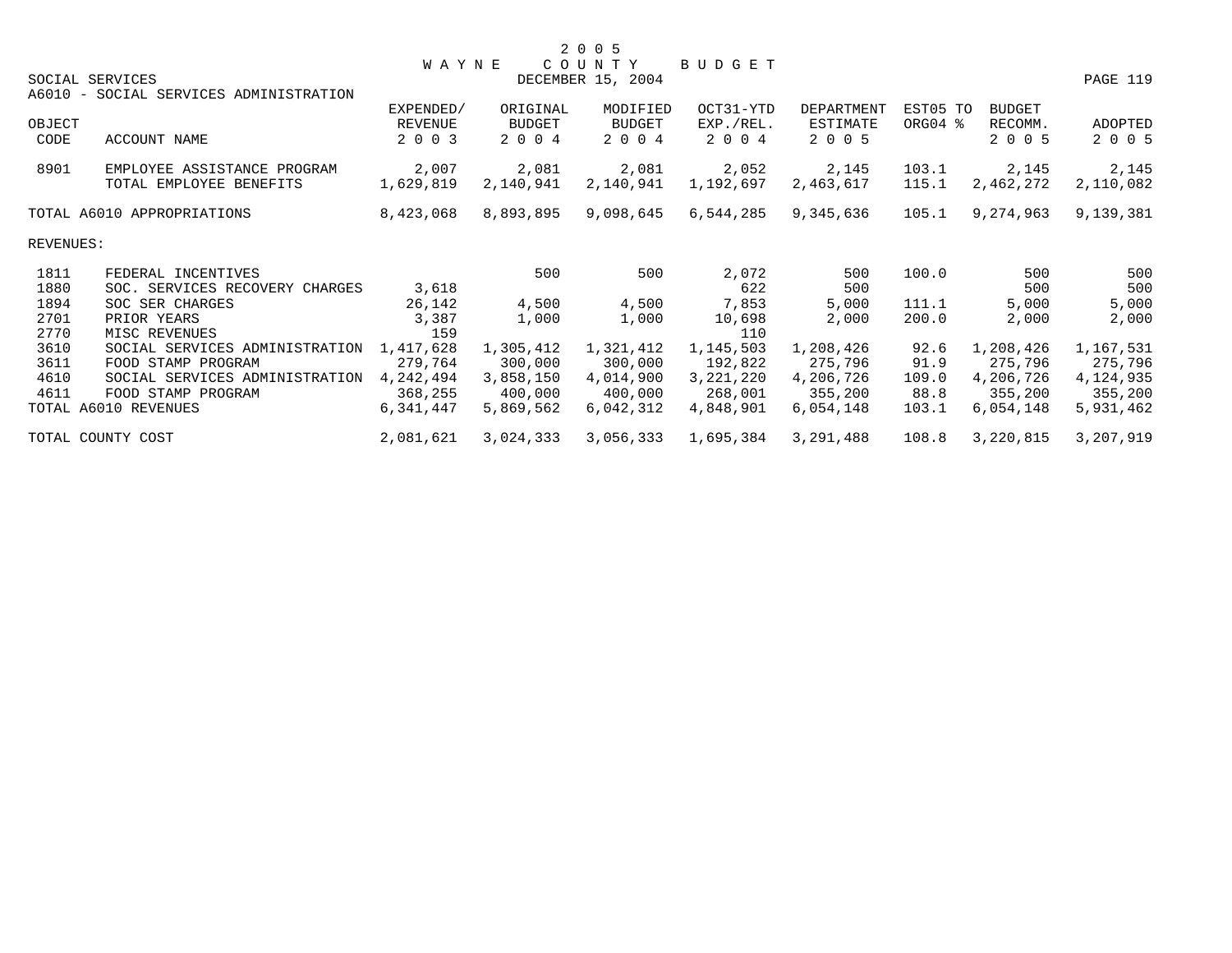# 2005 WAYNE COUNTY BUDGET

DECEMBER 15, 2004

SOCIAL SERVICES

A6010 - SOCIAL SERVICES ADMINISTRATION

| OBJECT CODE | ACCOUNT NAME | EXPENDED/ REVENUE 2003 | ORIGINAL BUDGET 2004 | MODIFIED BUDGET 2004 | OCT31-YTD EXP./REL. 2004 | DEPARTMENT ESTIMATE 2005 | EST05 TO ORG04 % | BUDGET RECOMM. 2005 | ADOPTED 2005 |
|---|---|---|---|---|---|---|---|---|---|
| 8901 | EMPLOYEE ASSISTANCE PROGRAM | 2,007 | 2,081 | 2,081 | 2,052 | 2,145 | 103.1 | 2,145 | 2,145 |
| | TOTAL EMPLOYEE BENEFITS | 1,629,819 | 2,140,941 | 2,140,941 | 1,192,697 | 2,463,617 | 115.1 | 2,462,272 | 2,110,082 |
| | TOTAL A6010 APPROPRIATIONS | 8,423,068 | 8,893,895 | 9,098,645 | 6,544,285 | 9,345,636 | 105.1 | 9,274,963 | 9,139,381 |
| REVENUES: | | | | | | | | | |
| 1811 | FEDERAL INCENTIVES | | 500 | 500 | 2,072 | 500 | 100.0 | 500 | 500 |
| 1880 | SOC. SERVICES RECOVERY CHARGES | 3,618 | | | 622 | 500 | | 500 | 500 |
| 1894 | SOC SER CHARGES | 26,142 | 4,500 | 4,500 | 7,853 | 5,000 | 111.1 | 5,000 | 5,000 |
| 2701 | PRIOR YEARS | 3,387 | 1,000 | 1,000 | 10,698 | 2,000 | 200.0 | 2,000 | 2,000 |
| 2770 | MISC REVENUES | 159 | | | 110 | | | | |
| 3610 | SOCIAL SERVICES ADMINISTRATION | 1,417,628 | 1,305,412 | 1,321,412 | 1,145,503 | 1,208,426 | 92.6 | 1,208,426 | 1,167,531 |
| 3611 | FOOD STAMP PROGRAM | 279,764 | 300,000 | 300,000 | 192,822 | 275,796 | 91.9 | 275,796 | 275,796 |
| 4610 | SOCIAL SERVICES ADMINISTRATION | 4,242,494 | 3,858,150 | 4,014,900 | 3,221,220 | 4,206,726 | 109.0 | 4,206,726 | 4,124,935 |
| 4611 | FOOD STAMP PROGRAM | 368,255 | 400,000 | 400,000 | 268,001 | 355,200 | 88.8 | 355,200 | 355,200 |
| | TOTAL A6010 REVENUES | 6,341,447 | 5,869,562 | 6,042,312 | 4,848,901 | 6,054,148 | 103.1 | 6,054,148 | 5,931,462 |
| | TOTAL COUNTY COST | 2,081,621 | 3,024,333 | 3,056,333 | 1,695,384 | 3,291,488 | 108.8 | 3,220,815 | 3,207,919 |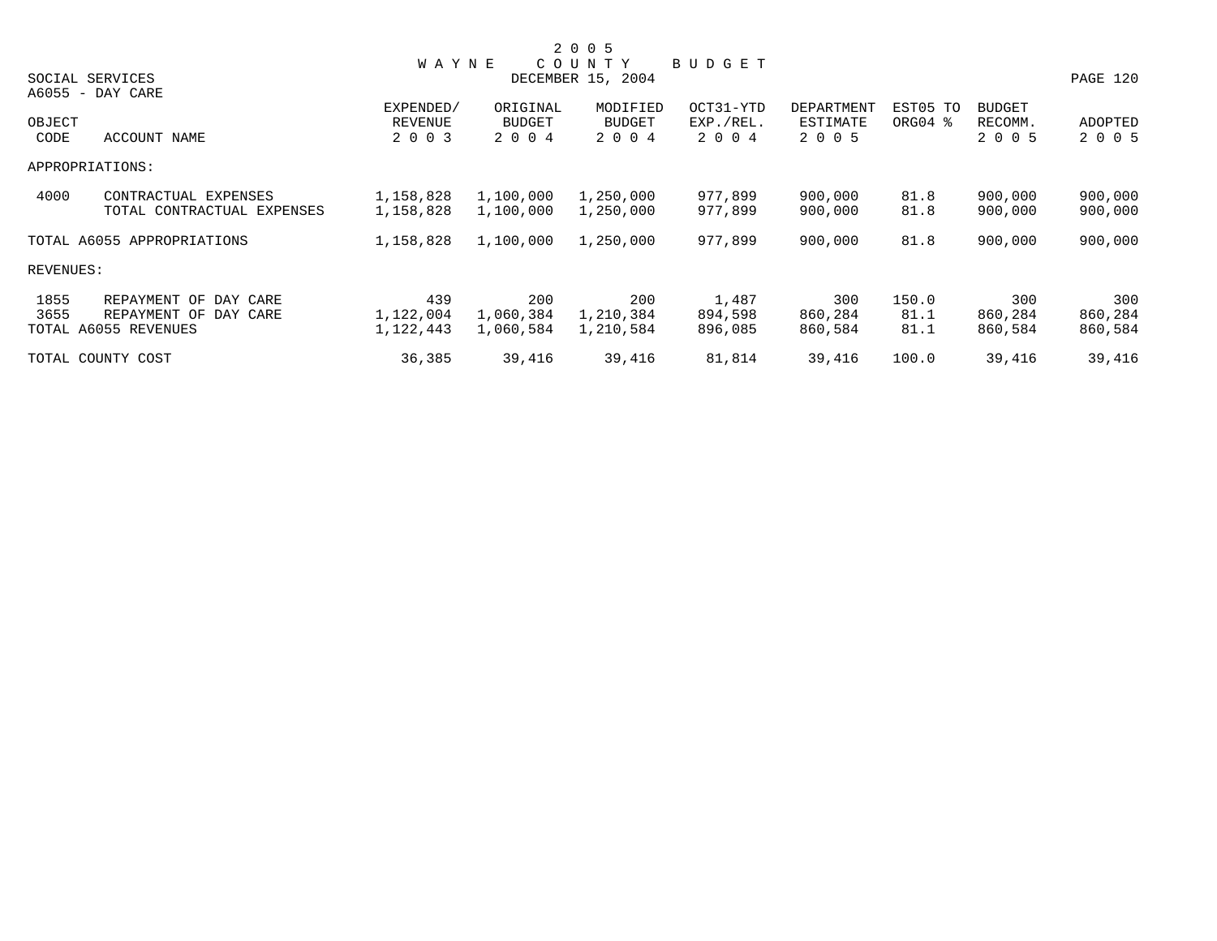# 2005 WAYNE COUNTY BUDGET

DECEMBER 15, 2004

SOCIAL SERVICES

A6055 - DAY CARE

| OBJECT CODE | ACCOUNT NAME | EXPENDED/ REVENUE 2003 | ORIGINAL BUDGET 2004 | MODIFIED BUDGET 2004 | OCT31-YTD EXP./REL. 2004 | DEPARTMENT ESTIMATE 2005 | EST05 TO ORG04 % | BUDGET RECOMM. 2005 | ADOPTED 2005 |
|---|---|---|---|---|---|---|---|---|---|
| APPROPRIATIONS: | | | | | | | | | |
| 4000 | CONTRACTUAL EXPENSES | 1,158,828 | 1,100,000 | 1,250,000 | 977,899 | 900,000 | 81.8 | 900,000 | 900,000 |
| | TOTAL CONTRACTUAL EXPENSES | 1,158,828 | 1,100,000 | 1,250,000 | 977,899 | 900,000 | 81.8 | 900,000 | 900,000 |
| TOTAL A6055 APPROPRIATIONS | | 1,158,828 | 1,100,000 | 1,250,000 | 977,899 | 900,000 | 81.8 | 900,000 | 900,000 |
| REVENUES: | | | | | | | | | |
| 1855 | REPAYMENT OF DAY CARE | 439 | 200 | 200 | 1,487 | 300 | 150.0 | 300 | 300 |
| 3655 | REPAYMENT OF DAY CARE | 1,122,004 | 1,060,384 | 1,210,384 | 894,598 | 860,284 | 81.1 | 860,284 | 860,284 |
| TOTAL A6055 REVENUES | | 1,122,443 | 1,060,584 | 1,210,584 | 896,085 | 860,584 | 81.1 | 860,584 | 860,584 |
| TOTAL COUNTY COST | | 36,385 | 39,416 | 39,416 | 81,814 | 39,416 | 100.0 | 39,416 | 39,416 |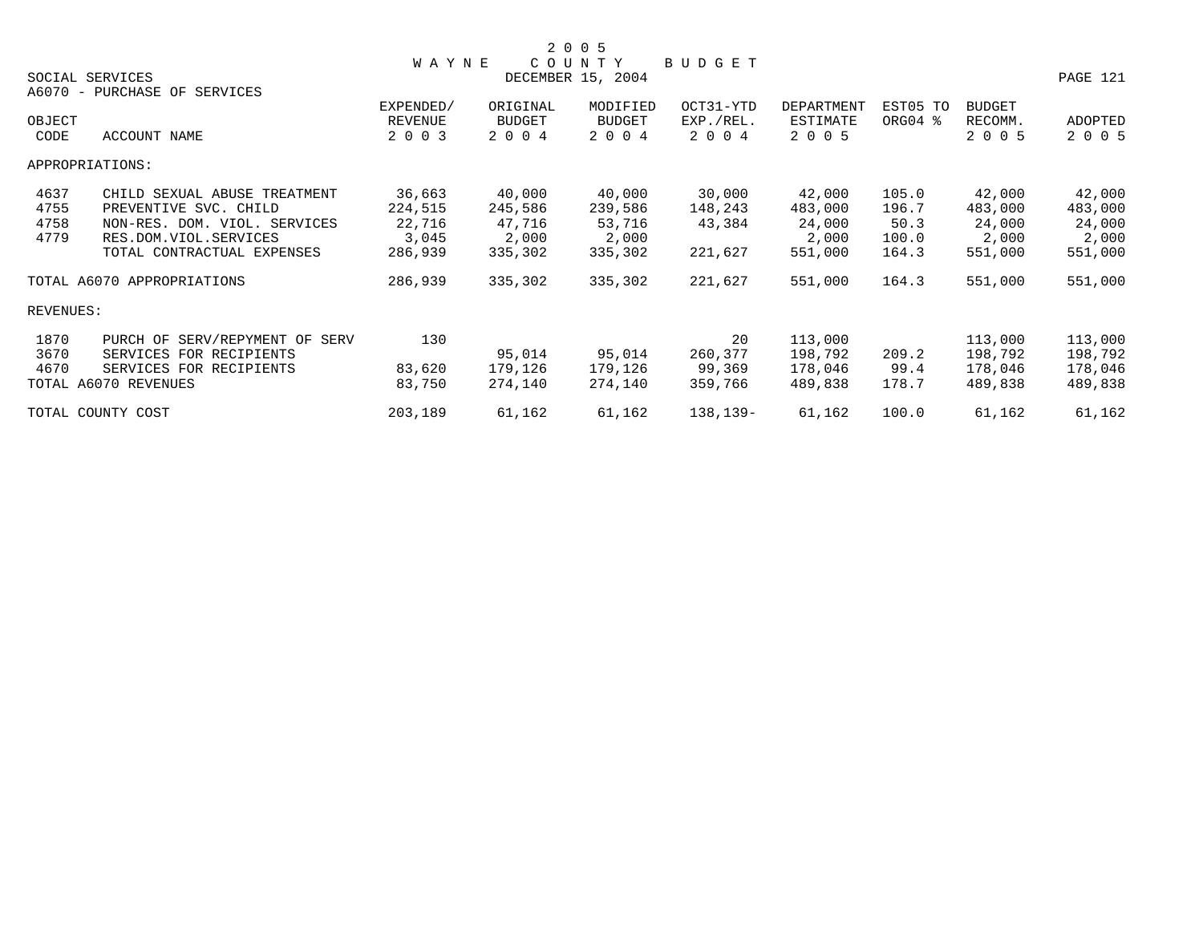2 0 0 5
W A Y N E   C O U N T Y   B U D G E T

SOCIAL SERVICES — DECEMBER 15, 2004

A6070 - PURCHASE OF SERVICES

| OBJECT CODE | ACCOUNT NAME | EXPENDED/ REVENUE 2 0 0 3 | ORIGINAL BUDGET 2 0 0 4 | MODIFIED BUDGET 2 0 0 4 | OCT31-YTD EXP./REL. 2 0 0 4 | DEPARTMENT ESTIMATE 2 0 0 5 | EST05 TO ORG04 % | BUDGET RECOMM. 2 0 0 5 | ADOPTED 2 0 0 5 |
|---|---|---|---|---|---|---|---|---|---|
| APPROPRIATIONS: | | | | | | | | | |
| 4637 | CHILD SEXUAL ABUSE TREATMENT | 36,663 | 40,000 | 40,000 | 30,000 | 42,000 | 105.0 | 42,000 | 42,000 |
| 4755 | PREVENTIVE SVC. CHILD | 224,515 | 245,586 | 239,586 | 148,243 | 483,000 | 196.7 | 483,000 | 483,000 |
| 4758 | NON-RES. DOM. VIOL. SERVICES | 22,716 | 47,716 | 53,716 | 43,384 | 24,000 | 50.3 | 24,000 | 24,000 |
| 4779 | RES.DOM.VIOL.SERVICES | 3,045 | 2,000 | 2,000 | | 2,000 | 100.0 | 2,000 | 2,000 |
| | TOTAL CONTRACTUAL EXPENSES | 286,939 | 335,302 | 335,302 | 221,627 | 551,000 | 164.3 | 551,000 | 551,000 |
| TOTAL A6070 APPROPRIATIONS | | 286,939 | 335,302 | 335,302 | 221,627 | 551,000 | 164.3 | 551,000 | 551,000 |
| REVENUES: | | | | | | | | | |
| 1870 | PURCH OF SERV/REPYMENT OF SERV | 130 | | | 20 | 113,000 | | 113,000 | 113,000 |
| 3670 | SERVICES FOR RECIPIENTS | | 95,014 | 95,014 | 260,377 | 198,792 | 209.2 | 198,792 | 198,792 |
| 4670 | SERVICES FOR RECIPIENTS | 83,620 | 179,126 | 179,126 | 99,369 | 178,046 | 99.4 | 178,046 | 178,046 |
| TOTAL A6070 REVENUES | | 83,750 | 274,140 | 274,140 | 359,766 | 489,838 | 178.7 | 489,838 | 489,838 |
| TOTAL COUNTY COST | | 203,189 | 61,162 | 61,162 | 138,139- | 61,162 | 100.0 | 61,162 | 61,162 |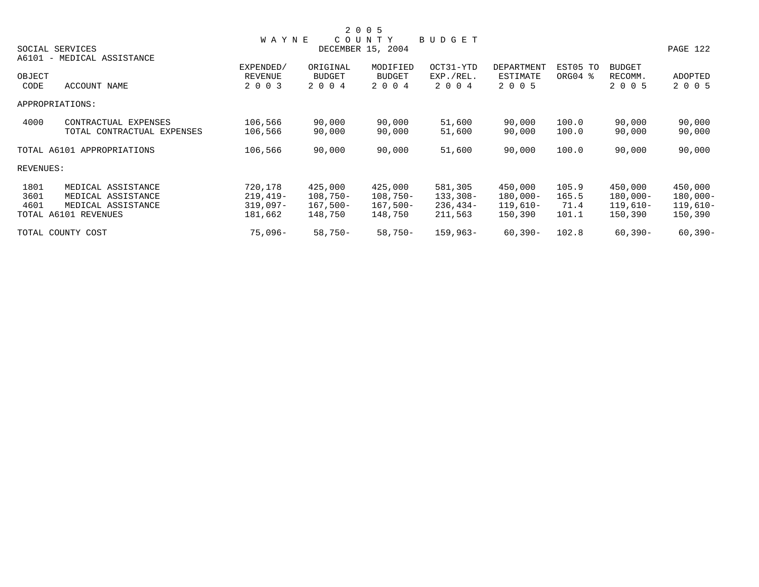# 2005 WAYNE COUNTY BUDGET

SOCIAL SERVICES — DECEMBER 15, 2004

A6101 - MEDICAL ASSISTANCE

| OBJECT CODE | ACCOUNT NAME | EXPENDED/ REVENUE 2003 | ORIGINAL BUDGET 2004 | MODIFIED BUDGET 2004 | OCT31-YTD EXP./REL. 2004 | DEPARTMENT ESTIMATE 2005 | EST05 TO ORG04 % | BUDGET RECOMM. 2005 | ADOPTED 2005 |
|---|---|---|---|---|---|---|---|---|---|
| APPROPRIATIONS: | | | | | | | | | |
| 4000 | CONTRACTUAL EXPENSES | 106,566 | 90,000 | 90,000 | 51,600 | 90,000 | 100.0 | 90,000 | 90,000 |
| | TOTAL CONTRACTUAL EXPENSES | 106,566 | 90,000 | 90,000 | 51,600 | 90,000 | 100.0 | 90,000 | 90,000 |
| TOTAL A6101 APPROPRIATIONS | | 106,566 | 90,000 | 90,000 | 51,600 | 90,000 | 100.0 | 90,000 | 90,000 |
| REVENUES: | | | | | | | | | |
| 1801 | MEDICAL ASSISTANCE | 720,178 | 425,000 | 425,000 | 581,305 | 450,000 | 105.9 | 450,000 | 450,000 |
| 3601 | MEDICAL ASSISTANCE | 219,419- | 108,750- | 108,750- | 133,308- | 180,000- | 165.5 | 180,000- | 180,000- |
| 4601 | MEDICAL ASSISTANCE | 319,097- | 167,500- | 167,500- | 236,434- | 119,610- | 71.4 | 119,610- | 119,610- |
| TOTAL A6101 REVENUES | | 181,662 | 148,750 | 148,750 | 211,563 | 150,390 | 101.1 | 150,390 | 150,390 |
| TOTAL COUNTY COST | | 75,096- | 58,750- | 58,750- | 159,963- | 60,390- | 102.8 | 60,390- | 60,390- |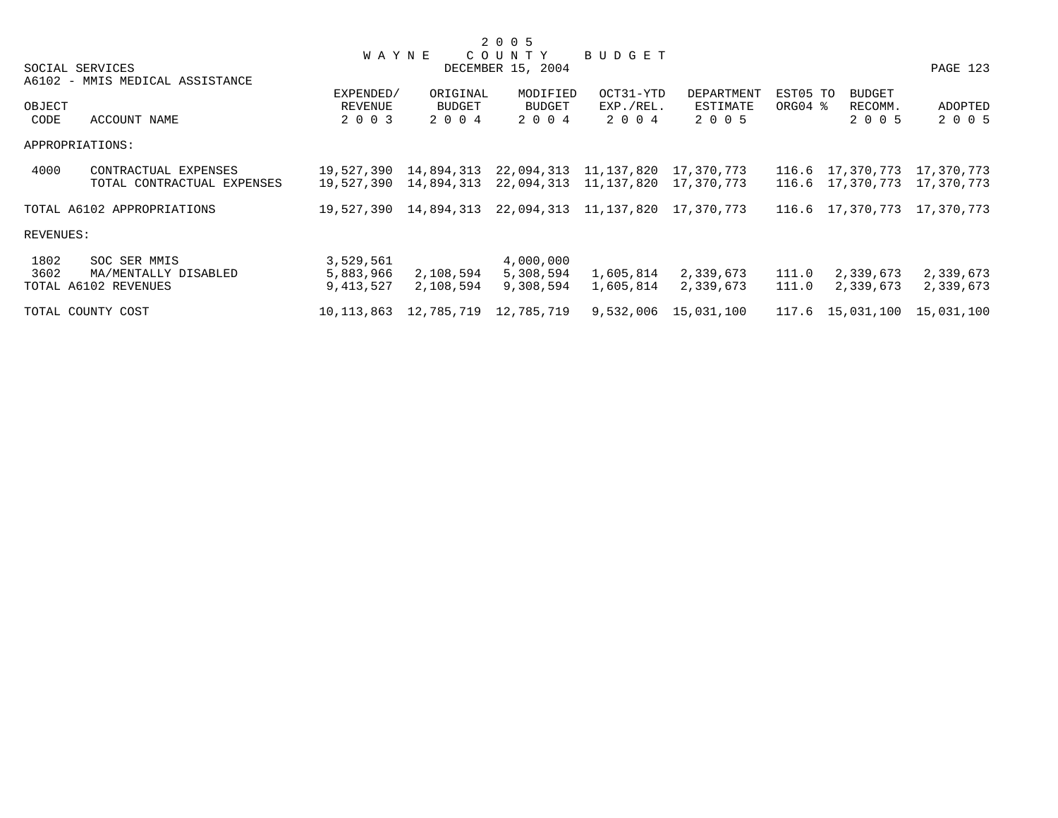# 2005 WAYNE COUNTY BUDGET

DECEMBER 15, 2004

SOCIAL SERVICES

A6102 - MMIS MEDICAL ASSISTANCE

| OBJECT CODE | ACCOUNT NAME | EXPENDED/ REVENUE 2003 | ORIGINAL BUDGET 2004 | MODIFIED BUDGET 2004 | OCT31-YTD EXP./REL. 2004 | DEPARTMENT ESTIMATE 2005 | EST05 TO ORG04 % | BUDGET RECOMM. 2005 | ADOPTED 2005 |
|---|---|---|---|---|---|---|---|---|---|
| APPROPRIATIONS: | | | | | | | | | |
| 4000 | CONTRACTUAL EXPENSES | 19,527,390 | 14,894,313 | 22,094,313 | 11,137,820 | 17,370,773 | 116.6 | 17,370,773 | 17,370,773 |
| | TOTAL CONTRACTUAL EXPENSES | 19,527,390 | 14,894,313 | 22,094,313 | 11,137,820 | 17,370,773 | 116.6 | 17,370,773 | 17,370,773 |
| TOTAL A6102 APPROPRIATIONS | | 19,527,390 | 14,894,313 | 22,094,313 | 11,137,820 | 17,370,773 | 116.6 | 17,370,773 | 17,370,773 |
| REVENUES: | | | | | | | | | |
| 1802 | SOC SER MMIS | 3,529,561 | | 4,000,000 | | | | | |
| 3602 | MA/MENTALLY DISABLED | 5,883,966 | 2,108,594 | 5,308,594 | 1,605,814 | 2,339,673 | 111.0 | 2,339,673 | 2,339,673 |
| TOTAL A6102 REVENUES | | 9,413,527 | 2,108,594 | 9,308,594 | 1,605,814 | 2,339,673 | 111.0 | 2,339,673 | 2,339,673 |
| TOTAL COUNTY COST | | 10,113,863 | 12,785,719 | 12,785,719 | 9,532,006 | 15,031,100 | 117.6 | 15,031,100 | 15,031,100 |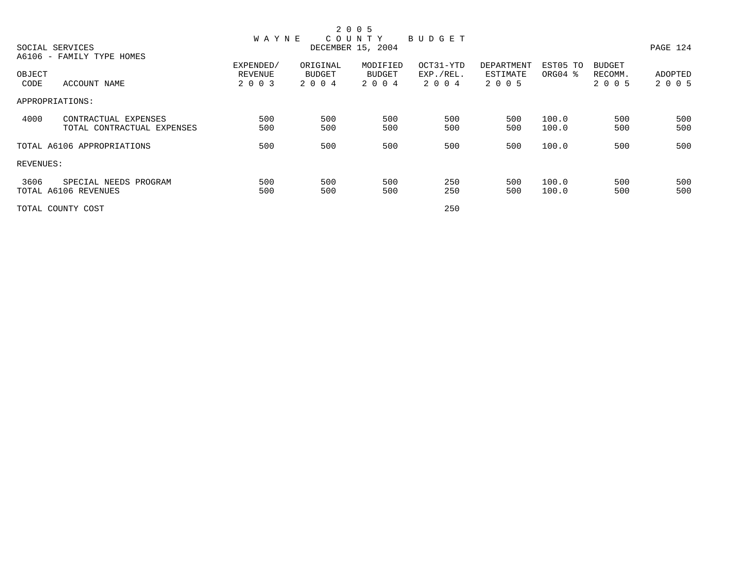# 2 0 0 5 W A Y N E C O U N T Y B U D G E T

DECEMBER 15, 2004

SOCIAL SERVICES

A6106 - FAMILY TYPE HOMES

| OBJECT CODE | ACCOUNT NAME | EXPENDED/ REVENUE 2 0 0 3 | ORIGINAL BUDGET 2 0 0 4 | MODIFIED BUDGET 2 0 0 4 | OCT31-YTD EXP./REL. 2 0 0 4 | DEPARTMENT ESTIMATE 2 0 0 5 | EST05 TO ORG04 % | BUDGET RECOMM. 2 0 0 5 | ADOPTED 2 0 0 5 |
|---|---|---|---|---|---|---|---|---|---|
| APPROPRIATIONS: | | | | | | | | | |
| 4000 | CONTRACTUAL EXPENSES | 500 | 500 | 500 | 500 | 500 | 100.0 | 500 | 500 |
| | TOTAL CONTRACTUAL EXPENSES | 500 | 500 | 500 | 500 | 500 | 100.0 | 500 | 500 |
| TOTAL A6106 APPROPRIATIONS | | 500 | 500 | 500 | 500 | 500 | 100.0 | 500 | 500 |
| REVENUES: | | | | | | | | | |
| 3606 | SPECIAL NEEDS PROGRAM | 500 | 500 | 500 | 250 | 500 | 100.0 | 500 | 500 |
| TOTAL A6106 REVENUES | | 500 | 500 | 500 | 250 | 500 | 100.0 | 500 | 500 |
| TOTAL COUNTY COST | | | | | 250 | | | | |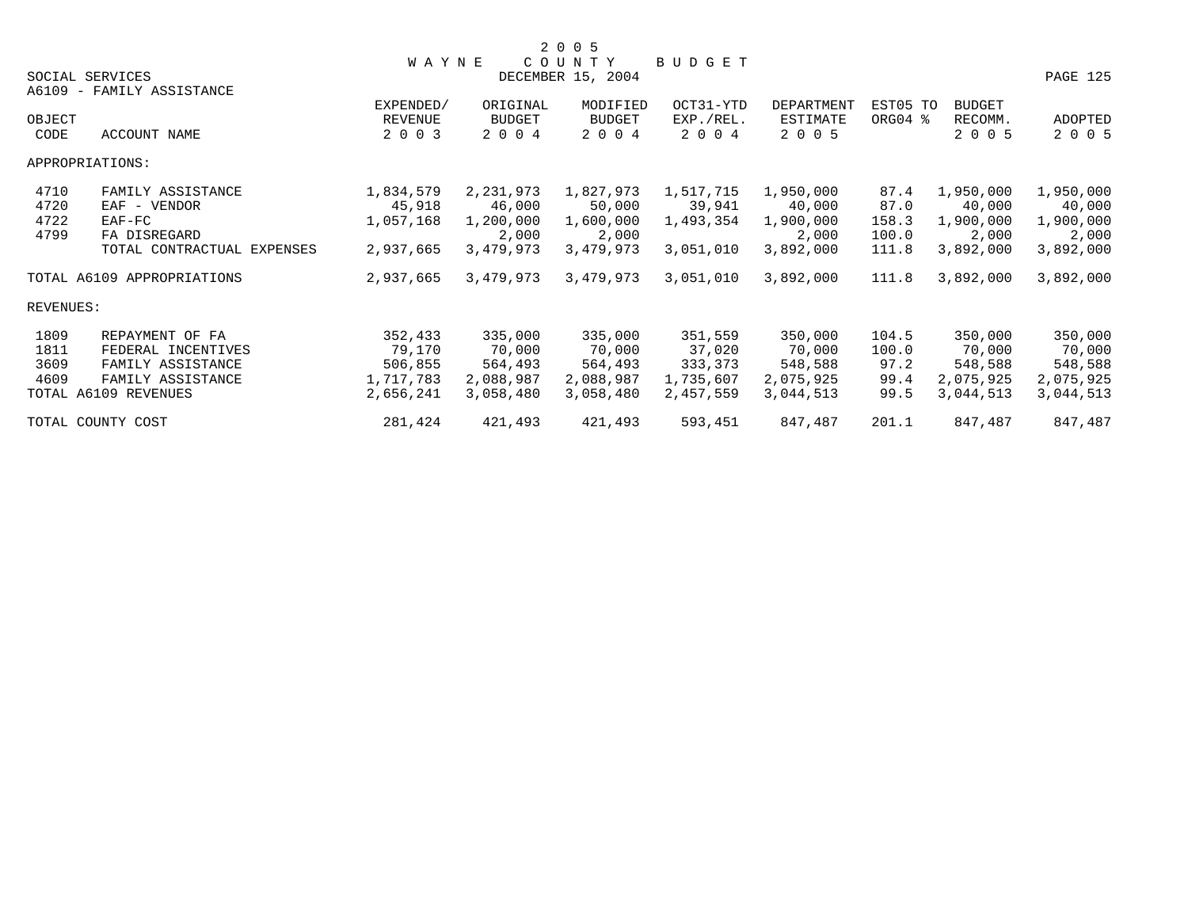# 2005 WAYNE COUNTY BUDGET

DECEMBER 15, 2004

SOCIAL SERVICES

A6109 - FAMILY ASSISTANCE

| OBJECT CODE | ACCOUNT NAME | EXPENDED/ REVENUE 2003 | ORIGINAL BUDGET 2004 | MODIFIED BUDGET 2004 | OCT31-YTD EXP./REL. 2004 | DEPARTMENT ESTIMATE 2005 | EST05 TO ORG04 % | BUDGET RECOMM. 2005 | ADOPTED 2005 |
|---|---|---|---|---|---|---|---|---|---|
| APPROPRIATIONS: | | | | | | | | | |
| 4710 | FAMILY ASSISTANCE | 1,834,579 | 2,231,973 | 1,827,973 | 1,517,715 | 1,950,000 | 87.4 | 1,950,000 | 1,950,000 |
| 4720 | EAF - VENDOR | 45,918 | 46,000 | 50,000 | 39,941 | 40,000 | 87.0 | 40,000 | 40,000 |
| 4722 | EAF-FC | 1,057,168 | 1,200,000 | 1,600,000 | 1,493,354 | 1,900,000 | 158.3 | 1,900,000 | 1,900,000 |
| 4799 | FA DISREGARD | | 2,000 | 2,000 | | 2,000 | 100.0 | 2,000 | 2,000 |
| | TOTAL CONTRACTUAL EXPENSES | 2,937,665 | 3,479,973 | 3,479,973 | 3,051,010 | 3,892,000 | 111.8 | 3,892,000 | 3,892,000 |
| TOTAL A6109 APPROPRIATIONS | | 2,937,665 | 3,479,973 | 3,479,973 | 3,051,010 | 3,892,000 | 111.8 | 3,892,000 | 3,892,000 |
| REVENUES: | | | | | | | | | |
| 1809 | REPAYMENT OF FA | 352,433 | 335,000 | 335,000 | 351,559 | 350,000 | 104.5 | 350,000 | 350,000 |
| 1811 | FEDERAL INCENTIVES | 79,170 | 70,000 | 70,000 | 37,020 | 70,000 | 100.0 | 70,000 | 70,000 |
| 3609 | FAMILY ASSISTANCE | 506,855 | 564,493 | 564,493 | 333,373 | 548,588 | 97.2 | 548,588 | 548,588 |
| 4609 | FAMILY ASSISTANCE | 1,717,783 | 2,088,987 | 2,088,987 | 1,735,607 | 2,075,925 | 99.4 | 2,075,925 | 2,075,925 |
| TOTAL A6109 REVENUES | | 2,656,241 | 3,058,480 | 3,058,480 | 2,457,559 | 3,044,513 | 99.5 | 3,044,513 | 3,044,513 |
| TOTAL COUNTY COST | | 281,424 | 421,493 | 421,493 | 593,451 | 847,487 | 201.1 | 847,487 | 847,487 |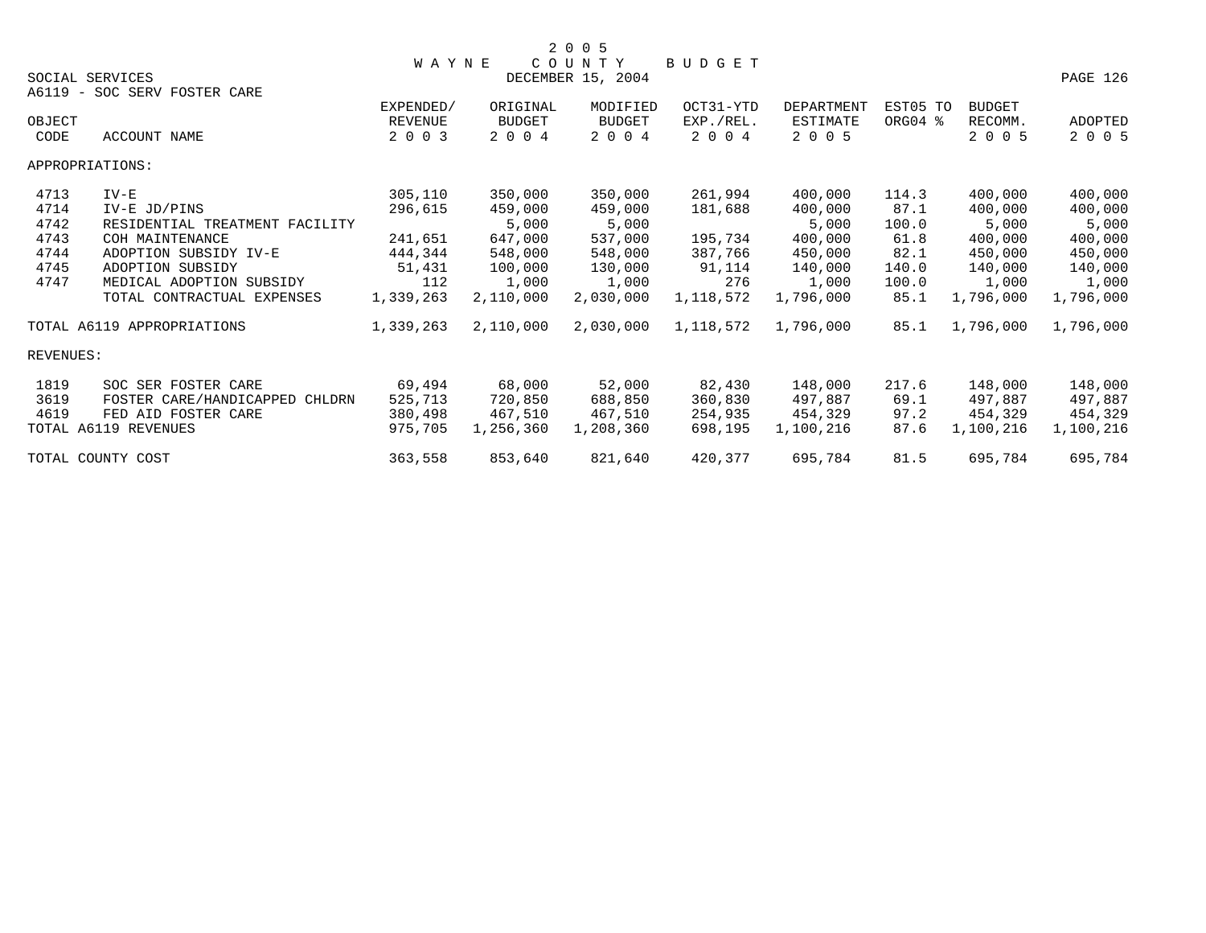# 2005 WAYNE COUNTY BUDGET

SOCIAL SERVICES — DECEMBER 15, 2004

A6119 - SOC SERV FOSTER CARE

| OBJECT CODE | ACCOUNT NAME | EXPENDED/ REVENUE 2003 | ORIGINAL BUDGET 2004 | MODIFIED BUDGET 2004 | OCT31-YTD EXP./REL. 2004 | DEPARTMENT ESTIMATE 2005 | EST05 TO ORG04 % | BUDGET RECOMM. 2005 | ADOPTED 2005 |
|---|---|---|---|---|---|---|---|---|---|
| APPROPRIATIONS: | | | | | | | | | |
| 4713 | IV-E | 305,110 | 350,000 | 350,000 | 261,994 | 400,000 | 114.3 | 400,000 | 400,000 |
| 4714 | IV-E JD/PINS | 296,615 | 459,000 | 459,000 | 181,688 | 400,000 | 87.1 | 400,000 | 400,000 |
| 4742 | RESIDENTIAL TREATMENT FACILITY | | 5,000 | 5,000 | | 5,000 | 100.0 | 5,000 | 5,000 |
| 4743 | COH MAINTENANCE | 241,651 | 647,000 | 537,000 | 195,734 | 400,000 | 61.8 | 400,000 | 400,000 |
| 4744 | ADOPTION SUBSIDY IV-E | 444,344 | 548,000 | 548,000 | 387,766 | 450,000 | 82.1 | 450,000 | 450,000 |
| 4745 | ADOPTION SUBSIDY | 51,431 | 100,000 | 130,000 | 91,114 | 140,000 | 140.0 | 140,000 | 140,000 |
| 4747 | MEDICAL ADOPTION SUBSIDY | 112 | 1,000 | 1,000 | 276 | 1,000 | 100.0 | 1,000 | 1,000 |
| | TOTAL CONTRACTUAL EXPENSES | 1,339,263 | 2,110,000 | 2,030,000 | 1,118,572 | 1,796,000 | 85.1 | 1,796,000 | 1,796,000 |
| TOTAL A6119 APPROPRIATIONS | | 1,339,263 | 2,110,000 | 2,030,000 | 1,118,572 | 1,796,000 | 85.1 | 1,796,000 | 1,796,000 |
| REVENUES: | | | | | | | | | |
| 1819 | SOC SER FOSTER CARE | 69,494 | 68,000 | 52,000 | 82,430 | 148,000 | 217.6 | 148,000 | 148,000 |
| 3619 | FOSTER CARE/HANDICAPPED CHLDRN | 525,713 | 720,850 | 688,850 | 360,830 | 497,887 | 69.1 | 497,887 | 497,887 |
| 4619 | FED AID FOSTER CARE | 380,498 | 467,510 | 467,510 | 254,935 | 454,329 | 97.2 | 454,329 | 454,329 |
| TOTAL A6119 REVENUES | | 975,705 | 1,256,360 | 1,208,360 | 698,195 | 1,100,216 | 87.6 | 1,100,216 | 1,100,216 |
| TOTAL COUNTY COST | | 363,558 | 853,640 | 821,640 | 420,377 | 695,784 | 81.5 | 695,784 | 695,784 |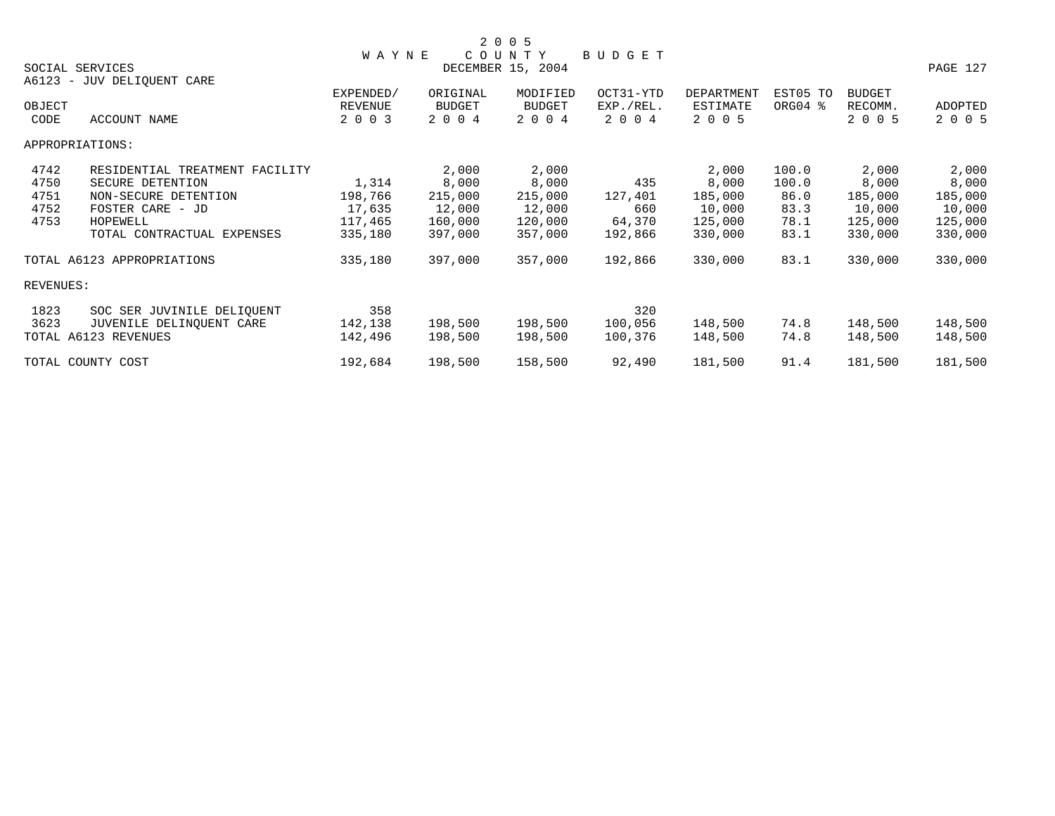# 2005 WAYNE COUNTY BUDGET

DECEMBER 15, 2004

SOCIAL SERVICES

A6123 - JUV DELIQUENT CARE

| OBJECT CODE | ACCOUNT NAME | EXPENDED/ REVENUE 2003 | ORIGINAL BUDGET 2004 | MODIFIED BUDGET 2004 | OCT31-YTD EXP./REL. 2004 | DEPARTMENT ESTIMATE 2005 | EST05 TO ORG04 % | BUDGET RECOMM. 2005 | ADOPTED 2005 |
|---|---|---|---|---|---|---|---|---|---|
| APPROPRIATIONS: | | | | | | | | | |
| 4742 | RESIDENTIAL TREATMENT FACILITY | | 2,000 | 2,000 | | 2,000 | 100.0 | 2,000 | 2,000 |
| 4750 | SECURE DETENTION | 1,314 | 8,000 | 8,000 | 435 | 8,000 | 100.0 | 8,000 | 8,000 |
| 4751 | NON-SECURE DETENTION | 198,766 | 215,000 | 215,000 | 127,401 | 185,000 | 86.0 | 185,000 | 185,000 |
| 4752 | FOSTER CARE - JD | 17,635 | 12,000 | 12,000 | 660 | 10,000 | 83.3 | 10,000 | 10,000 |
| 4753 | HOPEWELL | 117,465 | 160,000 | 120,000 | 64,370 | 125,000 | 78.1 | 125,000 | 125,000 |
| | TOTAL CONTRACTUAL EXPENSES | 335,180 | 397,000 | 357,000 | 192,866 | 330,000 | 83.1 | 330,000 | 330,000 |
| TOTAL A6123 APPROPRIATIONS | | 335,180 | 397,000 | 357,000 | 192,866 | 330,000 | 83.1 | 330,000 | 330,000 |
| REVENUES: | | | | | | | | | |
| 1823 | SOC SER JUVINILE DELIQUENT | 358 | | | 320 | | | | |
| 3623 | JUVENILE DELINQUENT CARE | 142,138 | 198,500 | 198,500 | 100,056 | 148,500 | 74.8 | 148,500 | 148,500 |
| TOTAL A6123 REVENUES | | 142,496 | 198,500 | 198,500 | 100,376 | 148,500 | 74.8 | 148,500 | 148,500 |
| TOTAL COUNTY COST | | 192,684 | 198,500 | 158,500 | 92,490 | 181,500 | 91.4 | 181,500 | 181,500 |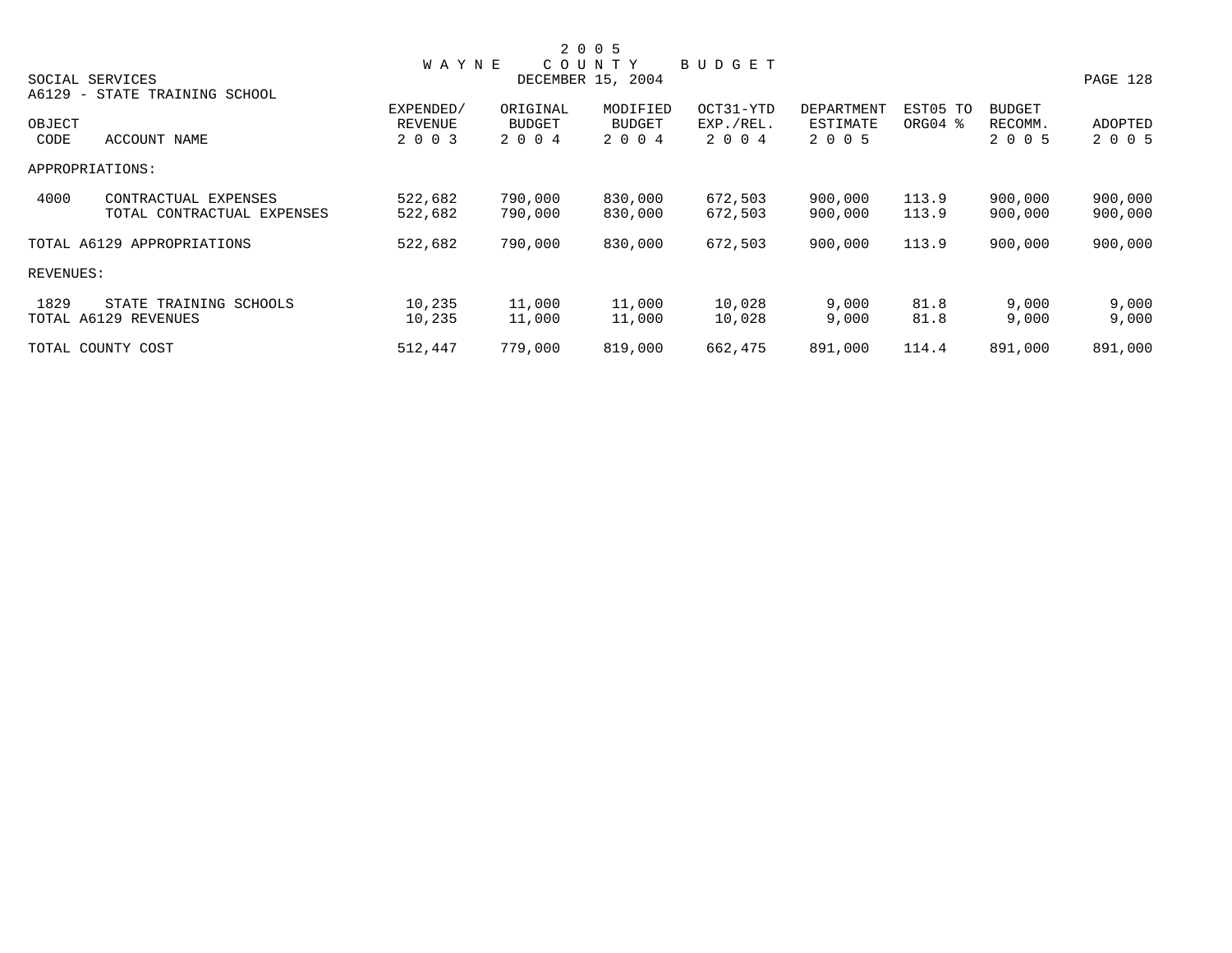# 2005 WAYNE COUNTY BUDGET

SOCIAL SERVICES
DECEMBER 15, 2004

A6129 - STATE TRAINING SCHOOL

| OBJECT CODE | ACCOUNT NAME | EXPENDED/ REVENUE 2003 | ORIGINAL BUDGET 2004 | MODIFIED BUDGET 2004 | OCT31-YTD EXP./REL. 2004 | DEPARTMENT ESTIMATE 2005 | EST05 TO ORG04 % | BUDGET RECOMM. 2005 | ADOPTED 2005 |
|---|---|---|---|---|---|---|---|---|---|
| APPROPRIATIONS: | | | | | | | | | |
| 4000 | CONTRACTUAL EXPENSES | 522,682 | 790,000 | 830,000 | 672,503 | 900,000 | 113.9 | 900,000 | 900,000 |
| | TOTAL CONTRACTUAL EXPENSES | 522,682 | 790,000 | 830,000 | 672,503 | 900,000 | 113.9 | 900,000 | 900,000 |
| TOTAL A6129 APPROPRIATIONS | | 522,682 | 790,000 | 830,000 | 672,503 | 900,000 | 113.9 | 900,000 | 900,000 |
| REVENUES: | | | | | | | | | |
| 1829 | STATE TRAINING SCHOOLS | 10,235 | 11,000 | 11,000 | 10,028 | 9,000 | 81.8 | 9,000 | 9,000 |
| TOTAL A6129 REVENUES | | 10,235 | 11,000 | 11,000 | 10,028 | 9,000 | 81.8 | 9,000 | 9,000 |
| TOTAL COUNTY COST | | 512,447 | 779,000 | 819,000 | 662,475 | 891,000 | 114.4 | 891,000 | 891,000 |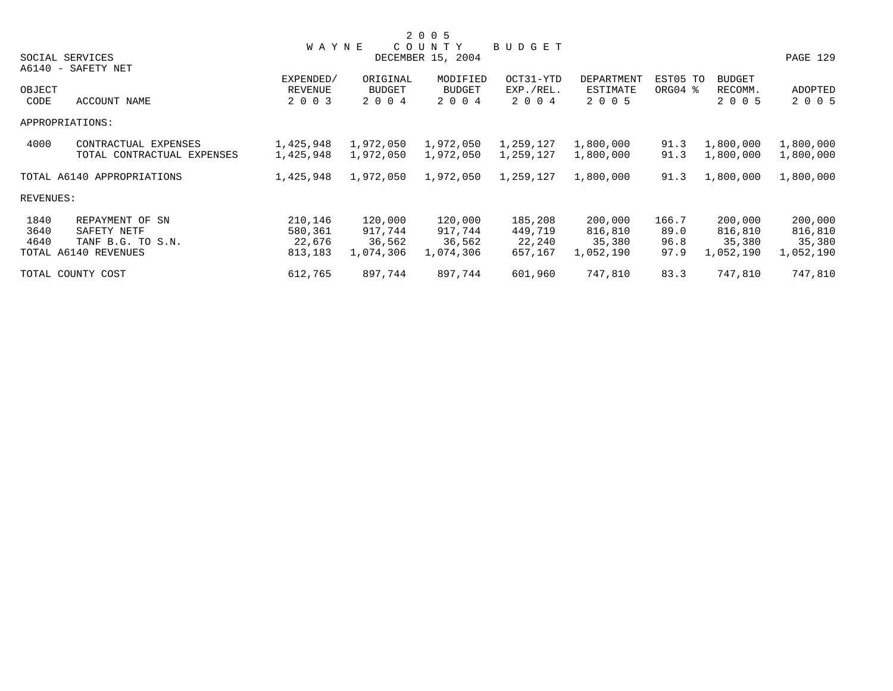# 2005 WAYNE COUNTY BUDGET

DECEMBER 15, 2004

SOCIAL SERVICES

A6140 - SAFETY NET

| OBJECT CODE | ACCOUNT NAME | EXPENDED/ REVENUE 2003 | ORIGINAL BUDGET 2004 | MODIFIED BUDGET 2004 | OCT31-YTD EXP./REL. 2004 | DEPARTMENT ESTIMATE 2005 | EST05 TO ORG04 % | BUDGET RECOMM. 2005 | ADOPTED 2005 |
|---|---|---|---|---|---|---|---|---|---|
| APPROPRIATIONS: | | | | | | | | | |
| 4000 | CONTRACTUAL EXPENSES | 1,425,948 | 1,972,050 | 1,972,050 | 1,259,127 | 1,800,000 | 91.3 | 1,800,000 | 1,800,000 |
| | TOTAL CONTRACTUAL EXPENSES | 1,425,948 | 1,972,050 | 1,972,050 | 1,259,127 | 1,800,000 | 91.3 | 1,800,000 | 1,800,000 |
| TOTAL A6140 APPROPRIATIONS | | 1,425,948 | 1,972,050 | 1,972,050 | 1,259,127 | 1,800,000 | 91.3 | 1,800,000 | 1,800,000 |
| REVENUES: | | | | | | | | | |
| 1840 | REPAYMENT OF SN | 210,146 | 120,000 | 120,000 | 185,208 | 200,000 | 166.7 | 200,000 | 200,000 |
| 3640 | SAFETY NETF | 580,361 | 917,744 | 917,744 | 449,719 | 816,810 | 89.0 | 816,810 | 816,810 |
| 4640 | TANF B.G. TO S.N. | 22,676 | 36,562 | 36,562 | 22,240 | 35,380 | 96.8 | 35,380 | 35,380 |
| TOTAL A6140 REVENUES | | 813,183 | 1,074,306 | 1,074,306 | 657,167 | 1,052,190 | 97.9 | 1,052,190 | 1,052,190 |
| TOTAL COUNTY COST | | 612,765 | 897,744 | 897,744 | 601,960 | 747,810 | 83.3 | 747,810 | 747,810 |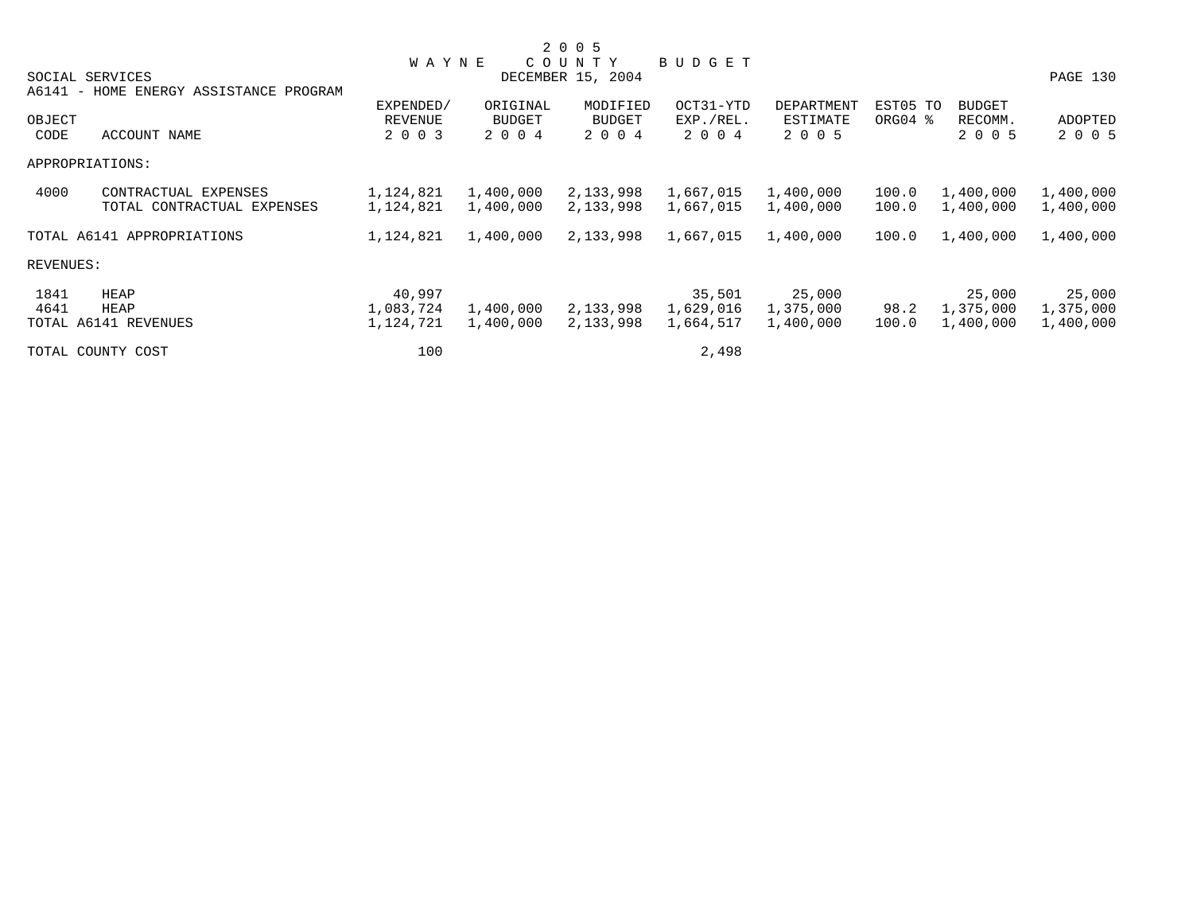# 2 0 0 5
# W A Y N E C O U N T Y B U D G E T

SOCIAL SERVICES — DECEMBER 15, 2004

A6141 - HOME ENERGY ASSISTANCE PROGRAM

| OBJECT CODE | ACCOUNT NAME | EXPENDED/ REVENUE 2 0 0 3 | ORIGINAL BUDGET 2 0 0 4 | MODIFIED BUDGET 2 0 0 4 | OCT31-YTD EXP./REL. 2 0 0 4 | DEPARTMENT ESTIMATE 2 0 0 5 | EST05 TO ORG04 % | BUDGET RECOMM. 2 0 0 5 | ADOPTED 2 0 0 5 |
|---|---|---|---|---|---|---|---|---|---|
| APPROPRIATIONS: | | | | | | | | | |
| 4000 | CONTRACTUAL EXPENSES | 1,124,821 | 1,400,000 | 2,133,998 | 1,667,015 | 1,400,000 | 100.0 | 1,400,000 | 1,400,000 |
| | TOTAL CONTRACTUAL EXPENSES | 1,124,821 | 1,400,000 | 2,133,998 | 1,667,015 | 1,400,000 | 100.0 | 1,400,000 | 1,400,000 |
| TOTAL A6141 APPROPRIATIONS | | 1,124,821 | 1,400,000 | 2,133,998 | 1,667,015 | 1,400,000 | 100.0 | 1,400,000 | 1,400,000 |
| REVENUES: | | | | | | | | | |
| 1841 | HEAP | 40,997 | | | 35,501 | 25,000 | | 25,000 | 25,000 |
| 4641 | HEAP | 1,083,724 | 1,400,000 | 2,133,998 | 1,629,016 | 1,375,000 | 98.2 | 1,375,000 | 1,375,000 |
| TOTAL A6141 REVENUES | | 1,124,721 | 1,400,000 | 2,133,998 | 1,664,517 | 1,400,000 | 100.0 | 1,400,000 | 1,400,000 |
| TOTAL COUNTY COST | | 100 | | | 2,498 | | | | |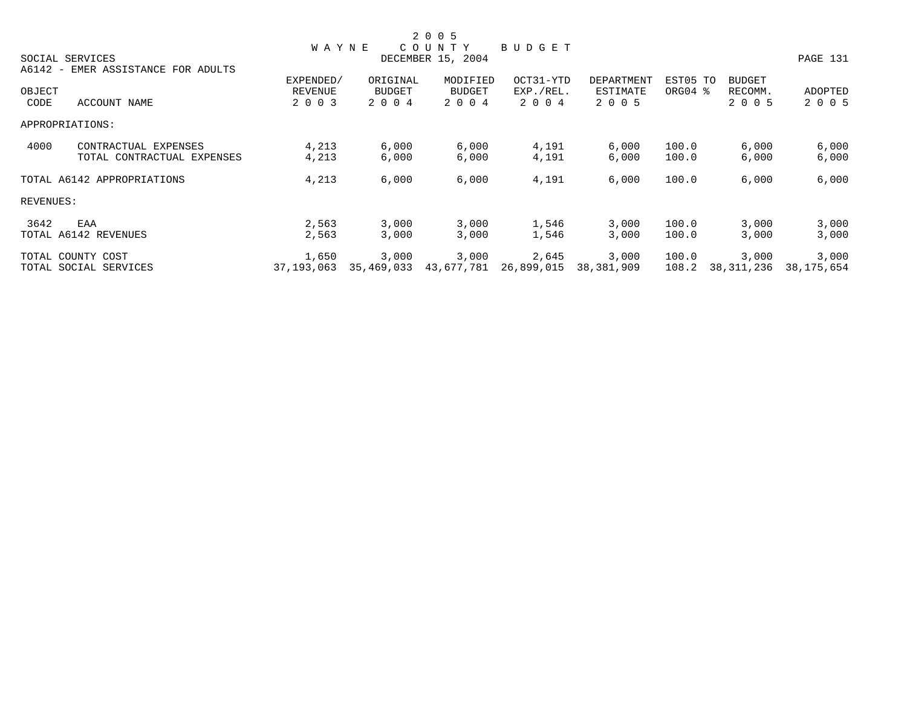# 2005 WAYNE COUNTY BUDGET

SOCIAL SERVICES

DECEMBER 15, 2004

A6142 - EMER ASSISTANCE FOR ADULTS

| OBJECT CODE | ACCOUNT NAME | EXPENDED/ REVENUE 2003 | ORIGINAL BUDGET 2004 | MODIFIED BUDGET 2004 | OCT31-YTD EXP./REL. 2004 | DEPARTMENT ESTIMATE 2005 | EST05 TO ORG04 % | BUDGET RECOMM. 2005 | ADOPTED 2005 |
|---|---|---|---|---|---|---|---|---|---|
| APPROPRIATIONS: | | | | | | | | | |
| 4000 | CONTRACTUAL EXPENSES | 4,213 | 6,000 | 6,000 | 4,191 | 6,000 | 100.0 | 6,000 | 6,000 |
| | TOTAL CONTRACTUAL EXPENSES | 4,213 | 6,000 | 6,000 | 4,191 | 6,000 | 100.0 | 6,000 | 6,000 |
| TOTAL A6142 APPROPRIATIONS | | 4,213 | 6,000 | 6,000 | 4,191 | 6,000 | 100.0 | 6,000 | 6,000 |
| REVENUES: | | | | | | | | | |
| 3642 | EAA | 2,563 | 3,000 | 3,000 | 1,546 | 3,000 | 100.0 | 3,000 | 3,000 |
| TOTAL A6142 REVENUES | | 2,563 | 3,000 | 3,000 | 1,546 | 3,000 | 100.0 | 3,000 | 3,000 |
| TOTAL COUNTY COST | | 1,650 | 3,000 | 3,000 | 2,645 | 3,000 | 100.0 | 3,000 | 3,000 |
| TOTAL SOCIAL SERVICES | | 37,193,063 | 35,469,033 | 43,677,781 | 26,899,015 | 38,381,909 | 108.2 | 38,311,236 | 38,175,654 |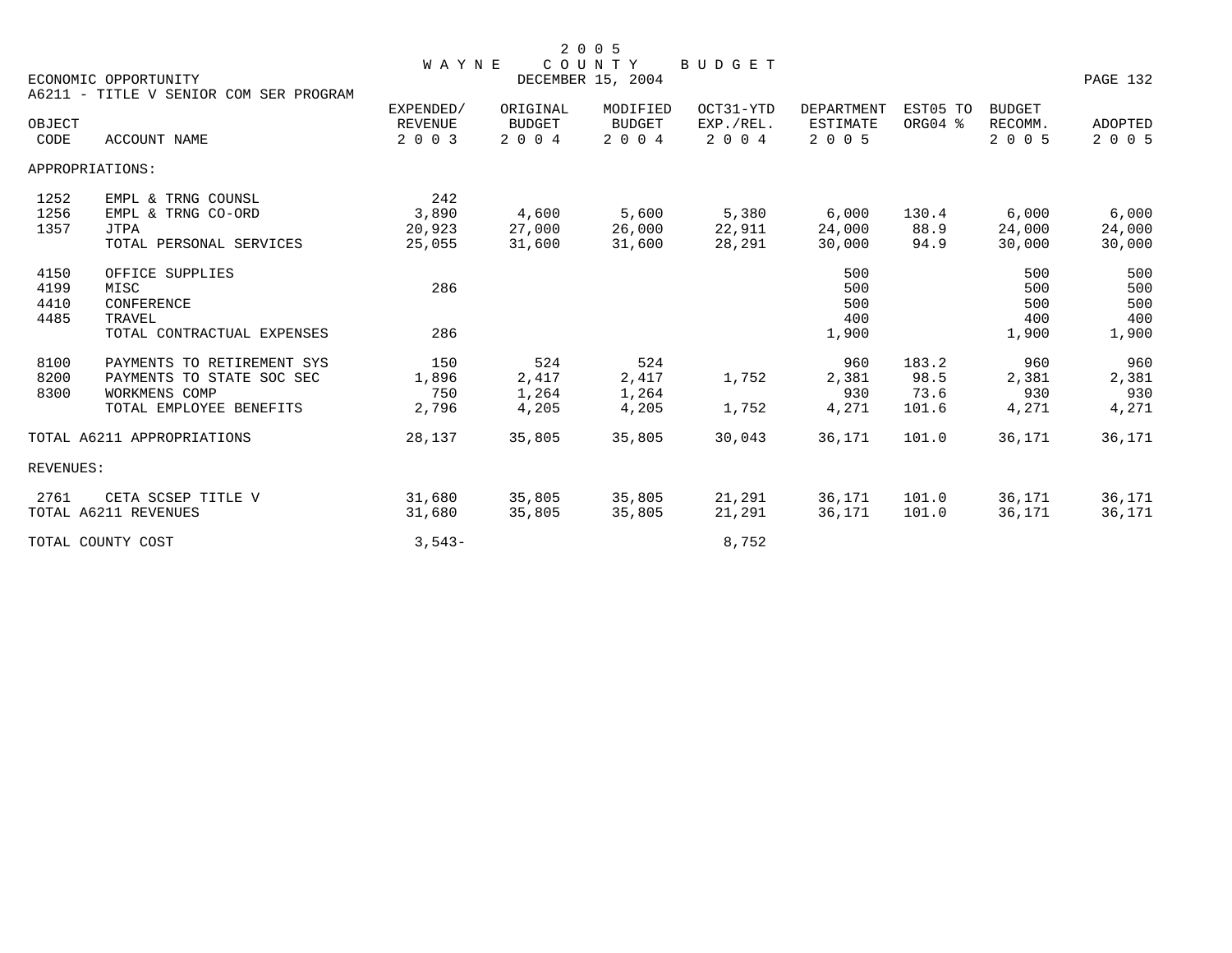# 2005 WAYNE COUNTY BUDGET

DECEMBER 15, 2004

ECONOMIC OPPORTUNITY

A6211 - TITLE V SENIOR COM SER PROGRAM

| OBJECT CODE | ACCOUNT NAME | EXPENDED/ REVENUE 2003 | ORIGINAL BUDGET 2004 | MODIFIED BUDGET 2004 | OCT31-YTD EXP./REL. 2004 | DEPARTMENT ESTIMATE 2005 | EST05 TO ORG04 % | BUDGET RECOMM. 2005 | ADOPTED 2005 |
|---|---|---|---|---|---|---|---|---|---|
| APPROPRIATIONS: | | | | | | | | | |
| 1252 | EMPL & TRNG COUNSL | 242 | | | | | | | |
| 1256 | EMPL & TRNG CO-ORD | 3,890 | 4,600 | 5,600 | 5,380 | 6,000 | 130.4 | 6,000 | 6,000 |
| 1357 | JTPA | 20,923 | 27,000 | 26,000 | 22,911 | 24,000 | 88.9 | 24,000 | 24,000 |
| | TOTAL PERSONAL SERVICES | 25,055 | 31,600 | 31,600 | 28,291 | 30,000 | 94.9 | 30,000 | 30,000 |
| 4150 | OFFICE SUPPLIES | | | | | 500 | | 500 | 500 |
| 4199 | MISC | 286 | | | | 500 | | 500 | 500 |
| 4410 | CONFERENCE | | | | | 500 | | 500 | 500 |
| 4485 | TRAVEL | | | | | 400 | | 400 | 400 |
| | TOTAL CONTRACTUAL EXPENSES | 286 | | | | 1,900 | | 1,900 | 1,900 |
| 8100 | PAYMENTS TO RETIREMENT SYS | 150 | 524 | 524 | | 960 | 183.2 | 960 | 960 |
| 8200 | PAYMENTS TO STATE SOC SEC | 1,896 | 2,417 | 2,417 | 1,752 | 2,381 | 98.5 | 2,381 | 2,381 |
| 8300 | WORKMENS COMP | 750 | 1,264 | 1,264 | | 930 | 73.6 | 930 | 930 |
| | TOTAL EMPLOYEE BENEFITS | 2,796 | 4,205 | 4,205 | 1,752 | 4,271 | 101.6 | 4,271 | 4,271 |
| TOTAL A6211 APPROPRIATIONS | | 28,137 | 35,805 | 35,805 | 30,043 | 36,171 | 101.0 | 36,171 | 36,171 |
| REVENUES: | | | | | | | | | |
| 2761 | CETA SCSEP TITLE V | 31,680 | 35,805 | 35,805 | 21,291 | 36,171 | 101.0 | 36,171 | 36,171 |
| TOTAL A6211 REVENUES | | 31,680 | 35,805 | 35,805 | 21,291 | 36,171 | 101.0 | 36,171 | 36,171 |
| TOTAL COUNTY COST | | 3,543- | | | 8,752 | | | | |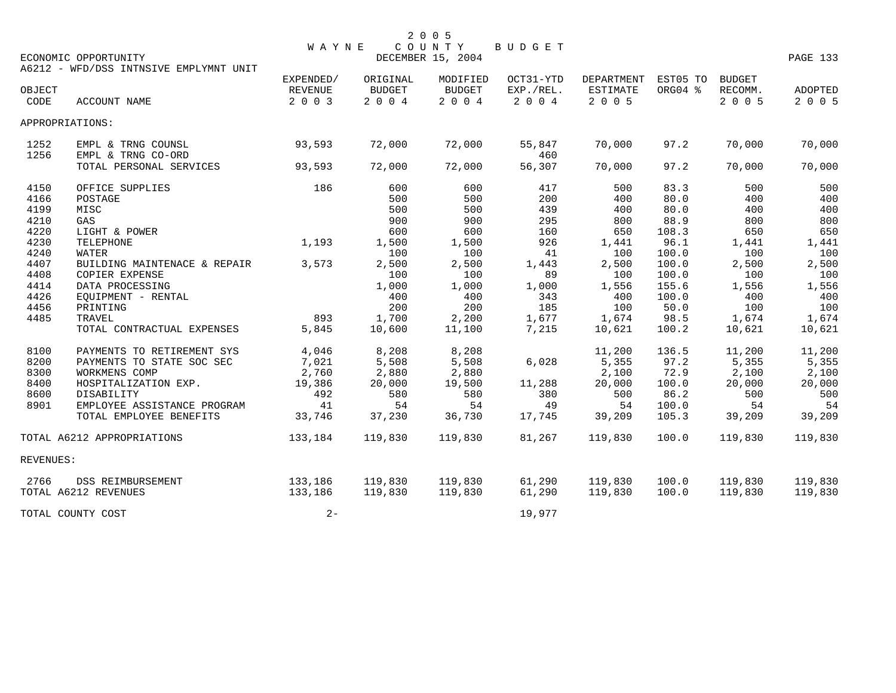2005 WAYNE COUNTY BUDGET

DECEMBER 15, 2004

ECONOMIC OPPORTUNITY

A6212 - WFD/DSS INTNSIVE EMPLYMNT UNIT

| OBJECT CODE | ACCOUNT NAME | EXPENDED/ REVENUE 2003 | ORIGINAL BUDGET 2004 | MODIFIED BUDGET 2004 | OCT31-YTD EXP./REL. 2004 | DEPARTMENT ESTIMATE 2005 | EST05 TO ORG04 % | BUDGET RECOMM. 2005 | ADOPTED 2005 |
|---|---|---|---|---|---|---|---|---|---|
| APPROPRIATIONS: | | | | | | | | | |
| 1252 | EMPL & TRNG COUNSL | 93,593 | 72,000 | 72,000 | 55,847 | 70,000 | 97.2 | 70,000 | 70,000 |
| 1256 | EMPL & TRNG CO-ORD | | | | 460 | | | | |
| | TOTAL PERSONAL SERVICES | 93,593 | 72,000 | 72,000 | 56,307 | 70,000 | 97.2 | 70,000 | 70,000 |
| 4150 | OFFICE SUPPLIES | 186 | 600 | 600 | 417 | 500 | 83.3 | 500 | 500 |
| 4166 | POSTAGE | | 500 | 500 | 200 | 400 | 80.0 | 400 | 400 |
| 4199 | MISC | | 500 | 500 | 439 | 400 | 80.0 | 400 | 400 |
| 4210 | GAS | | 900 | 900 | 295 | 800 | 88.9 | 800 | 800 |
| 4220 | LIGHT & POWER | | 600 | 600 | 160 | 650 | 108.3 | 650 | 650 |
| 4230 | TELEPHONE | 1,193 | 1,500 | 1,500 | 926 | 1,441 | 96.1 | 1,441 | 1,441 |
| 4240 | WATER | | 100 | 100 | 41 | 100 | 100.0 | 100 | 100 |
| 4407 | BUILDING MAINTENACE & REPAIR | 3,573 | 2,500 | 2,500 | 1,443 | 2,500 | 100.0 | 2,500 | 2,500 |
| 4408 | COPIER EXPENSE | | 100 | 100 | 89 | 100 | 100.0 | 100 | 100 |
| 4414 | DATA PROCESSING | | 1,000 | 1,000 | 1,000 | 1,556 | 155.6 | 1,556 | 1,556 |
| 4426 | EQUIPMENT - RENTAL | | 400 | 400 | 343 | 400 | 100.0 | 400 | 400 |
| 4456 | PRINTING | | 200 | 200 | 185 | 100 | 50.0 | 100 | 100 |
| 4485 | TRAVEL | 893 | 1,700 | 2,200 | 1,677 | 1,674 | 98.5 | 1,674 | 1,674 |
| | TOTAL CONTRACTUAL EXPENSES | 5,845 | 10,600 | 11,100 | 7,215 | 10,621 | 100.2 | 10,621 | 10,621 |
| 8100 | PAYMENTS TO RETIREMENT SYS | 4,046 | 8,208 | 8,208 | | 11,200 | 136.5 | 11,200 | 11,200 |
| 8200 | PAYMENTS TO STATE SOC SEC | 7,021 | 5,508 | 5,508 | 6,028 | 5,355 | 97.2 | 5,355 | 5,355 |
| 8300 | WORKMENS COMP | 2,760 | 2,880 | 2,880 | | 2,100 | 72.9 | 2,100 | 2,100 |
| 8400 | HOSPITALIZATION EXP. | 19,386 | 20,000 | 19,500 | 11,288 | 20,000 | 100.0 | 20,000 | 20,000 |
| 8600 | DISABILITY | 492 | 580 | 580 | 380 | 500 | 86.2 | 500 | 500 |
| 8901 | EMPLOYEE ASSISTANCE PROGRAM | 41 | 54 | 54 | 49 | 54 | 100.0 | 54 | 54 |
| | TOTAL EMPLOYEE BENEFITS | 33,746 | 37,230 | 36,730 | 17,745 | 39,209 | 105.3 | 39,209 | 39,209 |
| TOTAL A6212 APPROPRIATIONS | | 133,184 | 119,830 | 119,830 | 81,267 | 119,830 | 100.0 | 119,830 | 119,830 |
| REVENUES: | | | | | | | | | |
| 2766 | DSS REIMBURSEMENT | 133,186 | 119,830 | 119,830 | 61,290 | 119,830 | 100.0 | 119,830 | 119,830 |
| TOTAL A6212 REVENUES | | 133,186 | 119,830 | 119,830 | 61,290 | 119,830 | 100.0 | 119,830 | 119,830 |
| TOTAL COUNTY COST | | 2- | | | 19,977 | | | | |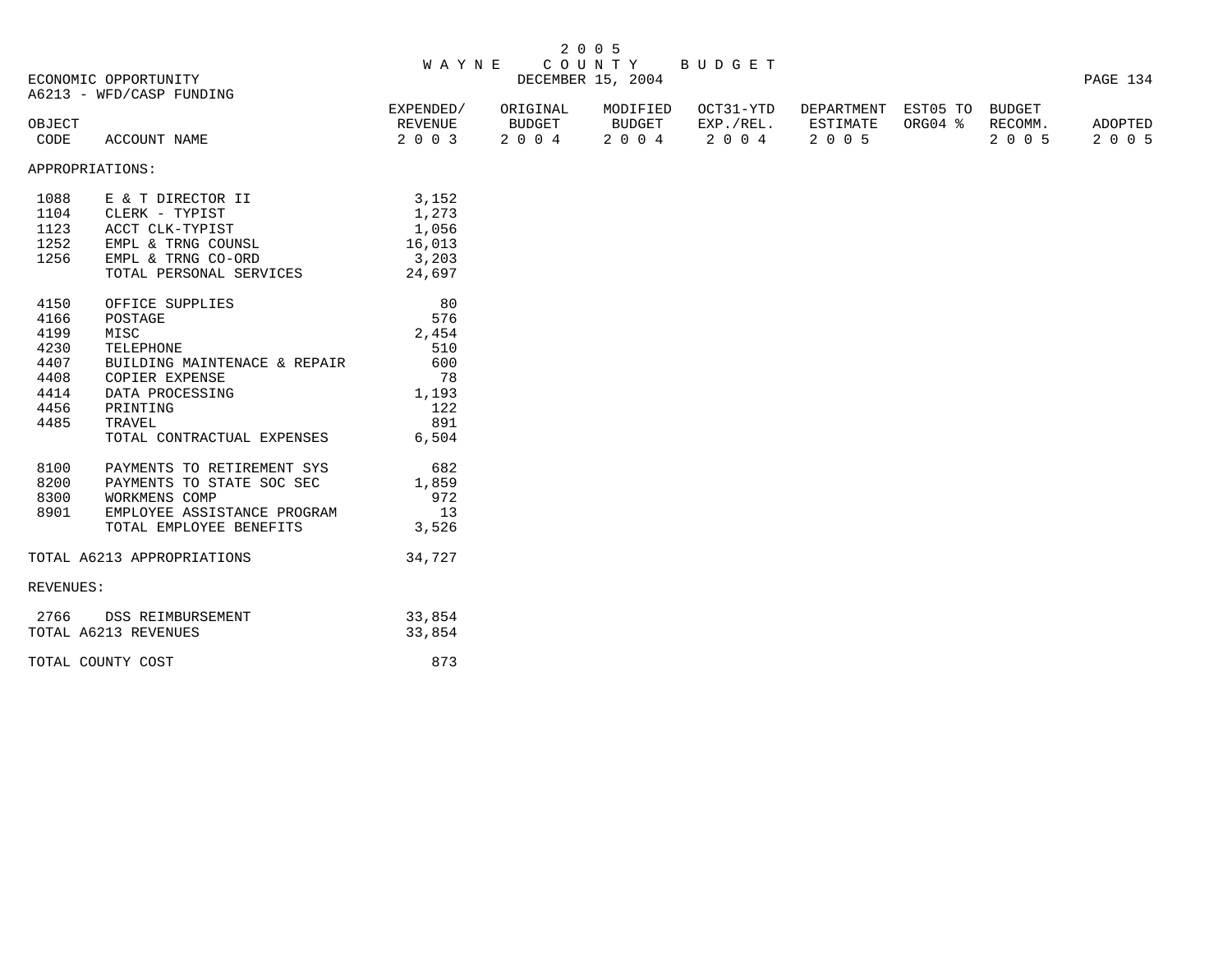# 2005 WAYNE COUNTY BUDGET

DECEMBER 15, 2004

ECONOMIC OPPORTUNITY

A6213 - WFD/CASP FUNDING

| OBJECT CODE | ACCOUNT NAME | EXPENDED/ REVENUE 2003 | ORIGINAL BUDGET 2004 | MODIFIED BUDGET 2004 | OCT31-YTD EXP./REL. 2004 | DEPARTMENT ESTIMATE 2005 | EST05 TO ORG04 % | BUDGET RECOMM. 2005 | ADOPTED 2005 |
|---|---|---|---|---|---|---|---|---|---|
| APPROPRIATIONS: | | | | | | | | | |
| 1088 | E & T DIRECTOR II | 3,152 | | | | | | | |
| 1104 | CLERK - TYPIST | 1,273 | | | | | | | |
| 1123 | ACCT CLK-TYPIST | 1,056 | | | | | | | |
| 1252 | EMPL & TRNG COUNSL | 16,013 | | | | | | | |
| 1256 | EMPL & TRNG CO-ORD | 3,203 | | | | | | | |
| | TOTAL PERSONAL SERVICES | 24,697 | | | | | | | |
| 4150 | OFFICE SUPPLIES | 80 | | | | | | | |
| 4166 | POSTAGE | 576 | | | | | | | |
| 4199 | MISC | 2,454 | | | | | | | |
| 4230 | TELEPHONE | 510 | | | | | | | |
| 4407 | BUILDING MAINTENACE & REPAIR | 600 | | | | | | | |
| 4408 | COPIER EXPENSE | 78 | | | | | | | |
| 4414 | DATA PROCESSING | 1,193 | | | | | | | |
| 4456 | PRINTING | 122 | | | | | | | |
| 4485 | TRAVEL | 891 | | | | | | | |
| | TOTAL CONTRACTUAL EXPENSES | 6,504 | | | | | | | |
| 8100 | PAYMENTS TO RETIREMENT SYS | 682 | | | | | | | |
| 8200 | PAYMENTS TO STATE SOC SEC | 1,859 | | | | | | | |
| 8300 | WORKMENS COMP | 972 | | | | | | | |
| 8901 | EMPLOYEE ASSISTANCE PROGRAM | 13 | | | | | | | |
| | TOTAL EMPLOYEE BENEFITS | 3,526 | | | | | | | |
| TOTAL A6213 APPROPRIATIONS | | 34,727 | | | | | | | |
| REVENUES: | | | | | | | | | |
| 2766 | DSS REIMBURSEMENT | 33,854 | | | | | | | |
| TOTAL A6213 REVENUES | | 33,854 | | | | | | | |
| TOTAL COUNTY COST | | 873 | | | | | | | |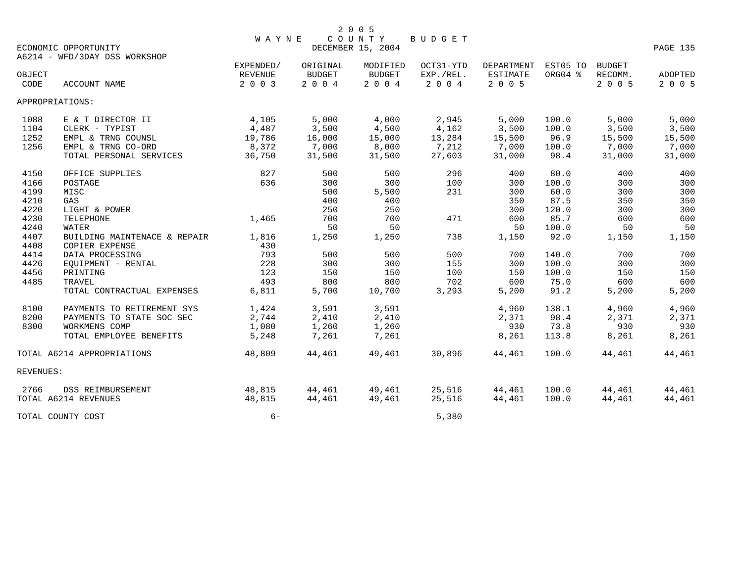# 2005 WAYNE COUNTY BUDGET

DECEMBER 15, 2004

ECONOMIC OPPORTUNITY

A6214 - WFD/3DAY DSS WORKSHOP

| OBJECT CODE | ACCOUNT NAME | EXPENDED/ REVENUE 2003 | ORIGINAL BUDGET 2004 | MODIFIED BUDGET 2004 | OCT31-YTD EXP./REL. 2004 | DEPARTMENT ESTIMATE 2005 | EST05 TO ORG04 % | BUDGET RECOMM. 2005 | ADOPTED 2005 |
|---|---|---|---|---|---|---|---|---|---|
| APPROPRIATIONS: | | | | | | | | | |
| 1088 | E & T DIRECTOR II | 4,105 | 5,000 | 4,000 | 2,945 | 5,000 | 100.0 | 5,000 | 5,000 |
| 1104 | CLERK - TYPIST | 4,487 | 3,500 | 4,500 | 4,162 | 3,500 | 100.0 | 3,500 | 3,500 |
| 1252 | EMPL & TRNG COUNSL | 19,786 | 16,000 | 15,000 | 13,284 | 15,500 | 96.9 | 15,500 | 15,500 |
| 1256 | EMPL & TRNG CO-ORD | 8,372 | 7,000 | 8,000 | 7,212 | 7,000 | 100.0 | 7,000 | 7,000 |
| | TOTAL PERSONAL SERVICES | 36,750 | 31,500 | 31,500 | 27,603 | 31,000 | 98.4 | 31,000 | 31,000 |
| 4150 | OFFICE SUPPLIES | 827 | 500 | 500 | 296 | 400 | 80.0 | 400 | 400 |
| 4166 | POSTAGE | 636 | 300 | 300 | 100 | 300 | 100.0 | 300 | 300 |
| 4199 | MISC | | 500 | 5,500 | 231 | 300 | 60.0 | 300 | 300 |
| 4210 | GAS | | 400 | 400 | | 350 | 87.5 | 350 | 350 |
| 4220 | LIGHT & POWER | | 250 | 250 | | 300 | 120.0 | 300 | 300 |
| 4230 | TELEPHONE | 1,465 | 700 | 700 | 471 | 600 | 85.7 | 600 | 600 |
| 4240 | WATER | | 50 | 50 | | 50 | 100.0 | 50 | 50 |
| 4407 | BUILDING MAINTENACE & REPAIR | 1,816 | 1,250 | 1,250 | 738 | 1,150 | 92.0 | 1,150 | 1,150 |
| 4408 | COPIER EXPENSE | 430 | | | | | | | |
| 4414 | DATA PROCESSING | 793 | 500 | 500 | 500 | 700 | 140.0 | 700 | 700 |
| 4426 | EQUIPMENT - RENTAL | 228 | 300 | 300 | 155 | 300 | 100.0 | 300 | 300 |
| 4456 | PRINTING | 123 | 150 | 150 | 100 | 150 | 100.0 | 150 | 150 |
| 4485 | TRAVEL | 493 | 800 | 800 | 702 | 600 | 75.0 | 600 | 600 |
| | TOTAL CONTRACTUAL EXPENSES | 6,811 | 5,700 | 10,700 | 3,293 | 5,200 | 91.2 | 5,200 | 5,200 |
| 8100 | PAYMENTS TO RETIREMENT SYS | 1,424 | 3,591 | 3,591 | | 4,960 | 138.1 | 4,960 | 4,960 |
| 8200 | PAYMENTS TO STATE SOC SEC | 2,744 | 2,410 | 2,410 | | 2,371 | 98.4 | 2,371 | 2,371 |
| 8300 | WORKMENS COMP | 1,080 | 1,260 | 1,260 | | 930 | 73.8 | 930 | 930 |
| | TOTAL EMPLOYEE BENEFITS | 5,248 | 7,261 | 7,261 | | 8,261 | 113.8 | 8,261 | 8,261 |
| TOTAL A6214 APPROPRIATIONS | | 48,809 | 44,461 | 49,461 | 30,896 | 44,461 | 100.0 | 44,461 | 44,461 |
| REVENUES: | | | | | | | | | |
| 2766 | DSS REIMBURSEMENT | 48,815 | 44,461 | 49,461 | 25,516 | 44,461 | 100.0 | 44,461 | 44,461 |
| TOTAL A6214 REVENUES | | 48,815 | 44,461 | 49,461 | 25,516 | 44,461 | 100.0 | 44,461 | 44,461 |
| TOTAL COUNTY COST | | 6- | | | 5,380 | | | | |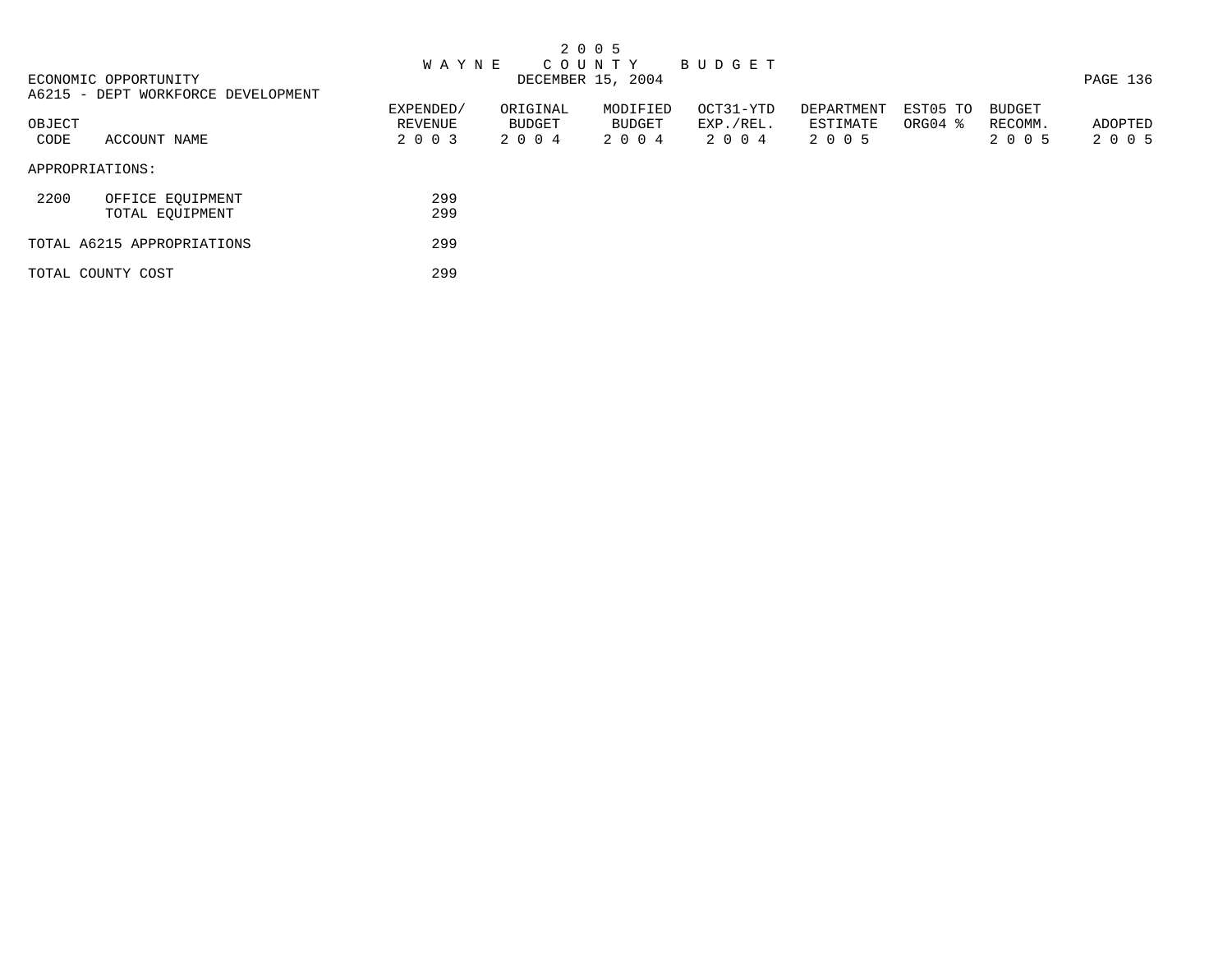# 2 0 0 5 WAYNE COUNTY BUDGET

ECONOMIC OPPORTUNITY — DECEMBER 15, 2004

A6215 - DEPT WORKFORCE DEVELOPMENT

| OBJECT CODE | ACCOUNT NAME | EXPENDED/ REVENUE 2 0 0 3 | ORIGINAL BUDGET 2 0 0 4 | MODIFIED BUDGET 2 0 0 4 | OCT31-YTD EXP./REL. 2 0 0 4 | DEPARTMENT ESTIMATE 2 0 0 5 | EST05 TO ORG04 % | BUDGET RECOMM. 2 0 0 5 | ADOPTED 2 0 0 5 |
|---|---|---|---|---|---|---|---|---|---|
| APPROPRIATIONS: | | | | | | | | | |
| 2200 | OFFICE EQUIPMENT | 299 | | | | | | | |
| | TOTAL EQUIPMENT | 299 | | | | | | | |
| TOTAL A6215 APPROPRIATIONS | | 299 | | | | | | | |
| TOTAL COUNTY COST | | 299 | | | | | | | |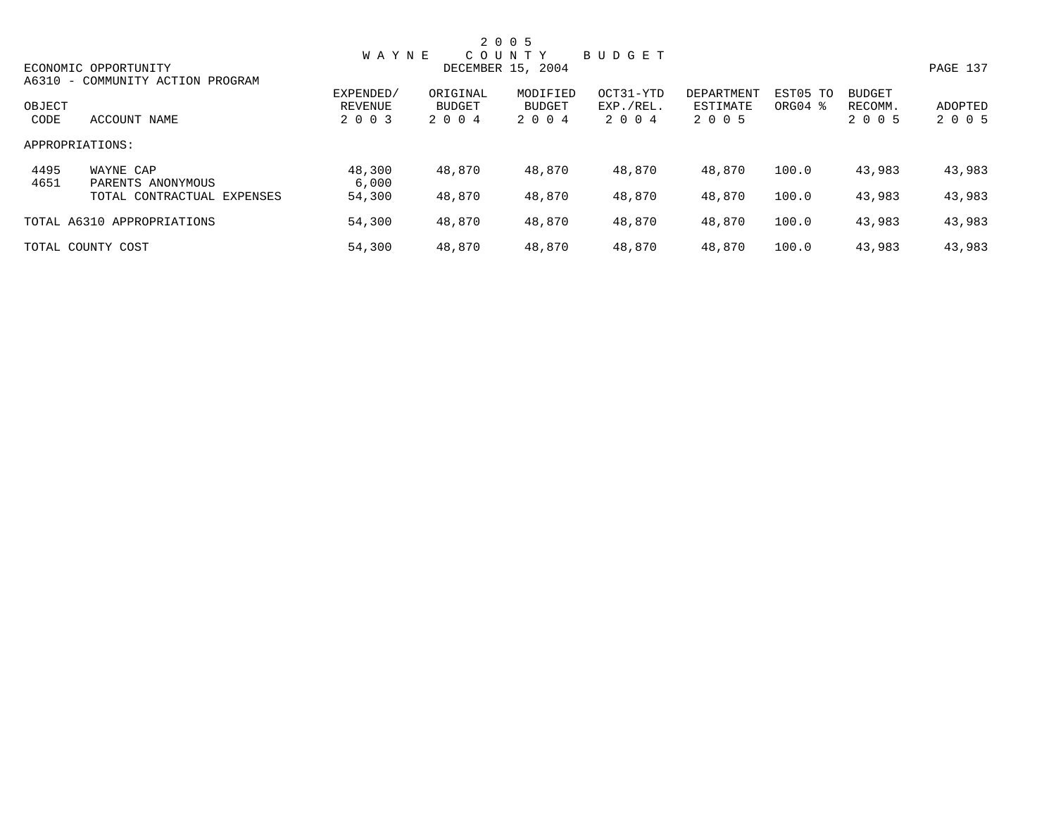# 2005 WAYNE COUNTY BUDGET

DECEMBER 15, 2004

ECONOMIC OPPORTUNITY
A6310 - COMMUNITY ACTION PROGRAM

| OBJECT CODE | ACCOUNT NAME | EXPENDED/ REVENUE 2003 | ORIGINAL BUDGET 2004 | MODIFIED BUDGET 2004 | OCT31-YTD EXP./REL. 2004 | DEPARTMENT ESTIMATE 2005 | EST05 TO ORG04 % | BUDGET RECOMM. 2005 | ADOPTED 2005 |
|---|---|---|---|---|---|---|---|---|---|
| APPROPRIATIONS: | | | | | | | | | |
| 4495 | WAYNE CAP | 48,300 | 48,870 | 48,870 | 48,870 | 48,870 | 100.0 | 43,983 | 43,983 |
| 4651 | PARENTS ANONYMOUS | 6,000 | | | | | | | |
| | TOTAL CONTRACTUAL EXPENSES | 54,300 | 48,870 | 48,870 | 48,870 | 48,870 | 100.0 | 43,983 | 43,983 |
| TOTAL A6310 APPROPRIATIONS | | 54,300 | 48,870 | 48,870 | 48,870 | 48,870 | 100.0 | 43,983 | 43,983 |
| TOTAL COUNTY COST | | 54,300 | 48,870 | 48,870 | 48,870 | 48,870 | 100.0 | 43,983 | 43,983 |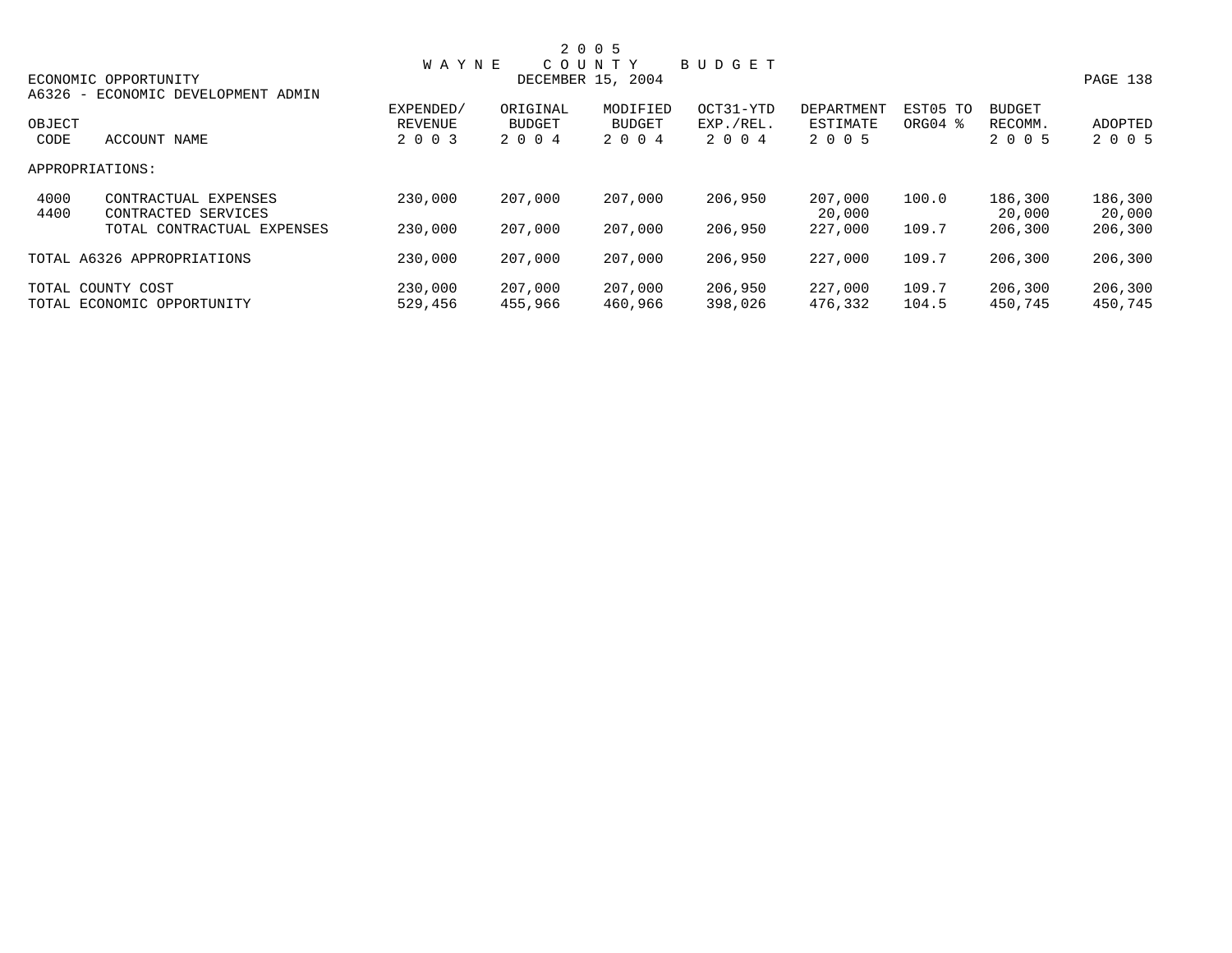# 2005 WAYNE COUNTY BUDGET

DECEMBER 15, 2004

ECONOMIC OPPORTUNITY

A6326 - ECONOMIC DEVELOPMENT ADMIN

| OBJECT CODE | ACCOUNT NAME | EXPENDED/ REVENUE 2003 | ORIGINAL BUDGET 2004 | MODIFIED BUDGET 2004 | OCT31-YTD EXP./REL. 2004 | DEPARTMENT ESTIMATE 2005 | EST05 TO ORG04 % | BUDGET RECOMM. 2005 | ADOPTED 2005 |
|---|---|---|---|---|---|---|---|---|---|
| APPROPRIATIONS: | | | | | | | | | |
| 4000 | CONTRACTUAL EXPENSES | 230,000 | 207,000 | 207,000 | 206,950 | 207,000 | 100.0 | 186,300 | 186,300 |
| 4400 | CONTRACTED SERVICES | | | | | 20,000 | | 20,000 | 20,000 |
| | TOTAL CONTRACTUAL EXPENSES | 230,000 | 207,000 | 207,000 | 206,950 | 227,000 | 109.7 | 206,300 | 206,300 |
| TOTAL A6326 APPROPRIATIONS | | 230,000 | 207,000 | 207,000 | 206,950 | 227,000 | 109.7 | 206,300 | 206,300 |
| TOTAL COUNTY COST | | 230,000 | 207,000 | 207,000 | 206,950 | 227,000 | 109.7 | 206,300 | 206,300 |
| TOTAL ECONOMIC OPPORTUNITY | | 529,456 | 455,966 | 460,966 | 398,026 | 476,332 | 104.5 | 450,745 | 450,745 |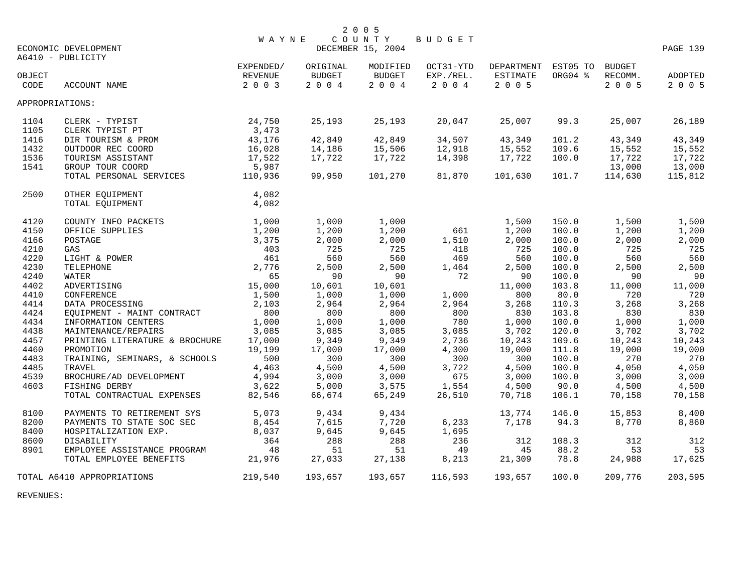# 2005 WAYNE COUNTY BUDGET

DECEMBER 15, 2004

ECONOMIC DEVELOPMENT
A6410 - PUBLICITY

| OBJECT CODE | ACCOUNT NAME | EXPENDED/ REVENUE 2003 | ORIGINAL BUDGET 2004 | MODIFIED BUDGET 2004 | OCT31-YTD EXP./REL. 2004 | DEPARTMENT ESTIMATE 2005 | EST05 TO ORG04 % | BUDGET RECOMM. 2005 | ADOPTED 2005 |
|---|---|---|---|---|---|---|---|---|---|
| APPROPRIATIONS: | | | | | | | | | |
| 1104 | CLERK - TYPIST | 24,750 | 25,193 | 25,193 | 20,047 | 25,007 | 99.3 | 25,007 | 26,189 |
| 1105 | CLERK TYPIST PT | 3,473 | | | | | | | |
| 1416 | DIR TOURISM & PROM | 43,176 | 42,849 | 42,849 | 34,507 | 43,349 | 101.2 | 43,349 | 43,349 |
| 1432 | OUTDOOR REC COORD | 16,028 | 14,186 | 15,506 | 12,918 | 15,552 | 109.6 | 15,552 | 15,552 |
| 1536 | TOURISM ASSISTANT | 17,522 | 17,722 | 17,722 | 14,398 | 17,722 | 100.0 | 17,722 | 17,722 |
| 1541 | GROUP TOUR COORD | 5,987 | | | | | | 13,000 | 13,000 |
| | TOTAL PERSONAL SERVICES | 110,936 | 99,950 | 101,270 | 81,870 | 101,630 | 101.7 | 114,630 | 115,812 |
| 2500 | OTHER EQUIPMENT | 4,082 | | | | | | | |
| | TOTAL EQUIPMENT | 4,082 | | | | | | | |
| 4120 | COUNTY INFO PACKETS | 1,000 | 1,000 | 1,000 | | 1,500 | 150.0 | 1,500 | 1,500 |
| 4150 | OFFICE SUPPLIES | 1,200 | 1,200 | 1,200 | 661 | 1,200 | 100.0 | 1,200 | 1,200 |
| 4166 | POSTAGE | 3,375 | 2,000 | 2,000 | 1,510 | 2,000 | 100.0 | 2,000 | 2,000 |
| 4210 | GAS | 403 | 725 | 725 | 418 | 725 | 100.0 | 725 | 725 |
| 4220 | LIGHT & POWER | 461 | 560 | 560 | 469 | 560 | 100.0 | 560 | 560 |
| 4230 | TELEPHONE | 2,776 | 2,500 | 2,500 | 1,464 | 2,500 | 100.0 | 2,500 | 2,500 |
| 4240 | WATER | 65 | 90 | 90 | 72 | 90 | 100.0 | 90 | 90 |
| 4402 | ADVERTISING | 15,000 | 10,601 | 10,601 | | 11,000 | 103.8 | 11,000 | 11,000 |
| 4410 | CONFERENCE | 1,500 | 1,000 | 1,000 | 1,000 | 800 | 80.0 | 720 | 720 |
| 4414 | DATA PROCESSING | 2,103 | 2,964 | 2,964 | 2,964 | 3,268 | 110.3 | 3,268 | 3,268 |
| 4424 | EQUIPMENT - MAINT CONTRACT | 800 | 800 | 800 | 800 | 830 | 103.8 | 830 | 830 |
| 4434 | INFORMATION CENTERS | 1,000 | 1,000 | 1,000 | 780 | 1,000 | 100.0 | 1,000 | 1,000 |
| 4438 | MAINTENANCE/REPAIRS | 3,085 | 3,085 | 3,085 | 3,085 | 3,702 | 120.0 | 3,702 | 3,702 |
| 4457 | PRINTING LITERATURE & BROCHURE | 17,000 | 9,349 | 9,349 | 2,736 | 10,243 | 109.6 | 10,243 | 10,243 |
| 4460 | PROMOTION | 19,199 | 17,000 | 17,000 | 4,300 | 19,000 | 111.8 | 19,000 | 19,000 |
| 4483 | TRAINING, SEMINARS, & SCHOOLS | 500 | 300 | 300 | 300 | 300 | 100.0 | 270 | 270 |
| 4485 | TRAVEL | 4,463 | 4,500 | 4,500 | 3,722 | 4,500 | 100.0 | 4,050 | 4,050 |
| 4539 | BROCHURE/AD DEVELOPMENT | 4,994 | 3,000 | 3,000 | 675 | 3,000 | 100.0 | 3,000 | 3,000 |
| 4603 | FISHING DERBY | 3,622 | 5,000 | 3,575 | 1,554 | 4,500 | 90.0 | 4,500 | 4,500 |
| | TOTAL CONTRACTUAL EXPENSES | 82,546 | 66,674 | 65,249 | 26,510 | 70,718 | 106.1 | 70,158 | 70,158 |
| 8100 | PAYMENTS TO RETIREMENT SYS | 5,073 | 9,434 | 9,434 | | 13,774 | 146.0 | 15,853 | 8,400 |
| 8200 | PAYMENTS TO STATE SOC SEC | 8,454 | 7,615 | 7,720 | 6,233 | 7,178 | 94.3 | 8,770 | 8,860 |
| 8400 | HOSPITALIZATION EXP. | 8,037 | 9,645 | 9,645 | 1,695 | | | | |
| 8600 | DISABILITY | 364 | 288 | 288 | 236 | 312 | 108.3 | 312 | 312 |
| 8901 | EMPLOYEE ASSISTANCE PROGRAM | 48 | 51 | 51 | 49 | 45 | 88.2 | 53 | 53 |
| | TOTAL EMPLOYEE BENEFITS | 21,976 | 27,033 | 27,138 | 8,213 | 21,309 | 78.8 | 24,988 | 17,625 |
| TOTAL A6410 APPROPRIATIONS | | 219,540 | 193,657 | 193,657 | 116,593 | 193,657 | 100.0 | 209,776 | 203,595 |

REVENUES: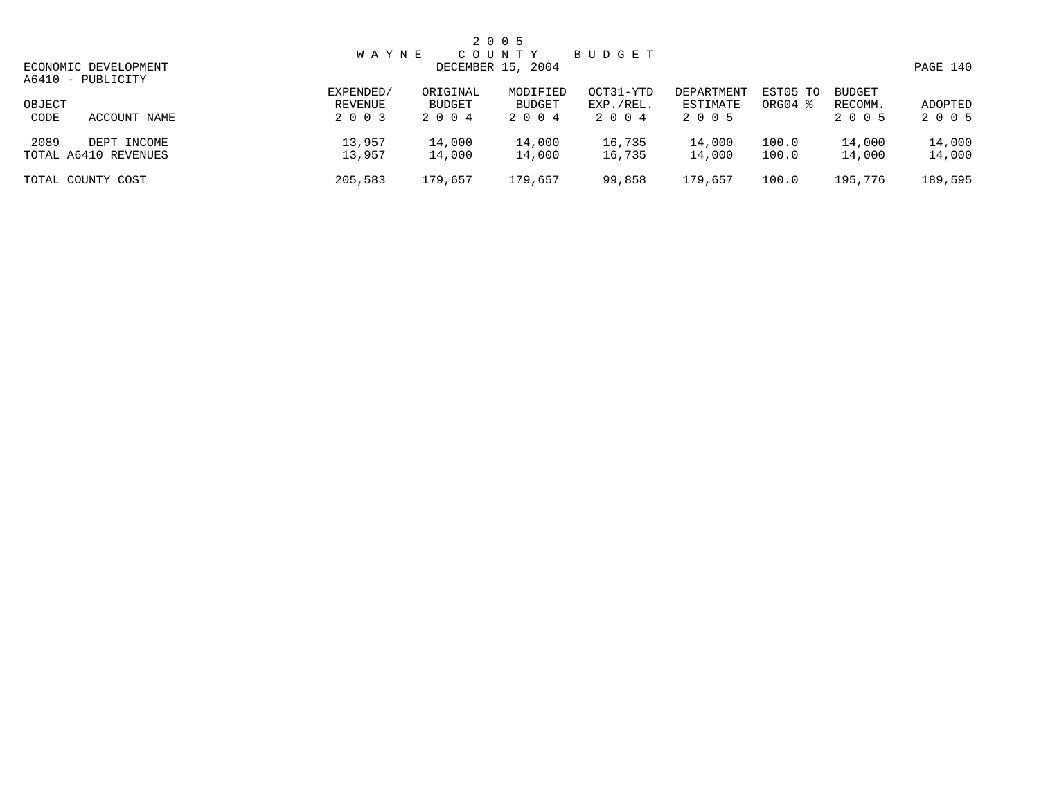2 0 0 5
W A Y N E   C O U N T Y   B U D G E T
DECEMBER 15, 2004

ECONOMIC DEVELOPMENT
A6410 - PUBLICITY

| OBJECT CODE | ACCOUNT NAME | EXPENDED/ REVENUE 2 0 0 3 | ORIGINAL BUDGET 2 0 0 4 | MODIFIED BUDGET 2 0 0 4 | OCT31-YTD EXP./REL. 2 0 0 4 | DEPARTMENT ESTIMATE 2 0 0 5 | EST05 TO ORG04 % | BUDGET RECOMM. 2 0 0 5 | ADOPTED 2 0 0 5 |
|---|---|---|---|---|---|---|---|---|---|
| 2089 | DEPT INCOME | 13,957 | 14,000 | 14,000 | 16,735 | 14,000 | 100.0 | 14,000 | 14,000 |
| TOTAL A6410 REVENUES | | 13,957 | 14,000 | 14,000 | 16,735 | 14,000 | 100.0 | 14,000 | 14,000 |
| TOTAL COUNTY COST | | 205,583 | 179,657 | 179,657 | 99,858 | 179,657 | 100.0 | 195,776 | 189,595 |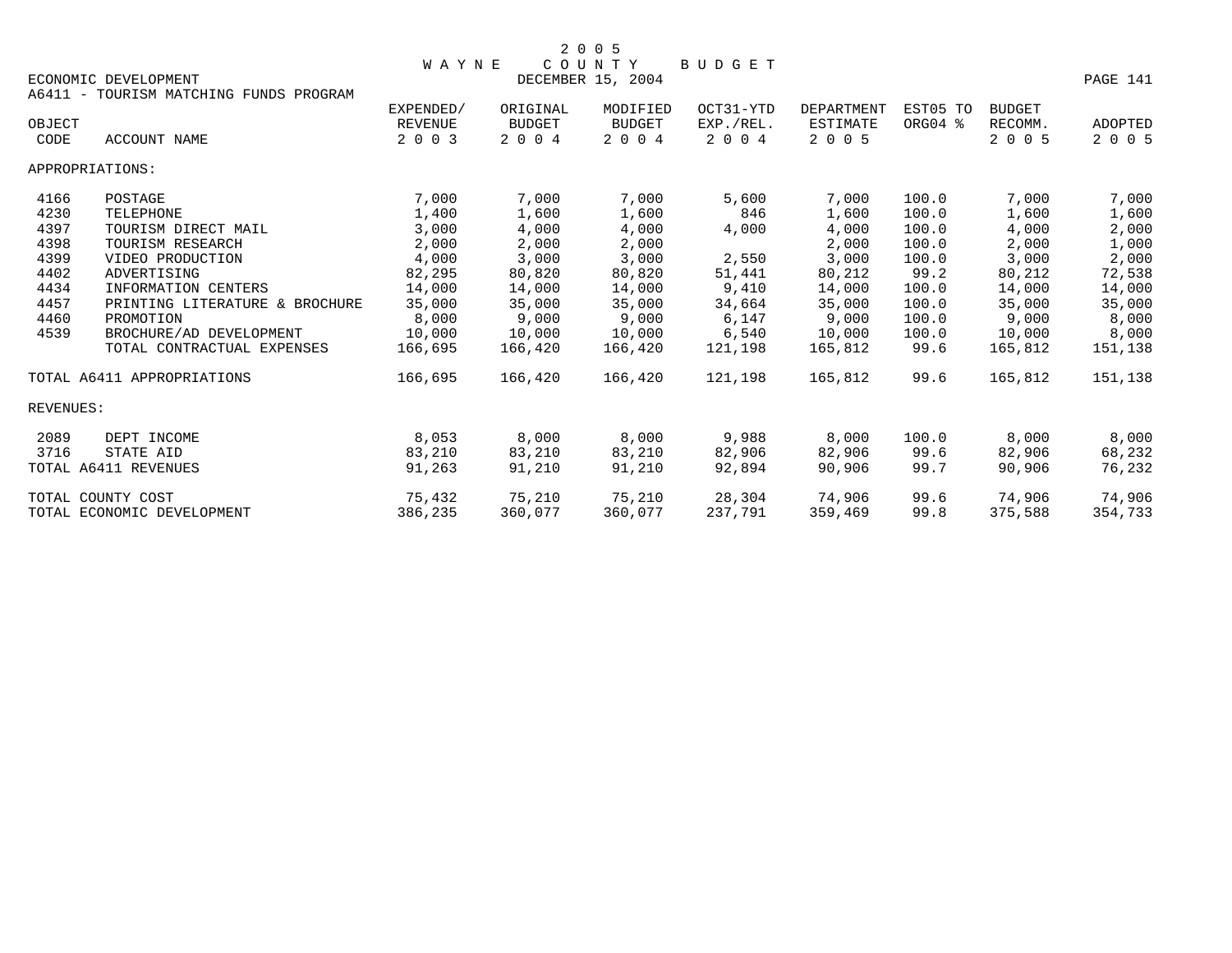# 2005 WAYNE COUNTY BUDGET

ECONOMIC DEVELOPMENT — DECEMBER 15, 2004

A6411 - TOURISM MATCHING FUNDS PROGRAM

| OBJECT CODE | ACCOUNT NAME | EXPENDED/ REVENUE 2003 | ORIGINAL BUDGET 2004 | MODIFIED BUDGET 2004 | OCT31-YTD EXP./REL. 2004 | DEPARTMENT ESTIMATE 2005 | EST05 TO ORG04 % | BUDGET RECOMM. 2005 | ADOPTED 2005 |
|---|---|---|---|---|---|---|---|---|---|
| APPROPRIATIONS: | | | | | | | | | |
| 4166 | POSTAGE | 7,000 | 7,000 | 7,000 | 5,600 | 7,000 | 100.0 | 7,000 | 7,000 |
| 4230 | TELEPHONE | 1,400 | 1,600 | 1,600 | 846 | 1,600 | 100.0 | 1,600 | 1,600 |
| 4397 | TOURISM DIRECT MAIL | 3,000 | 4,000 | 4,000 | 4,000 | 4,000 | 100.0 | 4,000 | 2,000 |
| 4398 | TOURISM RESEARCH | 2,000 | 2,000 | 2,000 | | 2,000 | 100.0 | 2,000 | 1,000 |
| 4399 | VIDEO PRODUCTION | 4,000 | 3,000 | 3,000 | 2,550 | 3,000 | 100.0 | 3,000 | 2,000 |
| 4402 | ADVERTISING | 82,295 | 80,820 | 80,820 | 51,441 | 80,212 | 99.2 | 80,212 | 72,538 |
| 4434 | INFORMATION CENTERS | 14,000 | 14,000 | 14,000 | 9,410 | 14,000 | 100.0 | 14,000 | 14,000 |
| 4457 | PRINTING LITERATURE & BROCHURE | 35,000 | 35,000 | 35,000 | 34,664 | 35,000 | 100.0 | 35,000 | 35,000 |
| 4460 | PROMOTION | 8,000 | 9,000 | 9,000 | 6,147 | 9,000 | 100.0 | 9,000 | 8,000 |
| 4539 | BROCHURE/AD DEVELOPMENT | 10,000 | 10,000 | 10,000 | 6,540 | 10,000 | 100.0 | 10,000 | 8,000 |
| | TOTAL CONTRACTUAL EXPENSES | 166,695 | 166,420 | 166,420 | 121,198 | 165,812 | 99.6 | 165,812 | 151,138 |
| TOTAL A6411 APPROPRIATIONS | | 166,695 | 166,420 | 166,420 | 121,198 | 165,812 | 99.6 | 165,812 | 151,138 |
| REVENUES: | | | | | | | | | |
| 2089 | DEPT INCOME | 8,053 | 8,000 | 8,000 | 9,988 | 8,000 | 100.0 | 8,000 | 8,000 |
| 3716 | STATE AID | 83,210 | 83,210 | 83,210 | 82,906 | 82,906 | 99.6 | 82,906 | 68,232 |
| TOTAL A6411 REVENUES | | 91,263 | 91,210 | 91,210 | 92,894 | 90,906 | 99.7 | 90,906 | 76,232 |
| TOTAL COUNTY COST | | 75,432 | 75,210 | 75,210 | 28,304 | 74,906 | 99.6 | 74,906 | 74,906 |
| TOTAL ECONOMIC DEVELOPMENT | | 386,235 | 360,077 | 360,077 | 237,791 | 359,469 | 99.8 | 375,588 | 354,733 |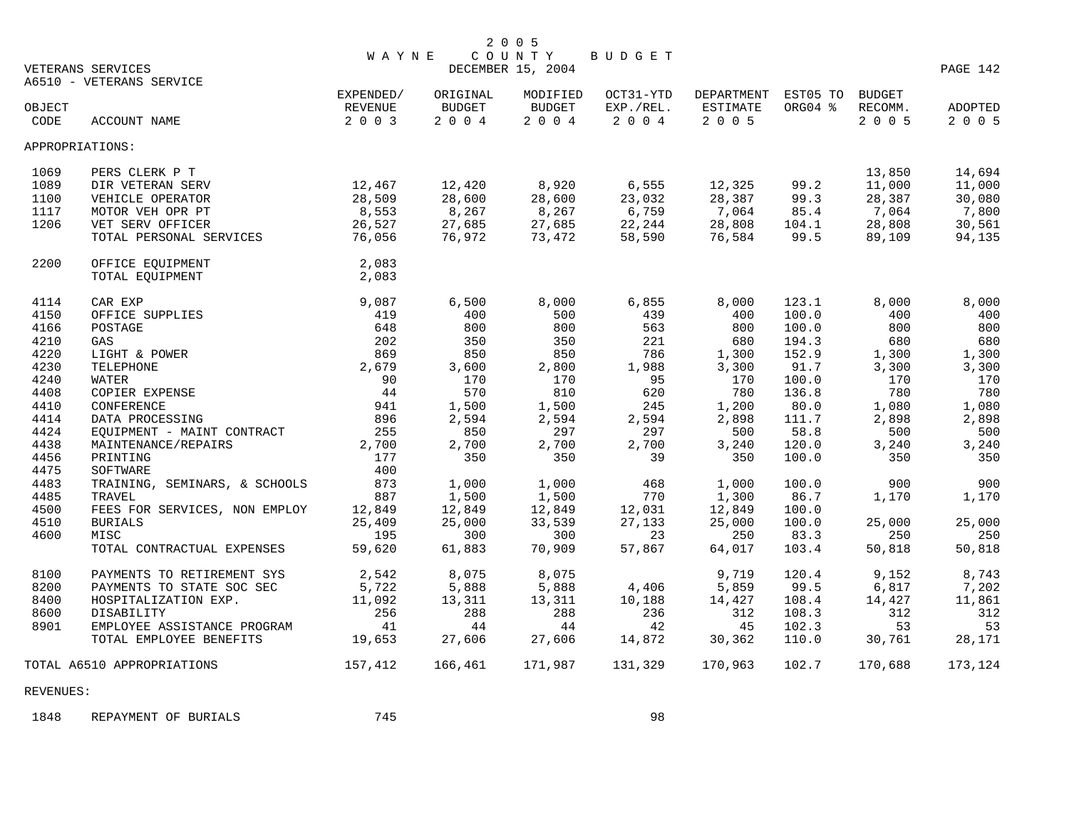# 2005 WAYNE COUNTY BUDGET

VETERANS SERVICES
DECEMBER 15, 2004

A6510 - VETERANS SERVICE

| OBJECT CODE | ACCOUNT NAME | EXPENDED/ REVENUE 2003 | ORIGINAL BUDGET 2004 | MODIFIED BUDGET 2004 | OCT31-YTD EXP./REL. 2004 | DEPARTMENT ESTIMATE 2005 | EST05 TO ORG04 % | BUDGET RECOMM. 2005 | ADOPTED 2005 |
|---|---|---|---|---|---|---|---|---|---|
| APPROPRIATIONS: | | | | | | | | | |
| 1069 | PERS CLERK P T | | | | | | | 13,850 | 14,694 |
| 1089 | DIR VETERAN SERV | 12,467 | 12,420 | 8,920 | 6,555 | 12,325 | 99.2 | 11,000 | 11,000 |
| 1100 | VEHICLE OPERATOR | 28,509 | 28,600 | 28,600 | 23,032 | 28,387 | 99.3 | 28,387 | 30,080 |
| 1117 | MOTOR VEH OPR PT | 8,553 | 8,267 | 8,267 | 6,759 | 7,064 | 85.4 | 7,064 | 7,800 |
| 1206 | VET SERV OFFICER | 26,527 | 27,685 | 27,685 | 22,244 | 28,808 | 104.1 | 28,808 | 30,561 |
| | TOTAL PERSONAL SERVICES | 76,056 | 76,972 | 73,472 | 58,590 | 76,584 | 99.5 | 89,109 | 94,135 |
| 2200 | OFFICE EQUIPMENT | 2,083 | | | | | | | |
| | TOTAL EQUIPMENT | 2,083 | | | | | | | |
| 4114 | CAR EXP | 9,087 | 6,500 | 8,000 | 6,855 | 8,000 | 123.1 | 8,000 | 8,000 |
| 4150 | OFFICE SUPPLIES | 419 | 400 | 500 | 439 | 400 | 100.0 | 400 | 400 |
| 4166 | POSTAGE | 648 | 800 | 800 | 563 | 800 | 100.0 | 800 | 800 |
| 4210 | GAS | 202 | 350 | 350 | 221 | 680 | 194.3 | 680 | 680 |
| 4220 | LIGHT & POWER | 869 | 850 | 850 | 786 | 1,300 | 152.9 | 1,300 | 1,300 |
| 4230 | TELEPHONE | 2,679 | 3,600 | 2,800 | 1,988 | 3,300 | 91.7 | 3,300 | 3,300 |
| 4240 | WATER | 90 | 170 | 170 | 95 | 170 | 100.0 | 170 | 170 |
| 4408 | COPIER EXPENSE | 44 | 570 | 810 | 620 | 780 | 136.8 | 780 | 780 |
| 4410 | CONFERENCE | 941 | 1,500 | 1,500 | 245 | 1,200 | 80.0 | 1,080 | 1,080 |
| 4414 | DATA PROCESSING | 896 | 2,594 | 2,594 | 2,594 | 2,898 | 111.7 | 2,898 | 2,898 |
| 4424 | EQUIPMENT - MAINT CONTRACT | 255 | 850 | 297 | 297 | 500 | 58.8 | 500 | 500 |
| 4438 | MAINTENANCE/REPAIRS | 2,700 | 2,700 | 2,700 | 2,700 | 3,240 | 120.0 | 3,240 | 3,240 |
| 4456 | PRINTING | 177 | 350 | 350 | 39 | 350 | 100.0 | 350 | 350 |
| 4475 | SOFTWARE | 400 | | | | | | | |
| 4483 | TRAINING, SEMINARS, & SCHOOLS | 873 | 1,000 | 1,000 | 468 | 1,000 | 100.0 | 900 | 900 |
| 4485 | TRAVEL | 887 | 1,500 | 1,500 | 770 | 1,300 | 86.7 | 1,170 | 1,170 |
| 4500 | FEES FOR SERVICES, NON EMPLOY | 12,849 | 12,849 | 12,849 | 12,031 | 12,849 | 100.0 | | |
| 4510 | BURIALS | 25,409 | 25,000 | 33,539 | 27,133 | 25,000 | 100.0 | 25,000 | 25,000 |
| 4600 | MISC | 195 | 300 | 300 | 23 | 250 | 83.3 | 250 | 250 |
| | TOTAL CONTRACTUAL EXPENSES | 59,620 | 61,883 | 70,909 | 57,867 | 64,017 | 103.4 | 50,818 | 50,818 |
| 8100 | PAYMENTS TO RETIREMENT SYS | 2,542 | 8,075 | 8,075 | | 9,719 | 120.4 | 9,152 | 8,743 |
| 8200 | PAYMENTS TO STATE SOC SEC | 5,722 | 5,888 | 5,888 | 4,406 | 5,859 | 99.5 | 6,817 | 7,202 |
| 8400 | HOSPITALIZATION EXP. | 11,092 | 13,311 | 13,311 | 10,188 | 14,427 | 108.4 | 14,427 | 11,861 |
| 8600 | DISABILITY | 256 | 288 | 288 | 236 | 312 | 108.3 | 312 | 312 |
| 8901 | EMPLOYEE ASSISTANCE PROGRAM | 41 | 44 | 44 | 42 | 45 | 102.3 | 53 | 53 |
| | TOTAL EMPLOYEE BENEFITS | 19,653 | 27,606 | 27,606 | 14,872 | 30,362 | 110.0 | 30,761 | 28,171 |
| TOTAL A6510 APPROPRIATIONS | | 157,412 | 166,461 | 171,987 | 131,329 | 170,963 | 102.7 | 170,688 | 173,124 |
| REVENUES: | | | | | | | | | |
| 1848 | REPAYMENT OF BURIALS | 745 | | | 98 | | | | |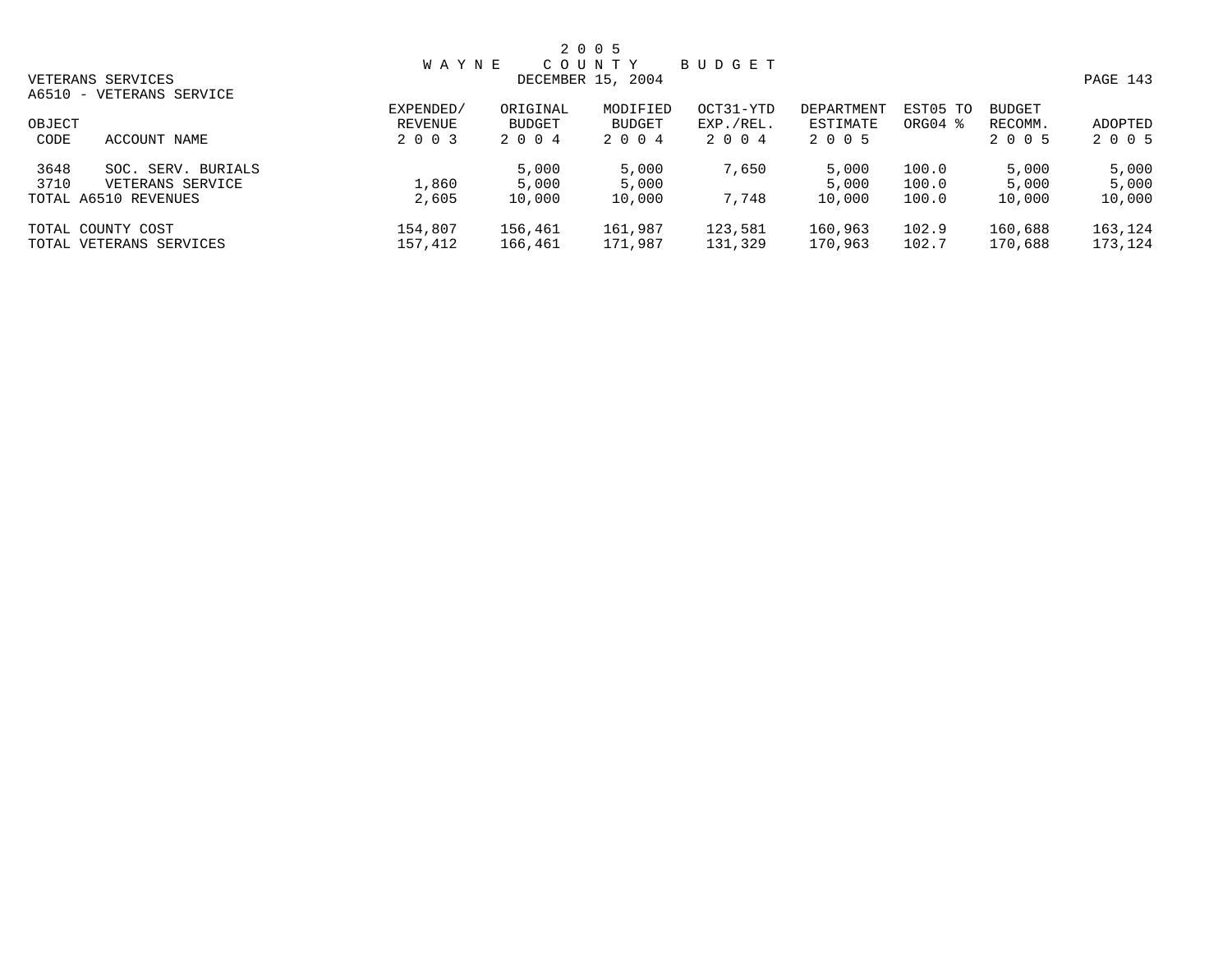2005
WAYNE COUNTY BUDGET
DECEMBER 15, 2004

VETERANS SERVICES
A6510 - VETERANS SERVICE

| OBJECT CODE | ACCOUNT NAME | EXPENDED/ REVENUE 2003 | ORIGINAL BUDGET 2004 | MODIFIED BUDGET 2004 | OCT31-YTD EXP./REL. 2004 | DEPARTMENT ESTIMATE 2005 | EST05 TO ORG04 % | BUDGET RECOMM. 2005 | ADOPTED 2005 |
|---|---|---|---|---|---|---|---|---|---|
| 3648 | SOC. SERV. BURIALS | | 5,000 | 5,000 | 7,650 | 5,000 | 100.0 | 5,000 | 5,000 |
| 3710 | VETERANS SERVICE | 1,860 | 5,000 | 5,000 | | 5,000 | 100.0 | 5,000 | 5,000 |
| TOTAL A6510 REVENUES | | 2,605 | 10,000 | 10,000 | 7,748 | 10,000 | 100.0 | 10,000 | 10,000 |
| TOTAL COUNTY COST | | 154,807 | 156,461 | 161,987 | 123,581 | 160,963 | 102.9 | 160,688 | 163,124 |
| TOTAL VETERANS SERVICES | | 157,412 | 166,461 | 171,987 | 131,329 | 170,963 | 102.7 | 170,688 | 173,124 |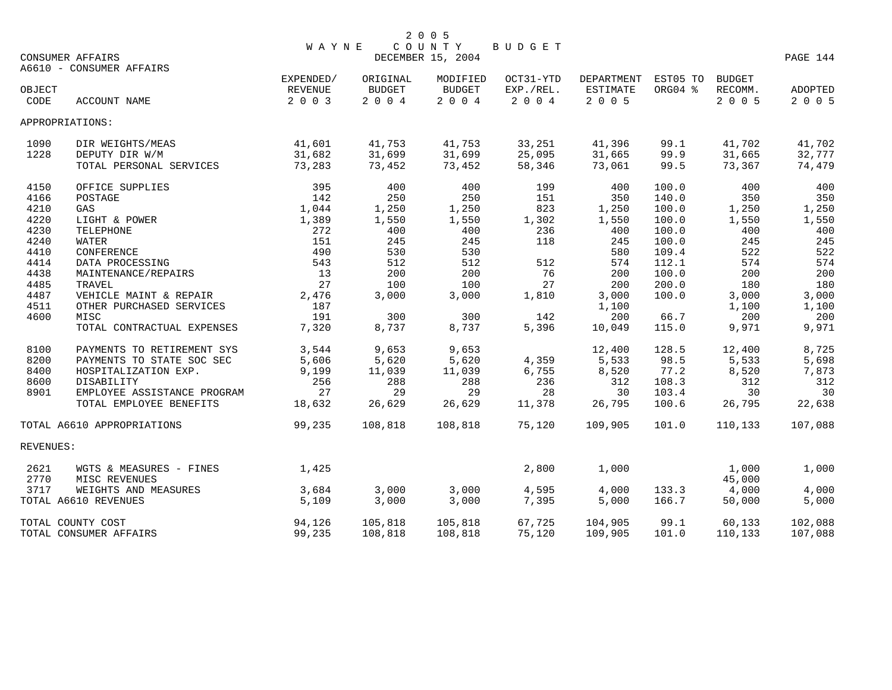# 2005 WAYNE COUNTY BUDGET

DECEMBER 15, 2004

CONSUMER AFFAIRS

A6610 - CONSUMER AFFAIRS

| OBJECT CODE | ACCOUNT NAME | EXPENDED/ REVENUE 2003 | ORIGINAL BUDGET 2004 | MODIFIED BUDGET 2004 | OCT31-YTD EXP./REL. 2004 | DEPARTMENT ESTIMATE 2005 | EST05 TO ORG04 % | BUDGET RECOMM. 2005 | ADOPTED 2005 |
|---|---|---|---|---|---|---|---|---|---|
| APPROPRIATIONS: | | | | | | | | | |
| 1090 | DIR WEIGHTS/MEAS | 41,601 | 41,753 | 41,753 | 33,251 | 41,396 | 99.1 | 41,702 | 41,702 |
| 1228 | DEPUTY DIR W/M | 31,682 | 31,699 | 31,699 | 25,095 | 31,665 | 99.9 | 31,665 | 32,777 |
| | TOTAL PERSONAL SERVICES | 73,283 | 73,452 | 73,452 | 58,346 | 73,061 | 99.5 | 73,367 | 74,479 |
| 4150 | OFFICE SUPPLIES | 395 | 400 | 400 | 199 | 400 | 100.0 | 400 | 400 |
| 4166 | POSTAGE | 142 | 250 | 250 | 151 | 350 | 140.0 | 350 | 350 |
| 4210 | GAS | 1,044 | 1,250 | 1,250 | 823 | 1,250 | 100.0 | 1,250 | 1,250 |
| 4220 | LIGHT & POWER | 1,389 | 1,550 | 1,550 | 1,302 | 1,550 | 100.0 | 1,550 | 1,550 |
| 4230 | TELEPHONE | 272 | 400 | 400 | 236 | 400 | 100.0 | 400 | 400 |
| 4240 | WATER | 151 | 245 | 245 | 118 | 245 | 100.0 | 245 | 245 |
| 4410 | CONFERENCE | 490 | 530 | 530 | | 580 | 109.4 | 522 | 522 |
| 4414 | DATA PROCESSING | 543 | 512 | 512 | 512 | 574 | 112.1 | 574 | 574 |
| 4438 | MAINTENANCE/REPAIRS | 13 | 200 | 200 | 76 | 200 | 100.0 | 200 | 200 |
| 4485 | TRAVEL | 27 | 100 | 100 | 27 | 200 | 200.0 | 180 | 180 |
| 4487 | VEHICLE MAINT & REPAIR | 2,476 | 3,000 | 3,000 | 1,810 | 3,000 | 100.0 | 3,000 | 3,000 |
| 4511 | OTHER PURCHASED SERVICES | 187 | | | | 1,100 | | 1,100 | 1,100 |
| 4600 | MISC | 191 | 300 | 300 | 142 | 200 | 66.7 | 200 | 200 |
| | TOTAL CONTRACTUAL EXPENSES | 7,320 | 8,737 | 8,737 | 5,396 | 10,049 | 115.0 | 9,971 | 9,971 |
| 8100 | PAYMENTS TO RETIREMENT SYS | 3,544 | 9,653 | 9,653 | | 12,400 | 128.5 | 12,400 | 8,725 |
| 8200 | PAYMENTS TO STATE SOC SEC | 5,606 | 5,620 | 5,620 | 4,359 | 5,533 | 98.5 | 5,533 | 5,698 |
| 8400 | HOSPITALIZATION EXP. | 9,199 | 11,039 | 11,039 | 6,755 | 8,520 | 77.2 | 8,520 | 7,873 |
| 8600 | DISABILITY | 256 | 288 | 288 | 236 | 312 | 108.3 | 312 | 312 |
| 8901 | EMPLOYEE ASSISTANCE PROGRAM | 27 | 29 | 29 | 28 | 30 | 103.4 | 30 | 30 |
| | TOTAL EMPLOYEE BENEFITS | 18,632 | 26,629 | 26,629 | 11,378 | 26,795 | 100.6 | 26,795 | 22,638 |
| TOTAL A6610 APPROPRIATIONS | | 99,235 | 108,818 | 108,818 | 75,120 | 109,905 | 101.0 | 110,133 | 107,088 |
| REVENUES: | | | | | | | | | |
| 2621 | WGTS & MEASURES - FINES | 1,425 | | | 2,800 | 1,000 | | 1,000 | 1,000 |
| 2770 | MISC REVENUES | | | | | | | 45,000 | |
| 3717 | WEIGHTS AND MEASURES | 3,684 | 3,000 | 3,000 | 4,595 | 4,000 | 133.3 | 4,000 | 4,000 |
| TOTAL A6610 REVENUES | | 5,109 | 3,000 | 3,000 | 7,395 | 5,000 | 166.7 | 50,000 | 5,000 |
| TOTAL COUNTY COST | | 94,126 | 105,818 | 105,818 | 67,725 | 104,905 | 99.1 | 60,133 | 102,088 |
| TOTAL CONSUMER AFFAIRS | | 99,235 | 108,818 | 108,818 | 75,120 | 109,905 | 101.0 | 110,133 | 107,088 |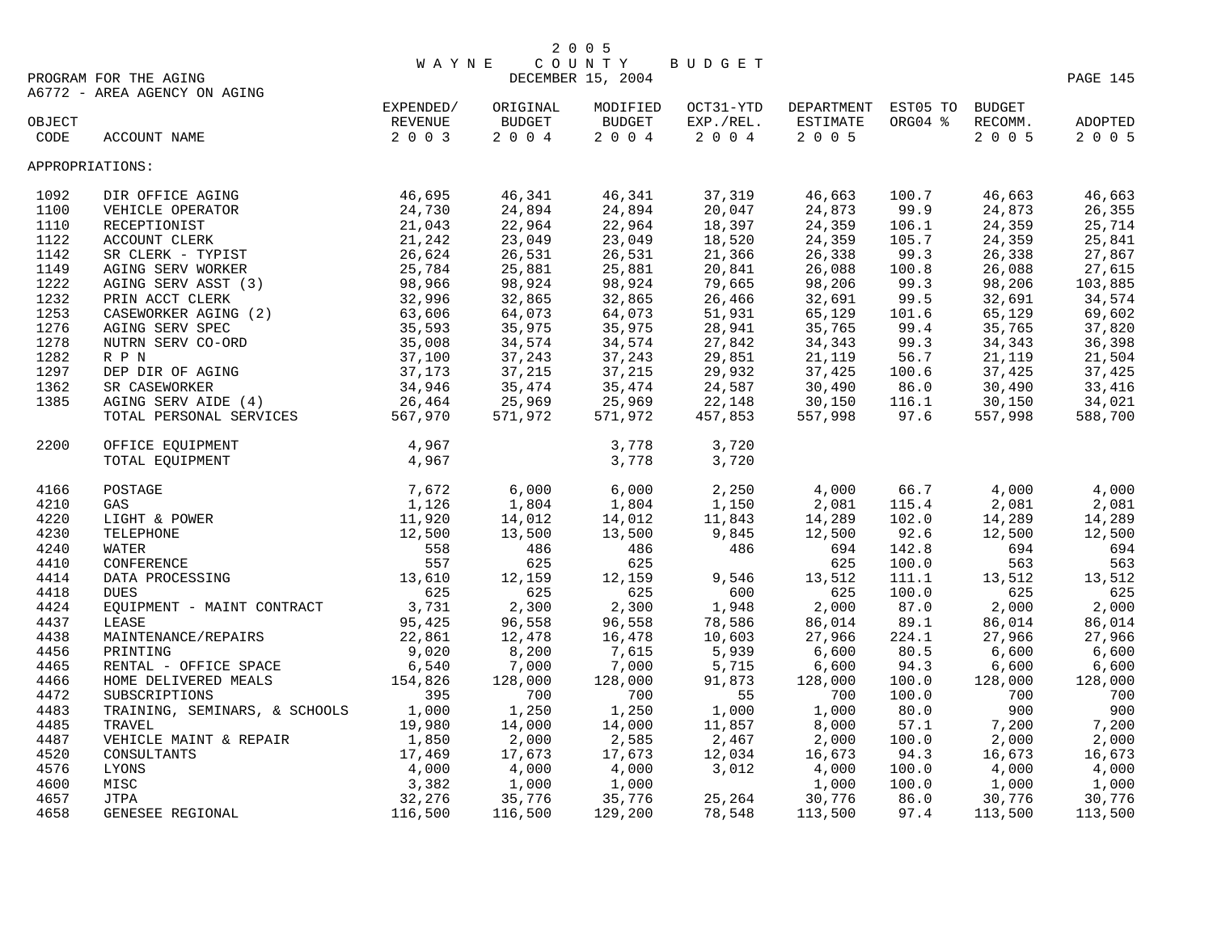2 0 0 5
W A Y N E C O U N T Y B U D G E T

PROGRAM FOR THE AGING
DECEMBER 15, 2004

A6772 - AREA AGENCY ON AGING

| OBJECT CODE | ACCOUNT NAME | EXPENDED/ REVENUE 2 0 0 3 | ORIGINAL BUDGET 2 0 0 4 | MODIFIED BUDGET 2 0 0 4 | OCT31-YTD EXP./REL. 2 0 0 4 | DEPARTMENT ESTIMATE 2 0 0 5 | EST05 TO ORG04 % | BUDGET RECOMM. 2 0 0 5 | ADOPTED 2 0 0 5 |
|---|---|---|---|---|---|---|---|---|---|
| APPROPRIATIONS: | | | | | | | | | |
| 1092 | DIR OFFICE AGING | 46,695 | 46,341 | 46,341 | 37,319 | 46,663 | 100.7 | 46,663 | 46,663 |
| 1100 | VEHICLE OPERATOR | 24,730 | 24,894 | 24,894 | 20,047 | 24,873 | 99.9 | 24,873 | 26,355 |
| 1110 | RECEPTIONIST | 21,043 | 22,964 | 22,964 | 18,397 | 24,359 | 106.1 | 24,359 | 25,714 |
| 1122 | ACCOUNT CLERK | 21,242 | 23,049 | 23,049 | 18,520 | 24,359 | 105.7 | 24,359 | 25,841 |
| 1142 | SR CLERK - TYPIST | 26,624 | 26,531 | 26,531 | 21,366 | 26,338 | 99.3 | 26,338 | 27,867 |
| 1149 | AGING SERV WORKER | 25,784 | 25,881 | 25,881 | 20,841 | 26,088 | 100.8 | 26,088 | 27,615 |
| 1222 | AGING SERV ASST (3) | 98,966 | 98,924 | 98,924 | 79,665 | 98,206 | 99.3 | 98,206 | 103,885 |
| 1232 | PRIN ACCT CLERK | 32,996 | 32,865 | 32,865 | 26,466 | 32,691 | 99.5 | 32,691 | 34,574 |
| 1253 | CASEWORKER AGING (2) | 63,606 | 64,073 | 64,073 | 51,931 | 65,129 | 101.6 | 65,129 | 69,602 |
| 1276 | AGING SERV SPEC | 35,593 | 35,975 | 35,975 | 28,941 | 35,765 | 99.4 | 35,765 | 37,820 |
| 1278 | NUTRN SERV CO-ORD | 35,008 | 34,574 | 34,574 | 27,842 | 34,343 | 99.3 | 34,343 | 36,398 |
| 1282 | R P N | 37,100 | 37,243 | 37,243 | 29,851 | 21,119 | 56.7 | 21,119 | 21,504 |
| 1297 | DEP DIR OF AGING | 37,173 | 37,215 | 37,215 | 29,932 | 37,425 | 100.6 | 37,425 | 37,425 |
| 1362 | SR CASEWORKER | 34,946 | 35,474 | 35,474 | 24,587 | 30,490 | 86.0 | 30,490 | 33,416 |
| 1385 | AGING SERV AIDE (4) | 26,464 | 25,969 | 25,969 | 22,148 | 30,150 | 116.1 | 30,150 | 34,021 |
| | TOTAL PERSONAL SERVICES | 567,970 | 571,972 | 571,972 | 457,853 | 557,998 | 97.6 | 557,998 | 588,700 |
| 2200 | OFFICE EQUIPMENT | 4,967 | | 3,778 | 3,720 | | | | |
| | TOTAL EQUIPMENT | 4,967 | | 3,778 | 3,720 | | | | |
| 4166 | POSTAGE | 7,672 | 6,000 | 6,000 | 2,250 | 4,000 | 66.7 | 4,000 | 4,000 |
| 4210 | GAS | 1,126 | 1,804 | 1,804 | 1,150 | 2,081 | 115.4 | 2,081 | 2,081 |
| 4220 | LIGHT & POWER | 11,920 | 14,012 | 14,012 | 11,843 | 14,289 | 102.0 | 14,289 | 14,289 |
| 4230 | TELEPHONE | 12,500 | 13,500 | 13,500 | 9,845 | 12,500 | 92.6 | 12,500 | 12,500 |
| 4240 | WATER | 558 | 486 | 486 | 486 | 694 | 142.8 | 694 | 694 |
| 4410 | CONFERENCE | 557 | 625 | 625 | | 625 | 100.0 | 563 | 563 |
| 4414 | DATA PROCESSING | 13,610 | 12,159 | 12,159 | 9,546 | 13,512 | 111.1 | 13,512 | 13,512 |
| 4418 | DUES | 625 | 625 | 625 | 600 | 625 | 100.0 | 625 | 625 |
| 4424 | EQUIPMENT - MAINT CONTRACT | 3,731 | 2,300 | 2,300 | 1,948 | 2,000 | 87.0 | 2,000 | 2,000 |
| 4437 | LEASE | 95,425 | 96,558 | 96,558 | 78,586 | 86,014 | 89.1 | 86,014 | 86,014 |
| 4438 | MAINTENANCE/REPAIRS | 22,861 | 12,478 | 16,478 | 10,603 | 27,966 | 224.1 | 27,966 | 27,966 |
| 4456 | PRINTING | 9,020 | 8,200 | 7,615 | 5,939 | 6,600 | 80.5 | 6,600 | 6,600 |
| 4465 | RENTAL - OFFICE SPACE | 6,540 | 7,000 | 7,000 | 5,715 | 6,600 | 94.3 | 6,600 | 6,600 |
| 4466 | HOME DELIVERED MEALS | 154,826 | 128,000 | 128,000 | 91,873 | 128,000 | 100.0 | 128,000 | 128,000 |
| 4472 | SUBSCRIPTIONS | 395 | 700 | 700 | 55 | 700 | 100.0 | 700 | 700 |
| 4483 | TRAINING, SEMINARS, & SCHOOLS | 1,000 | 1,250 | 1,250 | 1,000 | 1,000 | 80.0 | 900 | 900 |
| 4485 | TRAVEL | 19,980 | 14,000 | 14,000 | 11,857 | 8,000 | 57.1 | 7,200 | 7,200 |
| 4487 | VEHICLE MAINT & REPAIR | 1,850 | 2,000 | 2,585 | 2,467 | 2,000 | 100.0 | 2,000 | 2,000 |
| 4520 | CONSULTANTS | 17,469 | 17,673 | 17,673 | 12,034 | 16,673 | 94.3 | 16,673 | 16,673 |
| 4576 | LYONS | 4,000 | 4,000 | 4,000 | 3,012 | 4,000 | 100.0 | 4,000 | 4,000 |
| 4600 | MISC | 3,382 | 1,000 | 1,000 | | 1,000 | 100.0 | 1,000 | 1,000 |
| 4657 | JTPA | 32,276 | 35,776 | 35,776 | 25,264 | 30,776 | 86.0 | 30,776 | 30,776 |
| 4658 | GENESEE REGIONAL | 116,500 | 116,500 | 129,200 | 78,548 | 113,500 | 97.4 | 113,500 | 113,500 |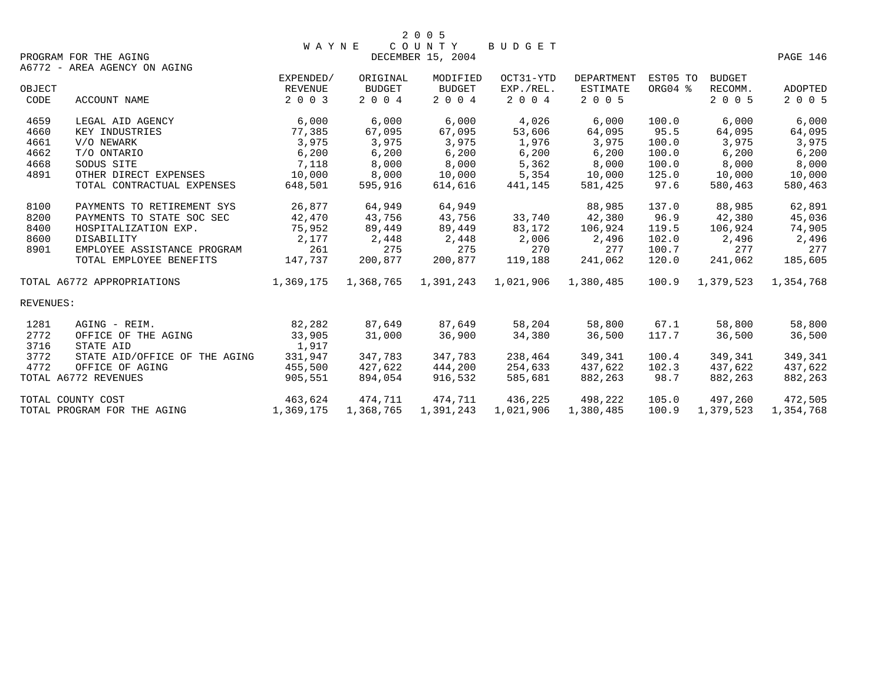# 2005 WAYNE COUNTY BUDGET

DECEMBER 15, 2004

PROGRAM FOR THE AGING

A6772 - AREA AGENCY ON AGING

| OBJECT CODE | ACCOUNT NAME | EXPENDED/ REVENUE 2003 | ORIGINAL BUDGET 2004 | MODIFIED BUDGET 2004 | OCT31-YTD EXP./REL. 2004 | DEPARTMENT ESTIMATE 2005 | EST05 TO ORG04 % | BUDGET RECOMM. 2005 | ADOPTED 2005 |
|---|---|---|---|---|---|---|---|---|---|
| 4659 | LEGAL AID AGENCY | 6,000 | 6,000 | 6,000 | 4,026 | 6,000 | 100.0 | 6,000 | 6,000 |
| 4660 | KEY INDUSTRIES | 77,385 | 67,095 | 67,095 | 53,606 | 64,095 | 95.5 | 64,095 | 64,095 |
| 4661 | V/O NEWARK | 3,975 | 3,975 | 3,975 | 1,976 | 3,975 | 100.0 | 3,975 | 3,975 |
| 4662 | T/O ONTARIO | 6,200 | 6,200 | 6,200 | 6,200 | 6,200 | 100.0 | 6,200 | 6,200 |
| 4668 | SODUS SITE | 7,118 | 8,000 | 8,000 | 5,362 | 8,000 | 100.0 | 8,000 | 8,000 |
| 4891 | OTHER DIRECT EXPENSES | 10,000 | 8,000 | 10,000 | 5,354 | 10,000 | 125.0 | 10,000 | 10,000 |
| | TOTAL CONTRACTUAL EXPENSES | 648,501 | 595,916 | 614,616 | 441,145 | 581,425 | 97.6 | 580,463 | 580,463 |
| 8100 | PAYMENTS TO RETIREMENT SYS | 26,877 | 64,949 | 64,949 | | 88,985 | 137.0 | 88,985 | 62,891 |
| 8200 | PAYMENTS TO STATE SOC SEC | 42,470 | 43,756 | 43,756 | 33,740 | 42,380 | 96.9 | 42,380 | 45,036 |
| 8400 | HOSPITALIZATION EXP. | 75,952 | 89,449 | 89,449 | 83,172 | 106,924 | 119.5 | 106,924 | 74,905 |
| 8600 | DISABILITY | 2,177 | 2,448 | 2,448 | 2,006 | 2,496 | 102.0 | 2,496 | 2,496 |
| 8901 | EMPLOYEE ASSISTANCE PROGRAM | 261 | 275 | 275 | 270 | 277 | 100.7 | 277 | 277 |
| | TOTAL EMPLOYEE BENEFITS | 147,737 | 200,877 | 200,877 | 119,188 | 241,062 | 120.0 | 241,062 | 185,605 |
| TOTAL A6772 APPROPRIATIONS | | 1,369,175 | 1,368,765 | 1,391,243 | 1,021,906 | 1,380,485 | 100.9 | 1,379,523 | 1,354,768 |
| REVENUES: | | | | | | | | | |
| 1281 | AGING - REIM. | 82,282 | 87,649 | 87,649 | 58,204 | 58,800 | 67.1 | 58,800 | 58,800 |
| 2772 | OFFICE OF THE AGING | 33,905 | 31,000 | 36,900 | 34,380 | 36,500 | 117.7 | 36,500 | 36,500 |
| 3716 | STATE AID | 1,917 | | | | | | | |
| 3772 | STATE AID/OFFICE OF THE AGING | 331,947 | 347,783 | 347,783 | 238,464 | 349,341 | 100.4 | 349,341 | 349,341 |
| 4772 | OFFICE OF AGING | 455,500 | 427,622 | 444,200 | 254,633 | 437,622 | 102.3 | 437,622 | 437,622 |
| TOTAL A6772 REVENUES | | 905,551 | 894,054 | 916,532 | 585,681 | 882,263 | 98.7 | 882,263 | 882,263 |
| TOTAL COUNTY COST | | 463,624 | 474,711 | 474,711 | 436,225 | 498,222 | 105.0 | 497,260 | 472,505 |
| TOTAL PROGRAM FOR THE AGING | | 1,369,175 | 1,368,765 | 1,391,243 | 1,021,906 | 1,380,485 | 100.9 | 1,379,523 | 1,354,768 |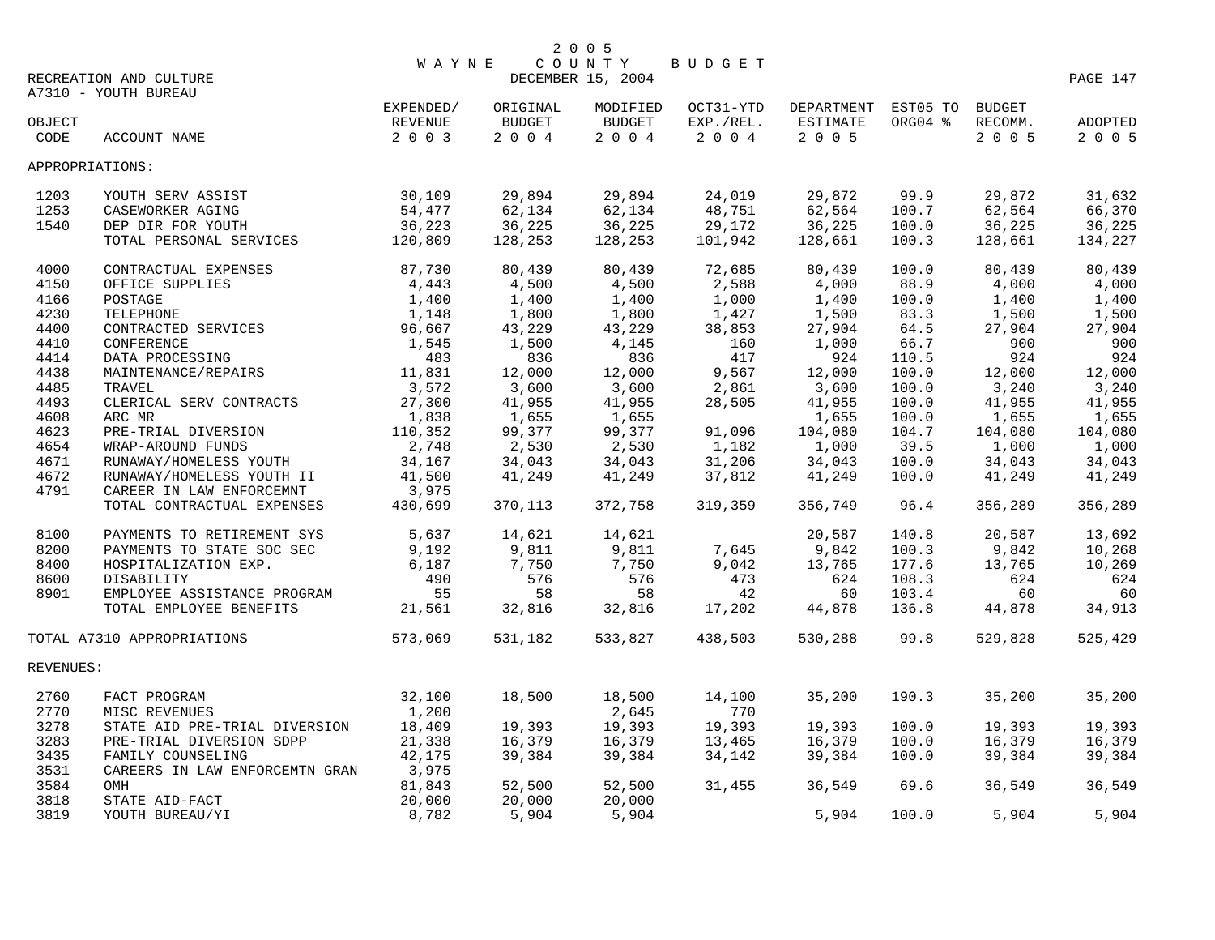# 2005 WAYNE COUNTY BUDGET

DECEMBER 15, 2004

RECREATION AND CULTURE

A7310 - YOUTH BUREAU

| OBJECT CODE | ACCOUNT NAME | EXPENDED/ REVENUE 2003 | ORIGINAL BUDGET 2004 | MODIFIED BUDGET 2004 | OCT31-YTD EXP./REL. 2004 | DEPARTMENT ESTIMATE 2005 | EST05 TO ORG04 % | BUDGET RECOMM. 2005 | ADOPTED 2005 |
|---|---|---|---|---|---|---|---|---|---|
| APPROPRIATIONS: | | | | | | | | | |
| 1203 | YOUTH SERV ASSIST | 30,109 | 29,894 | 29,894 | 24,019 | 29,872 | 99.9 | 29,872 | 31,632 |
| 1253 | CASEWORKER AGING | 54,477 | 62,134 | 62,134 | 48,751 | 62,564 | 100.7 | 62,564 | 66,370 |
| 1540 | DEP DIR FOR YOUTH | 36,223 | 36,225 | 36,225 | 29,172 | 36,225 | 100.0 | 36,225 | 36,225 |
| | TOTAL PERSONAL SERVICES | 120,809 | 128,253 | 128,253 | 101,942 | 128,661 | 100.3 | 128,661 | 134,227 |
| 4000 | CONTRACTUAL EXPENSES | 87,730 | 80,439 | 80,439 | 72,685 | 80,439 | 100.0 | 80,439 | 80,439 |
| 4150 | OFFICE SUPPLIES | 4,443 | 4,500 | 4,500 | 2,588 | 4,000 | 88.9 | 4,000 | 4,000 |
| 4166 | POSTAGE | 1,400 | 1,400 | 1,400 | 1,000 | 1,400 | 100.0 | 1,400 | 1,400 |
| 4230 | TELEPHONE | 1,148 | 1,800 | 1,800 | 1,427 | 1,500 | 83.3 | 1,500 | 1,500 |
| 4400 | CONTRACTED SERVICES | 96,667 | 43,229 | 43,229 | 38,853 | 27,904 | 64.5 | 27,904 | 27,904 |
| 4410 | CONFERENCE | 1,545 | 1,500 | 4,145 | 160 | 1,000 | 66.7 | 900 | 900 |
| 4414 | DATA PROCESSING | 483 | 836 | 836 | 417 | 924 | 110.5 | 924 | 924 |
| 4438 | MAINTENANCE/REPAIRS | 11,831 | 12,000 | 12,000 | 9,567 | 12,000 | 100.0 | 12,000 | 12,000 |
| 4485 | TRAVEL | 3,572 | 3,600 | 3,600 | 2,861 | 3,600 | 100.0 | 3,240 | 3,240 |
| 4493 | CLERICAL SERV CONTRACTS | 27,300 | 41,955 | 41,955 | 28,505 | 41,955 | 100.0 | 41,955 | 41,955 |
| 4608 | ARC MR | 1,838 | 1,655 | 1,655 | | 1,655 | 100.0 | 1,655 | 1,655 |
| 4623 | PRE-TRIAL DIVERSION | 110,352 | 99,377 | 99,377 | 91,096 | 104,080 | 104.7 | 104,080 | 104,080 |
| 4654 | WRAP-AROUND FUNDS | 2,748 | 2,530 | 2,530 | 1,182 | 1,000 | 39.5 | 1,000 | 1,000 |
| 4671 | RUNAWAY/HOMELESS YOUTH | 34,167 | 34,043 | 34,043 | 31,206 | 34,043 | 100.0 | 34,043 | 34,043 |
| 4672 | RUNAWAY/HOMELESS YOUTH II | 41,500 | 41,249 | 41,249 | 37,812 | 41,249 | 100.0 | 41,249 | 41,249 |
| 4791 | CAREER IN LAW ENFORCEMNT | 3,975 | | | | | | | |
| | TOTAL CONTRACTUAL EXPENSES | 430,699 | 370,113 | 372,758 | 319,359 | 356,749 | 96.4 | 356,289 | 356,289 |
| 8100 | PAYMENTS TO RETIREMENT SYS | 5,637 | 14,621 | 14,621 | | 20,587 | 140.8 | 20,587 | 13,692 |
| 8200 | PAYMENTS TO STATE SOC SEC | 9,192 | 9,811 | 9,811 | 7,645 | 9,842 | 100.3 | 9,842 | 10,268 |
| 8400 | HOSPITALIZATION EXP. | 6,187 | 7,750 | 7,750 | 9,042 | 13,765 | 177.6 | 13,765 | 10,269 |
| 8600 | DISABILITY | 490 | 576 | 576 | 473 | 624 | 108.3 | 624 | 624 |
| 8901 | EMPLOYEE ASSISTANCE PROGRAM | 55 | 58 | 58 | 42 | 60 | 103.4 | 60 | 60 |
| | TOTAL EMPLOYEE BENEFITS | 21,561 | 32,816 | 32,816 | 17,202 | 44,878 | 136.8 | 44,878 | 34,913 |
| | TOTAL A7310 APPROPRIATIONS | 573,069 | 531,182 | 533,827 | 438,503 | 530,288 | 99.8 | 529,828 | 525,429 |
| REVENUES: | | | | | | | | | |
| 2760 | FACT PROGRAM | 32,100 | 18,500 | 18,500 | 14,100 | 35,200 | 190.3 | 35,200 | 35,200 |
| 2770 | MISC REVENUES | 1,200 | | 2,645 | 770 | | | | |
| 3278 | STATE AID PRE-TRIAL DIVERSION | 18,409 | 19,393 | 19,393 | 19,393 | 19,393 | 100.0 | 19,393 | 19,393 |
| 3283 | PRE-TRIAL DIVERSION SDPP | 21,338 | 16,379 | 16,379 | 13,465 | 16,379 | 100.0 | 16,379 | 16,379 |
| 3435 | FAMILY COUNSELING | 42,175 | 39,384 | 39,384 | 34,142 | 39,384 | 100.0 | 39,384 | 39,384 |
| 3531 | CAREERS IN LAW ENFORCEMTN GRAN | 3,975 | | | | | | | |
| 3584 | OMH | 81,843 | 52,500 | 52,500 | 31,455 | 36,549 | 69.6 | 36,549 | 36,549 |
| 3818 | STATE AID-FACT | 20,000 | 20,000 | 20,000 | | | | | |
| 3819 | YOUTH BUREAU/YI | 8,782 | 5,904 | 5,904 | | 5,904 | 100.0 | 5,904 | 5,904 |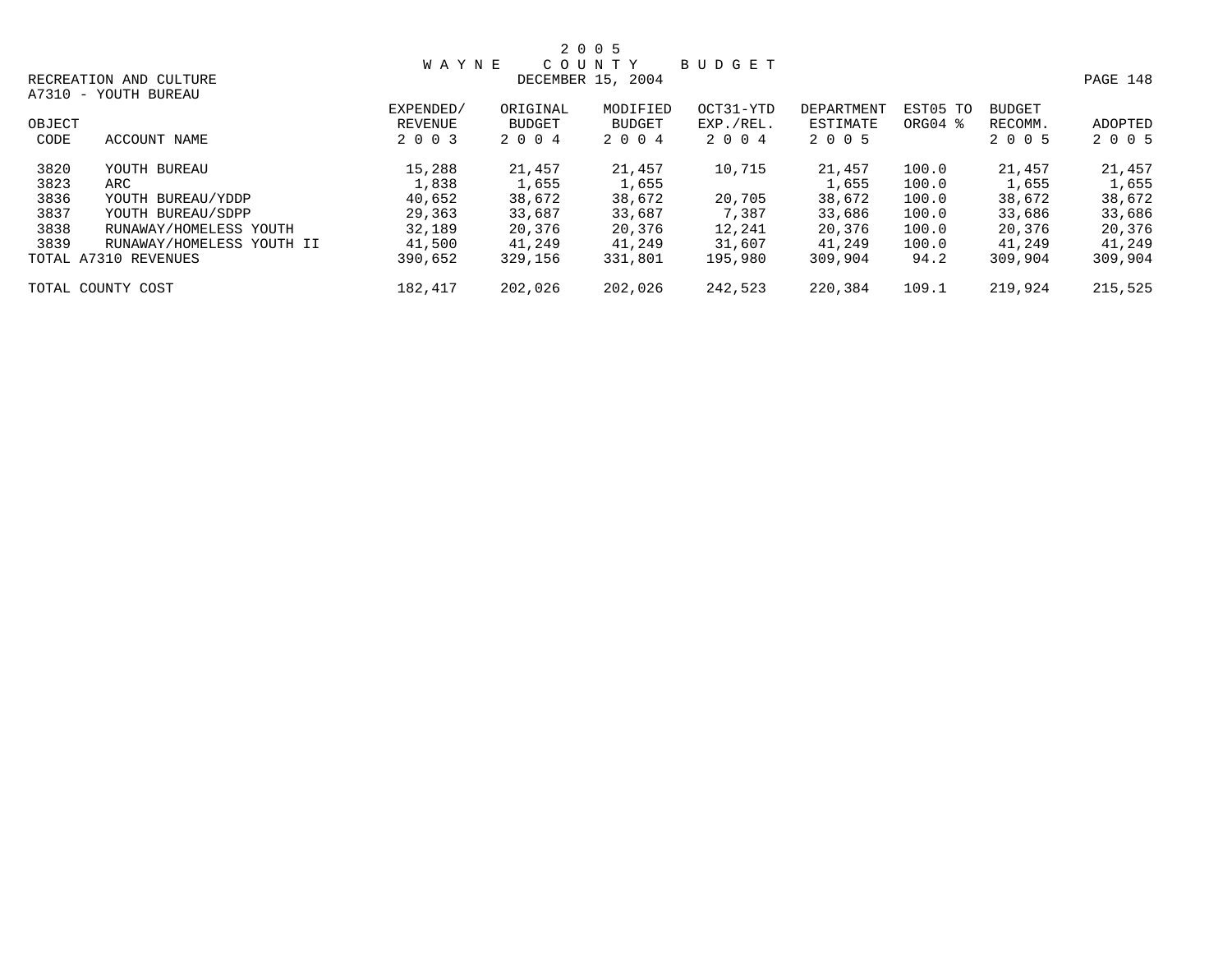2 0 0 5
W A Y N E   C O U N T Y   B U D G E T
DECEMBER 15, 2004

RECREATION AND CULTURE
A7310 - YOUTH BUREAU

| OBJECT CODE | ACCOUNT NAME | EXPENDED/ REVENUE 2 0 0 3 | ORIGINAL BUDGET 2 0 0 4 | MODIFIED BUDGET 2 0 0 4 | OCT31-YTD EXP./REL. 2 0 0 4 | DEPARTMENT ESTIMATE 2 0 0 5 | EST05 TO ORG04 % | BUDGET RECOMM. 2 0 0 5 | ADOPTED 2 0 0 5 |
|---|---|---|---|---|---|---|---|---|---|
| 3820 | YOUTH BUREAU | 15,288 | 21,457 | 21,457 | 10,715 | 21,457 | 100.0 | 21,457 | 21,457 |
| 3823 | ARC | 1,838 | 1,655 | 1,655 | | 1,655 | 100.0 | 1,655 | 1,655 |
| 3836 | YOUTH BUREAU/YDDP | 40,652 | 38,672 | 38,672 | 20,705 | 38,672 | 100.0 | 38,672 | 38,672 |
| 3837 | YOUTH BUREAU/SDPP | 29,363 | 33,687 | 33,687 | 7,387 | 33,686 | 100.0 | 33,686 | 33,686 |
| 3838 | RUNAWAY/HOMELESS YOUTH | 32,189 | 20,376 | 20,376 | 12,241 | 20,376 | 100.0 | 20,376 | 20,376 |
| 3839 | RUNAWAY/HOMELESS YOUTH II | 41,500 | 41,249 | 41,249 | 31,607 | 41,249 | 100.0 | 41,249 | 41,249 |
| TOTAL A7310 REVENUES | | 390,652 | 329,156 | 331,801 | 195,980 | 309,904 | 94.2 | 309,904 | 309,904 |
| TOTAL COUNTY COST | | 182,417 | 202,026 | 202,026 | 242,523 | 220,384 | 109.1 | 219,924 | 215,525 |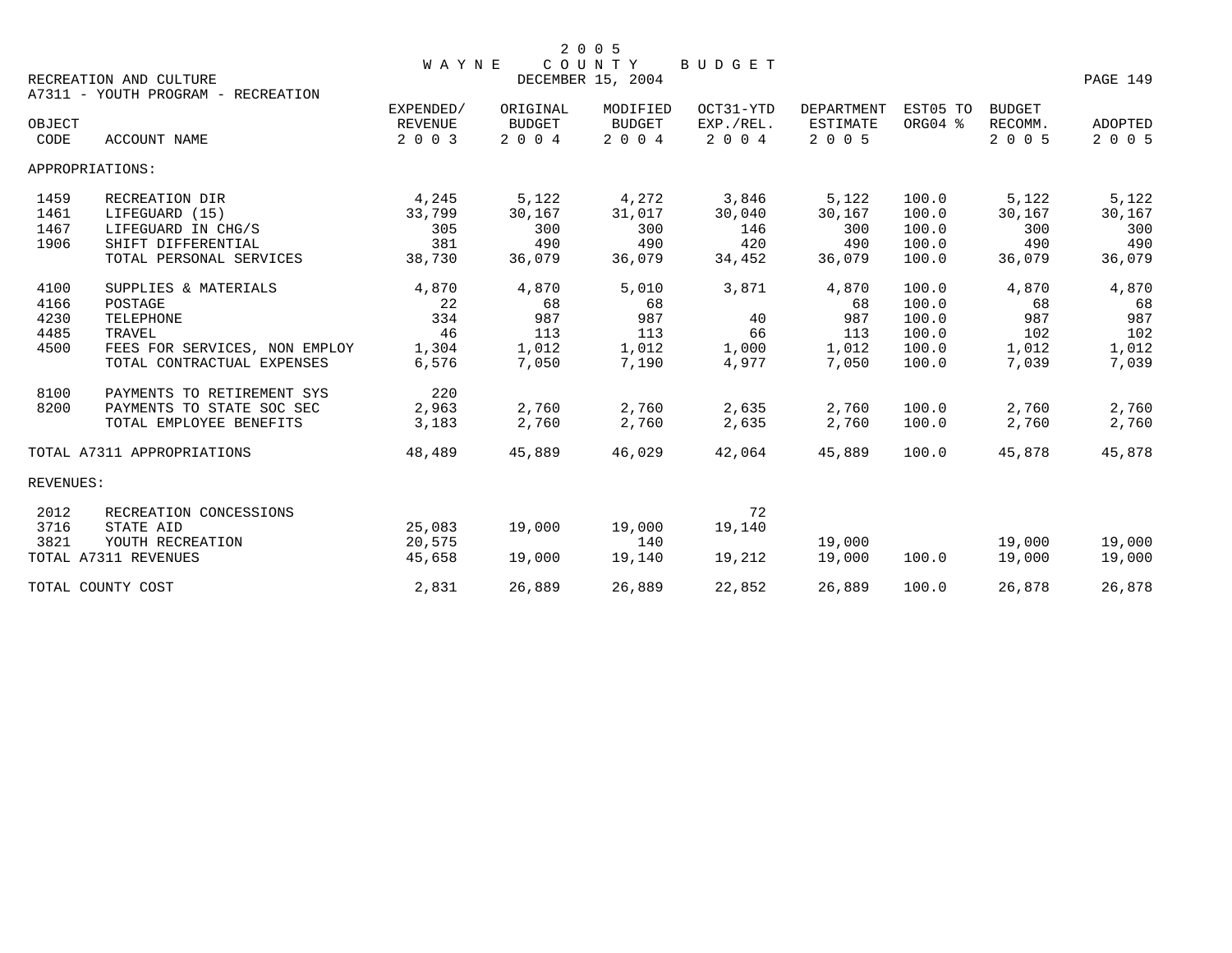# 2005 WAYNE COUNTY BUDGET

DECEMBER 15, 2004

RECREATION AND CULTURE

A7311 - YOUTH PROGRAM - RECREATION

| OBJECT CODE | ACCOUNT NAME | EXPENDED/ REVENUE 2003 | ORIGINAL BUDGET 2004 | MODIFIED BUDGET 2004 | OCT31-YTD EXP./REL. 2004 | DEPARTMENT ESTIMATE 2005 | EST05 TO ORG04 % | BUDGET RECOMM. 2005 | ADOPTED 2005 |
|---|---|---|---|---|---|---|---|---|---|
| APPROPRIATIONS: | | | | | | | | | |
| 1459 | RECREATION DIR | 4,245 | 5,122 | 4,272 | 3,846 | 5,122 | 100.0 | 5,122 | 5,122 |
| 1461 | LIFEGUARD (15) | 33,799 | 30,167 | 31,017 | 30,040 | 30,167 | 100.0 | 30,167 | 30,167 |
| 1467 | LIFEGUARD IN CHG/S | 305 | 300 | 300 | 146 | 300 | 100.0 | 300 | 300 |
| 1906 | SHIFT DIFFERENTIAL | 381 | 490 | 490 | 420 | 490 | 100.0 | 490 | 490 |
| | TOTAL PERSONAL SERVICES | 38,730 | 36,079 | 36,079 | 34,452 | 36,079 | 100.0 | 36,079 | 36,079 |
| 4100 | SUPPLIES & MATERIALS | 4,870 | 4,870 | 5,010 | 3,871 | 4,870 | 100.0 | 4,870 | 4,870 |
| 4166 | POSTAGE | 22 | 68 | 68 | | 68 | 100.0 | 68 | 68 |
| 4230 | TELEPHONE | 334 | 987 | 987 | 40 | 987 | 100.0 | 987 | 987 |
| 4485 | TRAVEL | 46 | 113 | 113 | 66 | 113 | 100.0 | 102 | 102 |
| 4500 | FEES FOR SERVICES, NON EMPLOY | 1,304 | 1,012 | 1,012 | 1,000 | 1,012 | 100.0 | 1,012 | 1,012 |
| | TOTAL CONTRACTUAL EXPENSES | 6,576 | 7,050 | 7,190 | 4,977 | 7,050 | 100.0 | 7,039 | 7,039 |
| 8100 | PAYMENTS TO RETIREMENT SYS | 220 | | | | | | | |
| 8200 | PAYMENTS TO STATE SOC SEC | 2,963 | 2,760 | 2,760 | 2,635 | 2,760 | 100.0 | 2,760 | 2,760 |
| | TOTAL EMPLOYEE BENEFITS | 3,183 | 2,760 | 2,760 | 2,635 | 2,760 | 100.0 | 2,760 | 2,760 |
| TOTAL A7311 APPROPRIATIONS | | 48,489 | 45,889 | 46,029 | 42,064 | 45,889 | 100.0 | 45,878 | 45,878 |
| REVENUES: | | | | | | | | | |
| 2012 | RECREATION CONCESSIONS | | | | 72 | | | | |
| 3716 | STATE AID | 25,083 | 19,000 | 19,000 | 19,140 | | | | |
| 3821 | YOUTH RECREATION | 20,575 | | 140 | | 19,000 | | 19,000 | 19,000 |
| TOTAL A7311 REVENUES | | 45,658 | 19,000 | 19,140 | 19,212 | 19,000 | 100.0 | 19,000 | 19,000 |
| TOTAL COUNTY COST | | 2,831 | 26,889 | 26,889 | 22,852 | 26,889 | 100.0 | 26,878 | 26,878 |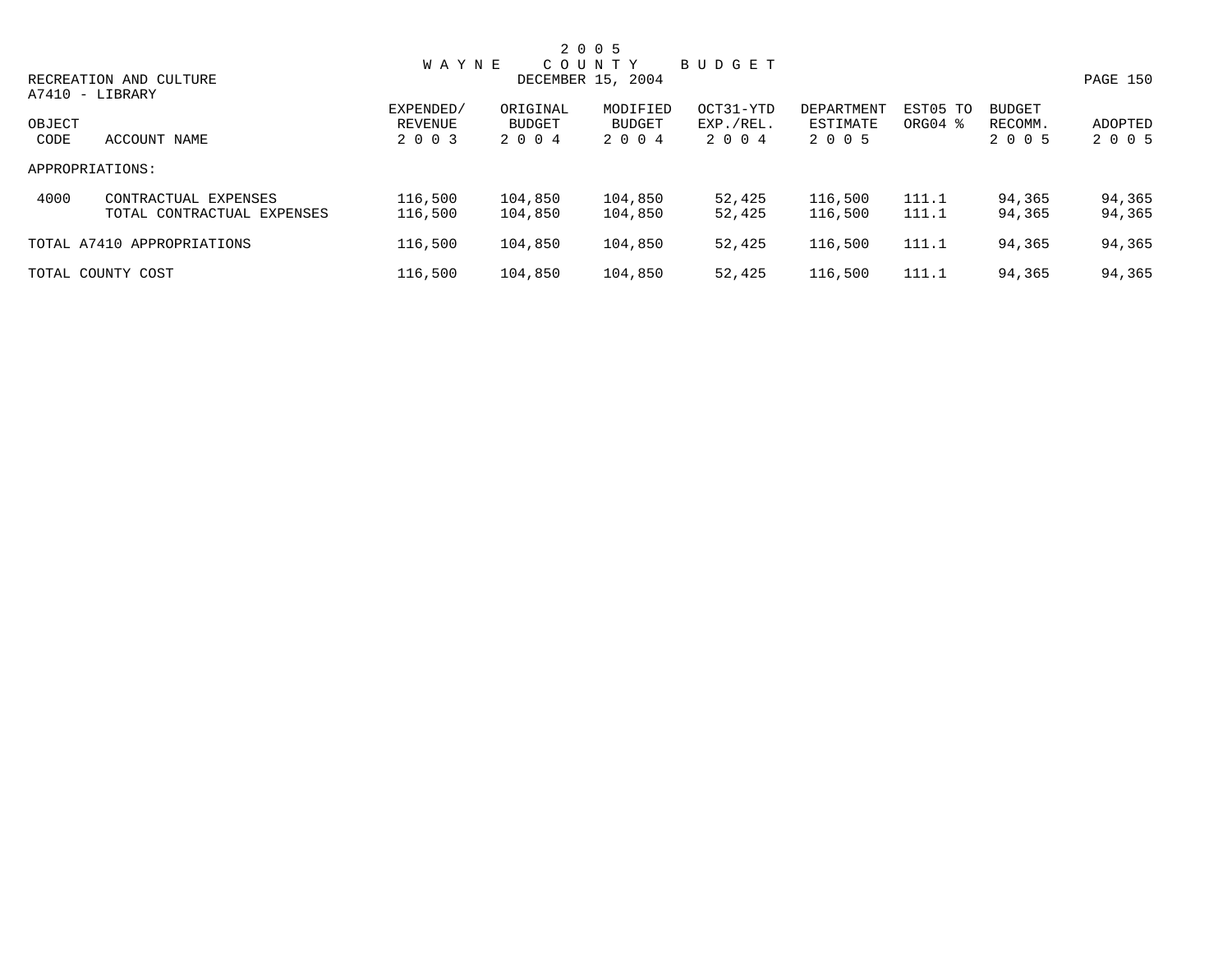# 2005 WAYNE COUNTY BUDGET

DECEMBER 15, 2004

RECREATION AND CULTURE

A7410 - LIBRARY

| OBJECT CODE | ACCOUNT NAME | EXPENDED/ REVENUE 2003 | ORIGINAL BUDGET 2004 | MODIFIED BUDGET 2004 | OCT31-YTD EXP./REL. 2004 | DEPARTMENT ESTIMATE 2005 | EST05 TO ORG04 % | BUDGET RECOMM. 2005 | ADOPTED 2005 |
|---|---|---|---|---|---|---|---|---|---|
| APPROPRIATIONS: | | | | | | | | | |
| 4000 | CONTRACTUAL EXPENSES | 116,500 | 104,850 | 104,850 | 52,425 | 116,500 | 111.1 | 94,365 | 94,365 |
| | TOTAL CONTRACTUAL EXPENSES | 116,500 | 104,850 | 104,850 | 52,425 | 116,500 | 111.1 | 94,365 | 94,365 |
| TOTAL A7410 APPROPRIATIONS | | 116,500 | 104,850 | 104,850 | 52,425 | 116,500 | 111.1 | 94,365 | 94,365 |
| TOTAL COUNTY COST | | 116,500 | 104,850 | 104,850 | 52,425 | 116,500 | 111.1 | 94,365 | 94,365 |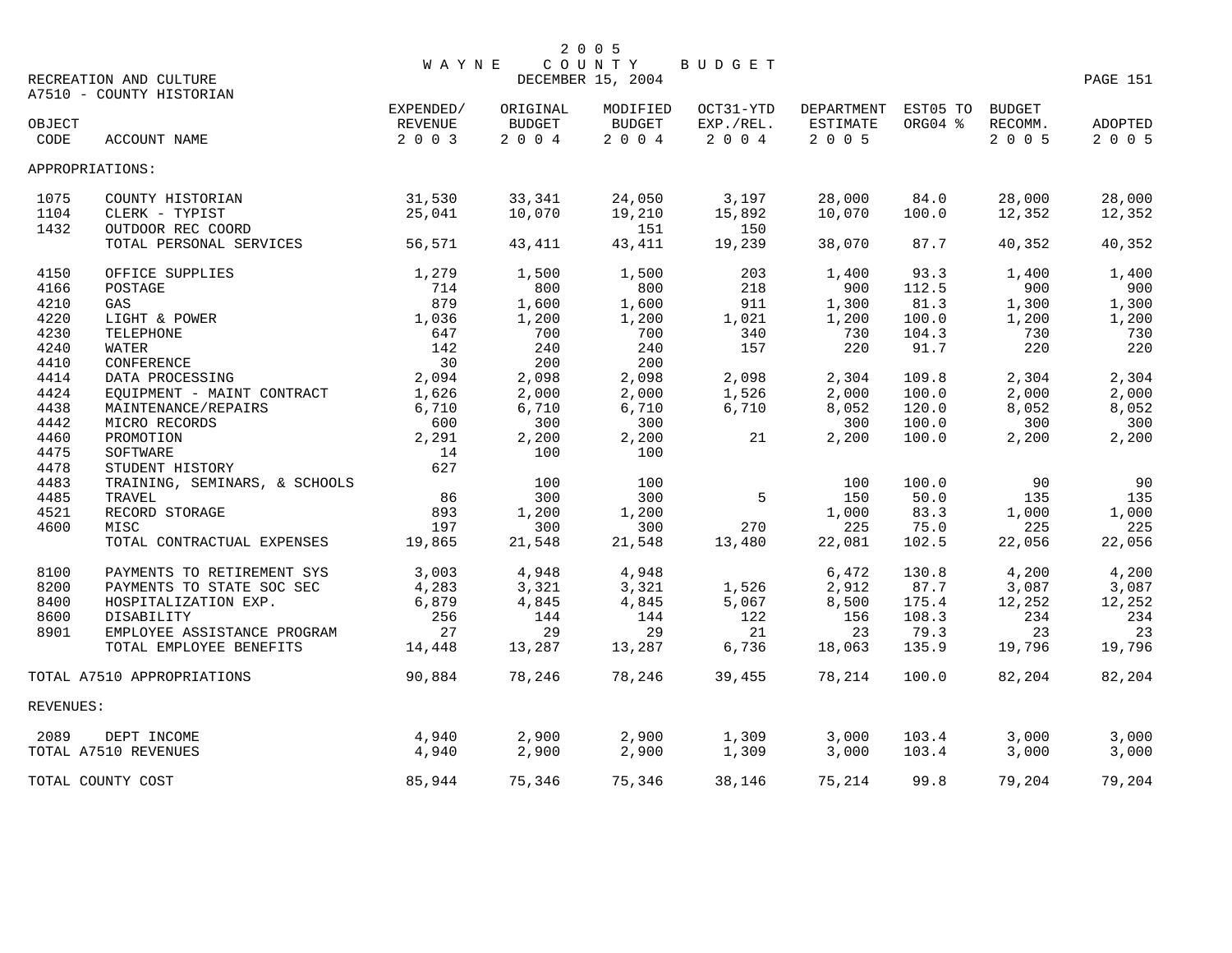# 2005 WAYNE COUNTY BUDGET

DECEMBER 15, 2004

RECREATION AND CULTURE

A7510 - COUNTY HISTORIAN

| OBJECT CODE | ACCOUNT NAME | EXPENDED/ REVENUE 2003 | ORIGINAL BUDGET 2004 | MODIFIED BUDGET 2004 | OCT31-YTD EXP./REL. 2004 | DEPARTMENT ESTIMATE 2005 | EST05 TO ORG04 % | BUDGET RECOMM. 2005 | ADOPTED 2005 |
|---|---|---|---|---|---|---|---|---|---|
| APPROPRIATIONS: | | | | | | | | | |
| 1075 | COUNTY HISTORIAN | 31,530 | 33,341 | 24,050 | 3,197 | 28,000 | 84.0 | 28,000 | 28,000 |
| 1104 | CLERK - TYPIST | 25,041 | 10,070 | 19,210 | 15,892 | 10,070 | 100.0 | 12,352 | 12,352 |
| 1432 | OUTDOOR REC COORD | | | 151 | 150 | | | | |
| | TOTAL PERSONAL SERVICES | 56,571 | 43,411 | 43,411 | 19,239 | 38,070 | 87.7 | 40,352 | 40,352 |
| 4150 | OFFICE SUPPLIES | 1,279 | 1,500 | 1,500 | 203 | 1,400 | 93.3 | 1,400 | 1,400 |
| 4166 | POSTAGE | 714 | 800 | 800 | 218 | 900 | 112.5 | 900 | 900 |
| 4210 | GAS | 879 | 1,600 | 1,600 | 911 | 1,300 | 81.3 | 1,300 | 1,300 |
| 4220 | LIGHT & POWER | 1,036 | 1,200 | 1,200 | 1,021 | 1,200 | 100.0 | 1,200 | 1,200 |
| 4230 | TELEPHONE | 647 | 700 | 700 | 340 | 730 | 104.3 | 730 | 730 |
| 4240 | WATER | 142 | 240 | 240 | 157 | 220 | 91.7 | 220 | 220 |
| 4410 | CONFERENCE | 30 | 200 | 200 | | | | | |
| 4414 | DATA PROCESSING | 2,094 | 2,098 | 2,098 | 2,098 | 2,304 | 109.8 | 2,304 | 2,304 |
| 4424 | EQUIPMENT - MAINT CONTRACT | 1,626 | 2,000 | 2,000 | 1,526 | 2,000 | 100.0 | 2,000 | 2,000 |
| 4438 | MAINTENANCE/REPAIRS | 6,710 | 6,710 | 6,710 | 6,710 | 8,052 | 120.0 | 8,052 | 8,052 |
| 4442 | MICRO RECORDS | 600 | 300 | 300 | | 300 | 100.0 | 300 | 300 |
| 4460 | PROMOTION | 2,291 | 2,200 | 2,200 | 21 | 2,200 | 100.0 | 2,200 | 2,200 |
| 4475 | SOFTWARE | 14 | 100 | 100 | | | | | |
| 4478 | STUDENT HISTORY | 627 | | | | | | | |
| 4483 | TRAINING, SEMINARS, & SCHOOLS | | 100 | 100 | | 100 | 100.0 | 90 | 90 |
| 4485 | TRAVEL | 86 | 300 | 300 | 5 | 150 | 50.0 | 135 | 135 |
| 4521 | RECORD STORAGE | 893 | 1,200 | 1,200 | | 1,000 | 83.3 | 1,000 | 1,000 |
| 4600 | MISC | 197 | 300 | 300 | 270 | 225 | 75.0 | 225 | 225 |
| | TOTAL CONTRACTUAL EXPENSES | 19,865 | 21,548 | 21,548 | 13,480 | 22,081 | 102.5 | 22,056 | 22,056 |
| 8100 | PAYMENTS TO RETIREMENT SYS | 3,003 | 4,948 | 4,948 | | 6,472 | 130.8 | 4,200 | 4,200 |
| 8200 | PAYMENTS TO STATE SOC SEC | 4,283 | 3,321 | 3,321 | 1,526 | 2,912 | 87.7 | 3,087 | 3,087 |
| 8400 | HOSPITALIZATION EXP. | 6,879 | 4,845 | 4,845 | 5,067 | 8,500 | 175.4 | 12,252 | 12,252 |
| 8600 | DISABILITY | 256 | 144 | 144 | 122 | 156 | 108.3 | 234 | 234 |
| 8901 | EMPLOYEE ASSISTANCE PROGRAM | 27 | 29 | 29 | 21 | 23 | 79.3 | 23 | 23 |
| | TOTAL EMPLOYEE BENEFITS | 14,448 | 13,287 | 13,287 | 6,736 | 18,063 | 135.9 | 19,796 | 19,796 |
| TOTAL A7510 APPROPRIATIONS | | 90,884 | 78,246 | 78,246 | 39,455 | 78,214 | 100.0 | 82,204 | 82,204 |
| REVENUES: | | | | | | | | | |
| 2089 | DEPT INCOME | 4,940 | 2,900 | 2,900 | 1,309 | 3,000 | 103.4 | 3,000 | 3,000 |
| TOTAL A7510 REVENUES | | 4,940 | 2,900 | 2,900 | 1,309 | 3,000 | 103.4 | 3,000 | 3,000 |
| TOTAL COUNTY COST | | 85,944 | 75,346 | 75,346 | 38,146 | 75,214 | 99.8 | 79,204 | 79,204 |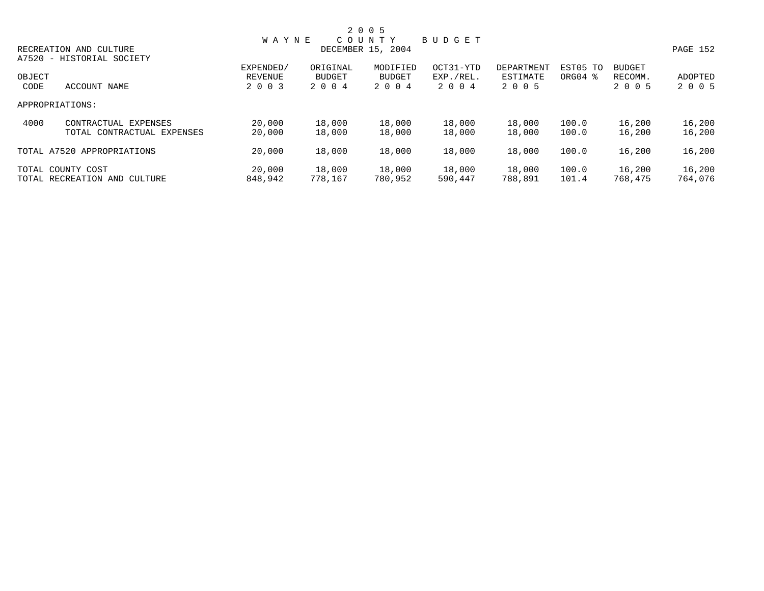# 2005 WAYNE COUNTY BUDGET

DECEMBER 15, 2004

RECREATION AND CULTURE

A7520 - HISTORIAL SOCIETY

| OBJECT CODE | ACCOUNT NAME | EXPENDED/ REVENUE 2003 | ORIGINAL BUDGET 2004 | MODIFIED BUDGET 2004 | OCT31-YTD EXP./REL. 2004 | DEPARTMENT ESTIMATE 2005 | EST05 TO ORG04 % | BUDGET RECOMM. 2005 | ADOPTED 2005 |
|---|---|---|---|---|---|---|---|---|---|
| APPROPRIATIONS: | | | | | | | | | |
| 4000 | CONTRACTUAL EXPENSES | 20,000 | 18,000 | 18,000 | 18,000 | 18,000 | 100.0 | 16,200 | 16,200 |
| | TOTAL CONTRACTUAL EXPENSES | 20,000 | 18,000 | 18,000 | 18,000 | 18,000 | 100.0 | 16,200 | 16,200 |
| TOTAL A7520 APPROPRIATIONS | | 20,000 | 18,000 | 18,000 | 18,000 | 18,000 | 100.0 | 16,200 | 16,200 |
| TOTAL COUNTY COST | | 20,000 | 18,000 | 18,000 | 18,000 | 18,000 | 100.0 | 16,200 | 16,200 |
| TOTAL RECREATION AND CULTURE | | 848,942 | 778,167 | 780,952 | 590,447 | 788,891 | 101.4 | 768,475 | 764,076 |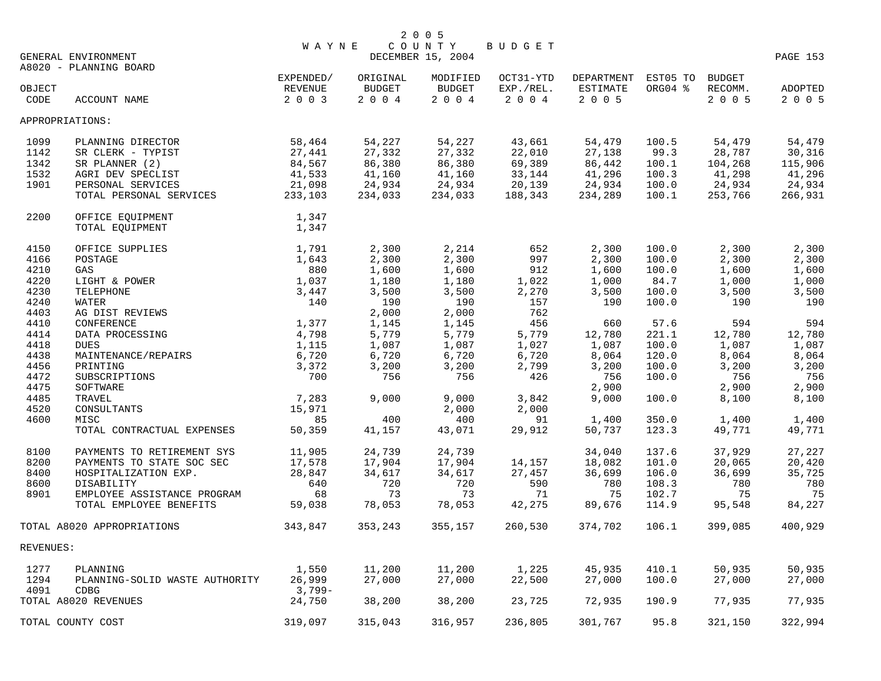# 2005 WAYNE COUNTY BUDGET

DECEMBER 15, 2004

GENERAL ENVIRONMENT

A8020 - PLANNING BOARD

| OBJECT CODE | ACCOUNT NAME | EXPENDED/ REVENUE 2003 | ORIGINAL BUDGET 2004 | MODIFIED BUDGET 2004 | OCT31-YTD EXP./REL. 2004 | DEPARTMENT ESTIMATE 2005 | EST05 TO ORG04 % | BUDGET RECOMM. 2005 | ADOPTED 2005 |
|---|---|---|---|---|---|---|---|---|---|
| APPROPRIATIONS: | | | | | | | | | |
| 1099 | PLANNING DIRECTOR | 58,464 | 54,227 | 54,227 | 43,661 | 54,479 | 100.5 | 54,479 | 54,479 |
| 1142 | SR CLERK - TYPIST | 27,441 | 27,332 | 27,332 | 22,010 | 27,138 | 99.3 | 28,787 | 30,316 |
| 1342 | SR PLANNER (2) | 84,567 | 86,380 | 86,380 | 69,389 | 86,442 | 100.1 | 104,268 | 115,906 |
| 1532 | AGRI DEV SPECLIST | 41,533 | 41,160 | 41,160 | 33,144 | 41,296 | 100.3 | 41,298 | 41,296 |
| 1901 | PERSONAL SERVICES | 21,098 | 24,934 | 24,934 | 20,139 | 24,934 | 100.0 | 24,934 | 24,934 |
| | TOTAL PERSONAL SERVICES | 233,103 | 234,033 | 234,033 | 188,343 | 234,289 | 100.1 | 253,766 | 266,931 |
| 2200 | OFFICE EQUIPMENT | 1,347 | | | | | | | |
| | TOTAL EQUIPMENT | 1,347 | | | | | | | |
| 4150 | OFFICE SUPPLIES | 1,791 | 2,300 | 2,214 | 652 | 2,300 | 100.0 | 2,300 | 2,300 |
| 4166 | POSTAGE | 1,643 | 2,300 | 2,300 | 997 | 2,300 | 100.0 | 2,300 | 2,300 |
| 4210 | GAS | 880 | 1,600 | 1,600 | 912 | 1,600 | 100.0 | 1,600 | 1,600 |
| 4220 | LIGHT & POWER | 1,037 | 1,180 | 1,180 | 1,022 | 1,000 | 84.7 | 1,000 | 1,000 |
| 4230 | TELEPHONE | 3,447 | 3,500 | 3,500 | 2,270 | 3,500 | 100.0 | 3,500 | 3,500 |
| 4240 | WATER | 140 | 190 | 190 | 157 | 190 | 100.0 | 190 | 190 |
| 4403 | AG DIST REVIEWS | | 2,000 | 2,000 | 762 | | | | |
| 4410 | CONFERENCE | 1,377 | 1,145 | 1,145 | 456 | 660 | 57.6 | 594 | 594 |
| 4414 | DATA PROCESSING | 4,798 | 5,779 | 5,779 | 5,779 | 12,780 | 221.1 | 12,780 | 12,780 |
| 4418 | DUES | 1,115 | 1,087 | 1,087 | 1,027 | 1,087 | 100.0 | 1,087 | 1,087 |
| 4438 | MAINTENANCE/REPAIRS | 6,720 | 6,720 | 6,720 | 6,720 | 8,064 | 120.0 | 8,064 | 8,064 |
| 4456 | PRINTING | 3,372 | 3,200 | 3,200 | 2,799 | 3,200 | 100.0 | 3,200 | 3,200 |
| 4472 | SUBSCRIPTIONS | 700 | 756 | 756 | 426 | 756 | 100.0 | 756 | 756 |
| 4475 | SOFTWARE | | | | | 2,900 | | 2,900 | 2,900 |
| 4485 | TRAVEL | 7,283 | 9,000 | 9,000 | 3,842 | 9,000 | 100.0 | 8,100 | 8,100 |
| 4520 | CONSULTANTS | 15,971 | | 2,000 | 2,000 | | | | |
| 4600 | MISC | 85 | 400 | 400 | 91 | 1,400 | 350.0 | 1,400 | 1,400 |
| | TOTAL CONTRACTUAL EXPENSES | 50,359 | 41,157 | 43,071 | 29,912 | 50,737 | 123.3 | 49,771 | 49,771 |
| 8100 | PAYMENTS TO RETIREMENT SYS | 11,905 | 24,739 | 24,739 | | 34,040 | 137.6 | 37,929 | 27,227 |
| 8200 | PAYMENTS TO STATE SOC SEC | 17,578 | 17,904 | 17,904 | 14,157 | 18,082 | 101.0 | 20,065 | 20,420 |
| 8400 | HOSPITALIZATION EXP. | 28,847 | 34,617 | 34,617 | 27,457 | 36,699 | 106.0 | 36,699 | 35,725 |
| 8600 | DISABILITY | 640 | 720 | 720 | 590 | 780 | 108.3 | 780 | 780 |
| 8901 | EMPLOYEE ASSISTANCE PROGRAM | 68 | 73 | 73 | 71 | 75 | 102.7 | 75 | 75 |
| | TOTAL EMPLOYEE BENEFITS | 59,038 | 78,053 | 78,053 | 42,275 | 89,676 | 114.9 | 95,548 | 84,227 |
| TOTAL A8020 APPROPRIATIONS | | 343,847 | 353,243 | 355,157 | 260,530 | 374,702 | 106.1 | 399,085 | 400,929 |
| REVENUES: | | | | | | | | | |
| 1277 | PLANNING | 1,550 | 11,200 | 11,200 | 1,225 | 45,935 | 410.1 | 50,935 | 50,935 |
| 1294 | PLANNING-SOLID WASTE AUTHORITY | 26,999 | 27,000 | 27,000 | 22,500 | 27,000 | 100.0 | 27,000 | 27,000 |
| 4091 | CDBG | 3,799- | | | | | | | |
| TOTAL A8020 REVENUES | | 24,750 | 38,200 | 38,200 | 23,725 | 72,935 | 190.9 | 77,935 | 77,935 |
| TOTAL COUNTY COST | | 319,097 | 315,043 | 316,957 | 236,805 | 301,767 | 95.8 | 321,150 | 322,994 |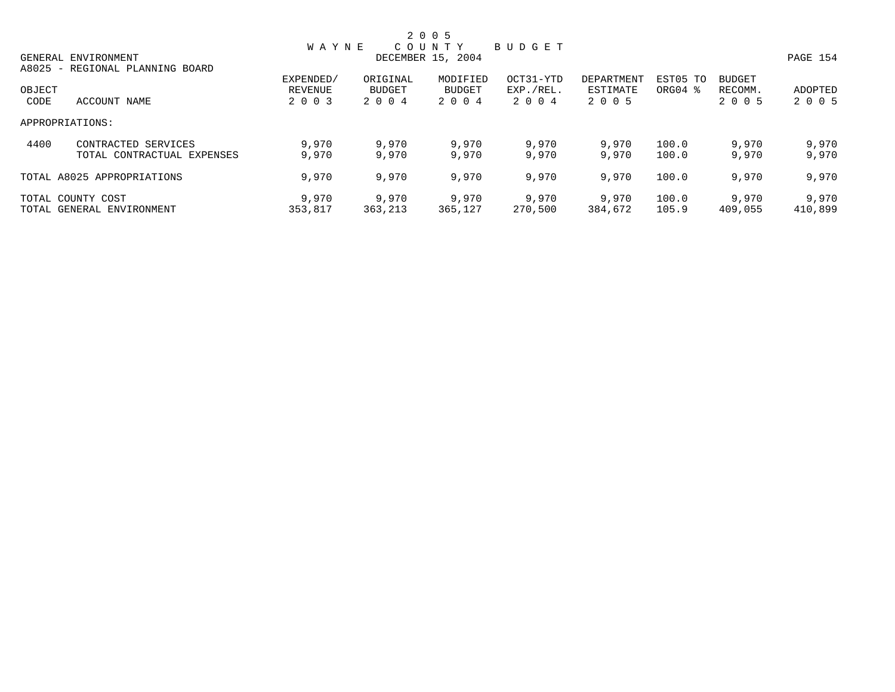2 0 0 5
W A Y N E  C O U N T Y  B U D G E T
DECEMBER 15, 2004

GENERAL ENVIRONMENT
A8025 - REGIONAL PLANNING BOARD

| OBJECT CODE | ACCOUNT NAME | EXPENDED/ REVENUE 2 0 0 3 | ORIGINAL BUDGET 2 0 0 4 | MODIFIED BUDGET 2 0 0 4 | OCT31-YTD EXP./REL. 2 0 0 4 | DEPARTMENT ESTIMATE 2 0 0 5 | EST05 TO ORG04 % | BUDGET RECOMM. 2 0 0 5 | ADOPTED 2 0 0 5 |
|---|---|---|---|---|---|---|---|---|---|
| APPROPRIATIONS: | | | | | | | | | |
| 4400 | CONTRACTED SERVICES | 9,970 | 9,970 | 9,970 | 9,970 | 9,970 | 100.0 | 9,970 | 9,970 |
| | TOTAL CONTRACTUAL EXPENSES | 9,970 | 9,970 | 9,970 | 9,970 | 9,970 | 100.0 | 9,970 | 9,970 |
| TOTAL A8025 APPROPRIATIONS | | 9,970 | 9,970 | 9,970 | 9,970 | 9,970 | 100.0 | 9,970 | 9,970 |
| TOTAL COUNTY COST | | 9,970 | 9,970 | 9,970 | 9,970 | 9,970 | 100.0 | 9,970 | 9,970 |
| TOTAL GENERAL ENVIRONMENT | | 353,817 | 363,213 | 365,127 | 270,500 | 384,672 | 105.9 | 409,055 | 410,899 |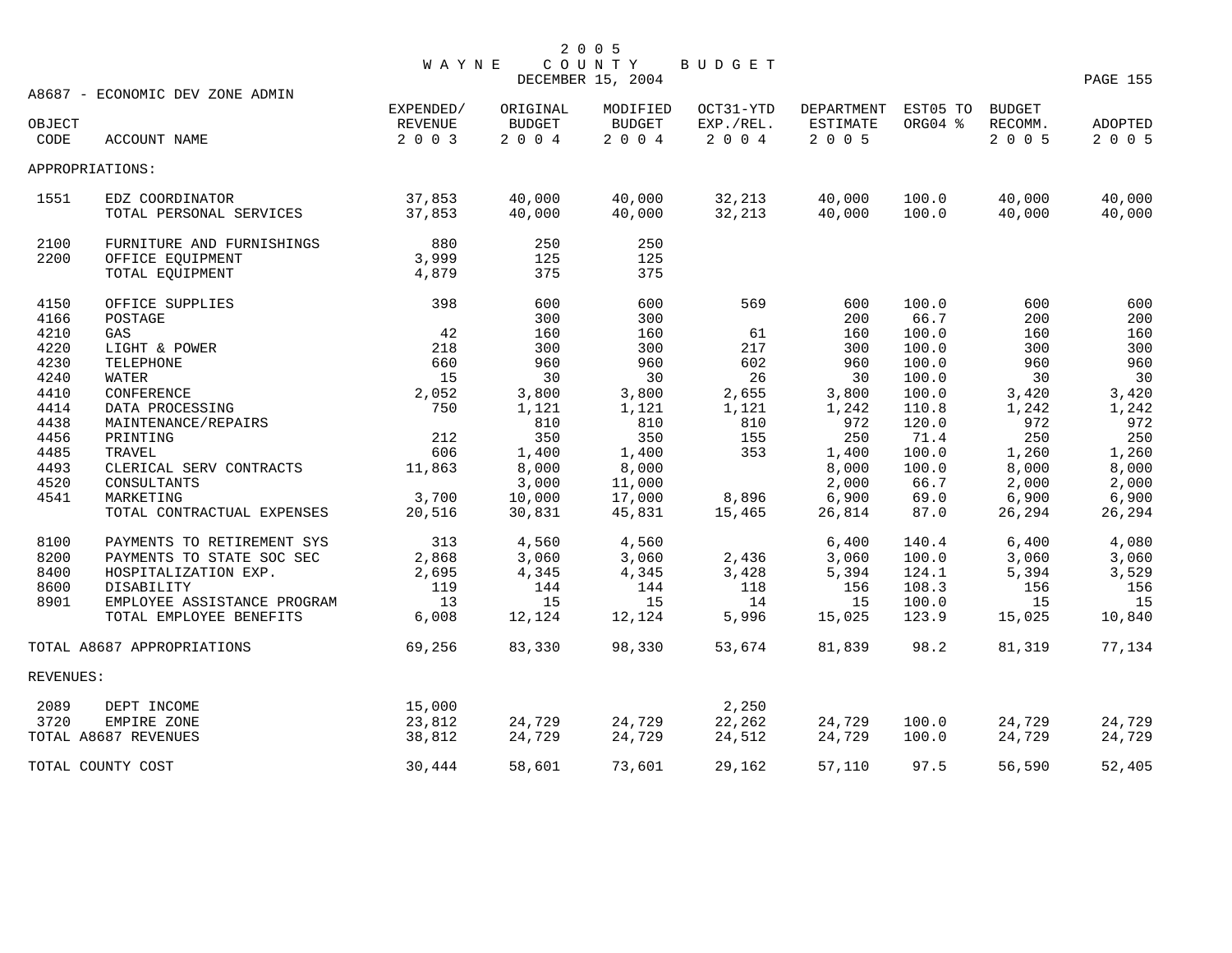# 2005 WAYNE COUNTY BUDGET

DECEMBER 15, 2004

## A8687 - ECONOMIC DEV ZONE ADMIN

| OBJECT CODE | ACCOUNT NAME | EXPENDED/ REVENUE 2003 | ORIGINAL BUDGET 2004 | MODIFIED BUDGET 2004 | OCT31-YTD EXP./REL. 2004 | DEPARTMENT ESTIMATE 2005 | EST05 TO ORG04 % | BUDGET RECOMM. 2005 | ADOPTED 2005 |
|---|---|---|---|---|---|---|---|---|---|
| APPROPRIATIONS: | | | | | | | | | |
| 1551 | EDZ COORDINATOR | 37,853 | 40,000 | 40,000 | 32,213 | 40,000 | 100.0 | 40,000 | 40,000 |
| | TOTAL PERSONAL SERVICES | 37,853 | 40,000 | 40,000 | 32,213 | 40,000 | 100.0 | 40,000 | 40,000 |
| 2100 | FURNITURE AND FURNISHINGS | 880 | 250 | 250 | | | | | |
| 2200 | OFFICE EQUIPMENT | 3,999 | 125 | 125 | | | | | |
| | TOTAL EQUIPMENT | 4,879 | 375 | 375 | | | | | |
| 4150 | OFFICE SUPPLIES | 398 | 600 | 600 | 569 | 600 | 100.0 | 600 | 600 |
| 4166 | POSTAGE | | 300 | 300 | | 200 | 66.7 | 200 | 200 |
| 4210 | GAS | 42 | 160 | 160 | 61 | 160 | 100.0 | 160 | 160 |
| 4220 | LIGHT & POWER | 218 | 300 | 300 | 217 | 300 | 100.0 | 300 | 300 |
| 4230 | TELEPHONE | 660 | 960 | 960 | 602 | 960 | 100.0 | 960 | 960 |
| 4240 | WATER | 15 | 30 | 30 | 26 | 30 | 100.0 | 30 | 30 |
| 4410 | CONFERENCE | 2,052 | 3,800 | 3,800 | 2,655 | 3,800 | 100.0 | 3,420 | 3,420 |
| 4414 | DATA PROCESSING | 750 | 1,121 | 1,121 | 1,121 | 1,242 | 110.8 | 1,242 | 1,242 |
| 4438 | MAINTENANCE/REPAIRS | | 810 | 810 | 810 | 972 | 120.0 | 972 | 972 |
| 4456 | PRINTING | 212 | 350 | 350 | 155 | 250 | 71.4 | 250 | 250 |
| 4485 | TRAVEL | 606 | 1,400 | 1,400 | 353 | 1,400 | 100.0 | 1,260 | 1,260 |
| 4493 | CLERICAL SERV CONTRACTS | 11,863 | 8,000 | 8,000 | | 8,000 | 100.0 | 8,000 | 8,000 |
| 4520 | CONSULTANTS | | 3,000 | 11,000 | | 2,000 | 66.7 | 2,000 | 2,000 |
| 4541 | MARKETING | 3,700 | 10,000 | 17,000 | 8,896 | 6,900 | 69.0 | 6,900 | 6,900 |
| | TOTAL CONTRACTUAL EXPENSES | 20,516 | 30,831 | 45,831 | 15,465 | 26,814 | 87.0 | 26,294 | 26,294 |
| 8100 | PAYMENTS TO RETIREMENT SYS | 313 | 4,560 | 4,560 | | 6,400 | 140.4 | 6,400 | 4,080 |
| 8200 | PAYMENTS TO STATE SOC SEC | 2,868 | 3,060 | 3,060 | 2,436 | 3,060 | 100.0 | 3,060 | 3,060 |
| 8400 | HOSPITALIZATION EXP. | 2,695 | 4,345 | 4,345 | 3,428 | 5,394 | 124.1 | 5,394 | 3,529 |
| 8600 | DISABILITY | 119 | 144 | 144 | 118 | 156 | 108.3 | 156 | 156 |
| 8901 | EMPLOYEE ASSISTANCE PROGRAM | 13 | 15 | 15 | 14 | 15 | 100.0 | 15 | 15 |
| | TOTAL EMPLOYEE BENEFITS | 6,008 | 12,124 | 12,124 | 5,996 | 15,025 | 123.9 | 15,025 | 10,840 |
| TOTAL A8687 APPROPRIATIONS | | 69,256 | 83,330 | 98,330 | 53,674 | 81,839 | 98.2 | 81,319 | 77,134 |
| REVENUES: | | | | | | | | | |
| 2089 | DEPT INCOME | 15,000 | | | 2,250 | | | | |
| 3720 | EMPIRE ZONE | 23,812 | 24,729 | 24,729 | 22,262 | 24,729 | 100.0 | 24,729 | 24,729 |
| TOTAL A8687 REVENUES | | 38,812 | 24,729 | 24,729 | 24,512 | 24,729 | 100.0 | 24,729 | 24,729 |
| TOTAL COUNTY COST | | 30,444 | 58,601 | 73,601 | 29,162 | 57,110 | 97.5 | 56,590 | 52,405 |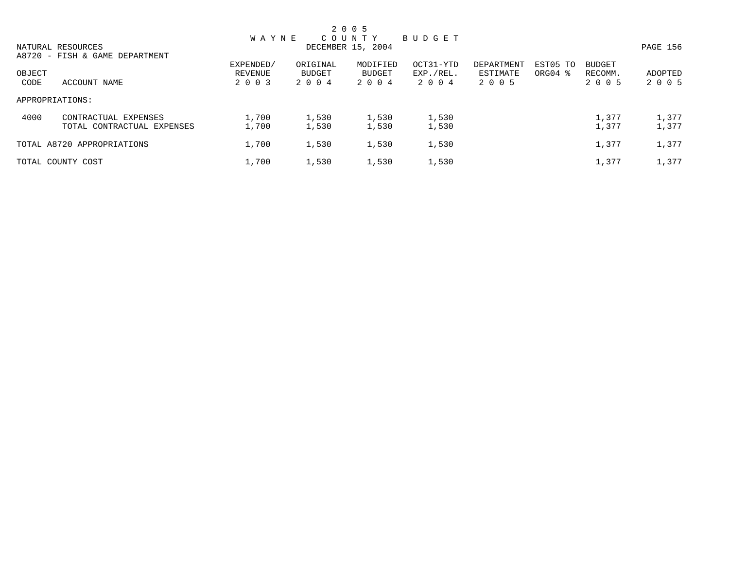# 2005 WAYNE COUNTY BUDGET

DECEMBER 15, 2004

NATURAL RESOURCES

A8720 - FISH & GAME DEPARTMENT

| OBJECT CODE | ACCOUNT NAME | EXPENDED/ REVENUE 2003 | ORIGINAL BUDGET 2004 | MODIFIED BUDGET 2004 | OCT31-YTD EXP./REL. 2004 | DEPARTMENT ESTIMATE 2005 | EST05 TO ORG04 % | BUDGET RECOMM. 2005 | ADOPTED 2005 |
|---|---|---|---|---|---|---|---|---|---|
| APPROPRIATIONS: | | | | | | | | | |
| 4000 | CONTRACTUAL EXPENSES | 1,700 | 1,530 | 1,530 | 1,530 | | | 1,377 | 1,377 |
| | TOTAL CONTRACTUAL EXPENSES | 1,700 | 1,530 | 1,530 | 1,530 | | | 1,377 | 1,377 |
| TOTAL A8720 APPROPRIATIONS | | 1,700 | 1,530 | 1,530 | 1,530 | | | 1,377 | 1,377 |
| TOTAL COUNTY COST | | 1,700 | 1,530 | 1,530 | 1,530 | | | 1,377 | 1,377 |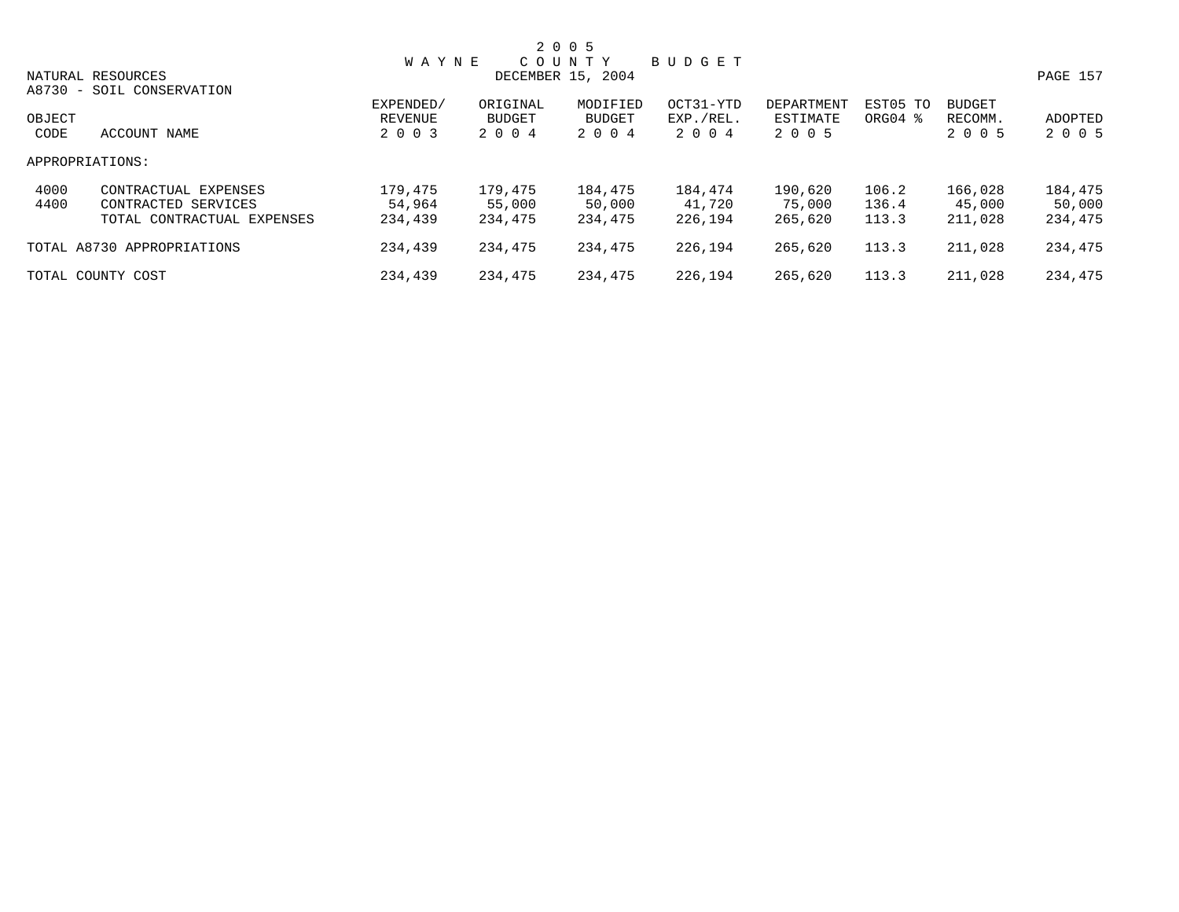# 2005 WAYNE COUNTY BUDGET

DECEMBER 15, 2004

NATURAL RESOURCES

A8730 - SOIL CONSERVATION

| OBJECT CODE | ACCOUNT NAME | EXPENDED/ REVENUE 2003 | ORIGINAL BUDGET 2004 | MODIFIED BUDGET 2004 | OCT31-YTD EXP./REL. 2004 | DEPARTMENT ESTIMATE 2005 | EST05 TO ORG04 % | BUDGET RECOMM. 2005 | ADOPTED 2005 |
|---|---|---|---|---|---|---|---|---|---|
| APPROPRIATIONS: | | | | | | | | | |
| 4000 | CONTRACTUAL EXPENSES | 179,475 | 179,475 | 184,475 | 184,474 | 190,620 | 106.2 | 166,028 | 184,475 |
| 4400 | CONTRACTED SERVICES | 54,964 | 55,000 | 50,000 | 41,720 | 75,000 | 136.4 | 45,000 | 50,000 |
| | TOTAL CONTRACTUAL EXPENSES | 234,439 | 234,475 | 234,475 | 226,194 | 265,620 | 113.3 | 211,028 | 234,475 |
| TOTAL A8730 APPROPRIATIONS | | 234,439 | 234,475 | 234,475 | 226,194 | 265,620 | 113.3 | 211,028 | 234,475 |
| TOTAL COUNTY COST | | 234,439 | 234,475 | 234,475 | 226,194 | 265,620 | 113.3 | 211,028 | 234,475 |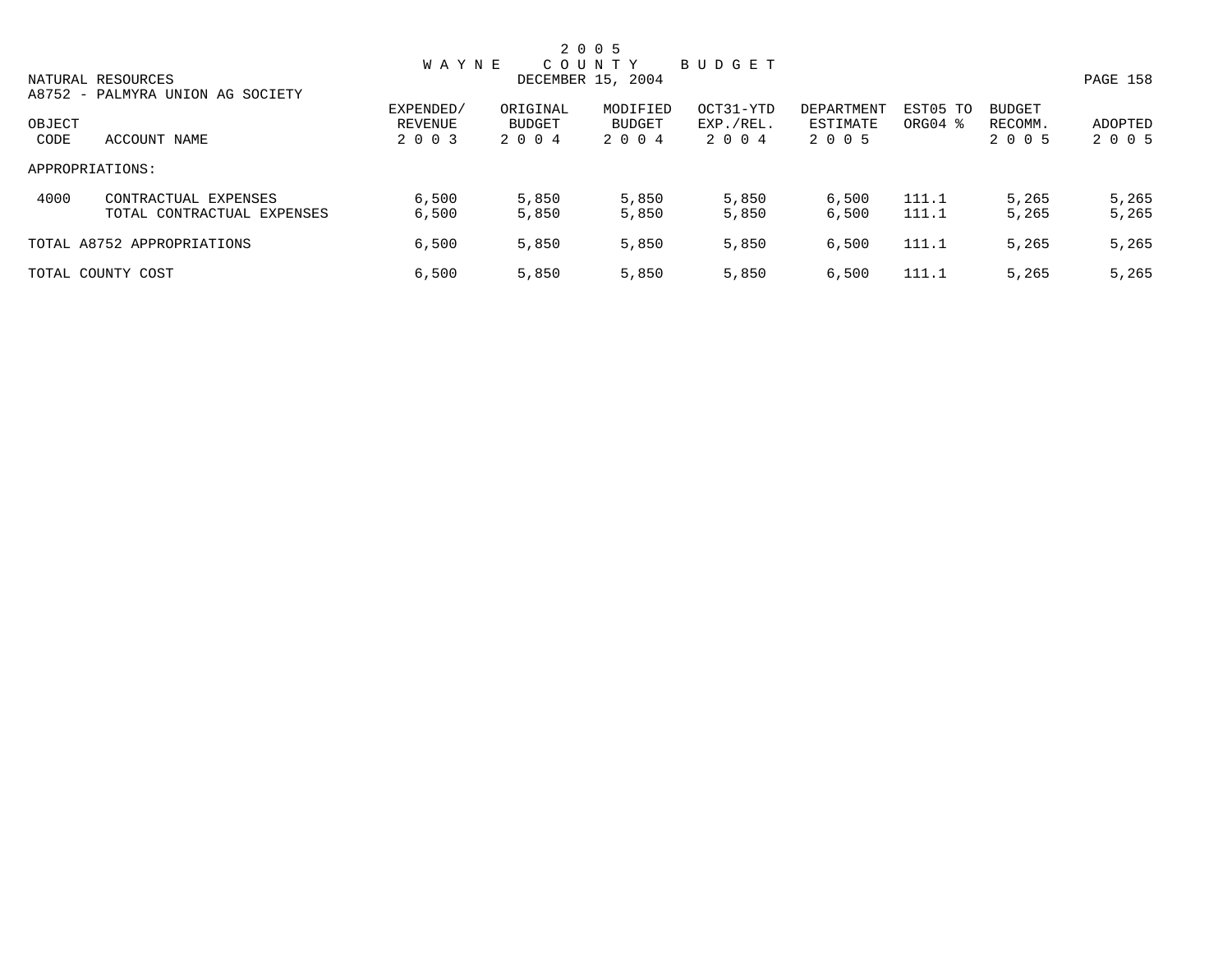# 2005 WAYNE COUNTY BUDGET

DECEMBER 15, 2004

NATURAL RESOURCES

A8752 - PALMYRA UNION AG SOCIETY

| OBJECT CODE | ACCOUNT NAME | EXPENDED/ REVENUE 2003 | ORIGINAL BUDGET 2004 | MODIFIED BUDGET 2004 | OCT31-YTD EXP./REL. 2004 | DEPARTMENT ESTIMATE 2005 | EST05 TO ORG04 % | BUDGET RECOMM. 2005 | ADOPTED 2005 |
|---|---|---|---|---|---|---|---|---|---|
| APPROPRIATIONS: | | | | | | | | | |
| 4000 | CONTRACTUAL EXPENSES | 6,500 | 5,850 | 5,850 | 5,850 | 6,500 | 111.1 | 5,265 | 5,265 |
| | TOTAL CONTRACTUAL EXPENSES | 6,500 | 5,850 | 5,850 | 5,850 | 6,500 | 111.1 | 5,265 | 5,265 |
| TOTAL A8752 APPROPRIATIONS | | 6,500 | 5,850 | 5,850 | 5,850 | 6,500 | 111.1 | 5,265 | 5,265 |
| TOTAL COUNTY COST | | 6,500 | 5,850 | 5,850 | 5,850 | 6,500 | 111.1 | 5,265 | 5,265 |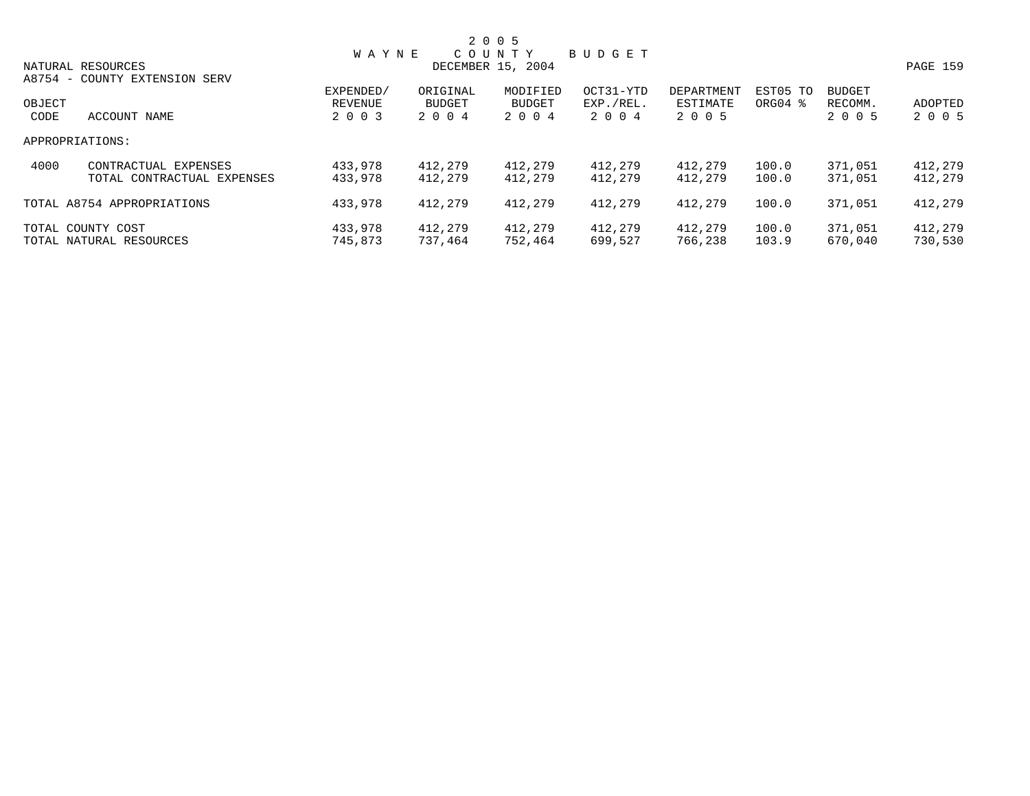# 2 0 0 5
# W A Y N E  C O U N T Y  B U D G E T
## DECEMBER 15, 2004

NATURAL RESOURCES
A8754 - COUNTY EXTENSION SERV

| OBJECT CODE | ACCOUNT NAME | EXPENDED/ REVENUE 2 0 0 3 | ORIGINAL BUDGET 2 0 0 4 | MODIFIED BUDGET 2 0 0 4 | OCT31-YTD EXP./REL. 2 0 0 4 | DEPARTMENT ESTIMATE 2 0 0 5 | EST05 TO ORG04 % | BUDGET RECOMM. 2 0 0 5 | ADOPTED 2 0 0 5 |
|---|---|---|---|---|---|---|---|---|---|
| APPROPRIATIONS: | | | | | | | | | |
| 4000 | CONTRACTUAL EXPENSES | 433,978 | 412,279 | 412,279 | 412,279 | 412,279 | 100.0 | 371,051 | 412,279 |
| | TOTAL CONTRACTUAL EXPENSES | 433,978 | 412,279 | 412,279 | 412,279 | 412,279 | 100.0 | 371,051 | 412,279 |
| TOTAL A8754 APPROPRIATIONS | | 433,978 | 412,279 | 412,279 | 412,279 | 412,279 | 100.0 | 371,051 | 412,279 |
| TOTAL COUNTY COST | | 433,978 | 412,279 | 412,279 | 412,279 | 412,279 | 100.0 | 371,051 | 412,279 |
| TOTAL NATURAL RESOURCES | | 745,873 | 737,464 | 752,464 | 699,527 | 766,238 | 103.9 | 670,040 | 730,530 |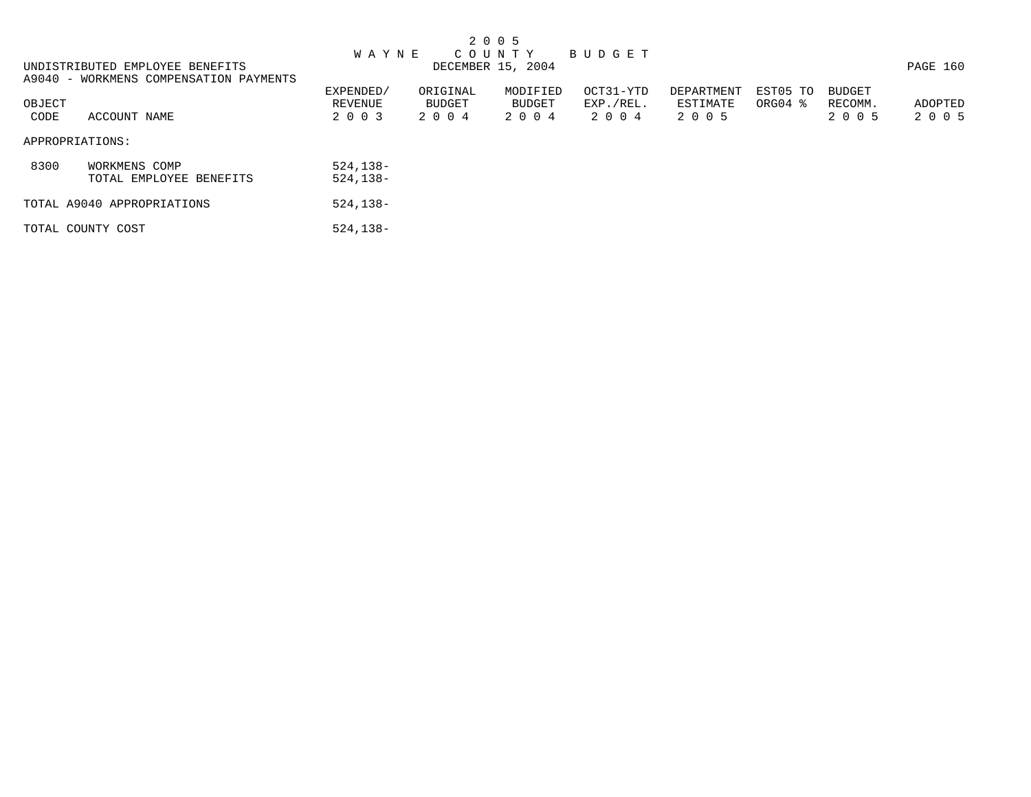# 2005 WAYNE COUNTY BUDGET

DECEMBER 15, 2004

UNDISTRIBUTED EMPLOYEE BENEFITS

A9040 - WORKMENS COMPENSATION PAYMENTS

| OBJECT CODE | ACCOUNT NAME | EXPENDED/ REVENUE 2003 | ORIGINAL BUDGET 2004 | MODIFIED BUDGET 2004 | OCT31-YTD EXP./REL. 2004 | DEPARTMENT ESTIMATE 2005 | EST05 TO ORG04 % | BUDGET RECOMM. 2005 | ADOPTED 2005 |
|---|---|---|---|---|---|---|---|---|---|
| APPROPRIATIONS: | | | | | | | | | |
| 8300 | WORKMENS COMP | 524,138- | | | | | | | |
| | TOTAL EMPLOYEE BENEFITS | 524,138- | | | | | | | |
| TOTAL A9040 APPROPRIATIONS | | 524,138- | | | | | | | |
| TOTAL COUNTY COST | | 524,138- | | | | | | | |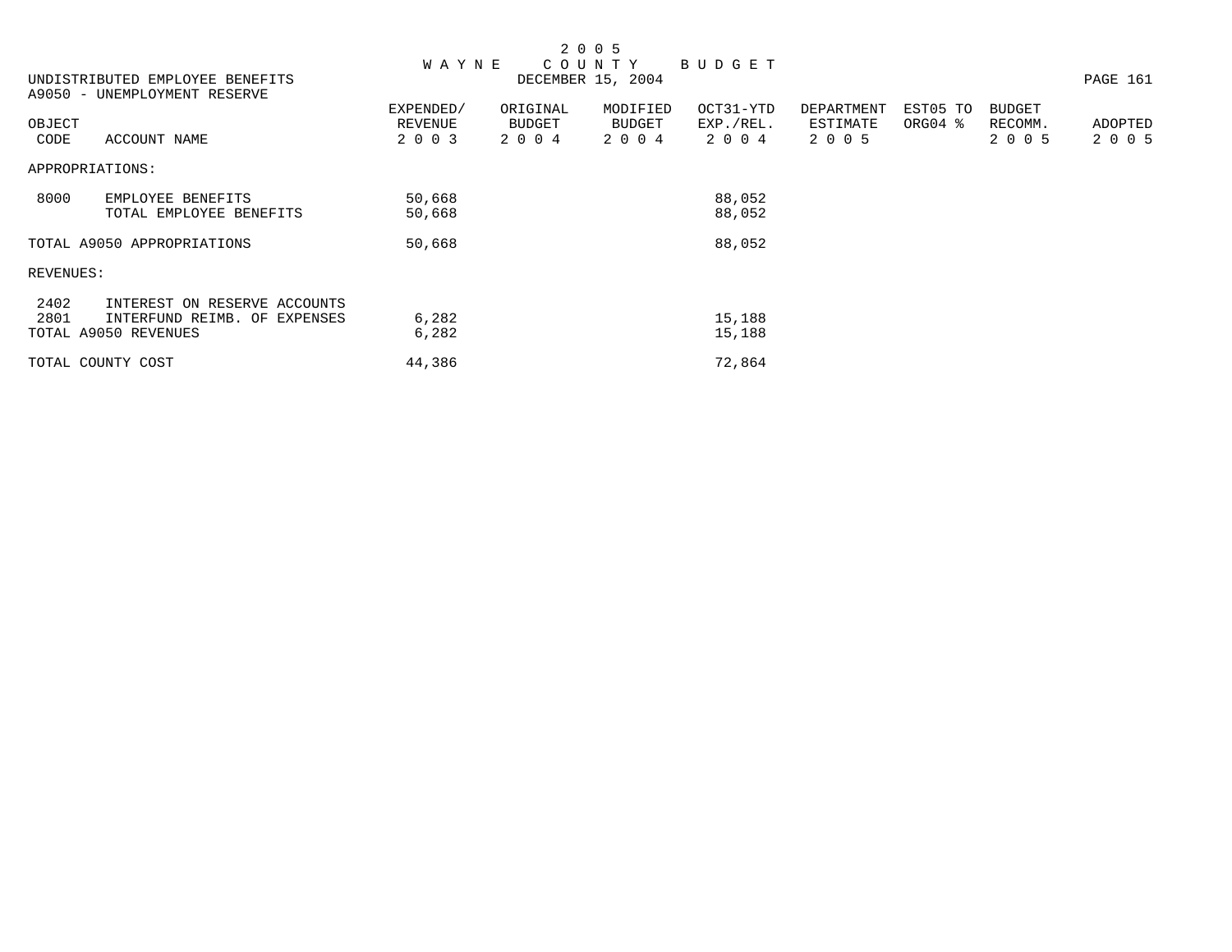# 2005 WAYNE COUNTY BUDGET

DECEMBER 15, 2004

UNDISTRIBUTED EMPLOYEE BENEFITS

A9050 - UNEMPLOYMENT RESERVE

| OBJECT CODE | ACCOUNT NAME | EXPENDED/ REVENUE 2003 | ORIGINAL BUDGET 2004 | MODIFIED BUDGET 2004 | OCT31-YTD EXP./REL. 2004 | DEPARTMENT ESTIMATE 2005 | EST05 TO ORG04 % | BUDGET RECOMM. 2005 | ADOPTED 2005 |
|---|---|---|---|---|---|---|---|---|---|
| APPROPRIATIONS: | | | | | | | | | |
| 8000 | EMPLOYEE BENEFITS | 50,668 | | | 88,052 | | | | |
| | TOTAL EMPLOYEE BENEFITS | 50,668 | | | 88,052 | | | | |
| TOTAL A9050 APPROPRIATIONS | | 50,668 | | | 88,052 | | | | |
| REVENUES: | | | | | | | | | |
| 2402 | INTEREST ON RESERVE ACCOUNTS | | | | | | | | |
| 2801 | INTERFUND REIMB. OF EXPENSES | 6,282 | | | 15,188 | | | | |
| TOTAL A9050 REVENUES | | 6,282 | | | 15,188 | | | | |
| TOTAL COUNTY COST | | 44,386 | | | 72,864 | | | | |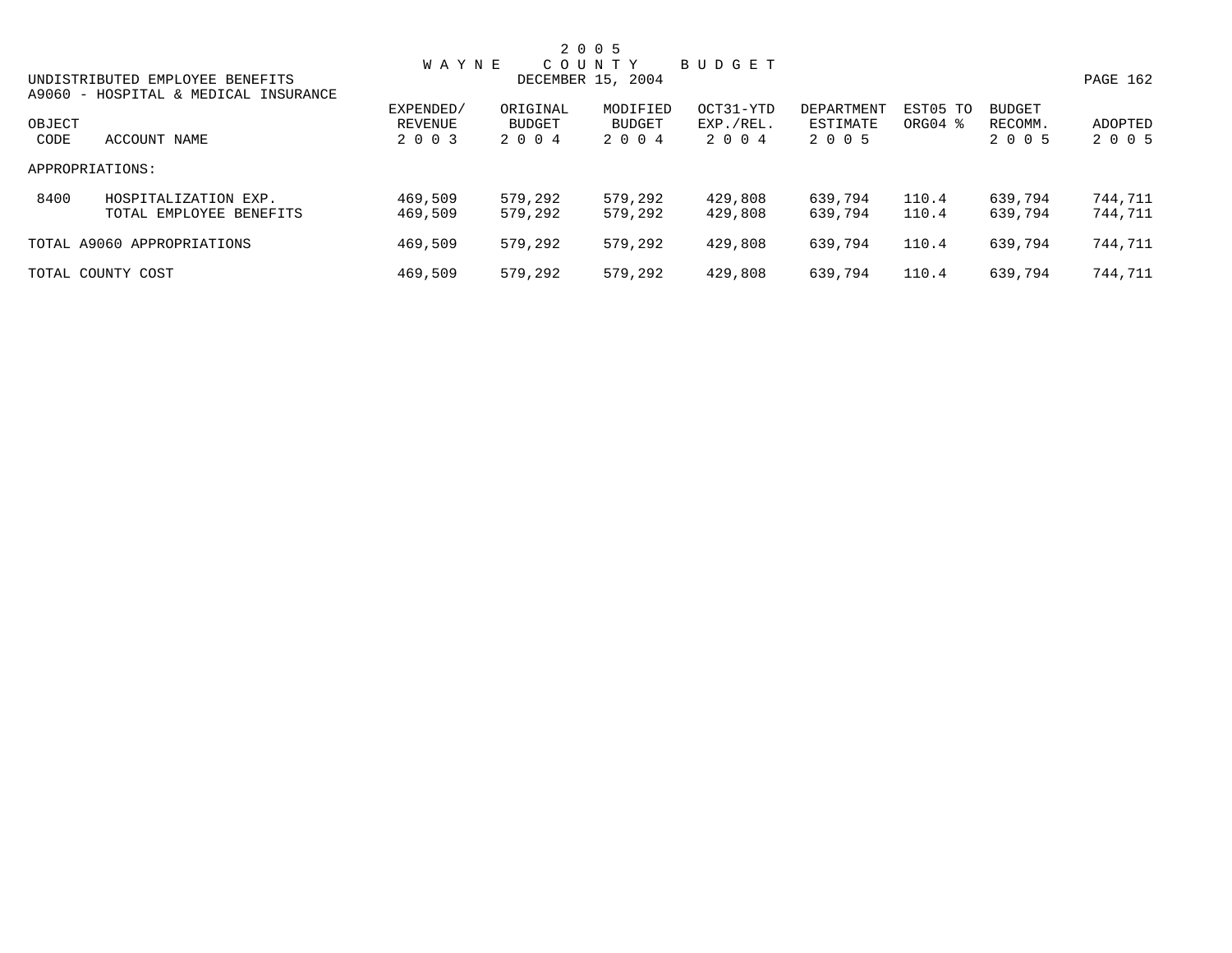# 2005 WAYNE COUNTY BUDGET

DECEMBER 15, 2004

UNDISTRIBUTED EMPLOYEE BENEFITS

A9060 - HOSPITAL & MEDICAL INSURANCE

| OBJECT CODE | ACCOUNT NAME | EXPENDED/ REVENUE 2003 | ORIGINAL BUDGET 2004 | MODIFIED BUDGET 2004 | OCT31-YTD EXP./REL. 2004 | DEPARTMENT ESTIMATE 2005 | EST05 TO ORG04 % | BUDGET RECOMM. 2005 | ADOPTED 2005 |
|---|---|---|---|---|---|---|---|---|---|
| APPROPRIATIONS: | | | | | | | | | |
| 8400 | HOSPITALIZATION EXP. | 469,509 | 579,292 | 579,292 | 429,808 | 639,794 | 110.4 | 639,794 | 744,711 |
| | TOTAL EMPLOYEE BENEFITS | 469,509 | 579,292 | 579,292 | 429,808 | 639,794 | 110.4 | 639,794 | 744,711 |
| TOTAL A9060 APPROPRIATIONS | | 469,509 | 579,292 | 579,292 | 429,808 | 639,794 | 110.4 | 639,794 | 744,711 |
| TOTAL COUNTY COST | | 469,509 | 579,292 | 579,292 | 429,808 | 639,794 | 110.4 | 639,794 | 744,711 |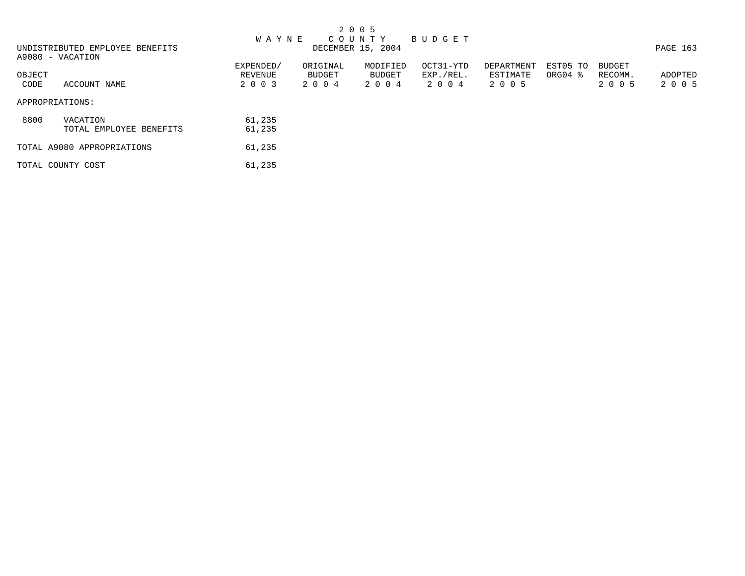# 2005 WAYNE COUNTY BUDGET

DECEMBER 15, 2004

UNDISTRIBUTED EMPLOYEE BENEFITS

A9080 - VACATION

| OBJECT CODE | ACCOUNT NAME | EXPENDED/ REVENUE 2003 | ORIGINAL BUDGET 2004 | MODIFIED BUDGET 2004 | OCT31-YTD EXP./REL. 2004 | DEPARTMENT ESTIMATE 2005 | EST05 TO ORG04 % | BUDGET RECOMM. 2005 | ADOPTED 2005 |
|---|---|---|---|---|---|---|---|---|---|
| APPROPRIATIONS: | | | | | | | | | |
| 8800 | VACATION | 61,235 | | | | | | | |
| | TOTAL EMPLOYEE BENEFITS | 61,235 | | | | | | | |
| TOTAL A9080 APPROPRIATIONS | | 61,235 | | | | | | | |
| TOTAL COUNTY COST | | 61,235 | | | | | | | |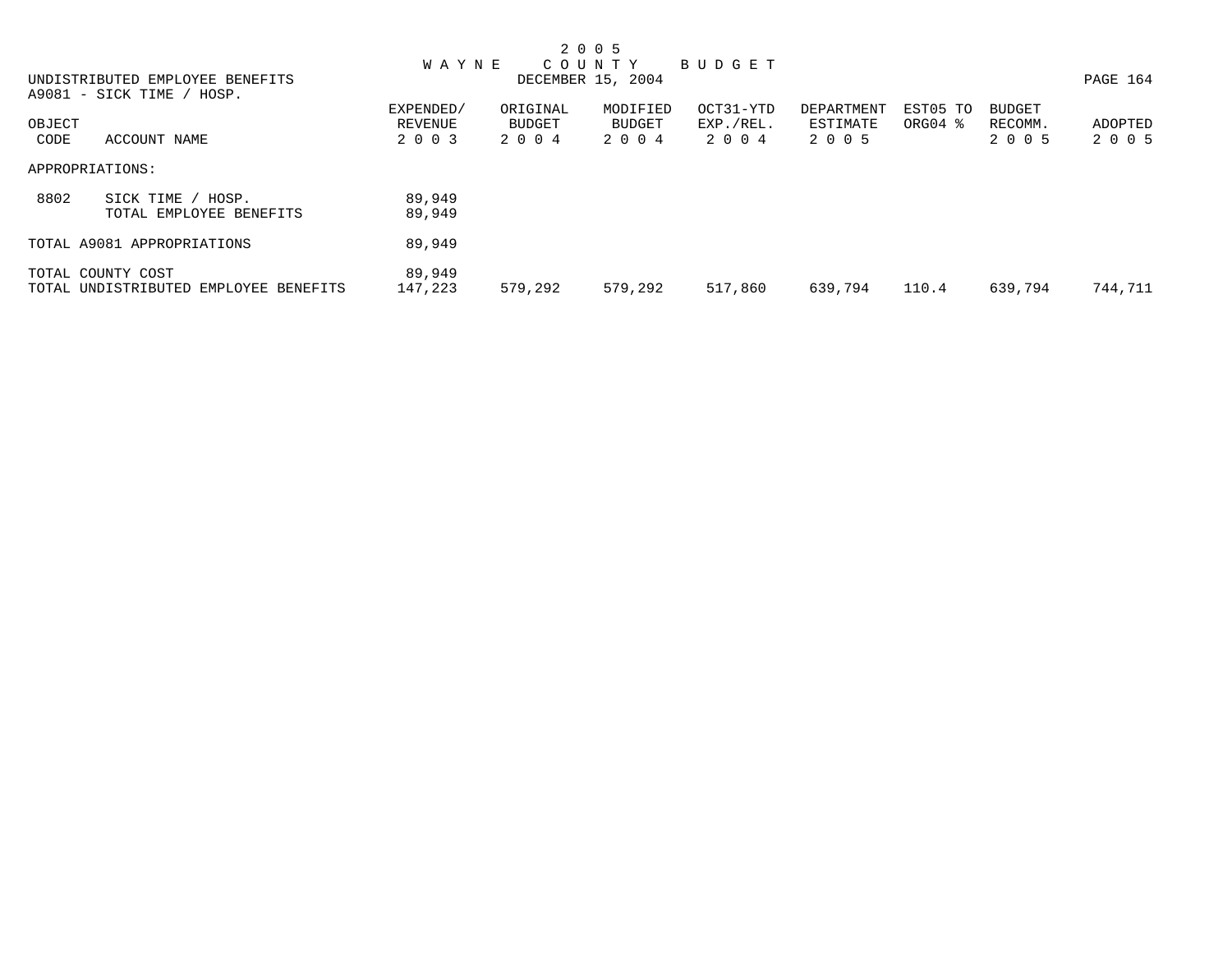# 2005 WAYNE COUNTY BUDGET

DECEMBER 15, 2004

UNDISTRIBUTED EMPLOYEE BENEFITS

A9081 - SICK TIME / HOSP.

| OBJECT CODE | ACCOUNT NAME | EXPENDED/ REVENUE 2003 | ORIGINAL BUDGET 2004 | MODIFIED BUDGET 2004 | OCT31-YTD EXP./REL. 2004 | DEPARTMENT ESTIMATE 2005 | EST05 TO ORG04 % | BUDGET RECOMM. 2005 | ADOPTED 2005 |
|---|---|---|---|---|---|---|---|---|---|
| APPROPRIATIONS: | | | | | | | | | |
| 8802 | SICK TIME / HOSP. | 89,949 | | | | | | | |
| | TOTAL EMPLOYEE BENEFITS | 89,949 | | | | | | | |
| TOTAL A9081 APPROPRIATIONS | | 89,949 | | | | | | | |
| TOTAL COUNTY COST | | 89,949 | | | | | | | |
| TOTAL UNDISTRIBUTED EMPLOYEE BENEFITS | | 147,223 | 579,292 | 579,292 | 517,860 | 639,794 | 110.4 | 639,794 | 744,711 |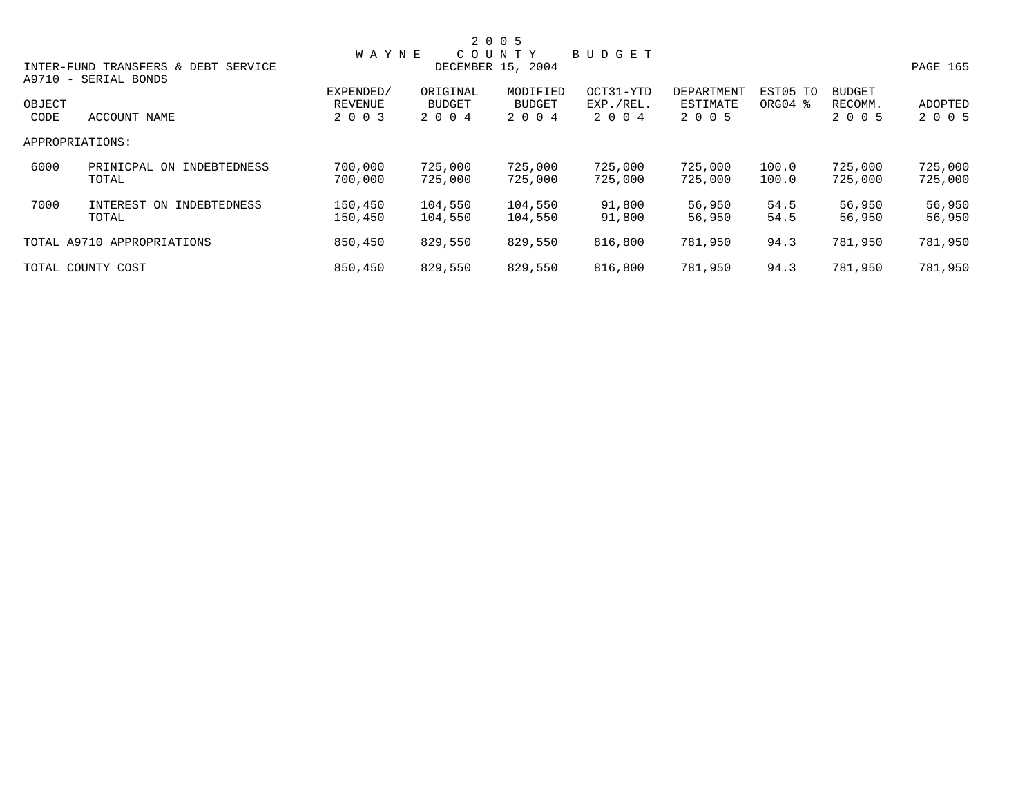# 2 0 0 5 WAYNE COUNTY BUDGET

DECEMBER 15, 2004

## INTER-FUND TRANSFERS & DEBT SERVICE

### A9710 - SERIAL BONDS

| OBJECT CODE | ACCOUNT NAME | EXPENDED/ REVENUE 2 0 0 3 | ORIGINAL BUDGET 2 0 0 4 | MODIFIED BUDGET 2 0 0 4 | OCT31-YTD EXP./REL. 2 0 0 4 | DEPARTMENT ESTIMATE 2 0 0 5 | EST05 TO ORG04 % | BUDGET RECOMM. 2 0 0 5 | ADOPTED 2 0 0 5 |
|---|---|---|---|---|---|---|---|---|---|
| APPROPRIATIONS: | | | | | | | | | |
| 6000 | PRINICPAL ON INDEBTEDNESS | 700,000 | 725,000 | 725,000 | 725,000 | 725,000 | 100.0 | 725,000 | 725,000 |
| | TOTAL | 700,000 | 725,000 | 725,000 | 725,000 | 725,000 | 100.0 | 725,000 | 725,000 |
| 7000 | INTEREST ON INDEBTEDNESS | 150,450 | 104,550 | 104,550 | 91,800 | 56,950 | 54.5 | 56,950 | 56,950 |
| | TOTAL | 150,450 | 104,550 | 104,550 | 91,800 | 56,950 | 54.5 | 56,950 | 56,950 |
| TOTAL A9710 APPROPRIATIONS | | 850,450 | 829,550 | 829,550 | 816,800 | 781,950 | 94.3 | 781,950 | 781,950 |
| TOTAL COUNTY COST | | 850,450 | 829,550 | 829,550 | 816,800 | 781,950 | 94.3 | 781,950 | 781,950 |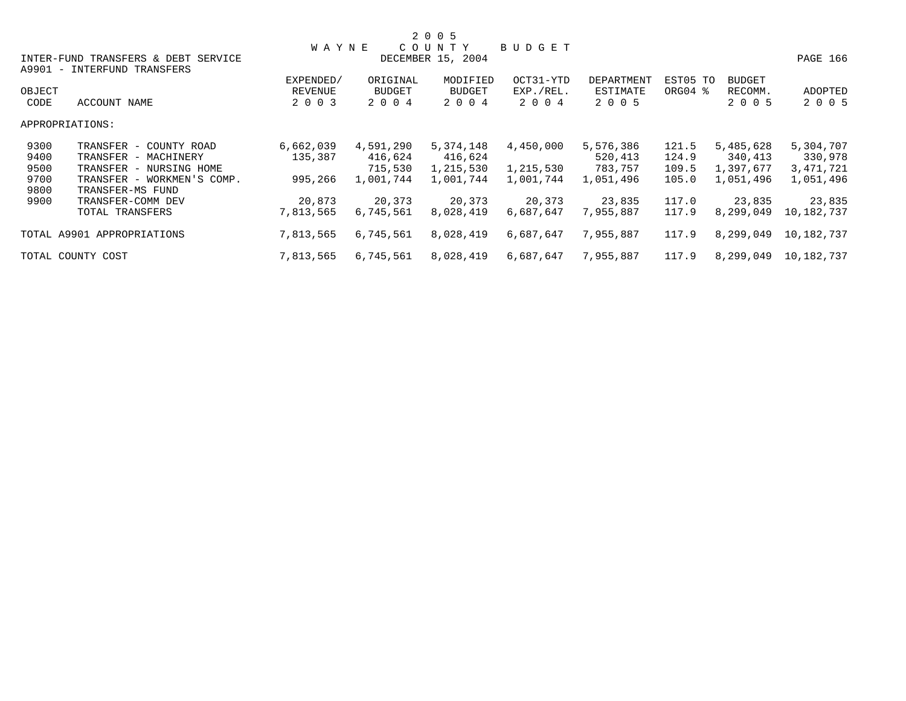# 2 0 0 5 WAYNE COUNTY BUDGET

INTER-FUND TRANSFERS & DEBT SERVICE — DECEMBER 15, 2004

A9901 - INTERFUND TRANSFERS

| OBJECT CODE | ACCOUNT NAME | EXPENDED/ REVENUE 2 0 0 3 | ORIGINAL BUDGET 2 0 0 4 | MODIFIED BUDGET 2 0 0 4 | OCT31-YTD EXP./REL. 2 0 0 4 | DEPARTMENT ESTIMATE 2 0 0 5 | EST05 TO ORG04 % | BUDGET RECOMM. 2 0 0 5 | ADOPTED 2 0 0 5 |
|---|---|---|---|---|---|---|---|---|---|
| APPROPRIATIONS: | | | | | | | | | |
| 9300 | TRANSFER - COUNTY ROAD | 6,662,039 | 4,591,290 | 5,374,148 | 4,450,000 | 5,576,386 | 121.5 | 5,485,628 | 5,304,707 |
| 9400 | TRANSFER - MACHINERY | 135,387 | 416,624 | 416,624 | | 520,413 | 124.9 | 340,413 | 330,978 |
| 9500 | TRANSFER - NURSING HOME | | 715,530 | 1,215,530 | 1,215,530 | 783,757 | 109.5 | 1,397,677 | 3,471,721 |
| 9700 | TRANSFER - WORKMEN'S COMP. | 995,266 | 1,001,744 | 1,001,744 | 1,001,744 | 1,051,496 | 105.0 | 1,051,496 | 1,051,496 |
| 9800 | TRANSFER-MS FUND | | | | | | | | |
| 9900 | TRANSFER-COMM DEV | 20,873 | 20,373 | 20,373 | 20,373 | 23,835 | 117.0 | 23,835 | 23,835 |
| | TOTAL TRANSFERS | 7,813,565 | 6,745,561 | 8,028,419 | 6,687,647 | 7,955,887 | 117.9 | 8,299,049 | 10,182,737 |
| TOTAL A9901 APPROPRIATIONS | | 7,813,565 | 6,745,561 | 8,028,419 | 6,687,647 | 7,955,887 | 117.9 | 8,299,049 | 10,182,737 |
| TOTAL COUNTY COST | | 7,813,565 | 6,745,561 | 8,028,419 | 6,687,647 | 7,955,887 | 117.9 | 8,299,049 | 10,182,737 |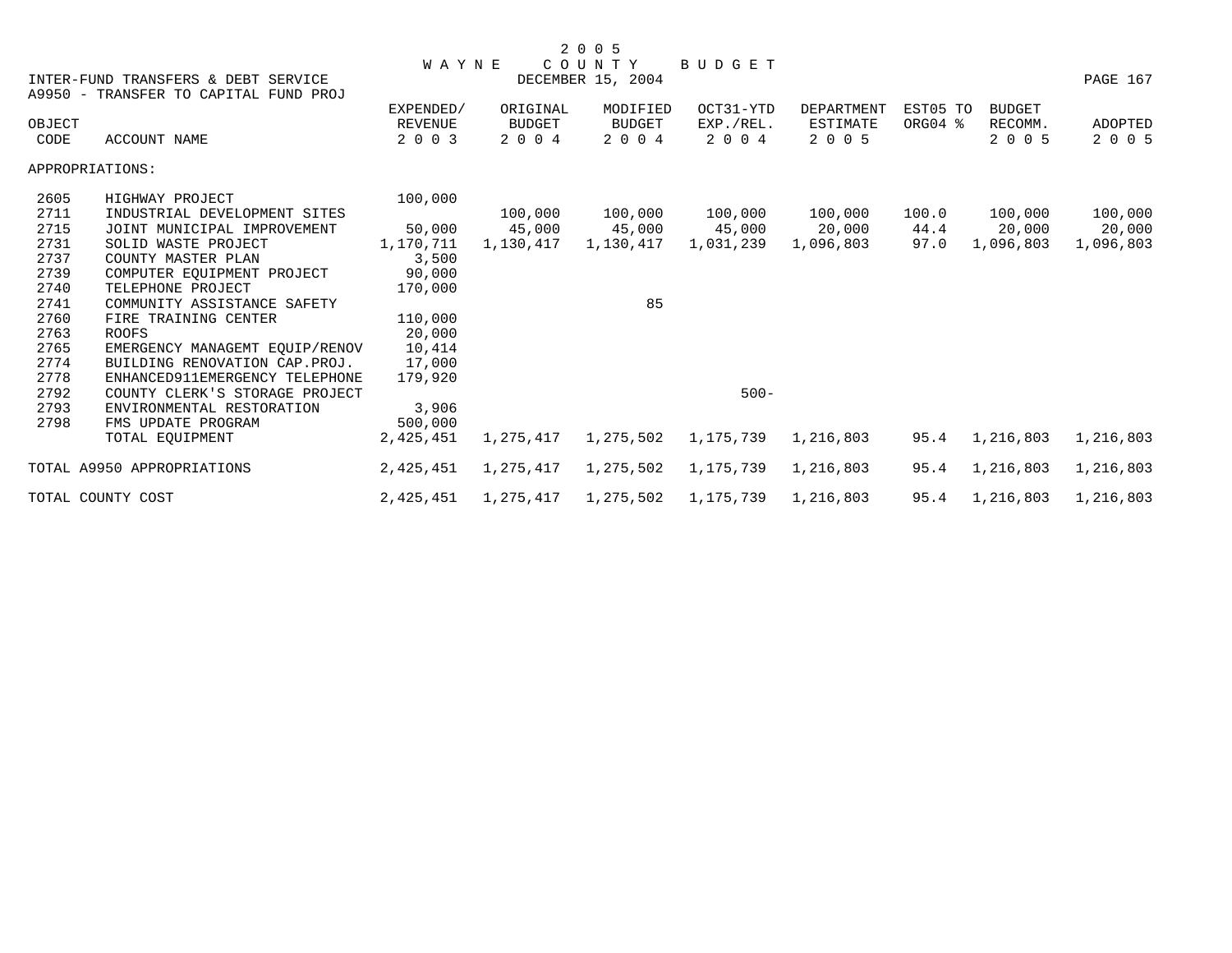2 0 0 5
W A Y N E   C O U N T Y   B U D G E T
DECEMBER 15, 2004

INTER-FUND TRANSFERS & DEBT SERVICE
A9950 - TRANSFER TO CAPITAL FUND PROJ

| OBJECT CODE | ACCOUNT NAME | EXPENDED/ REVENUE 2 0 0 3 | ORIGINAL BUDGET 2 0 0 4 | MODIFIED BUDGET 2 0 0 4 | OCT31-YTD EXP./REL. 2 0 0 4 | DEPARTMENT ESTIMATE 2 0 0 5 | EST05 TO ORG04 % | BUDGET RECOMM. 2 0 0 5 | ADOPTED 2 0 0 5 |
|---|---|---|---|---|---|---|---|---|---|
| APPROPRIATIONS: | | | | | | | | | |
| 2605 | HIGHWAY PROJECT | 100,000 | | | | | | | |
| 2711 | INDUSTRIAL DEVELOPMENT SITES | | 100,000 | 100,000 | 100,000 | 100,000 | 100.0 | 100,000 | 100,000 |
| 2715 | JOINT MUNICIPAL IMPROVEMENT | 50,000 | 45,000 | 45,000 | 45,000 | 20,000 | 44.4 | 20,000 | 20,000 |
| 2731 | SOLID WASTE PROJECT | 1,170,711 | 1,130,417 | 1,130,417 | 1,031,239 | 1,096,803 | 97.0 | 1,096,803 | 1,096,803 |
| 2737 | COUNTY MASTER PLAN | 3,500 | | | | | | | |
| 2739 | COMPUTER EQUIPMENT PROJECT | 90,000 | | | | | | | |
| 2740 | TELEPHONE PROJECT | 170,000 | | | | | | | |
| 2741 | COMMUNITY ASSISTANCE SAFETY | | | 85 | | | | | |
| 2760 | FIRE TRAINING CENTER | 110,000 | | | | | | | |
| 2763 | ROOFS | 20,000 | | | | | | | |
| 2765 | EMERGENCY MANAGEMT EQUIP/RENOV | 10,414 | | | | | | | |
| 2774 | BUILDING RENOVATION CAP.PROJ. | 17,000 | | | | | | | |
| 2778 | ENHANCED911EMERGENCY TELEPHONE | 179,920 | | | | | | | |
| 2792 | COUNTY CLERK'S STORAGE PROJECT | | | | 500- | | | | |
| 2793 | ENVIRONMENTAL RESTORATION | 3,906 | | | | | | | |
| 2798 | FMS UPDATE PROGRAM | 500,000 | | | | | | | |
| | TOTAL EQUIPMENT | 2,425,451 | 1,275,417 | 1,275,502 | 1,175,739 | 1,216,803 | 95.4 | 1,216,803 | 1,216,803 |
| TOTAL A9950 APPROPRIATIONS | | 2,425,451 | 1,275,417 | 1,275,502 | 1,175,739 | 1,216,803 | 95.4 | 1,216,803 | 1,216,803 |
| TOTAL COUNTY COST | | 2,425,451 | 1,275,417 | 1,275,502 | 1,175,739 | 1,216,803 | 95.4 | 1,216,803 | 1,216,803 |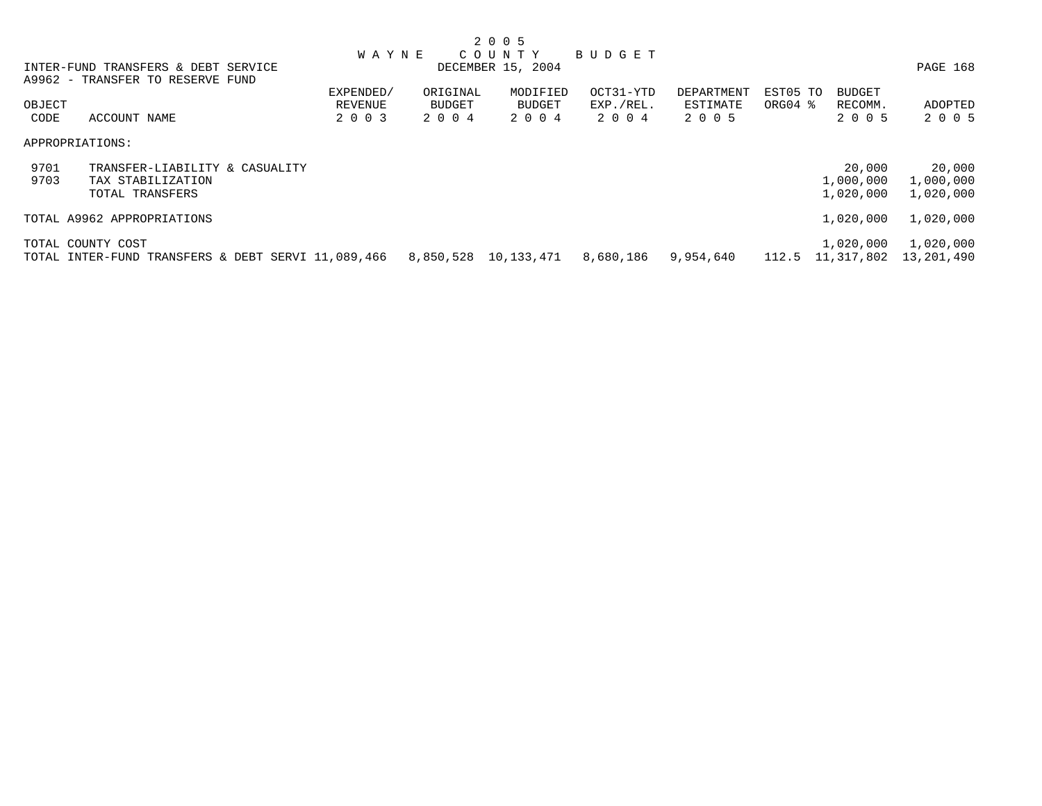2 0 0 5
W A Y N E   C O U N T Y   B U D G E T
DECEMBER 15, 2004

INTER-FUND TRANSFERS & DEBT SERVICE
A9962 - TRANSFER TO RESERVE FUND

| OBJECT CODE | ACCOUNT NAME | EXPENDED/ REVENUE 2 0 0 3 | ORIGINAL BUDGET 2 0 0 4 | MODIFIED BUDGET 2 0 0 4 | OCT31-YTD EXP./REL. 2 0 0 4 | DEPARTMENT ESTIMATE 2 0 0 5 | EST05 TO ORG04 % | BUDGET RECOMM. 2 0 0 5 | ADOPTED 2 0 0 5 |
|---|---|---|---|---|---|---|---|---|---|
| APPROPRIATIONS: | | | | | | | | | |
| 9701 | TRANSFER-LIABILITY & CASUALITY | | | | | | | 20,000 | 20,000 |
| 9703 | TAX STABILIZATION | | | | | | | 1,000,000 | 1,000,000 |
| | TOTAL TRANSFERS | | | | | | | 1,020,000 | 1,020,000 |
| TOTAL A9962 APPROPRIATIONS | | | | | | | | 1,020,000 | 1,020,000 |
| TOTAL COUNTY COST | | | | | | | | 1,020,000 | 1,020,000 |
| TOTAL INTER-FUND TRANSFERS & DEBT SERVI | | 11,089,466 | 8,850,528 | 10,133,471 | 8,680,186 | 9,954,640 | 112.5 | 11,317,802 | 13,201,490 |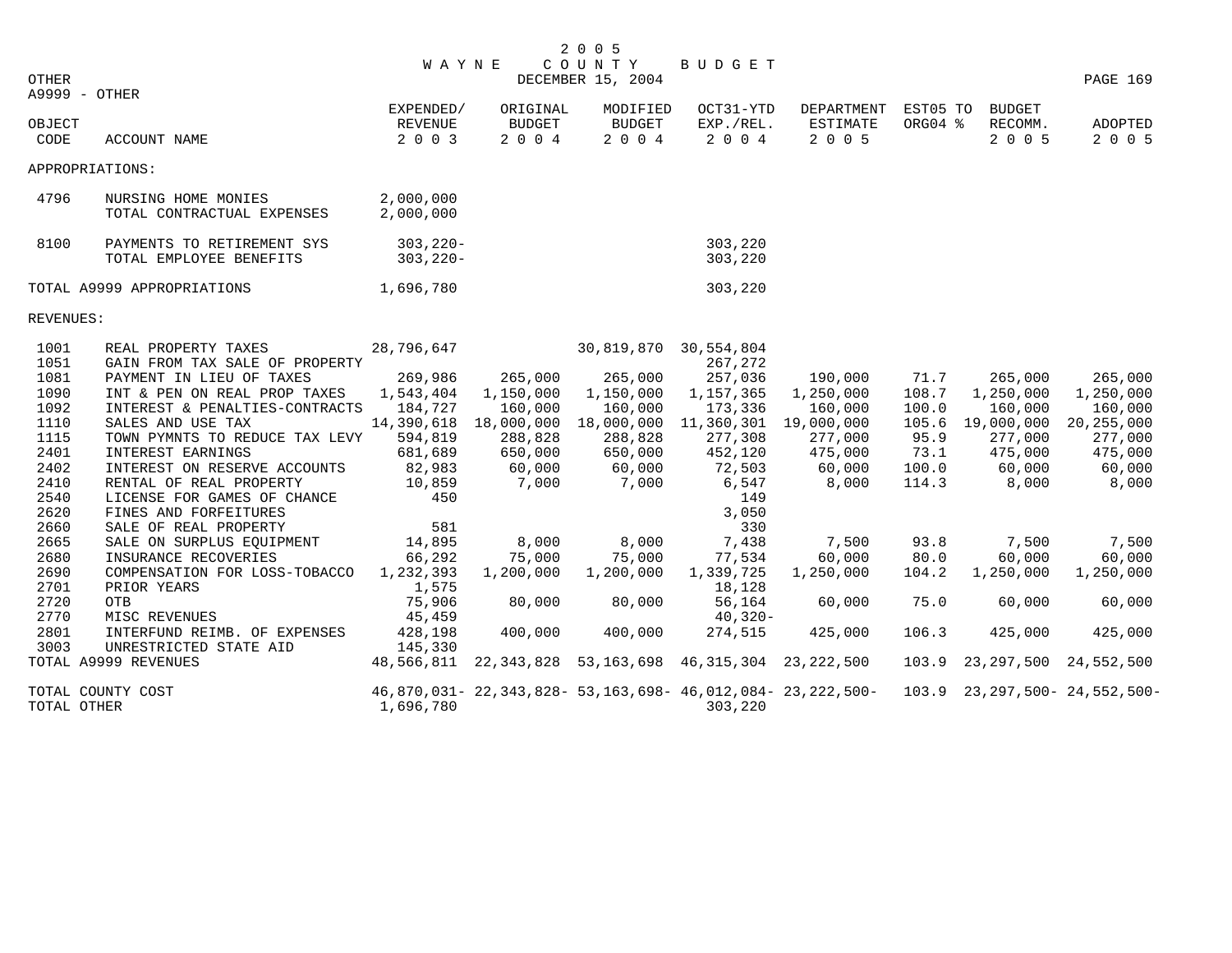# 2005 WAYNE COUNTY BUDGET

OTHER — DECEMBER 15, 2004

A9999 - OTHER

| OBJECT CODE | ACCOUNT NAME | EXPENDED/ REVENUE 2003 | ORIGINAL BUDGET 2004 | MODIFIED BUDGET 2004 | OCT31-YTD EXP./REL. 2004 | DEPARTMENT ESTIMATE 2005 | EST05 TO ORG04 % | BUDGET RECOMM. 2005 | ADOPTED 2005 |
|---|---|---|---|---|---|---|---|---|---|
| APPROPRIATIONS: | | | | | | | | | |
| 4796 | NURSING HOME MONIES | 2,000,000 | | | | | | | |
| | TOTAL CONTRACTUAL EXPENSES | 2,000,000 | | | | | | | |
| 8100 | PAYMENTS TO RETIREMENT SYS | 303,220- | | | 303,220 | | | | |
| | TOTAL EMPLOYEE BENEFITS | 303,220- | | | 303,220 | | | | |
| TOTAL A9999 APPROPRIATIONS | | 1,696,780 | | | 303,220 | | | | |
| REVENUES: | | | | | | | | | |
| 1001 | REAL PROPERTY TAXES | 28,796,647 | | 30,819,870 | 30,554,804 | | | | |
| 1051 | GAIN FROM TAX SALE OF PROPERTY | | | | 267,272 | | | | |
| 1081 | PAYMENT IN LIEU OF TAXES | 269,986 | 265,000 | 265,000 | 257,036 | 190,000 | 71.7 | 265,000 | 265,000 |
| 1090 | INT & PEN ON REAL PROP TAXES | 1,543,404 | 1,150,000 | 1,150,000 | 1,157,365 | 1,250,000 | 108.7 | 1,250,000 | 1,250,000 |
| 1092 | INTEREST & PENALTIES-CONTRACTS | 184,727 | 160,000 | 160,000 | 173,336 | 160,000 | 100.0 | 160,000 | 160,000 |
| 1110 | SALES AND USE TAX | 14,390,618 | 18,000,000 | 18,000,000 | 11,360,301 | 19,000,000 | 105.6 | 19,000,000 | 20,255,000 |
| 1115 | TOWN PYMNTS TO REDUCE TAX LEVY | 594,819 | 288,828 | 288,828 | 277,308 | 277,000 | 95.9 | 277,000 | 277,000 |
| 2401 | INTEREST EARNINGS | 681,689 | 650,000 | 650,000 | 452,120 | 475,000 | 73.1 | 475,000 | 475,000 |
| 2402 | INTEREST ON RESERVE ACCOUNTS | 82,983 | 60,000 | 60,000 | 72,503 | 60,000 | 100.0 | 60,000 | 60,000 |
| 2410 | RENTAL OF REAL PROPERTY | 10,859 | 7,000 | 7,000 | 6,547 | 8,000 | 114.3 | 8,000 | 8,000 |
| 2540 | LICENSE FOR GAMES OF CHANCE | 450 | | | 149 | | | | |
| 2620 | FINES AND FORFEITURES | | | | 3,050 | | | | |
| 2660 | SALE OF REAL PROPERTY | 581 | | | 330 | | | | |
| 2665 | SALE ON SURPLUS EQUIPMENT | 14,895 | 8,000 | 8,000 | 7,438 | 7,500 | 93.8 | 7,500 | 7,500 |
| 2680 | INSURANCE RECOVERIES | 66,292 | 75,000 | 75,000 | 77,534 | 60,000 | 80.0 | 60,000 | 60,000 |
| 2690 | COMPENSATION FOR LOSS-TOBACCO | 1,232,393 | 1,200,000 | 1,200,000 | 1,339,725 | 1,250,000 | 104.2 | 1,250,000 | 1,250,000 |
| 2701 | PRIOR YEARS | 1,575 | | | 18,128 | | | | |
| 2720 | OTB | 75,906 | 80,000 | 80,000 | 56,164 | 60,000 | 75.0 | 60,000 | 60,000 |
| 2770 | MISC REVENUES | 45,459 | | | 40,320- | | | | |
| 2801 | INTERFUND REIMB. OF EXPENSES | 428,198 | 400,000 | 400,000 | 274,515 | 425,000 | 106.3 | 425,000 | 425,000 |
| 3003 | UNRESTRICTED STATE AID | 145,330 | | | | | | | |
| TOTAL A9999 REVENUES | | 48,566,811 | 22,343,828 | 53,163,698 | 46,315,304 | 23,222,500 | 103.9 | 23,297,500 | 24,552,500 |
| TOTAL COUNTY COST | | 46,870,031- | 22,343,828- | 53,163,698- | 46,012,084- | 23,222,500- | 103.9 | 23,297,500- | 24,552,500- |
| TOTAL OTHER | | 1,696,780 | | | 303,220 | | | | |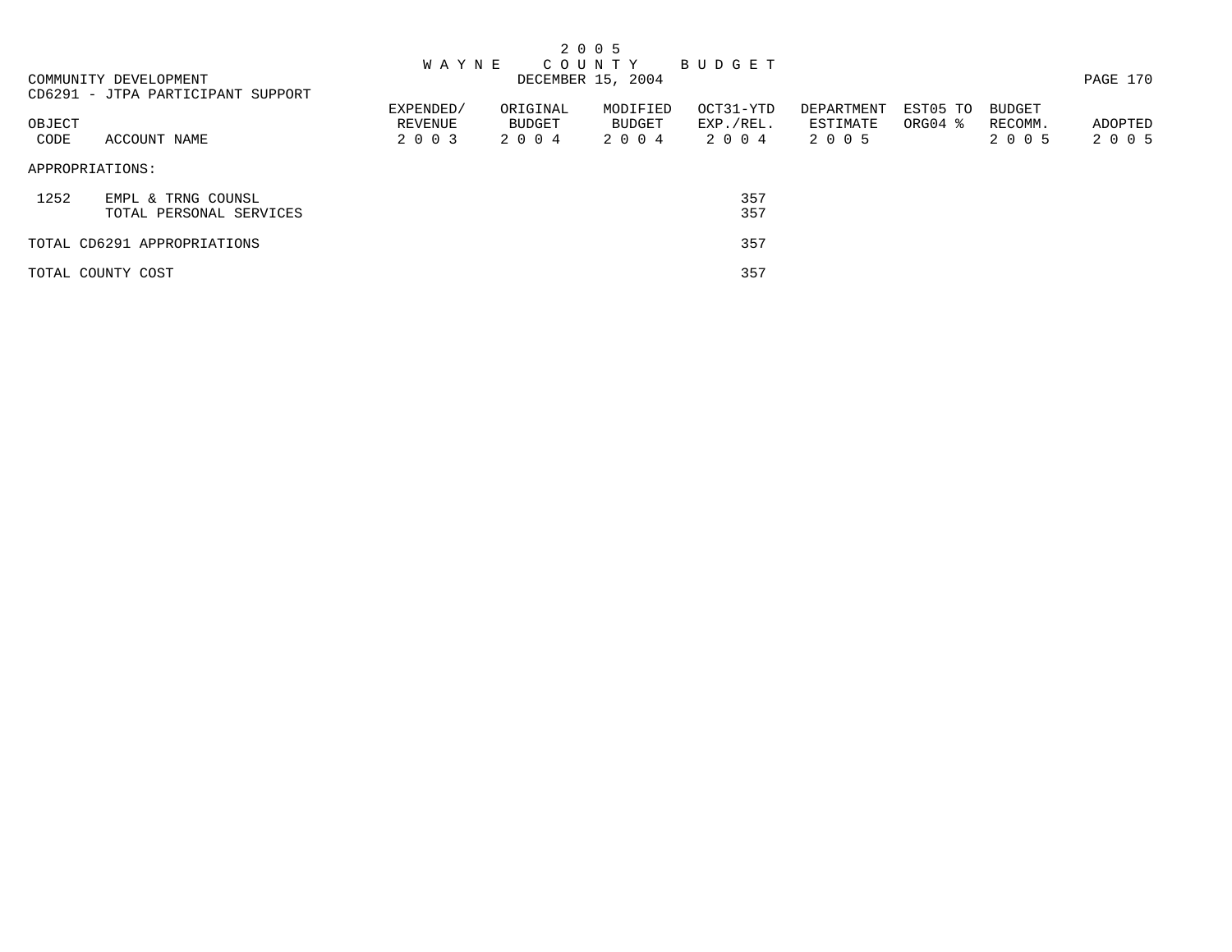# 2 0 0 5 W A Y N E C O U N T Y B U D G E T

DECEMBER 15, 2004

COMMUNITY DEVELOPMENT

CD6291 - JTPA PARTICIPANT SUPPORT

| OBJECT CODE | ACCOUNT NAME | EXPENDED/ REVENUE 2 0 0 3 | ORIGINAL BUDGET 2 0 0 4 | MODIFIED BUDGET 2 0 0 4 | OCT31-YTD EXP./REL. 2 0 0 4 | DEPARTMENT ESTIMATE 2 0 0 5 | EST05 TO ORG04 % | BUDGET RECOMM. 2 0 0 5 | ADOPTED 2 0 0 5 |
|---|---|---|---|---|---|---|---|---|---|
| APPROPRIATIONS: | | | | | | | | | |
| 1252 | EMPL & TRNG COUNSL | | | | 357 | | | | |
| | TOTAL PERSONAL SERVICES | | | | 357 | | | | |
| TOTAL CD6291 APPROPRIATIONS | | | | | 357 | | | | |
| TOTAL COUNTY COST | | | | | 357 | | | | |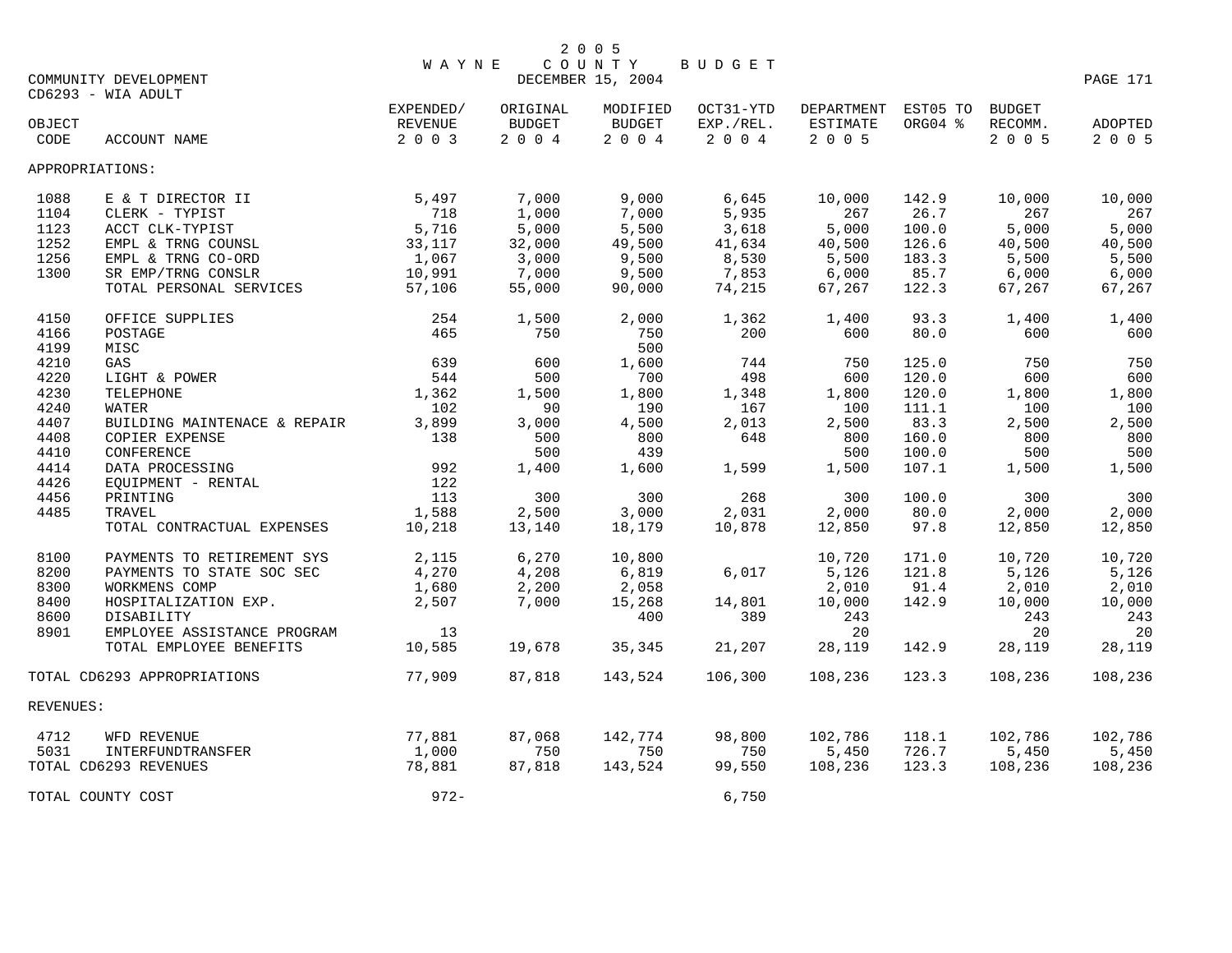# 2005 WAYNE COUNTY BUDGET

DECEMBER 15, 2004

COMMUNITY DEVELOPMENT
CD6293 - WIA ADULT

| OBJECT CODE | ACCOUNT NAME | EXPENDED/ REVENUE 2003 | ORIGINAL BUDGET 2004 | MODIFIED BUDGET 2004 | OCT31-YTD EXP./REL. 2004 | DEPARTMENT ESTIMATE 2005 | EST05 TO ORG04 % | BUDGET RECOMM. 2005 | ADOPTED 2005 |
|---|---|---|---|---|---|---|---|---|---|
| APPROPRIATIONS: | | | | | | | | | |
| 1088 | E & T DIRECTOR II | 5,497 | 7,000 | 9,000 | 6,645 | 10,000 | 142.9 | 10,000 | 10,000 |
| 1104 | CLERK - TYPIST | 718 | 1,000 | 7,000 | 5,935 | 267 | 26.7 | 267 | 267 |
| 1123 | ACCT CLK-TYPIST | 5,716 | 5,000 | 5,500 | 3,618 | 5,000 | 100.0 | 5,000 | 5,000 |
| 1252 | EMPL & TRNG COUNSL | 33,117 | 32,000 | 49,500 | 41,634 | 40,500 | 126.6 | 40,500 | 40,500 |
| 1256 | EMPL & TRNG CO-ORD | 1,067 | 3,000 | 9,500 | 8,530 | 5,500 | 183.3 | 5,500 | 5,500 |
| 1300 | SR EMP/TRNG CONSLR | 10,991 | 7,000 | 9,500 | 7,853 | 6,000 | 85.7 | 6,000 | 6,000 |
| | TOTAL PERSONAL SERVICES | 57,106 | 55,000 | 90,000 | 74,215 | 67,267 | 122.3 | 67,267 | 67,267 |
| 4150 | OFFICE SUPPLIES | 254 | 1,500 | 2,000 | 1,362 | 1,400 | 93.3 | 1,400 | 1,400 |
| 4166 | POSTAGE | 465 | 750 | 750 | 200 | 600 | 80.0 | 600 | 600 |
| 4199 | MISC | | | 500 | | | | | |
| 4210 | GAS | 639 | 600 | 1,600 | 744 | 750 | 125.0 | 750 | 750 |
| 4220 | LIGHT & POWER | 544 | 500 | 700 | 498 | 600 | 120.0 | 600 | 600 |
| 4230 | TELEPHONE | 1,362 | 1,500 | 1,800 | 1,348 | 1,800 | 120.0 | 1,800 | 1,800 |
| 4240 | WATER | 102 | 90 | 190 | 167 | 100 | 111.1 | 100 | 100 |
| 4407 | BUILDING MAINTENACE & REPAIR | 3,899 | 3,000 | 4,500 | 2,013 | 2,500 | 83.3 | 2,500 | 2,500 |
| 4408 | COPIER EXPENSE | 138 | 500 | 800 | 648 | 800 | 160.0 | 800 | 800 |
| 4410 | CONFERENCE | | 500 | 439 | | 500 | 100.0 | 500 | 500 |
| 4414 | DATA PROCESSING | 992 | 1,400 | 1,600 | 1,599 | 1,500 | 107.1 | 1,500 | 1,500 |
| 4426 | EQUIPMENT - RENTAL | 122 | | | | | | | |
| 4456 | PRINTING | 113 | 300 | 300 | 268 | 300 | 100.0 | 300 | 300 |
| 4485 | TRAVEL | 1,588 | 2,500 | 3,000 | 2,031 | 2,000 | 80.0 | 2,000 | 2,000 |
| | TOTAL CONTRACTUAL EXPENSES | 10,218 | 13,140 | 18,179 | 10,878 | 12,850 | 97.8 | 12,850 | 12,850 |
| 8100 | PAYMENTS TO RETIREMENT SYS | 2,115 | 6,270 | 10,800 | | 10,720 | 171.0 | 10,720 | 10,720 |
| 8200 | PAYMENTS TO STATE SOC SEC | 4,270 | 4,208 | 6,819 | 6,017 | 5,126 | 121.8 | 5,126 | 5,126 |
| 8300 | WORKMENS COMP | 1,680 | 2,200 | 2,058 | | 2,010 | 91.4 | 2,010 | 2,010 |
| 8400 | HOSPITALIZATION EXP. | 2,507 | 7,000 | 15,268 | 14,801 | 10,000 | 142.9 | 10,000 | 10,000 |
| 8600 | DISABILITY | | | 400 | 389 | 243 | | 243 | 243 |
| 8901 | EMPLOYEE ASSISTANCE PROGRAM | 13 | | | | 20 | | 20 | 20 |
| | TOTAL EMPLOYEE BENEFITS | 10,585 | 19,678 | 35,345 | 21,207 | 28,119 | 142.9 | 28,119 | 28,119 |
| TOTAL CD6293 APPROPRIATIONS | | 77,909 | 87,818 | 143,524 | 106,300 | 108,236 | 123.3 | 108,236 | 108,236 |
| REVENUES: | | | | | | | | | |
| 4712 | WFD REVENUE | 77,881 | 87,068 | 142,774 | 98,800 | 102,786 | 118.1 | 102,786 | 102,786 |
| 5031 | INTERFUNDTRANSFER | 1,000 | 750 | 750 | 750 | 5,450 | 726.7 | 5,450 | 5,450 |
| TOTAL CD6293 REVENUES | | 78,881 | 87,818 | 143,524 | 99,550 | 108,236 | 123.3 | 108,236 | 108,236 |
| TOTAL COUNTY COST | | 972- | | | 6,750 | | | | |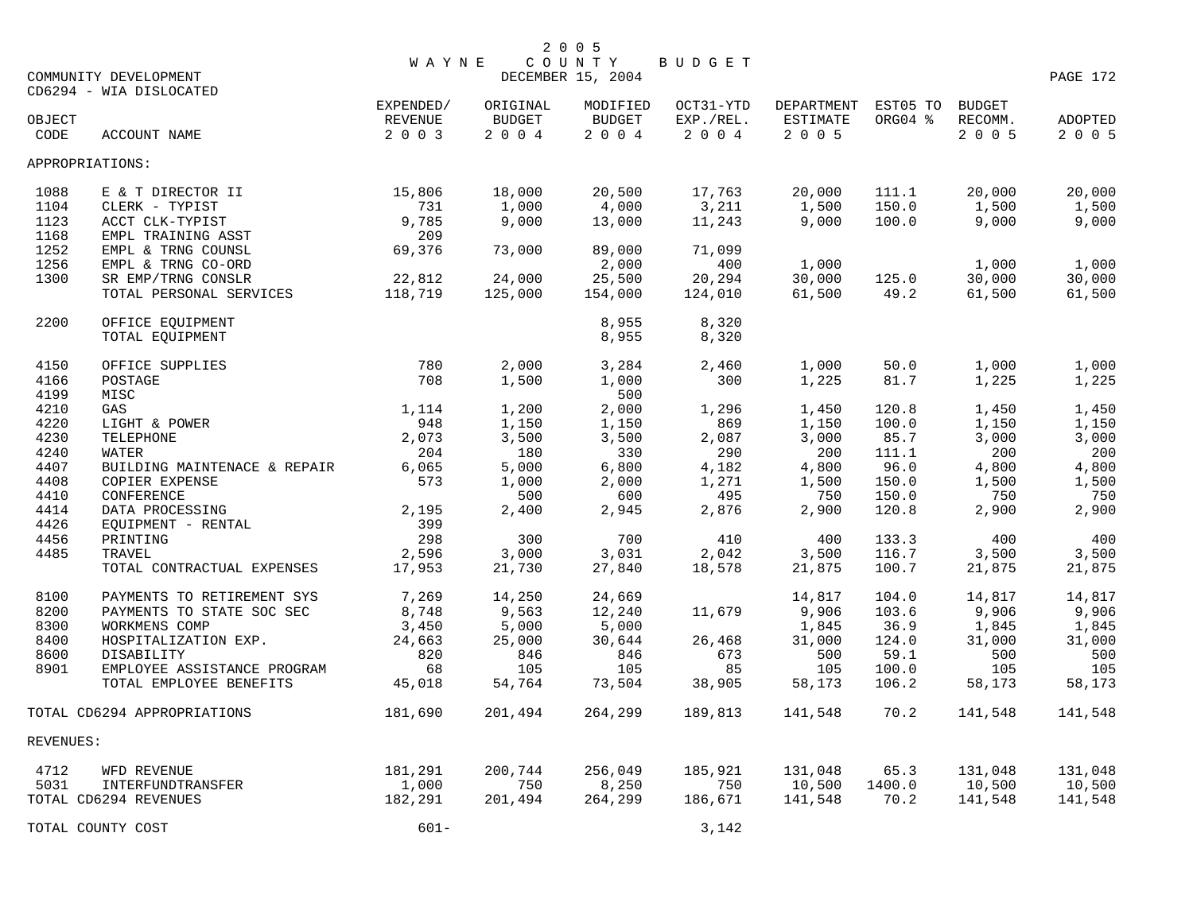# 2005 WAYNE COUNTY BUDGET

DECEMBER 15, 2004

COMMUNITY DEVELOPMENT

CD6294 - WIA DISLOCATED

| OBJECT CODE | ACCOUNT NAME | EXPENDED/ REVENUE 2003 | ORIGINAL BUDGET 2004 | MODIFIED BUDGET 2004 | OCT31-YTD EXP./REL. 2004 | DEPARTMENT ESTIMATE 2005 | EST05 TO ORG04 % | BUDGET RECOMM. 2005 | ADOPTED 2005 |
|---|---|---|---|---|---|---|---|---|---|
| APPROPRIATIONS: | | | | | | | | | |
| 1088 | E & T DIRECTOR II | 15,806 | 18,000 | 20,500 | 17,763 | 20,000 | 111.1 | 20,000 | 20,000 |
| 1104 | CLERK - TYPIST | 731 | 1,000 | 4,000 | 3,211 | 1,500 | 150.0 | 1,500 | 1,500 |
| 1123 | ACCT CLK-TYPIST | 9,785 | 9,000 | 13,000 | 11,243 | 9,000 | 100.0 | 9,000 | 9,000 |
| 1168 | EMPL TRAINING ASST | 209 | | | | | | | |
| 1252 | EMPL & TRNG COUNSL | 69,376 | 73,000 | 89,000 | 71,099 | | | | |
| 1256 | EMPL & TRNG CO-ORD | | | 2,000 | 400 | 1,000 | | 1,000 | 1,000 |
| 1300 | SR EMP/TRNG CONSLR | 22,812 | 24,000 | 25,500 | 20,294 | 30,000 | 125.0 | 30,000 | 30,000 |
| | TOTAL PERSONAL SERVICES | 118,719 | 125,000 | 154,000 | 124,010 | 61,500 | 49.2 | 61,500 | 61,500 |
| 2200 | OFFICE EQUIPMENT | | | 8,955 | 8,320 | | | | |
| | TOTAL EQUIPMENT | | | 8,955 | 8,320 | | | | |
| 4150 | OFFICE SUPPLIES | 780 | 2,000 | 3,284 | 2,460 | 1,000 | 50.0 | 1,000 | 1,000 |
| 4166 | POSTAGE | 708 | 1,500 | 1,000 | 300 | 1,225 | 81.7 | 1,225 | 1,225 |
| 4199 | MISC | | | 500 | | | | | |
| 4210 | GAS | 1,114 | 1,200 | 2,000 | 1,296 | 1,450 | 120.8 | 1,450 | 1,450 |
| 4220 | LIGHT & POWER | 948 | 1,150 | 1,150 | 869 | 1,150 | 100.0 | 1,150 | 1,150 |
| 4230 | TELEPHONE | 2,073 | 3,500 | 3,500 | 2,087 | 3,000 | 85.7 | 3,000 | 3,000 |
| 4240 | WATER | 204 | 180 | 330 | 290 | 200 | 111.1 | 200 | 200 |
| 4407 | BUILDING MAINTENACE & REPAIR | 6,065 | 5,000 | 6,800 | 4,182 | 4,800 | 96.0 | 4,800 | 4,800 |
| 4408 | COPIER EXPENSE | 573 | 1,000 | 2,000 | 1,271 | 1,500 | 150.0 | 1,500 | 1,500 |
| 4410 | CONFERENCE | | 500 | 600 | 495 | 750 | 150.0 | 750 | 750 |
| 4414 | DATA PROCESSING | 2,195 | 2,400 | 2,945 | 2,876 | 2,900 | 120.8 | 2,900 | 2,900 |
| 4426 | EQUIPMENT - RENTAL | 399 | | | | | | | |
| 4456 | PRINTING | 298 | 300 | 700 | 410 | 400 | 133.3 | 400 | 400 |
| 4485 | TRAVEL | 2,596 | 3,000 | 3,031 | 2,042 | 3,500 | 116.7 | 3,500 | 3,500 |
| | TOTAL CONTRACTUAL EXPENSES | 17,953 | 21,730 | 27,840 | 18,578 | 21,875 | 100.7 | 21,875 | 21,875 |
| 8100 | PAYMENTS TO RETIREMENT SYS | 7,269 | 14,250 | 24,669 | | 14,817 | 104.0 | 14,817 | 14,817 |
| 8200 | PAYMENTS TO STATE SOC SEC | 8,748 | 9,563 | 12,240 | 11,679 | 9,906 | 103.6 | 9,906 | 9,906 |
| 8300 | WORKMENS COMP | 3,450 | 5,000 | 5,000 | | 1,845 | 36.9 | 1,845 | 1,845 |
| 8400 | HOSPITALIZATION EXP. | 24,663 | 25,000 | 30,644 | 26,468 | 31,000 | 124.0 | 31,000 | 31,000 |
| 8600 | DISABILITY | 820 | 846 | 846 | 673 | 500 | 59.1 | 500 | 500 |
| 8901 | EMPLOYEE ASSISTANCE PROGRAM | 68 | 105 | 105 | 85 | 105 | 100.0 | 105 | 105 |
| | TOTAL EMPLOYEE BENEFITS | 45,018 | 54,764 | 73,504 | 38,905 | 58,173 | 106.2 | 58,173 | 58,173 |
| TOTAL CD6294 APPROPRIATIONS | | 181,690 | 201,494 | 264,299 | 189,813 | 141,548 | 70.2 | 141,548 | 141,548 |
| REVENUES: | | | | | | | | | |
| 4712 | WFD REVENUE | 181,291 | 200,744 | 256,049 | 185,921 | 131,048 | 65.3 | 131,048 | 131,048 |
| 5031 | INTERFUNDTRANSFER | 1,000 | 750 | 8,250 | 750 | 10,500 | 1400.0 | 10,500 | 10,500 |
| TOTAL CD6294 REVENUES | | 182,291 | 201,494 | 264,299 | 186,671 | 141,548 | 70.2 | 141,548 | 141,548 |
| TOTAL COUNTY COST | | 601- | | | 3,142 | | | | |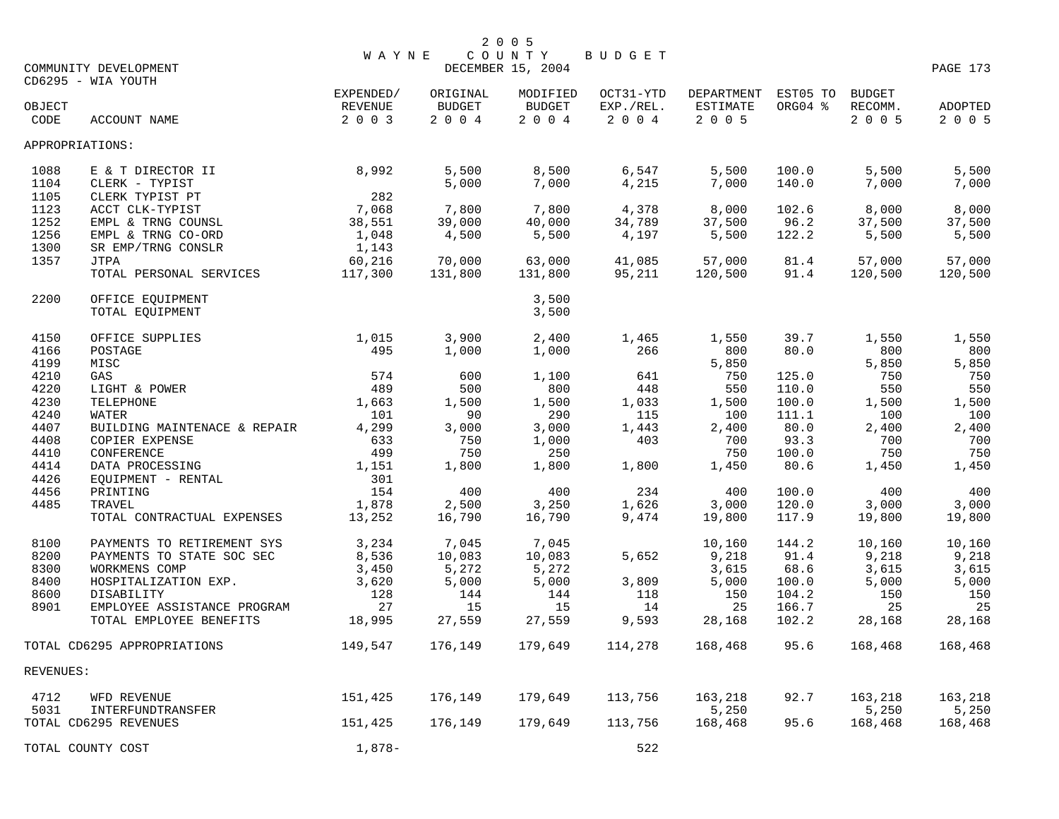# 2005 WAYNE COUNTY BUDGET

COMMUNITY DEVELOPMENT — DECEMBER 15, 2004

CD6295 - WIA YOUTH

| OBJECT CODE | ACCOUNT NAME | EXPENDED/ REVENUE 2003 | ORIGINAL BUDGET 2004 | MODIFIED BUDGET 2004 | OCT31-YTD EXP./REL. 2004 | DEPARTMENT ESTIMATE 2005 | EST05 TO ORG04 % | BUDGET RECOMM. 2005 | ADOPTED 2005 |
|---|---|---|---|---|---|---|---|---|---|
| APPROPRIATIONS: | | | | | | | | | |
| 1088 | E & T DIRECTOR II | 8,992 | 5,500 | 8,500 | 6,547 | 5,500 | 100.0 | 5,500 | 5,500 |
| 1104 | CLERK - TYPIST | | 5,000 | 7,000 | 4,215 | 7,000 | 140.0 | 7,000 | 7,000 |
| 1105 | CLERK TYPIST PT | 282 | | | | | | | |
| 1123 | ACCT CLK-TYPIST | 7,068 | 7,800 | 7,800 | 4,378 | 8,000 | 102.6 | 8,000 | 8,000 |
| 1252 | EMPL & TRNG COUNSL | 38,551 | 39,000 | 40,000 | 34,789 | 37,500 | 96.2 | 37,500 | 37,500 |
| 1256 | EMPL & TRNG CO-ORD | 1,048 | 4,500 | 5,500 | 4,197 | 5,500 | 122.2 | 5,500 | 5,500 |
| 1300 | SR EMP/TRNG CONSLR | 1,143 | | | | | | | |
| 1357 | JTPA | 60,216 | 70,000 | 63,000 | 41,085 | 57,000 | 81.4 | 57,000 | 57,000 |
| | TOTAL PERSONAL SERVICES | 117,300 | 131,800 | 131,800 | 95,211 | 120,500 | 91.4 | 120,500 | 120,500 |
| 2200 | OFFICE EQUIPMENT | | | 3,500 | | | | | |
| | TOTAL EQUIPMENT | | | 3,500 | | | | | |
| 4150 | OFFICE SUPPLIES | 1,015 | 3,900 | 2,400 | 1,465 | 1,550 | 39.7 | 1,550 | 1,550 |
| 4166 | POSTAGE | 495 | 1,000 | 1,000 | 266 | 800 | 80.0 | 800 | 800 |
| 4199 | MISC | | | | | 5,850 | | 5,850 | 5,850 |
| 4210 | GAS | 574 | 600 | 1,100 | 641 | 750 | 125.0 | 750 | 750 |
| 4220 | LIGHT & POWER | 489 | 500 | 800 | 448 | 550 | 110.0 | 550 | 550 |
| 4230 | TELEPHONE | 1,663 | 1,500 | 1,500 | 1,033 | 1,500 | 100.0 | 1,500 | 1,500 |
| 4240 | WATER | 101 | 90 | 290 | 115 | 100 | 111.1 | 100 | 100 |
| 4407 | BUILDING MAINTENACE & REPAIR | 4,299 | 3,000 | 3,000 | 1,443 | 2,400 | 80.0 | 2,400 | 2,400 |
| 4408 | COPIER EXPENSE | 633 | 750 | 1,000 | 403 | 700 | 93.3 | 700 | 700 |
| 4410 | CONFERENCE | 499 | 750 | 250 | | 750 | 100.0 | 750 | 750 |
| 4414 | DATA PROCESSING | 1,151 | 1,800 | 1,800 | 1,800 | 1,450 | 80.6 | 1,450 | 1,450 |
| 4426 | EQUIPMENT - RENTAL | 301 | | | | | | | |
| 4456 | PRINTING | 154 | 400 | 400 | 234 | 400 | 100.0 | 400 | 400 |
| 4485 | TRAVEL | 1,878 | 2,500 | 3,250 | 1,626 | 3,000 | 120.0 | 3,000 | 3,000 |
| | TOTAL CONTRACTUAL EXPENSES | 13,252 | 16,790 | 16,790 | 9,474 | 19,800 | 117.9 | 19,800 | 19,800 |
| 8100 | PAYMENTS TO RETIREMENT SYS | 3,234 | 7,045 | 7,045 | | 10,160 | 144.2 | 10,160 | 10,160 |
| 8200 | PAYMENTS TO STATE SOC SEC | 8,536 | 10,083 | 10,083 | 5,652 | 9,218 | 91.4 | 9,218 | 9,218 |
| 8300 | WORKMENS COMP | 3,450 | 5,272 | 5,272 | | 3,615 | 68.6 | 3,615 | 3,615 |
| 8400 | HOSPITALIZATION EXP. | 3,620 | 5,000 | 5,000 | 3,809 | 5,000 | 100.0 | 5,000 | 5,000 |
| 8600 | DISABILITY | 128 | 144 | 144 | 118 | 150 | 104.2 | 150 | 150 |
| 8901 | EMPLOYEE ASSISTANCE PROGRAM | 27 | 15 | 15 | 14 | 25 | 166.7 | 25 | 25 |
| | TOTAL EMPLOYEE BENEFITS | 18,995 | 27,559 | 27,559 | 9,593 | 28,168 | 102.2 | 28,168 | 28,168 |
| TOTAL CD6295 APPROPRIATIONS | | 149,547 | 176,149 | 179,649 | 114,278 | 168,468 | 95.6 | 168,468 | 168,468 |
| REVENUES: | | | | | | | | | |
| 4712 | WFD REVENUE | 151,425 | 176,149 | 179,649 | 113,756 | 163,218 | 92.7 | 163,218 | 163,218 |
| 5031 | INTERFUNDTRANSFER | | | | | 5,250 | | 5,250 | 5,250 |
| TOTAL CD6295 REVENUES | | 151,425 | 176,149 | 179,649 | 113,756 | 168,468 | 95.6 | 168,468 | 168,468 |
| TOTAL COUNTY COST | | 1,878- | | | 522 | | | | |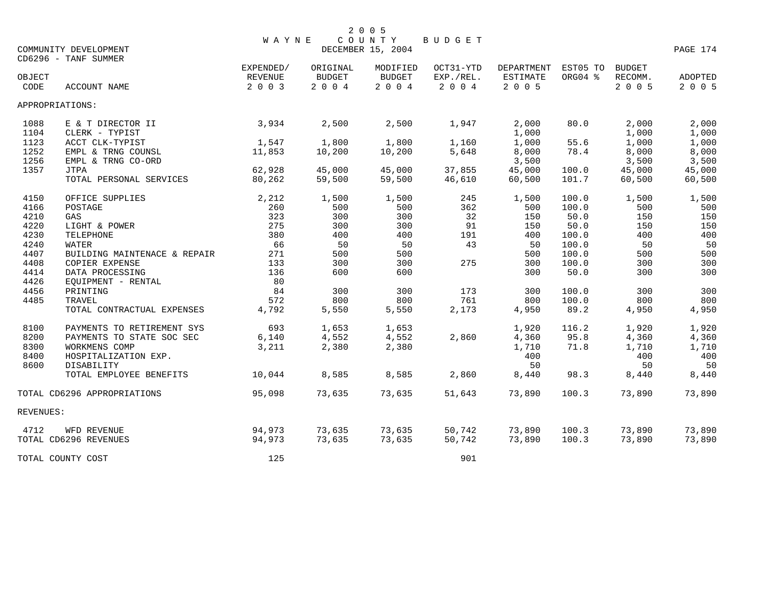# 2005 WAYNE COUNTY BUDGET

DECEMBER 15, 2004

COMMUNITY DEVELOPMENT

CD6296 - TANF SUMMER

| OBJECT CODE | ACCOUNT NAME | EXPENDED/ REVENUE 2003 | ORIGINAL BUDGET 2004 | MODIFIED BUDGET 2004 | OCT31-YTD EXP./REL. 2004 | DEPARTMENT ESTIMATE 2005 | EST05 TO ORG04 % | BUDGET RECOMM. 2005 | ADOPTED 2005 |
|---|---|---|---|---|---|---|---|---|---|
| APPROPRIATIONS: | | | | | | | | | |
| 1088 | E & T DIRECTOR II | 3,934 | 2,500 | 2,500 | 1,947 | 2,000 | 80.0 | 2,000 | 2,000 |
| 1104 | CLERK - TYPIST | | | | | 1,000 | | 1,000 | 1,000 |
| 1123 | ACCT CLK-TYPIST | 1,547 | 1,800 | 1,800 | 1,160 | 1,000 | 55.6 | 1,000 | 1,000 |
| 1252 | EMPL & TRNG COUNSL | 11,853 | 10,200 | 10,200 | 5,648 | 8,000 | 78.4 | 8,000 | 8,000 |
| 1256 | EMPL & TRNG CO-ORD | | | | | 3,500 | | 3,500 | 3,500 |
| 1357 | JTPA | 62,928 | 45,000 | 45,000 | 37,855 | 45,000 | 100.0 | 45,000 | 45,000 |
| | TOTAL PERSONAL SERVICES | 80,262 | 59,500 | 59,500 | 46,610 | 60,500 | 101.7 | 60,500 | 60,500 |
| 4150 | OFFICE SUPPLIES | 2,212 | 1,500 | 1,500 | 245 | 1,500 | 100.0 | 1,500 | 1,500 |
| 4166 | POSTAGE | 260 | 500 | 500 | 362 | 500 | 100.0 | 500 | 500 |
| 4210 | GAS | 323 | 300 | 300 | 32 | 150 | 50.0 | 150 | 150 |
| 4220 | LIGHT & POWER | 275 | 300 | 300 | 91 | 150 | 50.0 | 150 | 150 |
| 4230 | TELEPHONE | 380 | 400 | 400 | 191 | 400 | 100.0 | 400 | 400 |
| 4240 | WATER | 66 | 50 | 50 | 43 | 50 | 100.0 | 50 | 50 |
| 4407 | BUILDING MAINTENACE & REPAIR | 271 | 500 | 500 | | 500 | 100.0 | 500 | 500 |
| 4408 | COPIER EXPENSE | 133 | 300 | 300 | 275 | 300 | 100.0 | 300 | 300 |
| 4414 | DATA PROCESSING | 136 | 600 | 600 | | 300 | 50.0 | 300 | 300 |
| 4426 | EQUIPMENT - RENTAL | 80 | | | | | | | |
| 4456 | PRINTING | 84 | 300 | 300 | 173 | 300 | 100.0 | 300 | 300 |
| 4485 | TRAVEL | 572 | 800 | 800 | 761 | 800 | 100.0 | 800 | 800 |
| | TOTAL CONTRACTUAL EXPENSES | 4,792 | 5,550 | 5,550 | 2,173 | 4,950 | 89.2 | 4,950 | 4,950 |
| 8100 | PAYMENTS TO RETIREMENT SYS | 693 | 1,653 | 1,653 | | 1,920 | 116.2 | 1,920 | 1,920 |
| 8200 | PAYMENTS TO STATE SOC SEC | 6,140 | 4,552 | 4,552 | 2,860 | 4,360 | 95.8 | 4,360 | 4,360 |
| 8300 | WORKMENS COMP | 3,211 | 2,380 | 2,380 | | 1,710 | 71.8 | 1,710 | 1,710 |
| 8400 | HOSPITALIZATION EXP. | | | | | 400 | | 400 | 400 |
| 8600 | DISABILITY | | | | | 50 | | 50 | 50 |
| | TOTAL EMPLOYEE BENEFITS | 10,044 | 8,585 | 8,585 | 2,860 | 8,440 | 98.3 | 8,440 | 8,440 |
| TOTAL CD6296 APPROPRIATIONS | | 95,098 | 73,635 | 73,635 | 51,643 | 73,890 | 100.3 | 73,890 | 73,890 |
| REVENUES: | | | | | | | | | |
| 4712 | WFD REVENUE | 94,973 | 73,635 | 73,635 | 50,742 | 73,890 | 100.3 | 73,890 | 73,890 |
| TOTAL CD6296 REVENUES | | 94,973 | 73,635 | 73,635 | 50,742 | 73,890 | 100.3 | 73,890 | 73,890 |
| TOTAL COUNTY COST | | 125 | | | 901 | | | | |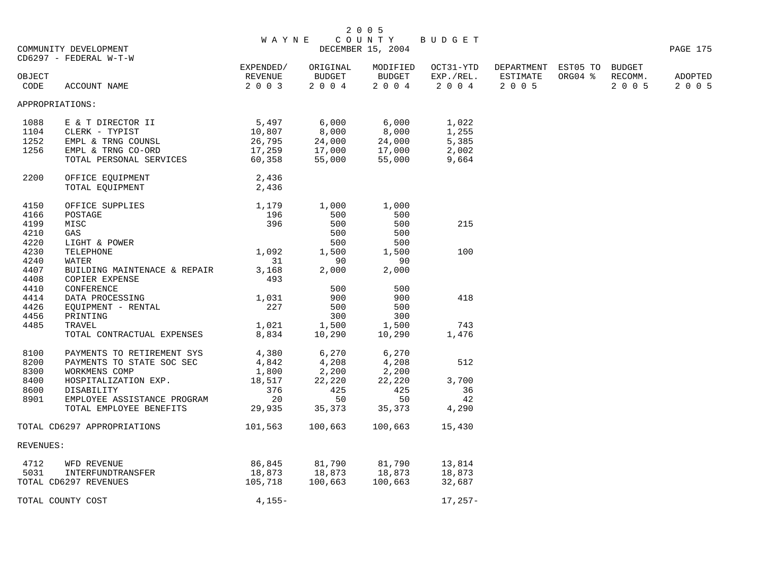2005 WAYNE COUNTY BUDGET

DECEMBER 15, 2004

COMMUNITY DEVELOPMENT
CD6297 - FEDERAL W-T-W

| OBJECT CODE | ACCOUNT NAME | EXPENDED/ REVENUE 2003 | ORIGINAL BUDGET 2004 | MODIFIED BUDGET 2004 | OCT31-YTD EXP./REL. 2004 | DEPARTMENT ESTIMATE 2005 | EST05 TO ORG04 % | BUDGET RECOMM. 2005 | ADOPTED 2005 |
|---|---|---|---|---|---|---|---|---|---|
| APPROPRIATIONS: | | | | | | | | | |
| 1088 | E & T DIRECTOR II | 5,497 | 6,000 | 6,000 | 1,022 | | | | |
| 1104 | CLERK - TYPIST | 10,807 | 8,000 | 8,000 | 1,255 | | | | |
| 1252 | EMPL & TRNG COUNSL | 26,795 | 24,000 | 24,000 | 5,385 | | | | |
| 1256 | EMPL & TRNG CO-ORD | 17,259 | 17,000 | 17,000 | 2,002 | | | | |
| | TOTAL PERSONAL SERVICES | 60,358 | 55,000 | 55,000 | 9,664 | | | | |
| 2200 | OFFICE EQUIPMENT | 2,436 | | | | | | | |
| | TOTAL EQUIPMENT | 2,436 | | | | | | | |
| 4150 | OFFICE SUPPLIES | 1,179 | 1,000 | 1,000 | | | | | |
| 4166 | POSTAGE | 196 | 500 | 500 | | | | | |
| 4199 | MISC | 396 | 500 | 500 | 215 | | | | |
| 4210 | GAS | | 500 | 500 | | | | | |
| 4220 | LIGHT & POWER | | 500 | 500 | | | | | |
| 4230 | TELEPHONE | 1,092 | 1,500 | 1,500 | 100 | | | | |
| 4240 | WATER | 31 | 90 | 90 | | | | | |
| 4407 | BUILDING MAINTENACE & REPAIR | 3,168 | 2,000 | 2,000 | | | | | |
| 4408 | COPIER EXPENSE | 493 | | | | | | | |
| 4410 | CONFERENCE | | 500 | 500 | | | | | |
| 4414 | DATA PROCESSING | 1,031 | 900 | 900 | 418 | | | | |
| 4426 | EQUIPMENT - RENTAL | 227 | 500 | 500 | | | | | |
| 4456 | PRINTING | | 300 | 300 | | | | | |
| 4485 | TRAVEL | 1,021 | 1,500 | 1,500 | 743 | | | | |
| | TOTAL CONTRACTUAL EXPENSES | 8,834 | 10,290 | 10,290 | 1,476 | | | | |
| 8100 | PAYMENTS TO RETIREMENT SYS | 4,380 | 6,270 | 6,270 | | | | | |
| 8200 | PAYMENTS TO STATE SOC SEC | 4,842 | 4,208 | 4,208 | 512 | | | | |
| 8300 | WORKMENS COMP | 1,800 | 2,200 | 2,200 | | | | | |
| 8400 | HOSPITALIZATION EXP. | 18,517 | 22,220 | 22,220 | 3,700 | | | | |
| 8600 | DISABILITY | 376 | 425 | 425 | 36 | | | | |
| 8901 | EMPLOYEE ASSISTANCE PROGRAM | 20 | 50 | 50 | 42 | | | | |
| | TOTAL EMPLOYEE BENEFITS | 29,935 | 35,373 | 35,373 | 4,290 | | | | |
| TOTAL CD6297 APPROPRIATIONS | | 101,563 | 100,663 | 100,663 | 15,430 | | | | |
| REVENUES: | | | | | | | | | |
| 4712 | WFD REVENUE | 86,845 | 81,790 | 81,790 | 13,814 | | | | |
| 5031 | INTERFUNDTRANSFER | 18,873 | 18,873 | 18,873 | 18,873 | | | | |
| TOTAL CD6297 REVENUES | | 105,718 | 100,663 | 100,663 | 32,687 | | | | |
| TOTAL COUNTY COST | | 4,155- | | | 17,257- | | | | |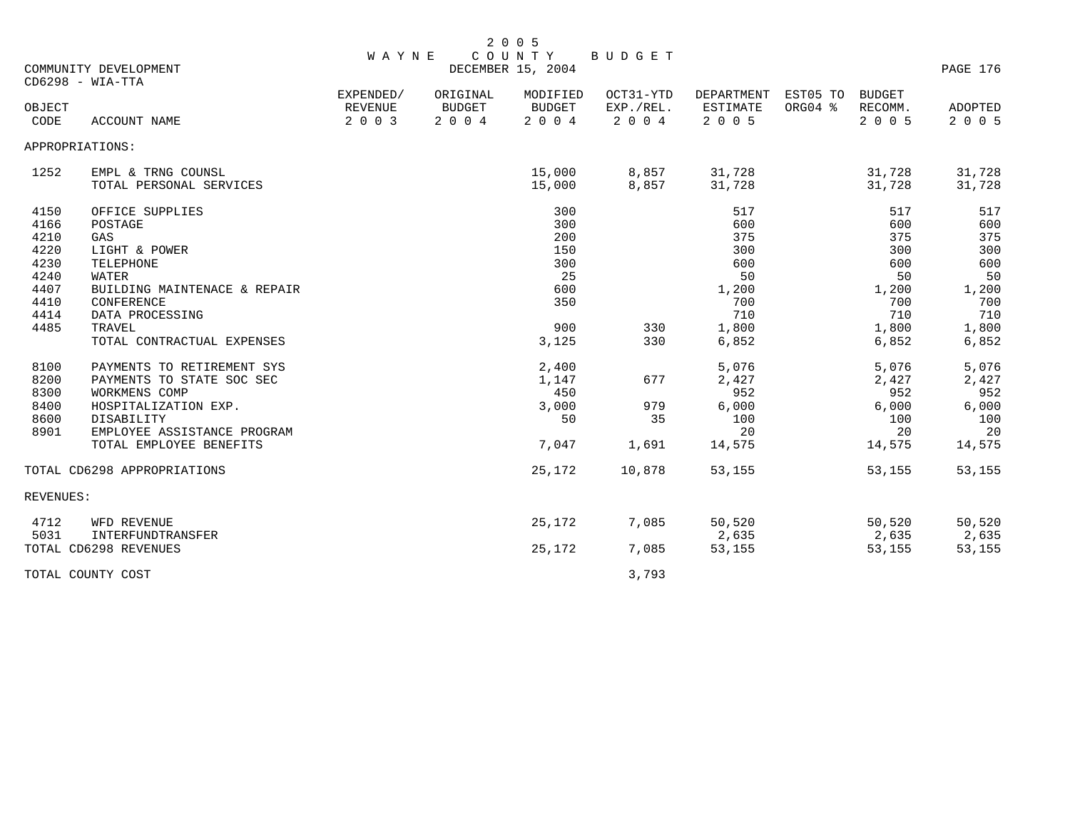# 2005 WAYNE COUNTY BUDGET

DECEMBER 15, 2004

COMMUNITY DEVELOPMENT
CD6298 - WIA-TTA

| OBJECT CODE | ACCOUNT NAME | EXPENDED/ REVENUE 2003 | ORIGINAL BUDGET 2004 | MODIFIED BUDGET 2004 | OCT31-YTD EXP./REL. 2004 | DEPARTMENT ESTIMATE 2005 | EST05 TO ORG04 % | BUDGET RECOMM. 2005 | ADOPTED 2005 |
|---|---|---|---|---|---|---|---|---|---|
| APPROPRIATIONS: | | | | | | | | | |
| 1252 | EMPL & TRNG COUNSL | | | 15,000 | 8,857 | 31,728 | | 31,728 | 31,728 |
| | TOTAL PERSONAL SERVICES | | | 15,000 | 8,857 | 31,728 | | 31,728 | 31,728 |
| 4150 | OFFICE SUPPLIES | | | 300 | | 517 | | 517 | 517 |
| 4166 | POSTAGE | | | 300 | | 600 | | 600 | 600 |
| 4210 | GAS | | | 200 | | 375 | | 375 | 375 |
| 4220 | LIGHT & POWER | | | 150 | | 300 | | 300 | 300 |
| 4230 | TELEPHONE | | | 300 | | 600 | | 600 | 600 |
| 4240 | WATER | | | 25 | | 50 | | 50 | 50 |
| 4407 | BUILDING MAINTENACE & REPAIR | | | 600 | | 1,200 | | 1,200 | 1,200 |
| 4410 | CONFERENCE | | | 350 | | 700 | | 700 | 700 |
| 4414 | DATA PROCESSING | | | | | 710 | | 710 | 710 |
| 4485 | TRAVEL | | | 900 | 330 | 1,800 | | 1,800 | 1,800 |
| | TOTAL CONTRACTUAL EXPENSES | | | 3,125 | 330 | 6,852 | | 6,852 | 6,852 |
| 8100 | PAYMENTS TO RETIREMENT SYS | | | 2,400 | | 5,076 | | 5,076 | 5,076 |
| 8200 | PAYMENTS TO STATE SOC SEC | | | 1,147 | 677 | 2,427 | | 2,427 | 2,427 |
| 8300 | WORKMENS COMP | | | 450 | | 952 | | 952 | 952 |
| 8400 | HOSPITALIZATION EXP. | | | 3,000 | 979 | 6,000 | | 6,000 | 6,000 |
| 8600 | DISABILITY | | | 50 | 35 | 100 | | 100 | 100 |
| 8901 | EMPLOYEE ASSISTANCE PROGRAM | | | | | 20 | | 20 | 20 |
| | TOTAL EMPLOYEE BENEFITS | | | 7,047 | 1,691 | 14,575 | | 14,575 | 14,575 |
| TOTAL CD6298 APPROPRIATIONS | | | | 25,172 | 10,878 | 53,155 | | 53,155 | 53,155 |
| REVENUES: | | | | | | | | | |
| 4712 | WFD REVENUE | | | 25,172 | 7,085 | 50,520 | | 50,520 | 50,520 |
| 5031 | INTERFUNDTRANSFER | | | | | 2,635 | | 2,635 | 2,635 |
| TOTAL CD6298 REVENUES | | | | 25,172 | 7,085 | 53,155 | | 53,155 | 53,155 |
| TOTAL COUNTY COST | | | | | 3,793 | | | | |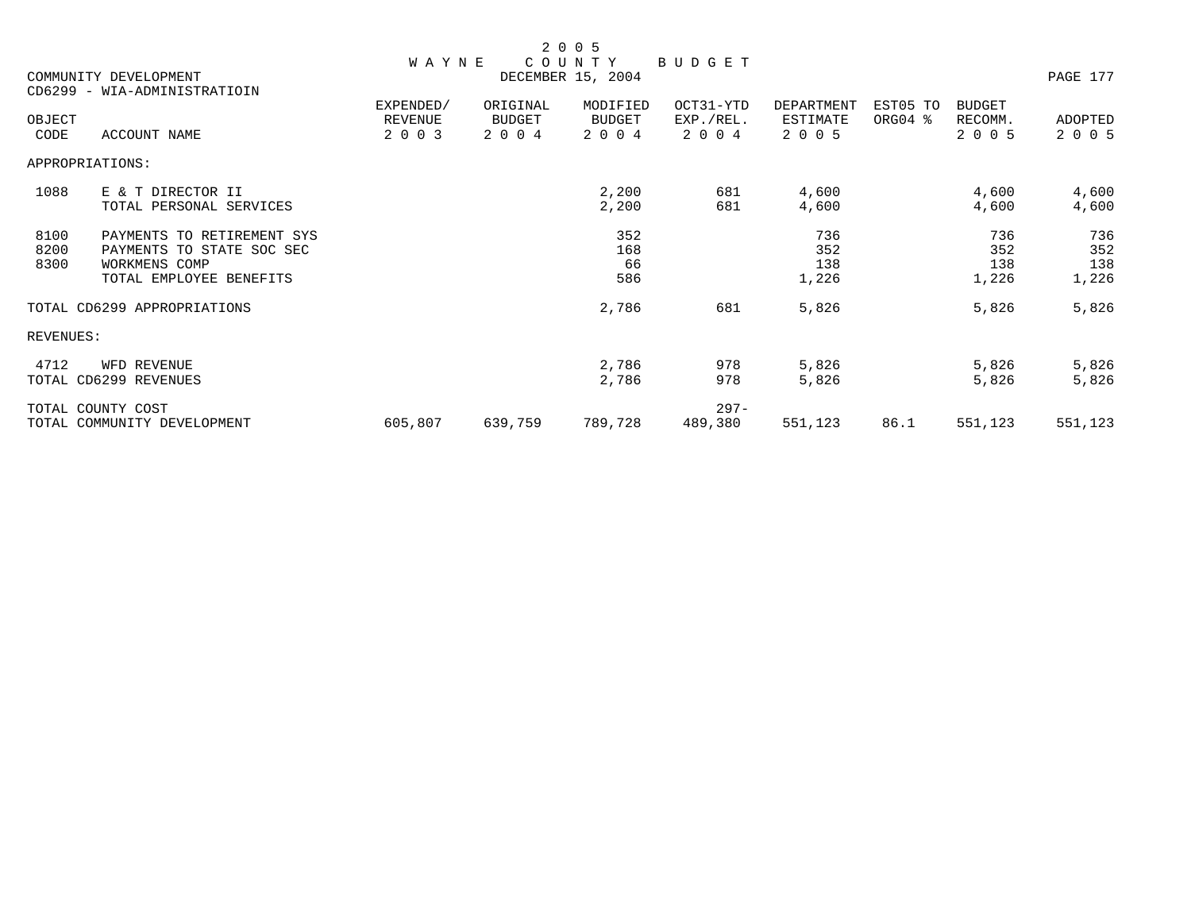2005 WAYNE COUNTY BUDGET

DECEMBER 15, 2004

COMMUNITY DEVELOPMENT

CD6299 - WIA-ADMINISTRATIOIN

| OBJECT CODE | ACCOUNT NAME | EXPENDED/ REVENUE 2003 | ORIGINAL BUDGET 2004 | MODIFIED BUDGET 2004 | OCT31-YTD EXP./REL. 2004 | DEPARTMENT ESTIMATE 2005 | EST05 TO ORG04 % | BUDGET RECOMM. 2005 | ADOPTED 2005 |
|---|---|---|---|---|---|---|---|---|---|
| APPROPRIATIONS: | | | | | | | | | |
| 1088 | E & T DIRECTOR II | | | 2,200 | 681 | 4,600 | | 4,600 | 4,600 |
| | TOTAL PERSONAL SERVICES | | | 2,200 | 681 | 4,600 | | 4,600 | 4,600 |
| 8100 | PAYMENTS TO RETIREMENT SYS | | | 352 | | 736 | | 736 | 736 |
| 8200 | PAYMENTS TO STATE SOC SEC | | | 168 | | 352 | | 352 | 352 |
| 8300 | WORKMENS COMP | | | 66 | | 138 | | 138 | 138 |
| | TOTAL EMPLOYEE BENEFITS | | | 586 | | 1,226 | | 1,226 | 1,226 |
| TOTAL CD6299 APPROPRIATIONS | | | | 2,786 | 681 | 5,826 | | 5,826 | 5,826 |
| REVENUES: | | | | | | | | | |
| 4712 | WFD REVENUE | | | 2,786 | 978 | 5,826 | | 5,826 | 5,826 |
| TOTAL CD6299 REVENUES | | | | 2,786 | 978 | 5,826 | | 5,826 | 5,826 |
| TOTAL COUNTY COST | | | | | 297- | | | | |
| TOTAL COMMUNITY DEVELOPMENT | | 605,807 | 639,759 | 789,728 | 489,380 | 551,123 | 86.1 | 551,123 | 551,123 |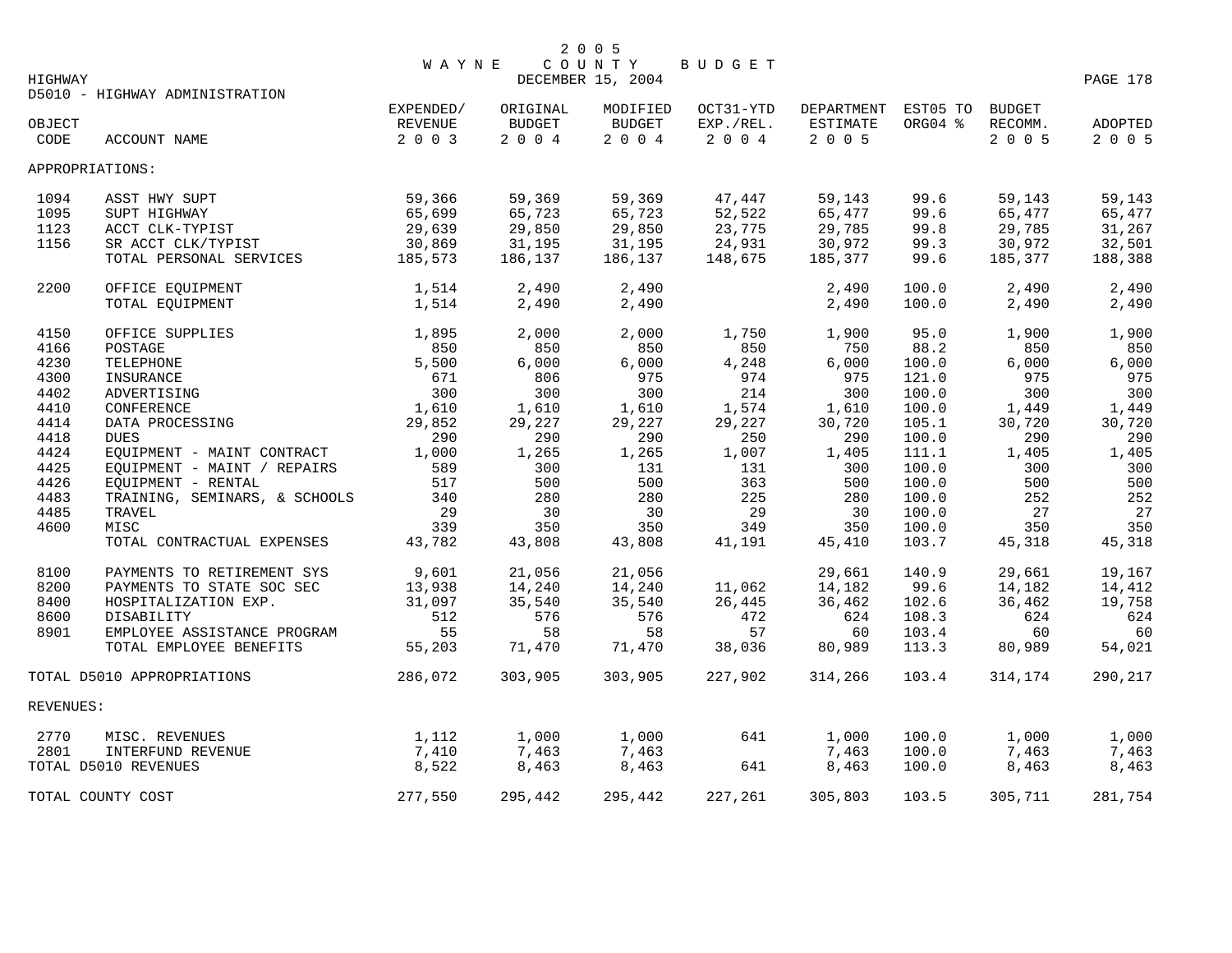# 2005 WAYNE COUNTY BUDGET

DECEMBER 15, 2004

HIGHWAY

D5010 - HIGHWAY ADMINISTRATION

| OBJECT CODE | ACCOUNT NAME | EXPENDED/ REVENUE 2003 | ORIGINAL BUDGET 2004 | MODIFIED BUDGET 2004 | OCT31-YTD EXP./REL. 2004 | DEPARTMENT ESTIMATE 2005 | EST05 TO ORG04 % | BUDGET RECOMM. 2005 | ADOPTED 2005 |
|---|---|---|---|---|---|---|---|---|---|
| APPROPRIATIONS: | | | | | | | | | |
| 1094 | ASST HWY SUPT | 59,366 | 59,369 | 59,369 | 47,447 | 59,143 | 99.6 | 59,143 | 59,143 |
| 1095 | SUPT HIGHWAY | 65,699 | 65,723 | 65,723 | 52,522 | 65,477 | 99.6 | 65,477 | 65,477 |
| 1123 | ACCT CLK-TYPIST | 29,639 | 29,850 | 29,850 | 23,775 | 29,785 | 99.8 | 29,785 | 31,267 |
| 1156 | SR ACCT CLK/TYPIST | 30,869 | 31,195 | 31,195 | 24,931 | 30,972 | 99.3 | 30,972 | 32,501 |
| | TOTAL PERSONAL SERVICES | 185,573 | 186,137 | 186,137 | 148,675 | 185,377 | 99.6 | 185,377 | 188,388 |
| 2200 | OFFICE EQUIPMENT | 1,514 | 2,490 | 2,490 | | 2,490 | 100.0 | 2,490 | 2,490 |
| | TOTAL EQUIPMENT | 1,514 | 2,490 | 2,490 | | 2,490 | 100.0 | 2,490 | 2,490 |
| 4150 | OFFICE SUPPLIES | 1,895 | 2,000 | 2,000 | 1,750 | 1,900 | 95.0 | 1,900 | 1,900 |
| 4166 | POSTAGE | 850 | 850 | 850 | 850 | 750 | 88.2 | 850 | 850 |
| 4230 | TELEPHONE | 5,500 | 6,000 | 6,000 | 4,248 | 6,000 | 100.0 | 6,000 | 6,000 |
| 4300 | INSURANCE | 671 | 806 | 975 | 974 | 975 | 121.0 | 975 | 975 |
| 4402 | ADVERTISING | 300 | 300 | 300 | 214 | 300 | 100.0 | 300 | 300 |
| 4410 | CONFERENCE | 1,610 | 1,610 | 1,610 | 1,574 | 1,610 | 100.0 | 1,449 | 1,449 |
| 4414 | DATA PROCESSING | 29,852 | 29,227 | 29,227 | 29,227 | 30,720 | 105.1 | 30,720 | 30,720 |
| 4418 | DUES | 290 | 290 | 290 | 250 | 290 | 100.0 | 290 | 290 |
| 4424 | EQUIPMENT - MAINT CONTRACT | 1,000 | 1,265 | 1,265 | 1,007 | 1,405 | 111.1 | 1,405 | 1,405 |
| 4425 | EQUIPMENT - MAINT / REPAIRS | 589 | 300 | 131 | 131 | 300 | 100.0 | 300 | 300 |
| 4426 | EQUIPMENT - RENTAL | 517 | 500 | 500 | 363 | 500 | 100.0 | 500 | 500 |
| 4483 | TRAINING, SEMINARS, & SCHOOLS | 340 | 280 | 280 | 225 | 280 | 100.0 | 252 | 252 |
| 4485 | TRAVEL | 29 | 30 | 30 | 29 | 30 | 100.0 | 27 | 27 |
| 4600 | MISC | 339 | 350 | 350 | 349 | 350 | 100.0 | 350 | 350 |
| | TOTAL CONTRACTUAL EXPENSES | 43,782 | 43,808 | 43,808 | 41,191 | 45,410 | 103.7 | 45,318 | 45,318 |
| 8100 | PAYMENTS TO RETIREMENT SYS | 9,601 | 21,056 | 21,056 | | 29,661 | 140.9 | 29,661 | 19,167 |
| 8200 | PAYMENTS TO STATE SOC SEC | 13,938 | 14,240 | 14,240 | 11,062 | 14,182 | 99.6 | 14,182 | 14,412 |
| 8400 | HOSPITALIZATION EXP. | 31,097 | 35,540 | 35,540 | 26,445 | 36,462 | 102.6 | 36,462 | 19,758 |
| 8600 | DISABILITY | 512 | 576 | 576 | 472 | 624 | 108.3 | 624 | 624 |
| 8901 | EMPLOYEE ASSISTANCE PROGRAM | 55 | 58 | 58 | 57 | 60 | 103.4 | 60 | 60 |
| | TOTAL EMPLOYEE BENEFITS | 55,203 | 71,470 | 71,470 | 38,036 | 80,989 | 113.3 | 80,989 | 54,021 |
| TOTAL D5010 APPROPRIATIONS | | 286,072 | 303,905 | 303,905 | 227,902 | 314,266 | 103.4 | 314,174 | 290,217 |
| REVENUES: | | | | | | | | | |
| 2770 | MISC. REVENUES | 1,112 | 1,000 | 1,000 | 641 | 1,000 | 100.0 | 1,000 | 1,000 |
| 2801 | INTERFUND REVENUE | 7,410 | 7,463 | 7,463 | | 7,463 | 100.0 | 7,463 | 7,463 |
| TOTAL D5010 REVENUES | | 8,522 | 8,463 | 8,463 | 641 | 8,463 | 100.0 | 8,463 | 8,463 |
| TOTAL COUNTY COST | | 277,550 | 295,442 | 295,442 | 227,261 | 305,803 | 103.5 | 305,711 | 281,754 |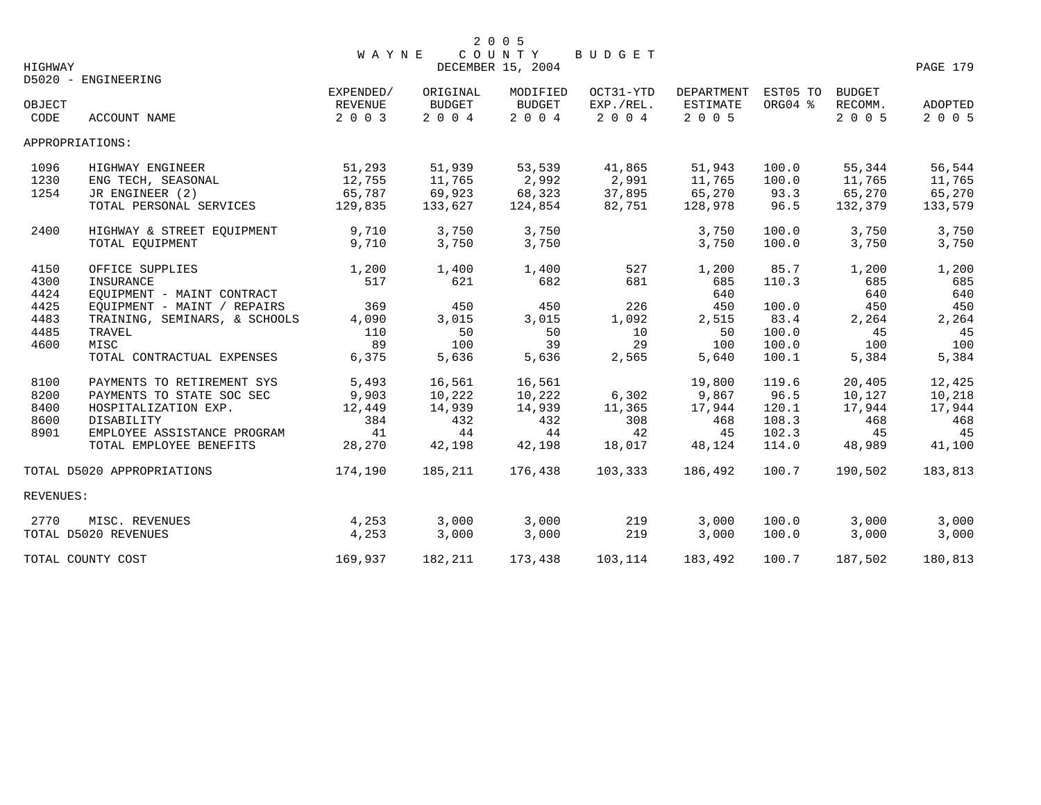# 2005 WAYNE COUNTY BUDGET

DECEMBER 15, 2004

HIGHWAY

D5020 - ENGINEERING

| OBJECT CODE | ACCOUNT NAME | EXPENDED/ REVENUE 2003 | ORIGINAL BUDGET 2004 | MODIFIED BUDGET 2004 | OCT31-YTD EXP./REL. 2004 | DEPARTMENT ESTIMATE 2005 | EST05 TO ORG04 % | BUDGET RECOMM. 2005 | ADOPTED 2005 |
|---|---|---|---|---|---|---|---|---|---|
| APPROPRIATIONS: | | | | | | | | | |
| 1096 | HIGHWAY ENGINEER | 51,293 | 51,939 | 53,539 | 41,865 | 51,943 | 100.0 | 55,344 | 56,544 |
| 1230 | ENG TECH, SEASONAL | 12,755 | 11,765 | 2,992 | 2,991 | 11,765 | 100.0 | 11,765 | 11,765 |
| 1254 | JR ENGINEER (2) | 65,787 | 69,923 | 68,323 | 37,895 | 65,270 | 93.3 | 65,270 | 65,270 |
| | TOTAL PERSONAL SERVICES | 129,835 | 133,627 | 124,854 | 82,751 | 128,978 | 96.5 | 132,379 | 133,579 |
| 2400 | HIGHWAY & STREET EQUIPMENT | 9,710 | 3,750 | 3,750 | | 3,750 | 100.0 | 3,750 | 3,750 |
| | TOTAL EQUIPMENT | 9,710 | 3,750 | 3,750 | | 3,750 | 100.0 | 3,750 | 3,750 |
| 4150 | OFFICE SUPPLIES | 1,200 | 1,400 | 1,400 | 527 | 1,200 | 85.7 | 1,200 | 1,200 |
| 4300 | INSURANCE | 517 | 621 | 682 | 681 | 685 | 110.3 | 685 | 685 |
| 4424 | EQUIPMENT - MAINT CONTRACT | | | | | 640 | | 640 | 640 |
| 4425 | EQUIPMENT - MAINT / REPAIRS | 369 | 450 | 450 | 226 | 450 | 100.0 | 450 | 450 |
| 4483 | TRAINING, SEMINARS, & SCHOOLS | 4,090 | 3,015 | 3,015 | 1,092 | 2,515 | 83.4 | 2,264 | 2,264 |
| 4485 | TRAVEL | 110 | 50 | 50 | 10 | 50 | 100.0 | 45 | 45 |
| 4600 | MISC | 89 | 100 | 39 | 29 | 100 | 100.0 | 100 | 100 |
| | TOTAL CONTRACTUAL EXPENSES | 6,375 | 5,636 | 5,636 | 2,565 | 5,640 | 100.1 | 5,384 | 5,384 |
| 8100 | PAYMENTS TO RETIREMENT SYS | 5,493 | 16,561 | 16,561 | | 19,800 | 119.6 | 20,405 | 12,425 |
| 8200 | PAYMENTS TO STATE SOC SEC | 9,903 | 10,222 | 10,222 | 6,302 | 9,867 | 96.5 | 10,127 | 10,218 |
| 8400 | HOSPITALIZATION EXP. | 12,449 | 14,939 | 14,939 | 11,365 | 17,944 | 120.1 | 17,944 | 17,944 |
| 8600 | DISABILITY | 384 | 432 | 432 | 308 | 468 | 108.3 | 468 | 468 |
| 8901 | EMPLOYEE ASSISTANCE PROGRAM | 41 | 44 | 44 | 42 | 45 | 102.3 | 45 | 45 |
| | TOTAL EMPLOYEE BENEFITS | 28,270 | 42,198 | 42,198 | 18,017 | 48,124 | 114.0 | 48,989 | 41,100 |
| TOTAL D5020 APPROPRIATIONS | | 174,190 | 185,211 | 176,438 | 103,333 | 186,492 | 100.7 | 190,502 | 183,813 |
| REVENUES: | | | | | | | | | |
| 2770 | MISC. REVENUES | 4,253 | 3,000 | 3,000 | 219 | 3,000 | 100.0 | 3,000 | 3,000 |
| TOTAL D5020 REVENUES | | 4,253 | 3,000 | 3,000 | 219 | 3,000 | 100.0 | 3,000 | 3,000 |
| TOTAL COUNTY COST | | 169,937 | 182,211 | 173,438 | 103,114 | 183,492 | 100.7 | 187,502 | 180,813 |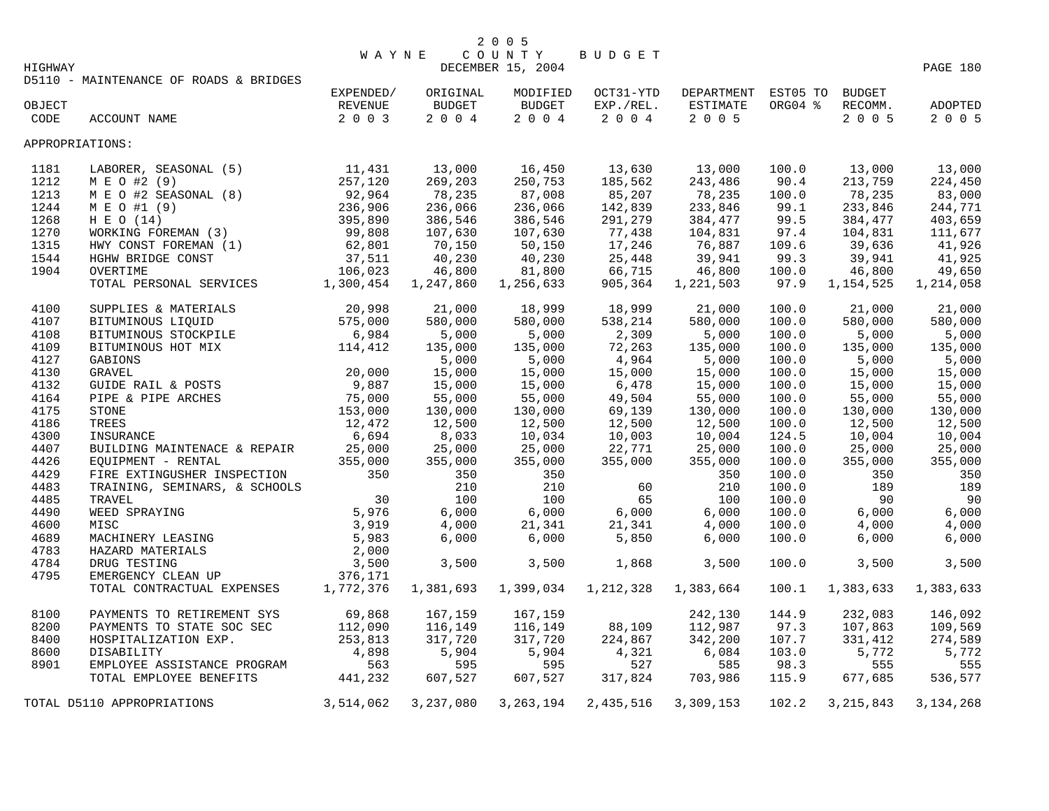# 2005 WAYNE COUNTY BUDGET

HIGHWAY — DECEMBER 15, 2004

D5110 - MAINTENANCE OF ROADS & BRIDGES

| OBJECT CODE | ACCOUNT NAME | EXPENDED/ REVENUE 2003 | ORIGINAL BUDGET 2004 | MODIFIED BUDGET 2004 | OCT31-YTD EXP./REL. 2004 | DEPARTMENT ESTIMATE 2005 | EST05 TO ORG04 % | BUDGET RECOMM. 2005 | ADOPTED 2005 |
|---|---|---|---|---|---|---|---|---|---|
| APPROPRIATIONS: | | | | | | | | | |
| 1181 | LABORER, SEASONAL (5) | 11,431 | 13,000 | 16,450 | 13,630 | 13,000 | 100.0 | 13,000 | 13,000 |
| 1212 | M E O #2 (9) | 257,120 | 269,203 | 250,753 | 185,562 | 243,486 | 90.4 | 213,759 | 224,450 |
| 1213 | M E O #2 SEASONAL (8) | 92,964 | 78,235 | 87,008 | 85,207 | 78,235 | 100.0 | 78,235 | 83,000 |
| 1244 | M E O #1 (9) | 236,906 | 236,066 | 236,066 | 142,839 | 233,846 | 99.1 | 233,846 | 244,771 |
| 1268 | H E O (14) | 395,890 | 386,546 | 386,546 | 291,279 | 384,477 | 99.5 | 384,477 | 403,659 |
| 1270 | WORKING FOREMAN (3) | 99,808 | 107,630 | 107,630 | 77,438 | 104,831 | 97.4 | 104,831 | 111,677 |
| 1315 | HWY CONST FOREMAN (1) | 62,801 | 70,150 | 50,150 | 17,246 | 76,887 | 109.6 | 39,636 | 41,926 |
| 1544 | HGHW BRIDGE CONST | 37,511 | 40,230 | 40,230 | 25,448 | 39,941 | 99.3 | 39,941 | 41,925 |
| 1904 | OVERTIME | 106,023 | 46,800 | 81,800 | 66,715 | 46,800 | 100.0 | 46,800 | 49,650 |
| | TOTAL PERSONAL SERVICES | 1,300,454 | 1,247,860 | 1,256,633 | 905,364 | 1,221,503 | 97.9 | 1,154,525 | 1,214,058 |
| 4100 | SUPPLIES & MATERIALS | 20,998 | 21,000 | 18,999 | 18,999 | 21,000 | 100.0 | 21,000 | 21,000 |
| 4107 | BITUMINOUS LIQUID | 575,000 | 580,000 | 580,000 | 538,214 | 580,000 | 100.0 | 580,000 | 580,000 |
| 4108 | BITUMINOUS STOCKPILE | 6,984 | 5,000 | 5,000 | 2,309 | 5,000 | 100.0 | 5,000 | 5,000 |
| 4109 | BITUMINOUS HOT MIX | 114,412 | 135,000 | 135,000 | 72,263 | 135,000 | 100.0 | 135,000 | 135,000 |
| 4127 | GABIONS | | 5,000 | 5,000 | 4,964 | 5,000 | 100.0 | 5,000 | 5,000 |
| 4130 | GRAVEL | 20,000 | 15,000 | 15,000 | 15,000 | 15,000 | 100.0 | 15,000 | 15,000 |
| 4132 | GUIDE RAIL & POSTS | 9,887 | 15,000 | 15,000 | 6,478 | 15,000 | 100.0 | 15,000 | 15,000 |
| 4164 | PIPE & PIPE ARCHES | 75,000 | 55,000 | 55,000 | 49,504 | 55,000 | 100.0 | 55,000 | 55,000 |
| 4175 | STONE | 153,000 | 130,000 | 130,000 | 69,139 | 130,000 | 100.0 | 130,000 | 130,000 |
| 4186 | TREES | 12,472 | 12,500 | 12,500 | 12,500 | 12,500 | 100.0 | 12,500 | 12,500 |
| 4300 | INSURANCE | 6,694 | 8,033 | 10,034 | 10,003 | 10,004 | 124.5 | 10,004 | 10,004 |
| 4407 | BUILDING MAINTENACE & REPAIR | 25,000 | 25,000 | 25,000 | 22,771 | 25,000 | 100.0 | 25,000 | 25,000 |
| 4426 | EQUIPMENT - RENTAL | 355,000 | 355,000 | 355,000 | 355,000 | 355,000 | 100.0 | 355,000 | 355,000 |
| 4429 | FIRE EXTINGUSHER INSPECTION | 350 | 350 | 350 | | 350 | 100.0 | 350 | 350 |
| 4483 | TRAINING, SEMINARS, & SCHOOLS | | 210 | 210 | 60 | 210 | 100.0 | 189 | 189 |
| 4485 | TRAVEL | 30 | 100 | 100 | 65 | 100 | 100.0 | 90 | 90 |
| 4490 | WEED SPRAYING | 5,976 | 6,000 | 6,000 | 6,000 | 6,000 | 100.0 | 6,000 | 6,000 |
| 4600 | MISC | 3,919 | 4,000 | 21,341 | 21,341 | 4,000 | 100.0 | 4,000 | 4,000 |
| 4689 | MACHINERY LEASING | 5,983 | 6,000 | 6,000 | 5,850 | 6,000 | 100.0 | 6,000 | 6,000 |
| 4783 | HAZARD MATERIALS | 2,000 | | | | | | | |
| 4784 | DRUG TESTING | 3,500 | 3,500 | 3,500 | 1,868 | 3,500 | 100.0 | 3,500 | 3,500 |
| 4795 | EMERGENCY CLEAN UP | 376,171 | | | | | | | |
| | TOTAL CONTRACTUAL EXPENSES | 1,772,376 | 1,381,693 | 1,399,034 | 1,212,328 | 1,383,664 | 100.1 | 1,383,633 | 1,383,633 |
| 8100 | PAYMENTS TO RETIREMENT SYS | 69,868 | 167,159 | 167,159 | | 242,130 | 144.9 | 232,083 | 146,092 |
| 8200 | PAYMENTS TO STATE SOC SEC | 112,090 | 116,149 | 116,149 | 88,109 | 112,987 | 97.3 | 107,863 | 109,569 |
| 8400 | HOSPITALIZATION EXP. | 253,813 | 317,720 | 317,720 | 224,867 | 342,200 | 107.7 | 331,412 | 274,589 |
| 8600 | DISABILITY | 4,898 | 5,904 | 5,904 | 4,321 | 6,084 | 103.0 | 5,772 | 5,772 |
| 8901 | EMPLOYEE ASSISTANCE PROGRAM | 563 | 595 | 595 | 527 | 585 | 98.3 | 555 | 555 |
| | TOTAL EMPLOYEE BENEFITS | 441,232 | 607,527 | 607,527 | 317,824 | 703,986 | 115.9 | 677,685 | 536,577 |
| TOTAL D5110 APPROPRIATIONS | | 3,514,062 | 3,237,080 | 3,263,194 | 2,435,516 | 3,309,153 | 102.2 | 3,215,843 | 3,134,268 |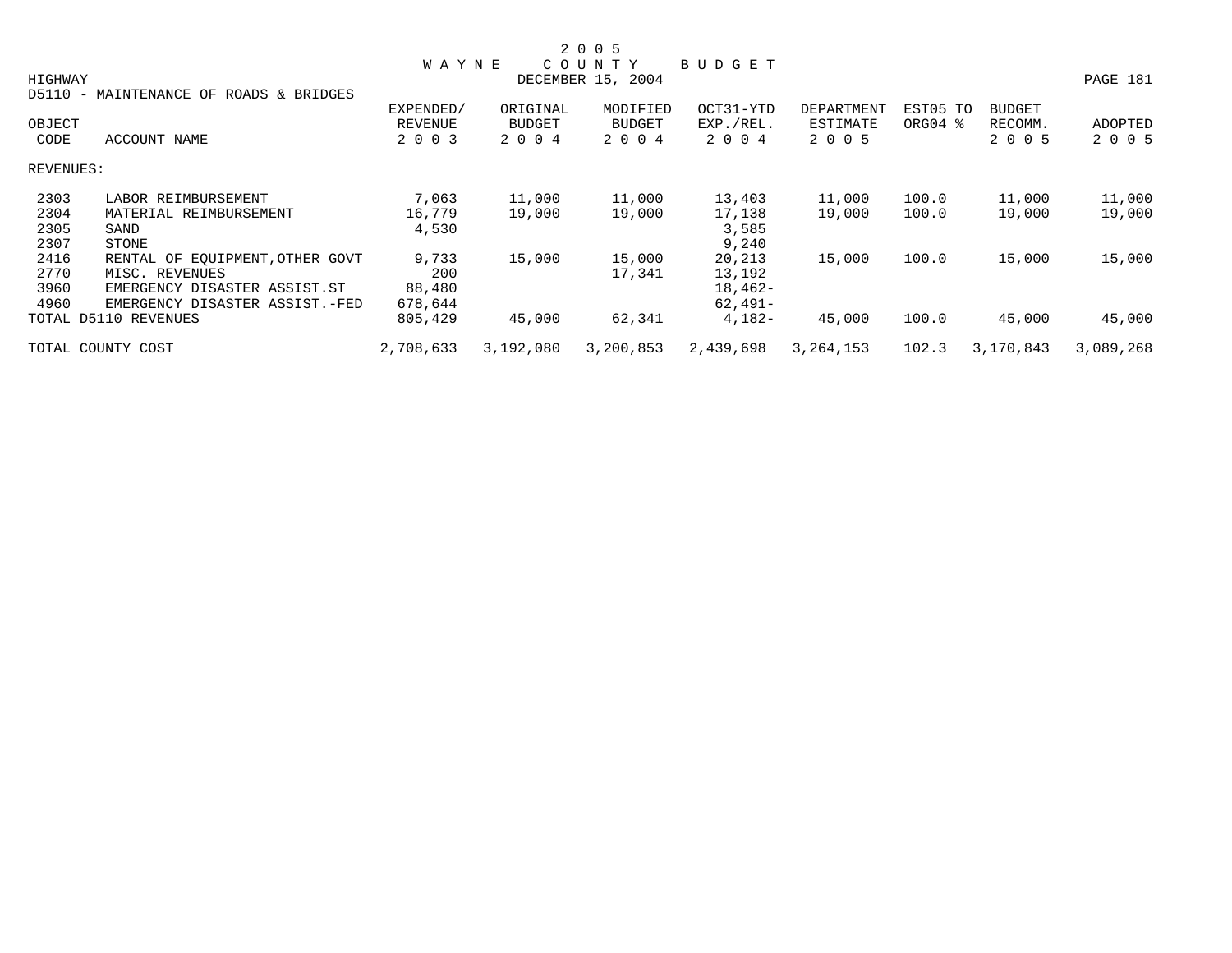# 2005 WAYNE COUNTY BUDGET

DECEMBER 15, 2004

HIGHWAY

D5110 - MAINTENANCE OF ROADS & BRIDGES

| OBJECT CODE | ACCOUNT NAME | EXPENDED/ REVENUE 2003 | ORIGINAL BUDGET 2004 | MODIFIED BUDGET 2004 | OCT31-YTD EXP./REL. 2004 | DEPARTMENT ESTIMATE 2005 | EST05 TO ORG04 % | BUDGET RECOMM. 2005 | ADOPTED 2005 |
|---|---|---|---|---|---|---|---|---|---|
| REVENUES: | | | | | | | | | |
| 2303 | LABOR REIMBURSEMENT | 7,063 | 11,000 | 11,000 | 13,403 | 11,000 | 100.0 | 11,000 | 11,000 |
| 2304 | MATERIAL REIMBURSEMENT | 16,779 | 19,000 | 19,000 | 17,138 | 19,000 | 100.0 | 19,000 | 19,000 |
| 2305 | SAND | 4,530 | | | 3,585 | | | | |
| 2307 | STONE | | | | 9,240 | | | | |
| 2416 | RENTAL OF EQUIPMENT,OTHER GOVT | 9,733 | 15,000 | 15,000 | 20,213 | 15,000 | 100.0 | 15,000 | 15,000 |
| 2770 | MISC. REVENUES | 200 | | 17,341 | 13,192 | | | | |
| 3960 | EMERGENCY DISASTER ASSIST.ST | 88,480 | | | 18,462- | | | | |
| 4960 | EMERGENCY DISASTER ASSIST.-FED | 678,644 | | | 62,491- | | | | |
| TOTAL D5110 REVENUES | | 805,429 | 45,000 | 62,341 | 4,182- | 45,000 | 100.0 | 45,000 | 45,000 |
| TOTAL COUNTY COST | | 2,708,633 | 3,192,080 | 3,200,853 | 2,439,698 | 3,264,153 | 102.3 | 3,170,843 | 3,089,268 |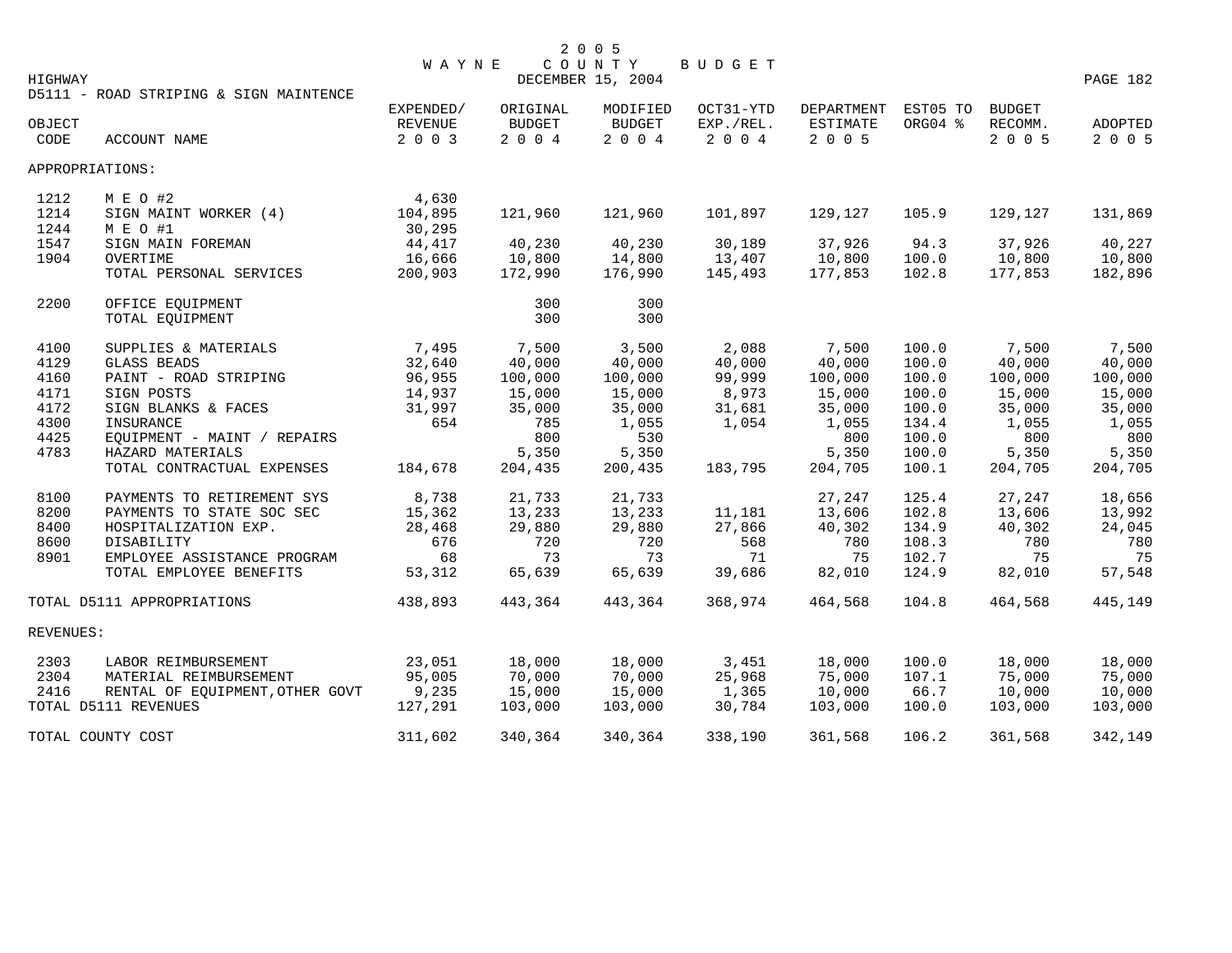# 2005 WAYNE COUNTY BUDGET

DECEMBER 15, 2004

HIGHWAY

D5111 - ROAD STRIPING & SIGN MAINTENCE

| OBJECT CODE | ACCOUNT NAME | EXPENDED/ REVENUE 2003 | ORIGINAL BUDGET 2004 | MODIFIED BUDGET 2004 | OCT31-YTD EXP./REL. 2004 | DEPARTMENT ESTIMATE 2005 | EST05 TO ORG04 % | BUDGET RECOMM. 2005 | ADOPTED 2005 |
|---|---|---|---|---|---|---|---|---|---|
| APPROPRIATIONS: | | | | | | | | | |
| 1212 | M E O #2 | 4,630 | | | | | | | |
| 1214 | SIGN MAINT WORKER (4) | 104,895 | 121,960 | 121,960 | 101,897 | 129,127 | 105.9 | 129,127 | 131,869 |
| 1244 | M E O #1 | 30,295 | | | | | | | |
| 1547 | SIGN MAIN FOREMAN | 44,417 | 40,230 | 40,230 | 30,189 | 37,926 | 94.3 | 37,926 | 40,227 |
| 1904 | OVERTIME | 16,666 | 10,800 | 14,800 | 13,407 | 10,800 | 100.0 | 10,800 | 10,800 |
| | TOTAL PERSONAL SERVICES | 200,903 | 172,990 | 176,990 | 145,493 | 177,853 | 102.8 | 177,853 | 182,896 |
| 2200 | OFFICE EQUIPMENT | | 300 | 300 | | | | | |
| | TOTAL EQUIPMENT | | 300 | 300 | | | | | |
| 4100 | SUPPLIES & MATERIALS | 7,495 | 7,500 | 3,500 | 2,088 | 7,500 | 100.0 | 7,500 | 7,500 |
| 4129 | GLASS BEADS | 32,640 | 40,000 | 40,000 | 40,000 | 40,000 | 100.0 | 40,000 | 40,000 |
| 4160 | PAINT - ROAD STRIPING | 96,955 | 100,000 | 100,000 | 99,999 | 100,000 | 100.0 | 100,000 | 100,000 |
| 4171 | SIGN POSTS | 14,937 | 15,000 | 15,000 | 8,973 | 15,000 | 100.0 | 15,000 | 15,000 |
| 4172 | SIGN BLANKS & FACES | 31,997 | 35,000 | 35,000 | 31,681 | 35,000 | 100.0 | 35,000 | 35,000 |
| 4300 | INSURANCE | 654 | 785 | 1,055 | 1,054 | 1,055 | 134.4 | 1,055 | 1,055 |
| 4425 | EQUIPMENT - MAINT / REPAIRS | | 800 | 530 | | 800 | 100.0 | 800 | 800 |
| 4783 | HAZARD MATERIALS | | 5,350 | 5,350 | | 5,350 | 100.0 | 5,350 | 5,350 |
| | TOTAL CONTRACTUAL EXPENSES | 184,678 | 204,435 | 200,435 | 183,795 | 204,705 | 100.1 | 204,705 | 204,705 |
| 8100 | PAYMENTS TO RETIREMENT SYS | 8,738 | 21,733 | 21,733 | | 27,247 | 125.4 | 27,247 | 18,656 |
| 8200 | PAYMENTS TO STATE SOC SEC | 15,362 | 13,233 | 13,233 | 11,181 | 13,606 | 102.8 | 13,606 | 13,992 |
| 8400 | HOSPITALIZATION EXP. | 28,468 | 29,880 | 29,880 | 27,866 | 40,302 | 134.9 | 40,302 | 24,045 |
| 8600 | DISABILITY | 676 | 720 | 720 | 568 | 780 | 108.3 | 780 | 780 |
| 8901 | EMPLOYEE ASSISTANCE PROGRAM | 68 | 73 | 73 | 71 | 75 | 102.7 | 75 | 75 |
| | TOTAL EMPLOYEE BENEFITS | 53,312 | 65,639 | 65,639 | 39,686 | 82,010 | 124.9 | 82,010 | 57,548 |
| TOTAL D5111 APPROPRIATIONS | | 438,893 | 443,364 | 443,364 | 368,974 | 464,568 | 104.8 | 464,568 | 445,149 |
| REVENUES: | | | | | | | | | |
| 2303 | LABOR REIMBURSEMENT | 23,051 | 18,000 | 18,000 | 3,451 | 18,000 | 100.0 | 18,000 | 18,000 |
| 2304 | MATERIAL REIMBURSEMENT | 95,005 | 70,000 | 70,000 | 25,968 | 75,000 | 107.1 | 75,000 | 75,000 |
| 2416 | RENTAL OF EQUIPMENT,OTHER GOVT | 9,235 | 15,000 | 15,000 | 1,365 | 10,000 | 66.7 | 10,000 | 10,000 |
| TOTAL D5111 REVENUES | | 127,291 | 103,000 | 103,000 | 30,784 | 103,000 | 100.0 | 103,000 | 103,000 |
| TOTAL COUNTY COST | | 311,602 | 340,364 | 340,364 | 338,190 | 361,568 | 106.2 | 361,568 | 342,149 |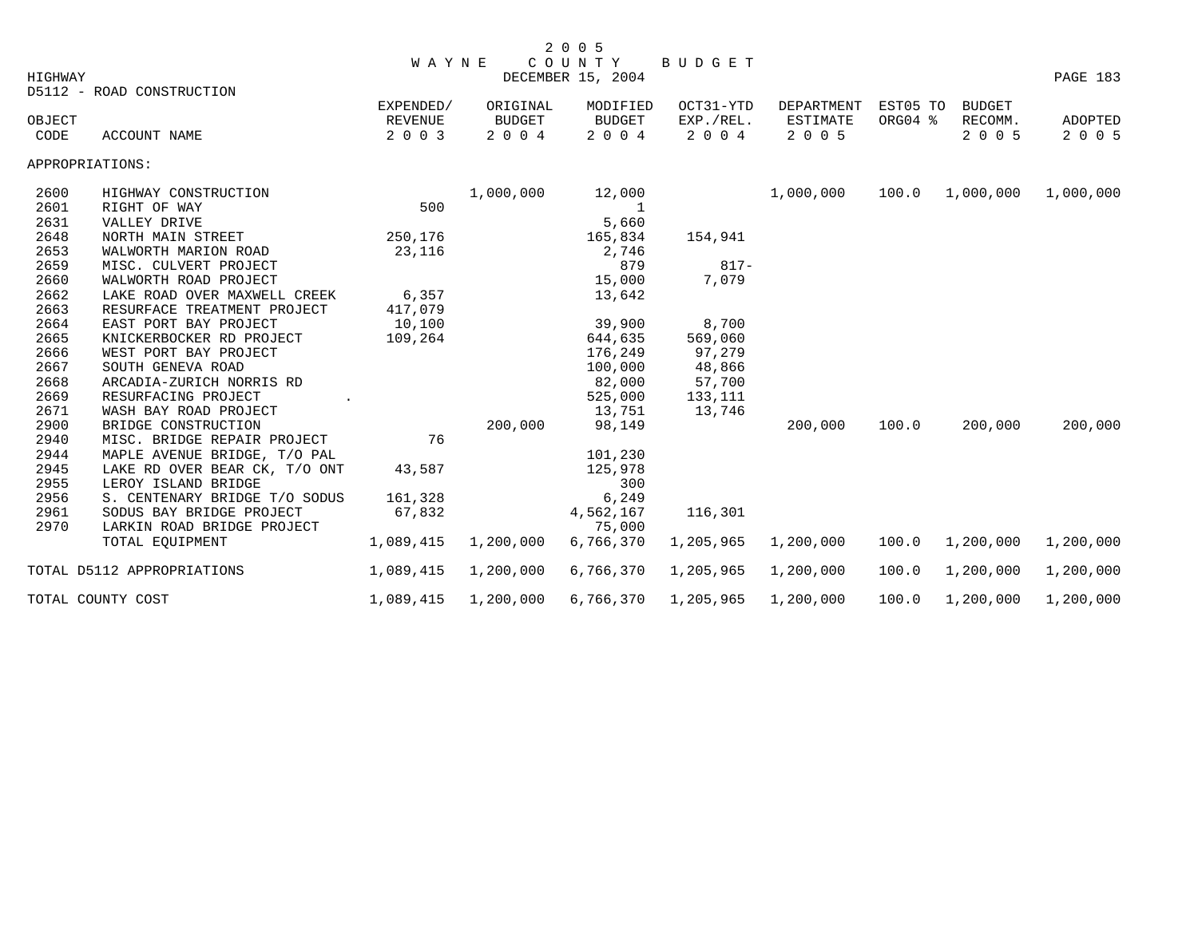# 2005 WAYNE COUNTY BUDGET

HIGHWAY — DECEMBER 15, 2004

## D5112 - ROAD CONSTRUCTION

| OBJECT CODE | ACCOUNT NAME | EXPENDED/ REVENUE 2003 | ORIGINAL BUDGET 2004 | MODIFIED BUDGET 2004 | OCT31-YTD EXP./REL. 2004 | DEPARTMENT ESTIMATE 2005 | EST05 TO ORG04 % | BUDGET RECOMM. 2005 | ADOPTED 2005 |
|---|---|---|---|---|---|---|---|---|---|
| APPROPRIATIONS: | | | | | | | | | |
| 2600 | HIGHWAY CONSTRUCTION | | 1,000,000 | 12,000 | | 1,000,000 | 100.0 | 1,000,000 | 1,000,000 |
| 2601 | RIGHT OF WAY | 500 | | 1 | | | | | |
| 2631 | VALLEY DRIVE | | | 5,660 | | | | | |
| 2648 | NORTH MAIN STREET | 250,176 | | 165,834 | 154,941 | | | | |
| 2653 | WALWORTH MARION ROAD | 23,116 | | 2,746 | | | | | |
| 2659 | MISC. CULVERT PROJECT | | | 879 | 817- | | | | |
| 2660 | WALWORTH ROAD PROJECT | | | 15,000 | 7,079 | | | | |
| 2662 | LAKE ROAD OVER MAXWELL CREEK | 6,357 | | 13,642 | | | | | |
| 2663 | RESURFACE TREATMENT PROJECT | 417,079 | | | | | | | |
| 2664 | EAST PORT BAY PROJECT | 10,100 | | 39,900 | 8,700 | | | | |
| 2665 | KNICKERBOCKER RD PROJECT | 109,264 | | 644,635 | 569,060 | | | | |
| 2666 | WEST PORT BAY PROJECT | | | 176,249 | 97,279 | | | | |
| 2667 | SOUTH GENEVA ROAD | | | 100,000 | 48,866 | | | | |
| 2668 | ARCADIA-ZURICH NORRIS RD | | | 82,000 | 57,700 | | | | |
| 2669 | RESURFACING PROJECT | | | 525,000 | 133,111 | | | | |
| 2671 | WASH BAY ROAD PROJECT | | | 13,751 | 13,746 | | | | |
| 2900 | BRIDGE CONSTRUCTION | | 200,000 | 98,149 | | 200,000 | 100.0 | 200,000 | 200,000 |
| 2940 | MISC. BRIDGE REPAIR PROJECT | 76 | | | | | | | |
| 2944 | MAPLE AVENUE BRIDGE, T/O PAL | | | 101,230 | | | | | |
| 2945 | LAKE RD OVER BEAR CK, T/O ONT | 43,587 | | 125,978 | | | | | |
| 2955 | LEROY ISLAND BRIDGE | | | 300 | | | | | |
| 2956 | S. CENTENARY BRIDGE T/O SODUS | 161,328 | | 6,249 | | | | | |
| 2961 | SODUS BAY BRIDGE PROJECT | 67,832 | | 4,562,167 | 116,301 | | | | |
| 2970 | LARKIN ROAD BRIDGE PROJECT | | | 75,000 | | | | | |
| | TOTAL EQUIPMENT | 1,089,415 | 1,200,000 | 6,766,370 | 1,205,965 | 1,200,000 | 100.0 | 1,200,000 | 1,200,000 |
| TOTAL D5112 APPROPRIATIONS | | 1,089,415 | 1,200,000 | 6,766,370 | 1,205,965 | 1,200,000 | 100.0 | 1,200,000 | 1,200,000 |
| TOTAL COUNTY COST | | 1,089,415 | 1,200,000 | 6,766,370 | 1,205,965 | 1,200,000 | 100.0 | 1,200,000 | 1,200,000 |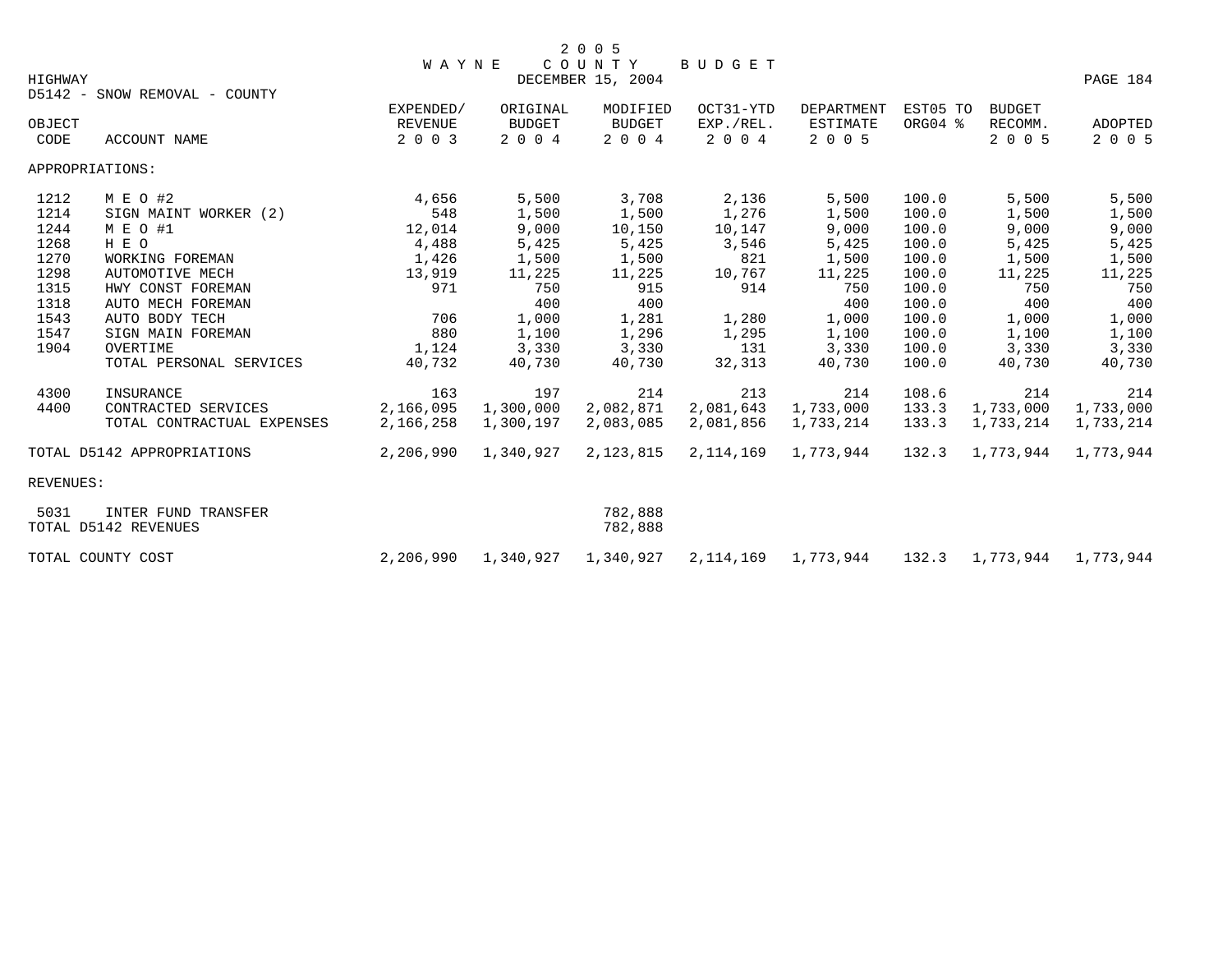# 2005 WAYNE COUNTY BUDGET

HIGHWAY — DECEMBER 15, 2004

D5142 - SNOW REMOVAL - COUNTY

| OBJECT CODE | ACCOUNT NAME | EXPENDED/ REVENUE 2003 | ORIGINAL BUDGET 2004 | MODIFIED BUDGET 2004 | OCT31-YTD EXP./REL. 2004 | DEPARTMENT ESTIMATE 2005 | EST05 TO ORG04 % | BUDGET RECOMM. 2005 | ADOPTED 2005 |
|---|---|---|---|---|---|---|---|---|---|
| APPROPRIATIONS: | | | | | | | | | |
| 1212 | M E O #2 | 4,656 | 5,500 | 3,708 | 2,136 | 5,500 | 100.0 | 5,500 | 5,500 |
| 1214 | SIGN MAINT WORKER (2) | 548 | 1,500 | 1,500 | 1,276 | 1,500 | 100.0 | 1,500 | 1,500 |
| 1244 | M E O #1 | 12,014 | 9,000 | 10,150 | 10,147 | 9,000 | 100.0 | 9,000 | 9,000 |
| 1268 | H E O | 4,488 | 5,425 | 5,425 | 3,546 | 5,425 | 100.0 | 5,425 | 5,425 |
| 1270 | WORKING FOREMAN | 1,426 | 1,500 | 1,500 | 821 | 1,500 | 100.0 | 1,500 | 1,500 |
| 1298 | AUTOMOTIVE MECH | 13,919 | 11,225 | 11,225 | 10,767 | 11,225 | 100.0 | 11,225 | 11,225 |
| 1315 | HWY CONST FOREMAN | 971 | 750 | 915 | 914 | 750 | 100.0 | 750 | 750 |
| 1318 | AUTO MECH FOREMAN | | 400 | 400 | | 400 | 100.0 | 400 | 400 |
| 1543 | AUTO BODY TECH | 706 | 1,000 | 1,281 | 1,280 | 1,000 | 100.0 | 1,000 | 1,000 |
| 1547 | SIGN MAIN FOREMAN | 880 | 1,100 | 1,296 | 1,295 | 1,100 | 100.0 | 1,100 | 1,100 |
| 1904 | OVERTIME | 1,124 | 3,330 | 3,330 | 131 | 3,330 | 100.0 | 3,330 | 3,330 |
| | TOTAL PERSONAL SERVICES | 40,732 | 40,730 | 40,730 | 32,313 | 40,730 | 100.0 | 40,730 | 40,730 |
| 4300 | INSURANCE | 163 | 197 | 214 | 213 | 214 | 108.6 | 214 | 214 |
| 4400 | CONTRACTED SERVICES | 2,166,095 | 1,300,000 | 2,082,871 | 2,081,643 | 1,733,000 | 133.3 | 1,733,000 | 1,733,000 |
| | TOTAL CONTRACTUAL EXPENSES | 2,166,258 | 1,300,197 | 2,083,085 | 2,081,856 | 1,733,214 | 133.3 | 1,733,214 | 1,733,214 |
| TOTAL D5142 APPROPRIATIONS | | 2,206,990 | 1,340,927 | 2,123,815 | 2,114,169 | 1,773,944 | 132.3 | 1,773,944 | 1,773,944 |
| REVENUES: | | | | | | | | | |
| 5031 | INTER FUND TRANSFER | | | 782,888 | | | | | |
| TOTAL D5142 REVENUES | | | | 782,888 | | | | | |
| TOTAL COUNTY COST | | 2,206,990 | 1,340,927 | 1,340,927 | 2,114,169 | 1,773,944 | 132.3 | 1,773,944 | 1,773,944 |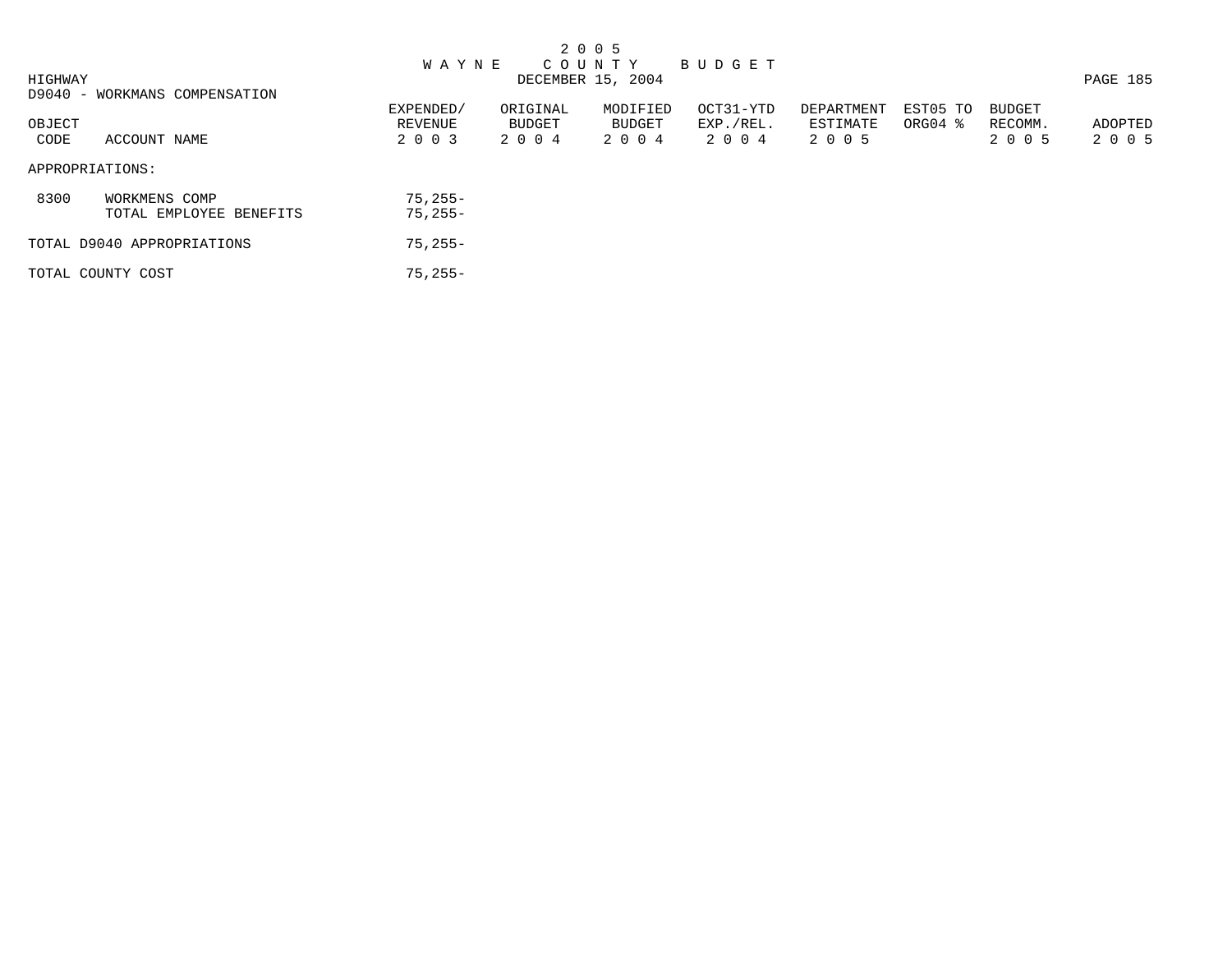# 2 0 0 5 WAYNE COUNTY BUDGET

DECEMBER 15, 2004

HIGHWAY

D9040 - WORKMANS COMPENSATION

| OBJECT CODE | ACCOUNT NAME | EXPENDED/ REVENUE 2 0 0 3 | ORIGINAL BUDGET 2 0 0 4 | MODIFIED BUDGET 2 0 0 4 | OCT31-YTD EXP./REL. 2 0 0 4 | DEPARTMENT ESTIMATE 2 0 0 5 | EST05 TO ORG04 % | BUDGET RECOMM. 2 0 0 5 | ADOPTED 2 0 0 5 |
|---|---|---|---|---|---|---|---|---|---|
| APPROPRIATIONS: | | | | | | | | | |
| 8300 | WORKMENS COMP | 75,255- | | | | | | | |
| | TOTAL EMPLOYEE BENEFITS | 75,255- | | | | | | | |
| TOTAL D9040 APPROPRIATIONS | | 75,255- | | | | | | | |
| TOTAL COUNTY COST | | 75,255- | | | | | | | |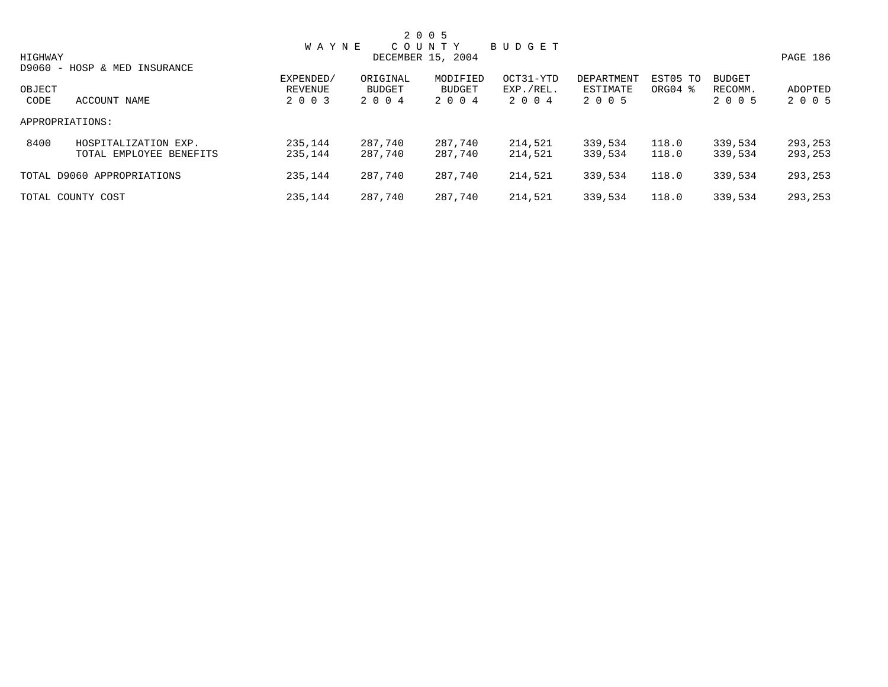# 2 0 0 5 WAYNE COUNTY BUDGET

DECEMBER 15, 2004

HIGHWAY

D9060 - HOSP & MED INSURANCE

| OBJECT CODE | ACCOUNT NAME | EXPENDED/ REVENUE 2 0 0 3 | ORIGINAL BUDGET 2 0 0 4 | MODIFIED BUDGET 2 0 0 4 | OCT31-YTD EXP./REL. 2 0 0 4 | DEPARTMENT ESTIMATE 2 0 0 5 | EST05 TO ORG04 % | BUDGET RECOMM. 2 0 0 5 | ADOPTED 2 0 0 5 |
|---|---|---|---|---|---|---|---|---|---|
| APPROPRIATIONS: | | | | | | | | | |
| 8400 | HOSPITALIZATION EXP. | 235,144 | 287,740 | 287,740 | 214,521 | 339,534 | 118.0 | 339,534 | 293,253 |
| | TOTAL EMPLOYEE BENEFITS | 235,144 | 287,740 | 287,740 | 214,521 | 339,534 | 118.0 | 339,534 | 293,253 |
| TOTAL D9060 APPROPRIATIONS | | 235,144 | 287,740 | 287,740 | 214,521 | 339,534 | 118.0 | 339,534 | 293,253 |
| TOTAL COUNTY COST | | 235,144 | 287,740 | 287,740 | 214,521 | 339,534 | 118.0 | 339,534 | 293,253 |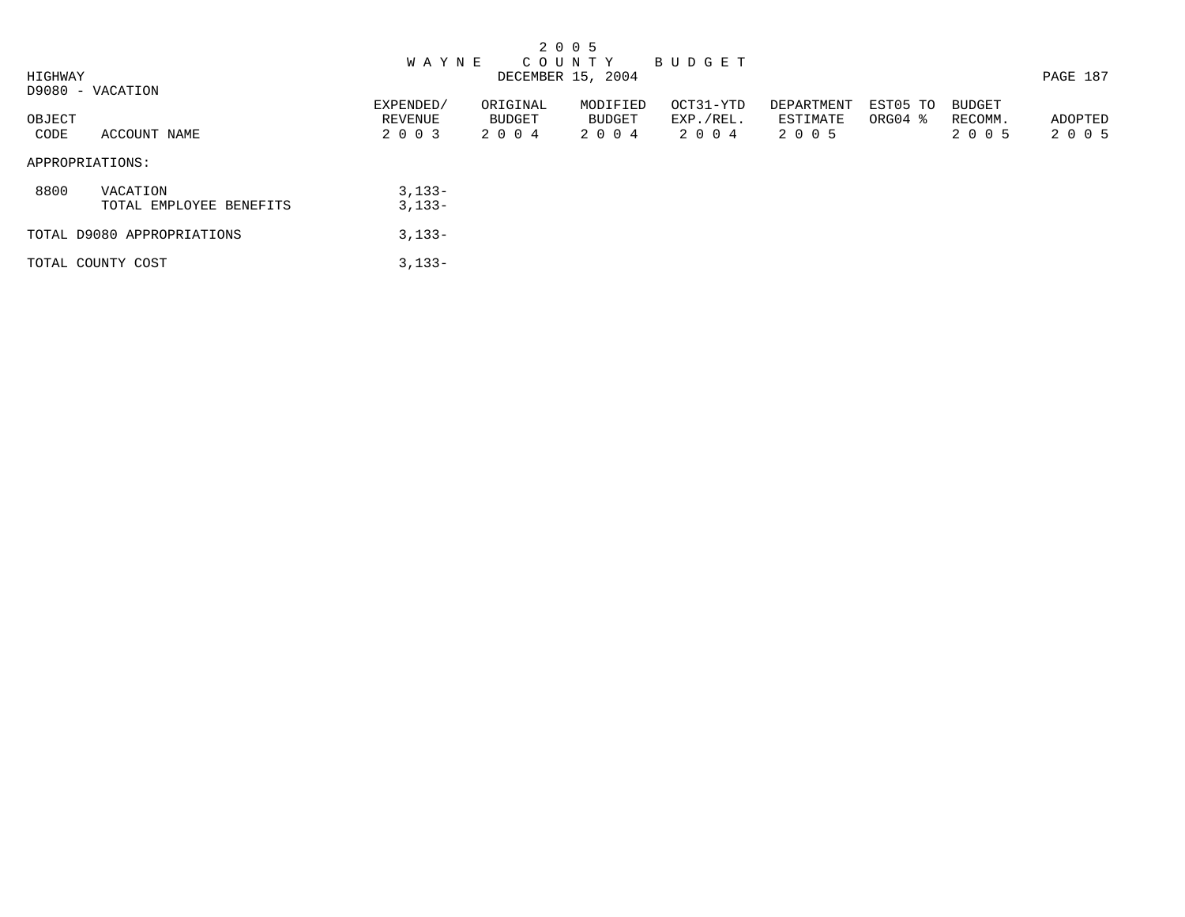# 2005 WAYNE COUNTY BUDGET

DECEMBER 15, 2004

HIGHWAY

D9080 - VACATION

| OBJECT CODE | ACCOUNT NAME | EXPENDED/ REVENUE 2003 | ORIGINAL BUDGET 2004 | MODIFIED BUDGET 2004 | OCT31-YTD EXP./REL. 2004 | DEPARTMENT ESTIMATE 2005 | EST05 TO ORG04 % | BUDGET RECOMM. 2005 | ADOPTED 2005 |
|---|---|---|---|---|---|---|---|---|---|
| APPROPRIATIONS: | | | | | | | | | |
| 8800 | VACATION | 3,133- | | | | | | | |
| | TOTAL EMPLOYEE BENEFITS | 3,133- | | | | | | | |
| TOTAL D9080 APPROPRIATIONS | | 3,133- | | | | | | | |
| TOTAL COUNTY COST | | 3,133- | | | | | | | |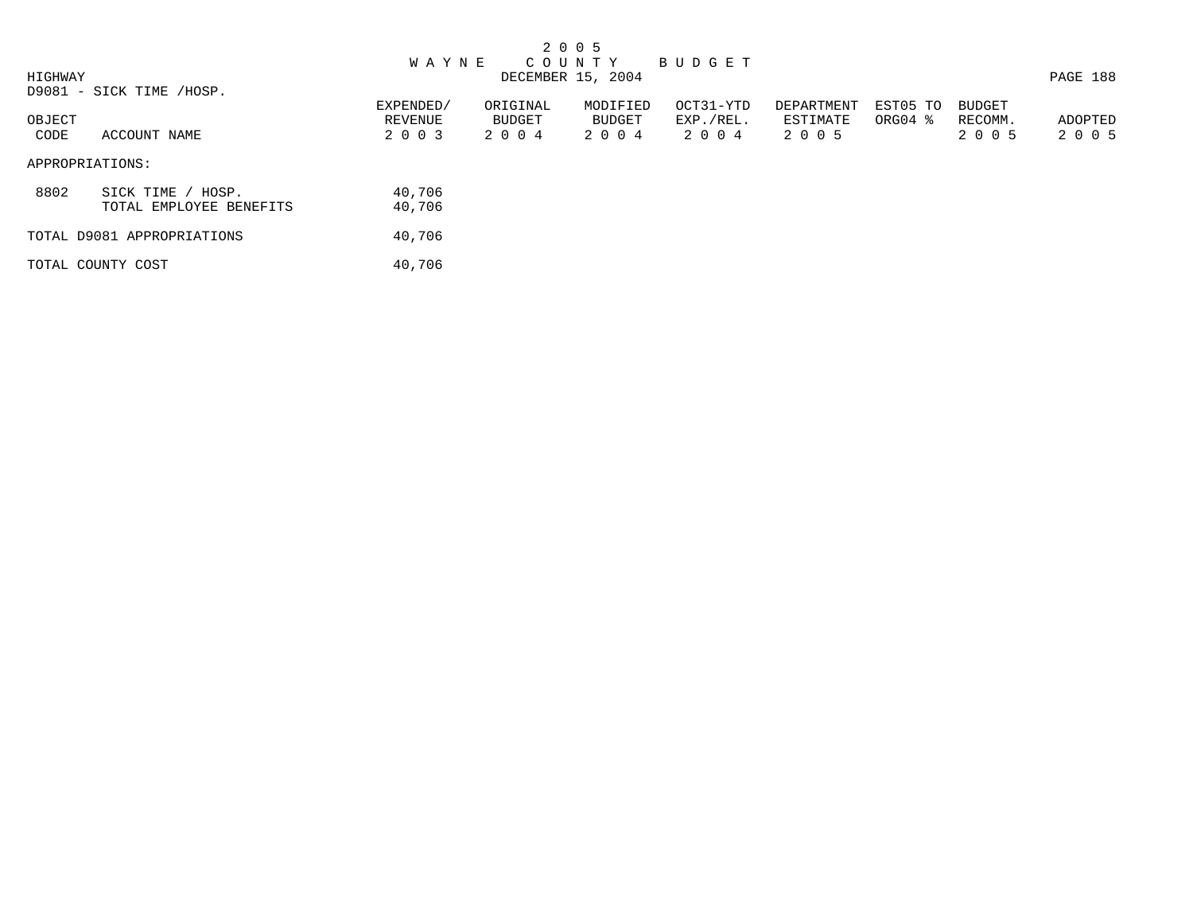# 2 0 0 5 WAYNE COUNTY BUDGET

DECEMBER 15, 2004

HIGHWAY

D9081 - SICK TIME /HOSP.

| OBJECT CODE | ACCOUNT NAME | EXPENDED/ REVENUE 2 0 0 3 | ORIGINAL BUDGET 2 0 0 4 | MODIFIED BUDGET 2 0 0 4 | OCT31-YTD EXP./REL. 2 0 0 4 | DEPARTMENT ESTIMATE 2 0 0 5 | EST05 TO ORG04 % | BUDGET RECOMM. 2 0 0 5 | ADOPTED 2 0 0 5 |
|---|---|---|---|---|---|---|---|---|---|
| APPROPRIATIONS: | | | | | | | | | |
| 8802 | SICK TIME / HOSP. | 40,706 | | | | | | | |
| | TOTAL EMPLOYEE BENEFITS | 40,706 | | | | | | | |
| TOTAL D9081 APPROPRIATIONS | | 40,706 | | | | | | | |
| TOTAL COUNTY COST | | 40,706 | | | | | | | |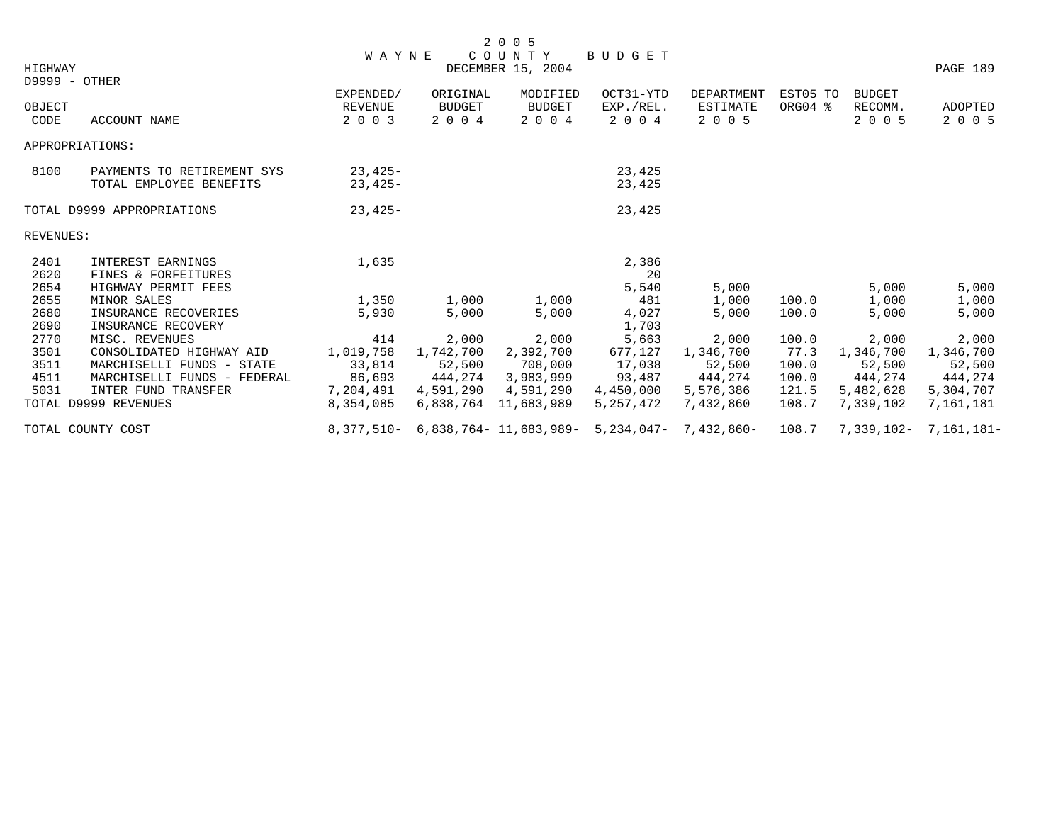# 2005 WAYNE COUNTY BUDGET

DECEMBER 15, 2004

HIGHWAY

D9999 - OTHER

| OBJECT CODE | ACCOUNT NAME | EXPENDED/ REVENUE 2003 | ORIGINAL BUDGET 2004 | MODIFIED BUDGET 2004 | OCT31-YTD EXP./REL. 2004 | DEPARTMENT ESTIMATE 2005 | EST05 TO ORG04 % | BUDGET RECOMM. 2005 | ADOPTED 2005 |
|---|---|---|---|---|---|---|---|---|---|
| APPROPRIATIONS: | | | | | | | | | |
| 8100 | PAYMENTS TO RETIREMENT SYS | 23,425- | | | 23,425 | | | | |
| | TOTAL EMPLOYEE BENEFITS | 23,425- | | | 23,425 | | | | |
| TOTAL D9999 APPROPRIATIONS | | 23,425- | | | 23,425 | | | | |
| REVENUES: | | | | | | | | | |
| 2401 | INTEREST EARNINGS | 1,635 | | | 2,386 | | | | |
| 2620 | FINES & FORFEITURES | | | | 20 | | | | |
| 2654 | HIGHWAY PERMIT FEES | | | | 5,540 | 5,000 | | 5,000 | 5,000 |
| 2655 | MINOR SALES | 1,350 | 1,000 | 1,000 | 481 | 1,000 | 100.0 | 1,000 | 1,000 |
| 2680 | INSURANCE RECOVERIES | 5,930 | 5,000 | 5,000 | 4,027 | 5,000 | 100.0 | 5,000 | 5,000 |
| 2690 | INSURANCE RECOVERY | | | | 1,703 | | | | |
| 2770 | MISC. REVENUES | 414 | 2,000 | 2,000 | 5,663 | 2,000 | 100.0 | 2,000 | 2,000 |
| 3501 | CONSOLIDATED HIGHWAY AID | 1,019,758 | 1,742,700 | 2,392,700 | 677,127 | 1,346,700 | 77.3 | 1,346,700 | 1,346,700 |
| 3511 | MARCHISELLI FUNDS - STATE | 33,814 | 52,500 | 708,000 | 17,038 | 52,500 | 100.0 | 52,500 | 52,500 |
| 4511 | MARCHISELLI FUNDS - FEDERAL | 86,693 | 444,274 | 3,983,999 | 93,487 | 444,274 | 100.0 | 444,274 | 444,274 |
| 5031 | INTER FUND TRANSFER | 7,204,491 | 4,591,290 | 4,591,290 | 4,450,000 | 5,576,386 | 121.5 | 5,482,628 | 5,304,707 |
| TOTAL D9999 REVENUES | | 8,354,085 | 6,838,764 | 11,683,989 | 5,257,472 | 7,432,860 | 108.7 | 7,339,102 | 7,161,181 |
| TOTAL COUNTY COST | | 8,377,510- | 6,838,764- | 11,683,989- | 5,234,047- | 7,432,860- | 108.7 | 7,339,102- | 7,161,181- |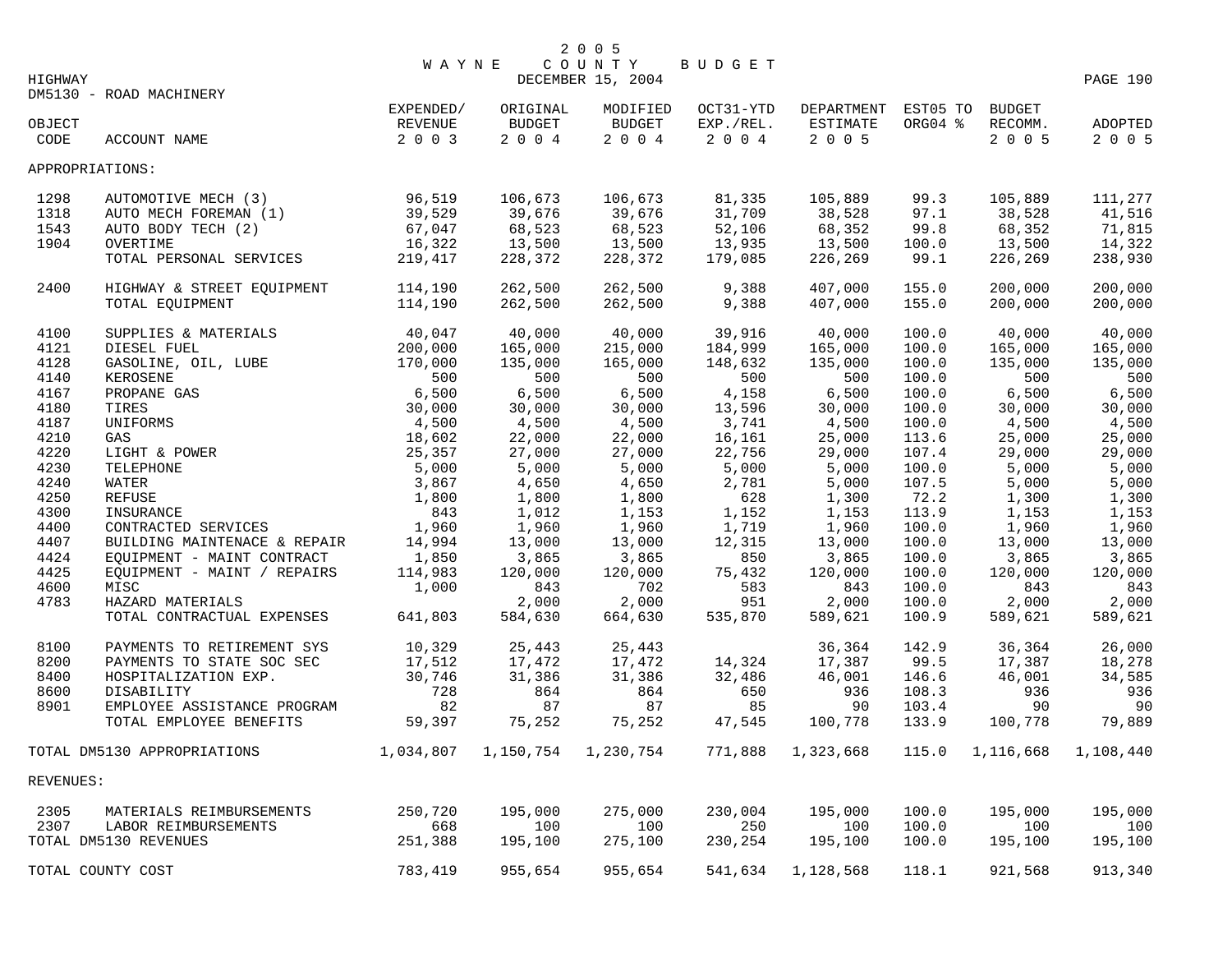# 2005 WAYNE COUNTY BUDGET

DECEMBER 15, 2004

HIGHWAY

DM5130 - ROAD MACHINERY

| OBJECT CODE | ACCOUNT NAME | EXPENDED/ REVENUE 2003 | ORIGINAL BUDGET 2004 | MODIFIED BUDGET 2004 | OCT31-YTD EXP./REL. 2004 | DEPARTMENT ESTIMATE 2005 | EST05 TO ORG04 % | BUDGET RECOMM. 2005 | ADOPTED 2005 |
|---|---|---|---|---|---|---|---|---|---|
| APPROPRIATIONS: | | | | | | | | | |
| 1298 | AUTOMOTIVE MECH (3) | 96,519 | 106,673 | 106,673 | 81,335 | 105,889 | 99.3 | 105,889 | 111,277 |
| 1318 | AUTO MECH FOREMAN (1) | 39,529 | 39,676 | 39,676 | 31,709 | 38,528 | 97.1 | 38,528 | 41,516 |
| 1543 | AUTO BODY TECH (2) | 67,047 | 68,523 | 68,523 | 52,106 | 68,352 | 99.8 | 68,352 | 71,815 |
| 1904 | OVERTIME | 16,322 | 13,500 | 13,500 | 13,935 | 13,500 | 100.0 | 13,500 | 14,322 |
| | TOTAL PERSONAL SERVICES | 219,417 | 228,372 | 228,372 | 179,085 | 226,269 | 99.1 | 226,269 | 238,930 |
| 2400 | HIGHWAY & STREET EQUIPMENT | 114,190 | 262,500 | 262,500 | 9,388 | 407,000 | 155.0 | 200,000 | 200,000 |
| | TOTAL EQUIPMENT | 114,190 | 262,500 | 262,500 | 9,388 | 407,000 | 155.0 | 200,000 | 200,000 |
| 4100 | SUPPLIES & MATERIALS | 40,047 | 40,000 | 40,000 | 39,916 | 40,000 | 100.0 | 40,000 | 40,000 |
| 4121 | DIESEL FUEL | 200,000 | 165,000 | 215,000 | 184,999 | 165,000 | 100.0 | 165,000 | 165,000 |
| 4128 | GASOLINE, OIL, LUBE | 170,000 | 135,000 | 165,000 | 148,632 | 135,000 | 100.0 | 135,000 | 135,000 |
| 4140 | KEROSENE | 500 | 500 | 500 | 500 | 500 | 100.0 | 500 | 500 |
| 4167 | PROPANE GAS | 6,500 | 6,500 | 6,500 | 4,158 | 6,500 | 100.0 | 6,500 | 6,500 |
| 4180 | TIRES | 30,000 | 30,000 | 30,000 | 13,596 | 30,000 | 100.0 | 30,000 | 30,000 |
| 4187 | UNIFORMS | 4,500 | 4,500 | 4,500 | 3,741 | 4,500 | 100.0 | 4,500 | 4,500 |
| 4210 | GAS | 18,602 | 22,000 | 22,000 | 16,161 | 25,000 | 113.6 | 25,000 | 25,000 |
| 4220 | LIGHT & POWER | 25,357 | 27,000 | 27,000 | 22,756 | 29,000 | 107.4 | 29,000 | 29,000 |
| 4230 | TELEPHONE | 5,000 | 5,000 | 5,000 | 5,000 | 5,000 | 100.0 | 5,000 | 5,000 |
| 4240 | WATER | 3,867 | 4,650 | 4,650 | 2,781 | 5,000 | 107.5 | 5,000 | 5,000 |
| 4250 | REFUSE | 1,800 | 1,800 | 1,800 | 628 | 1,300 | 72.2 | 1,300 | 1,300 |
| 4300 | INSURANCE | 843 | 1,012 | 1,153 | 1,152 | 1,153 | 113.9 | 1,153 | 1,153 |
| 4400 | CONTRACTED SERVICES | 1,960 | 1,960 | 1,960 | 1,719 | 1,960 | 100.0 | 1,960 | 1,960 |
| 4407 | BUILDING MAINTENACE & REPAIR | 14,994 | 13,000 | 13,000 | 12,315 | 13,000 | 100.0 | 13,000 | 13,000 |
| 4424 | EQUIPMENT - MAINT CONTRACT | 1,850 | 3,865 | 3,865 | 850 | 3,865 | 100.0 | 3,865 | 3,865 |
| 4425 | EQUIPMENT - MAINT / REPAIRS | 114,983 | 120,000 | 120,000 | 75,432 | 120,000 | 100.0 | 120,000 | 120,000 |
| 4600 | MISC | 1,000 | 843 | 702 | 583 | 843 | 100.0 | 843 | 843 |
| 4783 | HAZARD MATERIALS | | 2,000 | 2,000 | 951 | 2,000 | 100.0 | 2,000 | 2,000 |
| | TOTAL CONTRACTUAL EXPENSES | 641,803 | 584,630 | 664,630 | 535,870 | 589,621 | 100.9 | 589,621 | 589,621 |
| 8100 | PAYMENTS TO RETIREMENT SYS | 10,329 | 25,443 | 25,443 | | 36,364 | 142.9 | 36,364 | 26,000 |
| 8200 | PAYMENTS TO STATE SOC SEC | 17,512 | 17,472 | 17,472 | 14,324 | 17,387 | 99.5 | 17,387 | 18,278 |
| 8400 | HOSPITALIZATION EXP. | 30,746 | 31,386 | 31,386 | 32,486 | 46,001 | 146.6 | 46,001 | 34,585 |
| 8600 | DISABILITY | 728 | 864 | 864 | 650 | 936 | 108.3 | 936 | 936 |
| 8901 | EMPLOYEE ASSISTANCE PROGRAM | 82 | 87 | 87 | 85 | 90 | 103.4 | 90 | 90 |
| | TOTAL EMPLOYEE BENEFITS | 59,397 | 75,252 | 75,252 | 47,545 | 100,778 | 133.9 | 100,778 | 79,889 |
| TOTAL DM5130 APPROPRIATIONS | | 1,034,807 | 1,150,754 | 1,230,754 | 771,888 | 1,323,668 | 115.0 | 1,116,668 | 1,108,440 |
| REVENUES: | | | | | | | | | |
| 2305 | MATERIALS REIMBURSEMENTS | 250,720 | 195,000 | 275,000 | 230,004 | 195,000 | 100.0 | 195,000 | 195,000 |
| 2307 | LABOR REIMBURSEMENTS | 668 | 100 | 100 | 250 | 100 | 100.0 | 100 | 100 |
| TOTAL DM5130 REVENUES | | 251,388 | 195,100 | 275,100 | 230,254 | 195,100 | 100.0 | 195,100 | 195,100 |
| TOTAL COUNTY COST | | 783,419 | 955,654 | 955,654 | 541,634 | 1,128,568 | 118.1 | 921,568 | 913,340 |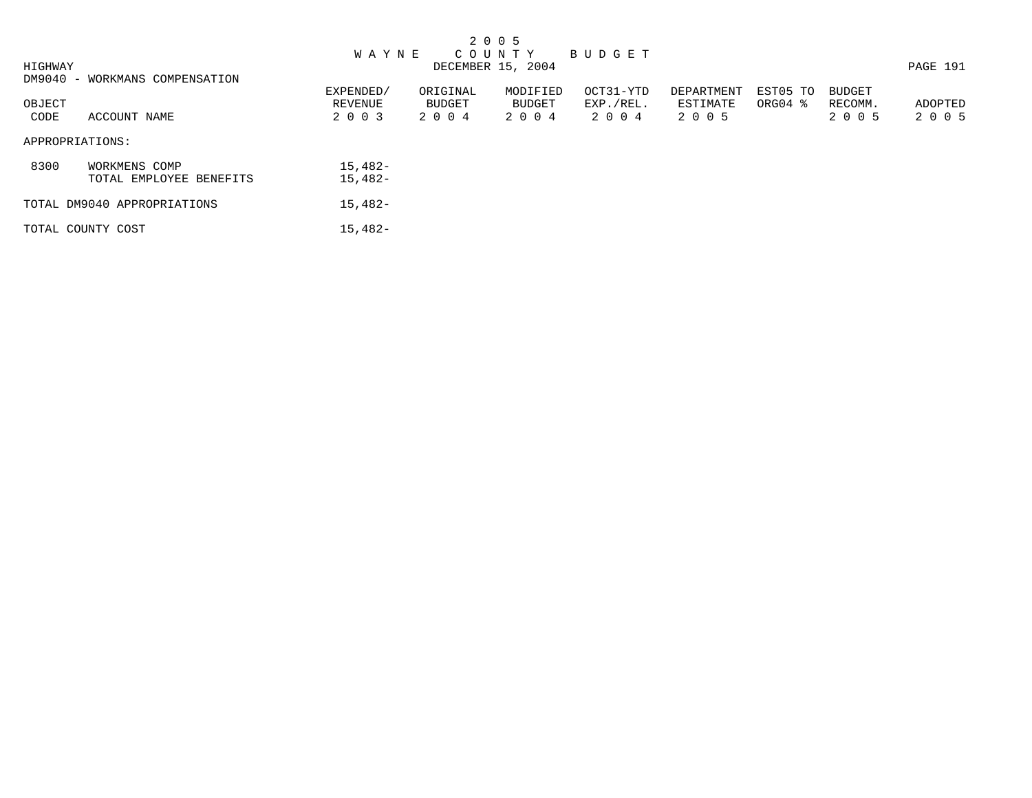2 0 0 5
W A Y N E   C O U N T Y   B U D G E T
DECEMBER 15, 2004

HIGHWAY

DM9040 - WORKMANS COMPENSATION

| OBJECT CODE | ACCOUNT NAME | EXPENDED/ REVENUE 2 0 0 3 | ORIGINAL BUDGET 2 0 0 4 | MODIFIED BUDGET 2 0 0 4 | OCT31-YTD EXP./REL. 2 0 0 4 | DEPARTMENT ESTIMATE 2 0 0 5 | EST05 TO ORG04 % | BUDGET RECOMM. 2 0 0 5 | ADOPTED 2 0 0 5 |
|---|---|---|---|---|---|---|---|---|---|
| APPROPRIATIONS: | | | | | | | | | |
| 8300 | WORKMENS COMP | 15,482- | | | | | | | |
| | TOTAL EMPLOYEE BENEFITS | 15,482- | | | | | | | |
| TOTAL DM9040 APPROPRIATIONS | | 15,482- | | | | | | | |
| TOTAL COUNTY COST | | 15,482- | | | | | | | |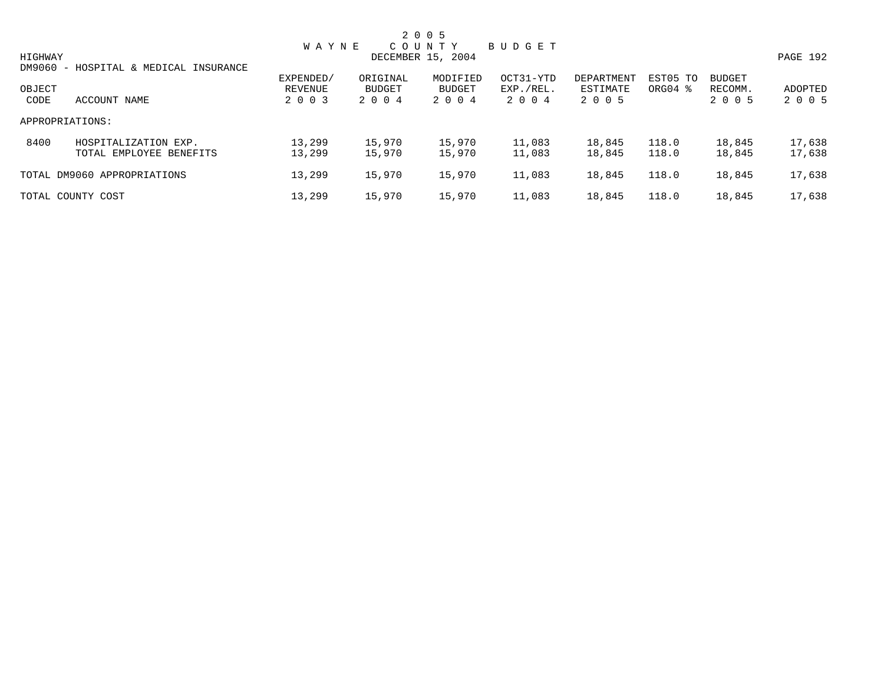# 2005 WAYNE COUNTY BUDGET

DECEMBER 15, 2004

HIGHWAY

DM9060 - HOSPITAL & MEDICAL INSURANCE

| OBJECT CODE | ACCOUNT NAME | EXPENDED/ REVENUE 2003 | ORIGINAL BUDGET 2004 | MODIFIED BUDGET 2004 | OCT31-YTD EXP./REL. 2004 | DEPARTMENT ESTIMATE 2005 | EST05 TO ORG04 % | BUDGET RECOMM. 2005 | ADOPTED 2005 |
|---|---|---|---|---|---|---|---|---|---|
| APPROPRIATIONS: | | | | | | | | | |
| 8400 | HOSPITALIZATION EXP. | 13,299 | 15,970 | 15,970 | 11,083 | 18,845 | 118.0 | 18,845 | 17,638 |
| | TOTAL EMPLOYEE BENEFITS | 13,299 | 15,970 | 15,970 | 11,083 | 18,845 | 118.0 | 18,845 | 17,638 |
| TOTAL DM9060 APPROPRIATIONS | | 13,299 | 15,970 | 15,970 | 11,083 | 18,845 | 118.0 | 18,845 | 17,638 |
| TOTAL COUNTY COST | | 13,299 | 15,970 | 15,970 | 11,083 | 18,845 | 118.0 | 18,845 | 17,638 |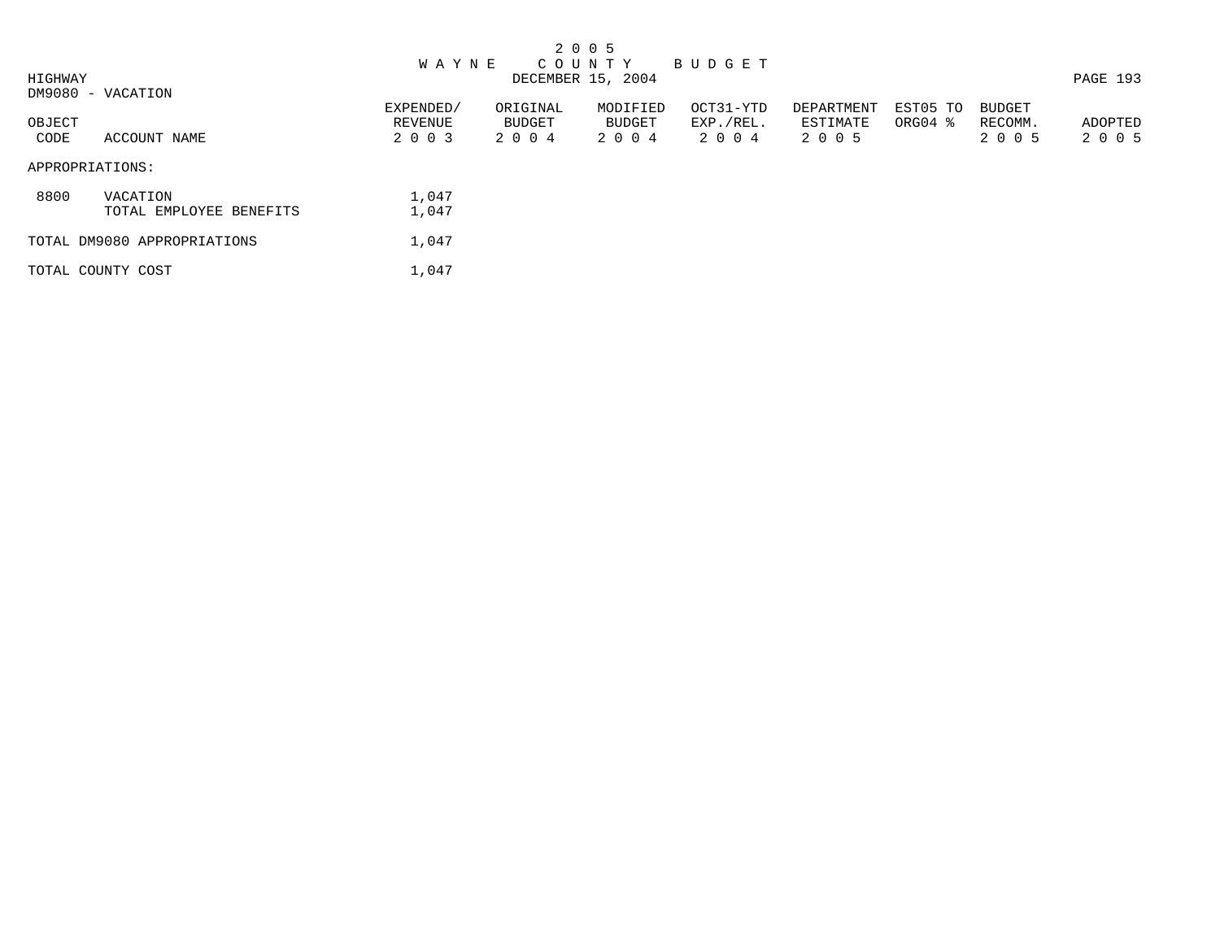# 2 0 0 5
# W A Y N E   C O U N T Y   B U D G E T
DECEMBER 15, 2004

HIGHWAY

DM9080 - VACATION

| OBJECT CODE | ACCOUNT NAME | EXPENDED/ REVENUE 2 0 0 3 | ORIGINAL BUDGET 2 0 0 4 | MODIFIED BUDGET 2 0 0 4 | OCT31-YTD EXP./REL. 2 0 0 4 | DEPARTMENT ESTIMATE 2 0 0 5 | EST05 TO ORG04 % | BUDGET RECOMM. 2 0 0 5 | ADOPTED 2 0 0 5 |
|---|---|---|---|---|---|---|---|---|---|
| APPROPRIATIONS: | | | | | | | | | |
| 8800 | VACATION | 1,047 | | | | | | | |
| | TOTAL EMPLOYEE BENEFITS | 1,047 | | | | | | | |
| TOTAL DM9080 APPROPRIATIONS | | 1,047 | | | | | | | |
| TOTAL COUNTY COST | | 1,047 | | | | | | | |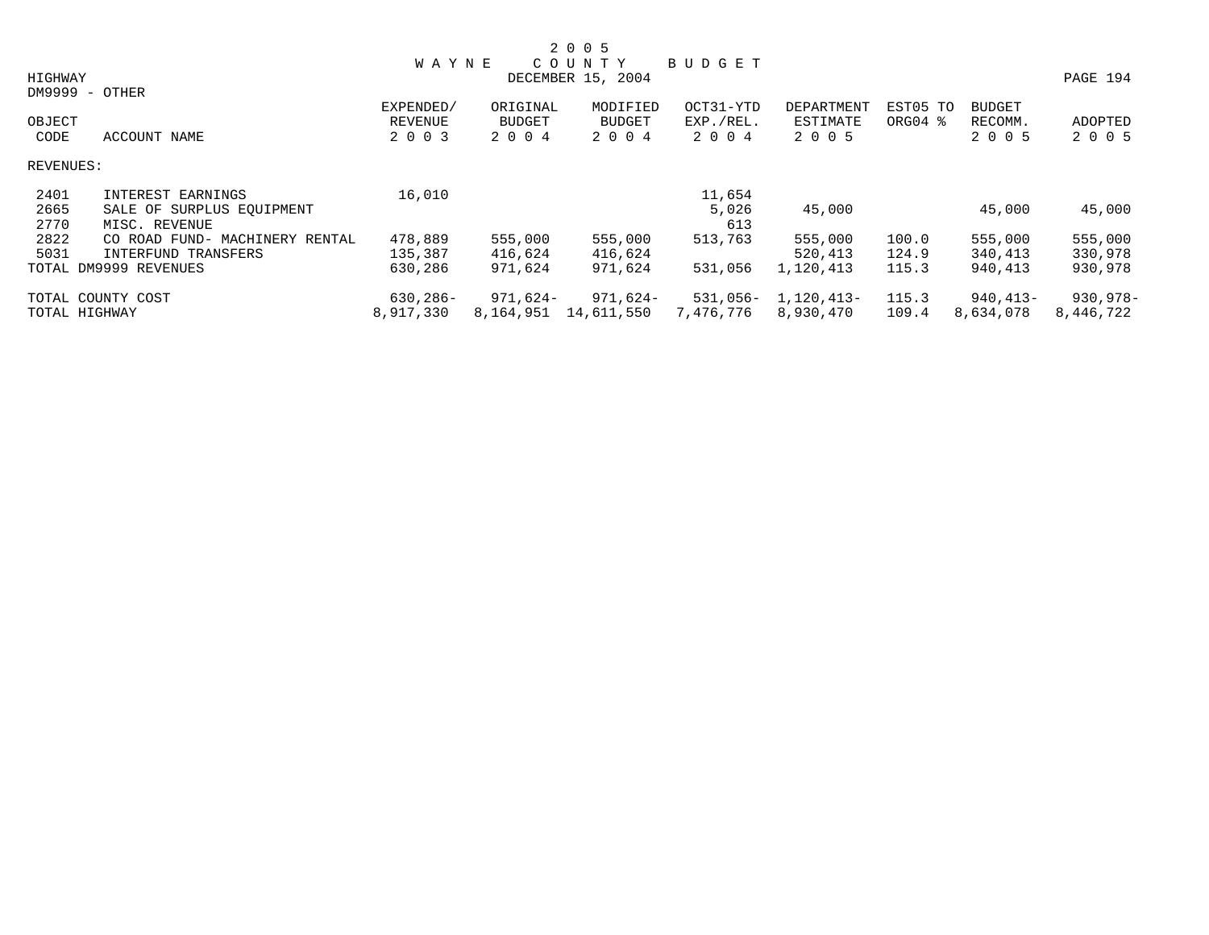# 2 0 0 5 WAYNE COUNTY BUDGET

HIGHWAY

DECEMBER 15, 2004

DM9999 - OTHER

| OBJECT CODE | ACCOUNT NAME | EXPENDED/ REVENUE 2003 | ORIGINAL BUDGET 2004 | MODIFIED BUDGET 2004 | OCT31-YTD EXP./REL. 2004 | DEPARTMENT ESTIMATE 2005 | EST05 TO ORG04 % | BUDGET RECOMM. 2005 | ADOPTED 2005 |
|---|---|---|---|---|---|---|---|---|---|
| REVENUES: | | | | | | | | | |
| 2401 | INTEREST EARNINGS | 16,010 | | | 11,654 | | | | |
| 2665 | SALE OF SURPLUS EQUIPMENT | | | | 5,026 | 45,000 | | 45,000 | 45,000 |
| 2770 | MISC. REVENUE | | | | 613 | | | | |
| 2822 | CO ROAD FUND- MACHINERY RENTAL | 478,889 | 555,000 | 555,000 | 513,763 | 555,000 | 100.0 | 555,000 | 555,000 |
| 5031 | INTERFUND TRANSFERS | 135,387 | 416,624 | 416,624 | | 520,413 | 124.9 | 340,413 | 330,978 |
| TOTAL DM9999 REVENUES | | 630,286 | 971,624 | 971,624 | 531,056 | 1,120,413 | 115.3 | 940,413 | 930,978 |
| TOTAL COUNTY COST | | 630,286- | 971,624- | 971,624- | 531,056- | 1,120,413- | 115.3 | 940,413- | 930,978- |
| TOTAL HIGHWAY | | 8,917,330 | 8,164,951 | 14,611,550 | 7,476,776 | 8,930,470 | 109.4 | 8,634,078 | 8,446,722 |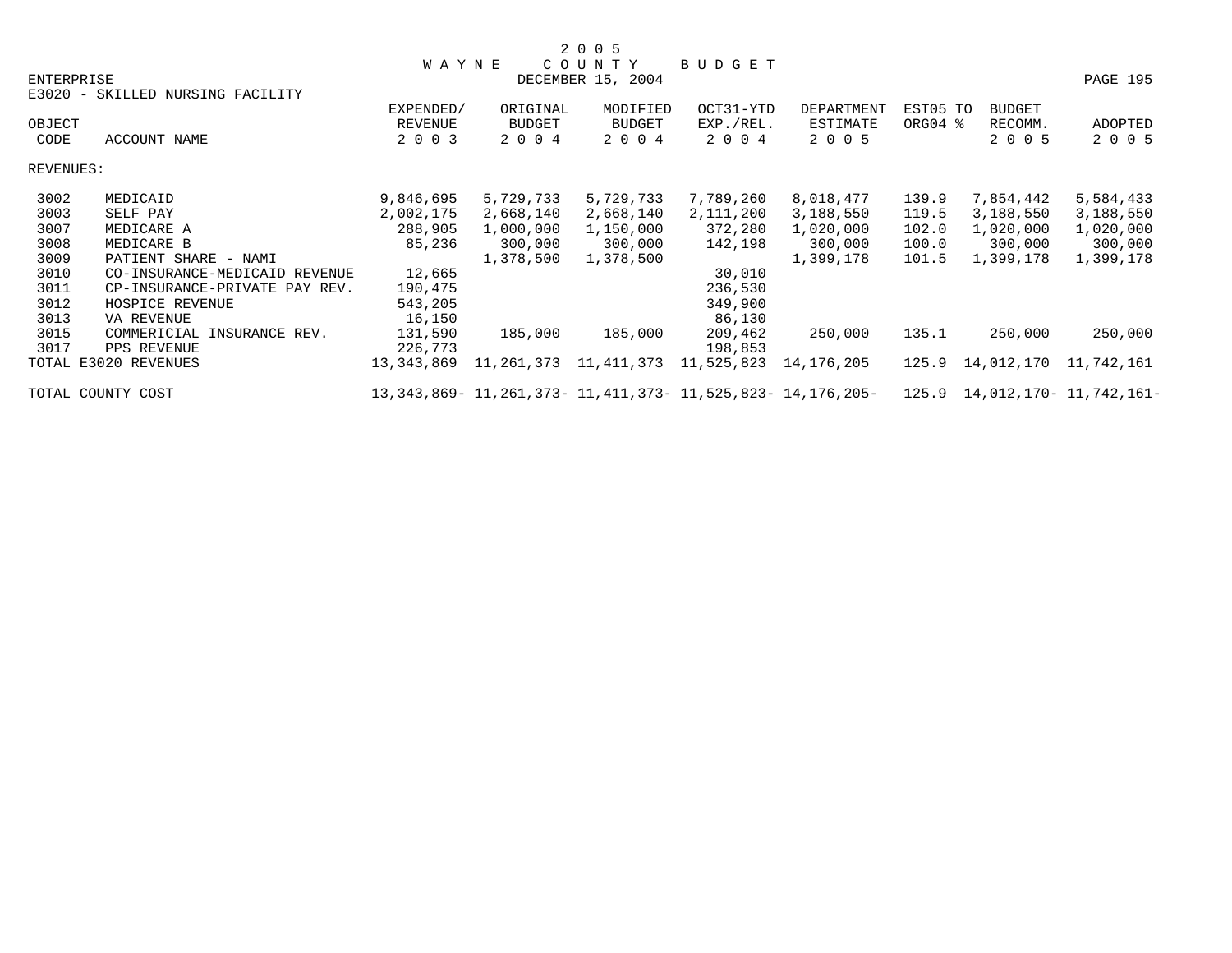# 2 0 0 5 WAYNE COUNTY BUDGET

ENTERPRISE — DECEMBER 15, 2004

E3020 - SKILLED NURSING FACILITY

| OBJECT CODE | ACCOUNT NAME | EXPENDED/ REVENUE 2 0 0 3 | ORIGINAL BUDGET 2 0 0 4 | MODIFIED BUDGET 2 0 0 4 | OCT31-YTD EXP./REL. 2 0 0 4 | DEPARTMENT ESTIMATE 2 0 0 5 | EST05 TO ORG04 % | BUDGET RECOMM. 2 0 0 5 | ADOPTED 2 0 0 5 |
|---|---|---|---|---|---|---|---|---|---|
| REVENUES: | | | | | | | | | |
| 3002 | MEDICAID | 9,846,695 | 5,729,733 | 5,729,733 | 7,789,260 | 8,018,477 | 139.9 | 7,854,442 | 5,584,433 |
| 3003 | SELF PAY | 2,002,175 | 2,668,140 | 2,668,140 | 2,111,200 | 3,188,550 | 119.5 | 3,188,550 | 3,188,550 |
| 3007 | MEDICARE A | 288,905 | 1,000,000 | 1,150,000 | 372,280 | 1,020,000 | 102.0 | 1,020,000 | 1,020,000 |
| 3008 | MEDICARE B | 85,236 | 300,000 | 300,000 | 142,198 | 300,000 | 100.0 | 300,000 | 300,000 |
| 3009 | PATIENT SHARE - NAMI | | 1,378,500 | 1,378,500 | | 1,399,178 | 101.5 | 1,399,178 | 1,399,178 |
| 3010 | CO-INSURANCE-MEDICAID REVENUE | 12,665 | | | 30,010 | | | | |
| 3011 | CP-INSURANCE-PRIVATE PAY REV. | 190,475 | | | 236,530 | | | | |
| 3012 | HOSPICE REVENUE | 543,205 | | | 349,900 | | | | |
| 3013 | VA REVENUE | 16,150 | | | 86,130 | | | | |
| 3015 | COMMERICIAL INSURANCE REV. | 131,590 | 185,000 | 185,000 | 209,462 | 250,000 | 135.1 | 250,000 | 250,000 |
| 3017 | PPS REVENUE | 226,773 | | | 198,853 | | | | |
| TOTAL E3020 REVENUES | | 13,343,869 | 11,261,373 | 11,411,373 | 11,525,823 | 14,176,205 | 125.9 | 14,012,170 | 11,742,161 |
| TOTAL COUNTY COST | | 13,343,869- | 11,261,373- | 11,411,373- | 11,525,823- | 14,176,205- | 125.9 | 14,012,170- | 11,742,161- |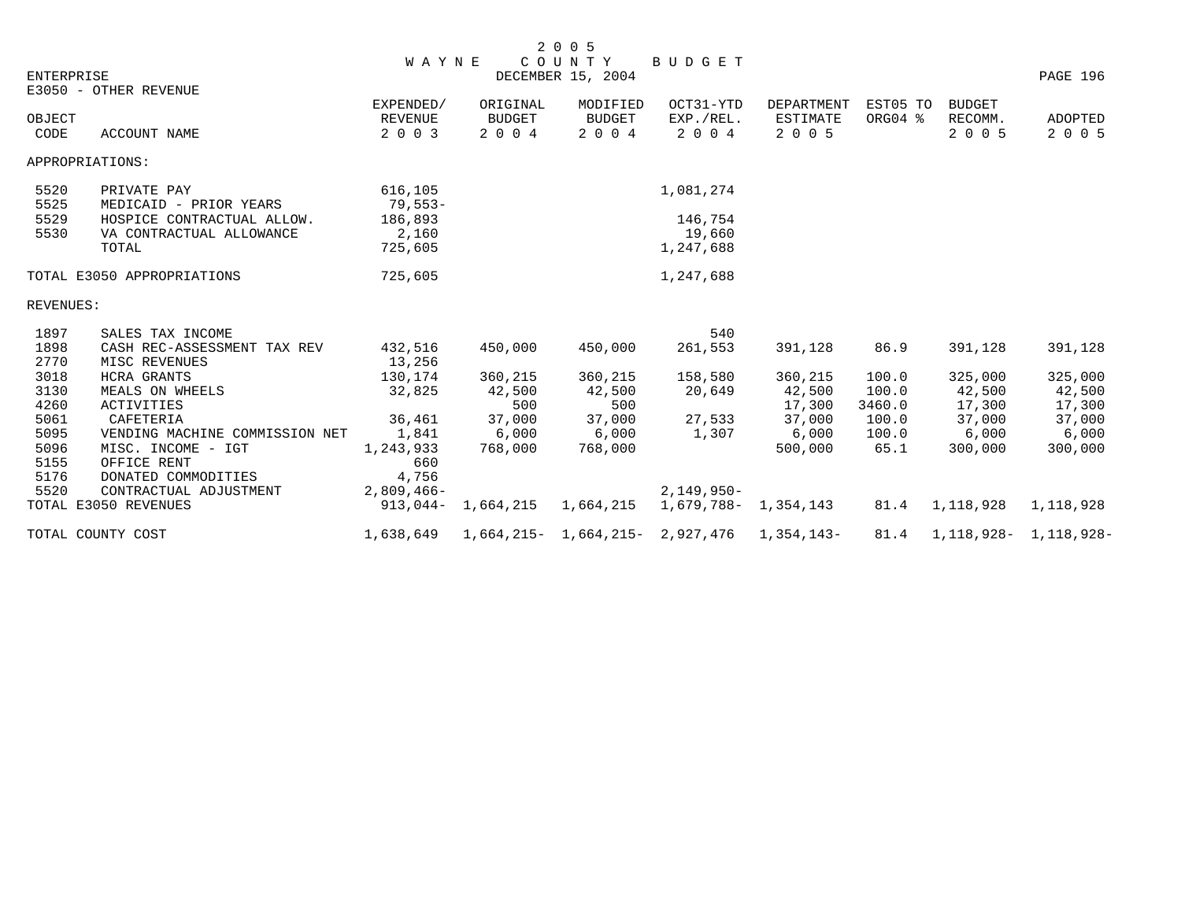# 2005 WAYNE COUNTY BUDGET

ENTERPRISE — DECEMBER 15, 2004

E3050 - OTHER REVENUE

| OBJECT CODE | ACCOUNT NAME | EXPENDED/ REVENUE 2003 | ORIGINAL BUDGET 2004 | MODIFIED BUDGET 2004 | OCT31-YTD EXP./REL. 2004 | DEPARTMENT ESTIMATE 2005 | EST05 TO ORG04 % | BUDGET RECOMM. 2005 | ADOPTED 2005 |
|---|---|---|---|---|---|---|---|---|---|
| APPROPRIATIONS: | | | | | | | | | |
| 5520 | PRIVATE PAY | 616,105 | | | 1,081,274 | | | | |
| 5525 | MEDICAID - PRIOR YEARS | 79,553- | | | | | | | |
| 5529 | HOSPICE CONTRACTUAL ALLOW. | 186,893 | | | 146,754 | | | | |
| 5530 | VA CONTRACTUAL ALLOWANCE | 2,160 | | | 19,660 | | | | |
| | TOTAL | 725,605 | | | 1,247,688 | | | | |
| TOTAL E3050 APPROPRIATIONS | | 725,605 | | | 1,247,688 | | | | |
| REVENUES: | | | | | | | | | |
| 1897 | SALES TAX INCOME | | | | 540 | | | | |
| 1898 | CASH REC-ASSESSMENT TAX REV | 432,516 | 450,000 | 450,000 | 261,553 | 391,128 | 86.9 | 391,128 | 391,128 |
| 2770 | MISC REVENUES | 13,256 | | | | | | | |
| 3018 | HCRA GRANTS | 130,174 | 360,215 | 360,215 | 158,580 | 360,215 | 100.0 | 325,000 | 325,000 |
| 3130 | MEALS ON WHEELS | 32,825 | 42,500 | 42,500 | 20,649 | 42,500 | 100.0 | 42,500 | 42,500 |
| 4260 | ACTIVITIES | | 500 | 500 | | 17,300 | 3460.0 | 17,300 | 17,300 |
| 5061 | CAFETERIA | 36,461 | 37,000 | 37,000 | 27,533 | 37,000 | 100.0 | 37,000 | 37,000 |
| 5095 | VENDING MACHINE COMMISSION NET | 1,841 | 6,000 | 6,000 | 1,307 | 6,000 | 100.0 | 6,000 | 6,000 |
| 5096 | MISC. INCOME - IGT | 1,243,933 | 768,000 | 768,000 | | 500,000 | 65.1 | 300,000 | 300,000 |
| 5155 | OFFICE RENT | 660 | | | | | | | |
| 5176 | DONATED COMMODITIES | 4,756 | | | | | | | |
| 5520 | CONTRACTUAL ADJUSTMENT | 2,809,466- | | | 2,149,950- | | | | |
| TOTAL E3050 REVENUES | | 913,044- | 1,664,215 | 1,664,215 | 1,679,788- | 1,354,143 | 81.4 | 1,118,928 | 1,118,928 |
| TOTAL COUNTY COST | | 1,638,649 | 1,664,215- | 1,664,215- | 2,927,476 | 1,354,143- | 81.4 | 1,118,928- | 1,118,928- |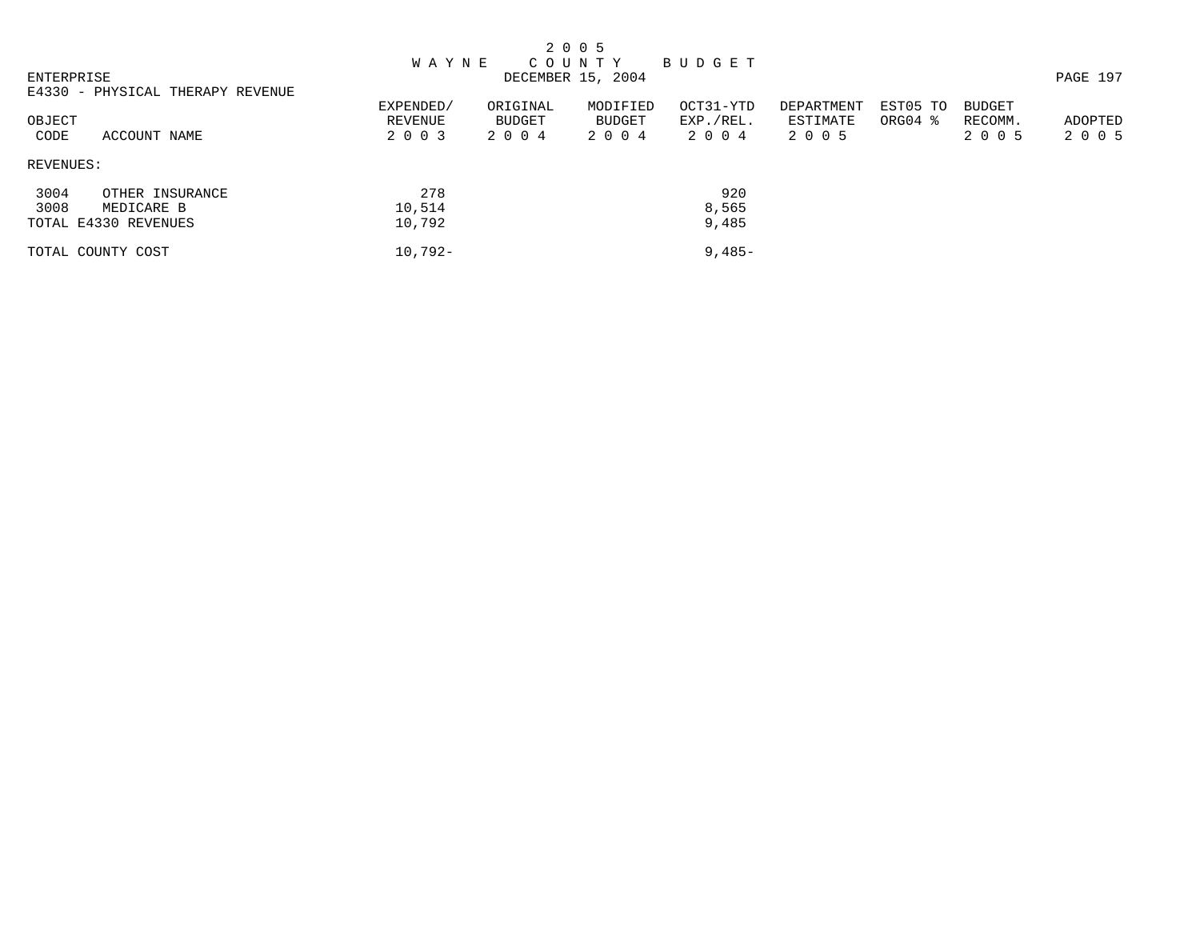# 2005 WAYNE COUNTY BUDGET

DECEMBER 15, 2004

ENTERPRISE

E4330 - PHYSICAL THERAPY REVENUE

| OBJECT CODE | ACCOUNT NAME | EXPENDED/ REVENUE 2003 | ORIGINAL BUDGET 2004 | MODIFIED BUDGET 2004 | OCT31-YTD EXP./REL. 2004 | DEPARTMENT ESTIMATE 2005 | EST05 TO ORG04 % | BUDGET RECOMM. 2005 | ADOPTED 2005 |
|---|---|---|---|---|---|---|---|---|---|
| REVENUES: | | | | | | | | | |
| 3004 | OTHER INSURANCE | 278 | | | 920 | | | | |
| 3008 | MEDICARE B | 10,514 | | | 8,565 | | | | |
| TOTAL E4330 REVENUES | | 10,792 | | | 9,485 | | | | |
| TOTAL COUNTY COST | | 10,792- | | | 9,485- | | | | |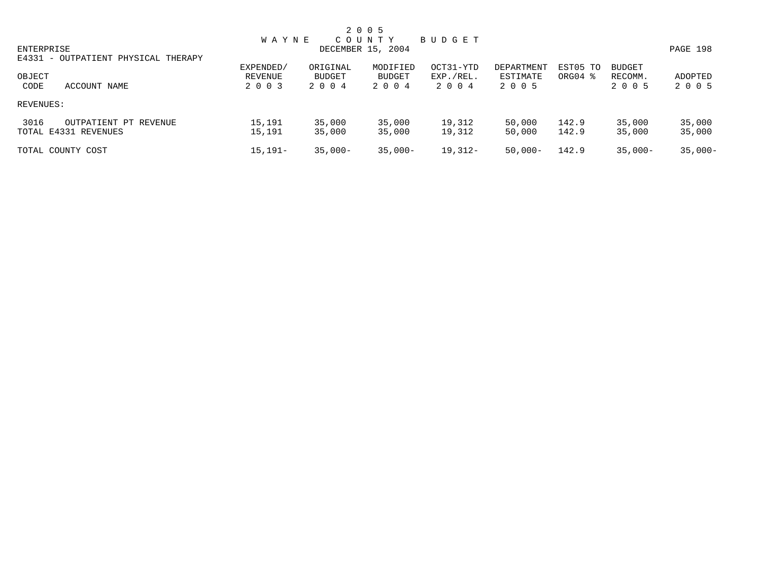# 2005 WAYNE COUNTY BUDGET

ENTERPRISE

DECEMBER 15, 2004

E4331 - OUTPATIENT PHYSICAL THERAPY

| OBJECT CODE | ACCOUNT NAME | EXPENDED/ REVENUE 2003 | ORIGINAL BUDGET 2004 | MODIFIED BUDGET 2004 | OCT31-YTD EXP./REL. 2004 | DEPARTMENT ESTIMATE 2005 | EST05 TO ORG04 % | BUDGET RECOMM. 2005 | ADOPTED 2005 |
|---|---|---|---|---|---|---|---|---|---|
| REVENUES: | | | | | | | | | |
| 3016 | OUTPATIENT PT REVENUE | 15,191 | 35,000 | 35,000 | 19,312 | 50,000 | 142.9 | 35,000 | 35,000 |
| TOTAL E4331 REVENUES | | 15,191 | 35,000 | 35,000 | 19,312 | 50,000 | 142.9 | 35,000 | 35,000 |
| TOTAL COUNTY COST | | 15,191- | 35,000- | 35,000- | 19,312- | 50,000- | 142.9 | 35,000- | 35,000- |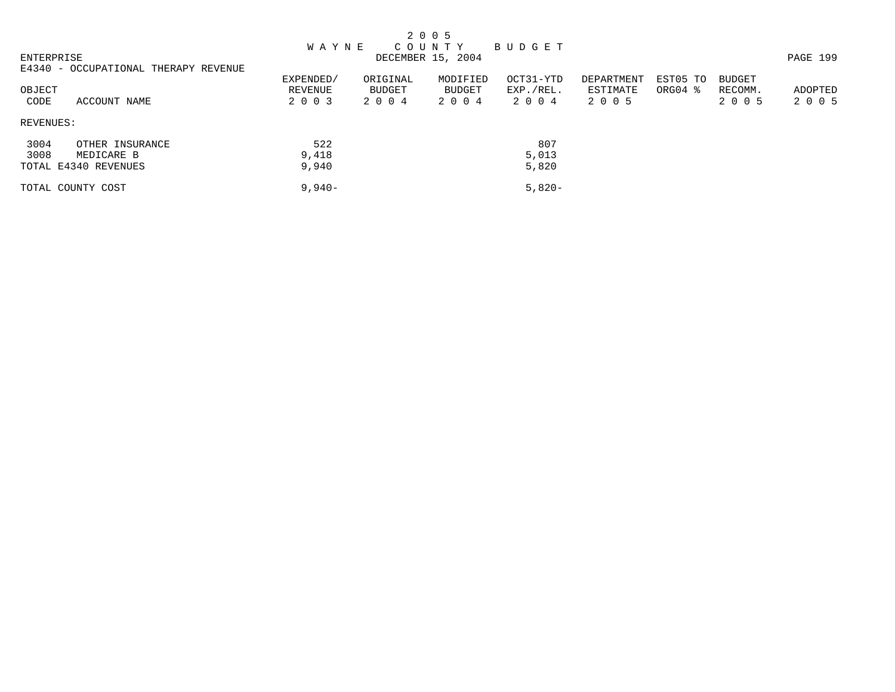# 2 0 0 5 W A Y N E C O U N T Y B U D G E T

DECEMBER 15, 2004

ENTERPRISE

E4340 - OCCUPATIONAL THERAPY REVENUE

| OBJECT CODE | ACCOUNT NAME | EXPENDED/ REVENUE 2 0 0 3 | ORIGINAL BUDGET 2 0 0 4 | MODIFIED BUDGET 2 0 0 4 | OCT31-YTD EXP./REL. 2 0 0 4 | DEPARTMENT ESTIMATE 2 0 0 5 | EST05 TO ORG04 % | BUDGET RECOMM. 2 0 0 5 | ADOPTED 2 0 0 5 |
|---|---|---|---|---|---|---|---|---|---|
| REVENUES: | | | | | | | | | |
| 3004 | OTHER INSURANCE | 522 | | | 807 | | | | |
| 3008 | MEDICARE B | 9,418 | | | 5,013 | | | | |
| TOTAL E4340 REVENUES | | 9,940 | | | 5,820 | | | | |
| TOTAL COUNTY COST | | 9,940- | | | 5,820- | | | | |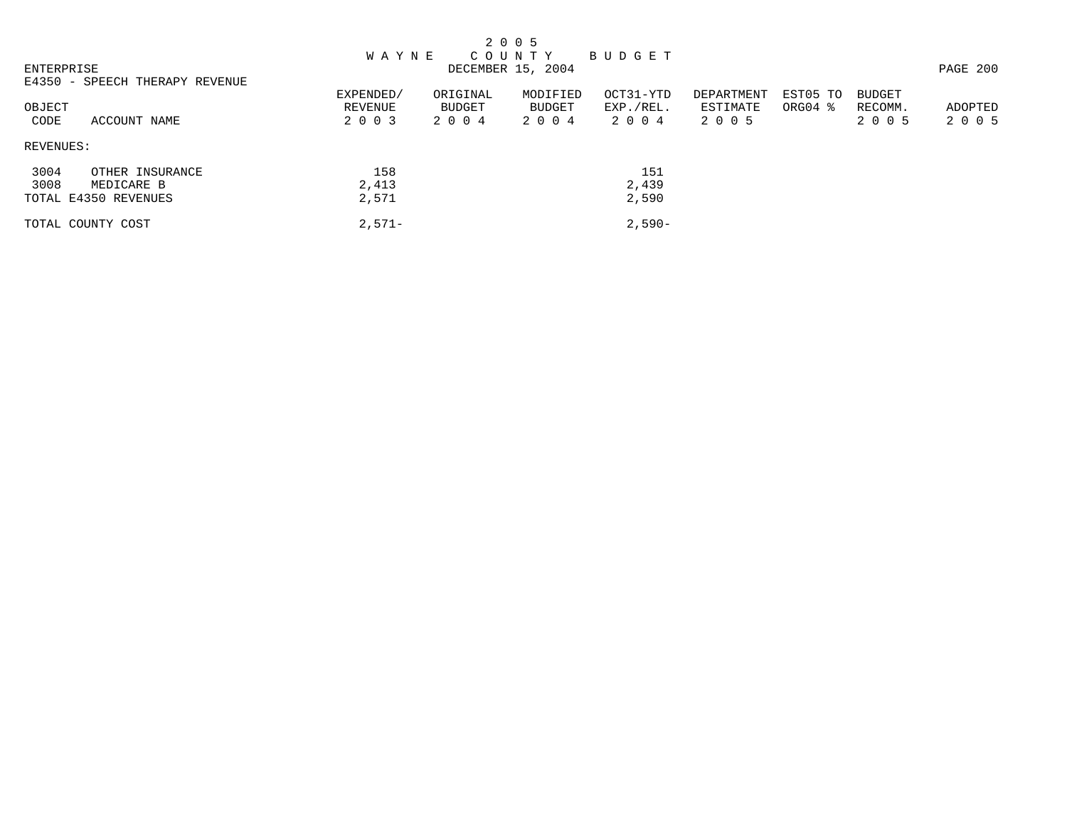2 0 0 5
W A Y N E   C O U N T Y   B U D G E T

ENTERPRISE
DECEMBER 15, 2004

E4350 - SPEECH THERAPY REVENUE

| OBJECT CODE | ACCOUNT NAME | EXPENDED/ REVENUE 2 0 0 3 | ORIGINAL BUDGET 2 0 0 4 | MODIFIED BUDGET 2 0 0 4 | OCT31-YTD EXP./REL. 2 0 0 4 | DEPARTMENT ESTIMATE 2 0 0 5 | EST05 TO ORG04 % | BUDGET RECOMM. 2 0 0 5 | ADOPTED 2 0 0 5 |
|---|---|---|---|---|---|---|---|---|---|
| REVENUES: | | | | | | | | | |
| 3004 | OTHER INSURANCE | 158 | | | 151 | | | | |
| 3008 | MEDICARE B | 2,413 | | | 2,439 | | | | |
| TOTAL E4350 REVENUES | | 2,571 | | | 2,590 | | | | |
| TOTAL COUNTY COST | | 2,571- | | | 2,590- | | | | |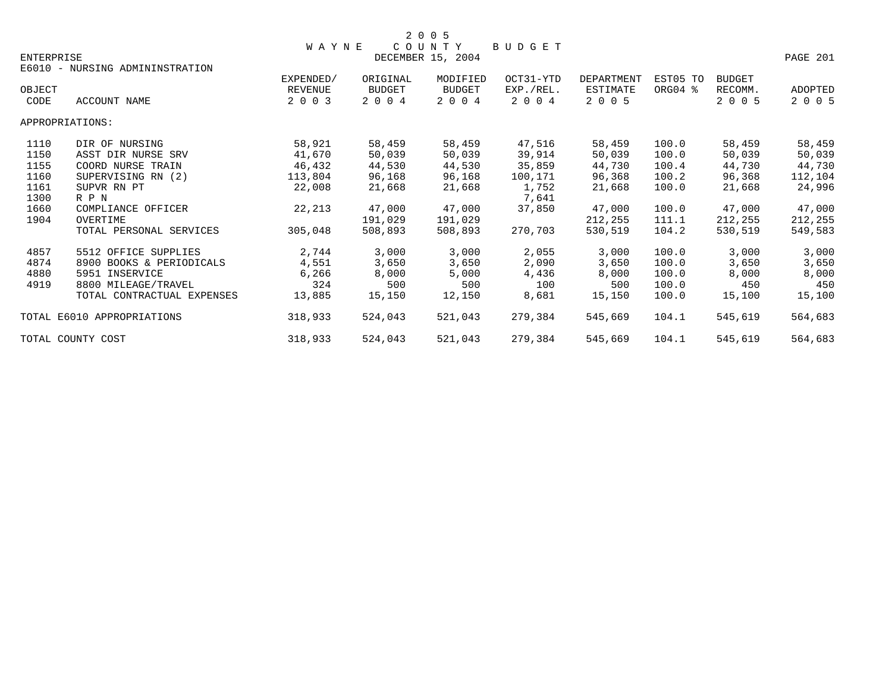# 2005 WAYNE COUNTY BUDGET

DECEMBER 15, 2004

ENTERPRISE

E6010 - NURSING ADMININSTRATION

| OBJECT CODE | ACCOUNT NAME | EXPENDED/ REVENUE 2003 | ORIGINAL BUDGET 2004 | MODIFIED BUDGET 2004 | OCT31-YTD EXP./REL. 2004 | DEPARTMENT ESTIMATE 2005 | EST05 TO ORG04 % | BUDGET RECOMM. 2005 | ADOPTED 2005 |
|---|---|---|---|---|---|---|---|---|---|
| APPROPRIATIONS: | | | | | | | | | |
| 1110 | DIR OF NURSING | 58,921 | 58,459 | 58,459 | 47,516 | 58,459 | 100.0 | 58,459 | 58,459 |
| 1150 | ASST DIR NURSE SRV | 41,670 | 50,039 | 50,039 | 39,914 | 50,039 | 100.0 | 50,039 | 50,039 |
| 1155 | COORD NURSE TRAIN | 46,432 | 44,530 | 44,530 | 35,859 | 44,730 | 100.4 | 44,730 | 44,730 |
| 1160 | SUPERVISING RN (2) | 113,804 | 96,168 | 96,168 | 100,171 | 96,368 | 100.2 | 96,368 | 112,104 |
| 1161 | SUPVR RN PT | 22,008 | 21,668 | 21,668 | 1,752 | 21,668 | 100.0 | 21,668 | 24,996 |
| 1300 | R P N | | | | 7,641 | | | | |
| 1660 | COMPLIANCE OFFICER | 22,213 | 47,000 | 47,000 | 37,850 | 47,000 | 100.0 | 47,000 | 47,000 |
| 1904 | OVERTIME | | 191,029 | 191,029 | | 212,255 | 111.1 | 212,255 | 212,255 |
| | TOTAL PERSONAL SERVICES | 305,048 | 508,893 | 508,893 | 270,703 | 530,519 | 104.2 | 530,519 | 549,583 |
| 4857 | 5512 OFFICE SUPPLIES | 2,744 | 3,000 | 3,000 | 2,055 | 3,000 | 100.0 | 3,000 | 3,000 |
| 4874 | 8900 BOOKS & PERIODICALS | 4,551 | 3,650 | 3,650 | 2,090 | 3,650 | 100.0 | 3,650 | 3,650 |
| 4880 | 5951 INSERVICE | 6,266 | 8,000 | 5,000 | 4,436 | 8,000 | 100.0 | 8,000 | 8,000 |
| 4919 | 8800 MILEAGE/TRAVEL | 324 | 500 | 500 | 100 | 500 | 100.0 | 450 | 450 |
| | TOTAL CONTRACTUAL EXPENSES | 13,885 | 15,150 | 12,150 | 8,681 | 15,150 | 100.0 | 15,100 | 15,100 |
| TOTAL E6010 APPROPRIATIONS | | 318,933 | 524,043 | 521,043 | 279,384 | 545,669 | 104.1 | 545,619 | 564,683 |
| TOTAL COUNTY COST | | 318,933 | 524,043 | 521,043 | 279,384 | 545,669 | 104.1 | 545,619 | 564,683 |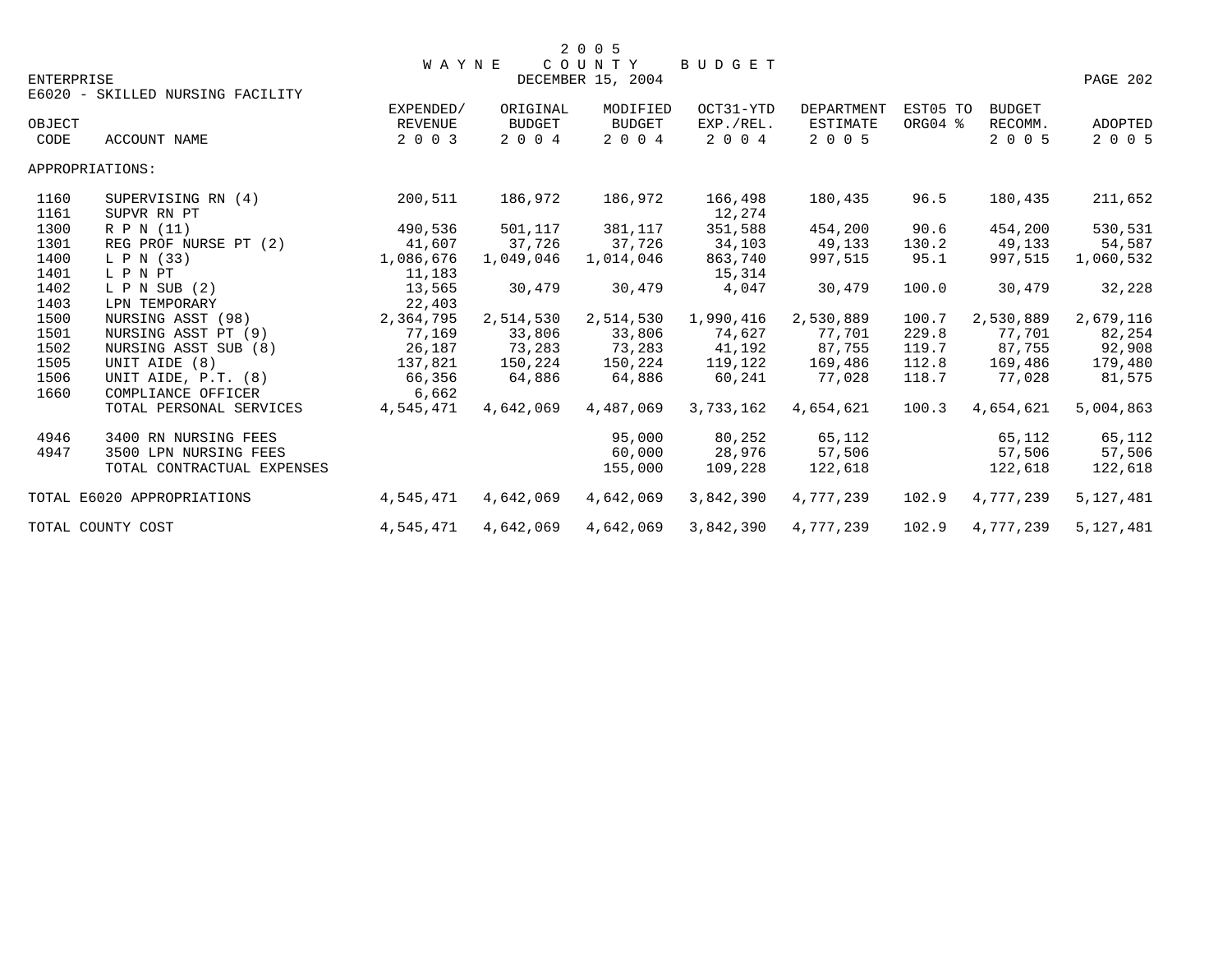# 2005 WAYNE COUNTY BUDGET

DECEMBER 15, 2004

ENTERPRISE

E6020 - SKILLED NURSING FACILITY

| OBJECT CODE | ACCOUNT NAME | EXPENDED/ REVENUE 2003 | ORIGINAL BUDGET 2004 | MODIFIED BUDGET 2004 | OCT31-YTD EXP./REL. 2004 | DEPARTMENT ESTIMATE 2005 | EST05 TO ORG04 % | BUDGET RECOMM. 2005 | ADOPTED 2005 |
|---|---|---|---|---|---|---|---|---|---|
| APPROPRIATIONS: | | | | | | | | | |
| 1160 | SUPERVISING RN (4) | 200,511 | 186,972 | 186,972 | 166,498 | 180,435 | 96.5 | 180,435 | 211,652 |
| 1161 | SUPVR RN PT | | | | 12,274 | | | | |
| 1300 | R P N (11) | 490,536 | 501,117 | 381,117 | 351,588 | 454,200 | 90.6 | 454,200 | 530,531 |
| 1301 | REG PROF NURSE PT (2) | 41,607 | 37,726 | 37,726 | 34,103 | 49,133 | 130.2 | 49,133 | 54,587 |
| 1400 | L P N (33) | 1,086,676 | 1,049,046 | 1,014,046 | 863,740 | 997,515 | 95.1 | 997,515 | 1,060,532 |
| 1401 | L P N PT | 11,183 | | | 15,314 | | | | |
| 1402 | L P N SUB (2) | 13,565 | 30,479 | 30,479 | 4,047 | 30,479 | 100.0 | 30,479 | 32,228 |
| 1403 | LPN TEMPORARY | 22,403 | | | | | | | |
| 1500 | NURSING ASST (98) | 2,364,795 | 2,514,530 | 2,514,530 | 1,990,416 | 2,530,889 | 100.7 | 2,530,889 | 2,679,116 |
| 1501 | NURSING ASST PT (9) | 77,169 | 33,806 | 33,806 | 74,627 | 77,701 | 229.8 | 77,701 | 82,254 |
| 1502 | NURSING ASST SUB (8) | 26,187 | 73,283 | 73,283 | 41,192 | 87,755 | 119.7 | 87,755 | 92,908 |
| 1505 | UNIT AIDE (8) | 137,821 | 150,224 | 150,224 | 119,122 | 169,486 | 112.8 | 169,486 | 179,480 |
| 1506 | UNIT AIDE, P.T. (8) | 66,356 | 64,886 | 64,886 | 60,241 | 77,028 | 118.7 | 77,028 | 81,575 |
| 1660 | COMPLIANCE OFFICER | 6,662 | | | | | | | |
| | TOTAL PERSONAL SERVICES | 4,545,471 | 4,642,069 | 4,487,069 | 3,733,162 | 4,654,621 | 100.3 | 4,654,621 | 5,004,863 |
| 4946 | 3400 RN NURSING FEES | | | 95,000 | 80,252 | 65,112 | | 65,112 | 65,112 |
| 4947 | 3500 LPN NURSING FEES | | | 60,000 | 28,976 | 57,506 | | 57,506 | 57,506 |
| | TOTAL CONTRACTUAL EXPENSES | | | 155,000 | 109,228 | 122,618 | | 122,618 | 122,618 |
| TOTAL E6020 APPROPRIATIONS | | 4,545,471 | 4,642,069 | 4,642,069 | 3,842,390 | 4,777,239 | 102.9 | 4,777,239 | 5,127,481 |
| TOTAL COUNTY COST | | 4,545,471 | 4,642,069 | 4,642,069 | 3,842,390 | 4,777,239 | 102.9 | 4,777,239 | 5,127,481 |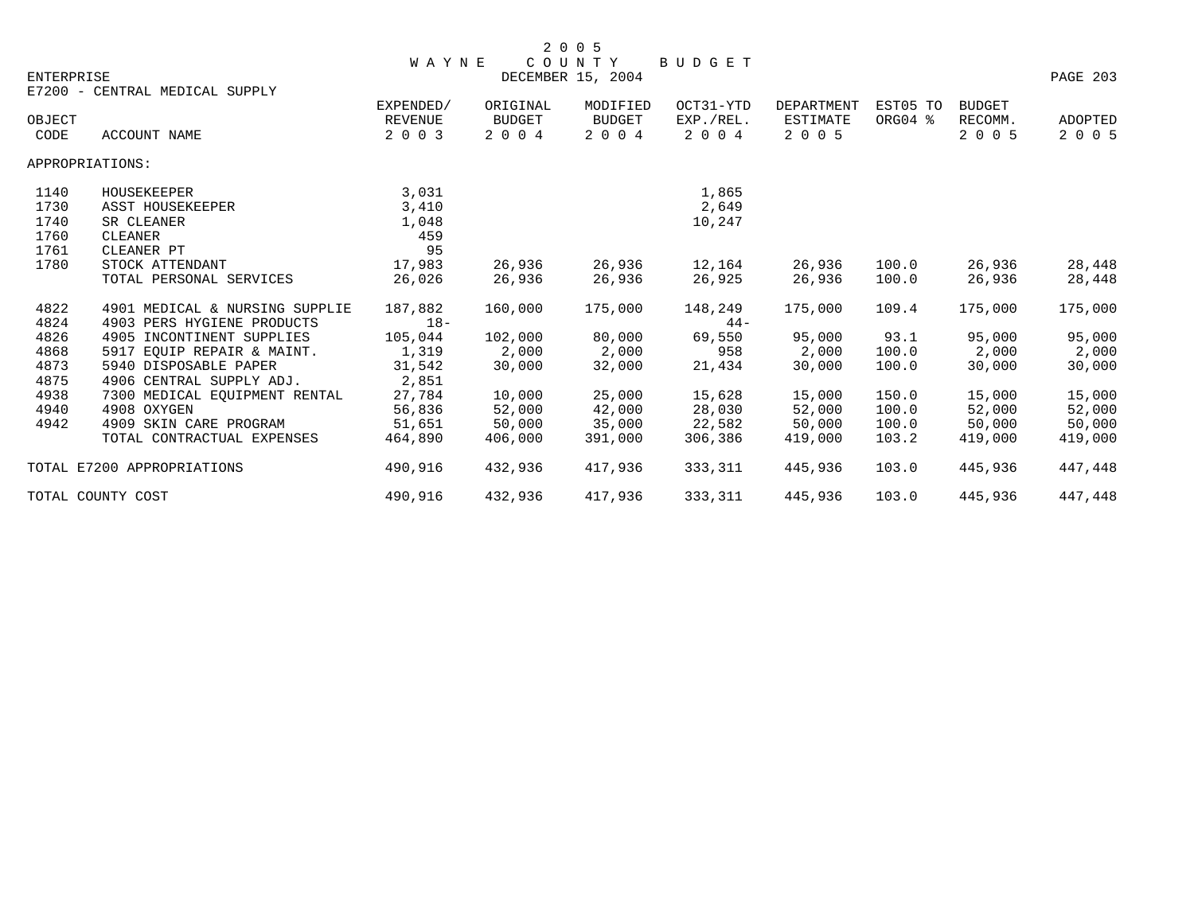# 2005 WAYNE COUNTY BUDGET

DECEMBER 15, 2004

ENTERPRISE

E7200 - CENTRAL MEDICAL SUPPLY

| OBJECT CODE | ACCOUNT NAME | EXPENDED/ REVENUE 2003 | ORIGINAL BUDGET 2004 | MODIFIED BUDGET 2004 | OCT31-YTD EXP./REL. 2004 | DEPARTMENT ESTIMATE 2005 | EST05 TO ORG04 % | BUDGET RECOMM. 2005 | ADOPTED 2005 |
|---|---|---|---|---|---|---|---|---|---|
| APPROPRIATIONS: | | | | | | | | | |
| 1140 | HOUSEKEEPER | 3,031 | | | 1,865 | | | | |
| 1730 | ASST HOUSEKEEPER | 3,410 | | | 2,649 | | | | |
| 1740 | SR CLEANER | 1,048 | | | 10,247 | | | | |
| 1760 | CLEANER | 459 | | | | | | | |
| 1761 | CLEANER PT | 95 | | | | | | | |
| 1780 | STOCK ATTENDANT | 17,983 | 26,936 | 26,936 | 12,164 | 26,936 | 100.0 | 26,936 | 28,448 |
| | TOTAL PERSONAL SERVICES | 26,026 | 26,936 | 26,936 | 26,925 | 26,936 | 100.0 | 26,936 | 28,448 |
| 4822 | 4901 MEDICAL & NURSING SUPPLIE | 187,882 | 160,000 | 175,000 | 148,249 | 175,000 | 109.4 | 175,000 | 175,000 |
| 4824 | 4903 PERS HYGIENE PRODUCTS | 18- | | | 44- | | | | |
| 4826 | 4905 INCONTINENT SUPPLIES | 105,044 | 102,000 | 80,000 | 69,550 | 95,000 | 93.1 | 95,000 | 95,000 |
| 4868 | 5917 EQUIP REPAIR & MAINT. | 1,319 | 2,000 | 2,000 | 958 | 2,000 | 100.0 | 2,000 | 2,000 |
| 4873 | 5940 DISPOSABLE PAPER | 31,542 | 30,000 | 32,000 | 21,434 | 30,000 | 100.0 | 30,000 | 30,000 |
| 4875 | 4906 CENTRAL SUPPLY ADJ. | 2,851 | | | | | | | |
| 4938 | 7300 MEDICAL EQUIPMENT RENTAL | 27,784 | 10,000 | 25,000 | 15,628 | 15,000 | 150.0 | 15,000 | 15,000 |
| 4940 | 4908 OXYGEN | 56,836 | 52,000 | 42,000 | 28,030 | 52,000 | 100.0 | 52,000 | 52,000 |
| 4942 | 4909 SKIN CARE PROGRAM | 51,651 | 50,000 | 35,000 | 22,582 | 50,000 | 100.0 | 50,000 | 50,000 |
| | TOTAL CONTRACTUAL EXPENSES | 464,890 | 406,000 | 391,000 | 306,386 | 419,000 | 103.2 | 419,000 | 419,000 |
| TOTAL E7200 APPROPRIATIONS | | 490,916 | 432,936 | 417,936 | 333,311 | 445,936 | 103.0 | 445,936 | 447,448 |
| TOTAL COUNTY COST | | 490,916 | 432,936 | 417,936 | 333,311 | 445,936 | 103.0 | 445,936 | 447,448 |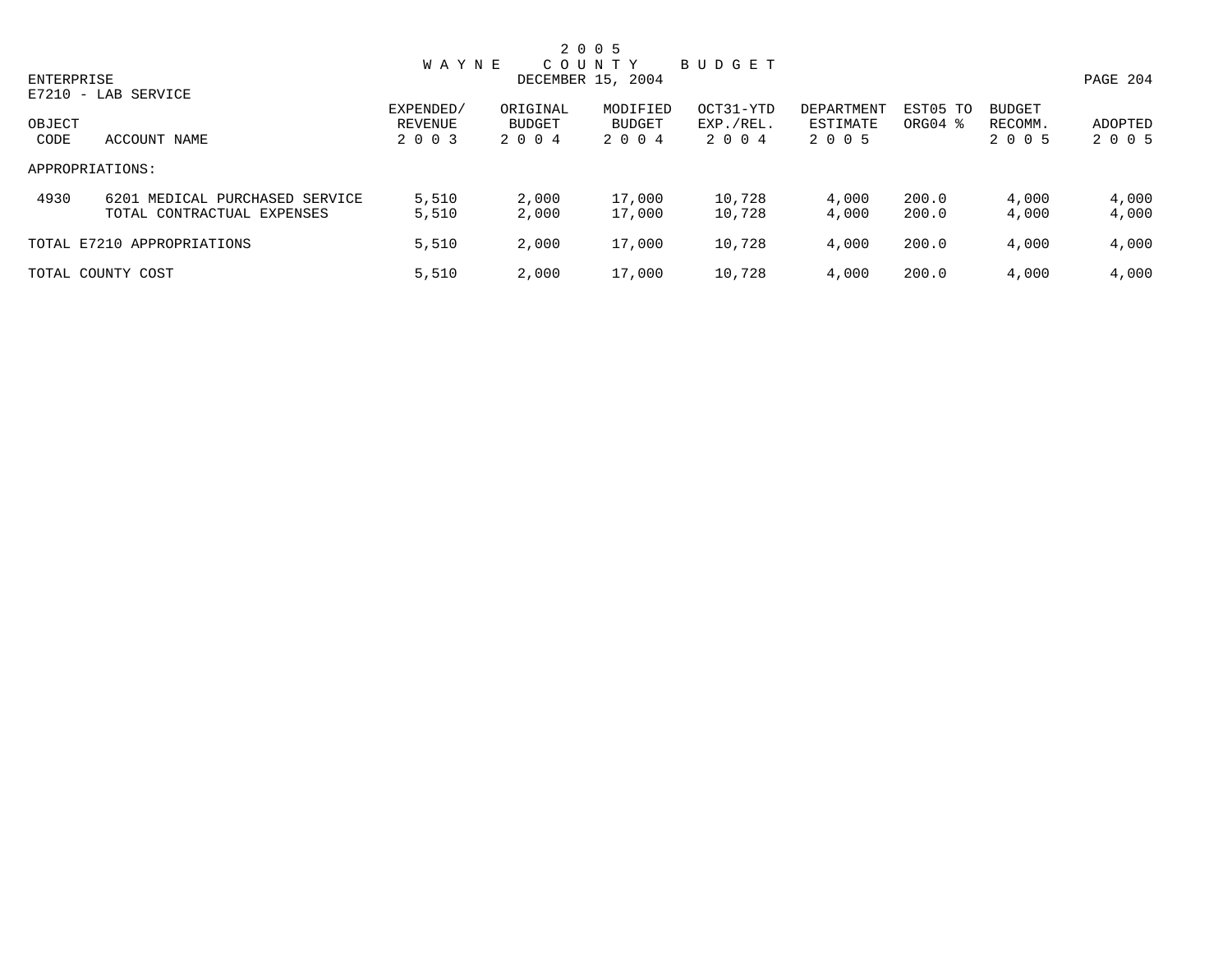# 2005 WAYNE COUNTY BUDGET

DECEMBER 15, 2004

ENTERPRISE

E7210 - LAB SERVICE

| OBJECT CODE | ACCOUNT NAME | EXPENDED/ REVENUE 2003 | ORIGINAL BUDGET 2004 | MODIFIED BUDGET 2004 | OCT31-YTD EXP./REL. 2004 | DEPARTMENT ESTIMATE 2005 | EST05 TO ORG04 % | BUDGET RECOMM. 2005 | ADOPTED 2005 |
|---|---|---|---|---|---|---|---|---|---|
| APPROPRIATIONS: | | | | | | | | | |
| 4930 | 6201 MEDICAL PURCHASED SERVICE | 5,510 | 2,000 | 17,000 | 10,728 | 4,000 | 200.0 | 4,000 | 4,000 |
| | TOTAL CONTRACTUAL EXPENSES | 5,510 | 2,000 | 17,000 | 10,728 | 4,000 | 200.0 | 4,000 | 4,000 |
| TOTAL E7210 APPROPRIATIONS | | 5,510 | 2,000 | 17,000 | 10,728 | 4,000 | 200.0 | 4,000 | 4,000 |
| TOTAL COUNTY COST | | 5,510 | 2,000 | 17,000 | 10,728 | 4,000 | 200.0 | 4,000 | 4,000 |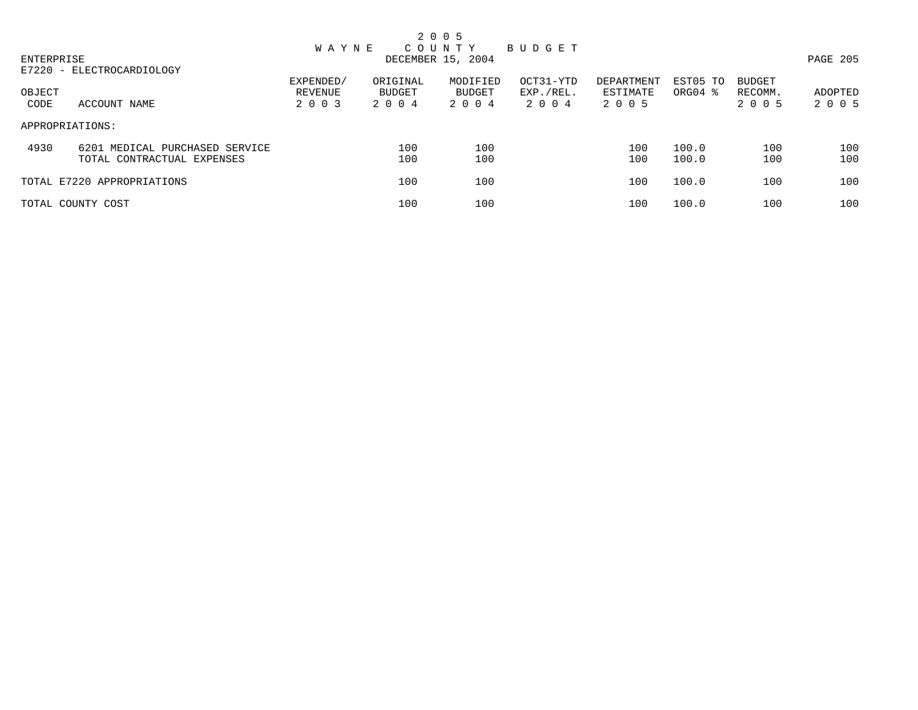# 2005 WAYNE COUNTY BUDGET

DECEMBER 15, 2004

ENTERPRISE

E7220 - ELECTROCARDIOLOGY

| OBJECT CODE | ACCOUNT NAME | EXPENDED/ REVENUE 2003 | ORIGINAL BUDGET 2004 | MODIFIED BUDGET 2004 | OCT31-YTD EXP./REL. 2004 | DEPARTMENT ESTIMATE 2005 | EST05 TO ORG04 % | BUDGET RECOMM. 2005 | ADOPTED 2005 |
|---|---|---|---|---|---|---|---|---|---|
| APPROPRIATIONS: | | | | | | | | | |
| 4930 | 6201 MEDICAL PURCHASED SERVICE | | 100 | 100 | | 100 | 100.0 | 100 | 100 |
| | TOTAL CONTRACTUAL EXPENSES | | 100 | 100 | | 100 | 100.0 | 100 | 100 |
| TOTAL E7220 APPROPRIATIONS | | | 100 | 100 | | 100 | 100.0 | 100 | 100 |
| TOTAL COUNTY COST | | | 100 | 100 | | 100 | 100.0 | 100 | 100 |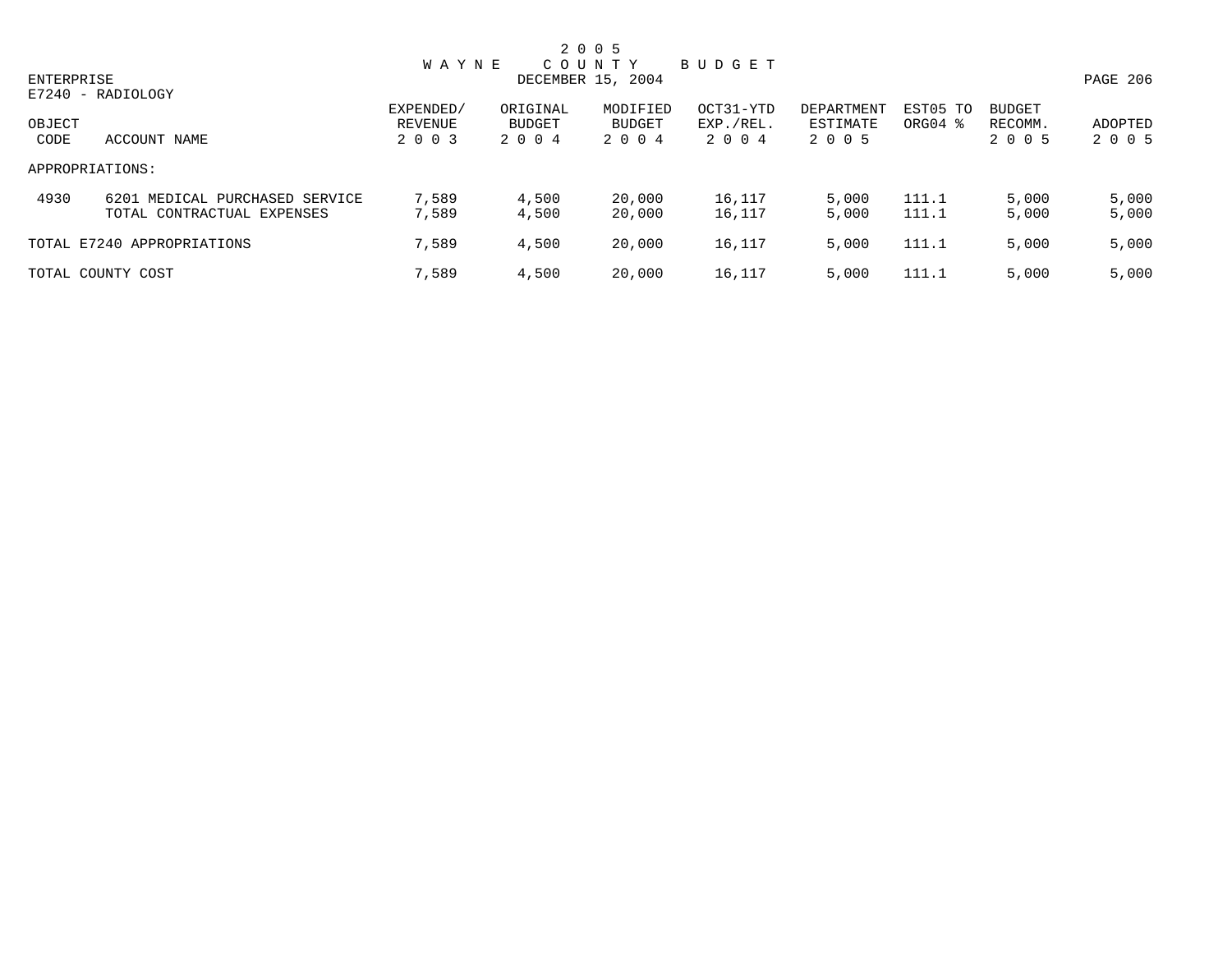# 2005 WAYNE COUNTY BUDGET

DECEMBER 15, 2004

ENTERPRISE

E7240 - RADIOLOGY

| OBJECT CODE | ACCOUNT NAME | EXPENDED/ REVENUE 2003 | ORIGINAL BUDGET 2004 | MODIFIED BUDGET 2004 | OCT31-YTD EXP./REL. 2004 | DEPARTMENT ESTIMATE 2005 | EST05 TO ORG04 % | BUDGET RECOMM. 2005 | ADOPTED 2005 |
|---|---|---|---|---|---|---|---|---|---|
| APPROPRIATIONS: | | | | | | | | | |
| 4930 | 6201 MEDICAL PURCHASED SERVICE | 7,589 | 4,500 | 20,000 | 16,117 | 5,000 | 111.1 | 5,000 | 5,000 |
| | TOTAL CONTRACTUAL EXPENSES | 7,589 | 4,500 | 20,000 | 16,117 | 5,000 | 111.1 | 5,000 | 5,000 |
| TOTAL E7240 APPROPRIATIONS | | 7,589 | 4,500 | 20,000 | 16,117 | 5,000 | 111.1 | 5,000 | 5,000 |
| TOTAL COUNTY COST | | 7,589 | 4,500 | 20,000 | 16,117 | 5,000 | 111.1 | 5,000 | 5,000 |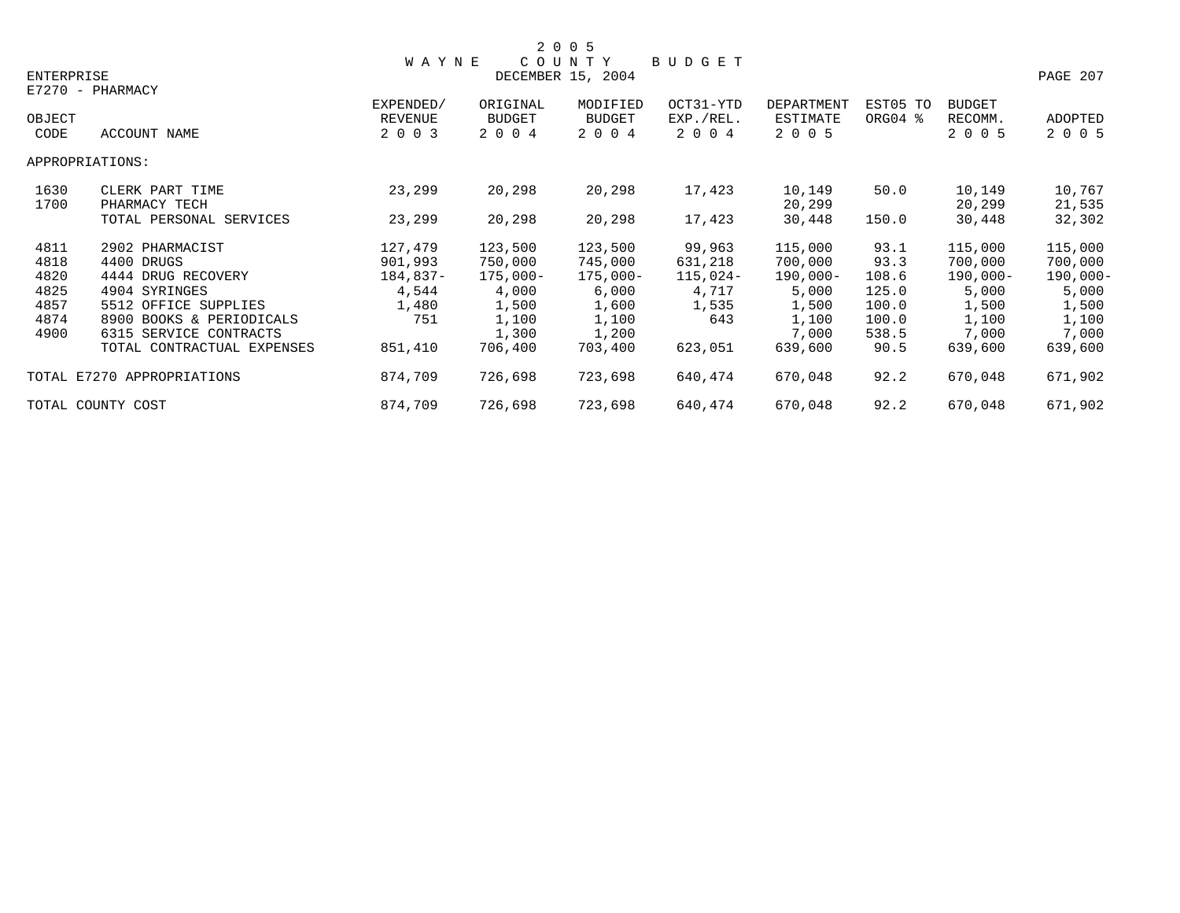# 2005 WAYNE COUNTY BUDGET

DECEMBER 15, 2004

ENTERPRISE

E7270 - PHARMACY

| OBJECT CODE | ACCOUNT NAME | EXPENDED/ REVENUE 2003 | ORIGINAL BUDGET 2004 | MODIFIED BUDGET 2004 | OCT31-YTD EXP./REL. 2004 | DEPARTMENT ESTIMATE 2005 | EST05 TO ORG04 % | BUDGET RECOMM. 2005 | ADOPTED 2005 |
|---|---|---|---|---|---|---|---|---|---|
| APPROPRIATIONS: | | | | | | | | | |
| 1630 | CLERK PART TIME | 23,299 | 20,298 | 20,298 | 17,423 | 10,149 | 50.0 | 10,149 | 10,767 |
| 1700 | PHARMACY TECH | | | | | 20,299 | | 20,299 | 21,535 |
| | TOTAL PERSONAL SERVICES | 23,299 | 20,298 | 20,298 | 17,423 | 30,448 | 150.0 | 30,448 | 32,302 |
| 4811 | 2902 PHARMACIST | 127,479 | 123,500 | 123,500 | 99,963 | 115,000 | 93.1 | 115,000 | 115,000 |
| 4818 | 4400 DRUGS | 901,993 | 750,000 | 745,000 | 631,218 | 700,000 | 93.3 | 700,000 | 700,000 |
| 4820 | 4444 DRUG RECOVERY | 184,837- | 175,000- | 175,000- | 115,024- | 190,000- | 108.6 | 190,000- | 190,000- |
| 4825 | 4904 SYRINGES | 4,544 | 4,000 | 6,000 | 4,717 | 5,000 | 125.0 | 5,000 | 5,000 |
| 4857 | 5512 OFFICE SUPPLIES | 1,480 | 1,500 | 1,600 | 1,535 | 1,500 | 100.0 | 1,500 | 1,500 |
| 4874 | 8900 BOOKS & PERIODICALS | 751 | 1,100 | 1,100 | 643 | 1,100 | 100.0 | 1,100 | 1,100 |
| 4900 | 6315 SERVICE CONTRACTS | | 1,300 | 1,200 | | 7,000 | 538.5 | 7,000 | 7,000 |
| | TOTAL CONTRACTUAL EXPENSES | 851,410 | 706,400 | 703,400 | 623,051 | 639,600 | 90.5 | 639,600 | 639,600 |
| TOTAL E7270 APPROPRIATIONS | | 874,709 | 726,698 | 723,698 | 640,474 | 670,048 | 92.2 | 670,048 | 671,902 |
| TOTAL COUNTY COST | | 874,709 | 726,698 | 723,698 | 640,474 | 670,048 | 92.2 | 670,048 | 671,902 |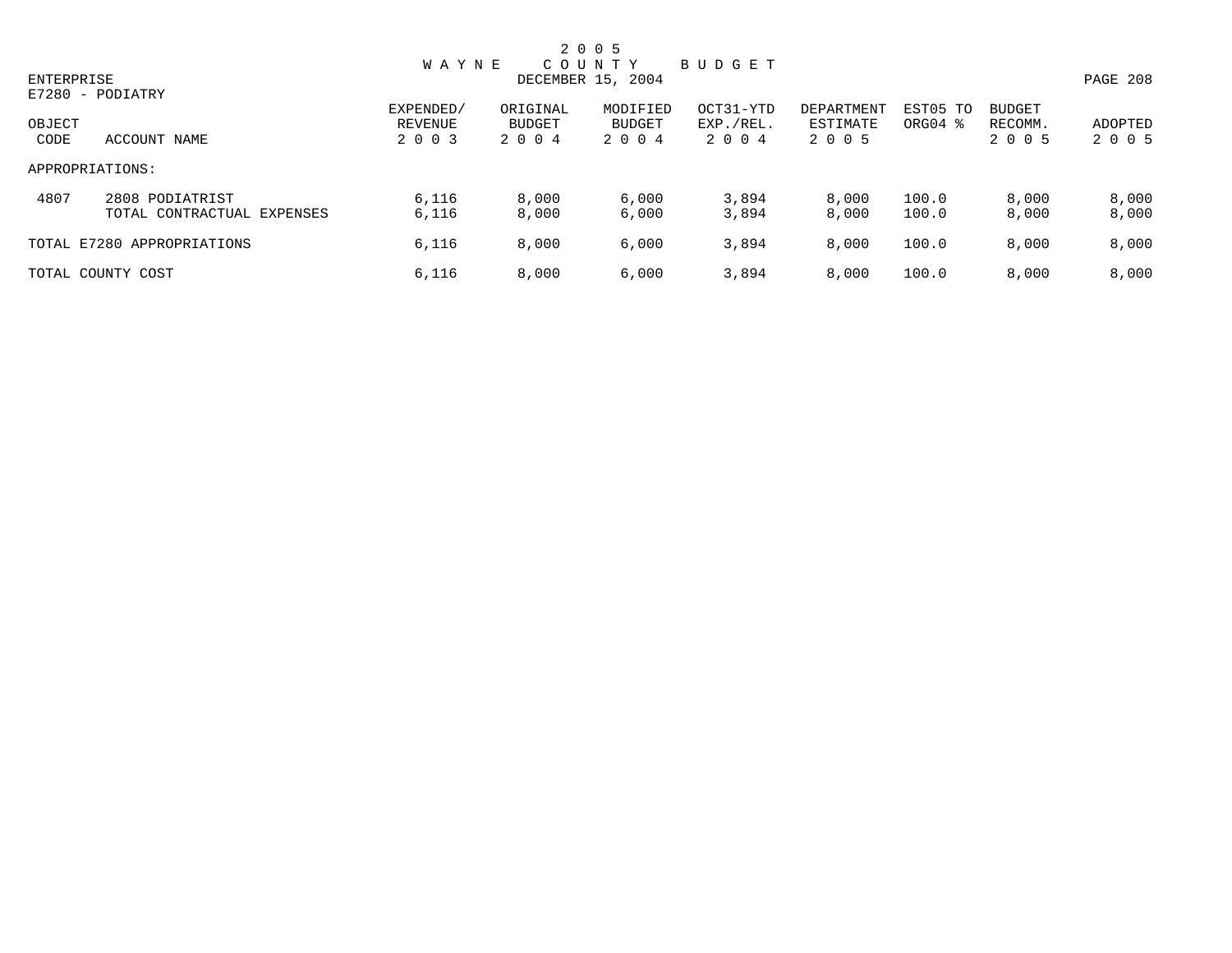# 2005 WAYNE COUNTY BUDGET

DECEMBER 15, 2004

ENTERPRISE

E7280 - PODIATRY

| OBJECT CODE | ACCOUNT NAME | EXPENDED/ REVENUE 2003 | ORIGINAL BUDGET 2004 | MODIFIED BUDGET 2004 | OCT31-YTD EXP./REL. 2004 | DEPARTMENT ESTIMATE 2005 | EST05 TO ORG04 % | BUDGET RECOMM. 2005 | ADOPTED 2005 |
|---|---|---|---|---|---|---|---|---|---|
| APPROPRIATIONS: | | | | | | | | | |
| 4807 | 2808 PODIATRIST | 6,116 | 8,000 | 6,000 | 3,894 | 8,000 | 100.0 | 8,000 | 8,000 |
| | TOTAL CONTRACTUAL EXPENSES | 6,116 | 8,000 | 6,000 | 3,894 | 8,000 | 100.0 | 8,000 | 8,000 |
| TOTAL E7280 APPROPRIATIONS | | 6,116 | 8,000 | 6,000 | 3,894 | 8,000 | 100.0 | 8,000 | 8,000 |
| TOTAL COUNTY COST | | 6,116 | 8,000 | 6,000 | 3,894 | 8,000 | 100.0 | 8,000 | 8,000 |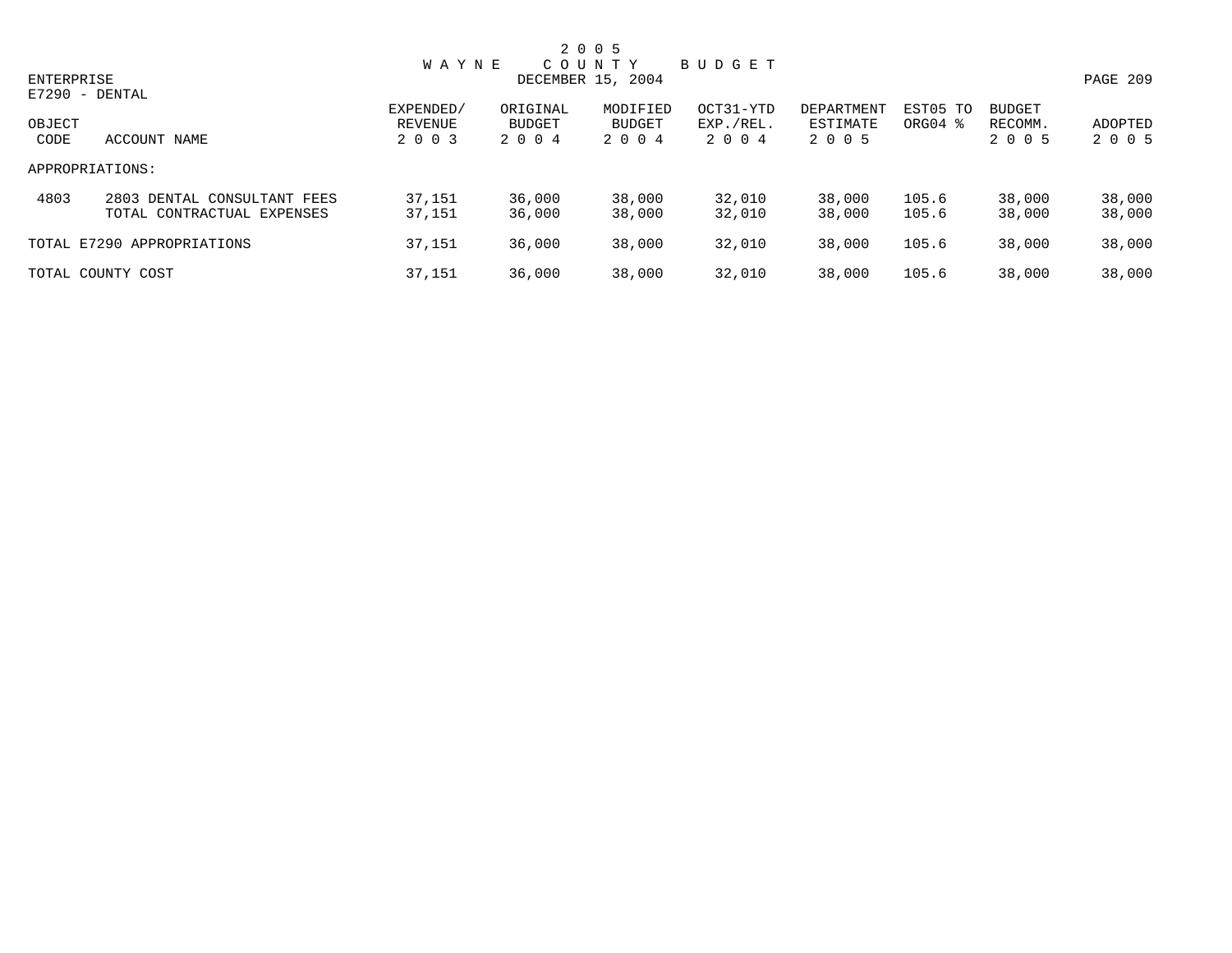# 2005 WAYNE COUNTY BUDGET

DECEMBER 15, 2004

ENTERPRISE

E7290 - DENTAL

| OBJECT CODE | ACCOUNT NAME | EXPENDED/ REVENUE 2003 | ORIGINAL BUDGET 2004 | MODIFIED BUDGET 2004 | OCT31-YTD EXP./REL. 2004 | DEPARTMENT ESTIMATE 2005 | EST05 TO ORG04 % | BUDGET RECOMM. 2005 | ADOPTED 2005 |
|---|---|---|---|---|---|---|---|---|---|
| APPROPRIATIONS: | | | | | | | | | |
| 4803 | 2803 DENTAL CONSULTANT FEES | 37,151 | 36,000 | 38,000 | 32,010 | 38,000 | 105.6 | 38,000 | 38,000 |
| | TOTAL CONTRACTUAL EXPENSES | 37,151 | 36,000 | 38,000 | 32,010 | 38,000 | 105.6 | 38,000 | 38,000 |
| TOTAL E7290 APPROPRIATIONS | | 37,151 | 36,000 | 38,000 | 32,010 | 38,000 | 105.6 | 38,000 | 38,000 |
| TOTAL COUNTY COST | | 37,151 | 36,000 | 38,000 | 32,010 | 38,000 | 105.6 | 38,000 | 38,000 |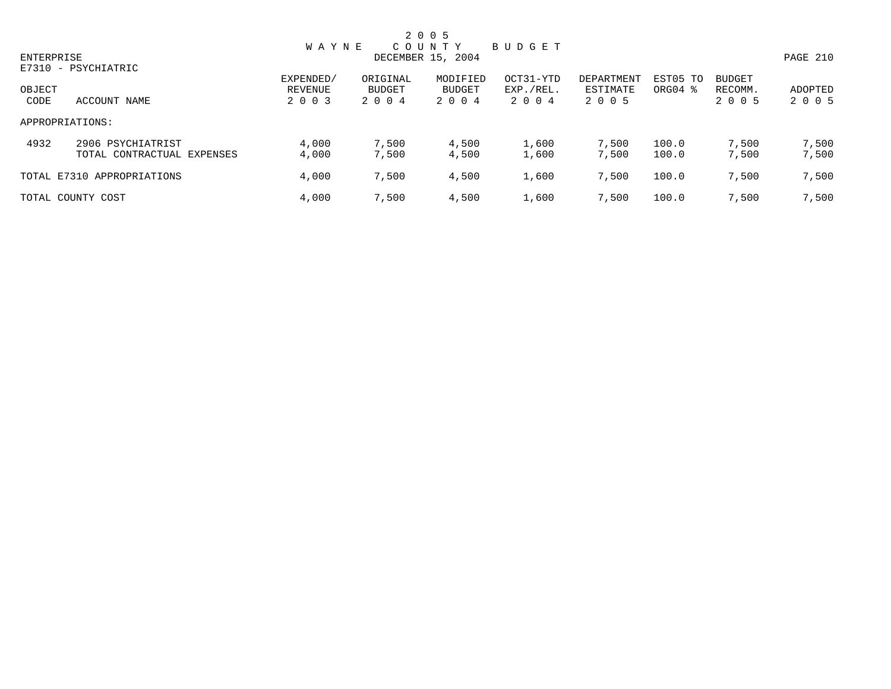# 2005 WAYNE COUNTY BUDGET

DECEMBER 15, 2004

ENTERPRISE

E7310 - PSYCHIATRIC

| OBJECT CODE | ACCOUNT NAME | EXPENDED/ REVENUE 2003 | ORIGINAL BUDGET 2004 | MODIFIED BUDGET 2004 | OCT31-YTD EXP./REL. 2004 | DEPARTMENT ESTIMATE 2005 | EST05 TO ORG04 % | BUDGET RECOMM. 2005 | ADOPTED 2005 |
|---|---|---|---|---|---|---|---|---|---|
| APPROPRIATIONS: | | | | | | | | | |
| 4932 | 2906 PSYCHIATRIST | 4,000 | 7,500 | 4,500 | 1,600 | 7,500 | 100.0 | 7,500 | 7,500 |
| | TOTAL CONTRACTUAL EXPENSES | 4,000 | 7,500 | 4,500 | 1,600 | 7,500 | 100.0 | 7,500 | 7,500 |
| TOTAL E7310 APPROPRIATIONS | | 4,000 | 7,500 | 4,500 | 1,600 | 7,500 | 100.0 | 7,500 | 7,500 |
| TOTAL COUNTY COST | | 4,000 | 7,500 | 4,500 | 1,600 | 7,500 | 100.0 | 7,500 | 7,500 |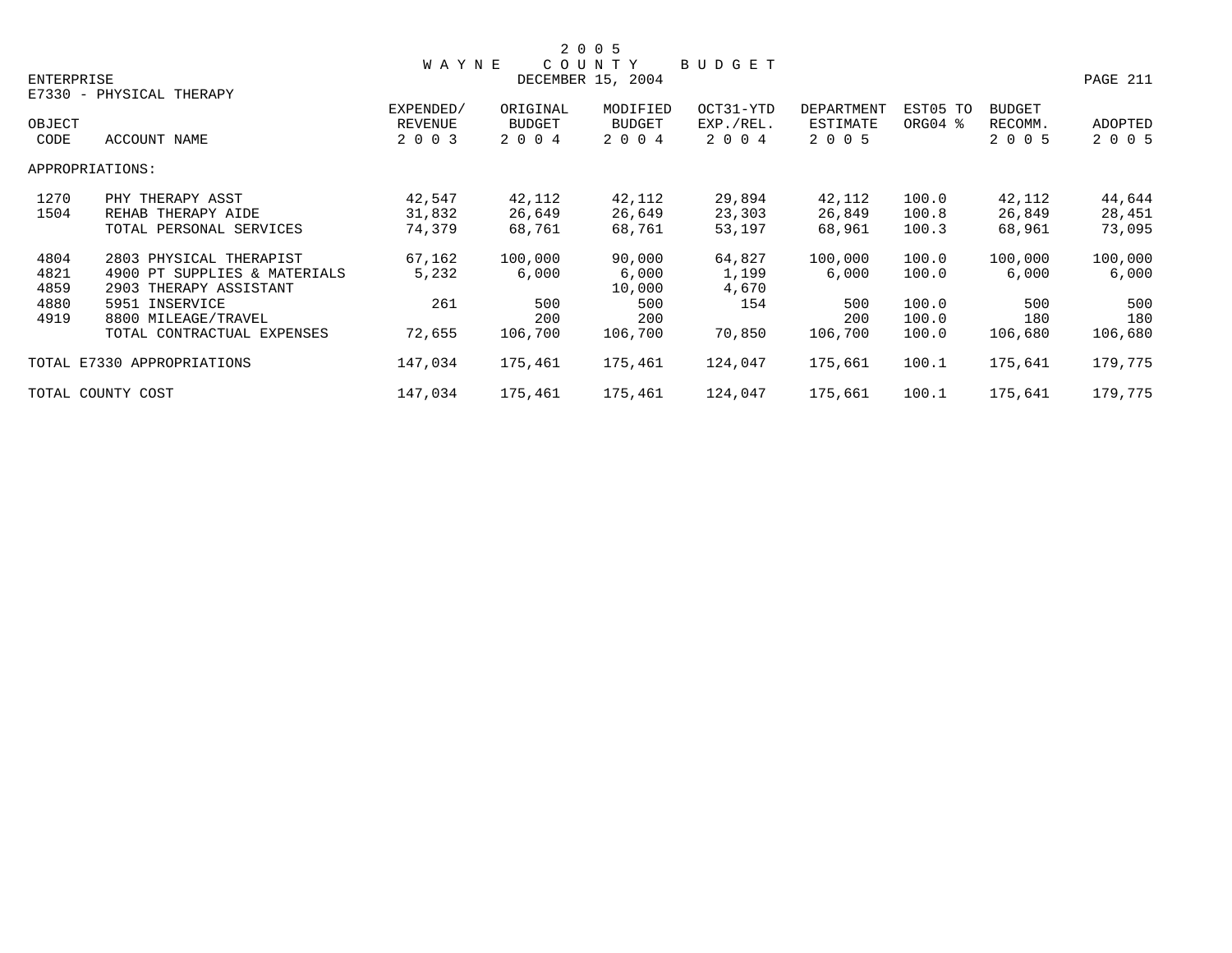2005 WAYNE COUNTY BUDGET

DECEMBER 15, 2004

ENTERPRISE

E7330 - PHYSICAL THERAPY

| OBJECT CODE | ACCOUNT NAME | EXPENDED/ REVENUE 2003 | ORIGINAL BUDGET 2004 | MODIFIED BUDGET 2004 | OCT31-YTD EXP./REL. 2004 | DEPARTMENT ESTIMATE 2005 | EST05 TO ORG04 % | BUDGET RECOMM. 2005 | ADOPTED 2005 |
|---|---|---|---|---|---|---|---|---|---|
| APPROPRIATIONS: | | | | | | | | | |
| 1270 | PHY THERAPY ASST | 42,547 | 42,112 | 42,112 | 29,894 | 42,112 | 100.0 | 42,112 | 44,644 |
| 1504 | REHAB THERAPY AIDE | 31,832 | 26,649 | 26,649 | 23,303 | 26,849 | 100.8 | 26,849 | 28,451 |
| | TOTAL PERSONAL SERVICES | 74,379 | 68,761 | 68,761 | 53,197 | 68,961 | 100.3 | 68,961 | 73,095 |
| 4804 | 2803 PHYSICAL THERAPIST | 67,162 | 100,000 | 90,000 | 64,827 | 100,000 | 100.0 | 100,000 | 100,000 |
| 4821 | 4900 PT SUPPLIES & MATERIALS | 5,232 | 6,000 | 6,000 | 1,199 | 6,000 | 100.0 | 6,000 | 6,000 |
| 4859 | 2903 THERAPY ASSISTANT | | | 10,000 | 4,670 | | | | |
| 4880 | 5951 INSERVICE | 261 | 500 | 500 | 154 | 500 | 100.0 | 500 | 500 |
| 4919 | 8800 MILEAGE/TRAVEL | | 200 | 200 | | 200 | 100.0 | 180 | 180 |
| | TOTAL CONTRACTUAL EXPENSES | 72,655 | 106,700 | 106,700 | 70,850 | 106,700 | 100.0 | 106,680 | 106,680 |
| TOTAL E7330 APPROPRIATIONS | | 147,034 | 175,461 | 175,461 | 124,047 | 175,661 | 100.1 | 175,641 | 179,775 |
| TOTAL COUNTY COST | | 147,034 | 175,461 | 175,461 | 124,047 | 175,661 | 100.1 | 175,641 | 179,775 |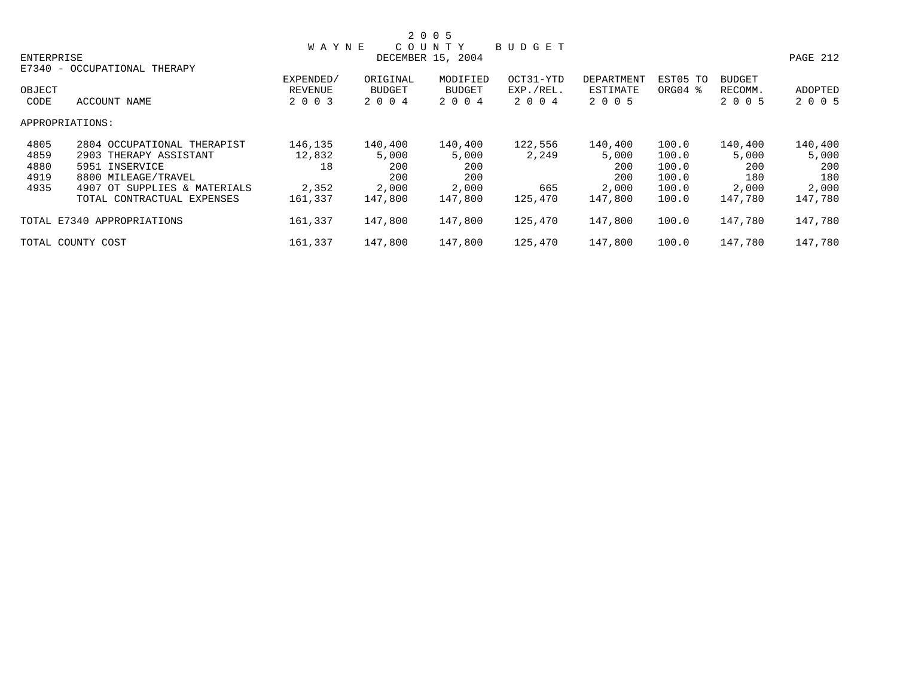# 2 0 0 5 WAYNE COUNTY BUDGET

ENTERPRISE — DECEMBER 15, 2004

E7340 - OCCUPATIONAL THERAPY

| OBJECT CODE | ACCOUNT NAME | EXPENDED/ REVENUE 2 0 0 3 | ORIGINAL BUDGET 2 0 0 4 | MODIFIED BUDGET 2 0 0 4 | OCT31-YTD EXP./REL. 2 0 0 4 | DEPARTMENT ESTIMATE 2 0 0 5 | EST05 TO ORG04 % | BUDGET RECOMM. 2 0 0 5 | ADOPTED 2 0 0 5 |
|---|---|---|---|---|---|---|---|---|---|
| APPROPRIATIONS: | | | | | | | | | |
| 4805 | 2804 OCCUPATIONAL THERAPIST | 146,135 | 140,400 | 140,400 | 122,556 | 140,400 | 100.0 | 140,400 | 140,400 |
| 4859 | 2903 THERAPY ASSISTANT | 12,832 | 5,000 | 5,000 | 2,249 | 5,000 | 100.0 | 5,000 | 5,000 |
| 4880 | 5951 INSERVICE | 18 | 200 | 200 | | 200 | 100.0 | 200 | 200 |
| 4919 | 8800 MILEAGE/TRAVEL | | 200 | 200 | | 200 | 100.0 | 180 | 180 |
| 4935 | 4907 OT SUPPLIES & MATERIALS | 2,352 | 2,000 | 2,000 | 665 | 2,000 | 100.0 | 2,000 | 2,000 |
| | TOTAL CONTRACTUAL EXPENSES | 161,337 | 147,800 | 147,800 | 125,470 | 147,800 | 100.0 | 147,780 | 147,780 |
| TOTAL E7340 APPROPRIATIONS | | 161,337 | 147,800 | 147,800 | 125,470 | 147,800 | 100.0 | 147,780 | 147,780 |
| TOTAL COUNTY COST | | 161,337 | 147,800 | 147,800 | 125,470 | 147,800 | 100.0 | 147,780 | 147,780 |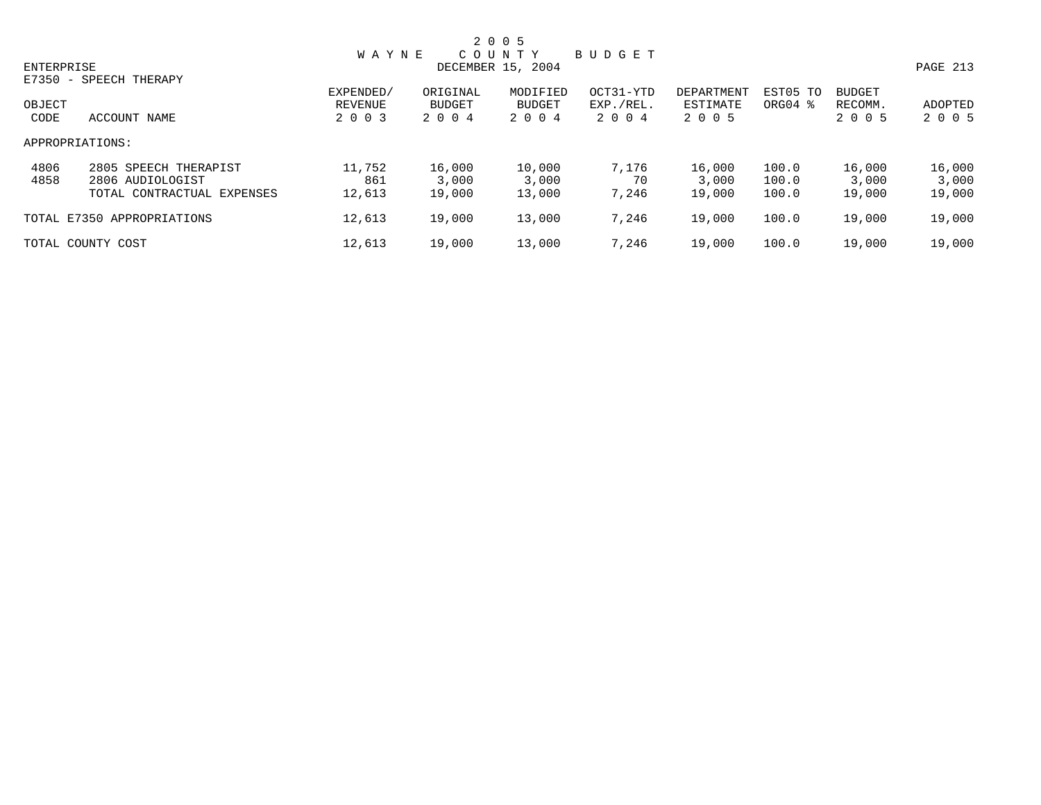# 2 0 0 5 WAYNE COUNTY BUDGET

DECEMBER 15, 2004

ENTERPRISE

E7350 - SPEECH THERAPY

| OBJECT CODE | ACCOUNT NAME | EXPENDED/ REVENUE 2 0 0 3 | ORIGINAL BUDGET 2 0 0 4 | MODIFIED BUDGET 2 0 0 4 | OCT31-YTD EXP./REL. 2 0 0 4 | DEPARTMENT ESTIMATE 2 0 0 5 | EST05 TO ORG04 % | BUDGET RECOMM. 2 0 0 5 | ADOPTED 2 0 0 5 |
|---|---|---|---|---|---|---|---|---|---|
| APPROPRIATIONS: | | | | | | | | | |
| 4806 | 2805 SPEECH THERAPIST | 11,752 | 16,000 | 10,000 | 7,176 | 16,000 | 100.0 | 16,000 | 16,000 |
| 4858 | 2806 AUDIOLOGIST | 861 | 3,000 | 3,000 | 70 | 3,000 | 100.0 | 3,000 | 3,000 |
| | TOTAL CONTRACTUAL EXPENSES | 12,613 | 19,000 | 13,000 | 7,246 | 19,000 | 100.0 | 19,000 | 19,000 |
| TOTAL E7350 APPROPRIATIONS | | 12,613 | 19,000 | 13,000 | 7,246 | 19,000 | 100.0 | 19,000 | 19,000 |
| TOTAL COUNTY COST | | 12,613 | 19,000 | 13,000 | 7,246 | 19,000 | 100.0 | 19,000 | 19,000 |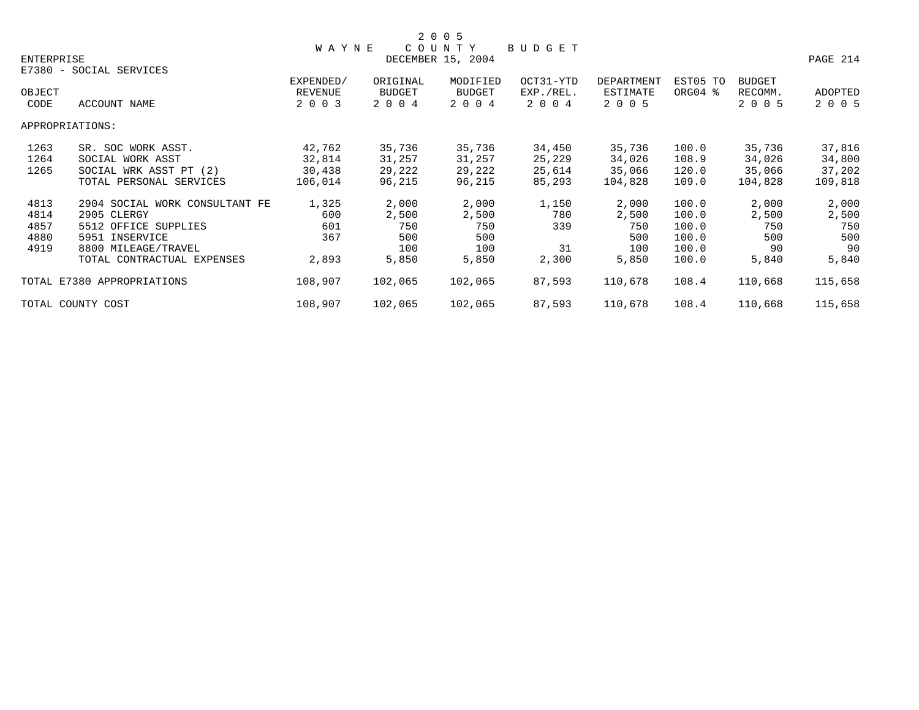# 2005 WAYNE COUNTY BUDGET

ENTERPRISE — DECEMBER 15, 2004

E7380 - SOCIAL SERVICES

| OBJECT CODE | ACCOUNT NAME | EXPENDED/ REVENUE 2003 | ORIGINAL BUDGET 2004 | MODIFIED BUDGET 2004 | OCT31-YTD EXP./REL. 2004 | DEPARTMENT ESTIMATE 2005 | EST05 TO ORG04 % | BUDGET RECOMM. 2005 | ADOPTED 2005 |
|---|---|---|---|---|---|---|---|---|---|
| APPROPRIATIONS: | | | | | | | | | |
| 1263 | SR. SOC WORK ASST. | 42,762 | 35,736 | 35,736 | 34,450 | 35,736 | 100.0 | 35,736 | 37,816 |
| 1264 | SOCIAL WORK ASST | 32,814 | 31,257 | 31,257 | 25,229 | 34,026 | 108.9 | 34,026 | 34,800 |
| 1265 | SOCIAL WRK ASST PT (2) | 30,438 | 29,222 | 29,222 | 25,614 | 35,066 | 120.0 | 35,066 | 37,202 |
| | TOTAL PERSONAL SERVICES | 106,014 | 96,215 | 96,215 | 85,293 | 104,828 | 109.0 | 104,828 | 109,818 |
| 4813 | 2904 SOCIAL WORK CONSULTANT FE | 1,325 | 2,000 | 2,000 | 1,150 | 2,000 | 100.0 | 2,000 | 2,000 |
| 4814 | 2905 CLERGY | 600 | 2,500 | 2,500 | 780 | 2,500 | 100.0 | 2,500 | 2,500 |
| 4857 | 5512 OFFICE SUPPLIES | 601 | 750 | 750 | 339 | 750 | 100.0 | 750 | 750 |
| 4880 | 5951 INSERVICE | 367 | 500 | 500 | | 500 | 100.0 | 500 | 500 |
| 4919 | 8800 MILEAGE/TRAVEL | | 100 | 100 | 31 | 100 | 100.0 | 90 | 90 |
| | TOTAL CONTRACTUAL EXPENSES | 2,893 | 5,850 | 5,850 | 2,300 | 5,850 | 100.0 | 5,840 | 5,840 |
| TOTAL E7380 APPROPRIATIONS | | 108,907 | 102,065 | 102,065 | 87,593 | 110,678 | 108.4 | 110,668 | 115,658 |
| TOTAL COUNTY COST | | 108,907 | 102,065 | 102,065 | 87,593 | 110,678 | 108.4 | 110,668 | 115,658 |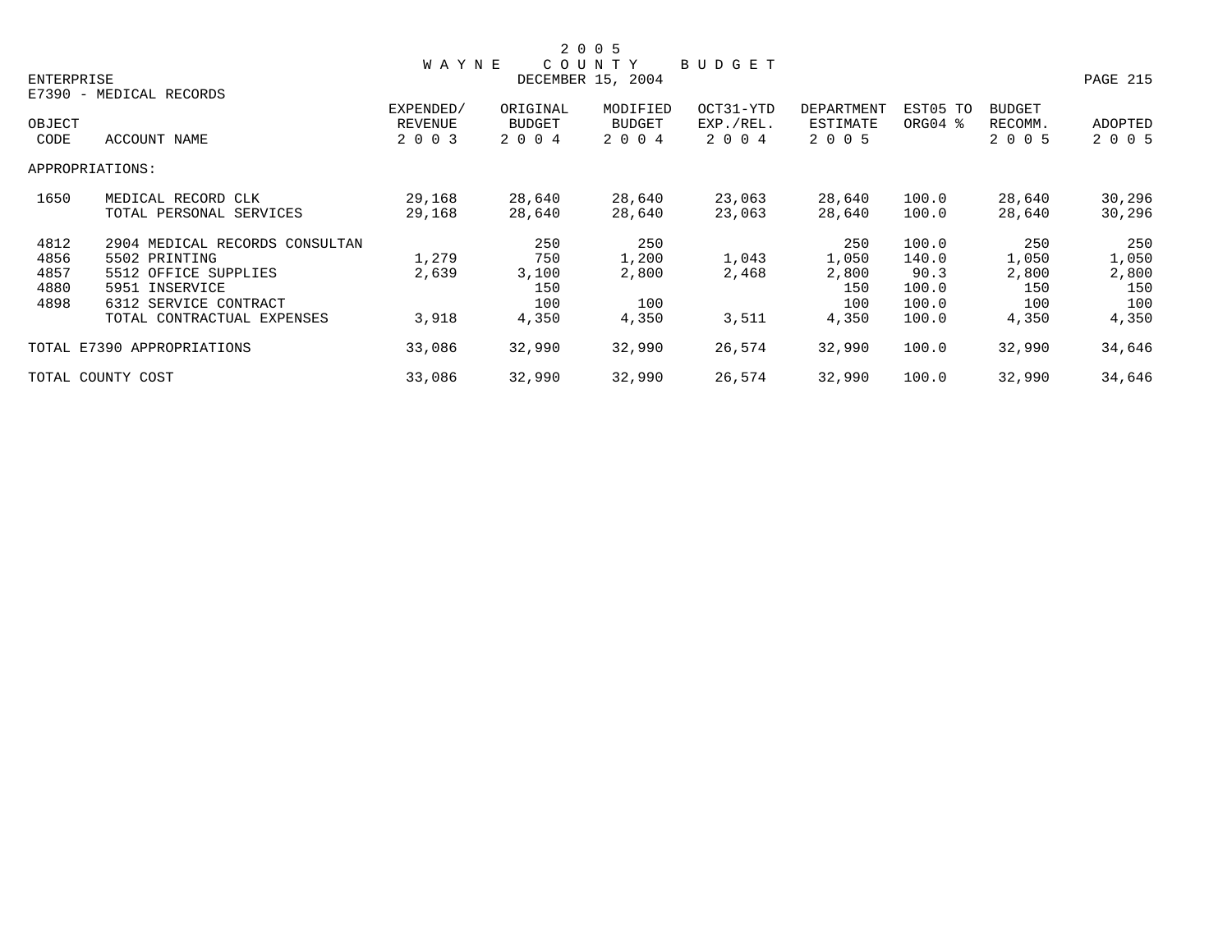2 0 0 5
W A Y N E   C O U N T Y   B U D G E T
DECEMBER 15, 2004

ENTERPRISE

E7390 - MEDICAL RECORDS

| OBJECT CODE | ACCOUNT NAME | EXPENDED/ REVENUE 2 0 0 3 | ORIGINAL BUDGET 2 0 0 4 | MODIFIED BUDGET 2 0 0 4 | OCT31-YTD EXP./REL. 2 0 0 4 | DEPARTMENT ESTIMATE 2 0 0 5 | EST05 TO ORG04 % | BUDGET RECOMM. 2 0 0 5 | ADOPTED 2 0 0 5 |
|---|---|---|---|---|---|---|---|---|---|
| APPROPRIATIONS: | | | | | | | | | |
| 1650 | MEDICAL RECORD CLK | 29,168 | 28,640 | 28,640 | 23,063 | 28,640 | 100.0 | 28,640 | 30,296 |
| | TOTAL PERSONAL SERVICES | 29,168 | 28,640 | 28,640 | 23,063 | 28,640 | 100.0 | 28,640 | 30,296 |
| 4812 | 2904 MEDICAL RECORDS CONSULTAN | | 250 | 250 | | 250 | 100.0 | 250 | 250 |
| 4856 | 5502 PRINTING | 1,279 | 750 | 1,200 | 1,043 | 1,050 | 140.0 | 1,050 | 1,050 |
| 4857 | 5512 OFFICE SUPPLIES | 2,639 | 3,100 | 2,800 | 2,468 | 2,800 | 90.3 | 2,800 | 2,800 |
| 4880 | 5951 INSERVICE | | 150 | | | 150 | 100.0 | 150 | 150 |
| 4898 | 6312 SERVICE CONTRACT | | 100 | 100 | | 100 | 100.0 | 100 | 100 |
| | TOTAL CONTRACTUAL EXPENSES | 3,918 | 4,350 | 4,350 | 3,511 | 4,350 | 100.0 | 4,350 | 4,350 |
| TOTAL E7390 APPROPRIATIONS | | 33,086 | 32,990 | 32,990 | 26,574 | 32,990 | 100.0 | 32,990 | 34,646 |
| TOTAL COUNTY COST | | 33,086 | 32,990 | 32,990 | 26,574 | 32,990 | 100.0 | 32,990 | 34,646 |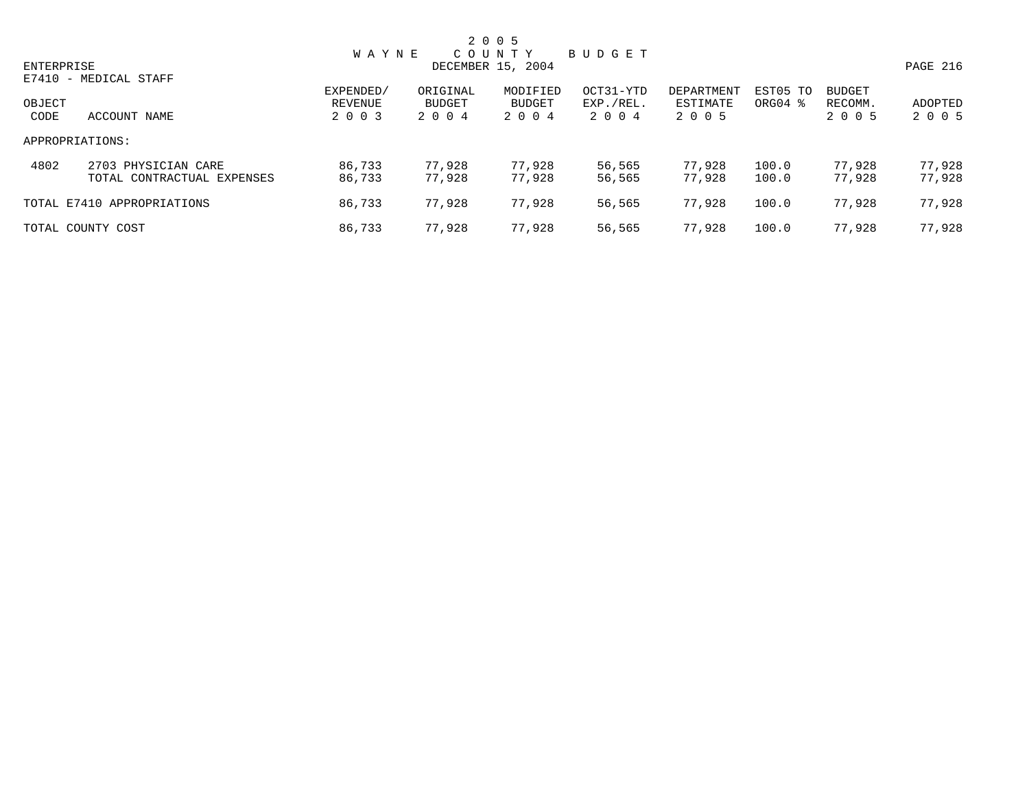2 0 0 5
W A Y N E   C O U N T Y   B U D G E T
DECEMBER 15, 2004

ENTERPRISE
E7410 - MEDICAL STAFF

| OBJECT CODE | ACCOUNT NAME | EXPENDED/ REVENUE 2 0 0 3 | ORIGINAL BUDGET 2 0 0 4 | MODIFIED BUDGET 2 0 0 4 | OCT31-YTD EXP./REL. 2 0 0 4 | DEPARTMENT ESTIMATE 2 0 0 5 | EST05 TO ORG04 % | BUDGET RECOMM. 2 0 0 5 | ADOPTED 2 0 0 5 |
|---|---|---|---|---|---|---|---|---|---|
| APPROPRIATIONS: | | | | | | | | | |
| 4802 | 2703 PHYSICIAN CARE | 86,733 | 77,928 | 77,928 | 56,565 | 77,928 | 100.0 | 77,928 | 77,928 |
| | TOTAL CONTRACTUAL EXPENSES | 86,733 | 77,928 | 77,928 | 56,565 | 77,928 | 100.0 | 77,928 | 77,928 |
| TOTAL E7410 APPROPRIATIONS | | 86,733 | 77,928 | 77,928 | 56,565 | 77,928 | 100.0 | 77,928 | 77,928 |
| TOTAL COUNTY COST | | 86,733 | 77,928 | 77,928 | 56,565 | 77,928 | 100.0 | 77,928 | 77,928 |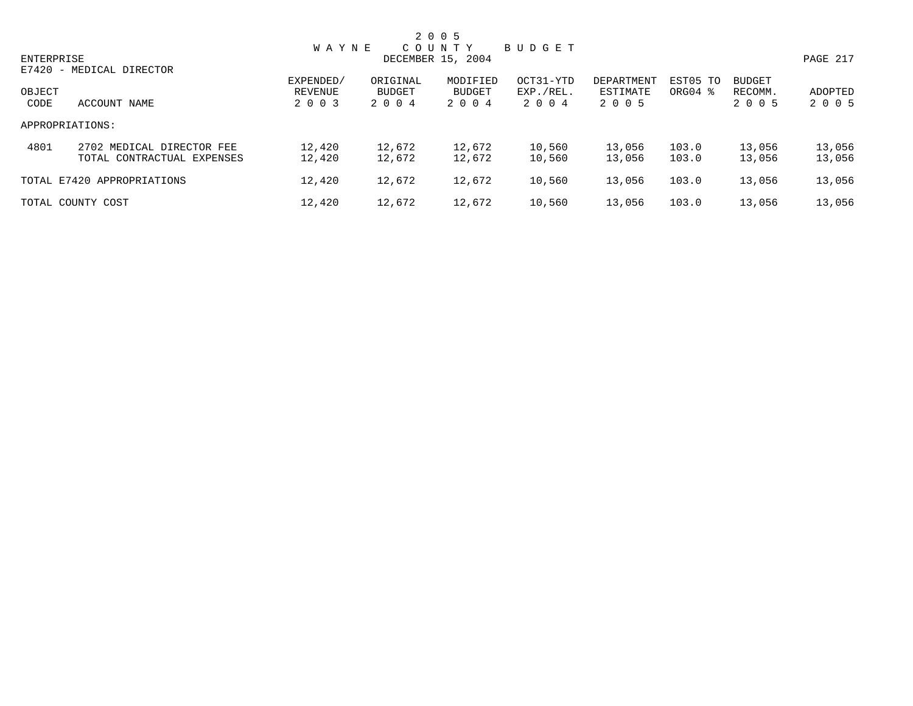# 2005 WAYNE COUNTY BUDGET

DECEMBER 15, 2004

ENTERPRISE

E7420 - MEDICAL DIRECTOR

| OBJECT CODE | ACCOUNT NAME | EXPENDED/ REVENUE 2003 | ORIGINAL BUDGET 2004 | MODIFIED BUDGET 2004 | OCT31-YTD EXP./REL. 2004 | DEPARTMENT ESTIMATE 2005 | EST05 TO ORG04 % | BUDGET RECOMM. 2005 | ADOPTED 2005 |
|---|---|---|---|---|---|---|---|---|---|
| APPROPRIATIONS: | | | | | | | | | |
| 4801 | 2702 MEDICAL DIRECTOR FEE | 12,420 | 12,672 | 12,672 | 10,560 | 13,056 | 103.0 | 13,056 | 13,056 |
| | TOTAL CONTRACTUAL EXPENSES | 12,420 | 12,672 | 12,672 | 10,560 | 13,056 | 103.0 | 13,056 | 13,056 |
| TOTAL E7420 APPROPRIATIONS | | 12,420 | 12,672 | 12,672 | 10,560 | 13,056 | 103.0 | 13,056 | 13,056 |
| TOTAL COUNTY COST | | 12,420 | 12,672 | 12,672 | 10,560 | 13,056 | 103.0 | 13,056 | 13,056 |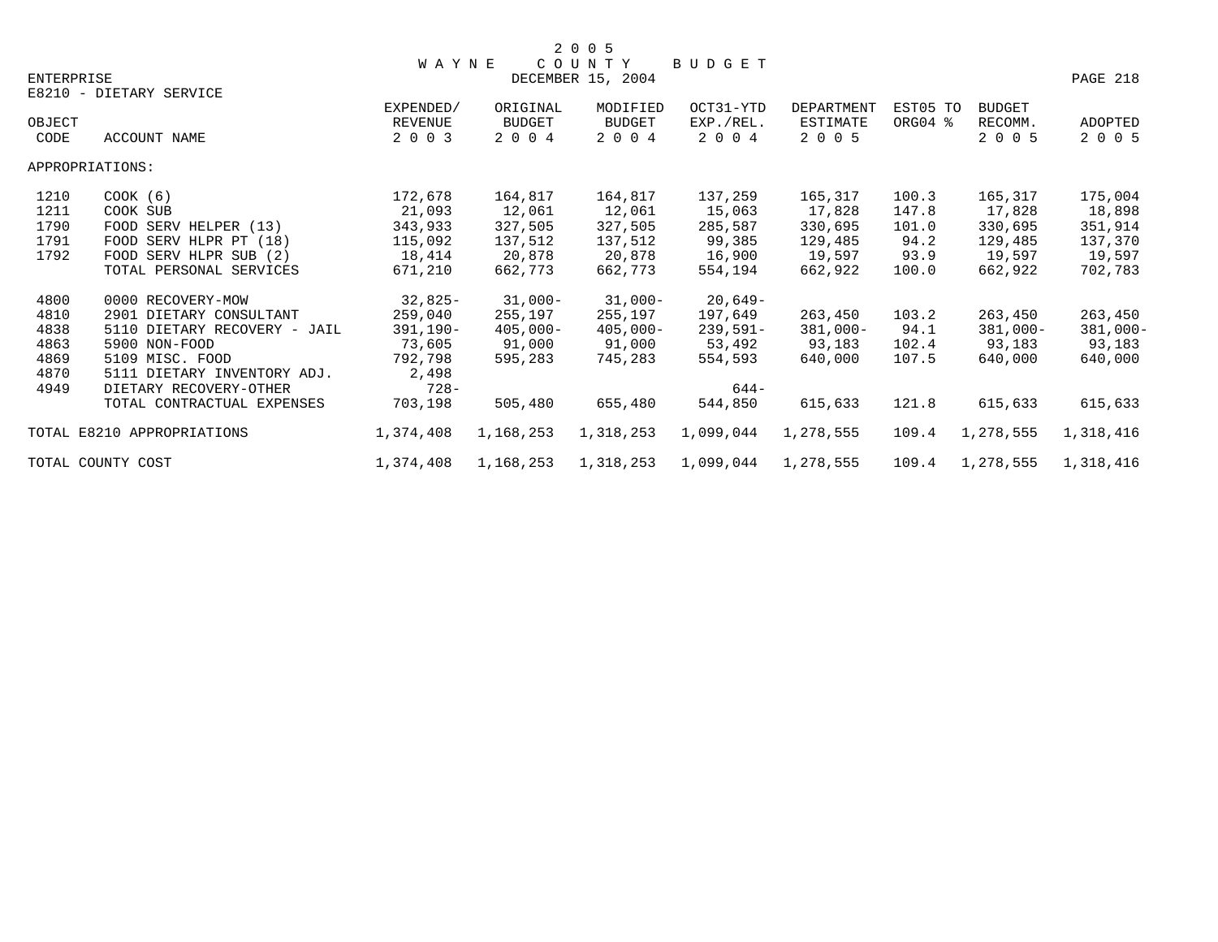# 2005 WAYNE COUNTY BUDGET

DECEMBER 15, 2004

ENTERPRISE

E8210 - DIETARY SERVICE

| OBJECT CODE | ACCOUNT NAME | EXPENDED/ REVENUE 2003 | ORIGINAL BUDGET 2004 | MODIFIED BUDGET 2004 | OCT31-YTD EXP./REL. 2004 | DEPARTMENT ESTIMATE 2005 | EST05 TO ORG04 % | BUDGET RECOMM. 2005 | ADOPTED 2005 |
|---|---|---|---|---|---|---|---|---|---|
| APPROPRIATIONS: | | | | | | | | | |
| 1210 | COOK (6) | 172,678 | 164,817 | 164,817 | 137,259 | 165,317 | 100.3 | 165,317 | 175,004 |
| 1211 | COOK SUB | 21,093 | 12,061 | 12,061 | 15,063 | 17,828 | 147.8 | 17,828 | 18,898 |
| 1790 | FOOD SERV HELPER (13) | 343,933 | 327,505 | 327,505 | 285,587 | 330,695 | 101.0 | 330,695 | 351,914 |
| 1791 | FOOD SERV HLPR PT (18) | 115,092 | 137,512 | 137,512 | 99,385 | 129,485 | 94.2 | 129,485 | 137,370 |
| 1792 | FOOD SERV HLPR SUB (2) | 18,414 | 20,878 | 20,878 | 16,900 | 19,597 | 93.9 | 19,597 | 19,597 |
| | TOTAL PERSONAL SERVICES | 671,210 | 662,773 | 662,773 | 554,194 | 662,922 | 100.0 | 662,922 | 702,783 |
| 4800 | 0000 RECOVERY-MOW | 32,825- | 31,000- | 31,000- | 20,649- | | | | |
| 4810 | 2901 DIETARY CONSULTANT | 259,040 | 255,197 | 255,197 | 197,649 | 263,450 | 103.2 | 263,450 | 263,450 |
| 4838 | 5110 DIETARY RECOVERY - JAIL | 391,190- | 405,000- | 405,000- | 239,591- | 381,000- | 94.1 | 381,000- | 381,000- |
| 4863 | 5900 NON-FOOD | 73,605 | 91,000 | 91,000 | 53,492 | 93,183 | 102.4 | 93,183 | 93,183 |
| 4869 | 5109 MISC. FOOD | 792,798 | 595,283 | 745,283 | 554,593 | 640,000 | 107.5 | 640,000 | 640,000 |
| 4870 | 5111 DIETARY INVENTORY ADJ. | 2,498 | | | | | | | |
| 4949 | DIETARY RECOVERY-OTHER | 728- | | | 644- | | | | |
| | TOTAL CONTRACTUAL EXPENSES | 703,198 | 505,480 | 655,480 | 544,850 | 615,633 | 121.8 | 615,633 | 615,633 |
| TOTAL E8210 APPROPRIATIONS | | 1,374,408 | 1,168,253 | 1,318,253 | 1,099,044 | 1,278,555 | 109.4 | 1,278,555 | 1,318,416 |
| TOTAL COUNTY COST | | 1,374,408 | 1,168,253 | 1,318,253 | 1,099,044 | 1,278,555 | 109.4 | 1,278,555 | 1,318,416 |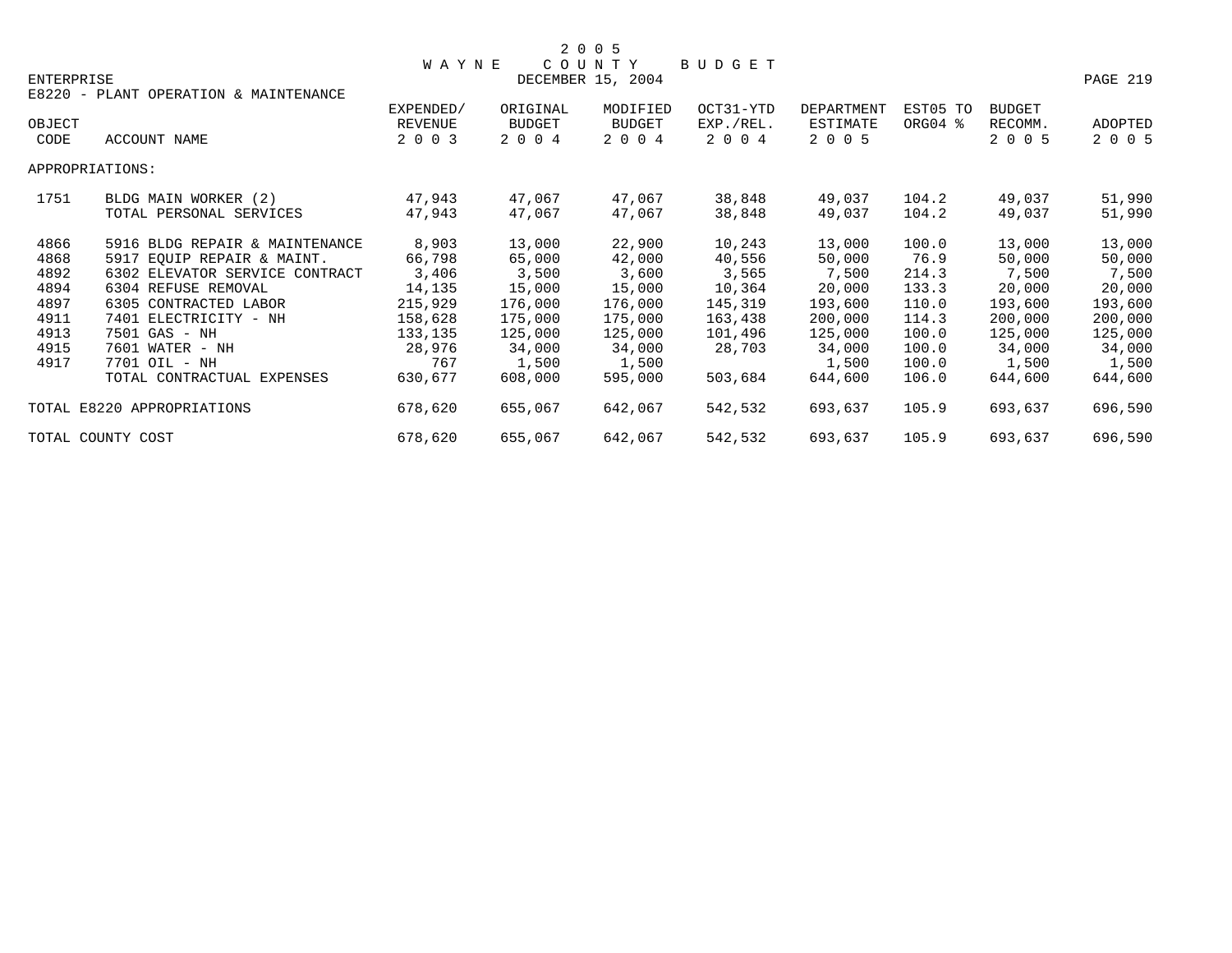2 0 0 5
W A Y N E   C O U N T Y   B U D G E T
ENTERPRISE — DECEMBER 15, 2004

E8220 - PLANT OPERATION & MAINTENANCE

| OBJECT CODE | ACCOUNT NAME | EXPENDED/ REVENUE 2 0 0 3 | ORIGINAL BUDGET 2 0 0 4 | MODIFIED BUDGET 2 0 0 4 | OCT31-YTD EXP./REL. 2 0 0 4 | DEPARTMENT ESTIMATE 2 0 0 5 | EST05 TO ORG04 % | BUDGET RECOMM. 2 0 0 5 | ADOPTED 2 0 0 5 |
|---|---|---|---|---|---|---|---|---|---|
| APPROPRIATIONS: | | | | | | | | | |
| 1751 | BLDG MAIN WORKER (2) | 47,943 | 47,067 | 47,067 | 38,848 | 49,037 | 104.2 | 49,037 | 51,990 |
| | TOTAL PERSONAL SERVICES | 47,943 | 47,067 | 47,067 | 38,848 | 49,037 | 104.2 | 49,037 | 51,990 |
| 4866 | 5916 BLDG REPAIR & MAINTENANCE | 8,903 | 13,000 | 22,900 | 10,243 | 13,000 | 100.0 | 13,000 | 13,000 |
| 4868 | 5917 EQUIP REPAIR & MAINT. | 66,798 | 65,000 | 42,000 | 40,556 | 50,000 | 76.9 | 50,000 | 50,000 |
| 4892 | 6302 ELEVATOR SERVICE CONTRACT | 3,406 | 3,500 | 3,600 | 3,565 | 7,500 | 214.3 | 7,500 | 7,500 |
| 4894 | 6304 REFUSE REMOVAL | 14,135 | 15,000 | 15,000 | 10,364 | 20,000 | 133.3 | 20,000 | 20,000 |
| 4897 | 6305 CONTRACTED LABOR | 215,929 | 176,000 | 176,000 | 145,319 | 193,600 | 110.0 | 193,600 | 193,600 |
| 4911 | 7401 ELECTRICITY - NH | 158,628 | 175,000 | 175,000 | 163,438 | 200,000 | 114.3 | 200,000 | 200,000 |
| 4913 | 7501 GAS - NH | 133,135 | 125,000 | 125,000 | 101,496 | 125,000 | 100.0 | 125,000 | 125,000 |
| 4915 | 7601 WATER - NH | 28,976 | 34,000 | 34,000 | 28,703 | 34,000 | 100.0 | 34,000 | 34,000 |
| 4917 | 7701 OIL - NH | 767 | 1,500 | 1,500 | | 1,500 | 100.0 | 1,500 | 1,500 |
| | TOTAL CONTRACTUAL EXPENSES | 630,677 | 608,000 | 595,000 | 503,684 | 644,600 | 106.0 | 644,600 | 644,600 |
| TOTAL E8220 APPROPRIATIONS | | 678,620 | 655,067 | 642,067 | 542,532 | 693,637 | 105.9 | 693,637 | 696,590 |
| TOTAL COUNTY COST | | 678,620 | 655,067 | 642,067 | 542,532 | 693,637 | 105.9 | 693,637 | 696,590 |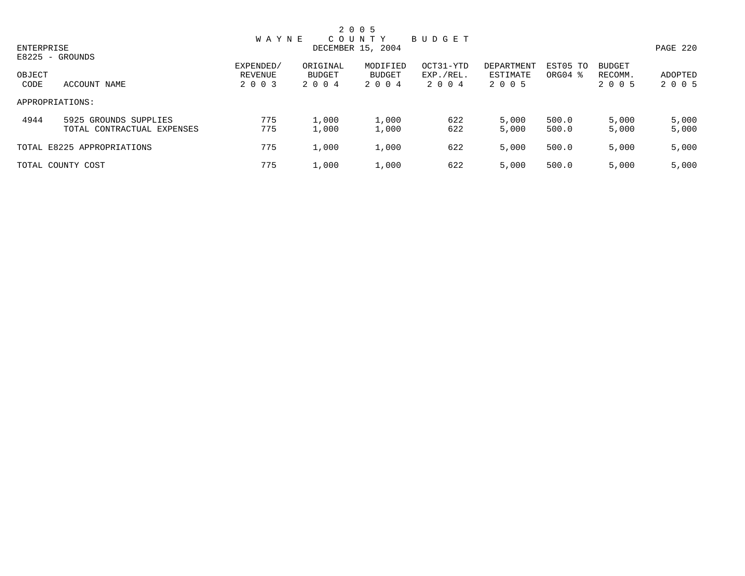2 0 0 5
W A Y N E   C O U N T Y   B U D G E T
DECEMBER 15, 2004

ENTERPRISE
E8225 - GROUNDS

| OBJECT CODE | ACCOUNT NAME | EXPENDED/ REVENUE 2 0 0 3 | ORIGINAL BUDGET 2 0 0 4 | MODIFIED BUDGET 2 0 0 4 | OCT31-YTD EXP./REL. 2 0 0 4 | DEPARTMENT ESTIMATE 2 0 0 5 | EST05 TO ORG04 % | BUDGET RECOMM. 2 0 0 5 | ADOPTED 2 0 0 5 |
|---|---|---|---|---|---|---|---|---|---|
| APPROPRIATIONS: | | | | | | | | | |
| 4944 | 5925 GROUNDS SUPPLIES | 775 | 1,000 | 1,000 | 622 | 5,000 | 500.0 | 5,000 | 5,000 |
| | TOTAL CONTRACTUAL EXPENSES | 775 | 1,000 | 1,000 | 622 | 5,000 | 500.0 | 5,000 | 5,000 |
| TOTAL E8225 APPROPRIATIONS | | 775 | 1,000 | 1,000 | 622 | 5,000 | 500.0 | 5,000 | 5,000 |
| TOTAL COUNTY COST | | 775 | 1,000 | 1,000 | 622 | 5,000 | 500.0 | 5,000 | 5,000 |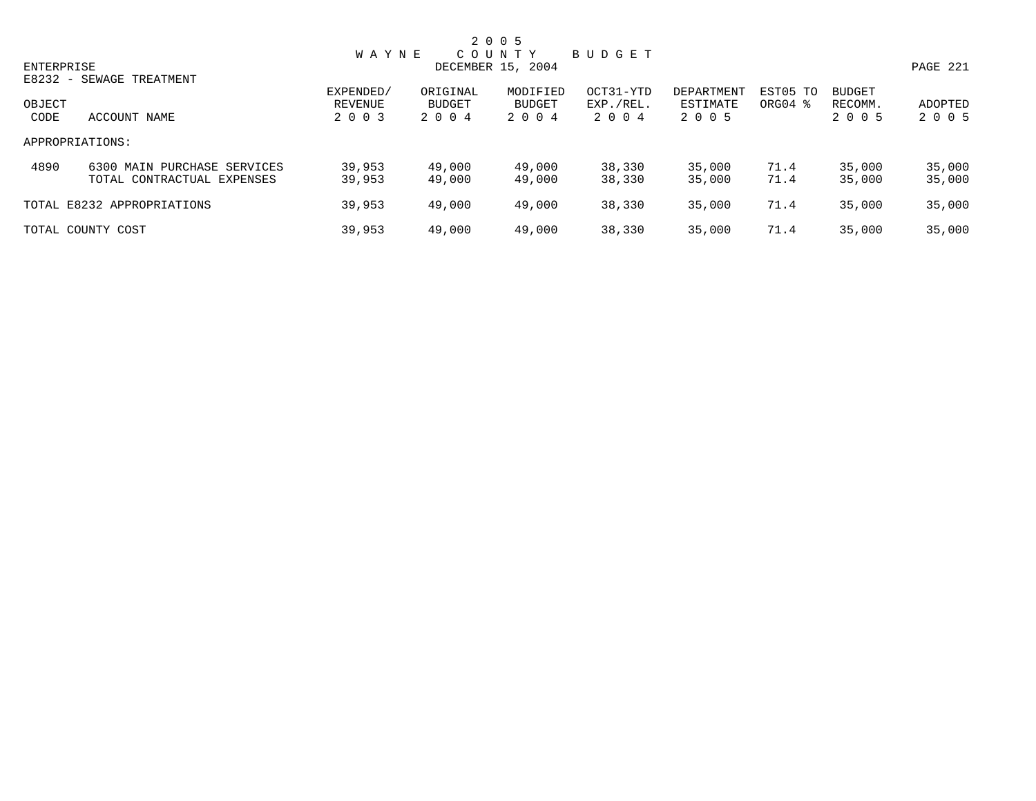# 2005 WAYNE COUNTY BUDGET

DECEMBER 15, 2004

ENTERPRISE

E8232 - SEWAGE TREATMENT

| OBJECT CODE | ACCOUNT NAME | EXPENDED/ REVENUE 2003 | ORIGINAL BUDGET 2004 | MODIFIED BUDGET 2004 | OCT31-YTD EXP./REL. 2004 | DEPARTMENT ESTIMATE 2005 | EST05 TO ORG04 % | BUDGET RECOMM. 2005 | ADOPTED 2005 |
|---|---|---|---|---|---|---|---|---|---|
| APPROPRIATIONS: | | | | | | | | | |
| 4890 | 6300 MAIN PURCHASE SERVICES | 39,953 | 49,000 | 49,000 | 38,330 | 35,000 | 71.4 | 35,000 | 35,000 |
| | TOTAL CONTRACTUAL EXPENSES | 39,953 | 49,000 | 49,000 | 38,330 | 35,000 | 71.4 | 35,000 | 35,000 |
| TOTAL E8232 APPROPRIATIONS | | 39,953 | 49,000 | 49,000 | 38,330 | 35,000 | 71.4 | 35,000 | 35,000 |
| TOTAL COUNTY COST | | 39,953 | 49,000 | 49,000 | 38,330 | 35,000 | 71.4 | 35,000 | 35,000 |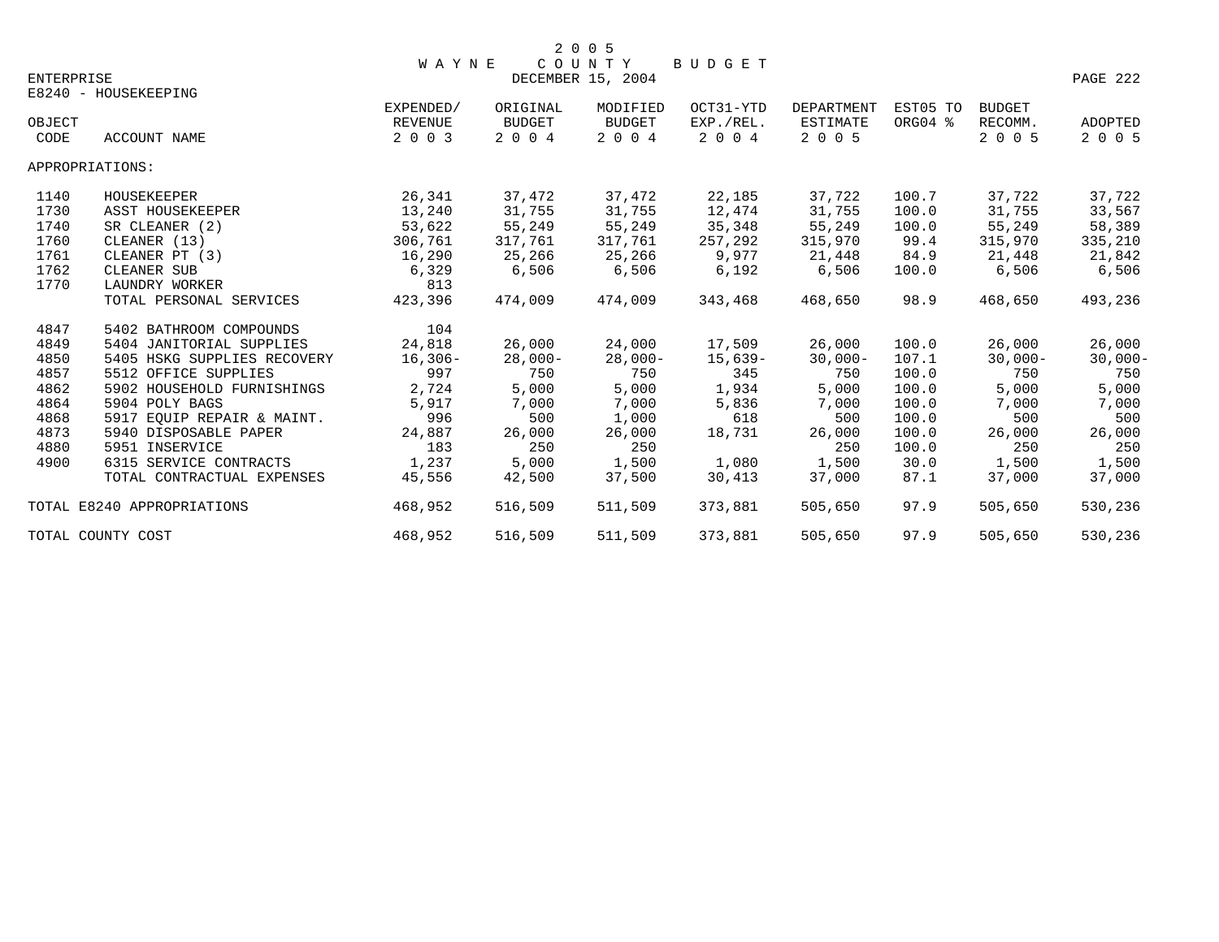2 0 0 5
W A Y N E   C O U N T Y   B U D G E T
DECEMBER 15, 2004

ENTERPRISE

E8240 - HOUSEKEEPING

| OBJECT CODE | ACCOUNT NAME | EXPENDED/ REVENUE 2 0 0 3 | ORIGINAL BUDGET 2 0 0 4 | MODIFIED BUDGET 2 0 0 4 | OCT31-YTD EXP./REL. 2 0 0 4 | DEPARTMENT ESTIMATE 2 0 0 5 | EST05 TO ORG04 % | BUDGET RECOMM. 2 0 0 5 | ADOPTED 2 0 0 5 |
|---|---|---|---|---|---|---|---|---|---|
| APPROPRIATIONS: | | | | | | | | | |
| 1140 | HOUSEKEEPER | 26,341 | 37,472 | 37,472 | 22,185 | 37,722 | 100.7 | 37,722 | 37,722 |
| 1730 | ASST HOUSEKEEPER | 13,240 | 31,755 | 31,755 | 12,474 | 31,755 | 100.0 | 31,755 | 33,567 |
| 1740 | SR CLEANER (2) | 53,622 | 55,249 | 55,249 | 35,348 | 55,249 | 100.0 | 55,249 | 58,389 |
| 1760 | CLEANER (13) | 306,761 | 317,761 | 317,761 | 257,292 | 315,970 | 99.4 | 315,970 | 335,210 |
| 1761 | CLEANER PT (3) | 16,290 | 25,266 | 25,266 | 9,977 | 21,448 | 84.9 | 21,448 | 21,842 |
| 1762 | CLEANER SUB | 6,329 | 6,506 | 6,506 | 6,192 | 6,506 | 100.0 | 6,506 | 6,506 |
| 1770 | LAUNDRY WORKER | 813 | | | | | | | |
| | TOTAL PERSONAL SERVICES | 423,396 | 474,009 | 474,009 | 343,468 | 468,650 | 98.9 | 468,650 | 493,236 |
| 4847 | 5402 BATHROOM COMPOUNDS | 104 | | | | | | | |
| 4849 | 5404 JANITORIAL SUPPLIES | 24,818 | 26,000 | 24,000 | 17,509 | 26,000 | 100.0 | 26,000 | 26,000 |
| 4850 | 5405 HSKG SUPPLIES RECOVERY | 16,306- | 28,000- | 28,000- | 15,639- | 30,000- | 107.1 | 30,000- | 30,000- |
| 4857 | 5512 OFFICE SUPPLIES | 997 | 750 | 750 | 345 | 750 | 100.0 | 750 | 750 |
| 4862 | 5902 HOUSEHOLD FURNISHINGS | 2,724 | 5,000 | 5,000 | 1,934 | 5,000 | 100.0 | 5,000 | 5,000 |
| 4864 | 5904 POLY BAGS | 5,917 | 7,000 | 7,000 | 5,836 | 7,000 | 100.0 | 7,000 | 7,000 |
| 4868 | 5917 EQUIP REPAIR & MAINT. | 996 | 500 | 1,000 | 618 | 500 | 100.0 | 500 | 500 |
| 4873 | 5940 DISPOSABLE PAPER | 24,887 | 26,000 | 26,000 | 18,731 | 26,000 | 100.0 | 26,000 | 26,000 |
| 4880 | 5951 INSERVICE | 183 | 250 | 250 | | 250 | 100.0 | 250 | 250 |
| 4900 | 6315 SERVICE CONTRACTS | 1,237 | 5,000 | 1,500 | 1,080 | 1,500 | 30.0 | 1,500 | 1,500 |
| | TOTAL CONTRACTUAL EXPENSES | 45,556 | 42,500 | 37,500 | 30,413 | 37,000 | 87.1 | 37,000 | 37,000 |
| TOTAL E8240 APPROPRIATIONS | | 468,952 | 516,509 | 511,509 | 373,881 | 505,650 | 97.9 | 505,650 | 530,236 |
| TOTAL COUNTY COST | | 468,952 | 516,509 | 511,509 | 373,881 | 505,650 | 97.9 | 505,650 | 530,236 |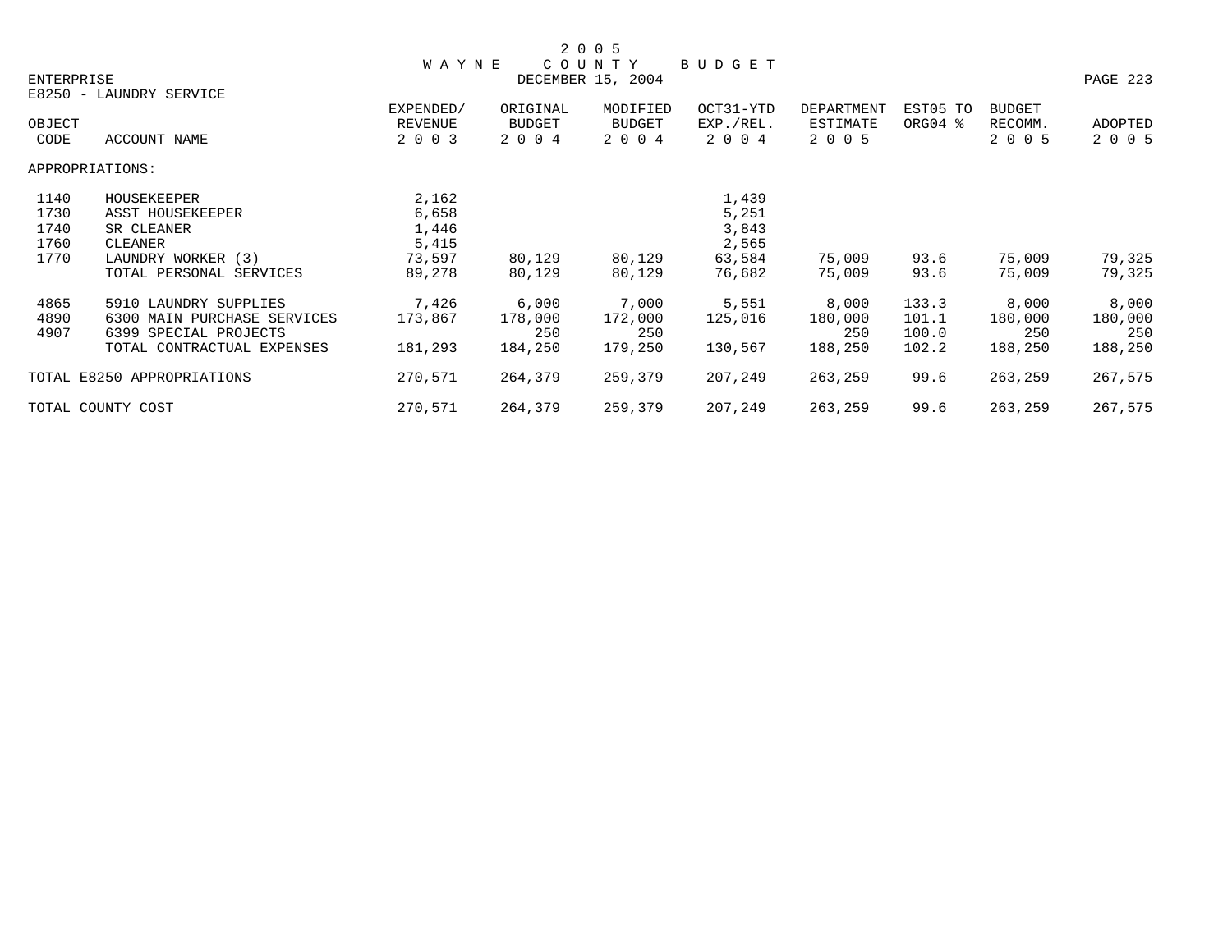# 2005 WAYNE COUNTY BUDGET

ENTERPRISE

DECEMBER 15, 2004

E8250 - LAUNDRY SERVICE

| OBJECT CODE | ACCOUNT NAME | EXPENDED/ REVENUE 2003 | ORIGINAL BUDGET 2004 | MODIFIED BUDGET 2004 | OCT31-YTD EXP./REL. 2004 | DEPARTMENT ESTIMATE 2005 | EST05 TO ORG04 % | BUDGET RECOMM. 2005 | ADOPTED 2005 |
|---|---|---|---|---|---|---|---|---|---|
| APPROPRIATIONS: | | | | | | | | | |
| 1140 | HOUSEKEEPER | 2,162 | | | 1,439 | | | | |
| 1730 | ASST HOUSEKEEPER | 6,658 | | | 5,251 | | | | |
| 1740 | SR CLEANER | 1,446 | | | 3,843 | | | | |
| 1760 | CLEANER | 5,415 | | | 2,565 | | | | |
| 1770 | LAUNDRY WORKER (3) | 73,597 | 80,129 | 80,129 | 63,584 | 75,009 | 93.6 | 75,009 | 79,325 |
| | TOTAL PERSONAL SERVICES | 89,278 | 80,129 | 80,129 | 76,682 | 75,009 | 93.6 | 75,009 | 79,325 |
| 4865 | 5910 LAUNDRY SUPPLIES | 7,426 | 6,000 | 7,000 | 5,551 | 8,000 | 133.3 | 8,000 | 8,000 |
| 4890 | 6300 MAIN PURCHASE SERVICES | 173,867 | 178,000 | 172,000 | 125,016 | 180,000 | 101.1 | 180,000 | 180,000 |
| 4907 | 6399 SPECIAL PROJECTS | | 250 | 250 | | 250 | 100.0 | 250 | 250 |
| | TOTAL CONTRACTUAL EXPENSES | 181,293 | 184,250 | 179,250 | 130,567 | 188,250 | 102.2 | 188,250 | 188,250 |
| TOTAL E8250 APPROPRIATIONS | | 270,571 | 264,379 | 259,379 | 207,249 | 263,259 | 99.6 | 263,259 | 267,575 |
| TOTAL COUNTY COST | | 270,571 | 264,379 | 259,379 | 207,249 | 263,259 | 99.6 | 263,259 | 267,575 |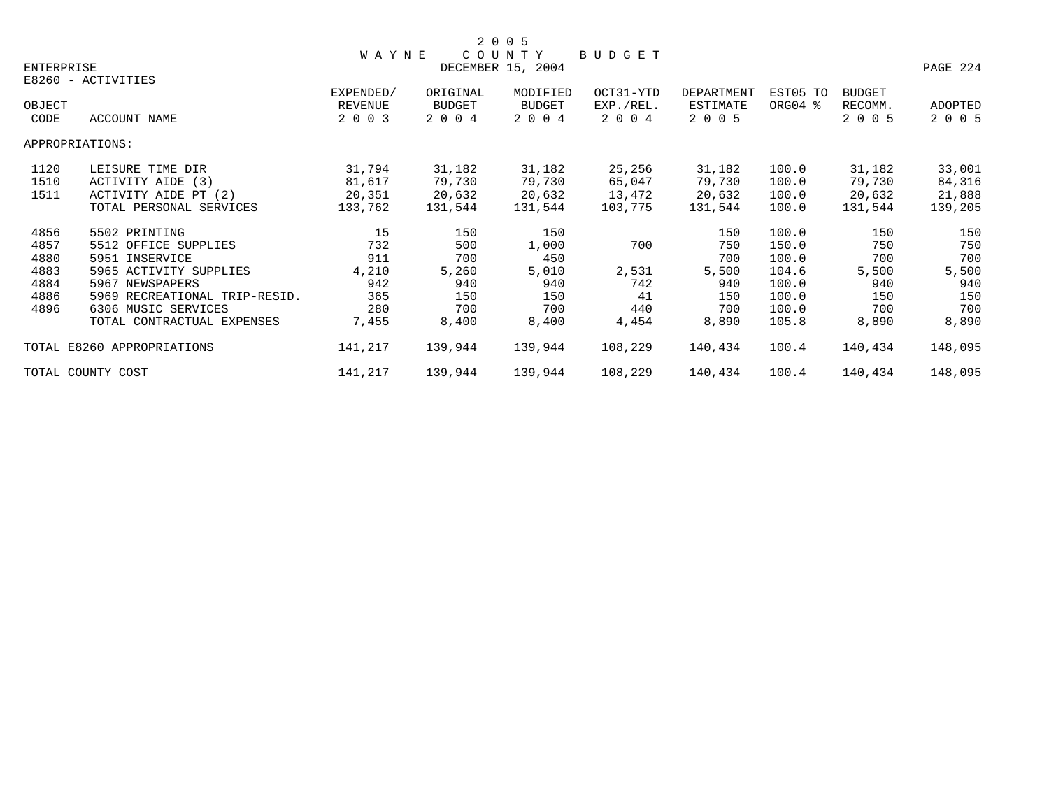# 2005 WAYNE COUNTY BUDGET

DECEMBER 15, 2004

ENTERPRISE

E8260 - ACTIVITIES

| OBJECT CODE | ACCOUNT NAME | EXPENDED/ REVENUE 2003 | ORIGINAL BUDGET 2004 | MODIFIED BUDGET 2004 | OCT31-YTD EXP./REL. 2004 | DEPARTMENT ESTIMATE 2005 | EST05 TO ORG04 % | BUDGET RECOMM. 2005 | ADOPTED 2005 |
|---|---|---|---|---|---|---|---|---|---|
| APPROPRIATIONS: | | | | | | | | | |
| 1120 | LEISURE TIME DIR | 31,794 | 31,182 | 31,182 | 25,256 | 31,182 | 100.0 | 31,182 | 33,001 |
| 1510 | ACTIVITY AIDE (3) | 81,617 | 79,730 | 79,730 | 65,047 | 79,730 | 100.0 | 79,730 | 84,316 |
| 1511 | ACTIVITY AIDE PT (2) | 20,351 | 20,632 | 20,632 | 13,472 | 20,632 | 100.0 | 20,632 | 21,888 |
| | TOTAL PERSONAL SERVICES | 133,762 | 131,544 | 131,544 | 103,775 | 131,544 | 100.0 | 131,544 | 139,205 |
| 4856 | 5502 PRINTING | 15 | 150 | 150 | | 150 | 100.0 | 150 | 150 |
| 4857 | 5512 OFFICE SUPPLIES | 732 | 500 | 1,000 | 700 | 750 | 150.0 | 750 | 750 |
| 4880 | 5951 INSERVICE | 911 | 700 | 450 | | 700 | 100.0 | 700 | 700 |
| 4883 | 5965 ACTIVITY SUPPLIES | 4,210 | 5,260 | 5,010 | 2,531 | 5,500 | 104.6 | 5,500 | 5,500 |
| 4884 | 5967 NEWSPAPERS | 942 | 940 | 940 | 742 | 940 | 100.0 | 940 | 940 |
| 4886 | 5969 RECREATIONAL TRIP-RESID. | 365 | 150 | 150 | 41 | 150 | 100.0 | 150 | 150 |
| 4896 | 6306 MUSIC SERVICES | 280 | 700 | 700 | 440 | 700 | 100.0 | 700 | 700 |
| | TOTAL CONTRACTUAL EXPENSES | 7,455 | 8,400 | 8,400 | 4,454 | 8,890 | 105.8 | 8,890 | 8,890 |
| TOTAL E8260 APPROPRIATIONS | | 141,217 | 139,944 | 139,944 | 108,229 | 140,434 | 100.4 | 140,434 | 148,095 |
| TOTAL COUNTY COST | | 141,217 | 139,944 | 139,944 | 108,229 | 140,434 | 100.4 | 140,434 | 148,095 |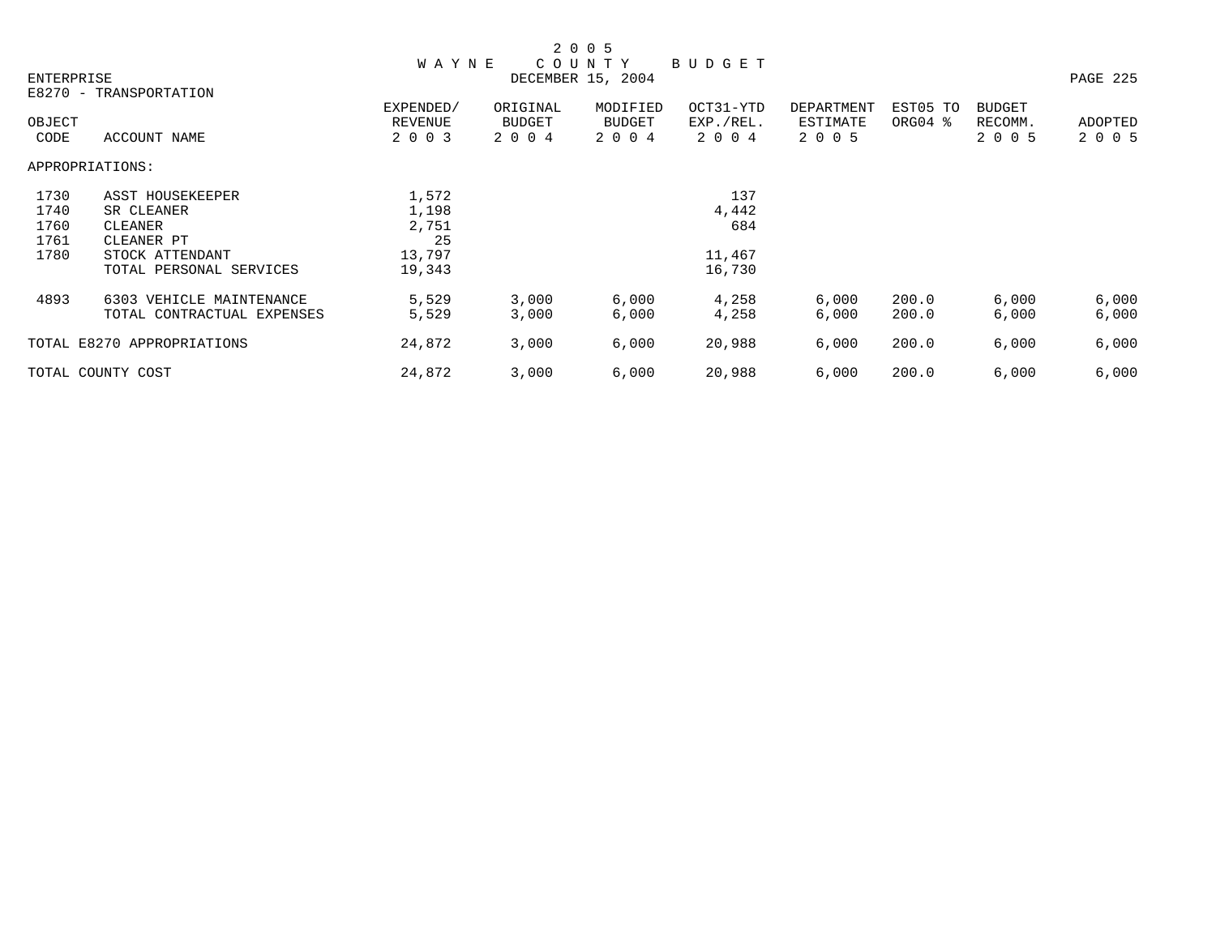# 2005 WAYNE COUNTY BUDGET

ENTERPRISE — DECEMBER 15, 2004

E8270 - TRANSPORTATION

| OBJECT CODE | ACCOUNT NAME | EXPENDED/ REVENUE 2003 | ORIGINAL BUDGET 2004 | MODIFIED BUDGET 2004 | OCT31-YTD EXP./REL. 2004 | DEPARTMENT ESTIMATE 2005 | EST05 TO ORG04 % | BUDGET RECOMM. 2005 | ADOPTED 2005 |
|---|---|---|---|---|---|---|---|---|---|
| APPROPRIATIONS: | | | | | | | | | |
| 1730 | ASST HOUSEKEEPER | 1,572 | | | 137 | | | | |
| 1740 | SR CLEANER | 1,198 | | | 4,442 | | | | |
| 1760 | CLEANER | 2,751 | | | 684 | | | | |
| 1761 | CLEANER PT | 25 | | | | | | | |
| 1780 | STOCK ATTENDANT | 13,797 | | | 11,467 | | | | |
| | TOTAL PERSONAL SERVICES | 19,343 | | | 16,730 | | | | |
| 4893 | 6303 VEHICLE MAINTENANCE | 5,529 | 3,000 | 6,000 | 4,258 | 6,000 | 200.0 | 6,000 | 6,000 |
| | TOTAL CONTRACTUAL EXPENSES | 5,529 | 3,000 | 6,000 | 4,258 | 6,000 | 200.0 | 6,000 | 6,000 |
| TOTAL E8270 APPROPRIATIONS | | 24,872 | 3,000 | 6,000 | 20,988 | 6,000 | 200.0 | 6,000 | 6,000 |
| TOTAL COUNTY COST | | 24,872 | 3,000 | 6,000 | 20,988 | 6,000 | 200.0 | 6,000 | 6,000 |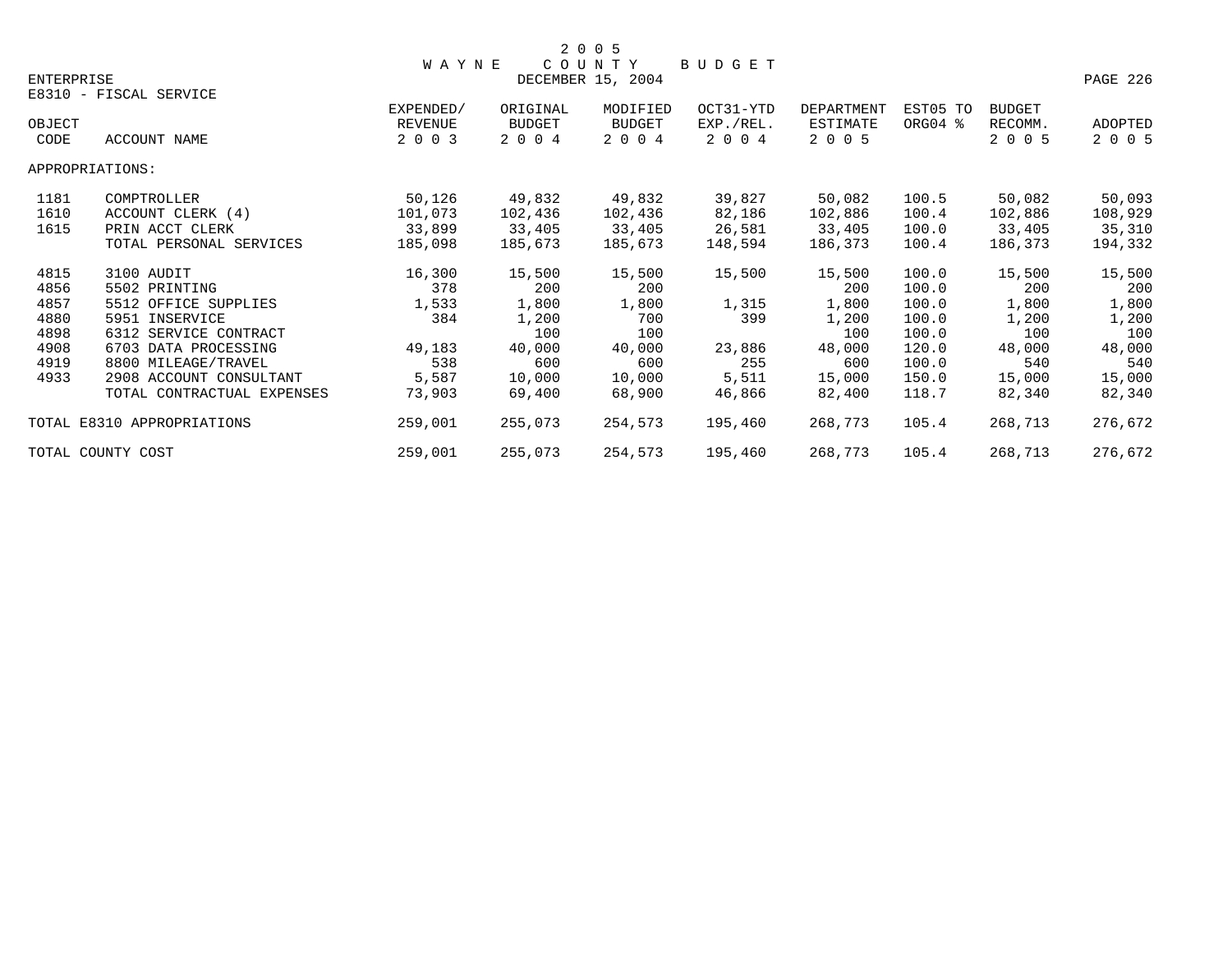# 2005 WAYNE COUNTY BUDGET

DECEMBER 15, 2004

ENTERPRISE

E8310 - FISCAL SERVICE

| OBJECT CODE | ACCOUNT NAME | EXPENDED/ REVENUE 2003 | ORIGINAL BUDGET 2004 | MODIFIED BUDGET 2004 | OCT31-YTD EXP./REL. 2004 | DEPARTMENT ESTIMATE 2005 | EST05 TO ORG04 % | BUDGET RECOMM. 2005 | ADOPTED 2005 |
|---|---|---|---|---|---|---|---|---|---|
| APPROPRIATIONS: | | | | | | | | | |
| 1181 | COMPTROLLER | 50,126 | 49,832 | 49,832 | 39,827 | 50,082 | 100.5 | 50,082 | 50,093 |
| 1610 | ACCOUNT CLERK (4) | 101,073 | 102,436 | 102,436 | 82,186 | 102,886 | 100.4 | 102,886 | 108,929 |
| 1615 | PRIN ACCT CLERK | 33,899 | 33,405 | 33,405 | 26,581 | 33,405 | 100.0 | 33,405 | 35,310 |
| | TOTAL PERSONAL SERVICES | 185,098 | 185,673 | 185,673 | 148,594 | 186,373 | 100.4 | 186,373 | 194,332 |
| 4815 | 3100 AUDIT | 16,300 | 15,500 | 15,500 | 15,500 | 15,500 | 100.0 | 15,500 | 15,500 |
| 4856 | 5502 PRINTING | 378 | 200 | 200 | | 200 | 100.0 | 200 | 200 |
| 4857 | 5512 OFFICE SUPPLIES | 1,533 | 1,800 | 1,800 | 1,315 | 1,800 | 100.0 | 1,800 | 1,800 |
| 4880 | 5951 INSERVICE | 384 | 1,200 | 700 | 399 | 1,200 | 100.0 | 1,200 | 1,200 |
| 4898 | 6312 SERVICE CONTRACT | | 100 | 100 | | 100 | 100.0 | 100 | 100 |
| 4908 | 6703 DATA PROCESSING | 49,183 | 40,000 | 40,000 | 23,886 | 48,000 | 120.0 | 48,000 | 48,000 |
| 4919 | 8800 MILEAGE/TRAVEL | 538 | 600 | 600 | 255 | 600 | 100.0 | 540 | 540 |
| 4933 | 2908 ACCOUNT CONSULTANT | 5,587 | 10,000 | 10,000 | 5,511 | 15,000 | 150.0 | 15,000 | 15,000 |
| | TOTAL CONTRACTUAL EXPENSES | 73,903 | 69,400 | 68,900 | 46,866 | 82,400 | 118.7 | 82,340 | 82,340 |
| TOTAL E8310 APPROPRIATIONS | | 259,001 | 255,073 | 254,573 | 195,460 | 268,773 | 105.4 | 268,713 | 276,672 |
| TOTAL COUNTY COST | | 259,001 | 255,073 | 254,573 | 195,460 | 268,773 | 105.4 | 268,713 | 276,672 |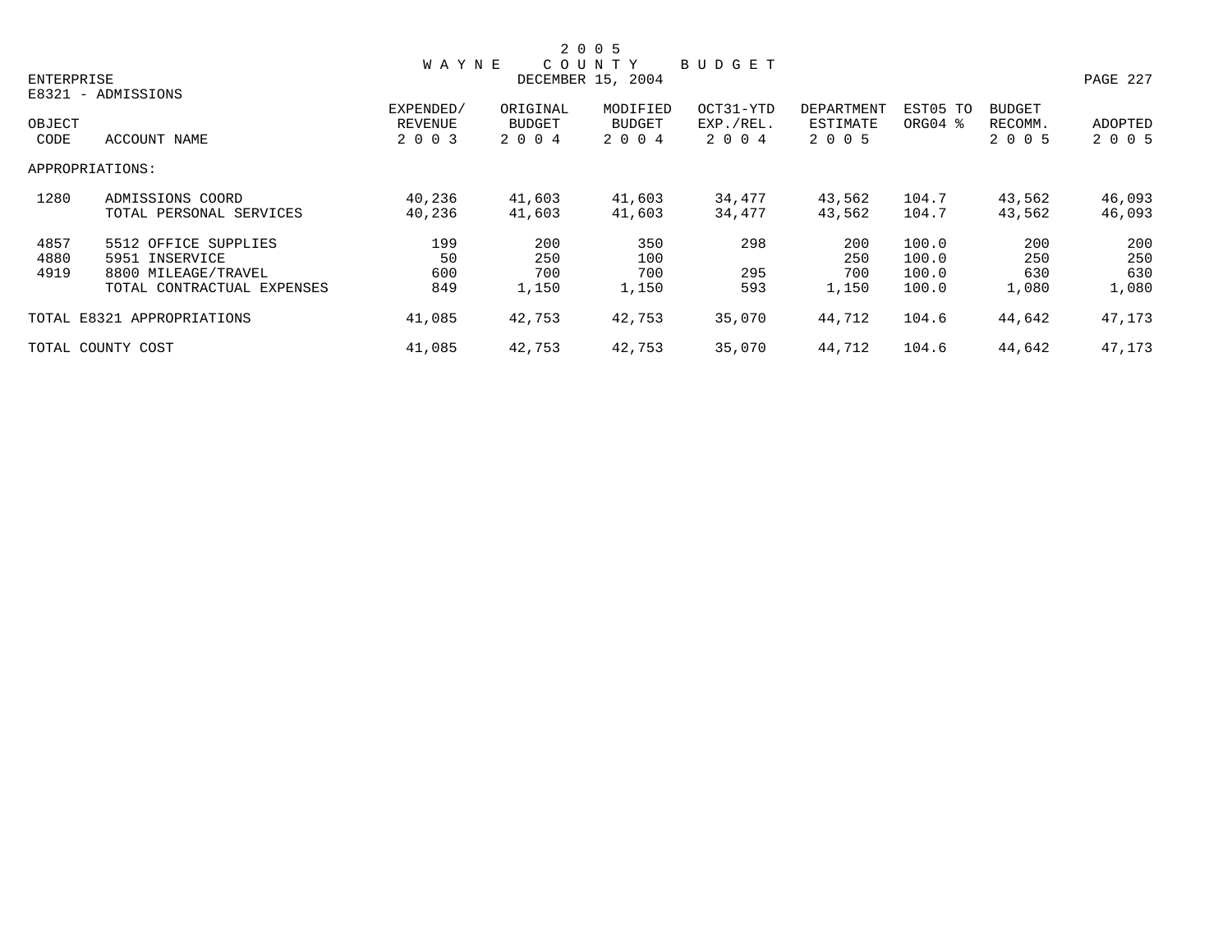# 2005 WAYNE COUNTY BUDGET

ENTERPRISE — DECEMBER 15, 2004

E8321 - ADMISSIONS

| OBJECT CODE | ACCOUNT NAME | EXPENDED/ REVENUE 2003 | ORIGINAL BUDGET 2004 | MODIFIED BUDGET 2004 | OCT31-YTD EXP./REL. 2004 | DEPARTMENT ESTIMATE 2005 | EST05 TO ORG04 % | BUDGET RECOMM. 2005 | ADOPTED 2005 |
|---|---|---|---|---|---|---|---|---|---|
| APPROPRIATIONS: | | | | | | | | | |
| 1280 | ADMISSIONS COORD | 40,236 | 41,603 | 41,603 | 34,477 | 43,562 | 104.7 | 43,562 | 46,093 |
| | TOTAL PERSONAL SERVICES | 40,236 | 41,603 | 41,603 | 34,477 | 43,562 | 104.7 | 43,562 | 46,093 |
| 4857 | 5512 OFFICE SUPPLIES | 199 | 200 | 350 | 298 | 200 | 100.0 | 200 | 200 |
| 4880 | 5951 INSERVICE | 50 | 250 | 100 | | 250 | 100.0 | 250 | 250 |
| 4919 | 8800 MILEAGE/TRAVEL | 600 | 700 | 700 | 295 | 700 | 100.0 | 630 | 630 |
| | TOTAL CONTRACTUAL EXPENSES | 849 | 1,150 | 1,150 | 593 | 1,150 | 100.0 | 1,080 | 1,080 |
| TOTAL E8321 APPROPRIATIONS | | 41,085 | 42,753 | 42,753 | 35,070 | 44,712 | 104.6 | 44,642 | 47,173 |
| TOTAL COUNTY COST | | 41,085 | 42,753 | 42,753 | 35,070 | 44,712 | 104.6 | 44,642 | 47,173 |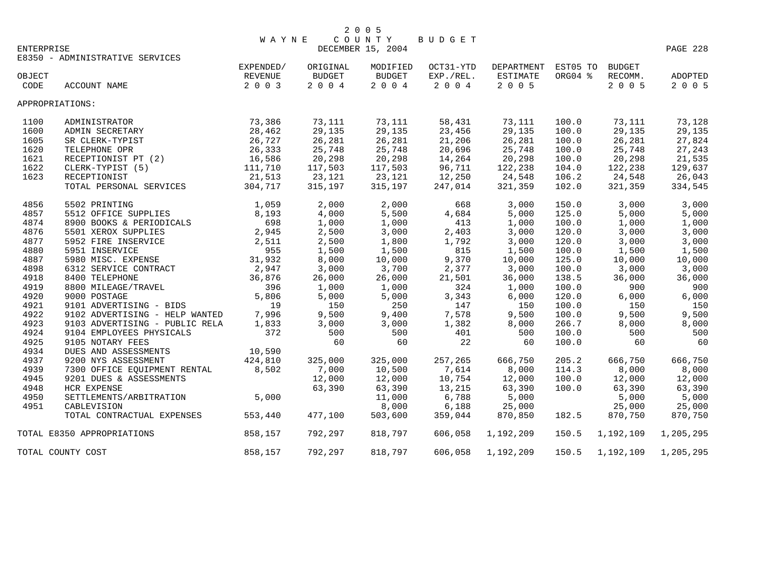2005 WAYNE COUNTY BUDGET

DECEMBER 15, 2004

ENTERPRISE

E8350 - ADMINISTRATIVE SERVICES

| OBJECT CODE | ACCOUNT NAME | EXPENDED/ REVENUE 2003 | ORIGINAL BUDGET 2004 | MODIFIED BUDGET 2004 | OCT31-YTD EXP./REL. 2004 | DEPARTMENT ESTIMATE 2005 | EST05 TO ORG04 % | BUDGET RECOMM. 2005 | ADOPTED 2005 |
|---|---|---|---|---|---|---|---|---|---|
| APPROPRIATIONS: | | | | | | | | | |
| 1100 | ADMINISTRATOR | 73,386 | 73,111 | 73,111 | 58,431 | 73,111 | 100.0 | 73,111 | 73,128 |
| 1600 | ADMIN SECRETARY | 28,462 | 29,135 | 29,135 | 23,456 | 29,135 | 100.0 | 29,135 | 29,135 |
| 1605 | SR CLERK-TYPIST | 26,727 | 26,281 | 26,281 | 21,206 | 26,281 | 100.0 | 26,281 | 27,824 |
| 1620 | TELEPHONE OPR | 26,333 | 25,748 | 25,748 | 20,696 | 25,748 | 100.0 | 25,748 | 27,243 |
| 1621 | RECEPTIONIST PT (2) | 16,586 | 20,298 | 20,298 | 14,264 | 20,298 | 100.0 | 20,298 | 21,535 |
| 1622 | CLERK-TYPIST (5) | 111,710 | 117,503 | 117,503 | 96,711 | 122,238 | 104.0 | 122,238 | 129,637 |
| 1623 | RECEPTIONIST | 21,513 | 23,121 | 23,121 | 12,250 | 24,548 | 106.2 | 24,548 | 26,043 |
| | TOTAL PERSONAL SERVICES | 304,717 | 315,197 | 315,197 | 247,014 | 321,359 | 102.0 | 321,359 | 334,545 |
| 4856 | 5502 PRINTING | 1,059 | 2,000 | 2,000 | 668 | 3,000 | 150.0 | 3,000 | 3,000 |
| 4857 | 5512 OFFICE SUPPLIES | 8,193 | 4,000 | 5,500 | 4,684 | 5,000 | 125.0 | 5,000 | 5,000 |
| 4874 | 8900 BOOKS & PERIODICALS | 698 | 1,000 | 1,000 | 413 | 1,000 | 100.0 | 1,000 | 1,000 |
| 4876 | 5501 XEROX SUPPLIES | 2,945 | 2,500 | 3,000 | 2,403 | 3,000 | 120.0 | 3,000 | 3,000 |
| 4877 | 5952 FIRE INSERVICE | 2,511 | 2,500 | 1,800 | 1,792 | 3,000 | 120.0 | 3,000 | 3,000 |
| 4880 | 5951 INSERVICE | 955 | 1,500 | 1,500 | 815 | 1,500 | 100.0 | 1,500 | 1,500 |
| 4887 | 5980 MISC. EXPENSE | 31,932 | 8,000 | 10,000 | 9,370 | 10,000 | 125.0 | 10,000 | 10,000 |
| 4898 | 6312 SERVICE CONTRACT | 2,947 | 3,000 | 3,700 | 2,377 | 3,000 | 100.0 | 3,000 | 3,000 |
| 4918 | 8400 TELEPHONE | 36,876 | 26,000 | 26,000 | 21,501 | 36,000 | 138.5 | 36,000 | 36,000 |
| 4919 | 8800 MILEAGE/TRAVEL | 396 | 1,000 | 1,000 | 324 | 1,000 | 100.0 | 900 | 900 |
| 4920 | 9000 POSTAGE | 5,806 | 5,000 | 5,000 | 3,343 | 6,000 | 120.0 | 6,000 | 6,000 |
| 4921 | 9101 ADVERTISING - BIDS | 19 | 150 | 250 | 147 | 150 | 100.0 | 150 | 150 |
| 4922 | 9102 ADVERTISING - HELP WANTED | 7,996 | 9,500 | 9,400 | 7,578 | 9,500 | 100.0 | 9,500 | 9,500 |
| 4923 | 9103 ADVERTISING - PUBLIC RELA | 1,833 | 3,000 | 3,000 | 1,382 | 8,000 | 266.7 | 8,000 | 8,000 |
| 4924 | 9104 EMPLOYEES PHYSICALS | 372 | 500 | 500 | 401 | 500 | 100.0 | 500 | 500 |
| 4925 | 9105 NOTARY FEES | | 60 | 60 | 22 | 60 | 100.0 | 60 | 60 |
| 4934 | DUES AND ASSESSMENTS | 10,590 | | | | | | | |
| 4937 | 9200 NYS ASSESSMENT | 424,810 | 325,000 | 325,000 | 257,265 | 666,750 | 205.2 | 666,750 | 666,750 |
| 4939 | 7300 OFFICE EQUIPMENT RENTAL | 8,502 | 7,000 | 10,500 | 7,614 | 8,000 | 114.3 | 8,000 | 8,000 |
| 4945 | 9201 DUES & ASSESSMENTS | | 12,000 | 12,000 | 10,754 | 12,000 | 100.0 | 12,000 | 12,000 |
| 4948 | HCR EXPENSE | | 63,390 | 63,390 | 13,215 | 63,390 | 100.0 | 63,390 | 63,390 |
| 4950 | SETTLEMENTS/ARBITRATION | 5,000 | | 11,000 | 6,788 | 5,000 | | 5,000 | 5,000 |
| 4951 | CABLEVISION | | | 8,000 | 6,188 | 25,000 | | 25,000 | 25,000 |
| | TOTAL CONTRACTUAL EXPENSES | 553,440 | 477,100 | 503,600 | 359,044 | 870,850 | 182.5 | 870,750 | 870,750 |
| TOTAL E8350 APPROPRIATIONS | | 858,157 | 792,297 | 818,797 | 606,058 | 1,192,209 | 150.5 | 1,192,109 | 1,205,295 |
| TOTAL COUNTY COST | | 858,157 | 792,297 | 818,797 | 606,058 | 1,192,209 | 150.5 | 1,192,109 | 1,205,295 |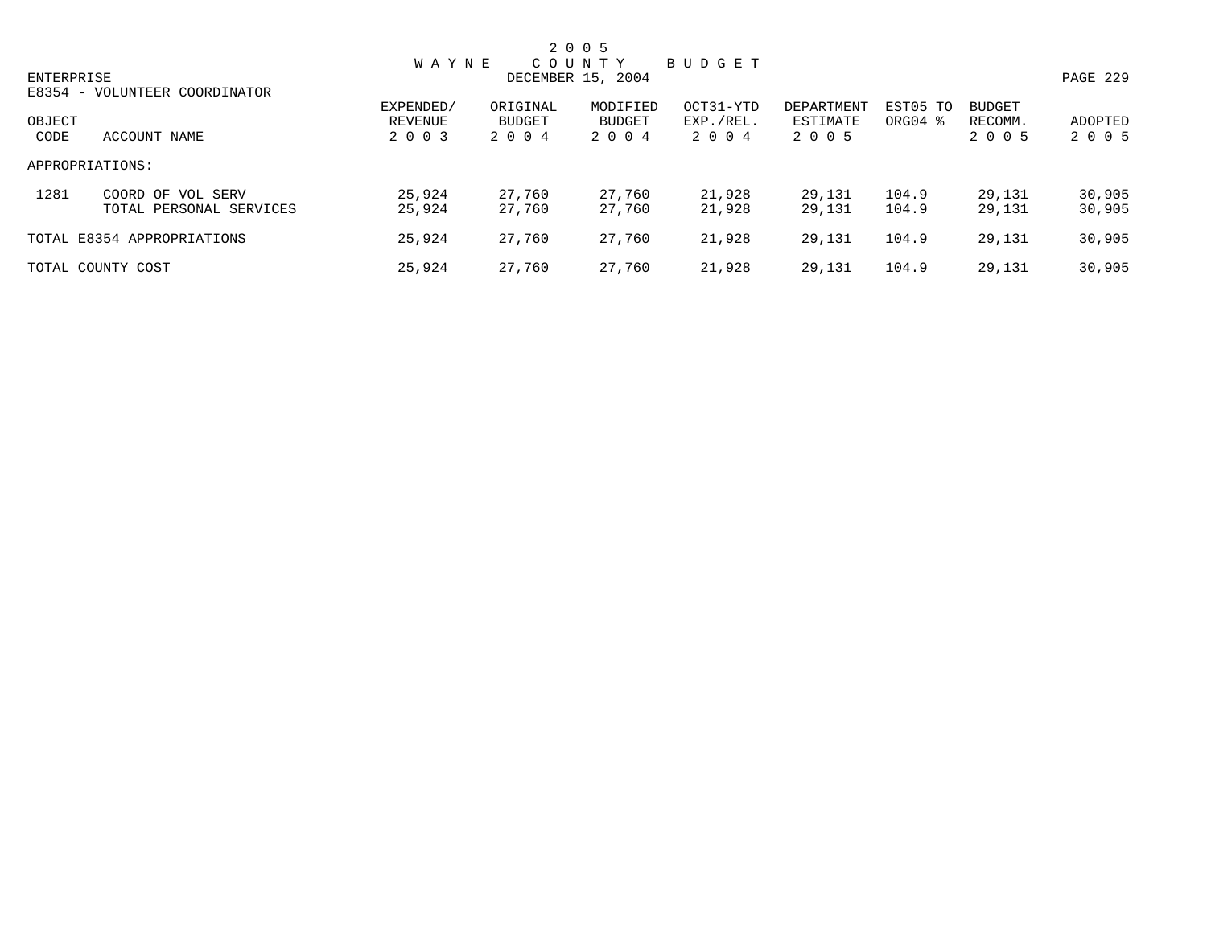# 2005 WAYNE COUNTY BUDGET

DECEMBER 15, 2004

ENTERPRISE

E8354 - VOLUNTEER COORDINATOR

| OBJECT CODE | ACCOUNT NAME | EXPENDED/ REVENUE 2003 | ORIGINAL BUDGET 2004 | MODIFIED BUDGET 2004 | OCT31-YTD EXP./REL. 2004 | DEPARTMENT ESTIMATE 2005 | EST05 TO ORG04 % | BUDGET RECOMM. 2005 | ADOPTED 2005 |
|---|---|---|---|---|---|---|---|---|---|
| APPROPRIATIONS: | | | | | | | | | |
| 1281 | COORD OF VOL SERV | 25,924 | 27,760 | 27,760 | 21,928 | 29,131 | 104.9 | 29,131 | 30,905 |
| | TOTAL PERSONAL SERVICES | 25,924 | 27,760 | 27,760 | 21,928 | 29,131 | 104.9 | 29,131 | 30,905 |
| TOTAL E8354 APPROPRIATIONS | | 25,924 | 27,760 | 27,760 | 21,928 | 29,131 | 104.9 | 29,131 | 30,905 |
| TOTAL COUNTY COST | | 25,924 | 27,760 | 27,760 | 21,928 | 29,131 | 104.9 | 29,131 | 30,905 |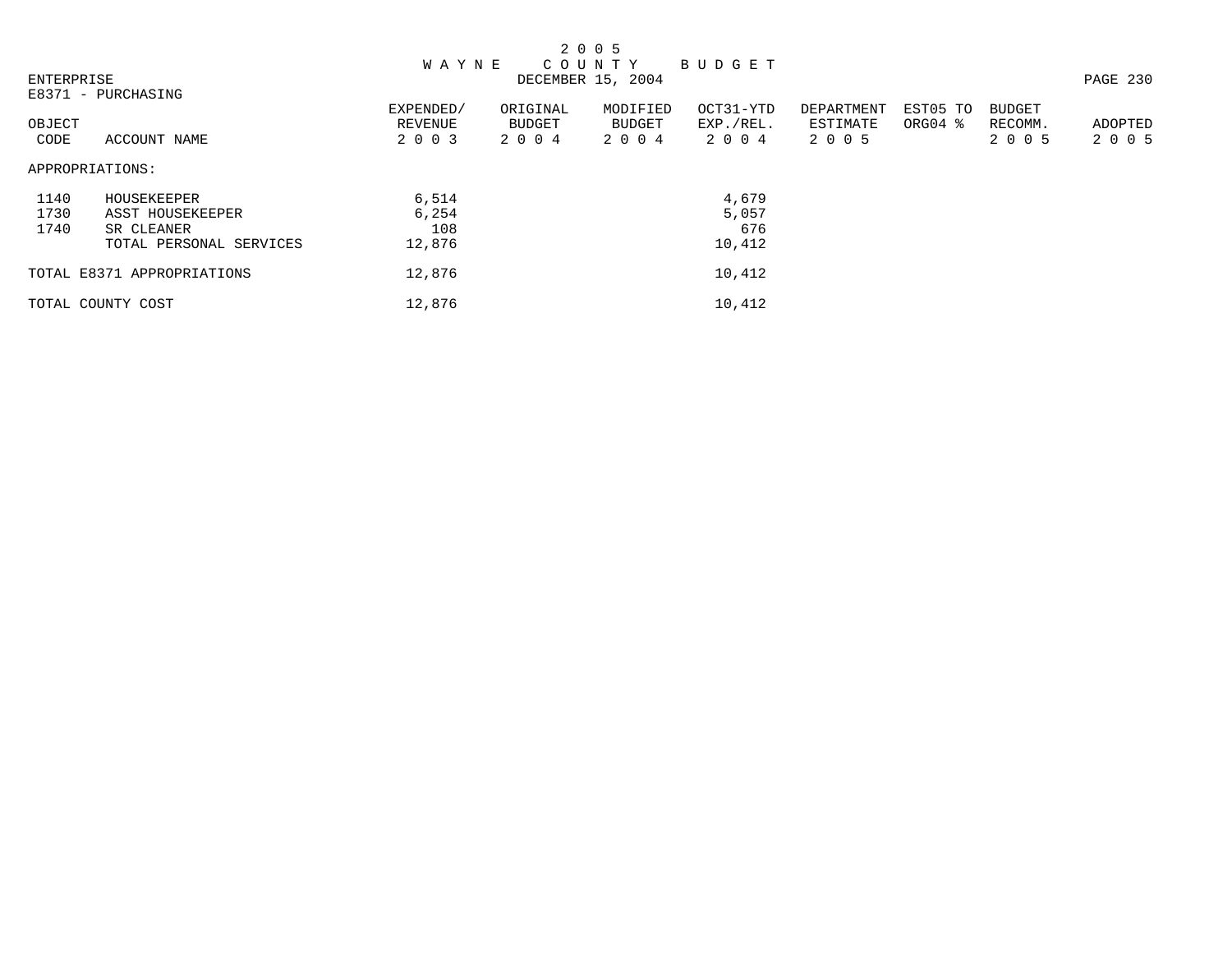# 2005 WAYNE COUNTY BUDGET

DECEMBER 15, 2004

ENTERPRISE

E8371 - PURCHASING

| OBJECT CODE | ACCOUNT NAME | EXPENDED/ REVENUE 2003 | ORIGINAL BUDGET 2004 | MODIFIED BUDGET 2004 | OCT31-YTD EXP./REL. 2004 | DEPARTMENT ESTIMATE 2005 | EST05 TO ORG04 % | BUDGET RECOMM. 2005 | ADOPTED 2005 |
|---|---|---|---|---|---|---|---|---|---|
| APPROPRIATIONS: | | | | | | | | | |
| 1140 | HOUSEKEEPER | 6,514 | | | 4,679 | | | | |
| 1730 | ASST HOUSEKEEPER | 6,254 | | | 5,057 | | | | |
| 1740 | SR CLEANER | 108 | | | 676 | | | | |
| | TOTAL PERSONAL SERVICES | 12,876 | | | 10,412 | | | | |
| TOTAL E8371 APPROPRIATIONS | | 12,876 | | | 10,412 | | | | |
| TOTAL COUNTY COST | | 12,876 | | | 10,412 | | | | |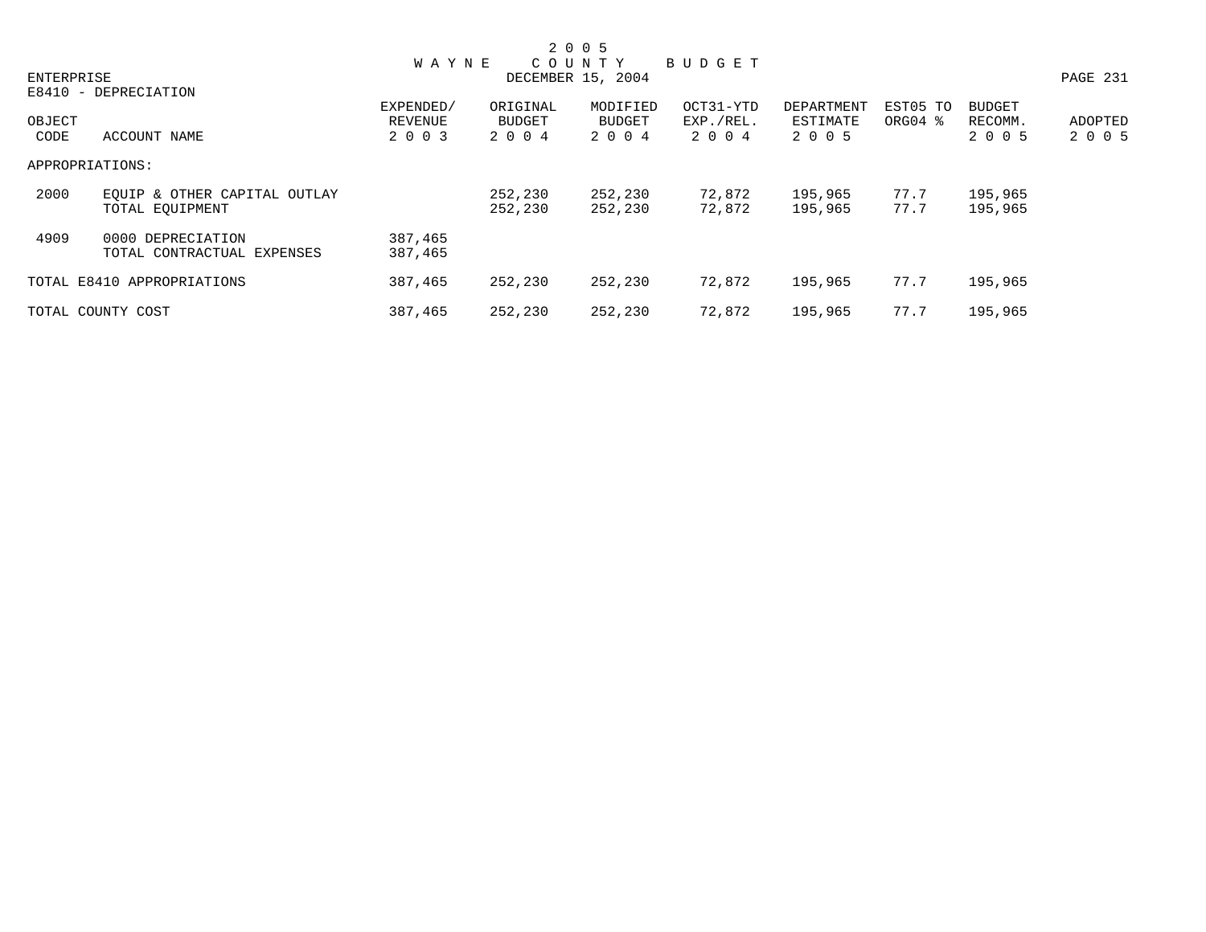2 0 0 5
W A Y N E   C O U N T Y   B U D G E T
DECEMBER 15, 2004

ENTERPRISE
E8410 - DEPRECIATION

| OBJECT CODE | ACCOUNT NAME | EXPENDED/ REVENUE 2 0 0 3 | ORIGINAL BUDGET 2 0 0 4 | MODIFIED BUDGET 2 0 0 4 | OCT31-YTD EXP./REL. 2 0 0 4 | DEPARTMENT ESTIMATE 2 0 0 5 | EST05 TO ORG04 % | BUDGET RECOMM. 2 0 0 5 | ADOPTED 2 0 0 5 |
|---|---|---|---|---|---|---|---|---|---|
| APPROPRIATIONS: | | | | | | | | | |
| 2000 | EQUIP & OTHER CAPITAL OUTLAY | | 252,230 | 252,230 | 72,872 | 195,965 | 77.7 | 195,965 | |
| | TOTAL EQUIPMENT | | 252,230 | 252,230 | 72,872 | 195,965 | 77.7 | 195,965 | |
| 4909 | 0000 DEPRECIATION | 387,465 | | | | | | | |
| | TOTAL CONTRACTUAL EXPENSES | 387,465 | | | | | | | |
| TOTAL E8410 APPROPRIATIONS | | 387,465 | 252,230 | 252,230 | 72,872 | 195,965 | 77.7 | 195,965 | |
| TOTAL COUNTY COST | | 387,465 | 252,230 | 252,230 | 72,872 | 195,965 | 77.7 | 195,965 | |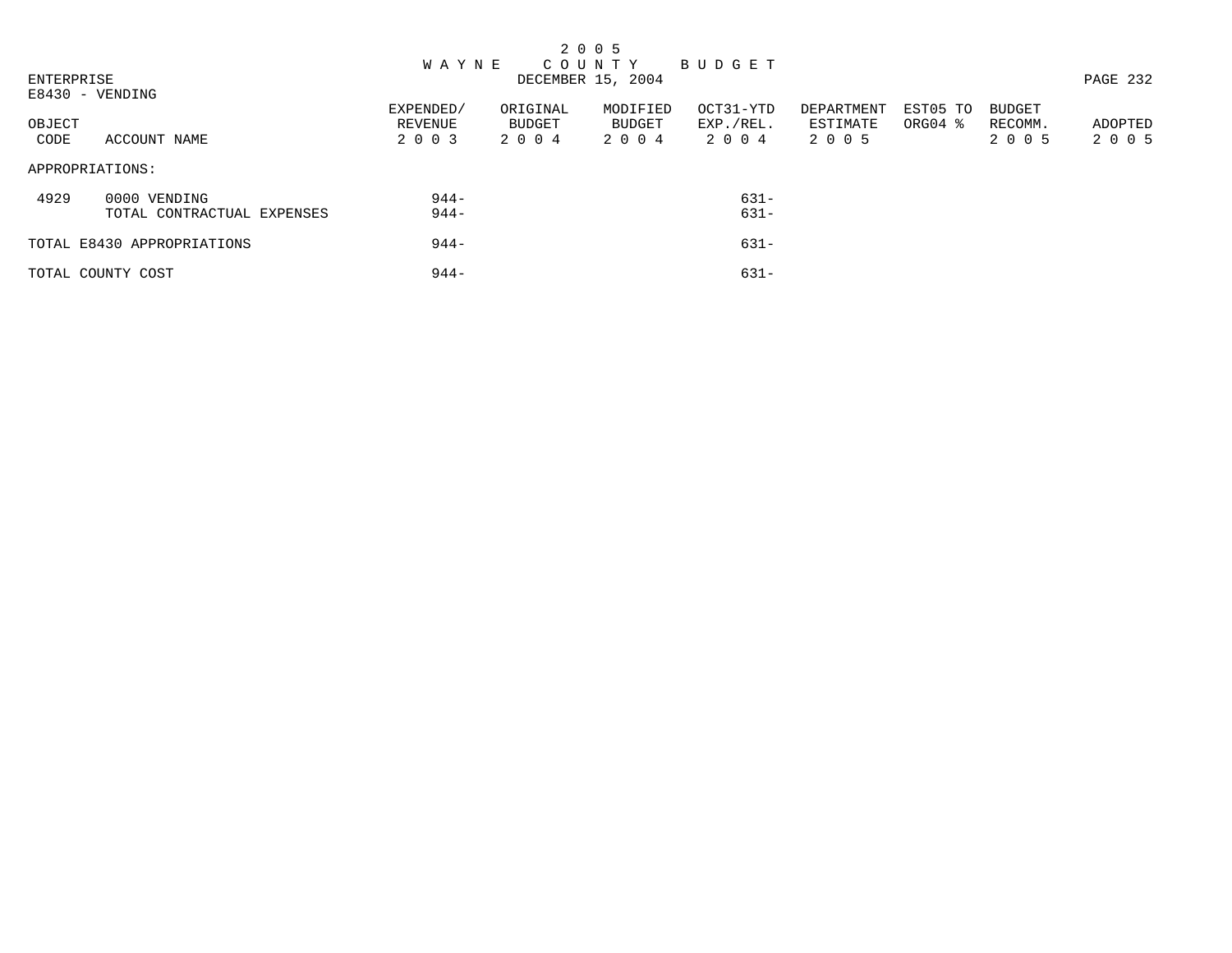# 2005 WAYNE COUNTY BUDGET

DECEMBER 15, 2004

ENTERPRISE

E8430 - VENDING

| OBJECT CODE | ACCOUNT NAME | EXPENDED/ REVENUE 2003 | ORIGINAL BUDGET 2004 | MODIFIED BUDGET 2004 | OCT31-YTD EXP./REL. 2004 | DEPARTMENT ESTIMATE 2005 | EST05 TO ORG04 % | BUDGET RECOMM. 2005 | ADOPTED 2005 |
|---|---|---|---|---|---|---|---|---|---|
| APPROPRIATIONS: | | | | | | | | | |
| 4929 | 0000 VENDING | 944- | | | 631- | | | | |
| | TOTAL CONTRACTUAL EXPENSES | 944- | | | 631- | | | | |
| TOTAL E8430 APPROPRIATIONS | | 944- | | | 631- | | | | |
| TOTAL COUNTY COST | | 944- | | | 631- | | | | |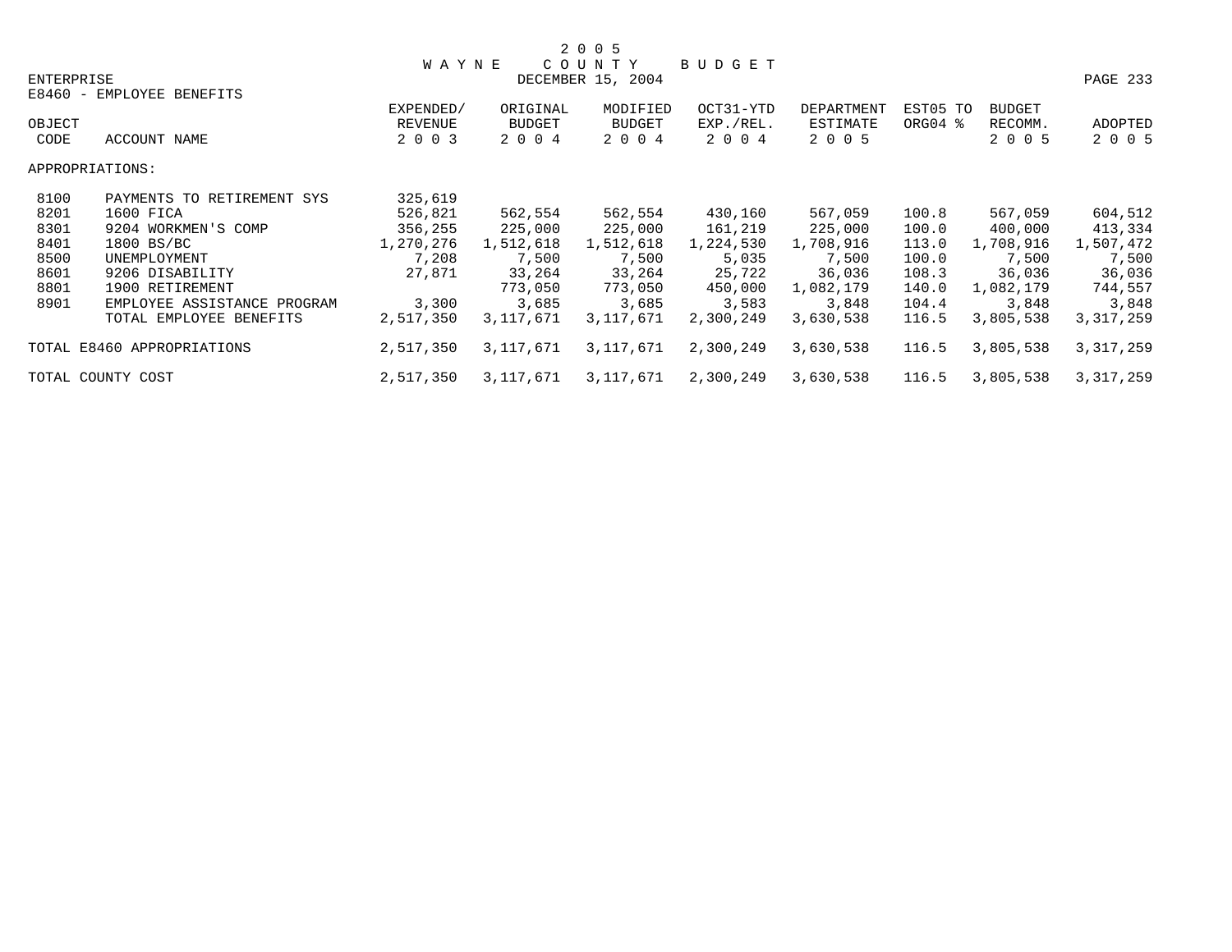2 0 0 5
W A Y N E   C O U N T Y   B U D G E T
DECEMBER 15, 2004

ENTERPRISE

E8460 - EMPLOYEE BENEFITS

| OBJECT CODE | ACCOUNT NAME | EXPENDED/ REVENUE 2003 | ORIGINAL BUDGET 2004 | MODIFIED BUDGET 2004 | OCT31-YTD EXP./REL. 2004 | DEPARTMENT ESTIMATE 2005 | EST05 TO ORG04 % | BUDGET RECOMM. 2005 | ADOPTED 2005 |
|---|---|---|---|---|---|---|---|---|---|
| APPROPRIATIONS: | | | | | | | | | |
| 8100 | PAYMENTS TO RETIREMENT SYS | 325,619 | | | | | | | |
| 8201 | 1600 FICA | 526,821 | 562,554 | 562,554 | 430,160 | 567,059 | 100.8 | 567,059 | 604,512 |
| 8301 | 9204 WORKMEN'S COMP | 356,255 | 225,000 | 225,000 | 161,219 | 225,000 | 100.0 | 400,000 | 413,334 |
| 8401 | 1800 BS/BC | 1,270,276 | 1,512,618 | 1,512,618 | 1,224,530 | 1,708,916 | 113.0 | 1,708,916 | 1,507,472 |
| 8500 | UNEMPLOYMENT | 7,208 | 7,500 | 7,500 | 5,035 | 7,500 | 100.0 | 7,500 | 7,500 |
| 8601 | 9206 DISABILITY | 27,871 | 33,264 | 33,264 | 25,722 | 36,036 | 108.3 | 36,036 | 36,036 |
| 8801 | 1900 RETIREMENT | | 773,050 | 773,050 | 450,000 | 1,082,179 | 140.0 | 1,082,179 | 744,557 |
| 8901 | EMPLOYEE ASSISTANCE PROGRAM | 3,300 | 3,685 | 3,685 | 3,583 | 3,848 | 104.4 | 3,848 | 3,848 |
| | TOTAL EMPLOYEE BENEFITS | 2,517,350 | 3,117,671 | 3,117,671 | 2,300,249 | 3,630,538 | 116.5 | 3,805,538 | 3,317,259 |
| TOTAL E8460 APPROPRIATIONS | | 2,517,350 | 3,117,671 | 3,117,671 | 2,300,249 | 3,630,538 | 116.5 | 3,805,538 | 3,317,259 |
| TOTAL COUNTY COST | | 2,517,350 | 3,117,671 | 3,117,671 | 2,300,249 | 3,630,538 | 116.5 | 3,805,538 | 3,317,259 |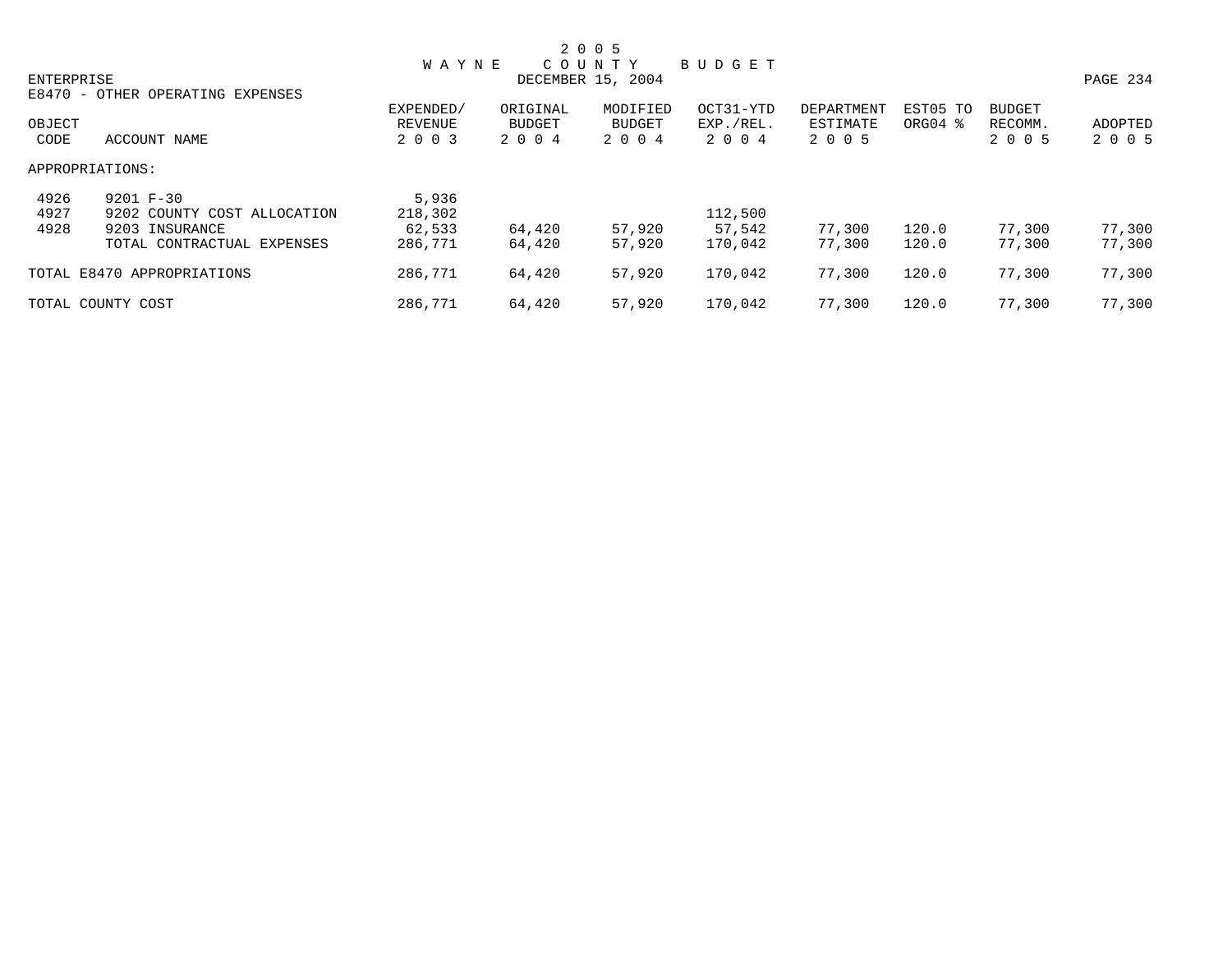# 2005 WAYNE COUNTY BUDGET

DECEMBER 15, 2004

ENTERPRISE

E8470 - OTHER OPERATING EXPENSES

| OBJECT CODE | ACCOUNT NAME | EXPENDED/ REVENUE 2003 | ORIGINAL BUDGET 2004 | MODIFIED BUDGET 2004 | OCT31-YTD EXP./REL. 2004 | DEPARTMENT ESTIMATE 2005 | EST05 TO ORG04 % | BUDGET RECOMM. 2005 | ADOPTED 2005 |
|---|---|---|---|---|---|---|---|---|---|
| APPROPRIATIONS: | | | | | | | | | |
| 4926 | 9201 F-30 | 5,936 | | | | | | | |
| 4927 | 9202 COUNTY COST ALLOCATION | 218,302 | | | 112,500 | | | | |
| 4928 | 9203 INSURANCE | 62,533 | 64,420 | 57,920 | 57,542 | 77,300 | 120.0 | 77,300 | 77,300 |
| | TOTAL CONTRACTUAL EXPENSES | 286,771 | 64,420 | 57,920 | 170,042 | 77,300 | 120.0 | 77,300 | 77,300 |
| TOTAL E8470 APPROPRIATIONS | | 286,771 | 64,420 | 57,920 | 170,042 | 77,300 | 120.0 | 77,300 | 77,300 |
| TOTAL COUNTY COST | | 286,771 | 64,420 | 57,920 | 170,042 | 77,300 | 120.0 | 77,300 | 77,300 |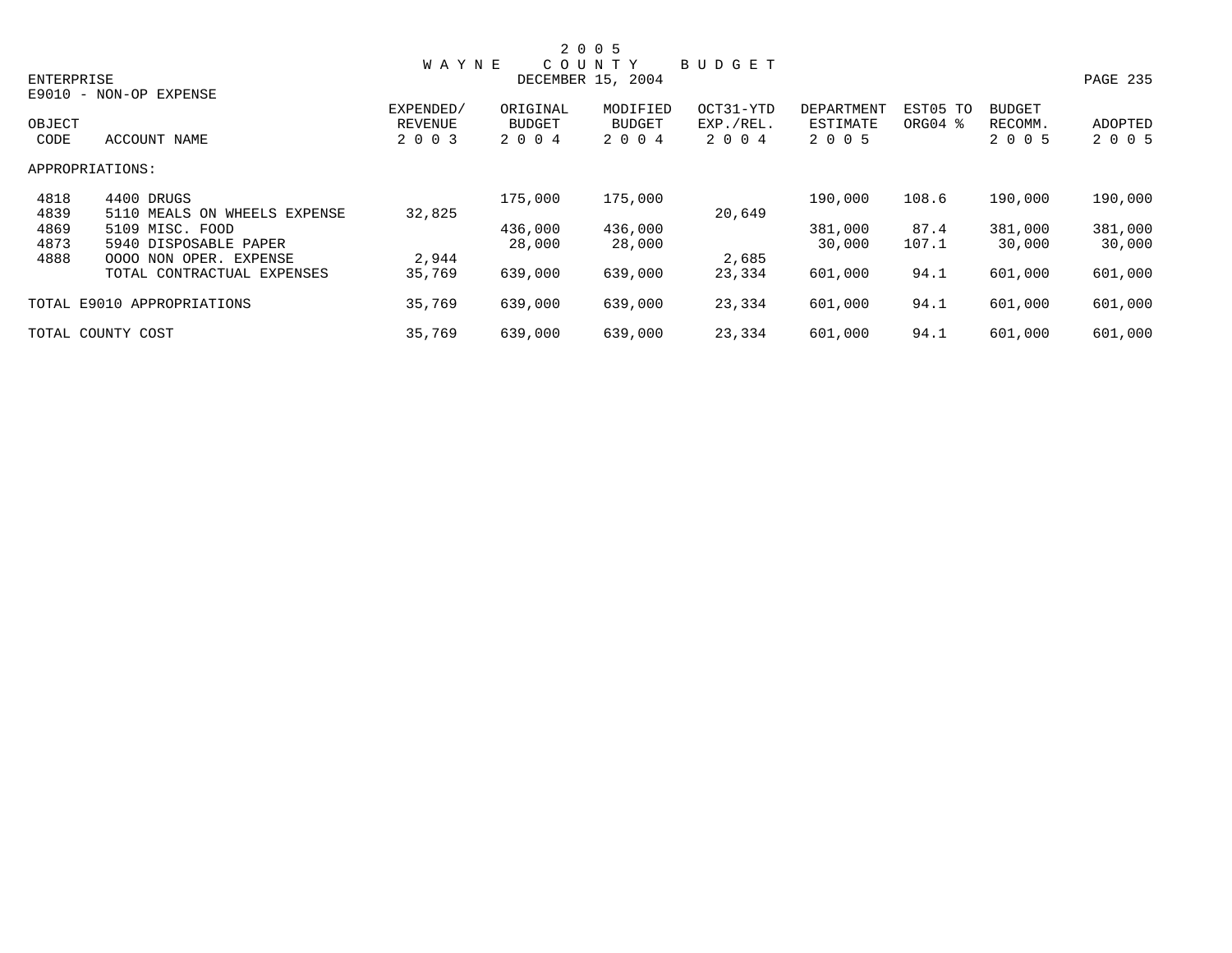# 2005 WAYNE COUNTY BUDGET

DECEMBER 15, 2004

ENTERPRISE

E9010 - NON-OP EXPENSE

| OBJECT CODE | ACCOUNT NAME | EXPENDED/ REVENUE 2003 | ORIGINAL BUDGET 2004 | MODIFIED BUDGET 2004 | OCT31-YTD EXP./REL. 2004 | DEPARTMENT ESTIMATE 2005 | EST05 TO ORG04 % | BUDGET RECOMM. 2005 | ADOPTED 2005 |
|---|---|---|---|---|---|---|---|---|---|
| APPROPRIATIONS: | | | | | | | | | |
| 4818 | 4400 DRUGS | | 175,000 | 175,000 | | 190,000 | 108.6 | 190,000 | 190,000 |
| 4839 | 5110 MEALS ON WHEELS EXPENSE | 32,825 | | | 20,649 | | | | |
| 4869 | 5109 MISC. FOOD | | 436,000 | 436,000 | | 381,000 | 87.4 | 381,000 | 381,000 |
| 4873 | 5940 DISPOSABLE PAPER | | 28,000 | 28,000 | | 30,000 | 107.1 | 30,000 | 30,000 |
| 4888 | OOOO NON OPER. EXPENSE | 2,944 | | | 2,685 | | | | |
| | TOTAL CONTRACTUAL EXPENSES | 35,769 | 639,000 | 639,000 | 23,334 | 601,000 | 94.1 | 601,000 | 601,000 |
| TOTAL E9010 APPROPRIATIONS | | 35,769 | 639,000 | 639,000 | 23,334 | 601,000 | 94.1 | 601,000 | 601,000 |
| TOTAL COUNTY COST | | 35,769 | 639,000 | 639,000 | 23,334 | 601,000 | 94.1 | 601,000 | 601,000 |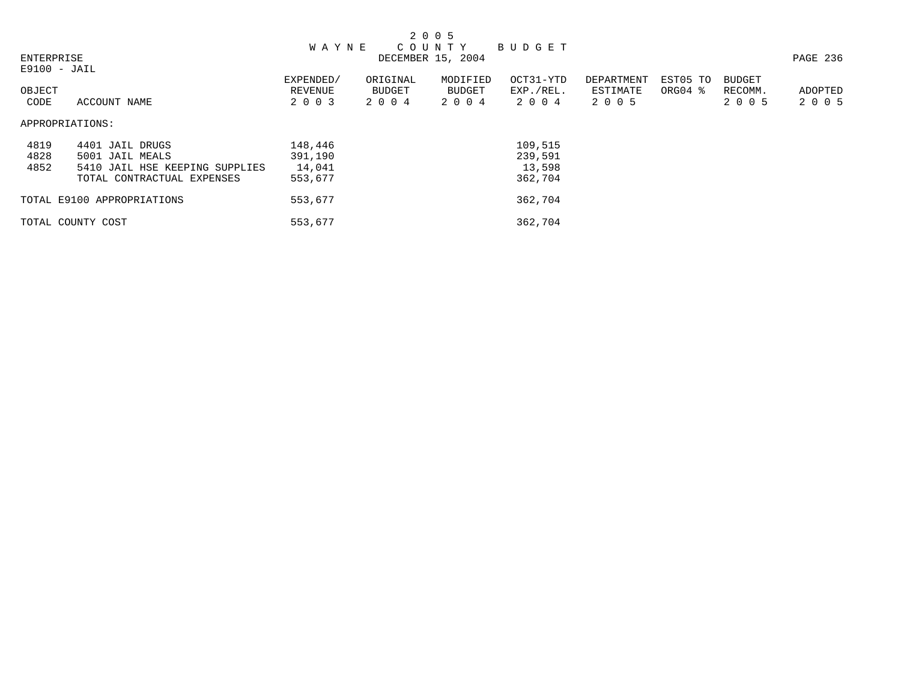# 2 0 0 5 W A Y N E C O U N T Y B U D G E T

DECEMBER 15, 2004

ENTERPRISE

E9100 - JAIL

| OBJECT CODE | ACCOUNT NAME | EXPENDED/ REVENUE 2 0 0 3 | ORIGINAL BUDGET 2 0 0 4 | MODIFIED BUDGET 2 0 0 4 | OCT31-YTD EXP./REL. 2 0 0 4 | DEPARTMENT ESTIMATE 2 0 0 5 | EST05 TO ORG04 % | BUDGET RECOMM. 2 0 0 5 | ADOPTED 2 0 0 5 |
|---|---|---|---|---|---|---|---|---|---|
| APPROPRIATIONS: | | | | | | | | | |
| 4819 | 4401 JAIL DRUGS | 148,446 | | | 109,515 | | | | |
| 4828 | 5001 JAIL MEALS | 391,190 | | | 239,591 | | | | |
| 4852 | 5410 JAIL HSE KEEPING SUPPLIES | 14,041 | | | 13,598 | | | | |
| | TOTAL CONTRACTUAL EXPENSES | 553,677 | | | 362,704 | | | | |
| TOTAL E9100 APPROPRIATIONS | | 553,677 | | | 362,704 | | | | |
| TOTAL COUNTY COST | | 553,677 | | | 362,704 | | | | |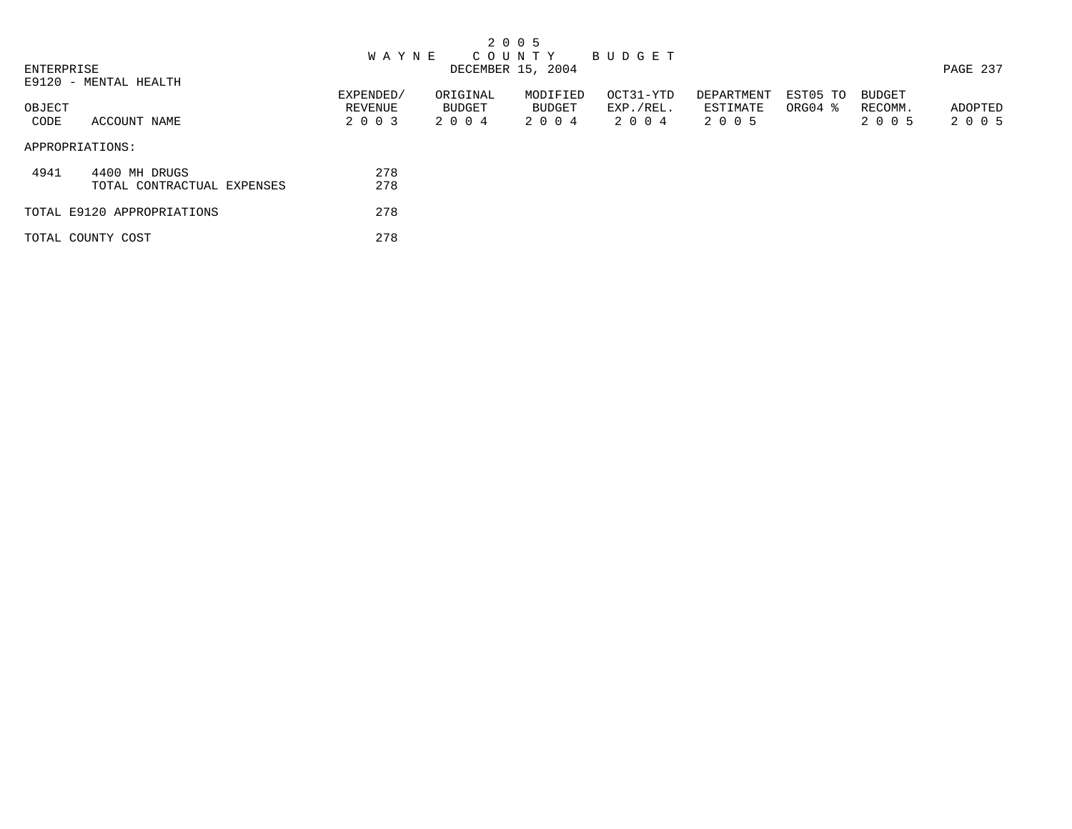# 2 0 0 5
# W A Y N E   C O U N T Y   B U D G E T
DECEMBER 15, 2004

ENTERPRISE
E9120 - MENTAL HEALTH

| OBJECT CODE | ACCOUNT NAME | EXPENDED/ REVENUE 2 0 0 3 | ORIGINAL BUDGET 2 0 0 4 | MODIFIED BUDGET 2 0 0 4 | OCT31-YTD EXP./REL. 2 0 0 4 | DEPARTMENT ESTIMATE 2 0 0 5 | EST05 TO ORG04 % | BUDGET RECOMM. 2 0 0 5 | ADOPTED 2 0 0 5 |
|---|---|---|---|---|---|---|---|---|---|
| APPROPRIATIONS: | | | | | | | | | |
| 4941 | 4400 MH DRUGS | 278 | | | | | | | |
| | TOTAL CONTRACTUAL EXPENSES | 278 | | | | | | | |
| TOTAL E9120 APPROPRIATIONS | | 278 | | | | | | | |
| TOTAL COUNTY COST | | 278 | | | | | | | |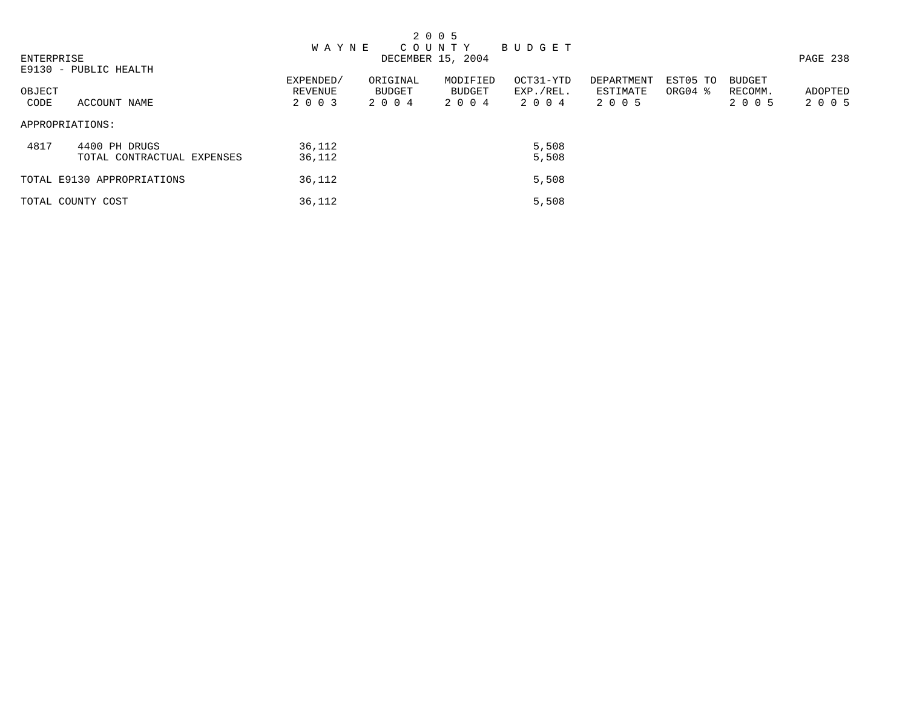2 0 0 5
W A Y N E   C O U N T Y   B U D G E T
DECEMBER 15, 2004

ENTERPRISE
E9130 - PUBLIC HEALTH

| OBJECT CODE | ACCOUNT NAME | EXPENDED/ REVENUE 2 0 0 3 | ORIGINAL BUDGET 2 0 0 4 | MODIFIED BUDGET 2 0 0 4 | OCT31-YTD EXP./REL. 2 0 0 4 | DEPARTMENT ESTIMATE 2 0 0 5 | EST05 TO ORG04 % | BUDGET RECOMM. 2 0 0 5 | ADOPTED 2 0 0 5 |
|---|---|---|---|---|---|---|---|---|---|
| APPROPRIATIONS: | | | | | | | | | |
| 4817 | 4400 PH DRUGS | 36,112 | | | 5,508 | | | | |
| | TOTAL CONTRACTUAL EXPENSES | 36,112 | | | 5,508 | | | | |
| TOTAL E9130 APPROPRIATIONS | | 36,112 | | | 5,508 | | | | |
| TOTAL COUNTY COST | | 36,112 | | | 5,508 | | | | |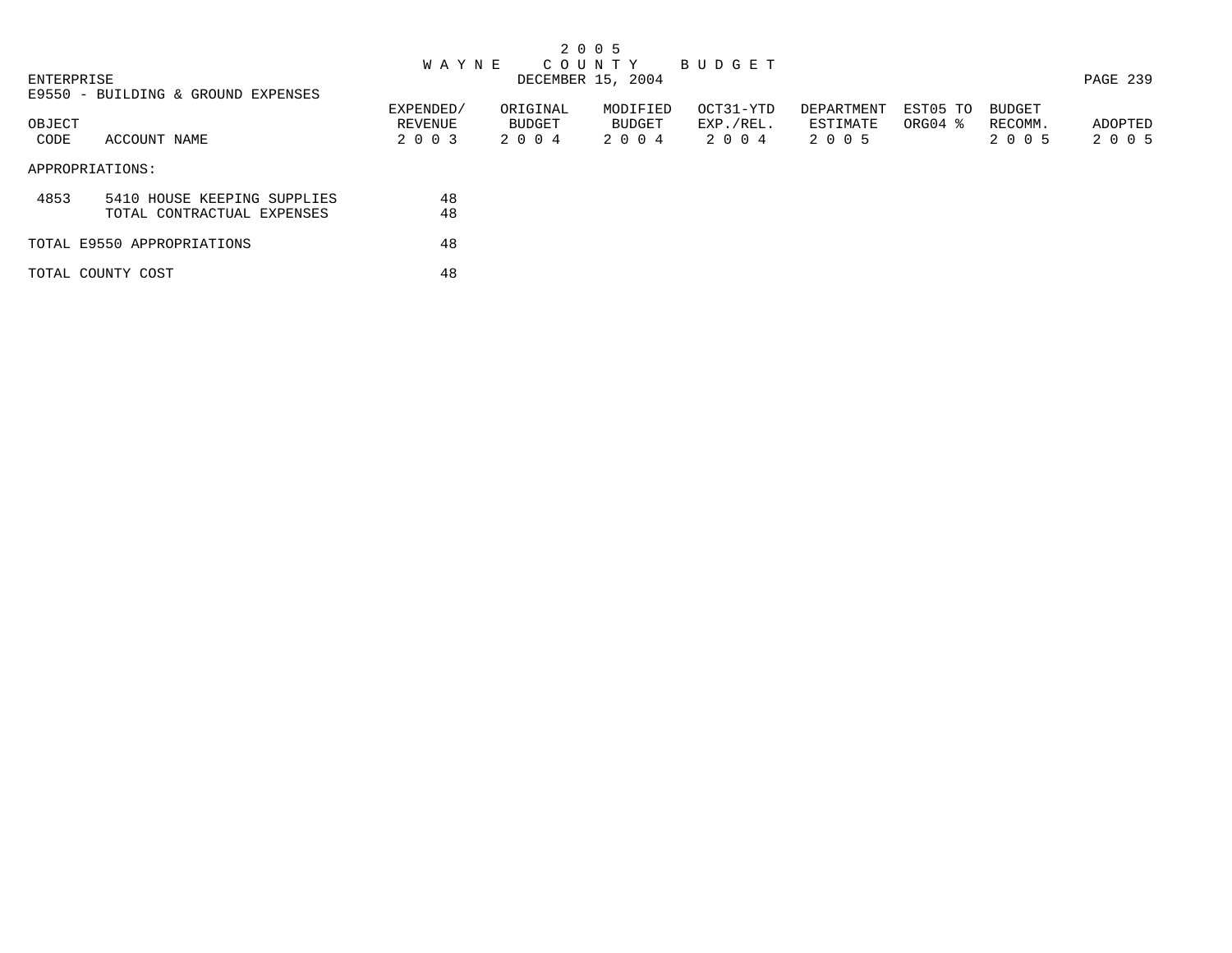2 0 0 5
W A Y N E   C O U N T Y   B U D G E T

ENTERPRISE

DECEMBER 15, 2004

E9550 - BUILDING & GROUND EXPENSES

| OBJECT CODE | ACCOUNT NAME | EXPENDED/ REVENUE 2 0 0 3 | ORIGINAL BUDGET 2 0 0 4 | MODIFIED BUDGET 2 0 0 4 | OCT31-YTD EXP./REL. 2 0 0 4 | DEPARTMENT ESTIMATE 2 0 0 5 | EST05 TO ORG04 % | BUDGET RECOMM. 2 0 0 5 | ADOPTED 2 0 0 5 |
|---|---|---|---|---|---|---|---|---|---|
| APPROPRIATIONS: | | | | | | | | | |
| 4853 | 5410 HOUSE KEEPING SUPPLIES | 48 | | | | | | | |
| | TOTAL CONTRACTUAL EXPENSES | 48 | | | | | | | |
| TOTAL E9550 APPROPRIATIONS | | 48 | | | | | | | |
| TOTAL COUNTY COST | | 48 | | | | | | | |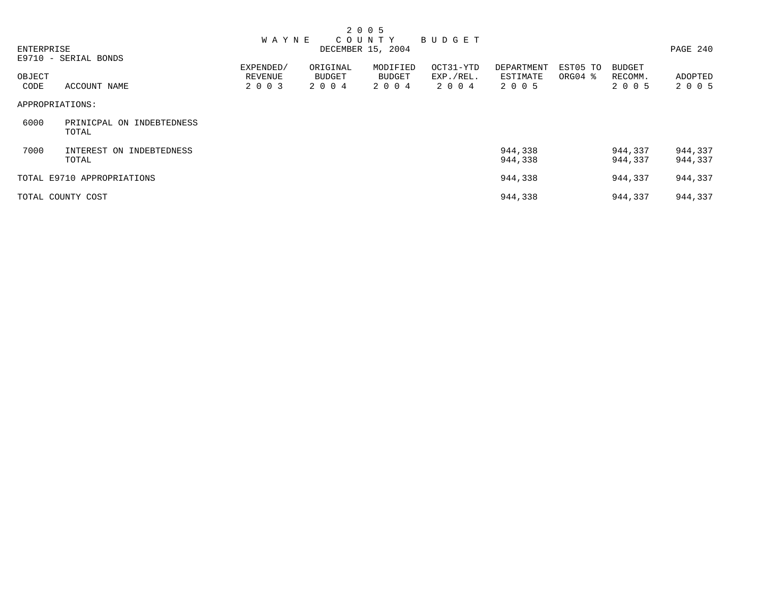2 0 0 5
W A Y N E   C O U N T Y   B U D G E T
DECEMBER 15, 2004

ENTERPRISE
E9710 - SERIAL BONDS

| OBJECT CODE | ACCOUNT NAME | EXPENDED/ REVENUE 2 0 0 3 | ORIGINAL BUDGET 2 0 0 4 | MODIFIED BUDGET 2 0 0 4 | OCT31-YTD EXP./REL. 2 0 0 4 | DEPARTMENT ESTIMATE 2 0 0 5 | EST05 TO ORG04 % | BUDGET RECOMM. 2 0 0 5 | ADOPTED 2 0 0 5 |
|---|---|---|---|---|---|---|---|---|---|
| APPROPRIATIONS: | | | | | | | | | |
| 6000 | PRINICPAL ON INDEBTEDNESS | | | | | | | | |
| | TOTAL | | | | | | | | |
| 7000 | INTEREST ON INDEBTEDNESS | | | | | 944,338 | | 944,337 | 944,337 |
| | TOTAL | | | | | 944,338 | | 944,337 | 944,337 |
| TOTAL E9710 APPROPRIATIONS | | | | | | 944,338 | | 944,337 | 944,337 |
| TOTAL COUNTY COST | | | | | | 944,338 | | 944,337 | 944,337 |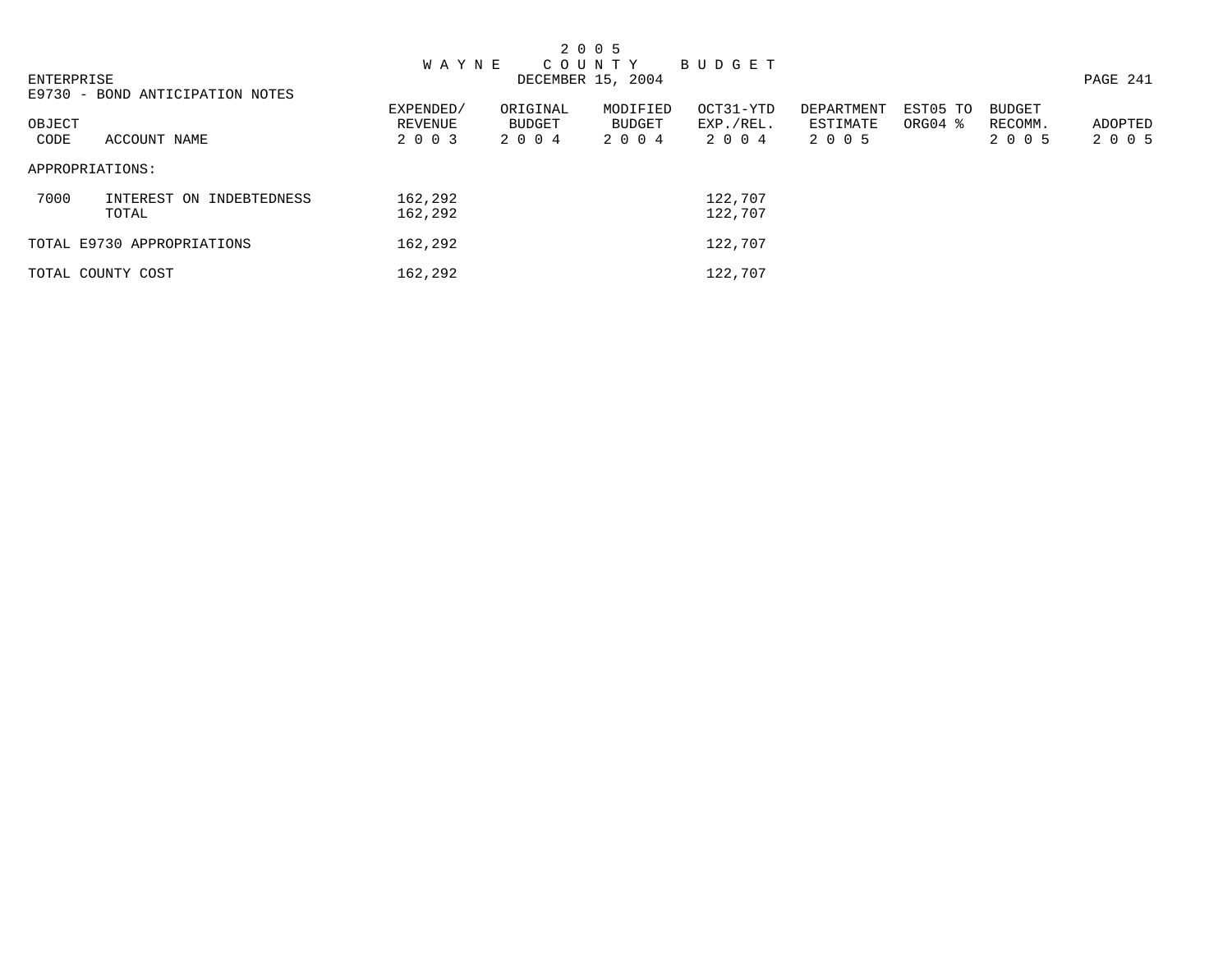2 0 0 5
W A Y N E   C O U N T Y   B U D G E T

ENTERPRISE
DECEMBER 15, 2004

E9730 - BOND ANTICIPATION NOTES

| OBJECT CODE | ACCOUNT NAME | EXPENDED/ REVENUE 2 0 0 3 | ORIGINAL BUDGET 2 0 0 4 | MODIFIED BUDGET 2 0 0 4 | OCT31-YTD EXP./REL. 2 0 0 4 | DEPARTMENT ESTIMATE 2 0 0 5 | EST05 TO ORG04 % | BUDGET RECOMM. 2 0 0 5 | ADOPTED 2 0 0 5 |
|---|---|---|---|---|---|---|---|---|---|
| APPROPRIATIONS: | | | | | | | | | |
| 7000 | INTEREST ON INDEBTEDNESS | 162,292 | | | 122,707 | | | | |
| | TOTAL | 162,292 | | | 122,707 | | | | |
| TOTAL E9730 APPROPRIATIONS | | 162,292 | | | 122,707 | | | | |
| TOTAL COUNTY COST | | 162,292 | | | 122,707 | | | | |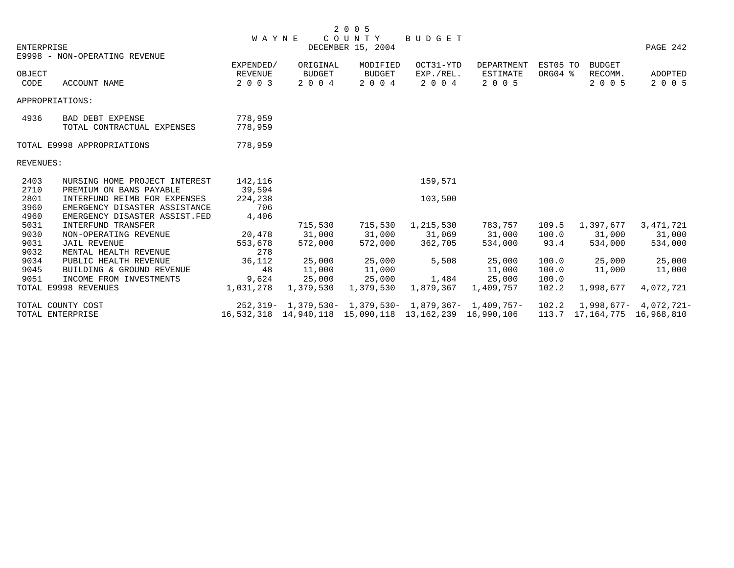2 0 0 5
W A Y N E  C O U N T Y  B U D G E T
DECEMBER 15, 2004

ENTERPRISE

E9998 - NON-OPERATING REVENUE

| OBJECT CODE | ACCOUNT NAME | EXPENDED/ REVENUE 2 0 0 3 | ORIGINAL BUDGET 2 0 0 4 | MODIFIED BUDGET 2 0 0 4 | OCT31-YTD EXP./REL. 2 0 0 4 | DEPARTMENT ESTIMATE 2 0 0 5 | EST05 TO ORG04 % | BUDGET RECOMM. 2 0 0 5 | ADOPTED 2 0 0 5 |
|---|---|---|---|---|---|---|---|---|---|
| APPROPRIATIONS: | | | | | | | | | |
| 4936 | BAD DEBT EXPENSE | 778,959 | | | | | | | |
| | TOTAL CONTRACTUAL EXPENSES | 778,959 | | | | | | | |
| TOTAL E9998 APPROPRIATIONS | | 778,959 | | | | | | | |
| REVENUES: | | | | | | | | | |
| 2403 | NURSING HOME PROJECT INTEREST | 142,116 | | | 159,571 | | | | |
| 2710 | PREMIUM ON BANS PAYABLE | 39,594 | | | | | | | |
| 2801 | INTERFUND REIMB FOR EXPENSES | 224,238 | | | 103,500 | | | | |
| 3960 | EMERGENCY DISASTER ASSISTANCE | 706 | | | | | | | |
| 4960 | EMERGENCY DISASTER ASSIST.FED | 4,406 | | | | | | | |
| 5031 | INTERFUND TRANSFER | | 715,530 | 715,530 | 1,215,530 | 783,757 | 109.5 | 1,397,677 | 3,471,721 |
| 9030 | NON-OPERATING REVENUE | 20,478 | 31,000 | 31,000 | 31,069 | 31,000 | 100.0 | 31,000 | 31,000 |
| 9031 | JAIL REVENUE | 553,678 | 572,000 | 572,000 | 362,705 | 534,000 | 93.4 | 534,000 | 534,000 |
| 9032 | MENTAL HEALTH REVENUE | 278 | | | | | | | |
| 9034 | PUBLIC HEALTH REVENUE | 36,112 | 25,000 | 25,000 | 5,508 | 25,000 | 100.0 | 25,000 | 25,000 |
| 9045 | BUILDING & GROUND REVENUE | 48 | 11,000 | 11,000 | | 11,000 | 100.0 | 11,000 | 11,000 |
| 9051 | INCOME FROM INVESTMENTS | 9,624 | 25,000 | 25,000 | 1,484 | 25,000 | 100.0 | | |
| TOTAL E9998 REVENUES | | 1,031,278 | 1,379,530 | 1,379,530 | 1,879,367 | 1,409,757 | 102.2 | 1,998,677 | 4,072,721 |
| TOTAL COUNTY COST | | 252,319- | 1,379,530- | 1,379,530- | 1,879,367- | 1,409,757- | 102.2 | 1,998,677- | 4,072,721- |
| TOTAL ENTERPRISE | | 16,532,318 | 14,940,118 | 15,090,118 | 13,162,239 | 16,990,106 | 113.7 | 17,164,775 | 16,968,810 |